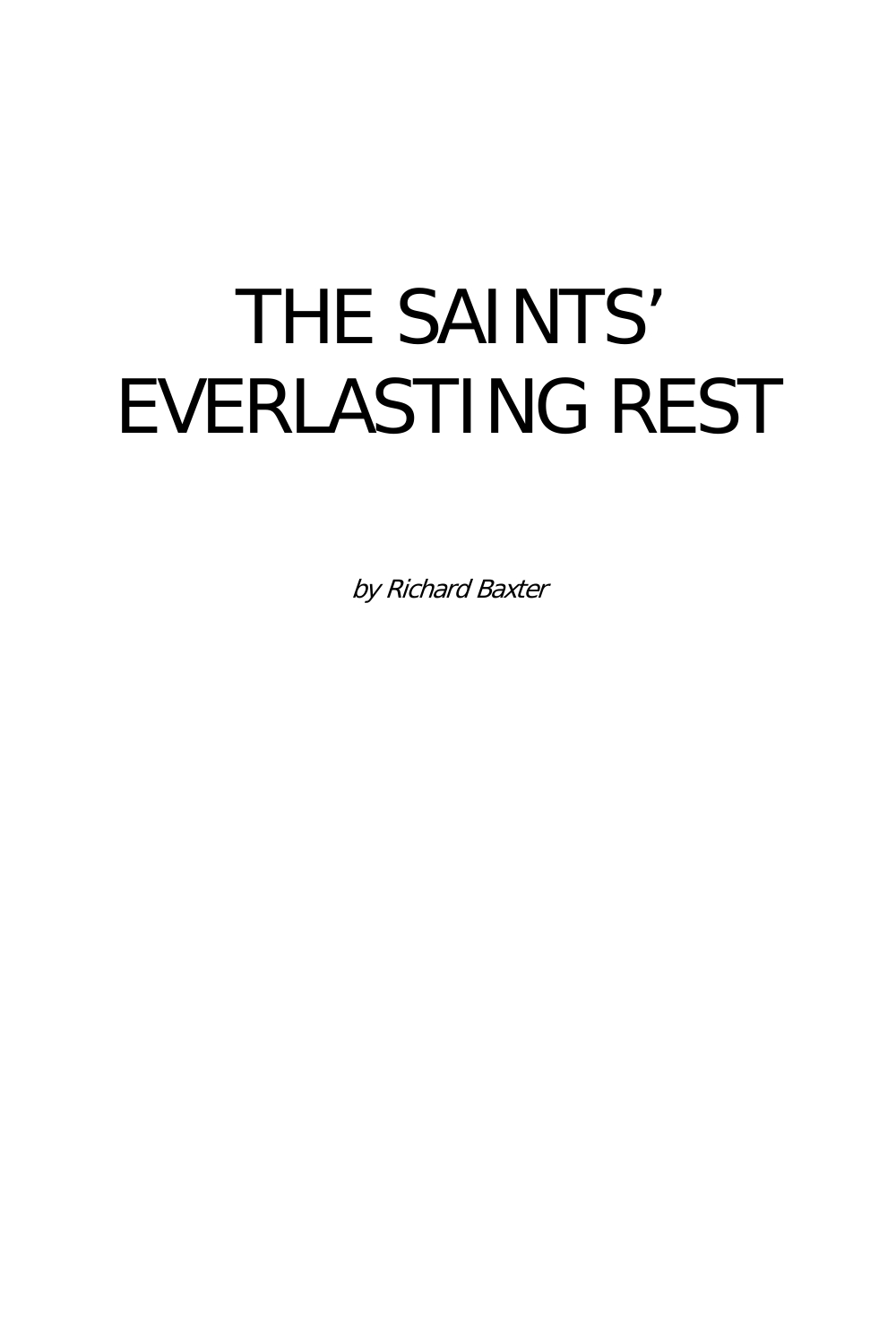# THE SAINTS' EVERLASTING REST

*by Richard Baxter*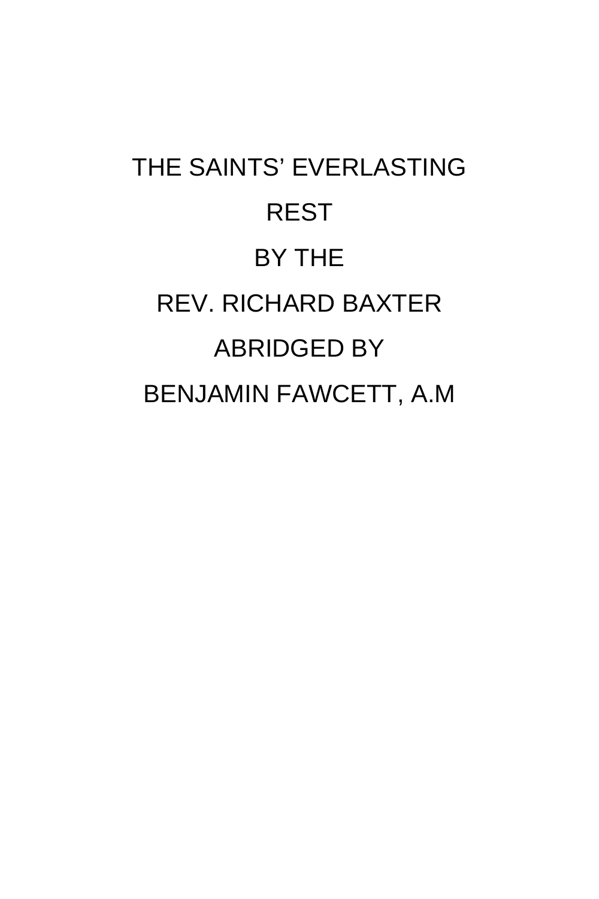# THE SAINTS' EVERLASTING REST

BY THE

REV. RICHARD BAXTER

ABRIDGED BY

BENJAMIN FAWCETT, A.M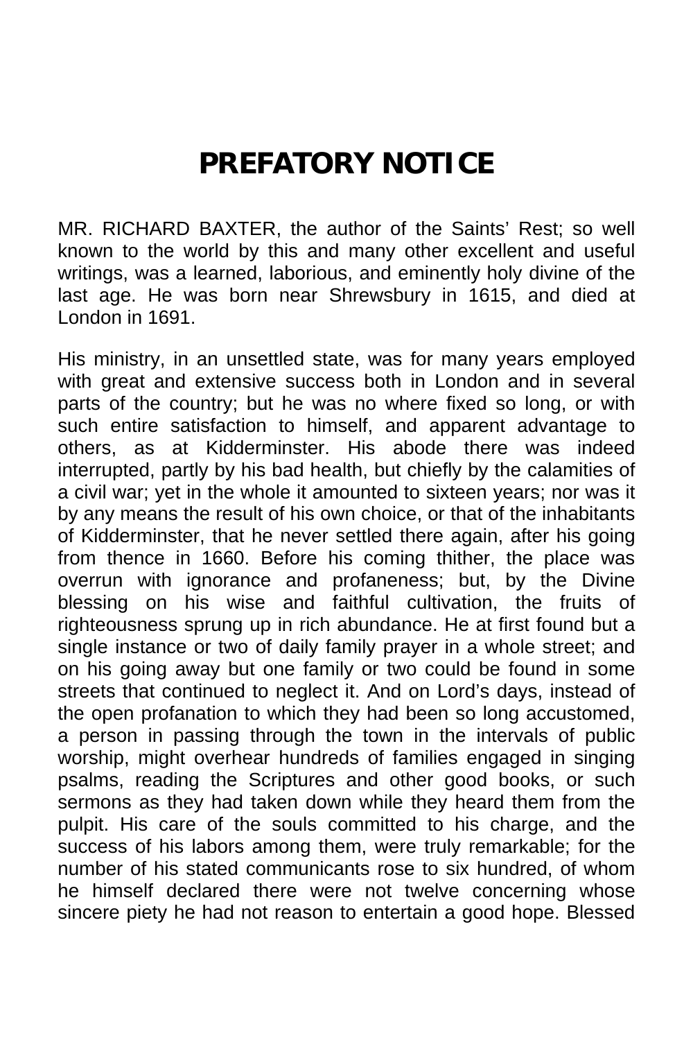# PREFATORY NOTICE

MR. RICHARD BAXTER, the author of the Saints' Rest; so well known to the world by this and many other excellent and useful writings, was a learned, laborious, and eminently holy divine of the last age. He was born near Shrewsbury in 1615, and died at London in 1691.

His ministry, in an unsettled state, was for many years employed with great and extensive success both in London and in several parts of the country; but he was no where fixed so long, or with such entire satisfaction to himself, and apparent advantage to others, as at Kidderminster. His abode there was indeed interrupted, partly by his bad health, but chiefly by the calamities of a civil war; yet in the whole it amounted to sixteen years; nor was it by any means the result of his own choice, or that of the inhabitants of Kidderminster, that he never settled there again, after his going from thence in 1660. Before his coming thither, the place was overrun with ignorance and profaneness; but, by the Divine blessing on his wise and faithful cultivation, the fruits of righteousness sprung up in rich abundance. He at first found but a single instance or two of daily family prayer in a whole street; and on his going away but one family or two could be found in some streets that continued to neglect it. And on Lord's days, instead of the open profanation to which they had been so long accustomed, a person in passing through the town in the intervals of public worship, might overhear hundreds of families engaged in singing psalms, reading the Scriptures and other good books, or such sermons as they had taken down while they heard them from the pulpit. His care of the souls committed to his charge, and the success of his labors among them, were truly remarkable; for the number of his stated communicants rose to six hundred, of whom he himself declared there were not twelve concerning whose sincere piety he had not reason to entertain a good hope. Blessed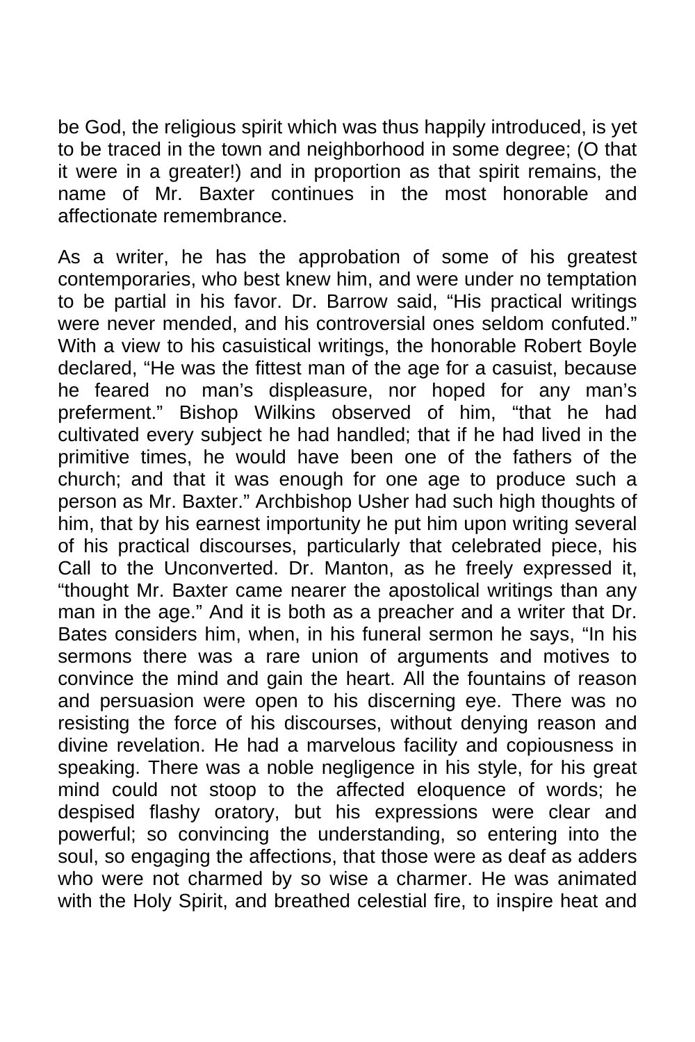be God, the religious spirit which was thus happily introduced, is yet to be traced in the town and neighborhood in some degree; (O that it were in a greater!) and in proportion as that spirit remains, the name of Mr. Baxter continues in the most honorable and affectionate remembrance.

As a writer, he has the approbation of some of his greatest contemporaries, who best knew him, and were under no temptation to be partial in his favor. Dr. Barrow said, "His practical writings were never mended, and his controversial ones seldom confuted." With a view to his casuistical writings, the honorable Robert Boyle declared, "He was the fittest man of the age for a casuist, because he feared no man's displeasure, nor hoped for any man's preferment." Bishop Wilkins observed of him, "that he had cultivated every subject he had handled; that if he had lived in the primitive times, he would have been one of the fathers of the church; and that it was enough for one age to produce such a person as Mr. Baxter." Archbishop Usher had such high thoughts of him, that by his earnest importunity he put him upon writing several of his practical discourses, particularly that celebrated piece, his Call to the Unconverted. Dr. Manton, as he freely expressed it, "thought Mr. Baxter came nearer the apostolical writings than any man in the age." And it is both as a preacher and a writer that Dr. Bates considers him, when, in his funeral sermon he says, "In his sermons there was a rare union of arguments and motives to convince the mind and gain the heart. All the fountains of reason and persuasion were open to his discerning eye. There was no resisting the force of his discourses, without denying reason and divine revelation. He had a marvelous facility and copiousness in speaking. There was a noble negligence in his style, for his great mind could not stoop to the affected eloquence of words; he despised flashy oratory, but his expressions were clear and powerful; so convincing the understanding, so entering into the soul, so engaging the affections, that those were as deaf as adders who were not charmed by so wise a charmer. He was animated with the Holy Spirit, and breathed celestial fire, to inspire heat and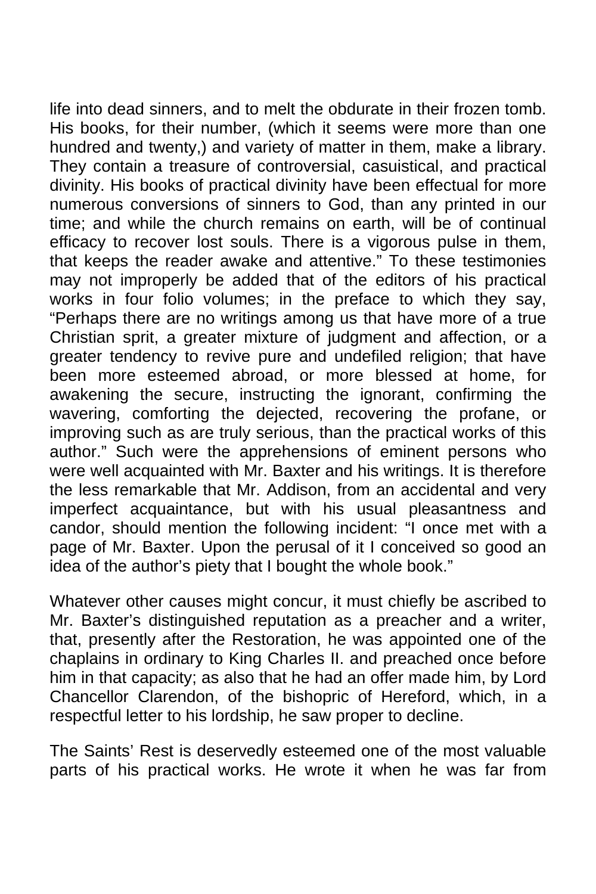life into dead sinners, and to melt the obdurate in their frozen tomb. His books, for their number, (which it seems were more than one hundred and twenty,) and variety of matter in them, make a library. They contain a treasure of controversial, casuistical, and practical divinity. His books of practical divinity have been effectual for more numerous conversions of sinners to God, than any printed in our time; and while the church remains on earth, will be of continual efficacy to recover lost souls. There is a vigorous pulse in them, that keeps the reader awake and attentive." To these testimonies may not improperly be added that of the editors of his practical works in four folio volumes; in the preface to which they say, "Perhaps there are no writings among us that have more of a true Christian sprit, a greater mixture of judgment and affection, or a greater tendency to revive pure and undefiled religion; that have been more esteemed abroad, or more blessed at home, for awakening the secure, instructing the ignorant, confirming the wavering, comforting the dejected, recovering the profane, or improving such as are truly serious, than the practical works of this author." Such were the apprehensions of eminent persons who were well acquainted with Mr. Baxter and his writings. It is therefore the less remarkable that Mr. Addison, from an accidental and very imperfect acquaintance, but with his usual pleasantness and candor, should mention the following incident: "I once met with a page of Mr. Baxter. Upon the perusal of it I conceived so good an idea of the author's piety that I bought the whole book."

Whatever other causes might concur, it must chiefly be ascribed to Mr. Baxter's distinguished reputation as a preacher and a writer, that, presently after the Restoration, he was appointed one of the chaplains in ordinary to King Charles II. and preached once before him in that capacity; as also that he had an offer made him, by Lord Chancellor Clarendon, of the bishopric of Hereford, which, in a respectful letter to his lordship, he saw proper to decline.

The Saints' Rest is deservedly esteemed one of the most valuable parts of his practical works. He wrote it when he was far from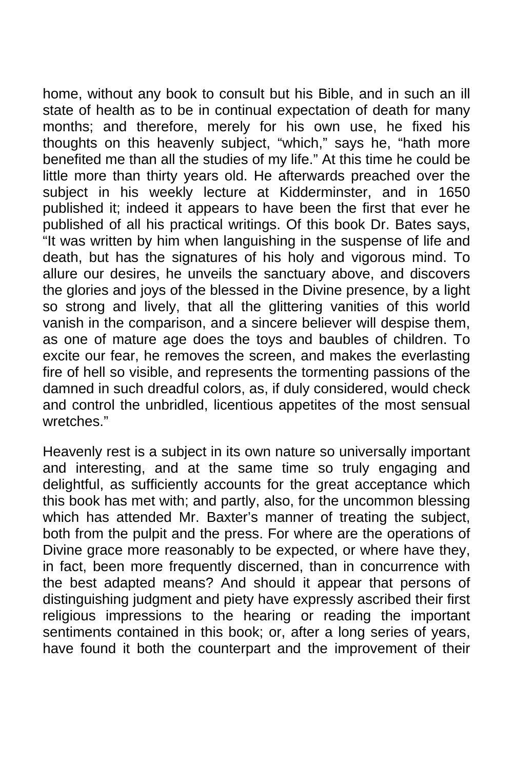home, without any book to consult but his Bible, and in such an ill state of health as to be in continual expectation of death for many months; and therefore, merely for his own use, he fixed his thoughts on this heavenly subject, “which,” says he, “hath more benefited me than all the studies of my life.” At this time he could be little more than thirty years old. He afterwards preached over the subject in his weekly lecture at Kidderminster, and in 1650 published it; indeed it appears to have been the first that ever he published of all his practical writings. Of this book Dr. Bates says, “It was written by him when languishing in the suspense of life and death, but has the signatures of his holy and vigorous mind. To allure our desires, he unveils the sanctuary above, and discovers the glories and joys of the blessed in the Divine presence, by a light so strong and lively, that all the glittering vanities of this world vanish in the comparison, and a sincere believer will despise them, as one of mature age does the toys and baubles of children. To excite our fear, he removes the screen, and makes the everlasting fire of hell so visible, and represents the tormenting passions of the damned in such dreadful colors, as, if duly considered, would check and control the unbridled, licentious appetites of the most sensual wretches.”

Heavenly rest is a subject in its own nature so universally important and interesting, and at the same time so truly engaging and delightful, as sufficiently accounts for the great acceptance which this book has met with; and partly, also, for the uncommon blessing which has attended Mr. Baxter’s manner of treating the subject, both from the pulpit and the press. For where are the operations of Divine grace more reasonably to be expected, or where have they, in fact, been more frequently discerned, than in concurrence with the best adapted means? And should it appear that persons of distinguishing judgment and piety have expressly ascribed their first religious impressions to the hearing or reading the important sentiments contained in this book; or, after a long series of years, have found it both the counterpart and the improvement of their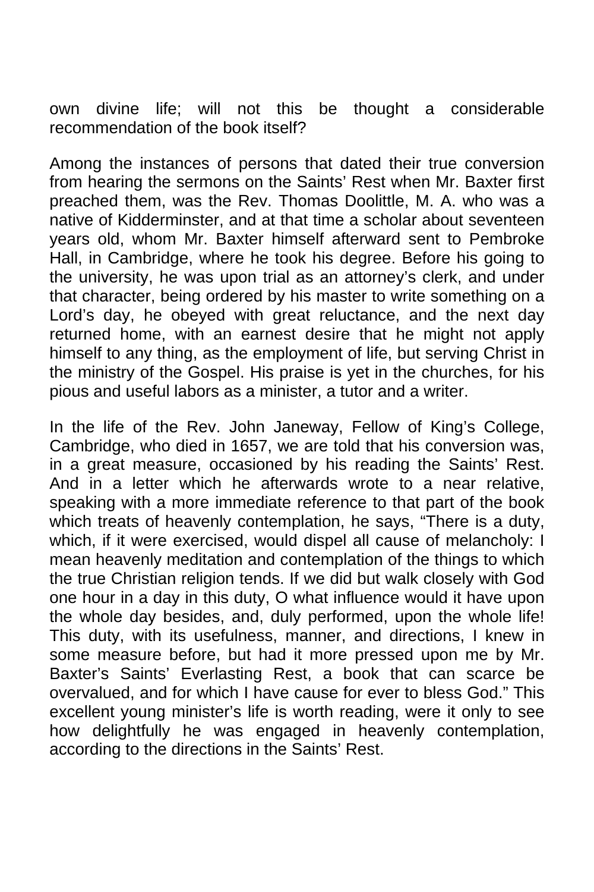own divine life; will not this be thought a considerable recommendation of the book itself?

Among the instances of persons that dated their true conversion from hearing the sermons on the Saints' Rest when Mr. Baxter first preached them, was the Rev. Thomas Doolittle, M. A. who was a native of Kidderminster, and at that time a scholar about seventeen years old, whom Mr. Baxter himself afterward sent to Pembroke Hall, in Cambridge, where he took his degree. Before his going to the university, he was upon trial as an attorney's clerk, and under that character, being ordered by his master to write something on a Lord's day, he obeyed with great reluctance, and the next day returned home, with an earnest desire that he might not apply himself to any thing, as the employment of life, but serving Christ in the ministry of the Gospel. His praise is yet in the churches, for his pious and useful labors as a minister, a tutor and a writer.

In the life of the Rev. John Janeway, Fellow of King's College, Cambridge, who died in 1657, we are told that his conversion was, in a great measure, occasioned by his reading the Saints' Rest. And in a letter which he afterwards wrote to a near relative, speaking with a more immediate reference to that part of the book which treats of heavenly contemplation, he says, "There is a duty, which, if it were exercised, would dispel all cause of melancholy: I mean heavenly meditation and contemplation of the things to which the true Christian religion tends. If we did but walk closely with God one hour in a day in this duty, O what influence would it have upon the whole day besides, and, duly performed, upon the whole life! This duty, with its usefulness, manner, and directions, I knew in some measure before, but had it more pressed upon me by Mr. Baxter's Saints' Everlasting Rest, a book that can scarce be overvalued, and for which I have cause for ever to bless God." This excellent young minister's life is worth reading, were it only to see how delightfully he was engaged in heavenly contemplation, according to the directions in the Saints' Rest.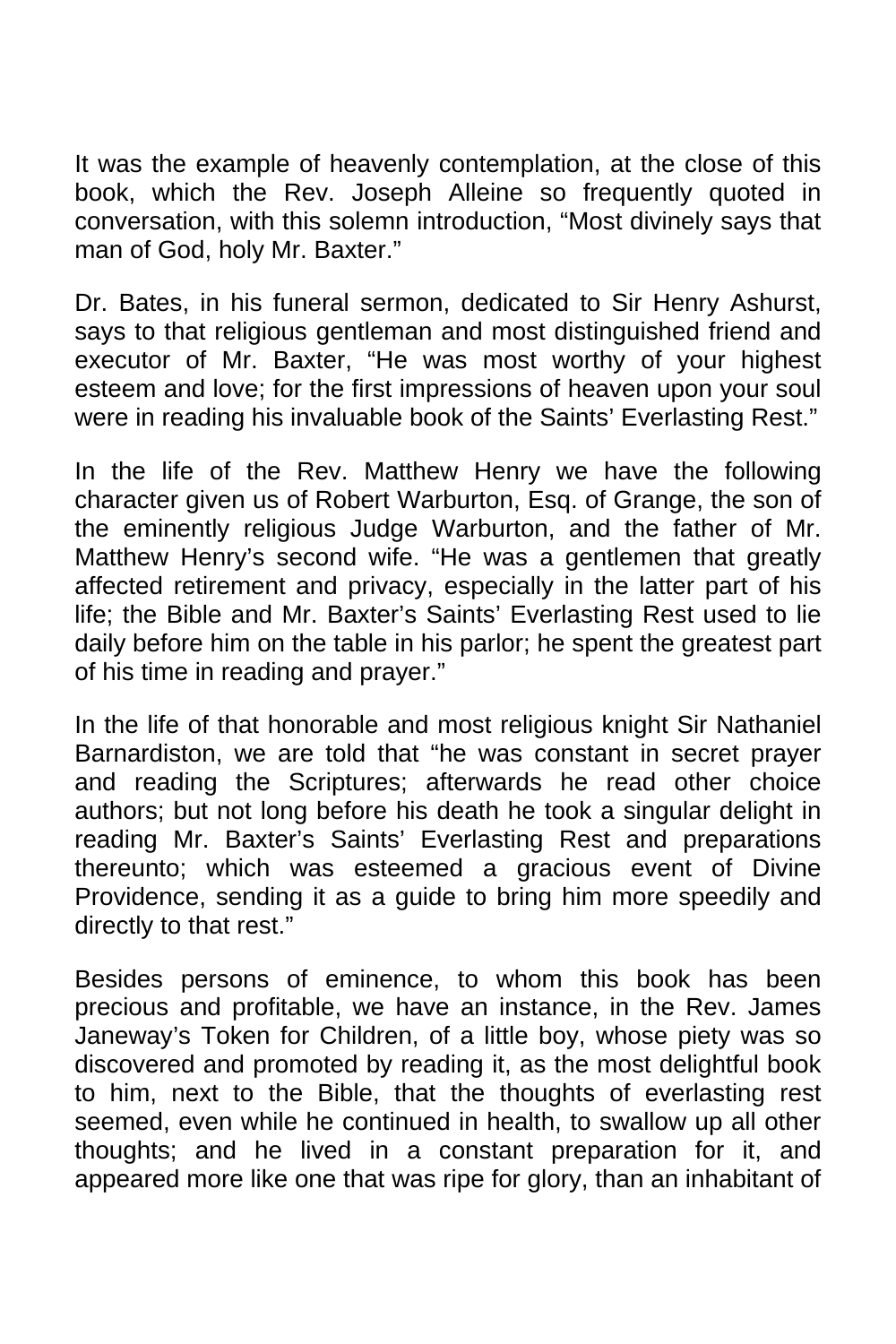It was the example of heavenly contemplation, at the close of this book, which the Rev. Joseph Alleine so frequently quoted in conversation, with this solemn introduction, “Most divinely says that man of God, holy Mr. Baxter.”

Dr. Bates, in his funeral sermon, dedicated to Sir Henry Ashurst, says to that religious gentleman and most distinguished friend and executor of Mr. Baxter, “He was most worthy of your highest esteem and love; for the first impressions of heaven upon your soul were in reading his invaluable book of the Saints’ Everlasting Rest.”

In the life of the Rev. Matthew Henry we have the following character given us of Robert Warburton, Esq. of Grange, the son of the eminently religious Judge Warburton, and the father of Mr. Matthew Henry’s second wife. “He was a gentlemen that greatly affected retirement and privacy, especially in the latter part of his life; the Bible and Mr. Baxter’s Saints’ Everlasting Rest used to lie daily before him on the table in his parlor; he spent the greatest part of his time in reading and prayer.”

In the life of that honorable and most religious knight Sir Nathaniel Barnardiston, we are told that “he was constant in secret prayer and reading the Scriptures; afterwards he read other choice authors; but not long before his death he took a singular delight in reading Mr. Baxter’s Saints’ Everlasting Rest and preparations thereunto; which was esteemed a gracious event of Divine Providence, sending it as a guide to bring him more speedily and directly to that rest.”

Besides persons of eminence, to whom this book has been precious and profitable, we have an instance, in the Rev. James Janeway’s Token for Children, of a little boy, whose piety was so discovered and promoted by reading it, as the most delightful book to him, next to the Bible, that the thoughts of everlasting rest seemed, even while he continued in health, to swallow up all other thoughts; and he lived in a constant preparation for it, and appeared more like one that was ripe for glory, than an inhabitant of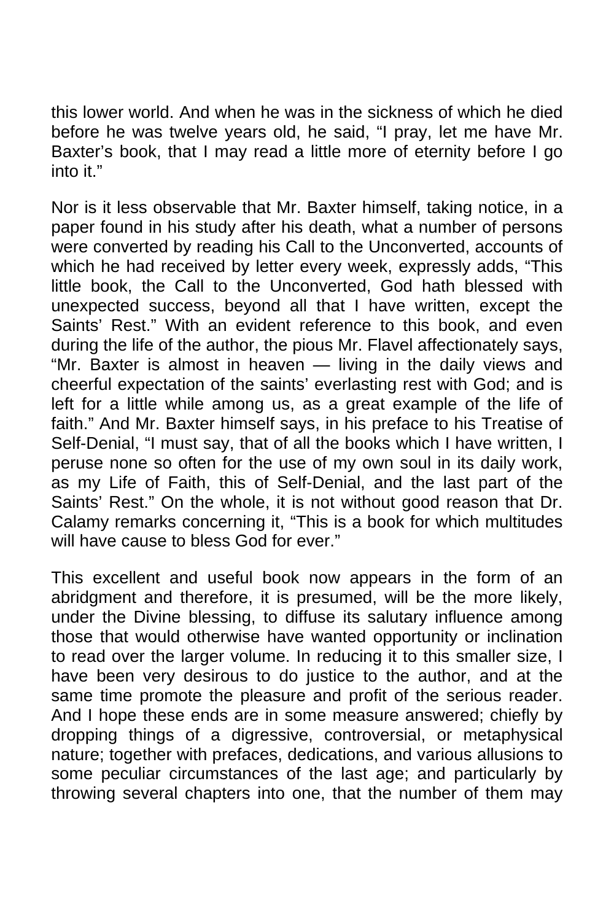this lower world. And when he was in the sickness of which he died before he was twelve years old, he said, “I pray, let me have Mr. Baxter’s book, that I may read a little more of eternity before I go into it.”

Nor is it less observable that Mr. Baxter himself, taking notice, in a paper found in his study after his death, what a number of persons were converted by reading his Call to the Unconverted, accounts of which he had received by letter every week, expressly adds, “This little book, the Call to the Unconverted, God hath blessed with unexpected success, beyond all that I have written, except the Saints’ Rest.” With an evident reference to this book, and even during the life of the author, the pious Mr. Flavel affectionately says, “Mr. Baxter is almost in heaven — living in the daily views and cheerful expectation of the saints’ everlasting rest with God; and is left for a little while among us, as a great example of the life of faith.” And Mr. Baxter himself says, in his preface to his Treatise of Self-Denial, “I must say, that of all the books which I have written, I peruse none so often for the use of my own soul in its daily work, as my Life of Faith, this of Self-Denial, and the last part of the Saints’ Rest.” On the whole, it is not without good reason that Dr. Calamy remarks concerning it, “This is a book for which multitudes will have cause to bless God for ever.”

This excellent and useful book now appears in the form of an abridgment and therefore, it is presumed, will be the more likely, under the Divine blessing, to diffuse its salutary influence among those that would otherwise have wanted opportunity or inclination to read over the larger volume. In reducing it to this smaller size, I have been very desirous to do justice to the author, and at the same time promote the pleasure and profit of the serious reader. And I hope these ends are in some measure answered; chiefly by dropping things of a digressive, controversial, or metaphysical nature; together with prefaces, dedications, and various allusions to some peculiar circumstances of the last age; and particularly by throwing several chapters into one, that the number of them may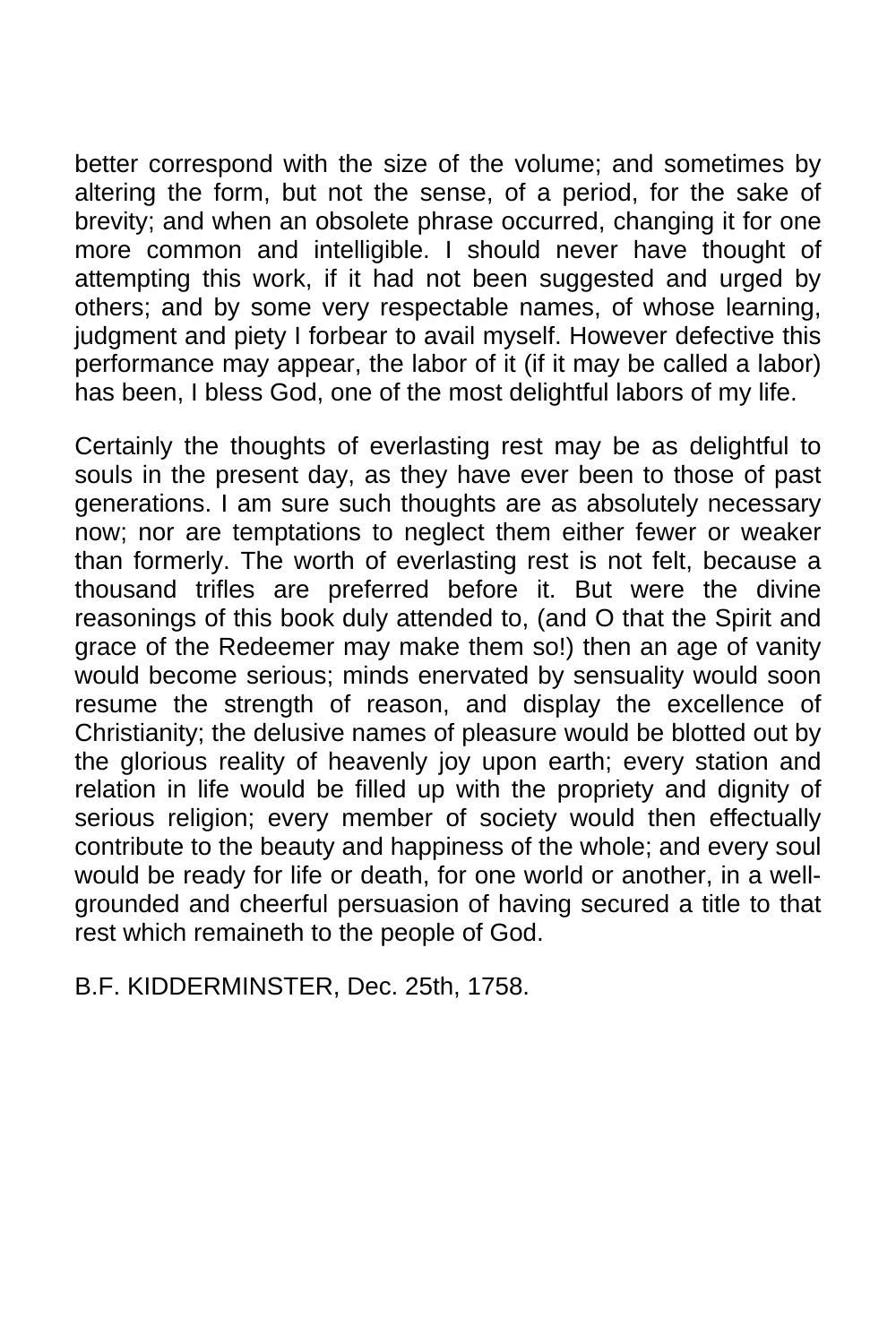better correspond with the size of the volume; and sometimes by altering the form, but not the sense, of a period, for the sake of brevity; and when an obsolete phrase occurred, changing it for one more common and intelligible. I should never have thought of attempting this work, if it had not been suggested and urged by others; and by some very respectable names, of whose learning, judgment and piety I forbear to avail myself. However defective this performance may appear, the labor of it (if it may be called a labor) has been, I bless God, one of the most delightful labors of my life.

Certainly the thoughts of everlasting rest may be as delightful to souls in the present day, as they have ever been to those of past generations. I am sure such thoughts are as absolutely necessary now; nor are temptations to neglect them either fewer or weaker than formerly. The worth of everlasting rest is not felt, because a thousand trifles are preferred before it. But were the divine reasonings of this book duly attended to, (and O that the Spirit and grace of the Redeemer may make them so!) then an age of vanity would become serious; minds enervated by sensuality would soon resume the strength of reason, and display the excellence of Christianity; the delusive names of pleasure would be blotted out by the glorious reality of heavenly joy upon earth; every station and relation in life would be filled up with the propriety and dignity of serious religion; every member of society would then effectually contribute to the beauty and happiness of the whole; and every soul would be ready for life or death, for one world or another, in a well-grounded and cheerful persuasion of having secured a title to that rest which remaineth to the people of God.

B.F. KIDDERMINSTER, Dec. 25th, 1758.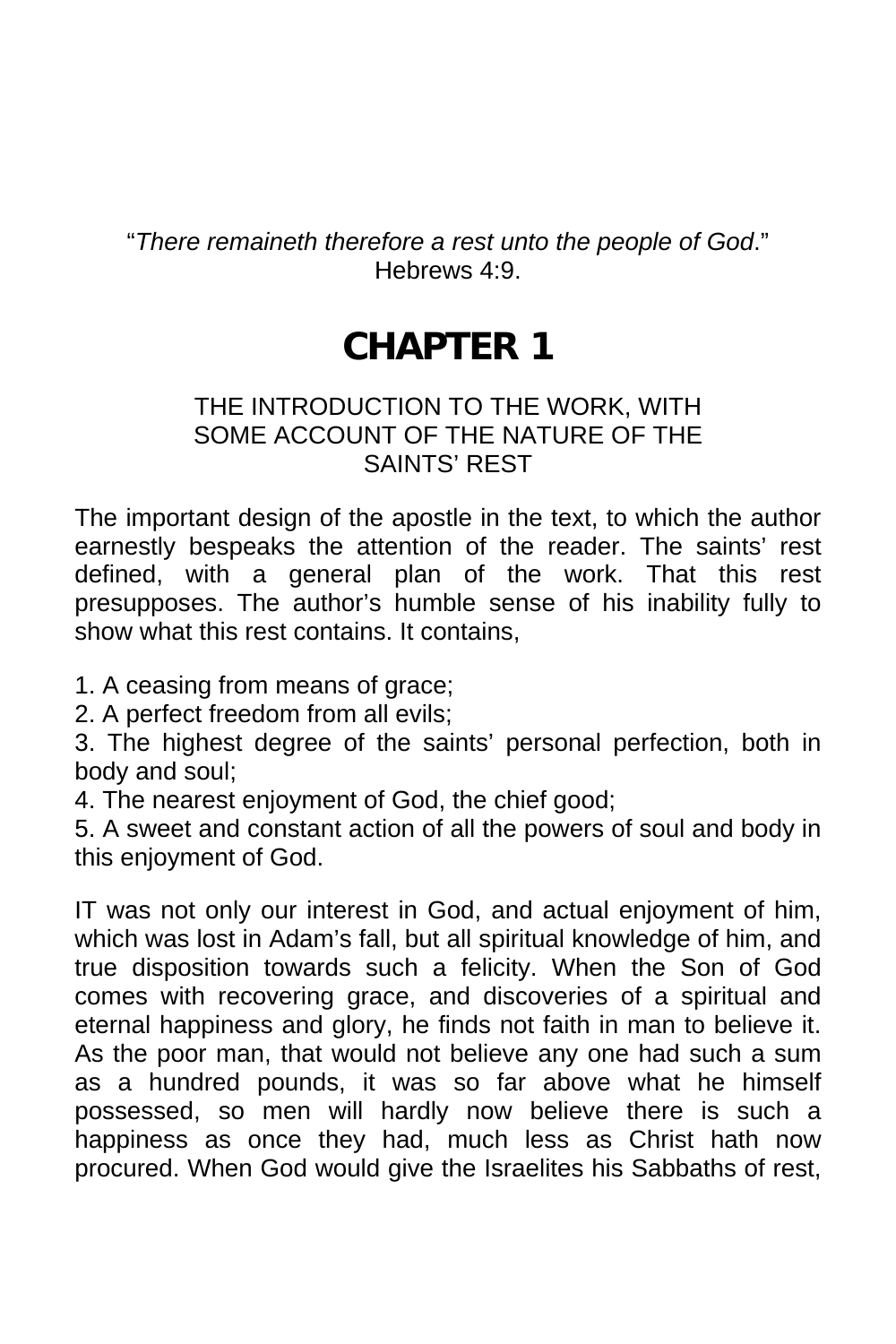“*There remaineth therefore a rest unto the people of God*.”
Hebrews 4:9.

# CHAPTER 1

## THE INTRODUCTION TO THE WORK, WITH SOME ACCOUNT OF THE NATURE OF THE SAINTS’ REST

The important design of the apostle in the text, to which the author earnestly bespeaks the attention of the reader. The saints’ rest defined, with a general plan of the work. That this rest presupposes. The author’s humble sense of his inability fully to show what this rest contains. It contains,

1. A ceasing from means of grace;
2. A perfect freedom from all evils;
3. The highest degree of the saints’ personal perfection, both in body and soul;
4. The nearest enjoyment of God, the chief good;
5. A sweet and constant action of all the powers of soul and body in this enjoyment of God.

IT was not only our interest in God, and actual enjoyment of him, which was lost in Adam’s fall, but all spiritual knowledge of him, and true disposition towards such a felicity. When the Son of God comes with recovering grace, and discoveries of a spiritual and eternal happiness and glory, he finds not faith in man to believe it. As the poor man, that would not believe any one had such a sum as a hundred pounds, it was so far above what he himself possessed, so men will hardly now believe there is such a happiness as once they had, much less as Christ hath now procured. When God would give the Israelites his Sabbaths of rest,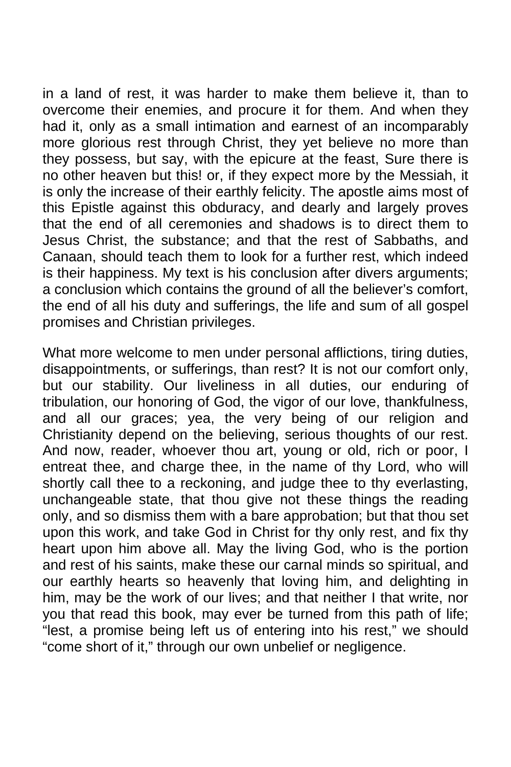in a land of rest, it was harder to make them believe it, than to overcome their enemies, and procure it for them. And when they had it, only as a small intimation and earnest of an incomparably more glorious rest through Christ, they yet believe no more than they possess, but say, with the epicure at the feast, Sure there is no other heaven but this! or, if they expect more by the Messiah, it is only the increase of their earthly felicity. The apostle aims most of this Epistle against this obduracy, and dearly and largely proves that the end of all ceremonies and shadows is to direct them to Jesus Christ, the substance; and that the rest of Sabbaths, and Canaan, should teach them to look for a further rest, which indeed is their happiness. My text is his conclusion after divers arguments; a conclusion which contains the ground of all the believer's comfort, the end of all his duty and sufferings, the life and sum of all gospel promises and Christian privileges.

What more welcome to men under personal afflictions, tiring duties, disappointments, or sufferings, than rest? It is not our comfort only, but our stability. Our liveliness in all duties, our enduring of tribulation, our honoring of God, the vigor of our love, thankfulness, and all our graces; yea, the very being of our religion and Christianity depend on the believing, serious thoughts of our rest. And now, reader, whoever thou art, young or old, rich or poor, I entreat thee, and charge thee, in the name of thy Lord, who will shortly call thee to a reckoning, and judge thee to thy everlasting, unchangeable state, that thou give not these things the reading only, and so dismiss them with a bare approbation; but that thou set upon this work, and take God in Christ for thy only rest, and fix thy heart upon him above all. May the living God, who is the portion and rest of his saints, make these our carnal minds so spiritual, and our earthly hearts so heavenly that loving him, and delighting in him, may be the work of our lives; and that neither I that write, nor you that read this book, may ever be turned from this path of life; "lest, a promise being left us of entering into his rest," we should "come short of it," through our own unbelief or negligence.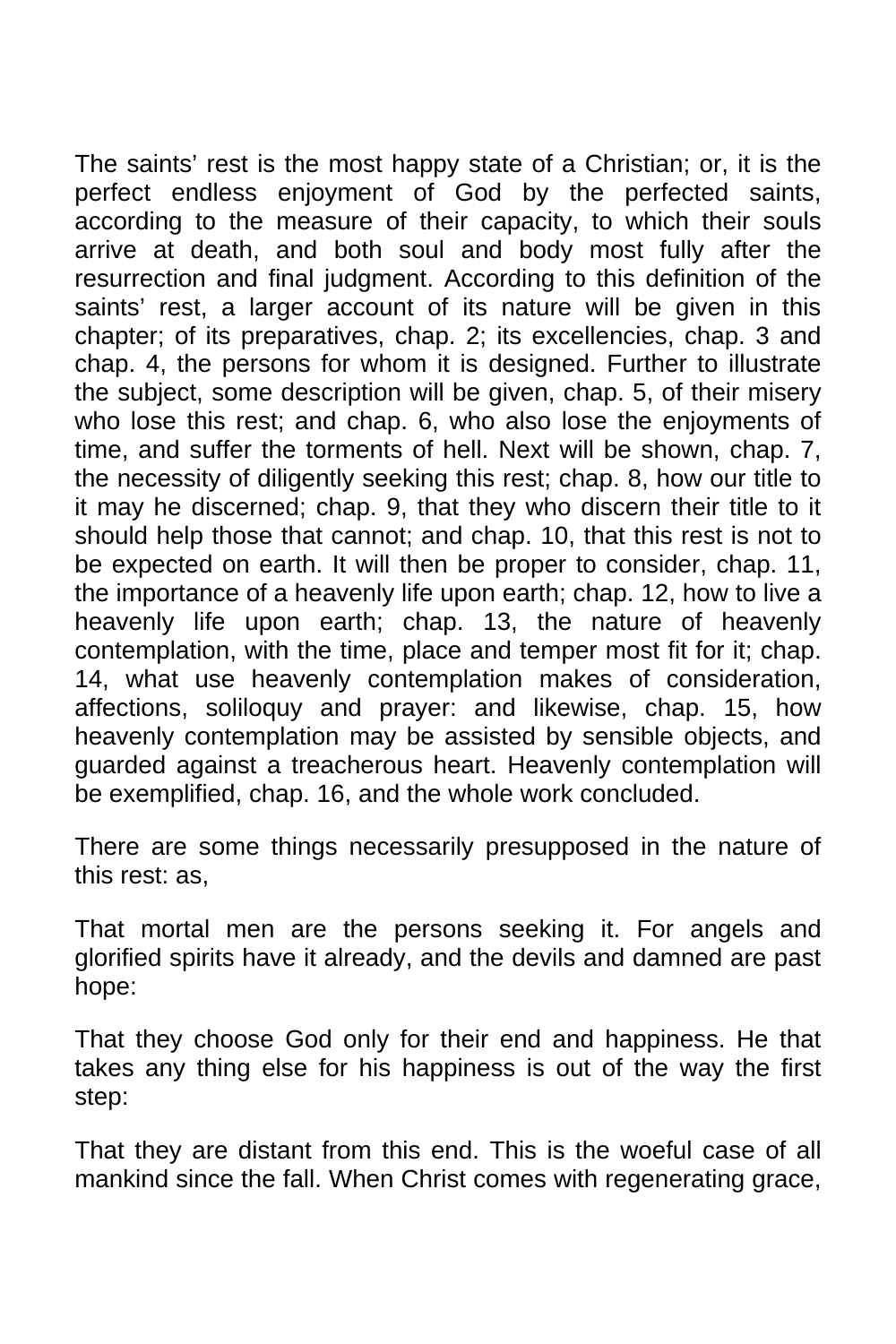The saints' rest is the most happy state of a Christian; or, it is the perfect endless enjoyment of God by the perfected saints, according to the measure of their capacity, to which their souls arrive at death, and both soul and body most fully after the resurrection and final judgment. According to this definition of the saints' rest, a larger account of its nature will be given in this chapter; of its preparatives, chap. 2; its excellencies, chap. 3 and chap. 4, the persons for whom it is designed. Further to illustrate the subject, some description will be given, chap. 5, of their misery who lose this rest; and chap. 6, who also lose the enjoyments of time, and suffer the torments of hell. Next will be shown, chap. 7, the necessity of diligently seeking this rest; chap. 8, how our title to it may he discerned; chap. 9, that they who discern their title to it should help those that cannot; and chap. 10, that this rest is not to be expected on earth. It will then be proper to consider, chap. 11, the importance of a heavenly life upon earth; chap. 12, how to live a heavenly life upon earth; chap. 13, the nature of heavenly contemplation, with the time, place and temper most fit for it; chap. 14, what use heavenly contemplation makes of consideration, affections, soliloquy and prayer: and likewise, chap. 15, how heavenly contemplation may be assisted by sensible objects, and guarded against a treacherous heart. Heavenly contemplation will be exemplified, chap. 16, and the whole work concluded.

There are some things necessarily presupposed in the nature of this rest: as,

That mortal men are the persons seeking it. For angels and glorified spirits have it already, and the devils and damned are past hope:

That they choose God only for their end and happiness. He that takes any thing else for his happiness is out of the way the first step:

That they are distant from this end. This is the woeful case of all mankind since the fall. When Christ comes with regenerating grace,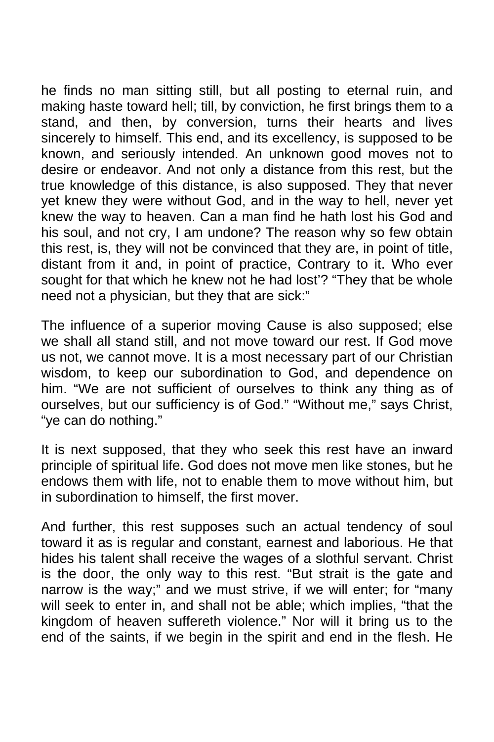he finds no man sitting still, but all posting to eternal ruin, and making haste toward hell; till, by conviction, he first brings them to a stand, and then, by conversion, turns their hearts and lives sincerely to himself. This end, and its excellency, is supposed to be known, and seriously intended. An unknown good moves not to desire or endeavor. And not only a distance from this rest, but the true knowledge of this distance, is also supposed. They that never yet knew they were without God, and in the way to hell, never yet knew the way to heaven. Can a man find he hath lost his God and his soul, and not cry, I am undone? The reason why so few obtain this rest, is, they will not be convinced that they are, in point of title, distant from it and, in point of practice, Contrary to it. Who ever sought for that which he knew not he had lost'? “They that be whole need not a physician, but they that are sick:”

The influence of a superior moving Cause is also supposed; else we shall all stand still, and not move toward our rest. If God move us not, we cannot move. It is a most necessary part of our Christian wisdom, to keep our subordination to God, and dependence on him. “We are not sufficient of ourselves to think any thing as of ourselves, but our sufficiency is of God.” “Without me,” says Christ, “ye can do nothing.”

It is next supposed, that they who seek this rest have an inward principle of spiritual life. God does not move men like stones, but he endows them with life, not to enable them to move without him, but in subordination to himself, the first mover.

And further, this rest supposes such an actual tendency of soul toward it as is regular and constant, earnest and laborious. He that hides his talent shall receive the wages of a slothful servant. Christ is the door, the only way to this rest. “But strait is the gate and narrow is the way;” and we must strive, if we will enter; for “many will seek to enter in, and shall not be able; which implies, “that the kingdom of heaven suffereth violence.” Nor will it bring us to the end of the saints, if we begin in the spirit and end in the flesh. He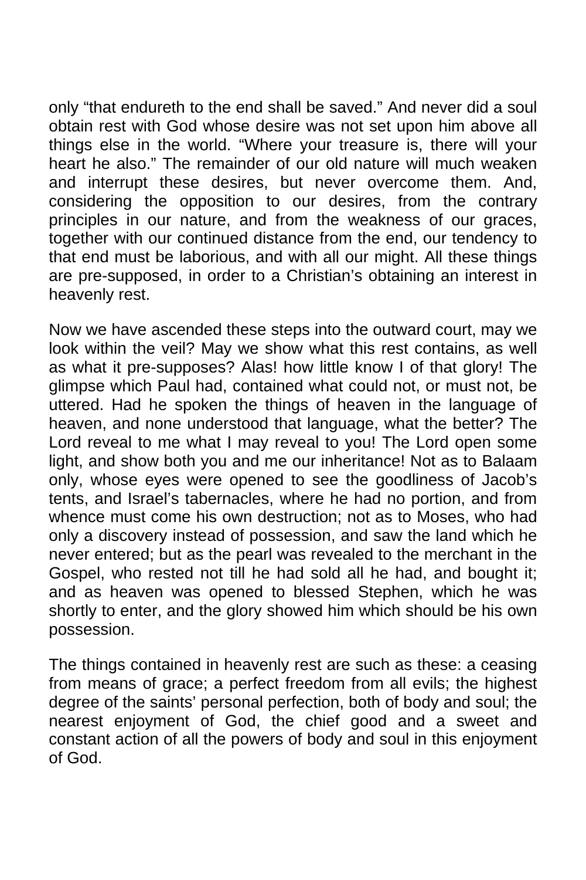only “that endureth to the end shall be saved.” And never did a soul obtain rest with God whose desire was not set upon him above all things else in the world. “Where your treasure is, there will your heart he also.” The remainder of our old nature will much weaken and interrupt these desires, but never overcome them. And, considering the opposition to our desires, from the contrary principles in our nature, and from the weakness of our graces, together with our continued distance from the end, our tendency to that end must be laborious, and with all our might. All these things are pre-supposed, in order to a Christian’s obtaining an interest in heavenly rest.

Now we have ascended these steps into the outward court, may we look within the veil? May we show what this rest contains, as well as what it pre-supposes? Alas! how little know I of that glory! The glimpse which Paul had, contained what could not, or must not, be uttered. Had he spoken the things of heaven in the language of heaven, and none understood that language, what the better? The Lord reveal to me what I may reveal to you! The Lord open some light, and show both you and me our inheritance! Not as to Balaam only, whose eyes were opened to see the goodliness of Jacob’s tents, and Israel’s tabernacles, where he had no portion, and from whence must come his own destruction; not as to Moses, who had only a discovery instead of possession, and saw the land which he never entered; but as the pearl was revealed to the merchant in the Gospel, who rested not till he had sold all he had, and bought it; and as heaven was opened to blessed Stephen, which he was shortly to enter, and the glory showed him which should be his own possession.

The things contained in heavenly rest are such as these: a ceasing from means of grace; a perfect freedom from all evils; the highest degree of the saints’ personal perfection, both of body and soul; the nearest enjoyment of God, the chief good and a sweet and constant action of all the powers of body and soul in this enjoyment of God.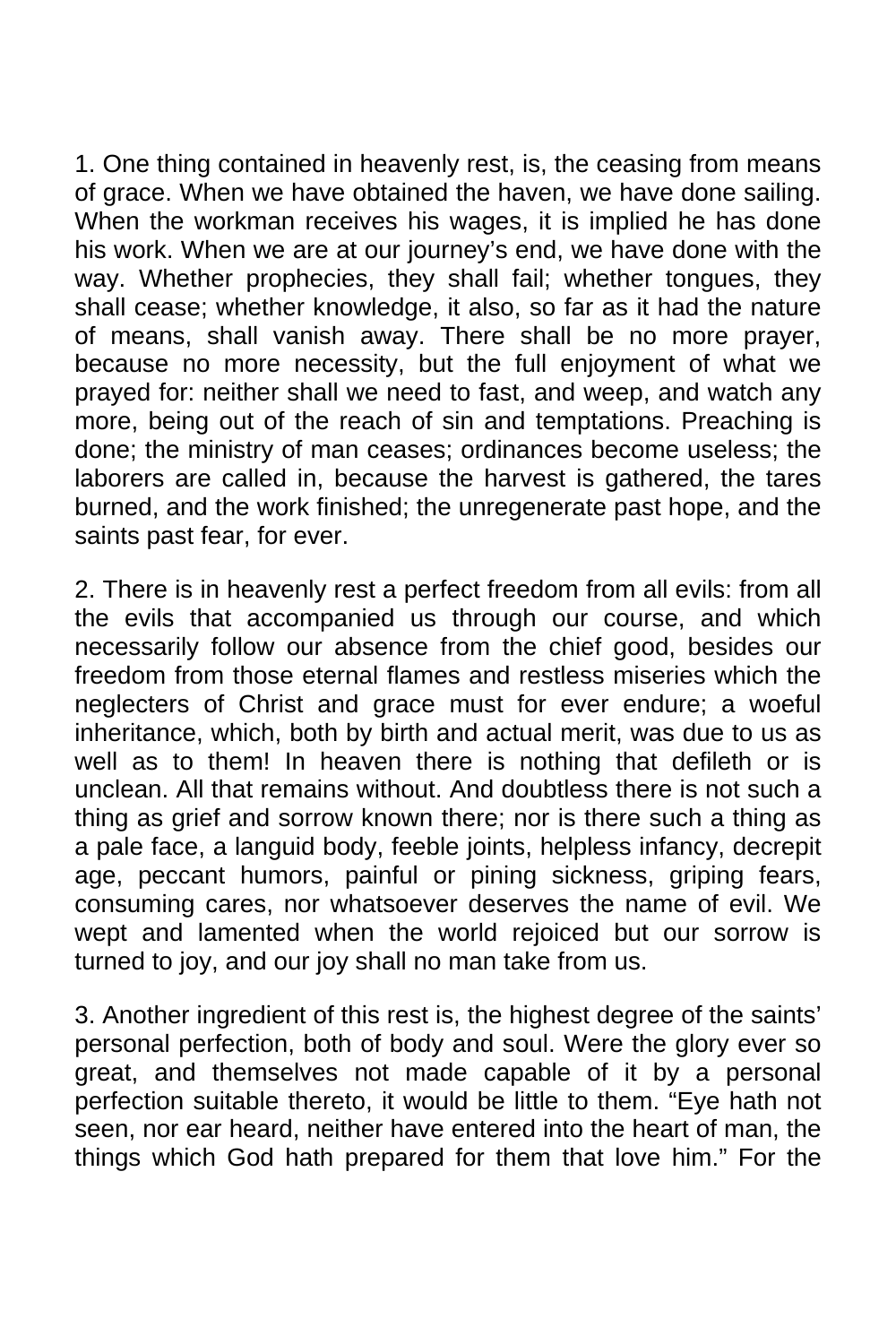1. One thing contained in heavenly rest, is, the ceasing from means of grace. When we have obtained the haven, we have done sailing. When the workman receives his wages, it is implied he has done his work. When we are at our journey's end, we have done with the way. Whether prophecies, they shall fail; whether tongues, they shall cease; whether knowledge, it also, so far as it had the nature of means, shall vanish away. There shall be no more prayer, because no more necessity, but the full enjoyment of what we prayed for: neither shall we need to fast, and weep, and watch any more, being out of the reach of sin and temptations. Preaching is done; the ministry of man ceases; ordinances become useless; the laborers are called in, because the harvest is gathered, the tares burned, and the work finished; the unregenerate past hope, and the saints past fear, for ever.

2. There is in heavenly rest a perfect freedom from all evils: from all the evils that accompanied us through our course, and which necessarily follow our absence from the chief good, besides our freedom from those eternal flames and restless miseries which the neglecters of Christ and grace must for ever endure; a woeful inheritance, which, both by birth and actual merit, was due to us as well as to them! In heaven there is nothing that defileth or is unclean. All that remains without. And doubtless there is not such a thing as grief and sorrow known there; nor is there such a thing as a pale face, a languid body, feeble joints, helpless infancy, decrepit age, peccant humors, painful or pining sickness, griping fears, consuming cares, nor whatsoever deserves the name of evil. We wept and lamented when the world rejoiced but our sorrow is turned to joy, and our joy shall no man take from us.

3. Another ingredient of this rest is, the highest degree of the saints' personal perfection, both of body and soul. Were the glory ever so great, and themselves not made capable of it by a personal perfection suitable thereto, it would be little to them. "Eye hath not seen, nor ear heard, neither have entered into the heart of man, the things which God hath prepared for them that love him." For the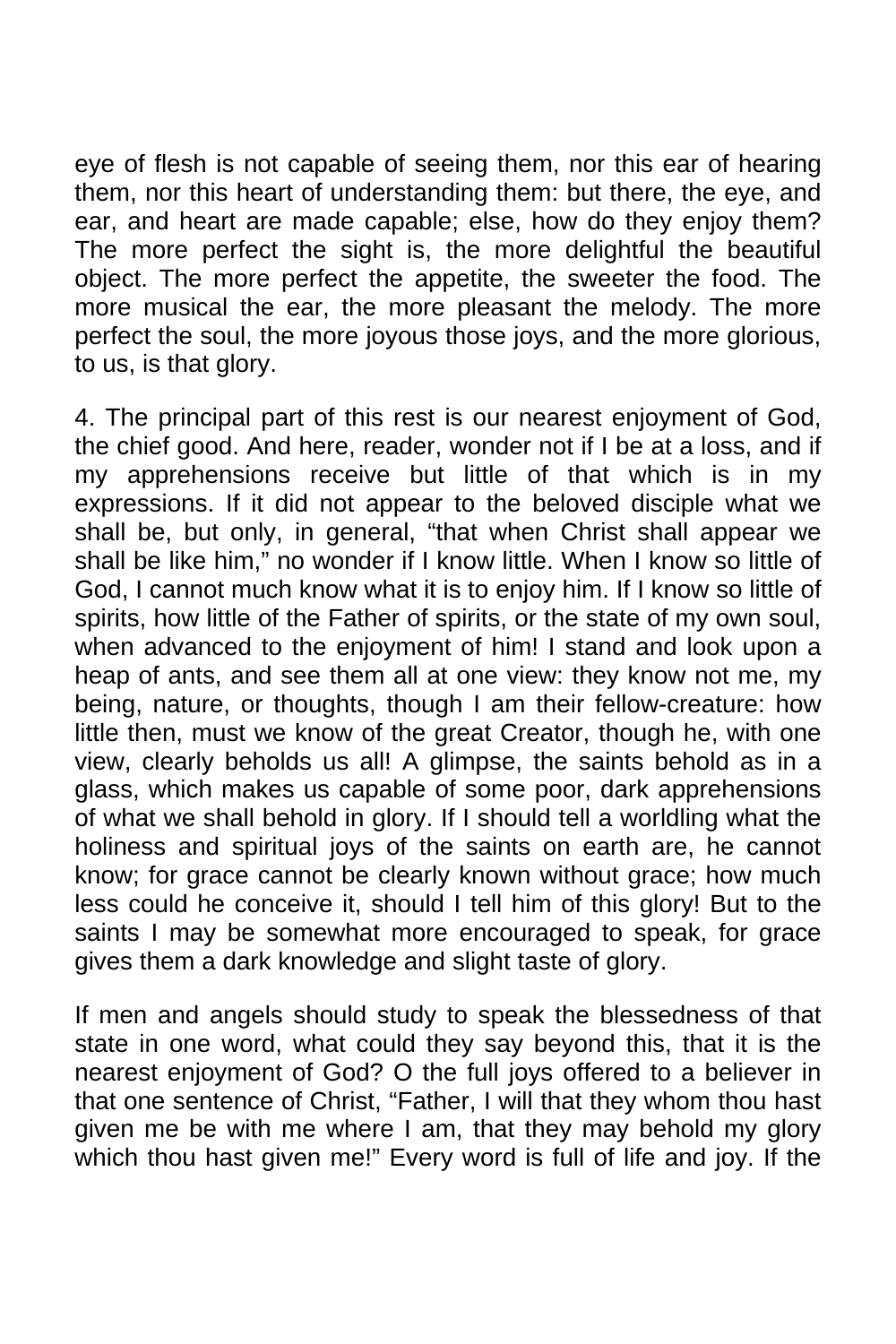eye of flesh is not capable of seeing them, nor this ear of hearing them, nor this heart of understanding them: but there, the eye, and ear, and heart are made capable; else, how do they enjoy them? The more perfect the sight is, the more delightful the beautiful object. The more perfect the appetite, the sweeter the food. The more musical the ear, the more pleasant the melody. The more perfect the soul, the more joyous those joys, and the more glorious, to us, is that glory.

4. The principal part of this rest is our nearest enjoyment of God, the chief good. And here, reader, wonder not if I be at a loss, and if my apprehensions receive but little of that which is in my expressions. If it did not appear to the beloved disciple what we shall be, but only, in general, “that when Christ shall appear we shall be like him,” no wonder if I know little. When I know so little of God, I cannot much know what it is to enjoy him. If I know so little of spirits, how little of the Father of spirits, or the state of my own soul, when advanced to the enjoyment of him! I stand and look upon a heap of ants, and see them all at one view: they know not me, my being, nature, or thoughts, though I am their fellow-creature: how little then, must we know of the great Creator, though he, with one view, clearly beholds us all! A glimpse, the saints behold as in a glass, which makes us capable of some poor, dark apprehensions of what we shall behold in glory. If I should tell a worldling what the holiness and spiritual joys of the saints on earth are, he cannot know; for grace cannot be clearly known without grace; how much less could he conceive it, should I tell him of this glory! But to the saints I may be somewhat more encouraged to speak, for grace gives them a dark knowledge and slight taste of glory.

If men and angels should study to speak the blessedness of that state in one word, what could they say beyond this, that it is the nearest enjoyment of God? O the full joys offered to a believer in that one sentence of Christ, “Father, I will that they whom thou hast given me be with me where I am, that they may behold my glory which thou hast given me!” Every word is full of life and joy. If the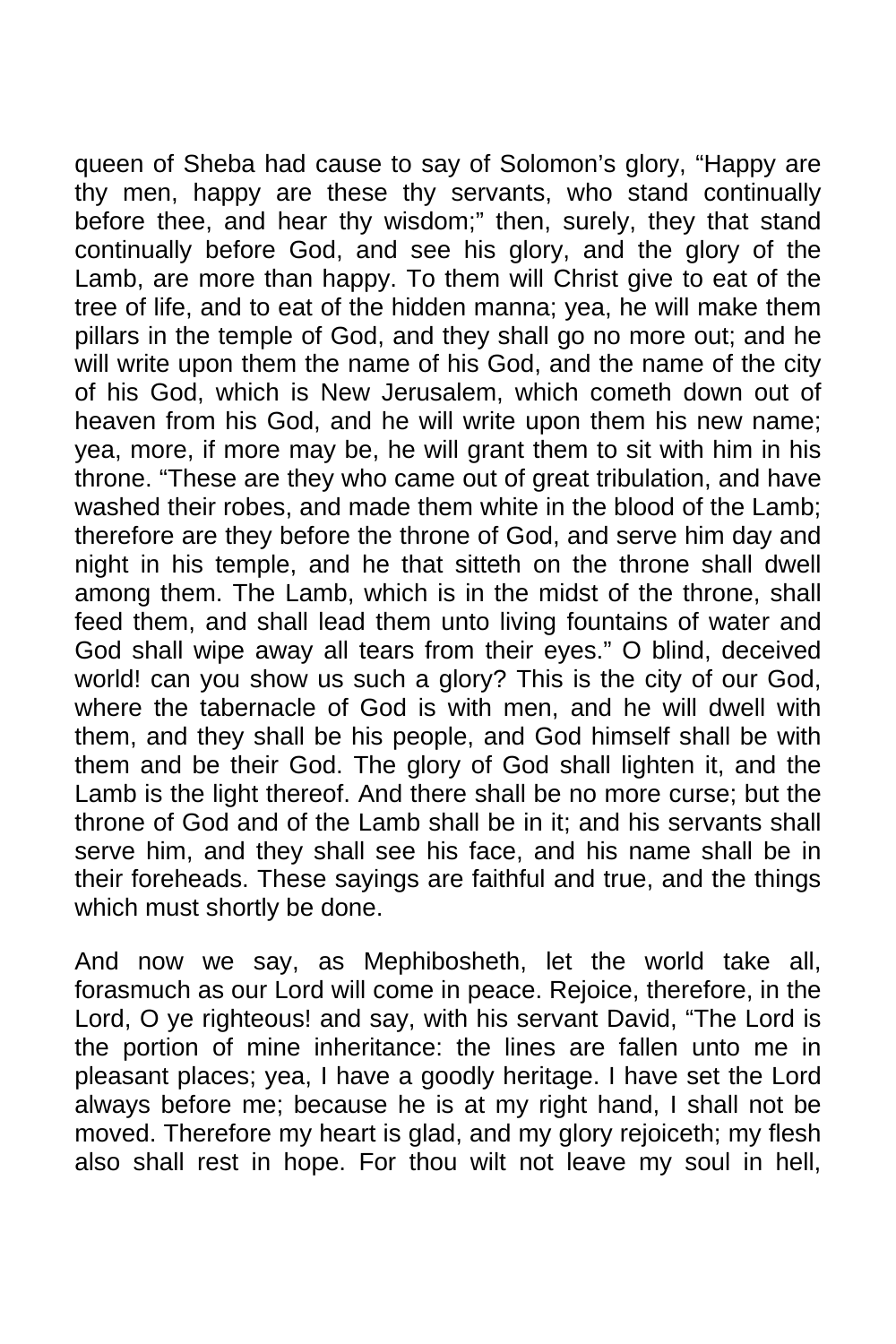queen of Sheba had cause to say of Solomon's glory, "Happy are thy men, happy are these thy servants, who stand continually before thee, and hear thy wisdom;" then, surely, they that stand continually before God, and see his glory, and the glory of the Lamb, are more than happy. To them will Christ give to eat of the tree of life, and to eat of the hidden manna; yea, he will make them pillars in the temple of God, and they shall go no more out; and he will write upon them the name of his God, and the name of the city of his God, which is New Jerusalem, which cometh down out of heaven from his God, and he will write upon them his new name; yea, more, if more may be, he will grant them to sit with him in his throne. "These are they who came out of great tribulation, and have washed their robes, and made them white in the blood of the Lamb; therefore are they before the throne of God, and serve him day and night in his temple, and he that sitteth on the throne shall dwell among them. The Lamb, which is in the midst of the throne, shall feed them, and shall lead them unto living fountains of water and God shall wipe away all tears from their eyes." O blind, deceived world! can you show us such a glory? This is the city of our God, where the tabernacle of God is with men, and he will dwell with them, and they shall be his people, and God himself shall be with them and be their God. The glory of God shall lighten it, and the Lamb is the light thereof. And there shall be no more curse; but the throne of God and of the Lamb shall be in it; and his servants shall serve him, and they shall see his face, and his name shall be in their foreheads. These sayings are faithful and true, and the things which must shortly be done.

And now we say, as Mephibosheth, let the world take all, forasmuch as our Lord will come in peace. Rejoice, therefore, in the Lord, O ye righteous! and say, with his servant David, "The Lord is the portion of mine inheritance: the lines are fallen unto me in pleasant places; yea, I have a goodly heritage. I have set the Lord always before me; because he is at my right hand, I shall not be moved. Therefore my heart is glad, and my glory rejoiceth; my flesh also shall rest in hope. For thou wilt not leave my soul in hell,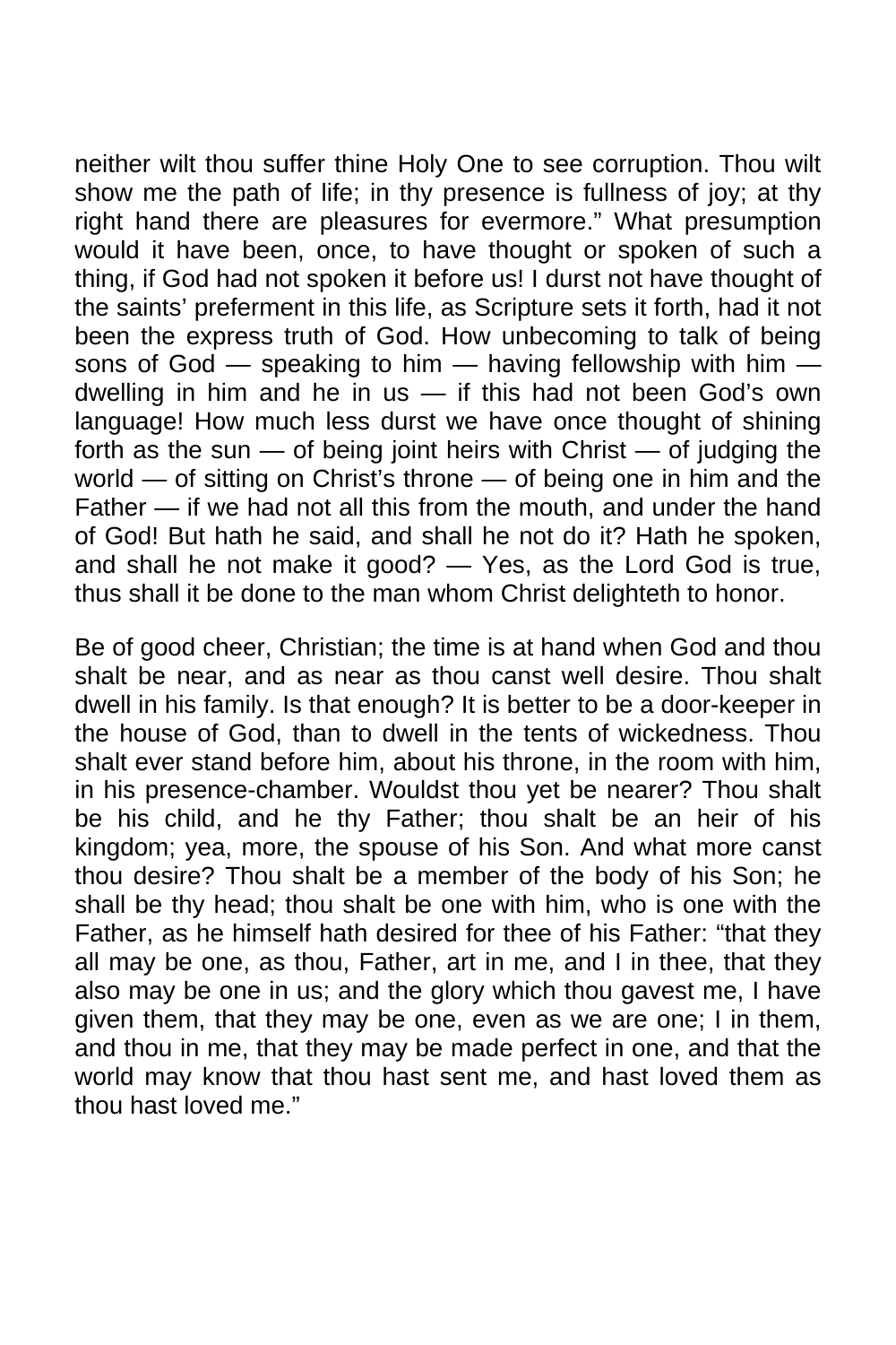neither wilt thou suffer thine Holy One to see corruption. Thou wilt show me the path of life; in thy presence is fullness of joy; at thy right hand there are pleasures for evermore." What presumption would it have been, once, to have thought or spoken of such a thing, if God had not spoken it before us! I durst not have thought of the saints' preferment in this life, as Scripture sets it forth, had it not been the express truth of God. How unbecoming to talk of being sons of God — speaking to him — having fellowship with him — dwelling in him and he in us — if this had not been God's own language! How much less durst we have once thought of shining forth as the sun — of being joint heirs with Christ — of judging the world — of sitting on Christ's throne — of being one in him and the Father — if we had not all this from the mouth, and under the hand of God! But hath he said, and shall he not do it? Hath he spoken, and shall he not make it good? — Yes, as the Lord God is true, thus shall it be done to the man whom Christ delighteth to honor.

Be of good cheer, Christian; the time is at hand when God and thou shalt be near, and as near as thou canst well desire. Thou shalt dwell in his family. Is that enough? It is better to be a door-keeper in the house of God, than to dwell in the tents of wickedness. Thou shalt ever stand before him, about his throne, in the room with him, in his presence-chamber. Wouldst thou yet be nearer? Thou shalt be his child, and he thy Father; thou shalt be an heir of his kingdom; yea, more, the spouse of his Son. And what more canst thou desire? Thou shalt be a member of the body of his Son; he shall be thy head; thou shalt be one with him, who is one with the Father, as he himself hath desired for thee of his Father: "that they all may be one, as thou, Father, art in me, and I in thee, that they also may be one in us; and the glory which thou gavest me, I have given them, that they may be one, even as we are one; I in them, and thou in me, that they may be made perfect in one, and that the world may know that thou hast sent me, and hast loved them as thou hast loved me."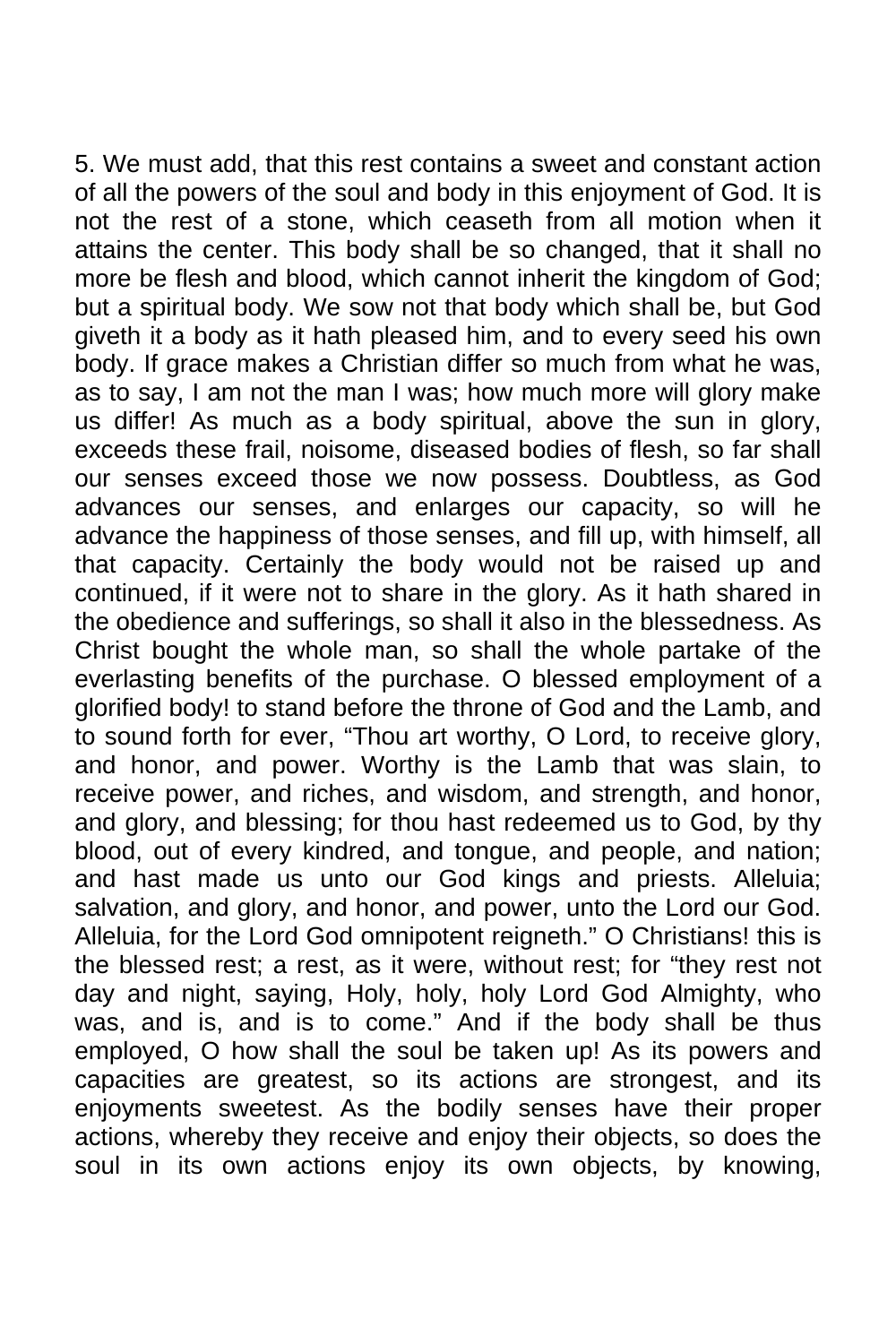5. We must add, that this rest contains a sweet and constant action of all the powers of the soul and body in this enjoyment of God. It is not the rest of a stone, which ceaseth from all motion when it attains the center. This body shall be so changed, that it shall no more be flesh and blood, which cannot inherit the kingdom of God; but a spiritual body. We sow not that body which shall be, but God giveth it a body as it hath pleased him, and to every seed his own body. If grace makes a Christian differ so much from what he was, as to say, I am not the man I was; how much more will glory make us differ! As much as a body spiritual, above the sun in glory, exceeds these frail, noisome, diseased bodies of flesh, so far shall our senses exceed those we now possess. Doubtless, as God advances our senses, and enlarges our capacity, so will he advance the happiness of those senses, and fill up, with himself, all that capacity. Certainly the body would not be raised up and continued, if it were not to share in the glory. As it hath shared in the obedience and sufferings, so shall it also in the blessedness. As Christ bought the whole man, so shall the whole partake of the everlasting benefits of the purchase. O blessed employment of a glorified body! to stand before the throne of God and the Lamb, and to sound forth for ever, "Thou art worthy, O Lord, to receive glory, and honor, and power. Worthy is the Lamb that was slain, to receive power, and riches, and wisdom, and strength, and honor, and glory, and blessing; for thou hast redeemed us to God, by thy blood, out of every kindred, and tongue, and people, and nation; and hast made us unto our God kings and priests. Alleluia; salvation, and glory, and honor, and power, unto the Lord our God. Alleluia, for the Lord God omnipotent reigneth." O Christians! this is the blessed rest; a rest, as it were, without rest; for "they rest not day and night, saying, Holy, holy, holy Lord God Almighty, who was, and is, and is to come." And if the body shall be thus employed, O how shall the soul be taken up! As its powers and capacities are greatest, so its actions are strongest, and its enjoyments sweetest. As the bodily senses have their proper actions, whereby they receive and enjoy their objects, so does the soul in its own actions enjoy its own objects, by knowing,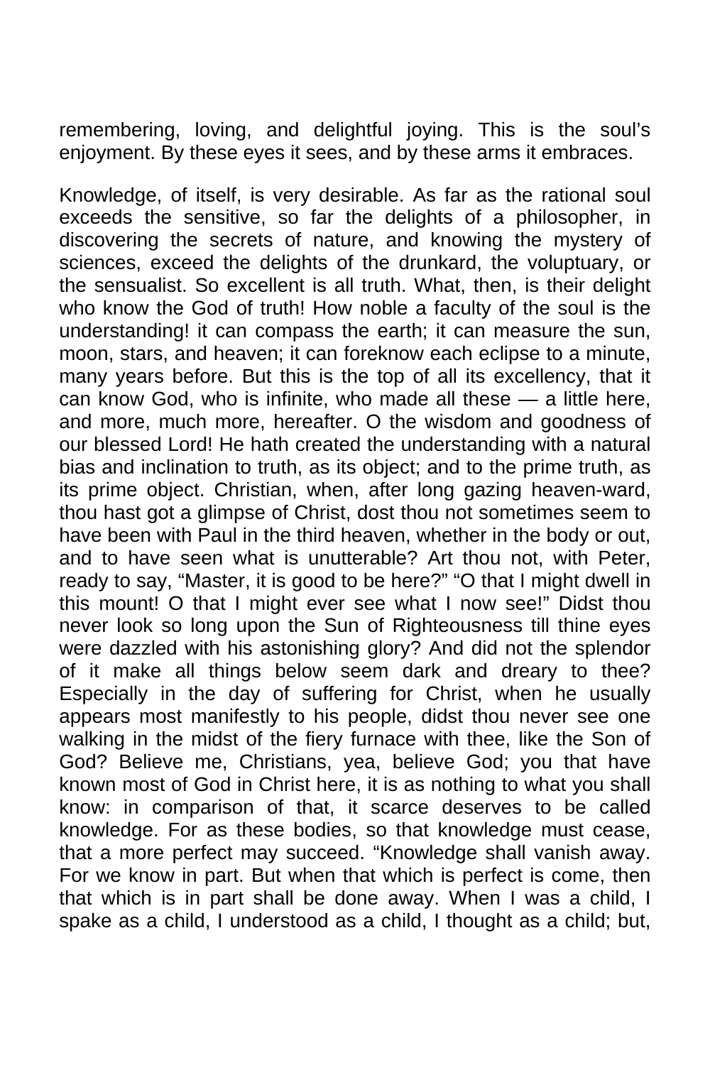remembering, loving, and delightful joying. This is the soul's enjoyment. By these eyes it sees, and by these arms it embraces.

Knowledge, of itself, is very desirable. As far as the rational soul exceeds the sensitive, so far the delights of a philosopher, in discovering the secrets of nature, and knowing the mystery of sciences, exceed the delights of the drunkard, the voluptuary, or the sensualist. So excellent is all truth. What, then, is their delight who know the God of truth! How noble a faculty of the soul is the understanding! it can compass the earth; it can measure the sun, moon, stars, and heaven; it can foreknow each eclipse to a minute, many years before. But this is the top of all its excellency, that it can know God, who is infinite, who made all these — a little here, and more, much more, hereafter. O the wisdom and goodness of our blessed Lord! He hath created the understanding with a natural bias and inclination to truth, as its object; and to the prime truth, as its prime object. Christian, when, after long gazing heaven-ward, thou hast got a glimpse of Christ, dost thou not sometimes seem to have been with Paul in the third heaven, whether in the body or out, and to have seen what is unutterable? Art thou not, with Peter, ready to say, "Master, it is good to be here?" "O that I might dwell in this mount! O that I might ever see what I now see!" Didst thou never look so long upon the Sun of Righteousness till thine eyes were dazzled with his astonishing glory? And did not the splendor of it make all things below seem dark and dreary to thee? Especially in the day of suffering for Christ, when he usually appears most manifestly to his people, didst thou never see one walking in the midst of the fiery furnace with thee, like the Son of God? Believe me, Christians, yea, believe God; you that have known most of God in Christ here, it is as nothing to what you shall know: in comparison of that, it scarce deserves to be called knowledge. For as these bodies, so that knowledge must cease, that a more perfect may succeed. "Knowledge shall vanish away. For we know in part. But when that which is perfect is come, then that which is in part shall be done away. When I was a child, I spake as a child, I understood as a child, I thought as a child; but,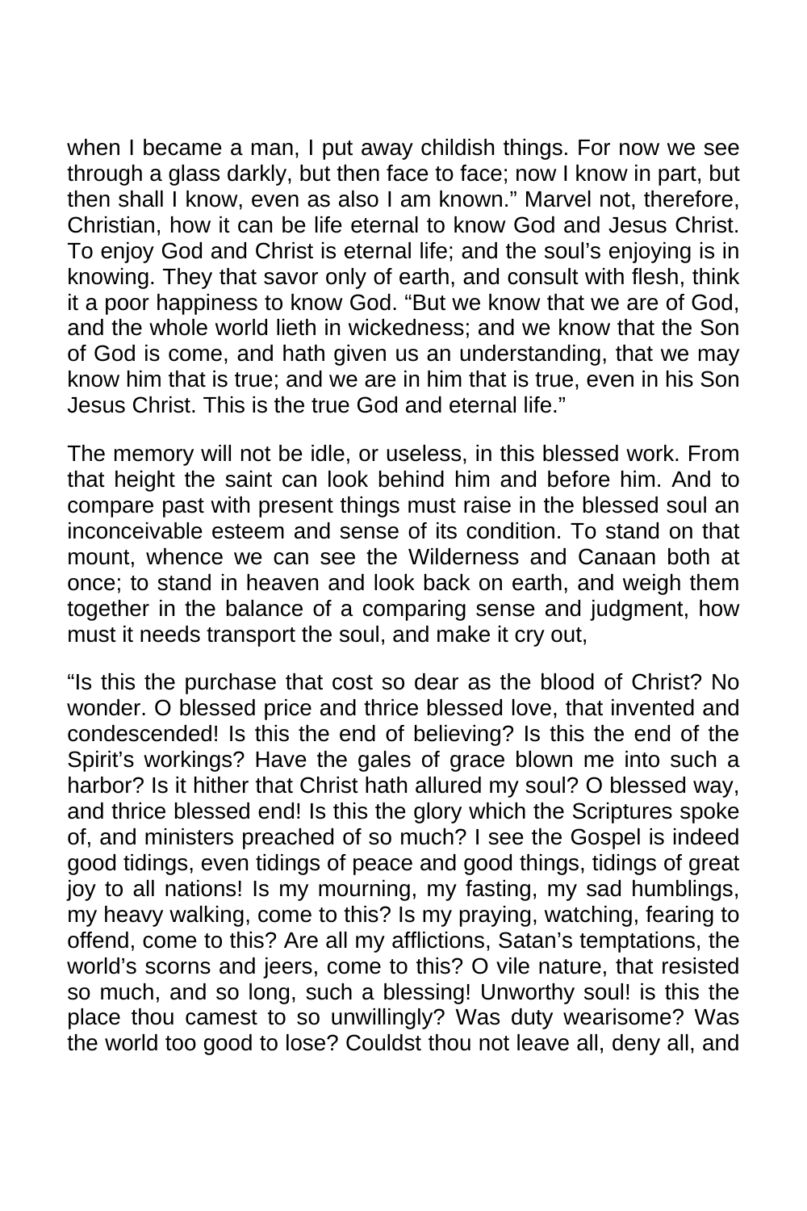when I became a man, I put away childish things. For now we see through a glass darkly, but then face to face; now I know in part, but then shall I know, even as also I am known." Marvel not, therefore, Christian, how it can be life eternal to know God and Jesus Christ. To enjoy God and Christ is eternal life; and the soul's enjoying is in knowing. They that savor only of earth, and consult with flesh, think it a poor happiness to know God. "But we know that we are of God, and the whole world lieth in wickedness; and we know that the Son of God is come, and hath given us an understanding, that we may know him that is true; and we are in him that is true, even in his Son Jesus Christ. This is the true God and eternal life."

The memory will not be idle, or useless, in this blessed work. From that height the saint can look behind him and before him. And to compare past with present things must raise in the blessed soul an inconceivable esteem and sense of its condition. To stand on that mount, whence we can see the Wilderness and Canaan both at once; to stand in heaven and look back on earth, and weigh them together in the balance of a comparing sense and judgment, how must it needs transport the soul, and make it cry out,

"Is this the purchase that cost so dear as the blood of Christ? No wonder. O blessed price and thrice blessed love, that invented and condescended! Is this the end of believing? Is this the end of the Spirit's workings? Have the gales of grace blown me into such a harbor? Is it hither that Christ hath allured my soul? O blessed way, and thrice blessed end! Is this the glory which the Scriptures spoke of, and ministers preached of so much? I see the Gospel is indeed good tidings, even tidings of peace and good things, tidings of great joy to all nations! Is my mourning, my fasting, my sad humblings, my heavy walking, come to this? Is my praying, watching, fearing to offend, come to this? Are all my afflictions, Satan's temptations, the world's scorns and jeers, come to this? O vile nature, that resisted so much, and so long, such a blessing! Unworthy soul! is this the place thou camest to so unwillingly? Was duty wearisome? Was the world too good to lose? Couldst thou not leave all, deny all, and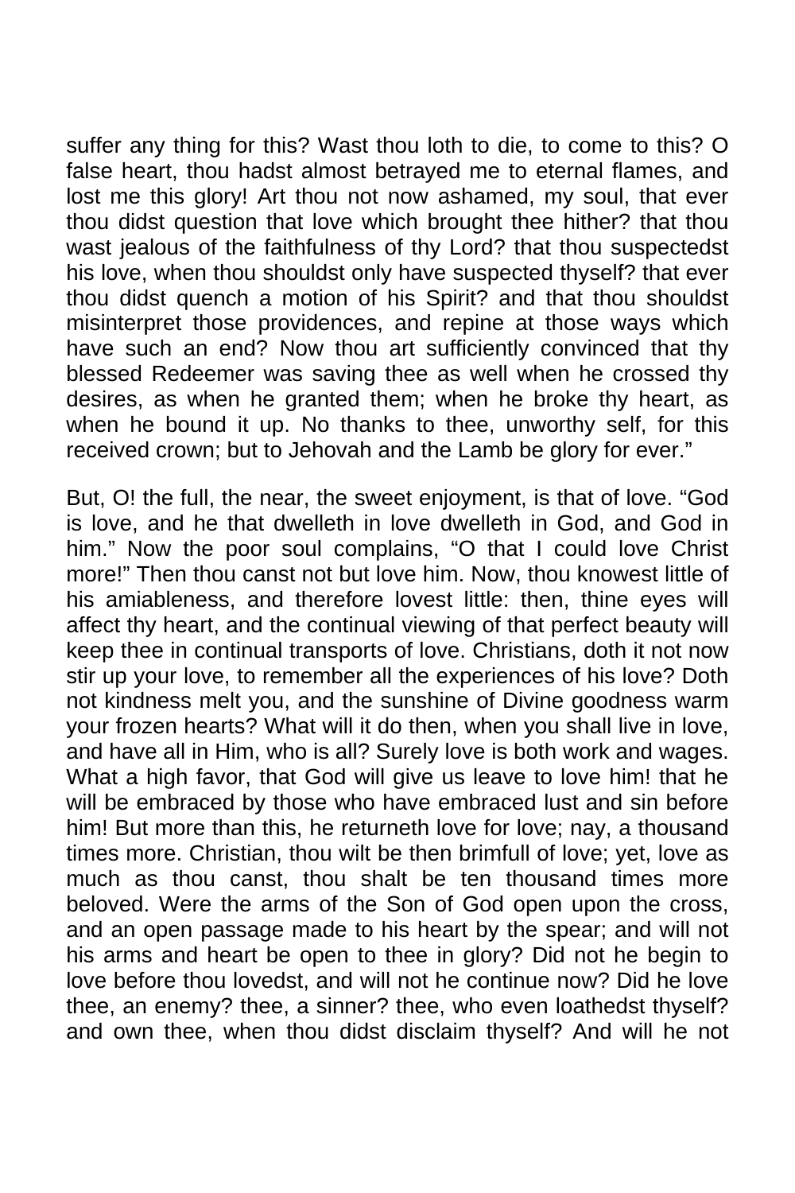suffer any thing for this? Wast thou loth to die, to come to this? O false heart, thou hadst almost betrayed me to eternal flames, and lost me this glory! Art thou not now ashamed, my soul, that ever thou didst question that love which brought thee hither? that thou wast jealous of the faithfulness of thy Lord? that thou suspectedst his love, when thou shouldst only have suspected thyself? that ever thou didst quench a motion of his Spirit? and that thou shouldst misinterpret those providences, and repine at those ways which have such an end? Now thou art sufficiently convinced that thy blessed Redeemer was saving thee as well when he crossed thy desires, as when he granted them; when he broke thy heart, as when he bound it up. No thanks to thee, unworthy self, for this received crown; but to Jehovah and the Lamb be glory for ever."

But, O! the full, the near, the sweet enjoyment, is that of love. "God is love, and he that dwelleth in love dwelleth in God, and God in him." Now the poor soul complains, "O that I could love Christ more!" Then thou canst not but love him. Now, thou knowest little of his amiableness, and therefore lovest little: then, thine eyes will affect thy heart, and the continual viewing of that perfect beauty will keep thee in continual transports of love. Christians, doth it not now stir up your love, to remember all the experiences of his love? Doth not kindness melt you, and the sunshine of Divine goodness warm your frozen hearts? What will it do then, when you shall live in love, and have all in Him, who is all? Surely love is both work and wages. What a high favor, that God will give us leave to love him! that he will be embraced by those who have embraced lust and sin before him! But more than this, he returneth love for love; nay, a thousand times more. Christian, thou wilt be then brimfull of love; yet, love as much as thou canst, thou shalt be ten thousand times more beloved. Were the arms of the Son of God open upon the cross, and an open passage made to his heart by the spear; and will not his arms and heart be open to thee in glory? Did not he begin to love before thou lovedst, and will not he continue now? Did he love thee, an enemy? thee, a sinner? thee, who even loathedst thyself? and own thee, when thou didst disclaim thyself? And will he not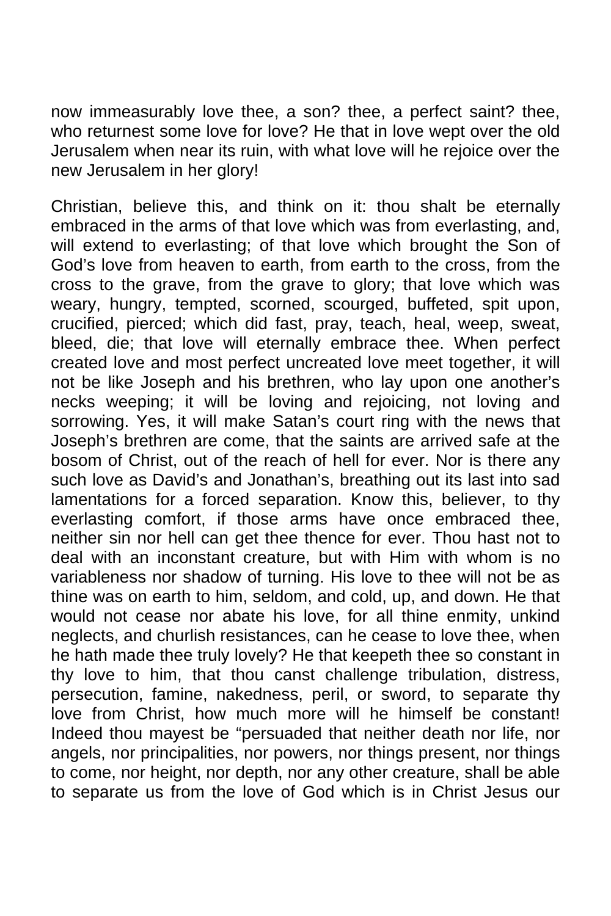now immeasurably love thee, a son? thee, a perfect saint? thee, who returnest some love for love? He that in love wept over the old Jerusalem when near its ruin, with what love will he rejoice over the new Jerusalem in her glory!

Christian, believe this, and think on it: thou shalt be eternally embraced in the arms of that love which was from everlasting, and, will extend to everlasting; of that love which brought the Son of God's love from heaven to earth, from earth to the cross, from the cross to the grave, from the grave to glory; that love which was weary, hungry, tempted, scorned, scourged, buffeted, spit upon, crucified, pierced; which did fast, pray, teach, heal, weep, sweat, bleed, die; that love will eternally embrace thee. When perfect created love and most perfect uncreated love meet together, it will not be like Joseph and his brethren, who lay upon one another's necks weeping; it will be loving and rejoicing, not loving and sorrowing. Yes, it will make Satan's court ring with the news that Joseph's brethren are come, that the saints are arrived safe at the bosom of Christ, out of the reach of hell for ever. Nor is there any such love as David's and Jonathan's, breathing out its last into sad lamentations for a forced separation. Know this, believer, to thy everlasting comfort, if those arms have once embraced thee, neither sin nor hell can get thee thence for ever. Thou hast not to deal with an inconstant creature, but with Him with whom is no variableness nor shadow of turning. His love to thee will not be as thine was on earth to him, seldom, and cold, up, and down. He that would not cease nor abate his love, for all thine enmity, unkind neglects, and churlish resistances, can he cease to love thee, when he hath made thee truly lovely? He that keepeth thee so constant in thy love to him, that thou canst challenge tribulation, distress, persecution, famine, nakedness, peril, or sword, to separate thy love from Christ, how much more will he himself be constant! Indeed thou mayest be "persuaded that neither death nor life, nor angels, nor principalities, nor powers, nor things present, nor things to come, nor height, nor depth, nor any other creature, shall be able to separate us from the love of God which is in Christ Jesus our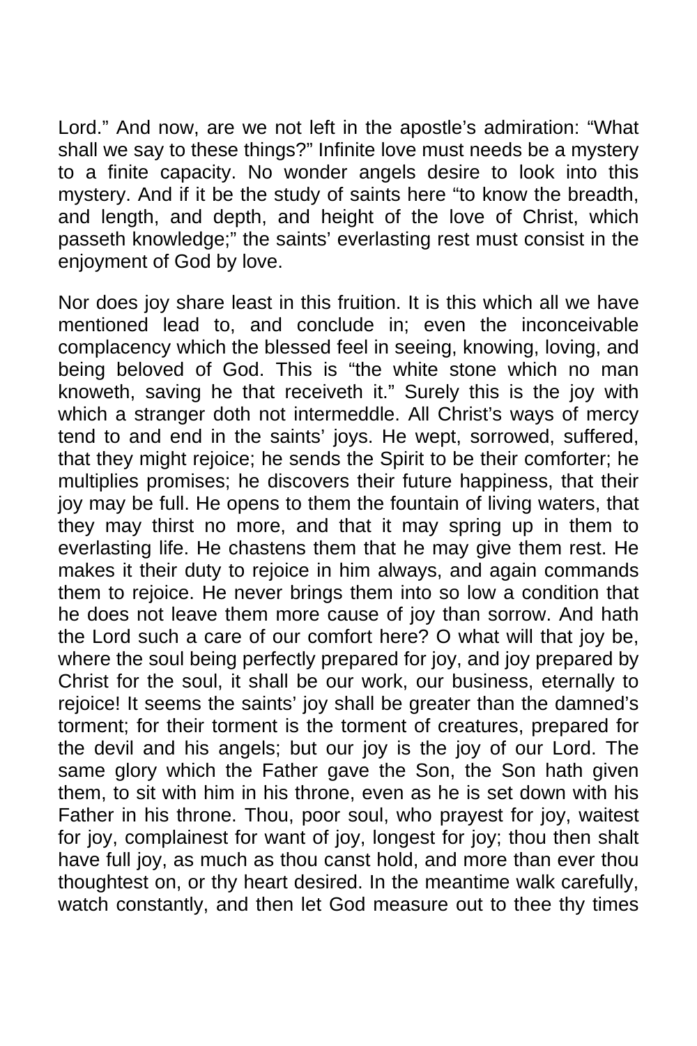Lord." And now, are we not left in the apostle's admiration: "What shall we say to these things?" Infinite love must needs be a mystery to a finite capacity. No wonder angels desire to look into this mystery. And if it be the study of saints here "to know the breadth, and length, and depth, and height of the love of Christ, which passeth knowledge;" the saints' everlasting rest must consist in the enjoyment of God by love.

Nor does joy share least in this fruition. It is this which all we have mentioned lead to, and conclude in; even the inconceivable complacency which the blessed feel in seeing, knowing, loving, and being beloved of God. This is "the white stone which no man knoweth, saving he that receiveth it." Surely this is the joy with which a stranger doth not intermeddle. All Christ's ways of mercy tend to and end in the saints' joys. He wept, sorrowed, suffered, that they might rejoice; he sends the Spirit to be their comforter; he multiplies promises; he discovers their future happiness, that their joy may be full. He opens to them the fountain of living waters, that they may thirst no more, and that it may spring up in them to everlasting life. He chastens them that he may give them rest. He makes it their duty to rejoice in him always, and again commands them to rejoice. He never brings them into so low a condition that he does not leave them more cause of joy than sorrow. And hath the Lord such a care of our comfort here? O what will that joy be, where the soul being perfectly prepared for joy, and joy prepared by Christ for the soul, it shall be our work, our business, eternally to rejoice! It seems the saints' joy shall be greater than the damned's torment; for their torment is the torment of creatures, prepared for the devil and his angels; but our joy is the joy of our Lord. The same glory which the Father gave the Son, the Son hath given them, to sit with him in his throne, even as he is set down with his Father in his throne. Thou, poor soul, who prayest for joy, waitest for joy, complainest for want of joy, longest for joy; thou then shalt have full joy, as much as thou canst hold, and more than ever thou thoughtest on, or thy heart desired. In the meantime walk carefully, watch constantly, and then let God measure out to thee thy times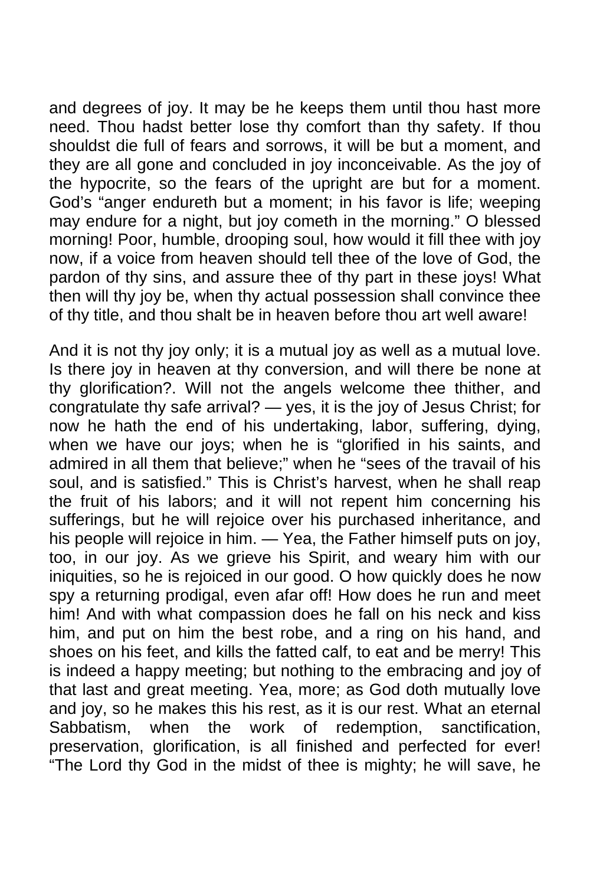and degrees of joy. It may be he keeps them until thou hast more need. Thou hadst better lose thy comfort than thy safety. If thou shouldst die full of fears and sorrows, it will be but a moment, and they are all gone and concluded in joy inconceivable. As the joy of the hypocrite, so the fears of the upright are but for a moment. God's "anger endureth but a moment; in his favor is life; weeping may endure for a night, but joy cometh in the morning." O blessed morning! Poor, humble, drooping soul, how would it fill thee with joy now, if a voice from heaven should tell thee of the love of God, the pardon of thy sins, and assure thee of thy part in these joys! What then will thy joy be, when thy actual possession shall convince thee of thy title, and thou shalt be in heaven before thou art well aware!

And it is not thy joy only; it is a mutual joy as well as a mutual love. Is there joy in heaven at thy conversion, and will there be none at thy glorification?. Will not the angels welcome thee thither, and congratulate thy safe arrival? — yes, it is the joy of Jesus Christ; for now he hath the end of his undertaking, labor, suffering, dying, when we have our joys; when he is "glorified in his saints, and admired in all them that believe;" when he "sees of the travail of his soul, and is satisfied." This is Christ's harvest, when he shall reap the fruit of his labors; and it will not repent him concerning his sufferings, but he will rejoice over his purchased inheritance, and his people will rejoice in him. — Yea, the Father himself puts on joy, too, in our joy. As we grieve his Spirit, and weary him with our iniquities, so he is rejoiced in our good. O how quickly does he now spy a returning prodigal, even afar off! How does he run and meet him! And with what compassion does he fall on his neck and kiss him, and put on him the best robe, and a ring on his hand, and shoes on his feet, and kills the fatted calf, to eat and be merry! This is indeed a happy meeting; but nothing to the embracing and joy of that last and great meeting. Yea, more; as God doth mutually love and joy, so he makes this his rest, as it is our rest. What an eternal Sabbatism, when the work of redemption, sanctification, preservation, glorification, is all finished and perfected for ever! "The Lord thy God in the midst of thee is mighty; he will save, he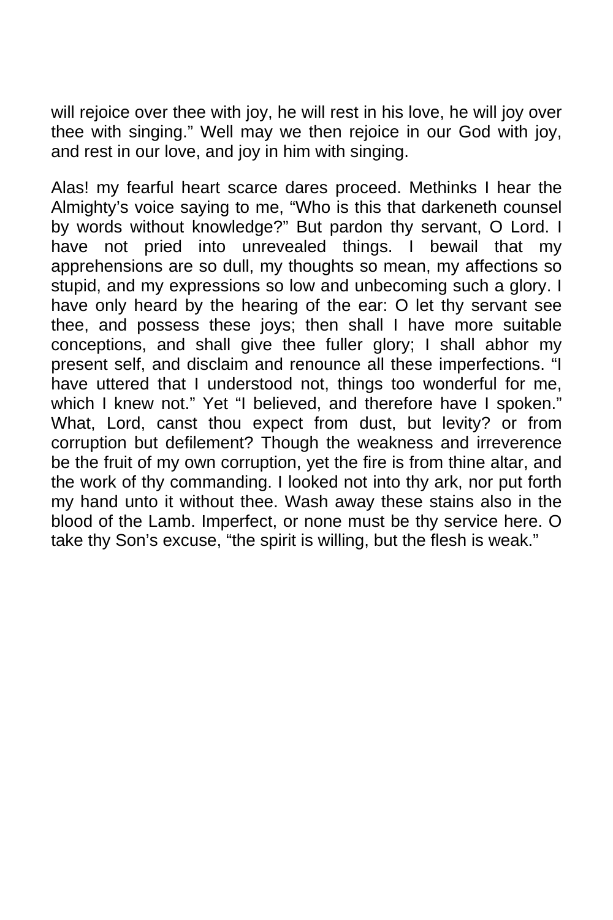will rejoice over thee with joy, he will rest in his love, he will joy over thee with singing.” Well may we then rejoice in our God with joy, and rest in our love, and joy in him with singing.

Alas! my fearful heart scarce dares proceed. Methinks I hear the Almighty’s voice saying to me, “Who is this that darkeneth counsel by words without knowledge?” But pardon thy servant, O Lord. I have not pried into unrevealed things. I bewail that my apprehensions are so dull, my thoughts so mean, my affections so stupid, and my expressions so low and unbecoming such a glory. I have only heard by the hearing of the ear: O let thy servant see thee, and possess these joys; then shall I have more suitable conceptions, and shall give thee fuller glory; I shall abhor my present self, and disclaim and renounce all these imperfections. “I have uttered that I understood not, things too wonderful for me, which I knew not.” Yet “I believed, and therefore have I spoken.” What, Lord, canst thou expect from dust, but levity? or from corruption but defilement? Though the weakness and irreverence be the fruit of my own corruption, yet the fire is from thine altar, and the work of thy commanding. I looked not into thy ark, nor put forth my hand unto it without thee. Wash away these stains also in the blood of the Lamb. Imperfect, or none must be thy service here. O take thy Son’s excuse, “the spirit is willing, but the flesh is weak.”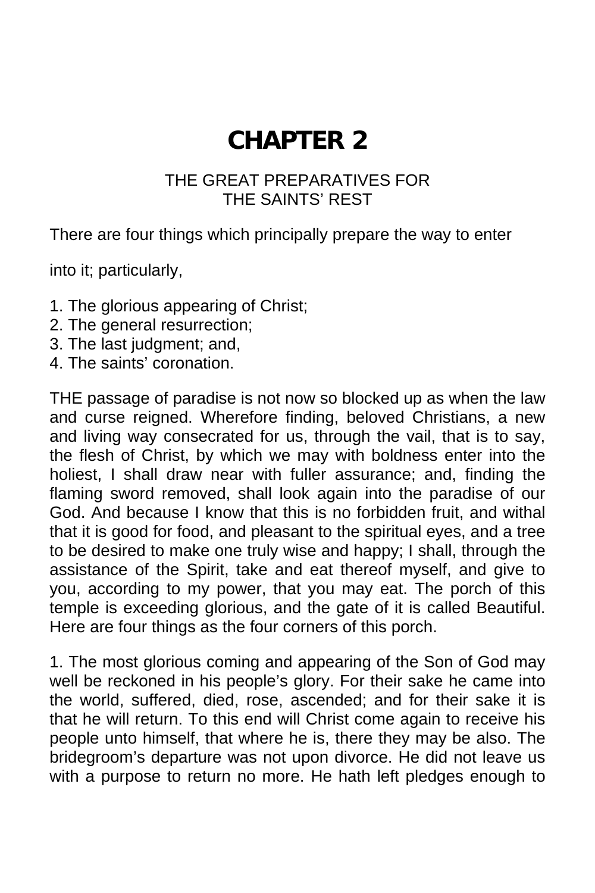# CHAPTER 2

THE GREAT PREPARATIVES FOR
THE SAINTS' REST

There are four things which principally prepare the way to enter

into it; particularly,

1. The glorious appearing of Christ;
2. The general resurrection;
3. The last judgment; and,
4. The saints' coronation.

THE passage of paradise is not now so blocked up as when the law and curse reigned. Wherefore finding, beloved Christians, a new and living way consecrated for us, through the vail, that is to say, the flesh of Christ, by which we may with boldness enter into the holiest, I shall draw near with fuller assurance; and, finding the flaming sword removed, shall look again into the paradise of our God. And because I know that this is no forbidden fruit, and withal that it is good for food, and pleasant to the spiritual eyes, and a tree to be desired to make one truly wise and happy; I shall, through the assistance of the Spirit, take and eat thereof myself, and give to you, according to my power, that you may eat. The porch of this temple is exceeding glorious, and the gate of it is called Beautiful. Here are four things as the four corners of this porch.

1. The most glorious coming and appearing of the Son of God may well be reckoned in his people's glory. For their sake he came into the world, suffered, died, rose, ascended; and for their sake it is that he will return. To this end will Christ come again to receive his people unto himself, that where he is, there they may be also. The bridegroom's departure was not upon divorce. He did not leave us with a purpose to return no more. He hath left pledges enough to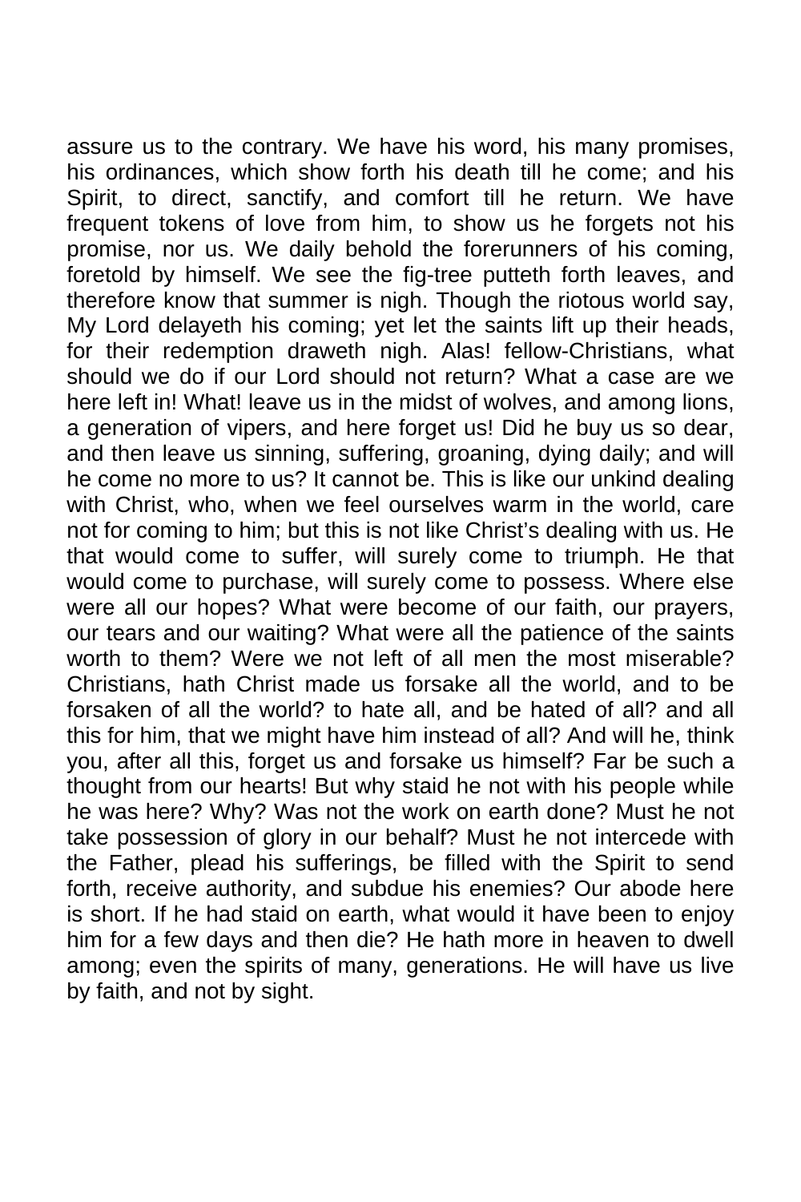assure us to the contrary. We have his word, his many promises, his ordinances, which show forth his death till he come; and his Spirit, to direct, sanctify, and comfort till he return. We have frequent tokens of love from him, to show us he forgets not his promise, nor us. We daily behold the forerunners of his coming, foretold by himself. We see the fig-tree putteth forth leaves, and therefore know that summer is nigh. Though the riotous world say, My Lord delayeth his coming; yet let the saints lift up their heads, for their redemption draweth nigh. Alas! fellow-Christians, what should we do if our Lord should not return? What a case are we here left in! What! leave us in the midst of wolves, and among lions, a generation of vipers, and here forget us! Did he buy us so dear, and then leave us sinning, suffering, groaning, dying daily; and will he come no more to us? It cannot be. This is like our unkind dealing with Christ, who, when we feel ourselves warm in the world, care not for coming to him; but this is not like Christ's dealing with us. He that would come to suffer, will surely come to triumph. He that would come to purchase, will surely come to possess. Where else were all our hopes? What were become of our faith, our prayers, our tears and our waiting? What were all the patience of the saints worth to them? Were we not left of all men the most miserable? Christians, hath Christ made us forsake all the world, and to be forsaken of all the world? to hate all, and be hated of all? and all this for him, that we might have him instead of all? And will he, think you, after all this, forget us and forsake us himself? Far be such a thought from our hearts! But why staid he not with his people while he was here? Why? Was not the work on earth done? Must he not take possession of glory in our behalf? Must he not intercede with the Father, plead his sufferings, be filled with the Spirit to send forth, receive authority, and subdue his enemies? Our abode here is short. If he had staid on earth, what would it have been to enjoy him for a few days and then die? He hath more in heaven to dwell among; even the spirits of many, generations. He will have us live by faith, and not by sight.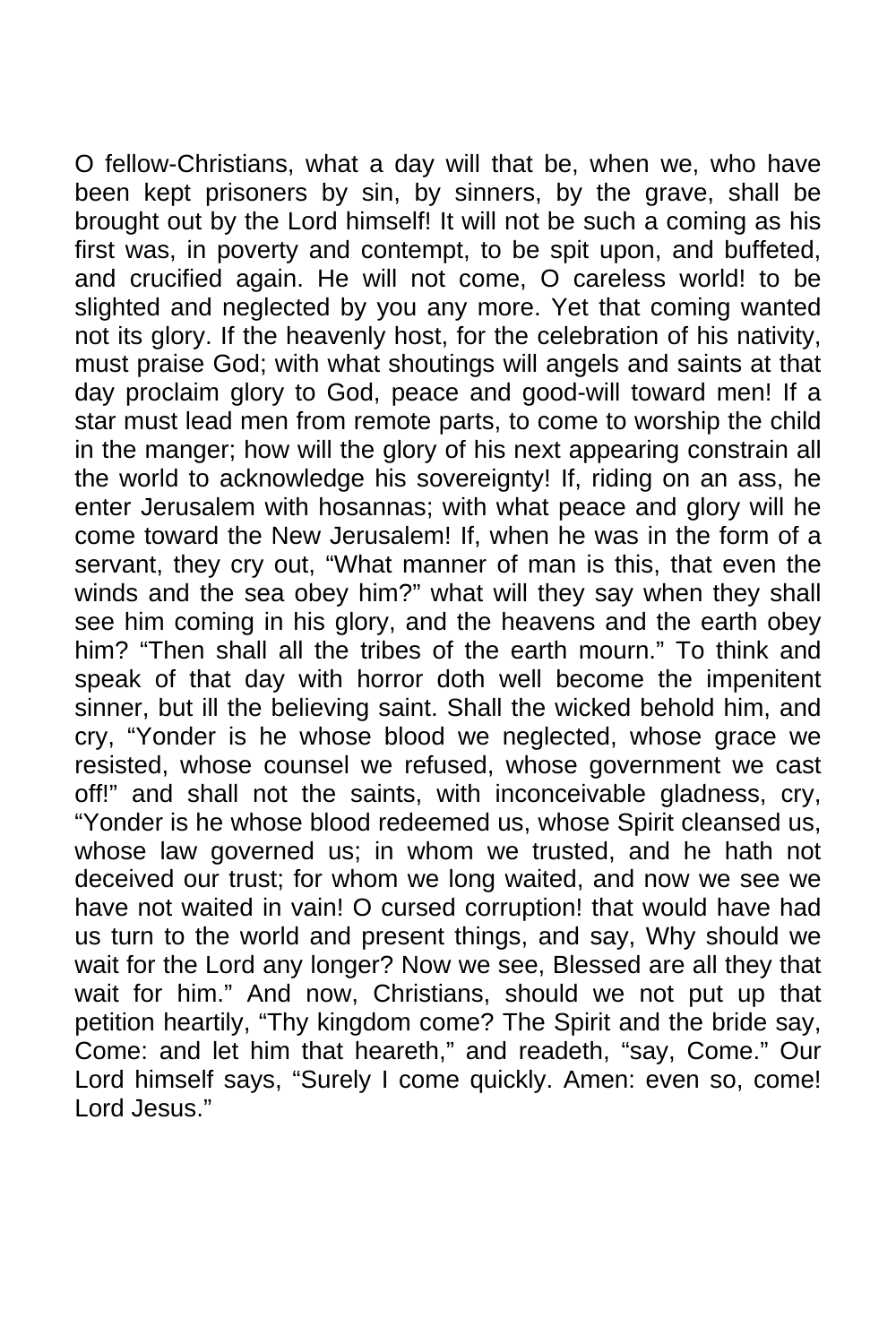O fellow-Christians, what a day will that be, when we, who have been kept prisoners by sin, by sinners, by the grave, shall be brought out by the Lord himself! It will not be such a coming as his first was, in poverty and contempt, to be spit upon, and buffeted, and crucified again. He will not come, O careless world! to be slighted and neglected by you any more. Yet that coming wanted not its glory. If the heavenly host, for the celebration of his nativity, must praise God; with what shoutings will angels and saints at that day proclaim glory to God, peace and good-will toward men! If a star must lead men from remote parts, to come to worship the child in the manger; how will the glory of his next appearing constrain all the world to acknowledge his sovereignty! If, riding on an ass, he enter Jerusalem with hosannas; with what peace and glory will he come toward the New Jerusalem! If, when he was in the form of a servant, they cry out, "What manner of man is this, that even the winds and the sea obey him?" what will they say when they shall see him coming in his glory, and the heavens and the earth obey him? "Then shall all the tribes of the earth mourn." To think and speak of that day with horror doth well become the impenitent sinner, but ill the believing saint. Shall the wicked behold him, and cry, "Yonder is he whose blood we neglected, whose grace we resisted, whose counsel we refused, whose government we cast off!" and shall not the saints, with inconceivable gladness, cry, "Yonder is he whose blood redeemed us, whose Spirit cleansed us, whose law governed us; in whom we trusted, and he hath not deceived our trust; for whom we long waited, and now we see we have not waited in vain! O cursed corruption! that would have had us turn to the world and present things, and say, Why should we wait for the Lord any longer? Now we see, Blessed are all they that wait for him." And now, Christians, should we not put up that petition heartily, "Thy kingdom come? The Spirit and the bride say, Come: and let him that heareth," and readeth, "say, Come." Our Lord himself says, "Surely I come quickly. Amen: even so, come! Lord Jesus."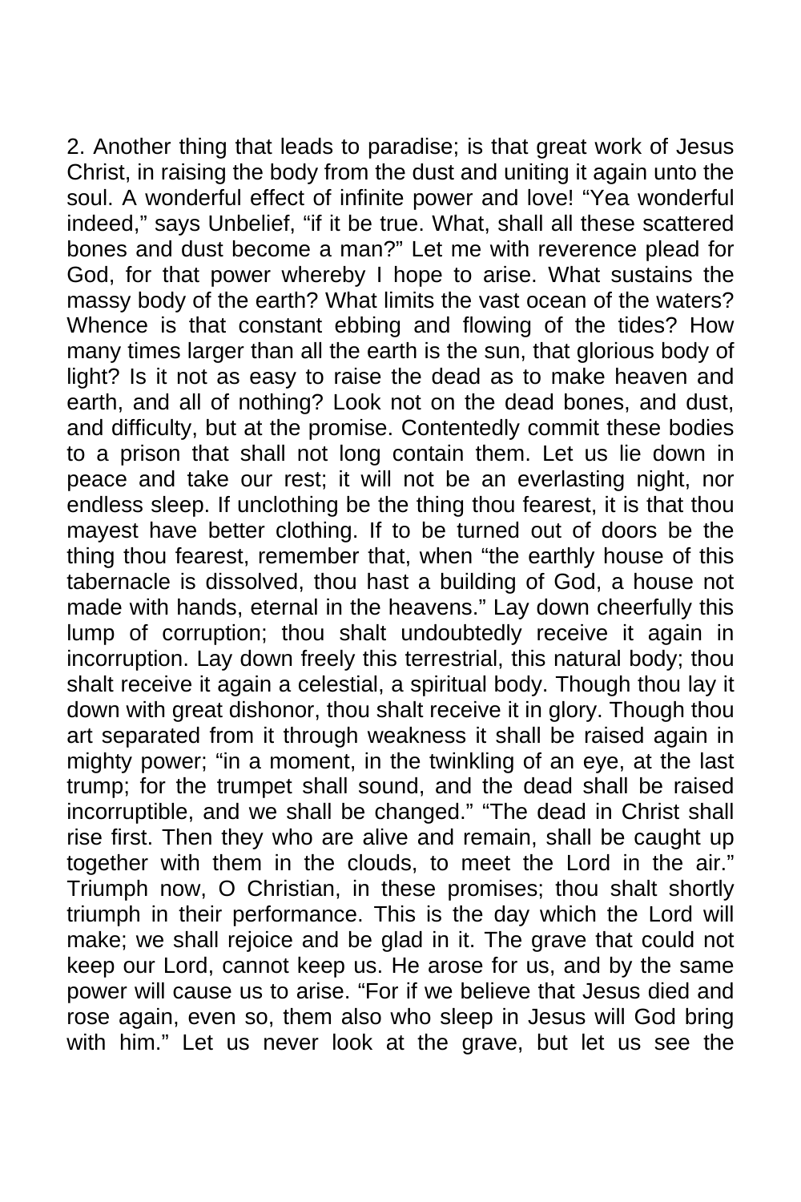2. Another thing that leads to paradise; is that great work of Jesus Christ, in raising the body from the dust and uniting it again unto the soul. A wonderful effect of infinite power and love! "Yea wonderful indeed," says Unbelief, "if it be true. What, shall all these scattered bones and dust become a man?" Let me with reverence plead for God, for that power whereby I hope to arise. What sustains the massy body of the earth? What limits the vast ocean of the waters? Whence is that constant ebbing and flowing of the tides? How many times larger than all the earth is the sun, that glorious body of light? Is it not as easy to raise the dead as to make heaven and earth, and all of nothing? Look not on the dead bones, and dust, and difficulty, but at the promise. Contentedly commit these bodies to a prison that shall not long contain them. Let us lie down in peace and take our rest; it will not be an everlasting night, nor endless sleep. If unclothing be the thing thou fearest, it is that thou mayest have better clothing. If to be turned out of doors be the thing thou fearest, remember that, when "the earthly house of this tabernacle is dissolved, thou hast a building of God, a house not made with hands, eternal in the heavens." Lay down cheerfully this lump of corruption; thou shalt undoubtedly receive it again in incorruption. Lay down freely this terrestrial, this natural body; thou shalt receive it again a celestial, a spiritual body. Though thou lay it down with great dishonor, thou shalt receive it in glory. Though thou art separated from it through weakness it shall be raised again in mighty power; "in a moment, in the twinkling of an eye, at the last trump; for the trumpet shall sound, and the dead shall be raised incorruptible, and we shall be changed." "The dead in Christ shall rise first. Then they who are alive and remain, shall be caught up together with them in the clouds, to meet the Lord in the air." Triumph now, O Christian, in these promises; thou shalt shortly triumph in their performance. This is the day which the Lord will make; we shall rejoice and be glad in it. The grave that could not keep our Lord, cannot keep us. He arose for us, and by the same power will cause us to arise. "For if we believe that Jesus died and rose again, even so, them also who sleep in Jesus will God bring with him." Let us never look at the grave, but let us see the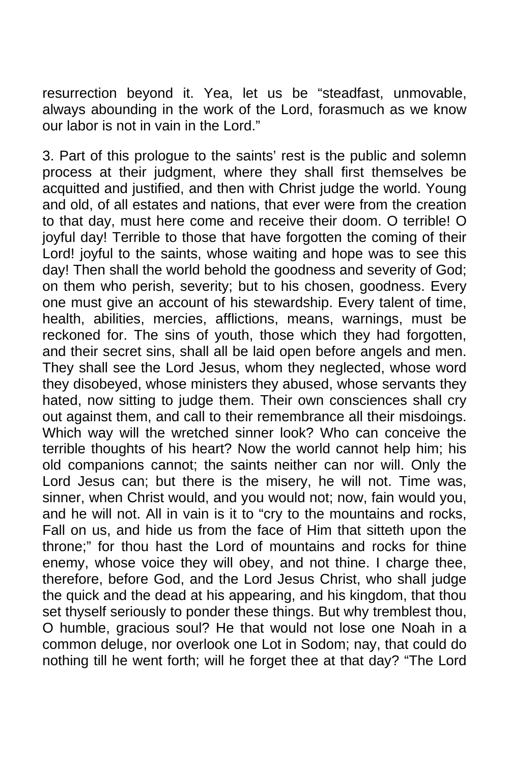resurrection beyond it. Yea, let us be "steadfast, unmovable, always abounding in the work of the Lord, forasmuch as we know our labor is not in vain in the Lord."

3. Part of this prologue to the saints' rest is the public and solemn process at their judgment, where they shall first themselves be acquitted and justified, and then with Christ judge the world. Young and old, of all estates and nations, that ever were from the creation to that day, must here come and receive their doom. O terrible! O joyful day! Terrible to those that have forgotten the coming of their Lord! joyful to the saints, whose waiting and hope was to see this day! Then shall the world behold the goodness and severity of God; on them who perish, severity; but to his chosen, goodness. Every one must give an account of his stewardship. Every talent of time, health, abilities, mercies, afflictions, means, warnings, must be reckoned for. The sins of youth, those which they had forgotten, and their secret sins, shall all be laid open before angels and men. They shall see the Lord Jesus, whom they neglected, whose word they disobeyed, whose ministers they abused, whose servants they hated, now sitting to judge them. Their own consciences shall cry out against them, and call to their remembrance all their misdoings. Which way will the wretched sinner look? Who can conceive the terrible thoughts of his heart? Now the world cannot help him; his old companions cannot; the saints neither can nor will. Only the Lord Jesus can; but there is the misery, he will not. Time was, sinner, when Christ would, and you would not; now, fain would you, and he will not. All in vain is it to "cry to the mountains and rocks, Fall on us, and hide us from the face of Him that sitteth upon the throne;" for thou hast the Lord of mountains and rocks for thine enemy, whose voice they will obey, and not thine. I charge thee, therefore, before God, and the Lord Jesus Christ, who shall judge the quick and the dead at his appearing, and his kingdom, that thou set thyself seriously to ponder these things. But why tremblest thou, O humble, gracious soul? He that would not lose one Noah in a common deluge, nor overlook one Lot in Sodom; nay, that could do nothing till he went forth; will he forget thee at that day? "The Lord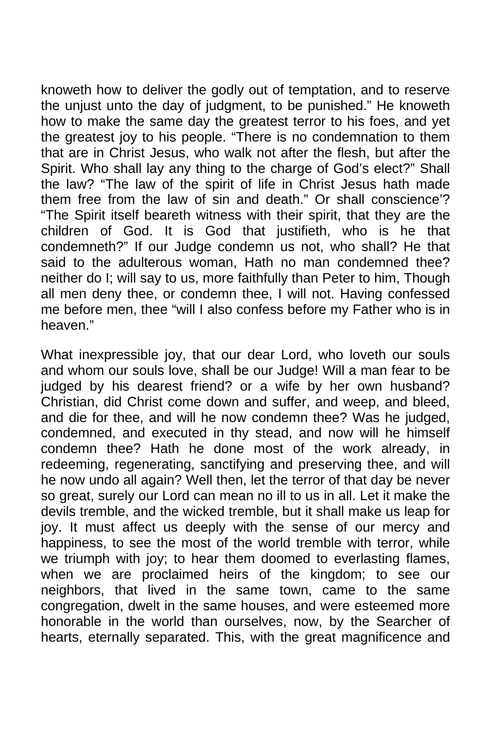knoweth how to deliver the godly out of temptation, and to reserve the unjust unto the day of judgment, to be punished." He knoweth how to make the same day the greatest terror to his foes, and yet the greatest joy to his people. "There is no condemnation to them that are in Christ Jesus, who walk not after the flesh, but after the Spirit. Who shall lay any thing to the charge of God's elect?" Shall the law? "The law of the spirit of life in Christ Jesus hath made them free from the law of sin and death." Or shall conscience'? "The Spirit itself beareth witness with their spirit, that they are the children of God. It is God that justifieth, who is he that condemneth?" If our Judge condemn us not, who shall? He that said to the adulterous woman, Hath no man condemned thee? neither do I; will say to us, more faithfully than Peter to him, Though all men deny thee, or condemn thee, I will not. Having confessed me before men, thee "will I also confess before my Father who is in heaven."

What inexpressible joy, that our dear Lord, who loveth our souls and whom our souls love, shall be our Judge! Will a man fear to be judged by his dearest friend? or a wife by her own husband? Christian, did Christ come down and suffer, and weep, and bleed, and die for thee, and will he now condemn thee? Was he judged, condemned, and executed in thy stead, and now will he himself condemn thee? Hath he done most of the work already, in redeeming, regenerating, sanctifying and preserving thee, and will he now undo all again? Well then, let the terror of that day be never so great, surely our Lord can mean no ill to us in all. Let it make the devils tremble, and the wicked tremble, but it shall make us leap for joy. It must affect us deeply with the sense of our mercy and happiness, to see the most of the world tremble with terror, while we triumph with joy; to hear them doomed to everlasting flames, when we are proclaimed heirs of the kingdom; to see our neighbors, that lived in the same town, came to the same congregation, dwelt in the same houses, and were esteemed more honorable in the world than ourselves, now, by the Searcher of hearts, eternally separated. This, with the great magnificence and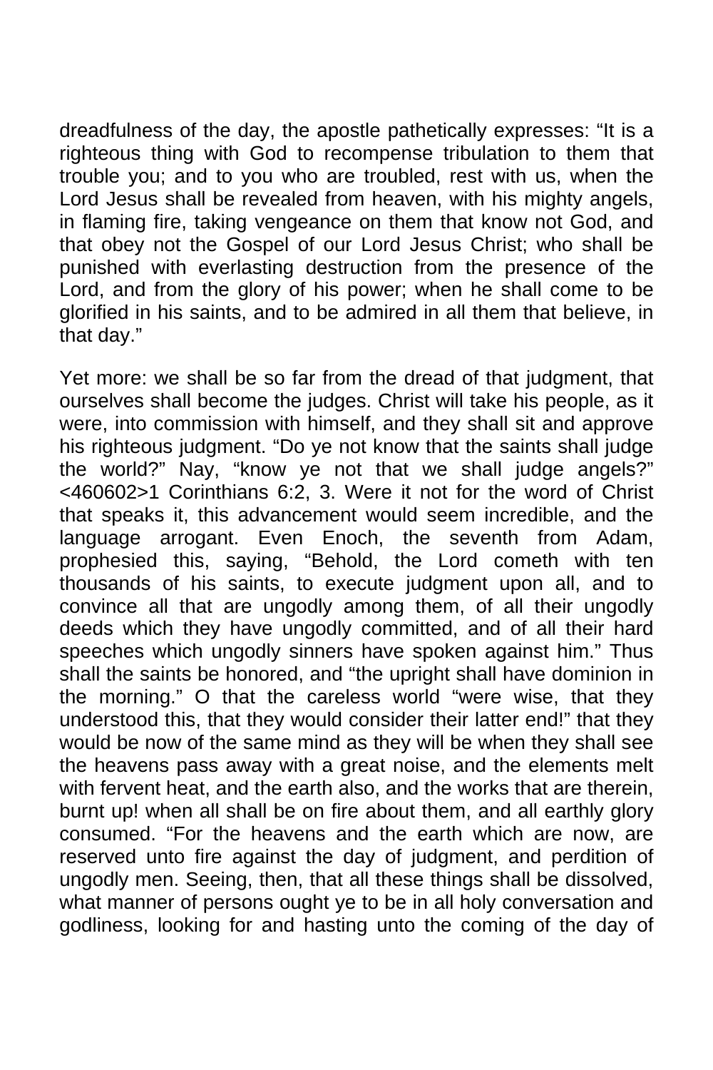dreadfulness of the day, the apostle pathetically expresses: “It is a righteous thing with God to recompense tribulation to them that trouble you; and to you who are troubled, rest with us, when the Lord Jesus shall be revealed from heaven, with his mighty angels, in flaming fire, taking vengeance on them that know not God, and that obey not the Gospel of our Lord Jesus Christ; who shall be punished with everlasting destruction from the presence of the Lord, and from the glory of his power; when he shall come to be glorified in his saints, and to be admired in all them that believe, in that day.”

Yet more: we shall be so far from the dread of that judgment, that ourselves shall become the judges. Christ will take his people, as it were, into commission with himself, and they shall sit and approve his righteous judgment. “Do ye not know that the saints shall judge the world?” Nay, “know ye not that we shall judge angels?” <460602>1 Corinthians 6:2, 3. Were it not for the word of Christ that speaks it, this advancement would seem incredible, and the language arrogant. Even Enoch, the seventh from Adam, prophesied this, saying, “Behold, the Lord cometh with ten thousands of his saints, to execute judgment upon all, and to convince all that are ungodly among them, of all their ungodly deeds which they have ungodly committed, and of all their hard speeches which ungodly sinners have spoken against him.” Thus shall the saints be honored, and “the upright shall have dominion in the morning.” O that the careless world “were wise, that they understood this, that they would consider their latter end!” that they would be now of the same mind as they will be when they shall see the heavens pass away with a great noise, and the elements melt with fervent heat, and the earth also, and the works that are therein, burnt up! when all shall be on fire about them, and all earthly glory consumed. “For the heavens and the earth which are now, are reserved unto fire against the day of judgment, and perdition of ungodly men. Seeing, then, that all these things shall be dissolved, what manner of persons ought ye to be in all holy conversation and godliness, looking for and hasting unto the coming of the day of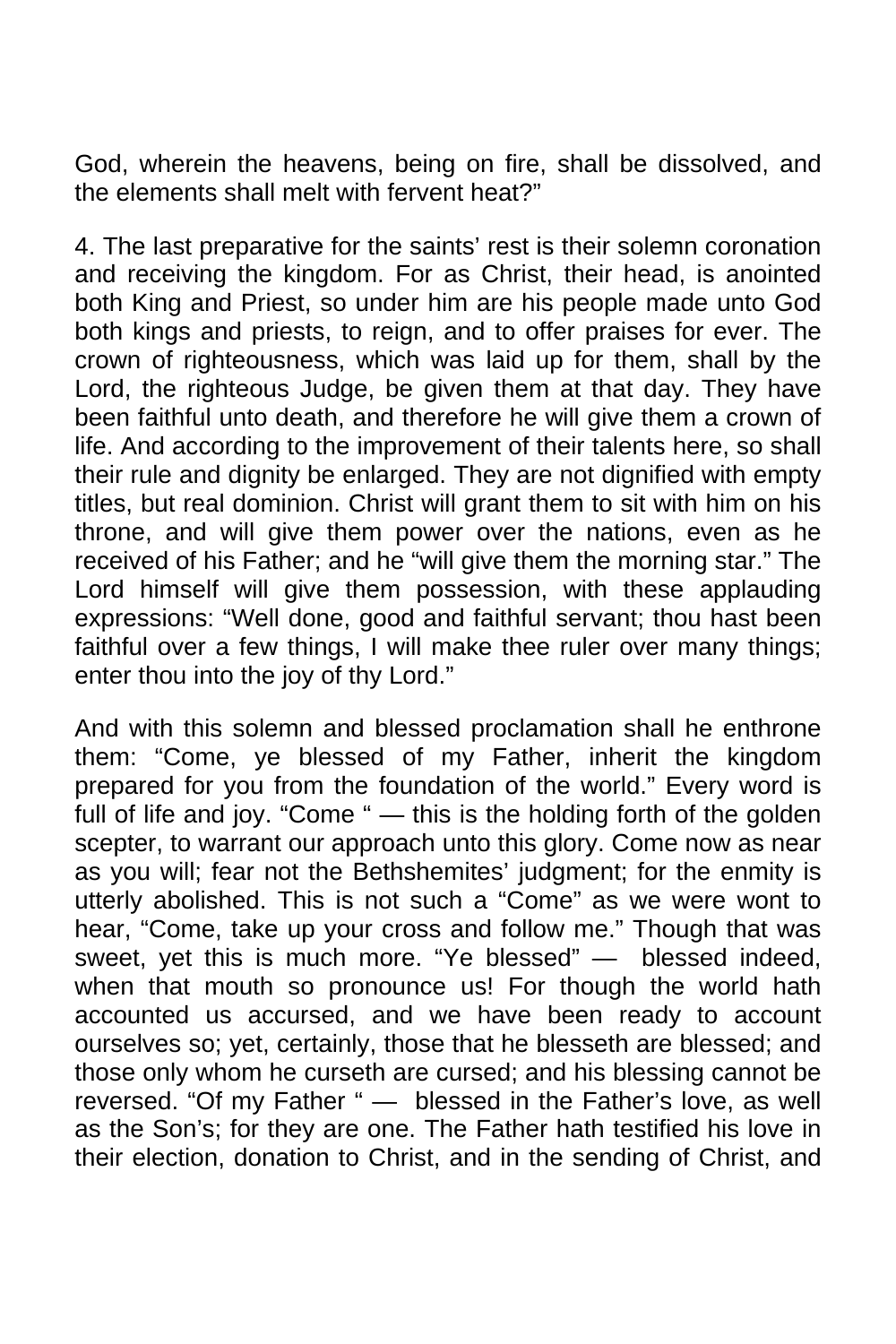God, wherein the heavens, being on fire, shall be dissolved, and the elements shall melt with fervent heat?"

4. The last preparative for the saints' rest is their solemn coronation and receiving the kingdom. For as Christ, their head, is anointed both King and Priest, so under him are his people made unto God both kings and priests, to reign, and to offer praises for ever. The crown of righteousness, which was laid up for them, shall by the Lord, the righteous Judge, be given them at that day. They have been faithful unto death, and therefore he will give them a crown of life. And according to the improvement of their talents here, so shall their rule and dignity be enlarged. They are not dignified with empty titles, but real dominion. Christ will grant them to sit with him on his throne, and will give them power over the nations, even as he received of his Father; and he "will give them the morning star." The Lord himself will give them possession, with these applauding expressions: "Well done, good and faithful servant; thou hast been faithful over a few things, I will make thee ruler over many things; enter thou into the joy of thy Lord."

And with this solemn and blessed proclamation shall he enthrone them: "Come, ye blessed of my Father, inherit the kingdom prepared for you from the foundation of the world." Every word is full of life and joy. "Come " — this is the holding forth of the golden scepter, to warrant our approach unto this glory. Come now as near as you will; fear not the Bethshemites' judgment; for the enmity is utterly abolished. This is not such a "Come" as we were wont to hear, "Come, take up your cross and follow me." Though that was sweet, yet this is much more. "Ye blessed" — blessed indeed, when that mouth so pronounce us! For though the world hath accounted us accursed, and we have been ready to account ourselves so; yet, certainly, those that he blesseth are blessed; and those only whom he curseth are cursed; and his blessing cannot be reversed. "Of my Father " — blessed in the Father's love, as well as the Son's; for they are one. The Father hath testified his love in their election, donation to Christ, and in the sending of Christ, and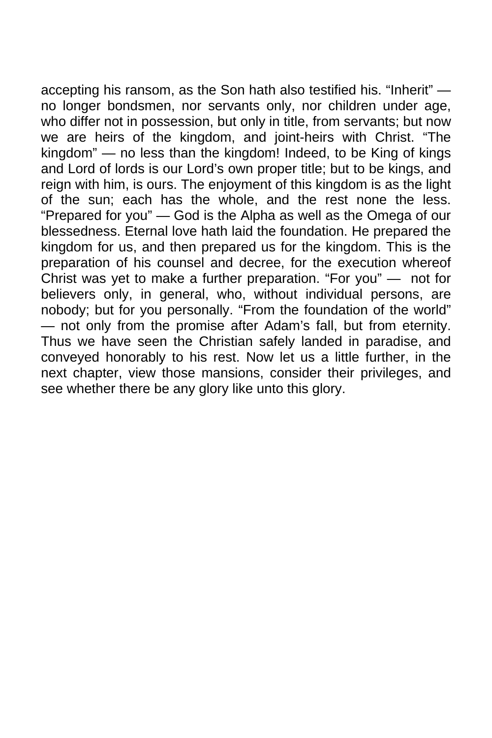accepting his ransom, as the Son hath also testified his. “Inherit” — no longer bondsmen, nor servants only, nor children under age, who differ not in possession, but only in title, from servants; but now we are heirs of the kingdom, and joint-heirs with Christ. “The kingdom” — no less than the kingdom! Indeed, to be King of kings and Lord of lords is our Lord’s own proper title; but to be kings, and reign with him, is ours. The enjoyment of this kingdom is as the light of the sun; each has the whole, and the rest none the less. “Prepared for you” — God is the Alpha as well as the Omega of our blessedness. Eternal love hath laid the foundation. He prepared the kingdom for us, and then prepared us for the kingdom. This is the preparation of his counsel and decree, for the execution whereof Christ was yet to make a further preparation. “For you” — not for believers only, in general, who, without individual persons, are nobody; but for you personally. “From the foundation of the world” — not only from the promise after Adam’s fall, but from eternity. Thus we have seen the Christian safely landed in paradise, and conveyed honorably to his rest. Now let us a little further, in the next chapter, view those mansions, consider their privileges, and see whether there be any glory like unto this glory.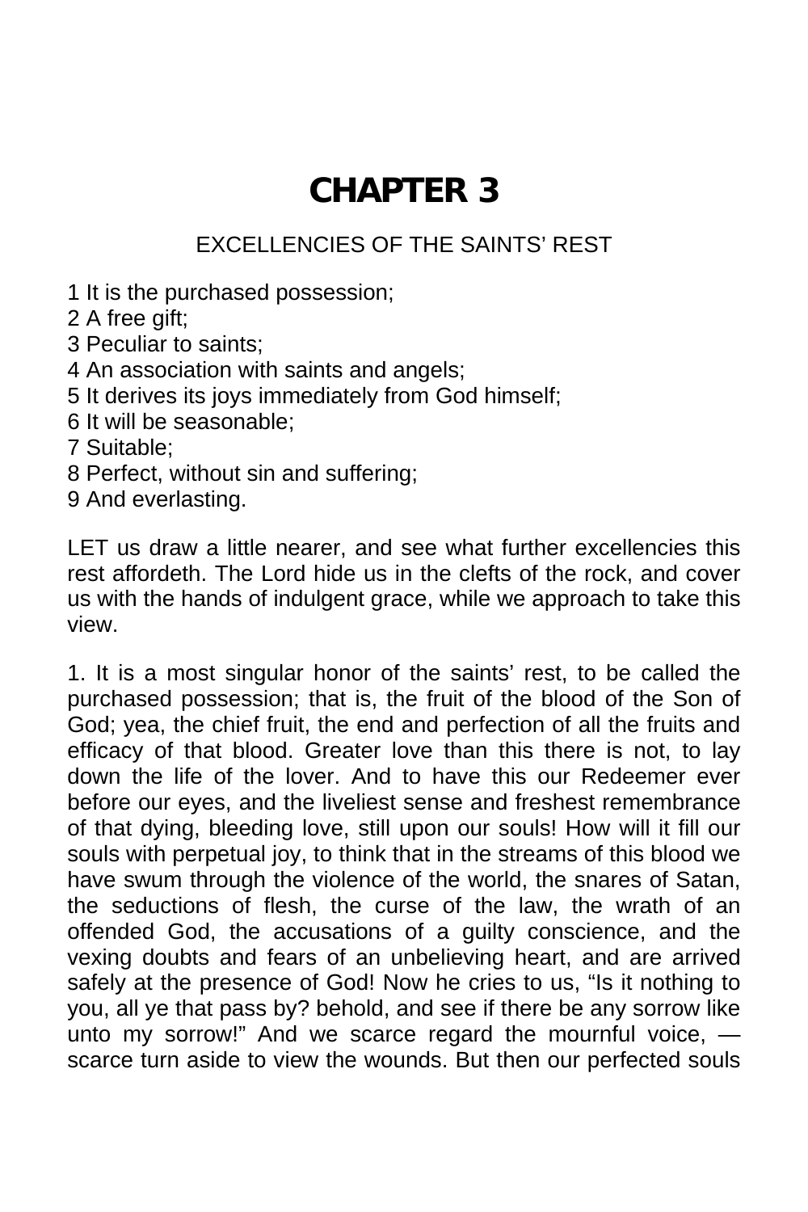# CHAPTER 3

EXCELLENCIES OF THE SAINTS' REST

1 It is the purchased possession;
2 A free gift;
3 Peculiar to saints;
4 An association with saints and angels;
5 It derives its joys immediately from God himself;
6 It will be seasonable;
7 Suitable;
8 Perfect, without sin and suffering;
9 And everlasting.

LET us draw a little nearer, and see what further excellencies this rest affordeth. The Lord hide us in the clefts of the rock, and cover us with the hands of indulgent grace, while we approach to take this view.

1. It is a most singular honor of the saints' rest, to be called the purchased possession; that is, the fruit of the blood of the Son of God; yea, the chief fruit, the end and perfection of all the fruits and efficacy of that blood. Greater love than this there is not, to lay down the life of the lover. And to have this our Redeemer ever before our eyes, and the liveliest sense and freshest remembrance of that dying, bleeding love, still upon our souls! How will it fill our souls with perpetual joy, to think that in the streams of this blood we have swum through the violence of the world, the snares of Satan, the seductions of flesh, the curse of the law, the wrath of an offended God, the accusations of a guilty conscience, and the vexing doubts and fears of an unbelieving heart, and are arrived safely at the presence of God! Now he cries to us, "Is it nothing to you, all ye that pass by? behold, and see if there be any sorrow like unto my sorrow!" And we scarce regard the mournful voice, — scarce turn aside to view the wounds. But then our perfected souls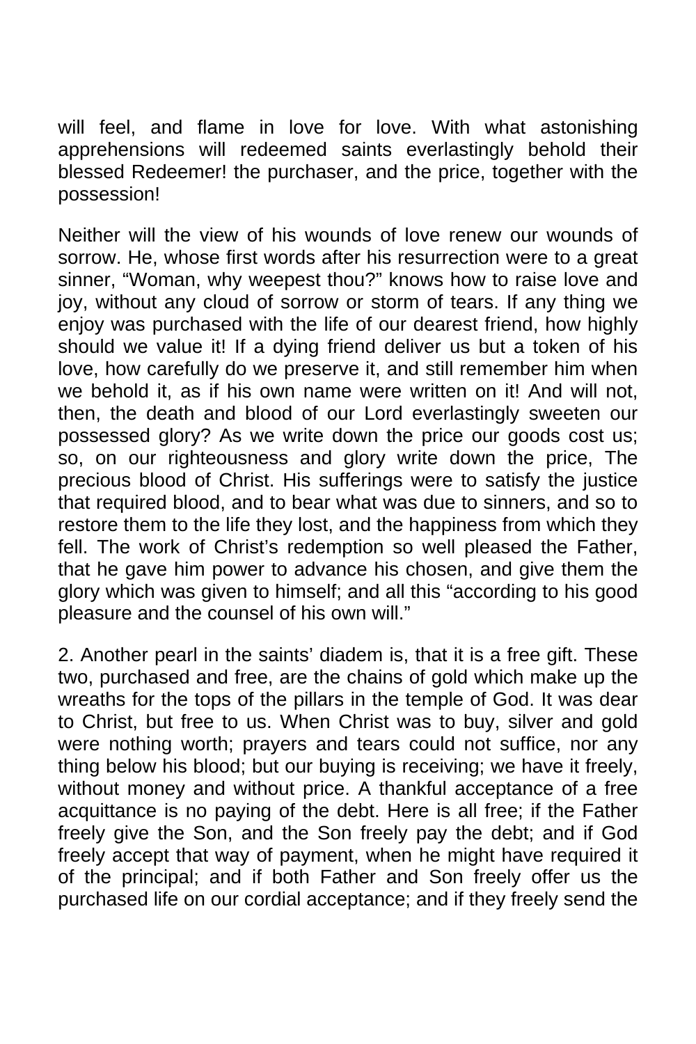will feel, and flame in love for love. With what astonishing apprehensions will redeemed saints everlastingly behold their blessed Redeemer! the purchaser, and the price, together with the possession!

Neither will the view of his wounds of love renew our wounds of sorrow. He, whose first words after his resurrection were to a great sinner, “Woman, why weepest thou?” knows how to raise love and joy, without any cloud of sorrow or storm of tears. If any thing we enjoy was purchased with the life of our dearest friend, how highly should we value it! If a dying friend deliver us but a token of his love, how carefully do we preserve it, and still remember him when we behold it, as if his own name were written on it! And will not, then, the death and blood of our Lord everlastingly sweeten our possessed glory? As we write down the price our goods cost us; so, on our righteousness and glory write down the price, The precious blood of Christ. His sufferings were to satisfy the justice that required blood, and to bear what was due to sinners, and so to restore them to the life they lost, and the happiness from which they fell. The work of Christ’s redemption so well pleased the Father, that he gave him power to advance his chosen, and give them the glory which was given to himself; and all this “according to his good pleasure and the counsel of his own will.”

2. Another pearl in the saints’ diadem is, that it is a free gift. These two, purchased and free, are the chains of gold which make up the wreaths for the tops of the pillars in the temple of God. It was dear to Christ, but free to us. When Christ was to buy, silver and gold were nothing worth; prayers and tears could not suffice, nor any thing below his blood; but our buying is receiving; we have it freely, without money and without price. A thankful acceptance of a free acquittance is no paying of the debt. Here is all free; if the Father freely give the Son, and the Son freely pay the debt; and if God freely accept that way of payment, when he might have required it of the principal; and if both Father and Son freely offer us the purchased life on our cordial acceptance; and if they freely send the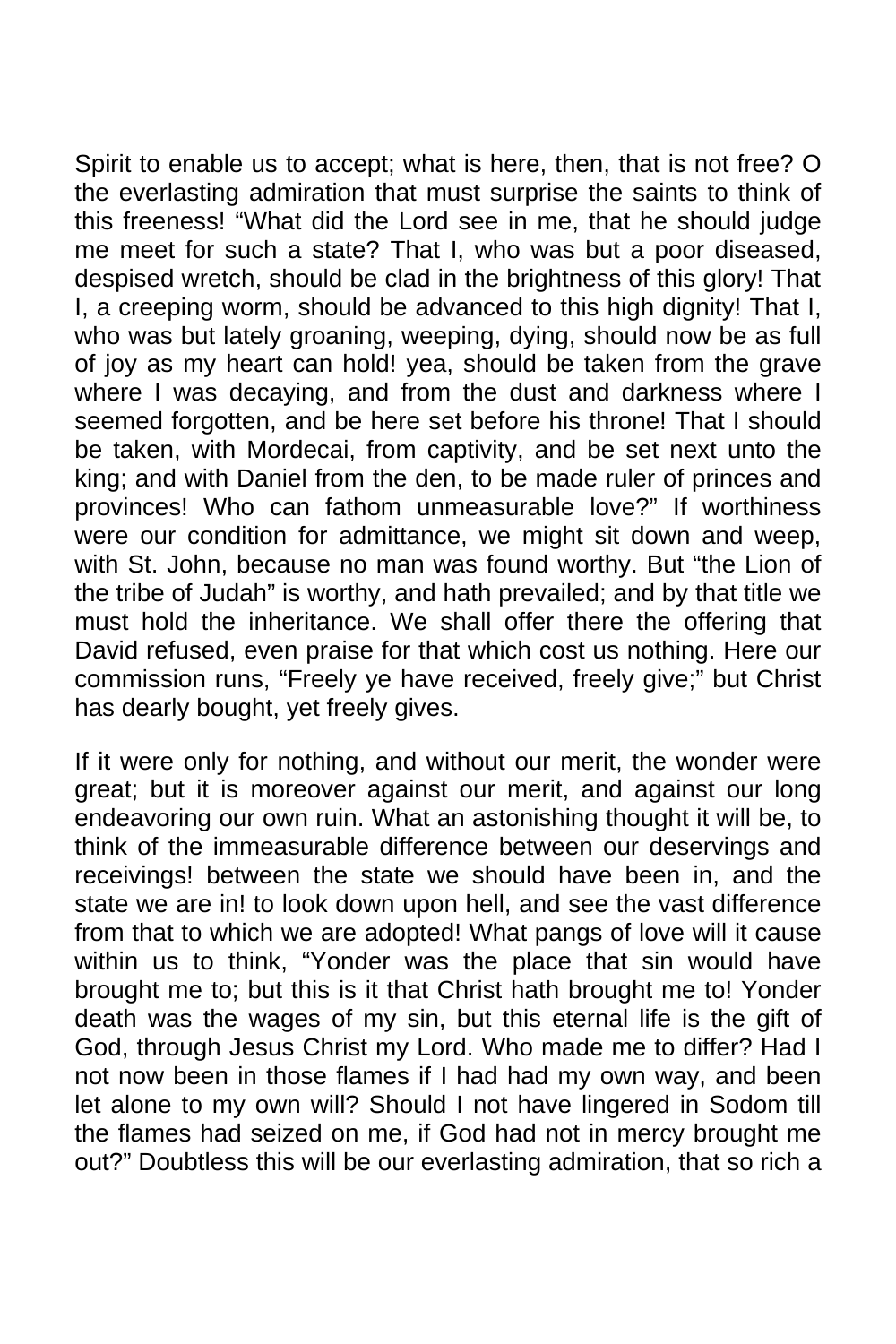Spirit to enable us to accept; what is here, then, that is not free? O the everlasting admiration that must surprise the saints to think of this freeness! “What did the Lord see in me, that he should judge me meet for such a state? That I, who was but a poor diseased, despised wretch, should be clad in the brightness of this glory! That I, a creeping worm, should be advanced to this high dignity! That I, who was but lately groaning, weeping, dying, should now be as full of joy as my heart can hold! yea, should be taken from the grave where I was decaying, and from the dust and darkness where I seemed forgotten, and be here set before his throne! That I should be taken, with Mordecai, from captivity, and be set next unto the king; and with Daniel from the den, to be made ruler of princes and provinces! Who can fathom unmeasurable love?” If worthiness were our condition for admittance, we might sit down and weep, with St. John, because no man was found worthy. But “the Lion of the tribe of Judah” is worthy, and hath prevailed; and by that title we must hold the inheritance. We shall offer there the offering that David refused, even praise for that which cost us nothing. Here our commission runs, “Freely ye have received, freely give;” but Christ has dearly bought, yet freely gives.

If it were only for nothing, and without our merit, the wonder were great; but it is moreover against our merit, and against our long endeavoring our own ruin. What an astonishing thought it will be, to think of the immeasurable difference between our deservings and receivings! between the state we should have been in, and the state we are in! to look down upon hell, and see the vast difference from that to which we are adopted! What pangs of love will it cause within us to think, “Yonder was the place that sin would have brought me to; but this is it that Christ hath brought me to! Yonder death was the wages of my sin, but this eternal life is the gift of God, through Jesus Christ my Lord. Who made me to differ? Had I not now been in those flames if I had had my own way, and been let alone to my own will? Should I not have lingered in Sodom till the flames had seized on me, if God had not in mercy brought me out?” Doubtless this will be our everlasting admiration, that so rich a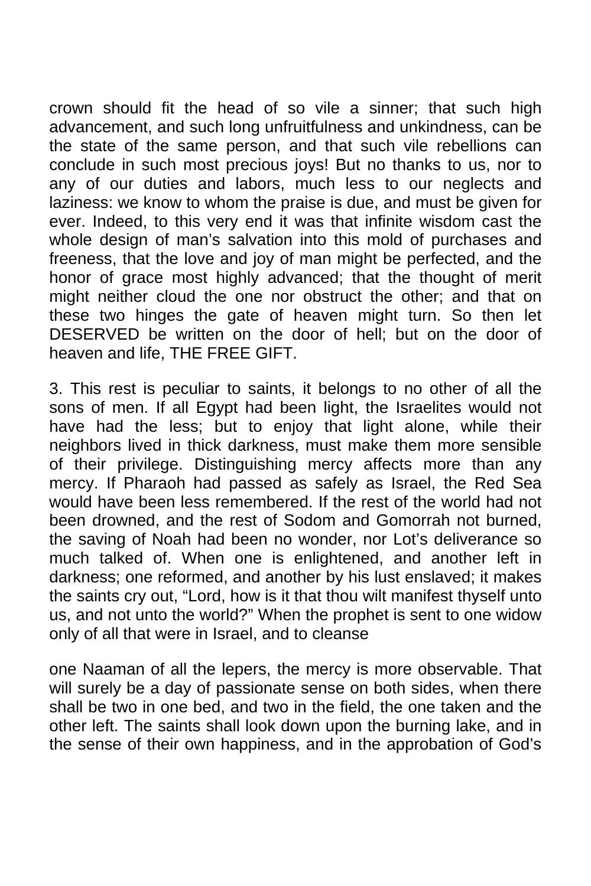crown should fit the head of so vile a sinner; that such high advancement, and such long unfruitfulness and unkindness, can be the state of the same person, and that such vile rebellions can conclude in such most precious joys! But no thanks to us, nor to any of our duties and labors, much less to our neglects and laziness: we know to whom the praise is due, and must be given for ever. Indeed, to this very end it was that infinite wisdom cast the whole design of man's salvation into this mold of purchases and freeness, that the love and joy of man might be perfected, and the honor of grace most highly advanced; that the thought of merit might neither cloud the one nor obstruct the other; and that on these two hinges the gate of heaven might turn. So then let DESERVED be written on the door of hell; but on the door of heaven and life, THE FREE GIFT.

3. This rest is peculiar to saints, it belongs to no other of all the sons of men. If all Egypt had been light, the Israelites would not have had the less; but to enjoy that light alone, while their neighbors lived in thick darkness, must make them more sensible of their privilege. Distinguishing mercy affects more than any mercy. If Pharaoh had passed as safely as Israel, the Red Sea would have been less remembered. If the rest of the world had not been drowned, and the rest of Sodom and Gomorrah not burned, the saving of Noah had been no wonder, nor Lot's deliverance so much talked of. When one is enlightened, and another left in darkness; one reformed, and another by his lust enslaved; it makes the saints cry out, "Lord, how is it that thou wilt manifest thyself unto us, and not unto the world?" When the prophet is sent to one widow only of all that were in Israel, and to cleanse one Naaman of all the lepers, the mercy is more observable. That will surely be a day of passionate sense on both sides, when there shall be two in one bed, and two in the field, the one taken and the other left. The saints shall look down upon the burning lake, and in the sense of their own happiness, and in the approbation of God's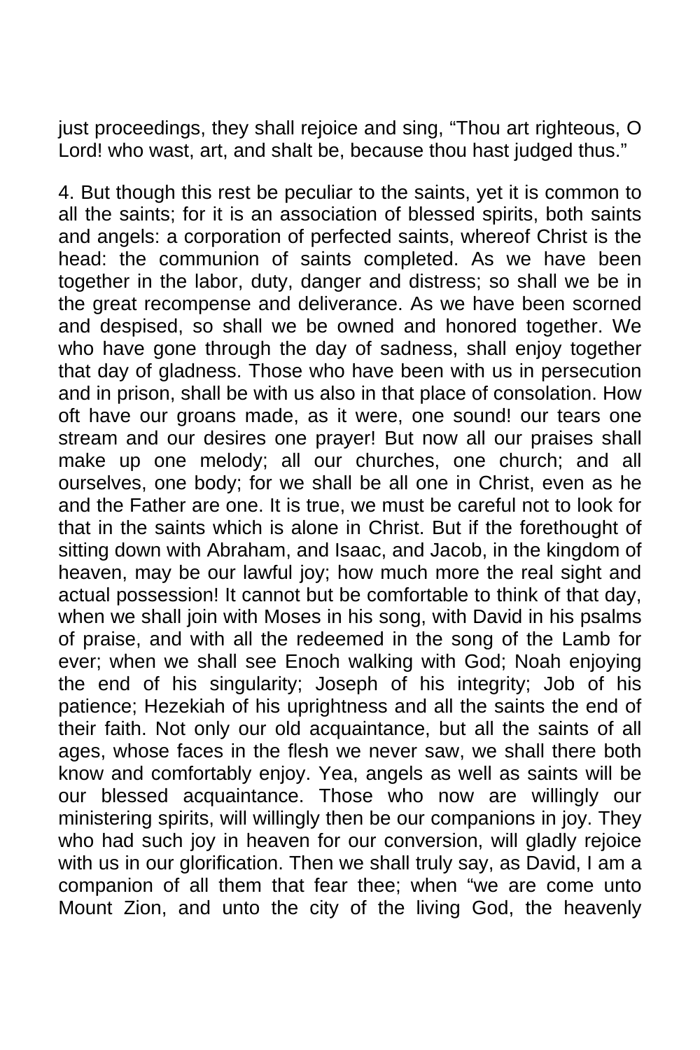just proceedings, they shall rejoice and sing, “Thou art righteous, O Lord! who wast, art, and shalt be, because thou hast judged thus.”

4. But though this rest be peculiar to the saints, yet it is common to all the saints; for it is an association of blessed spirits, both saints and angels: a corporation of perfected saints, whereof Christ is the head: the communion of saints completed. As we have been together in the labor, duty, danger and distress; so shall we be in the great recompense and deliverance. As we have been scorned and despised, so shall we be owned and honored together. We who have gone through the day of sadness, shall enjoy together that day of gladness. Those who have been with us in persecution and in prison, shall be with us also in that place of consolation. How oft have our groans made, as it were, one sound! our tears one stream and our desires one prayer! But now all our praises shall make up one melody; all our churches, one church; and all ourselves, one body; for we shall be all one in Christ, even as he and the Father are one. It is true, we must be careful not to look for that in the saints which is alone in Christ. But if the forethought of sitting down with Abraham, and Isaac, and Jacob, in the kingdom of heaven, may be our lawful joy; how much more the real sight and actual possession! It cannot but be comfortable to think of that day, when we shall join with Moses in his song, with David in his psalms of praise, and with all the redeemed in the song of the Lamb for ever; when we shall see Enoch walking with God; Noah enjoying the end of his singularity; Joseph of his integrity; Job of his patience; Hezekiah of his uprightness and all the saints the end of their faith. Not only our old acquaintance, but all the saints of all ages, whose faces in the flesh we never saw, we shall there both know and comfortably enjoy. Yea, angels as well as saints will be our blessed acquaintance. Those who now are willingly our ministering spirits, will willingly then be our companions in joy. They who had such joy in heaven for our conversion, will gladly rejoice with us in our glorification. Then we shall truly say, as David, I am a companion of all them that fear thee; when “we are come unto Mount Zion, and unto the city of the living God, the heavenly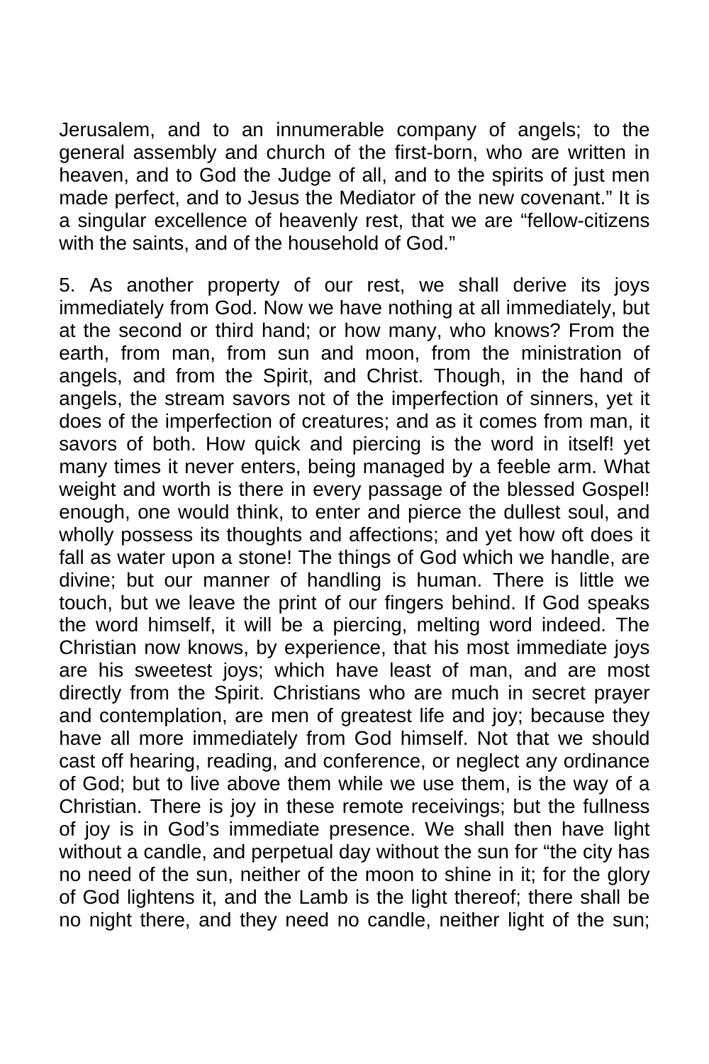Jerusalem, and to an innumerable company of angels; to the general assembly and church of the first-born, who are written in heaven, and to God the Judge of all, and to the spirits of just men made perfect, and to Jesus the Mediator of the new covenant." It is a singular excellence of heavenly rest, that we are "fellow-citizens with the saints, and of the household of God."

5. As another property of our rest, we shall derive its joys immediately from God. Now we have nothing at all immediately, but at the second or third hand; or how many, who knows? From the earth, from man, from sun and moon, from the ministration of angels, and from the Spirit, and Christ. Though, in the hand of angels, the stream savors not of the imperfection of sinners, yet it does of the imperfection of creatures; and as it comes from man, it savors of both. How quick and piercing is the word in itself! yet many times it never enters, being managed by a feeble arm. What weight and worth is there in every passage of the blessed Gospel! enough, one would think, to enter and pierce the dullest soul, and wholly possess its thoughts and affections; and yet how oft does it fall as water upon a stone! The things of God which we handle, are divine; but our manner of handling is human. There is little we touch, but we leave the print of our fingers behind. If God speaks the word himself, it will be a piercing, melting word indeed. The Christian now knows, by experience, that his most immediate joys are his sweetest joys; which have least of man, and are most directly from the Spirit. Christians who are much in secret prayer and contemplation, are men of greatest life and joy; because they have all more immediately from God himself. Not that we should cast off hearing, reading, and conference, or neglect any ordinance of God; but to live above them while we use them, is the way of a Christian. There is joy in these remote receivings; but the fullness of joy is in God's immediate presence. We shall then have light without a candle, and perpetual day without the sun for "the city has no need of the sun, neither of the moon to shine in it; for the glory of God lightens it, and the Lamb is the light thereof; there shall be no night there, and they need no candle, neither light of the sun;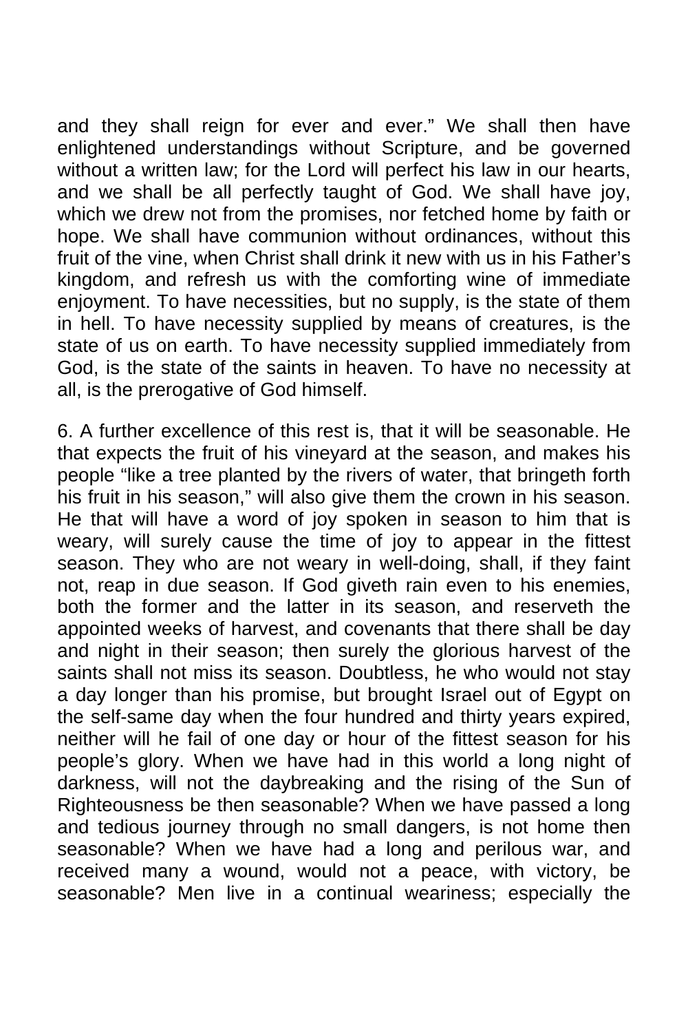and they shall reign for ever and ever.” We shall then have enlightened understandings without Scripture, and be governed without a written law; for the Lord will perfect his law in our hearts, and we shall be all perfectly taught of God. We shall have joy, which we drew not from the promises, nor fetched home by faith or hope. We shall have communion without ordinances, without this fruit of the vine, when Christ shall drink it new with us in his Father’s kingdom, and refresh us with the comforting wine of immediate enjoyment. To have necessities, but no supply, is the state of them in hell. To have necessity supplied by means of creatures, is the state of us on earth. To have necessity supplied immediately from God, is the state of the saints in heaven. To have no necessity at all, is the prerogative of God himself.

6. A further excellence of this rest is, that it will be seasonable. He that expects the fruit of his vineyard at the season, and makes his people “like a tree planted by the rivers of water, that bringeth forth his fruit in his season,” will also give them the crown in his season. He that will have a word of joy spoken in season to him that is weary, will surely cause the time of joy to appear in the fittest season. They who are not weary in well-doing, shall, if they faint not, reap in due season. If God giveth rain even to his enemies, both the former and the latter in its season, and reserveth the appointed weeks of harvest, and covenants that there shall be day and night in their season; then surely the glorious harvest of the saints shall not miss its season. Doubtless, he who would not stay a day longer than his promise, but brought Israel out of Egypt on the self-same day when the four hundred and thirty years expired, neither will he fail of one day or hour of the fittest season for his people’s glory. When we have had in this world a long night of darkness, will not the daybreaking and the rising of the Sun of Righteousness be then seasonable? When we have passed a long and tedious journey through no small dangers, is not home then seasonable? When we have had a long and perilous war, and received many a wound, would not a peace, with victory, be seasonable? Men live in a continual weariness; especially the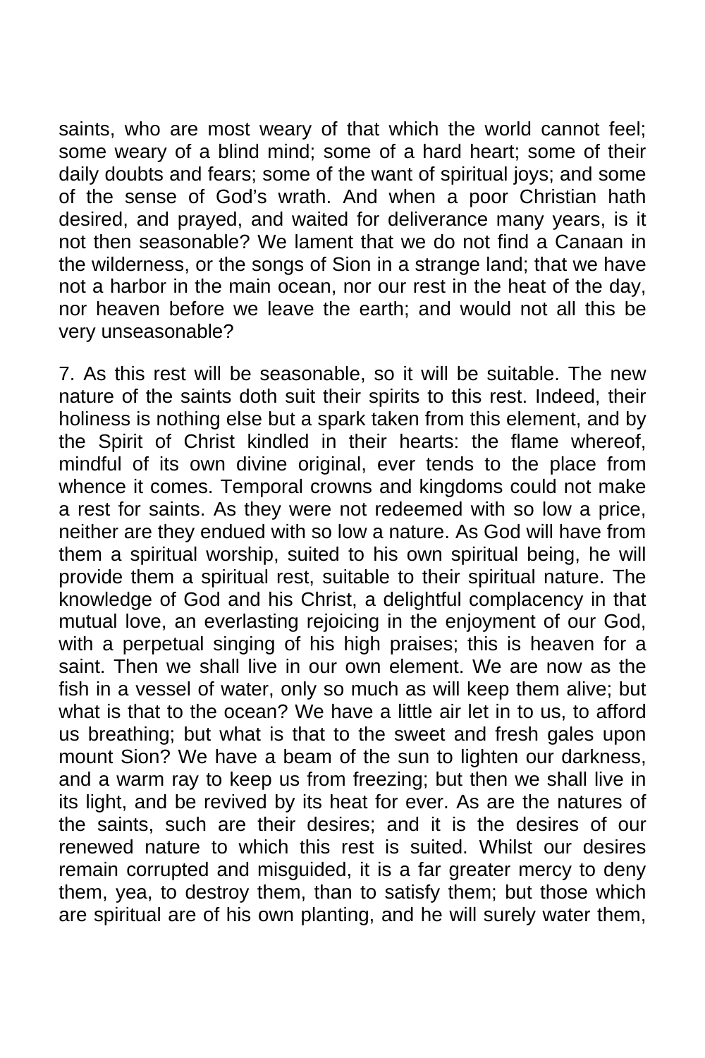saints, who are most weary of that which the world cannot feel; some weary of a blind mind; some of a hard heart; some of their daily doubts and fears; some of the want of spiritual joys; and some of the sense of God's wrath. And when a poor Christian hath desired, and prayed, and waited for deliverance many years, is it not then seasonable? We lament that we do not find a Canaan in the wilderness, or the songs of Sion in a strange land; that we have not a harbor in the main ocean, nor our rest in the heat of the day, nor heaven before we leave the earth; and would not all this be very unseasonable?

7. As this rest will be seasonable, so it will be suitable. The new nature of the saints doth suit their spirits to this rest. Indeed, their holiness is nothing else but a spark taken from this element, and by the Spirit of Christ kindled in their hearts: the flame whereof, mindful of its own divine original, ever tends to the place from whence it comes. Temporal crowns and kingdoms could not make a rest for saints. As they were not redeemed with so low a price, neither are they endued with so low a nature. As God will have from them a spiritual worship, suited to his own spiritual being, he will provide them a spiritual rest, suitable to their spiritual nature. The knowledge of God and his Christ, a delightful complacency in that mutual love, an everlasting rejoicing in the enjoyment of our God, with a perpetual singing of his high praises; this is heaven for a saint. Then we shall live in our own element. We are now as the fish in a vessel of water, only so much as will keep them alive; but what is that to the ocean? We have a little air let in to us, to afford us breathing; but what is that to the sweet and fresh gales upon mount Sion? We have a beam of the sun to lighten our darkness, and a warm ray to keep us from freezing; but then we shall live in its light, and be revived by its heat for ever. As are the natures of the saints, such are their desires; and it is the desires of our renewed nature to which this rest is suited. Whilst our desires remain corrupted and misguided, it is a far greater mercy to deny them, yea, to destroy them, than to satisfy them; but those which are spiritual are of his own planting, and he will surely water them,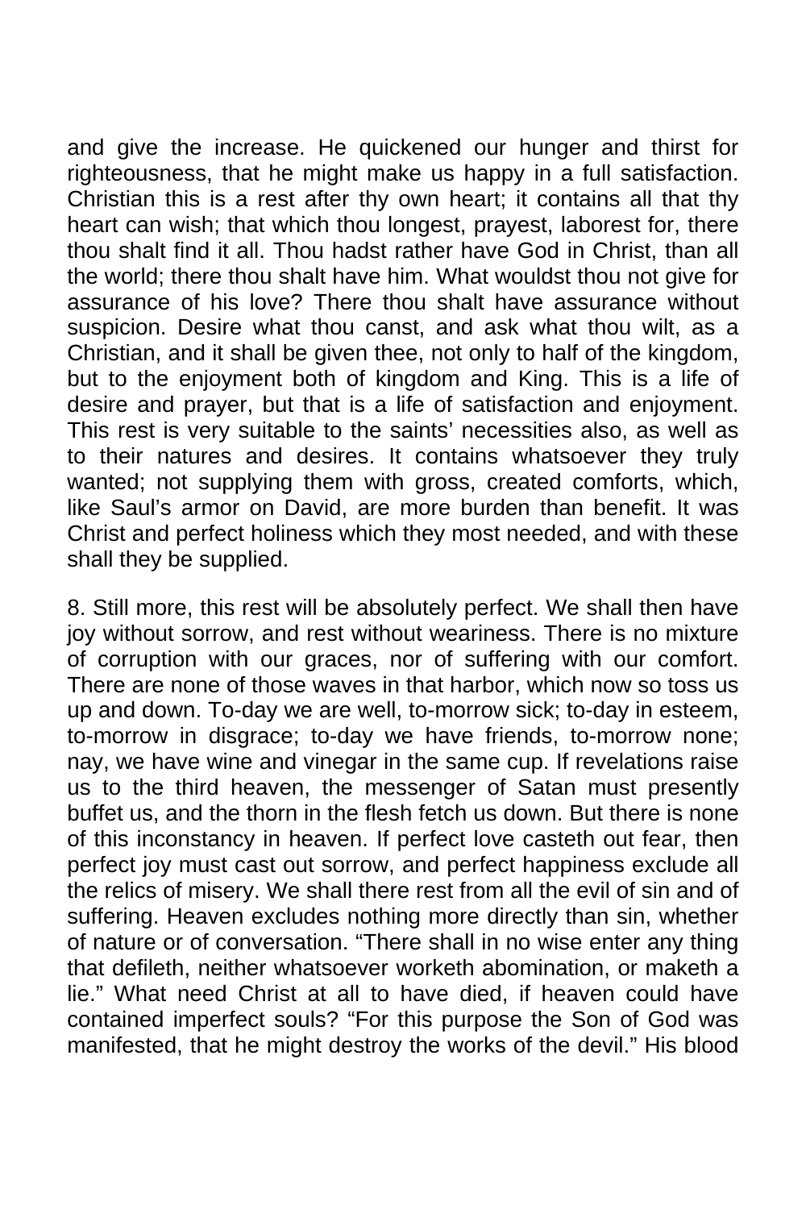and give the increase. He quickened our hunger and thirst for righteousness, that he might make us happy in a full satisfaction. Christian this is a rest after thy own heart; it contains all that thy heart can wish; that which thou longest, prayest, laborest for, there thou shalt find it all. Thou hadst rather have God in Christ, than all the world; there thou shalt have him. What wouldst thou not give for assurance of his love? There thou shalt have assurance without suspicion. Desire what thou canst, and ask what thou wilt, as a Christian, and it shall be given thee, not only to half of the kingdom, but to the enjoyment both of kingdom and King. This is a life of desire and prayer, but that is a life of satisfaction and enjoyment. This rest is very suitable to the saints' necessities also, as well as to their natures and desires. It contains whatsoever they truly wanted; not supplying them with gross, created comforts, which, like Saul's armor on David, are more burden than benefit. It was Christ and perfect holiness which they most needed, and with these shall they be supplied.

8. Still more, this rest will be absolutely perfect. We shall then have joy without sorrow, and rest without weariness. There is no mixture of corruption with our graces, nor of suffering with our comfort. There are none of those waves in that harbor, which now so toss us up and down. To-day we are well, to-morrow sick; to-day in esteem, to-morrow in disgrace; to-day we have friends, to-morrow none; nay, we have wine and vinegar in the same cup. If revelations raise us to the third heaven, the messenger of Satan must presently buffet us, and the thorn in the flesh fetch us down. But there is none of this inconstancy in heaven. If perfect love casteth out fear, then perfect joy must cast out sorrow, and perfect happiness exclude all the relics of misery. We shall there rest from all the evil of sin and of suffering. Heaven excludes nothing more directly than sin, whether of nature or of conversation. "There shall in no wise enter any thing that defileth, neither whatsoever worketh abomination, or maketh a lie." What need Christ at all to have died, if heaven could have contained imperfect souls? "For this purpose the Son of God was manifested, that he might destroy the works of the devil." His blood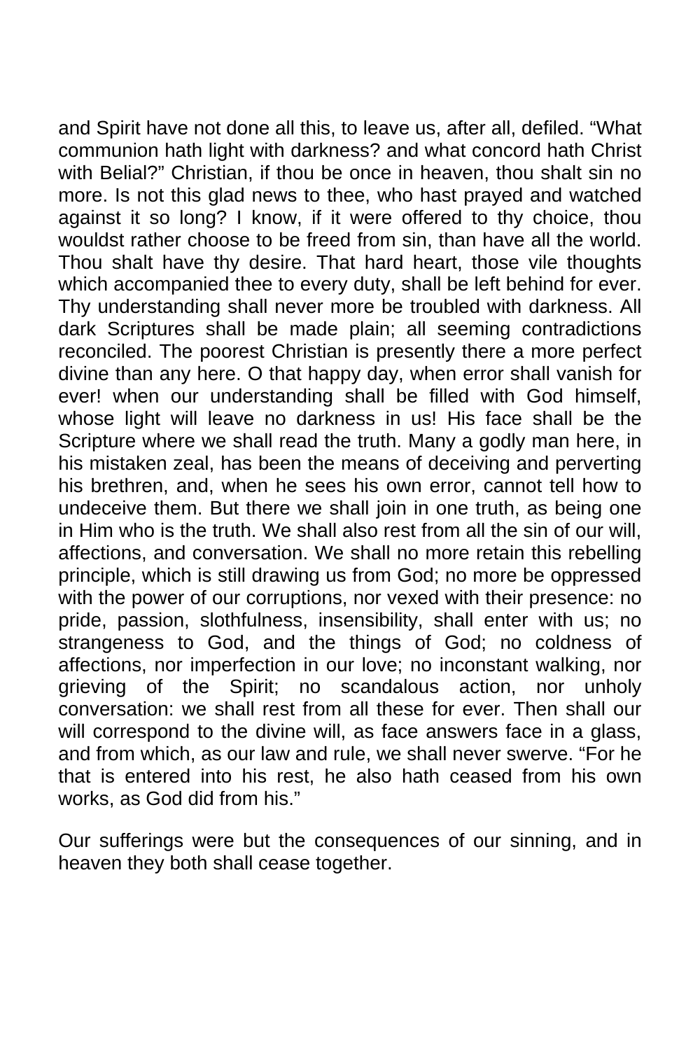and Spirit have not done all this, to leave us, after all, defiled. "What communion hath light with darkness? and what concord hath Christ with Belial?" Christian, if thou be once in heaven, thou shalt sin no more. Is not this glad news to thee, who hast prayed and watched against it so long? I know, if it were offered to thy choice, thou wouldst rather choose to be freed from sin, than have all the world. Thou shalt have thy desire. That hard heart, those vile thoughts which accompanied thee to every duty, shall be left behind for ever. Thy understanding shall never more be troubled with darkness. All dark Scriptures shall be made plain; all seeming contradictions reconciled. The poorest Christian is presently there a more perfect divine than any here. O that happy day, when error shall vanish for ever! when our understanding shall be filled with God himself, whose light will leave no darkness in us! His face shall be the Scripture where we shall read the truth. Many a godly man here, in his mistaken zeal, has been the means of deceiving and perverting his brethren, and, when he sees his own error, cannot tell how to undeceive them. But there we shall join in one truth, as being one in Him who is the truth. We shall also rest from all the sin of our will, affections, and conversation. We shall no more retain this rebelling principle, which is still drawing us from God; no more be oppressed with the power of our corruptions, nor vexed with their presence: no pride, passion, slothfulness, insensibility, shall enter with us; no strangeness to God, and the things of God; no coldness of affections, nor imperfection in our love; no inconstant walking, nor grieving of the Spirit; no scandalous action, nor unholy conversation: we shall rest from all these for ever. Then shall our will correspond to the divine will, as face answers face in a glass, and from which, as our law and rule, we shall never swerve. "For he that is entered into his rest, he also hath ceased from his own works, as God did from his."

Our sufferings were but the consequences of our sinning, and in heaven they both shall cease together.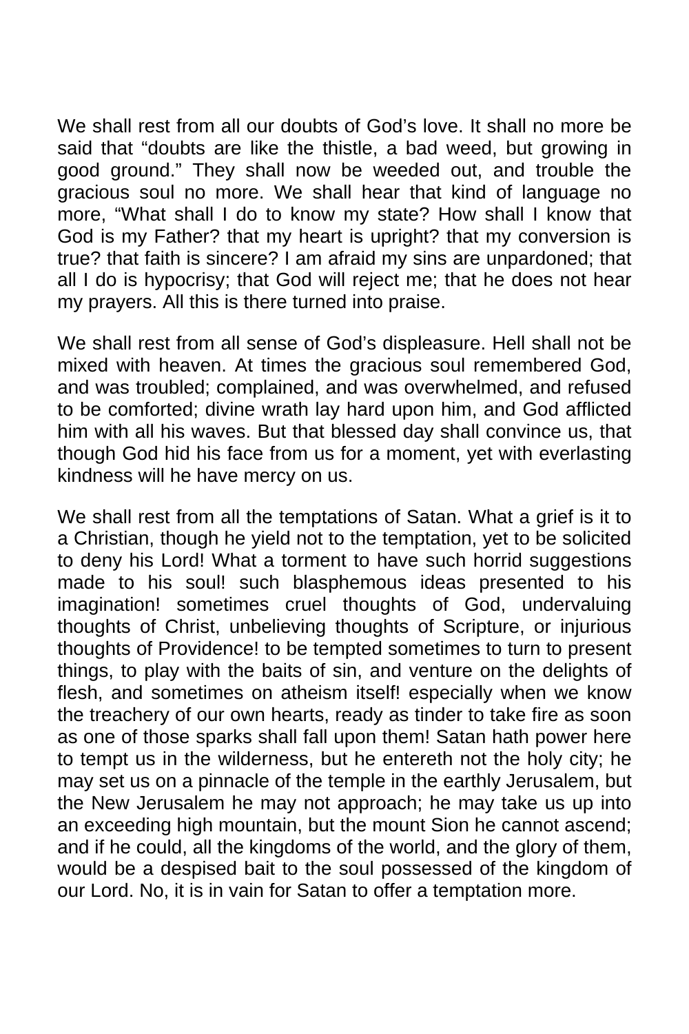We shall rest from all our doubts of God’s love. It shall no more be said that “doubts are like the thistle, a bad weed, but growing in good ground.” They shall now be weeded out, and trouble the gracious soul no more. We shall hear that kind of language no more, “What shall I do to know my state? How shall I know that God is my Father? that my heart is upright? that my conversion is true? that faith is sincere? I am afraid my sins are unpardoned; that all I do is hypocrisy; that God will reject me; that he does not hear my prayers. All this is there turned into praise.

We shall rest from all sense of God’s displeasure. Hell shall not be mixed with heaven. At times the gracious soul remembered God, and was troubled; complained, and was overwhelmed, and refused to be comforted; divine wrath lay hard upon him, and God afflicted him with all his waves. But that blessed day shall convince us, that though God hid his face from us for a moment, yet with everlasting kindness will he have mercy on us.

We shall rest from all the temptations of Satan. What a grief is it to a Christian, though he yield not to the temptation, yet to be solicited to deny his Lord! What a torment to have such horrid suggestions made to his soul! such blasphemous ideas presented to his imagination! sometimes cruel thoughts of God, undervaluing thoughts of Christ, unbelieving thoughts of Scripture, or injurious thoughts of Providence! to be tempted sometimes to turn to present things, to play with the baits of sin, and venture on the delights of flesh, and sometimes on atheism itself! especially when we know the treachery of our own hearts, ready as tinder to take fire as soon as one of those sparks shall fall upon them! Satan hath power here to tempt us in the wilderness, but he entereth not the holy city; he may set us on a pinnacle of the temple in the earthly Jerusalem, but the New Jerusalem he may not approach; he may take us up into an exceeding high mountain, but the mount Sion he cannot ascend; and if he could, all the kingdoms of the world, and the glory of them, would be a despised bait to the soul possessed of the kingdom of our Lord. No, it is in vain for Satan to offer a temptation more.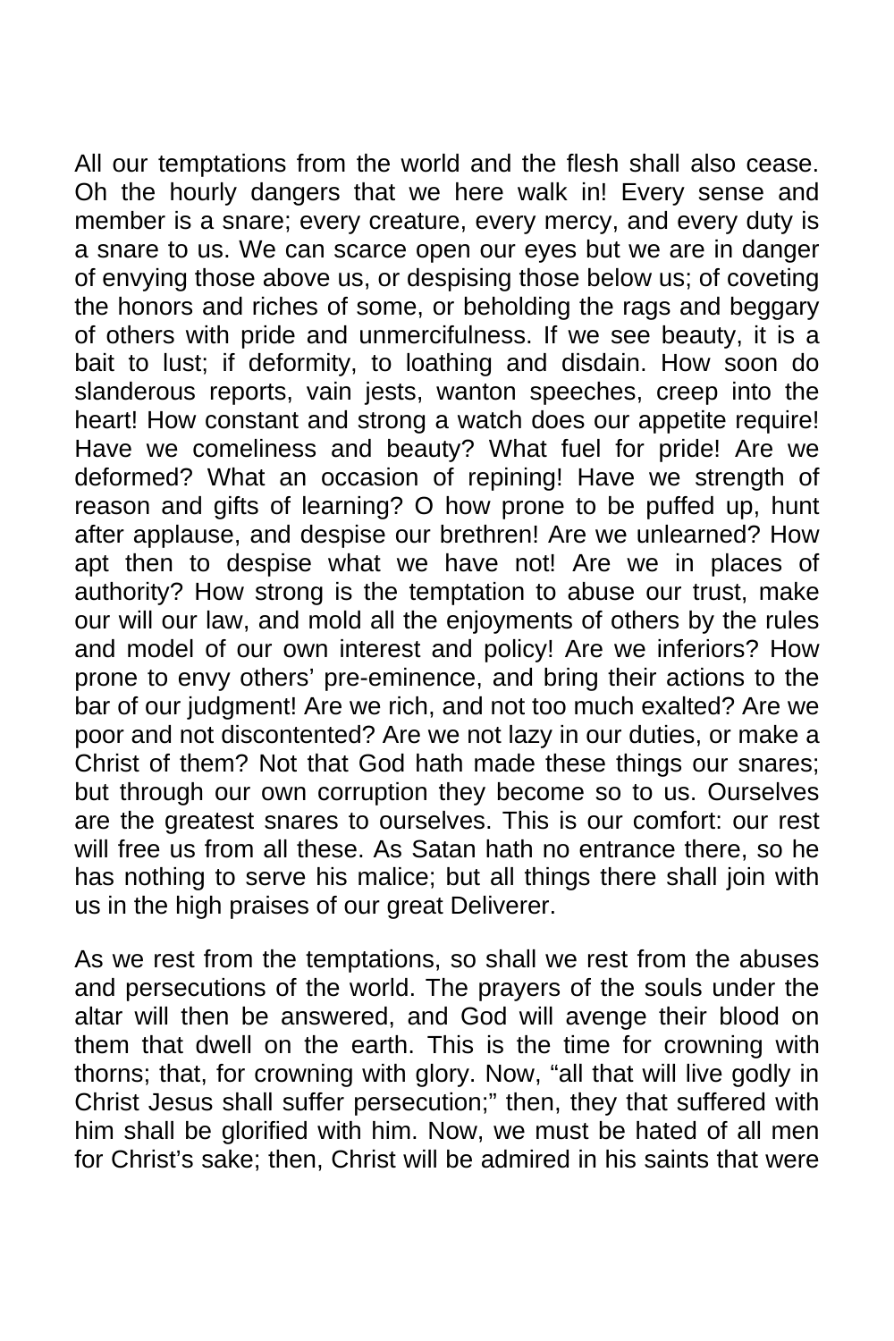All our temptations from the world and the flesh shall also cease. Oh the hourly dangers that we here walk in! Every sense and member is a snare; every creature, every mercy, and every duty is a snare to us. We can scarce open our eyes but we are in danger of envying those above us, or despising those below us; of coveting the honors and riches of some, or beholding the rags and beggary of others with pride and unmercifulness. If we see beauty, it is a bait to lust; if deformity, to loathing and disdain. How soon do slanderous reports, vain jests, wanton speeches, creep into the heart! How constant and strong a watch does our appetite require! Have we comeliness and beauty? What fuel for pride! Are we deformed? What an occasion of repining! Have we strength of reason and gifts of learning? O how prone to be puffed up, hunt after applause, and despise our brethren! Are we unlearned? How apt then to despise what we have not! Are we in places of authority? How strong is the temptation to abuse our trust, make our will our law, and mold all the enjoyments of others by the rules and model of our own interest and policy! Are we inferiors? How prone to envy others' pre-eminence, and bring their actions to the bar of our judgment! Are we rich, and not too much exalted? Are we poor and not discontented? Are we not lazy in our duties, or make a Christ of them? Not that God hath made these things our snares; but through our own corruption they become so to us. Ourselves are the greatest snares to ourselves. This is our comfort: our rest will free us from all these. As Satan hath no entrance there, so he has nothing to serve his malice; but all things there shall join with us in the high praises of our great Deliverer.

As we rest from the temptations, so shall we rest from the abuses and persecutions of the world. The prayers of the souls under the altar will then be answered, and God will avenge their blood on them that dwell on the earth. This is the time for crowning with thorns; that, for crowning with glory. Now, "all that will live godly in Christ Jesus shall suffer persecution;" then, they that suffered with him shall be glorified with him. Now, we must be hated of all men for Christ's sake; then, Christ will be admired in his saints that were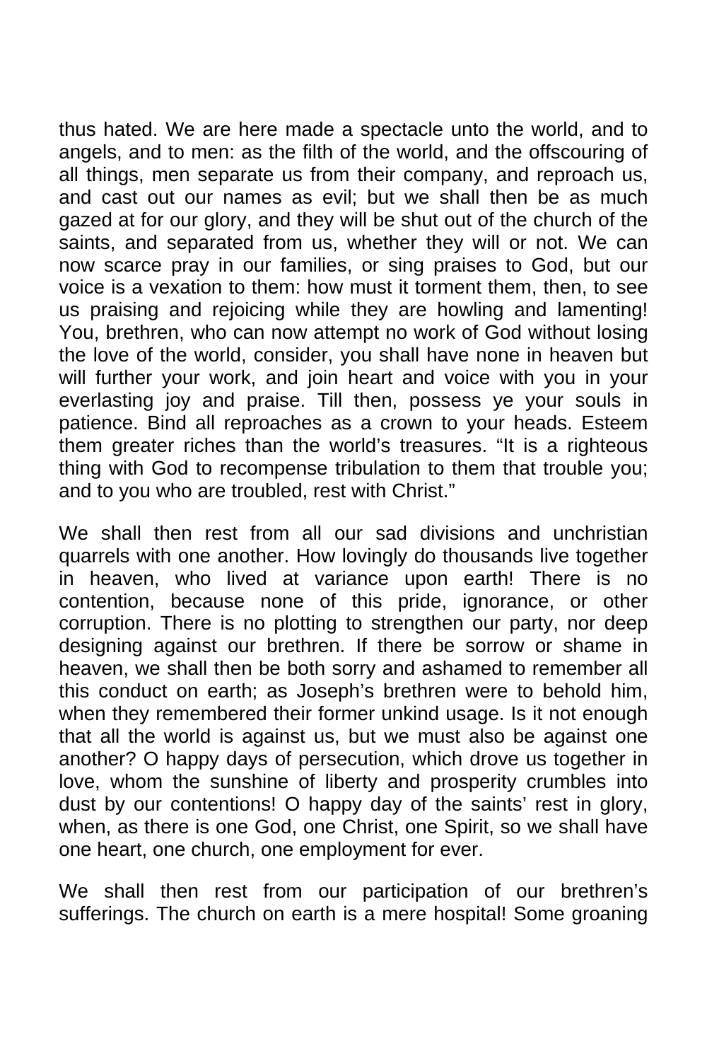thus hated. We are here made a spectacle unto the world, and to angels, and to men: as the filth of the world, and the offscouring of all things, men separate us from their company, and reproach us, and cast out our names as evil; but we shall then be as much gazed at for our glory, and they will be shut out of the church of the saints, and separated from us, whether they will or not. We can now scarce pray in our families, or sing praises to God, but our voice is a vexation to them: how must it torment them, then, to see us praising and rejoicing while they are howling and lamenting! You, brethren, who can now attempt no work of God without losing the love of the world, consider, you shall have none in heaven but will further your work, and join heart and voice with you in your everlasting joy and praise. Till then, possess ye your souls in patience. Bind all reproaches as a crown to your heads. Esteem them greater riches than the world's treasures. "It is a righteous thing with God to recompense tribulation to them that trouble you; and to you who are troubled, rest with Christ."

We shall then rest from all our sad divisions and unchristian quarrels with one another. How lovingly do thousands live together in heaven, who lived at variance upon earth! There is no contention, because none of this pride, ignorance, or other corruption. There is no plotting to strengthen our party, nor deep designing against our brethren. If there be sorrow or shame in heaven, we shall then be both sorry and ashamed to remember all this conduct on earth; as Joseph's brethren were to behold him, when they remembered their former unkind usage. Is it not enough that all the world is against us, but we must also be against one another? O happy days of persecution, which drove us together in love, whom the sunshine of liberty and prosperity crumbles into dust by our contentions! O happy day of the saints' rest in glory, when, as there is one God, one Christ, one Spirit, so we shall have one heart, one church, one employment for ever.

We shall then rest from our participation of our brethren's sufferings. The church on earth is a mere hospital! Some groaning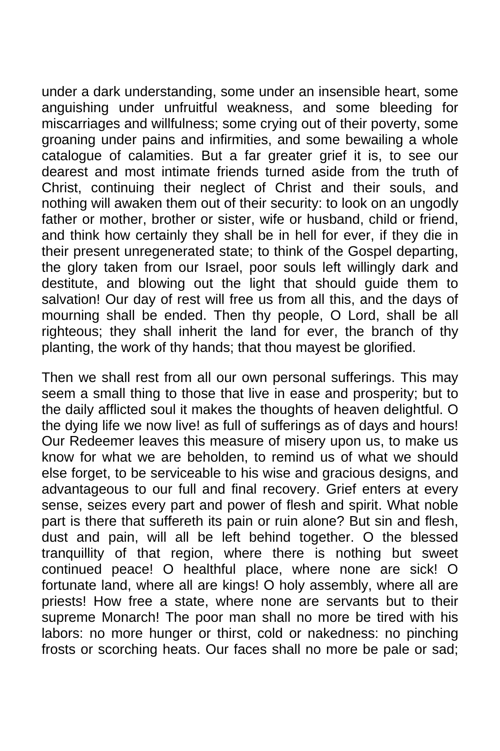under a dark understanding, some under an insensible heart, some anguishing under unfruitful weakness, and some bleeding for miscarriages and willfulness; some crying out of their poverty, some groaning under pains and infirmities, and some bewailing a whole catalogue of calamities. But a far greater grief it is, to see our dearest and most intimate friends turned aside from the truth of Christ, continuing their neglect of Christ and their souls, and nothing will awaken them out of their security: to look on an ungodly father or mother, brother or sister, wife or husband, child or friend, and think how certainly they shall be in hell for ever, if they die in their present unregenerated state; to think of the Gospel departing, the glory taken from our Israel, poor souls left willingly dark and destitute, and blowing out the light that should guide them to salvation! Our day of rest will free us from all this, and the days of mourning shall be ended. Then thy people, O Lord, shall be all righteous; they shall inherit the land for ever, the branch of thy planting, the work of thy hands; that thou mayest be glorified.

Then we shall rest from all our own personal sufferings. This may seem a small thing to those that live in ease and prosperity; but to the daily afflicted soul it makes the thoughts of heaven delightful. O the dying life we now live! as full of sufferings as of days and hours! Our Redeemer leaves this measure of misery upon us, to make us know for what we are beholden, to remind us of what we should else forget, to be serviceable to his wise and gracious designs, and advantageous to our full and final recovery. Grief enters at every sense, seizes every part and power of flesh and spirit. What noble part is there that suffereth its pain or ruin alone? But sin and flesh, dust and pain, will all be left behind together. O the blessed tranquillity of that region, where there is nothing but sweet continued peace! O healthful place, where none are sick! O fortunate land, where all are kings! O holy assembly, where all are priests! How free a state, where none are servants but to their supreme Monarch! The poor man shall no more be tired with his labors: no more hunger or thirst, cold or nakedness: no pinching frosts or scorching heats. Our faces shall no more be pale or sad;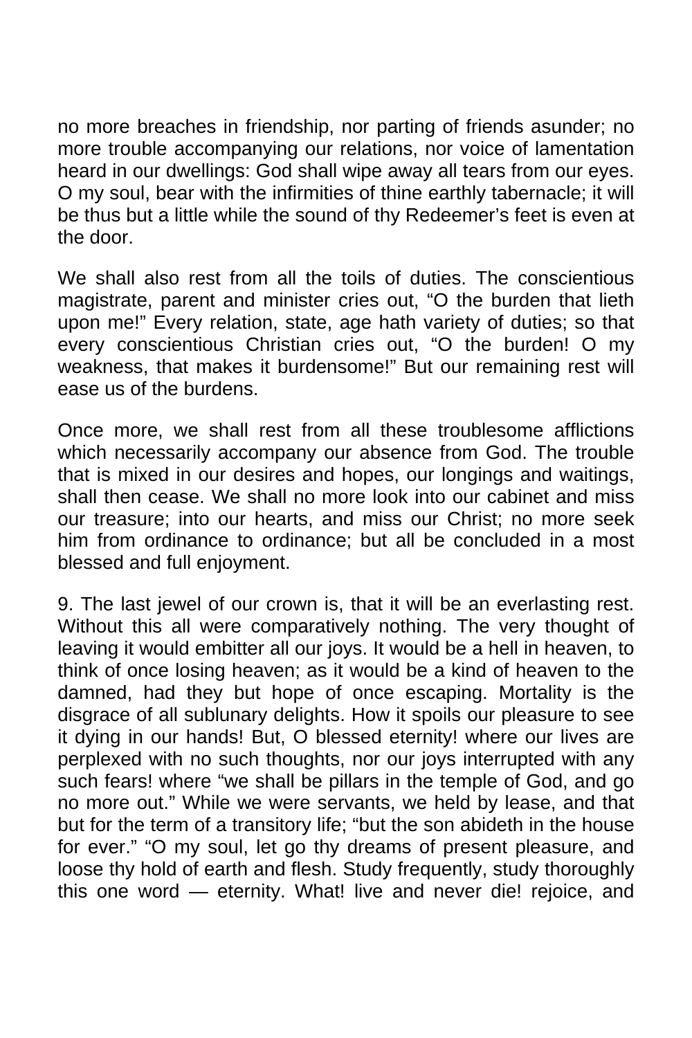no more breaches in friendship, nor parting of friends asunder; no more trouble accompanying our relations, nor voice of lamentation heard in our dwellings: God shall wipe away all tears from our eyes. O my soul, bear with the infirmities of thine earthly tabernacle; it will be thus but a little while the sound of thy Redeemer's feet is even at the door.

We shall also rest from all the toils of duties. The conscientious magistrate, parent and minister cries out, "O the burden that lieth upon me!" Every relation, state, age hath variety of duties; so that every conscientious Christian cries out, "O the burden! O my weakness, that makes it burdensome!" But our remaining rest will ease us of the burdens.

Once more, we shall rest from all these troublesome afflictions which necessarily accompany our absence from God. The trouble that is mixed in our desires and hopes, our longings and waitings, shall then cease. We shall no more look into our cabinet and miss our treasure; into our hearts, and miss our Christ; no more seek him from ordinance to ordinance; but all be concluded in a most blessed and full enjoyment.

9. The last jewel of our crown is, that it will be an everlasting rest. Without this all were comparatively nothing. The very thought of leaving it would embitter all our joys. It would be a hell in heaven, to think of once losing heaven; as it would be a kind of heaven to the damned, had they but hope of once escaping. Mortality is the disgrace of all sublunary delights. How it spoils our pleasure to see it dying in our hands! But, O blessed eternity! where our lives are perplexed with no such thoughts, nor our joys interrupted with any such fears! where "we shall be pillars in the temple of God, and go no more out." While we were servants, we held by lease, and that but for the term of a transitory life; "but the son abideth in the house for ever." "O my soul, let go thy dreams of present pleasure, and loose thy hold of earth and flesh. Study frequently, study thoroughly this one word — eternity. What! live and never die! rejoice, and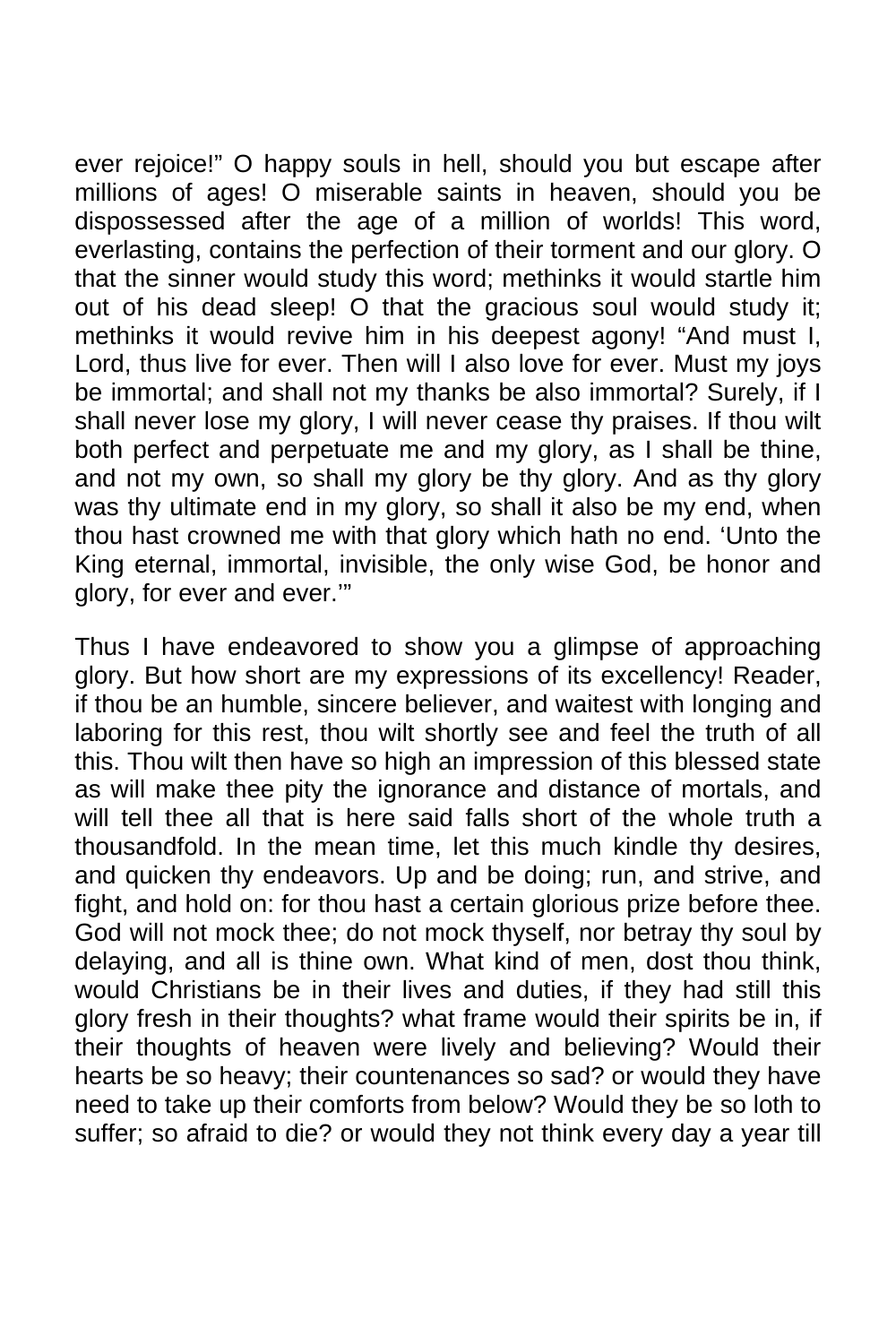ever rejoice!" O happy souls in hell, should you but escape after millions of ages! O miserable saints in heaven, should you be dispossessed after the age of a million of worlds! This word, everlasting, contains the perfection of their torment and our glory. O that the sinner would study this word; methinks it would startle him out of his dead sleep! O that the gracious soul would study it; methinks it would revive him in his deepest agony! "And must I, Lord, thus live for ever. Then will I also love for ever. Must my joys be immortal; and shall not my thanks be also immortal? Surely, if I shall never lose my glory, I will never cease thy praises. If thou wilt both perfect and perpetuate me and my glory, as I shall be thine, and not my own, so shall my glory be thy glory. And as thy glory was thy ultimate end in my glory, so shall it also be my end, when thou hast crowned me with that glory which hath no end. 'Unto the King eternal, immortal, invisible, the only wise God, be honor and glory, for ever and ever.'"

Thus I have endeavored to show you a glimpse of approaching glory. But how short are my expressions of its excellency! Reader, if thou be an humble, sincere believer, and waitest with longing and laboring for this rest, thou wilt shortly see and feel the truth of all this. Thou wilt then have so high an impression of this blessed state as will make thee pity the ignorance and distance of mortals, and will tell thee all that is here said falls short of the whole truth a thousandfold. In the mean time, let this much kindle thy desires, and quicken thy endeavors. Up and be doing; run, and strive, and fight, and hold on: for thou hast a certain glorious prize before thee. God will not mock thee; do not mock thyself, nor betray thy soul by delaying, and all is thine own. What kind of men, dost thou think, would Christians be in their lives and duties, if they had still this glory fresh in their thoughts? what frame would their spirits be in, if their thoughts of heaven were lively and believing? Would their hearts be so heavy; their countenances so sad? or would they have need to take up their comforts from below? Would they be so loth to suffer; so afraid to die? or would they not think every day a year till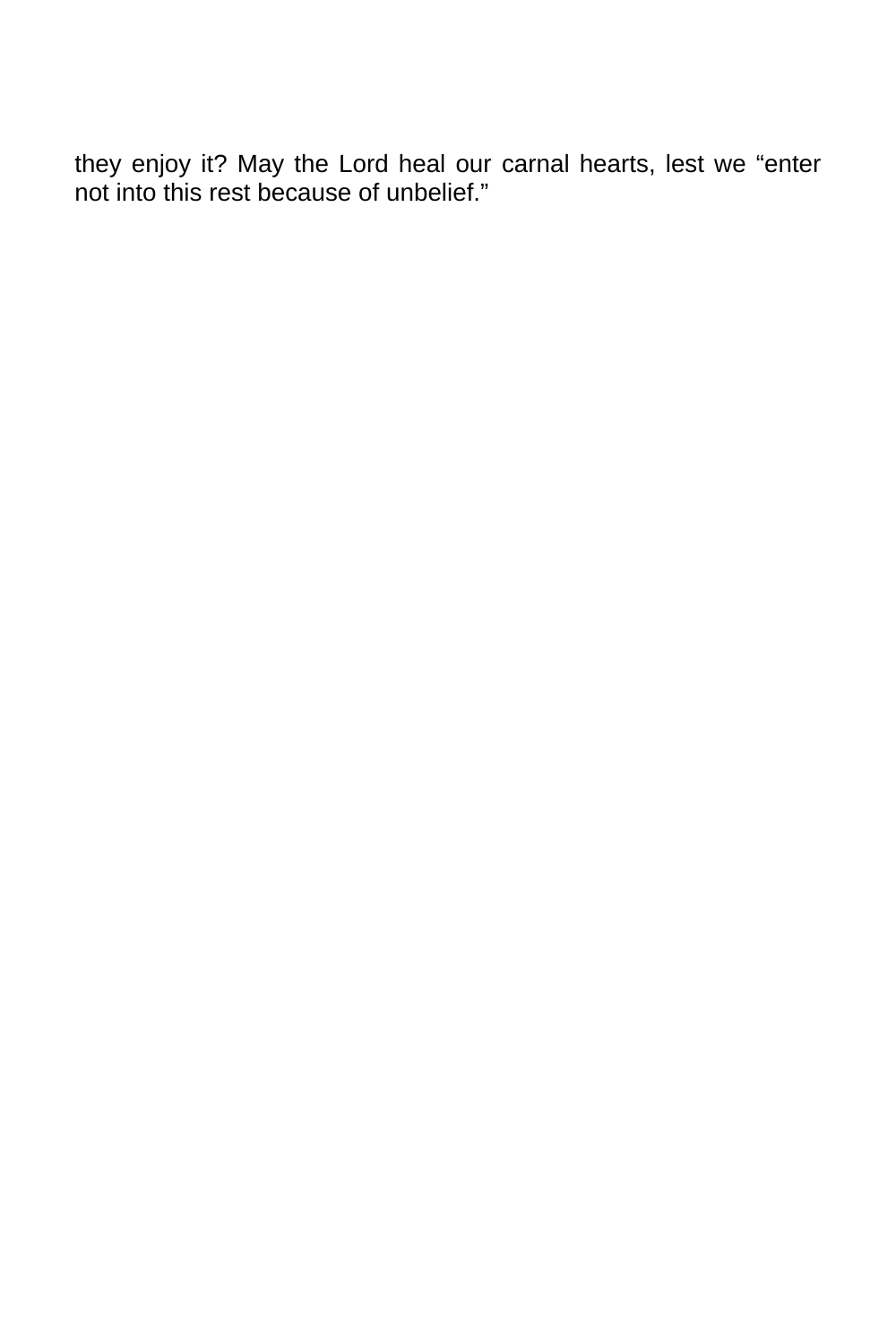they enjoy it? May the Lord heal our carnal hearts, lest we “enter not into this rest because of unbelief.”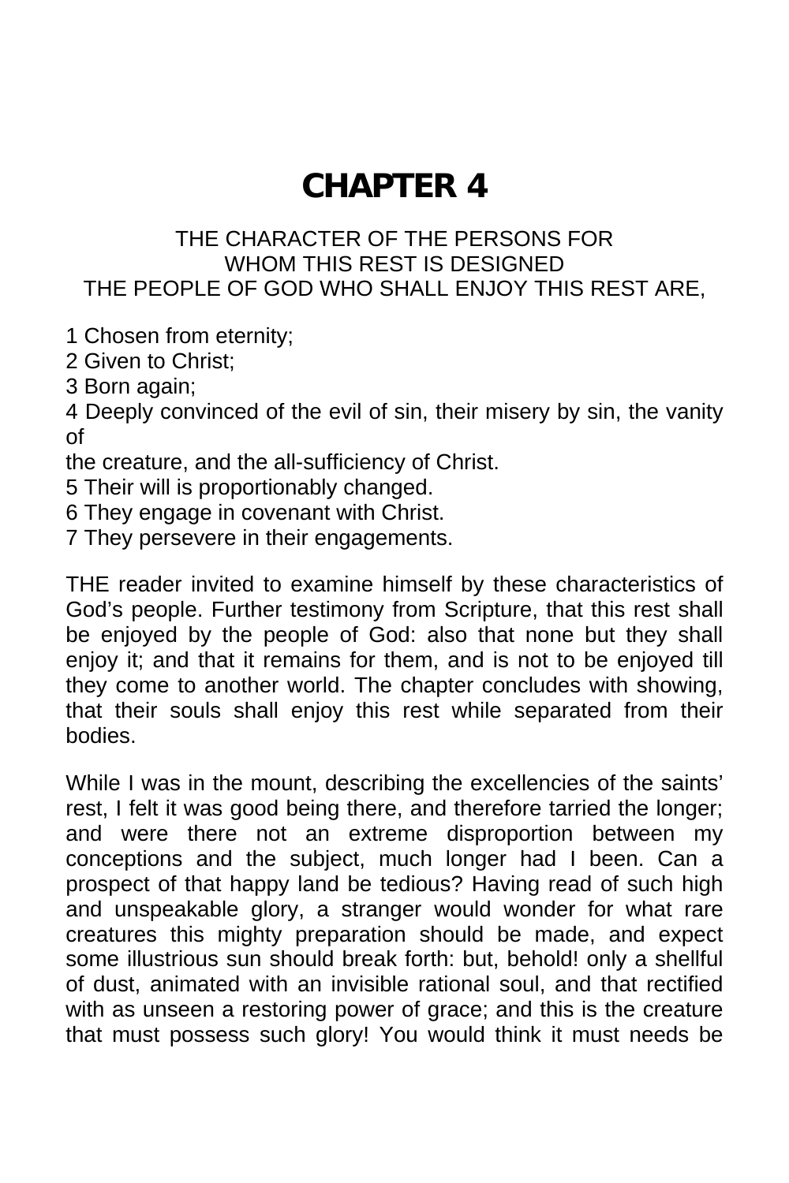# CHAPTER 4

THE CHARACTER OF THE PERSONS FOR
WHOM THIS REST IS DESIGNED
THE PEOPLE OF GOD WHO SHALL ENJOY THIS REST ARE,

1 Chosen from eternity;
2 Given to Christ;
3 Born again;
4 Deeply convinced of the evil of sin, their misery by sin, the vanity of the creature, and the all-sufficiency of Christ.
5 Their will is proportionably changed.
6 They engage in covenant with Christ.
7 They persevere in their engagements.

THE reader invited to examine himself by these characteristics of God's people. Further testimony from Scripture, that this rest shall be enjoyed by the people of God: also that none but they shall enjoy it; and that it remains for them, and is not to be enjoyed till they come to another world. The chapter concludes with showing, that their souls shall enjoy this rest while separated from their bodies.

While I was in the mount, describing the excellencies of the saints' rest, I felt it was good being there, and therefore tarried the longer; and were there not an extreme disproportion between my conceptions and the subject, much longer had I been. Can a prospect of that happy land be tedious? Having read of such high and unspeakable glory, a stranger would wonder for what rare creatures this mighty preparation should be made, and expect some illustrious sun should break forth: but, behold! only a shellful of dust, animated with an invisible rational soul, and that rectified with as unseen a restoring power of grace; and this is the creature that must possess such glory! You would think it must needs be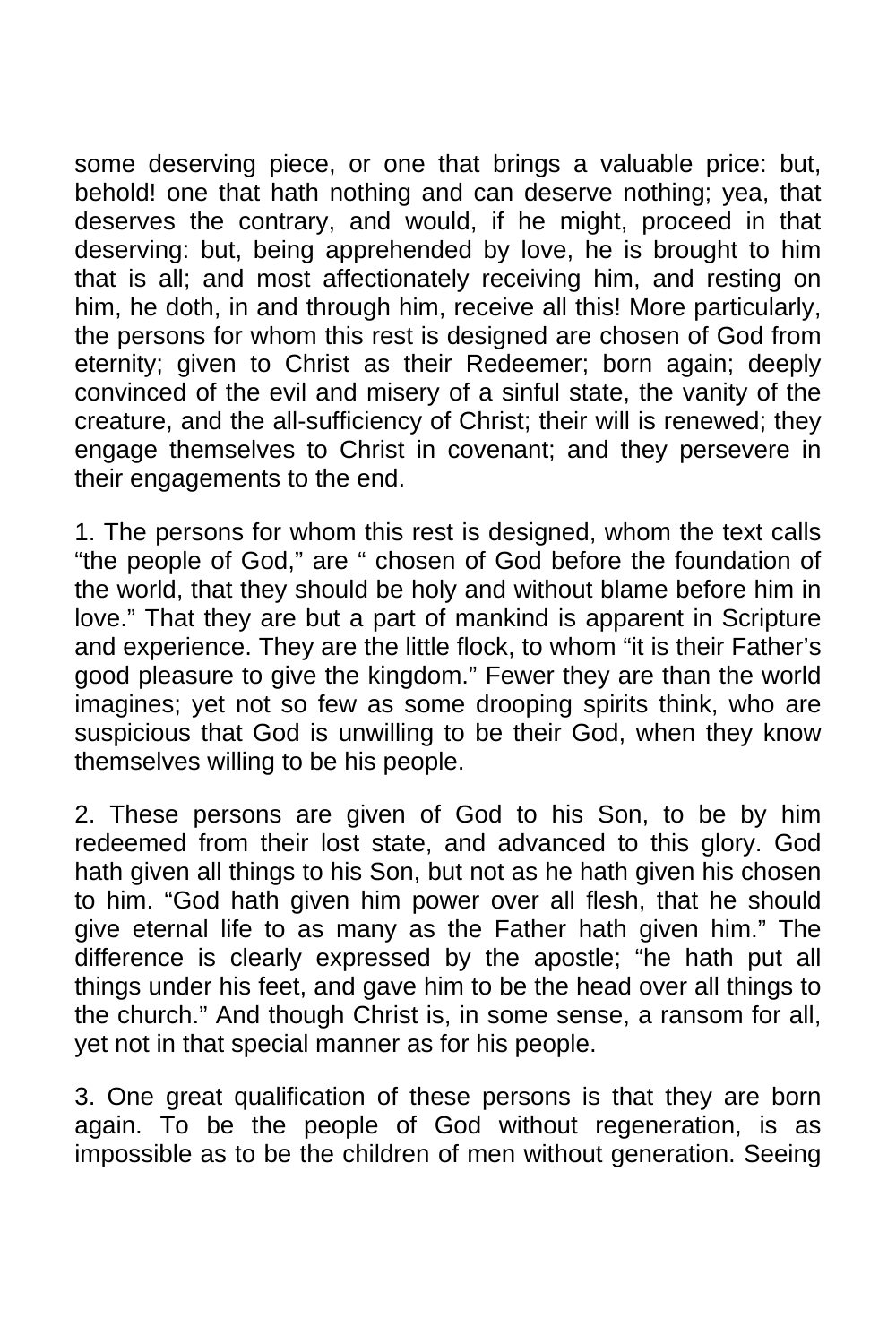some deserving piece, or one that brings a valuable price: but, behold! one that hath nothing and can deserve nothing; yea, that deserves the contrary, and would, if he might, proceed in that deserving: but, being apprehended by love, he is brought to him that is all; and most affectionately receiving him, and resting on him, he doth, in and through him, receive all this! More particularly, the persons for whom this rest is designed are chosen of God from eternity; given to Christ as their Redeemer; born again; deeply convinced of the evil and misery of a sinful state, the vanity of the creature, and the all-sufficiency of Christ; their will is renewed; they engage themselves to Christ in covenant; and they persevere in their engagements to the end.

1. The persons for whom this rest is designed, whom the text calls "the people of God," are " chosen of God before the foundation of the world, that they should be holy and without blame before him in love." That they are but a part of mankind is apparent in Scripture and experience. They are the little flock, to whom "it is their Father's good pleasure to give the kingdom." Fewer they are than the world imagines; yet not so few as some drooping spirits think, who are suspicious that God is unwilling to be their God, when they know themselves willing to be his people.

2. These persons are given of God to his Son, to be by him redeemed from their lost state, and advanced to this glory. God hath given all things to his Son, but not as he hath given his chosen to him. "God hath given him power over all flesh, that he should give eternal life to as many as the Father hath given him." The difference is clearly expressed by the apostle; "he hath put all things under his feet, and gave him to be the head over all things to the church." And though Christ is, in some sense, a ransom for all, yet not in that special manner as for his people.

3. One great qualification of these persons is that they are born again. To be the people of God without regeneration, is as impossible as to be the children of men without generation. Seeing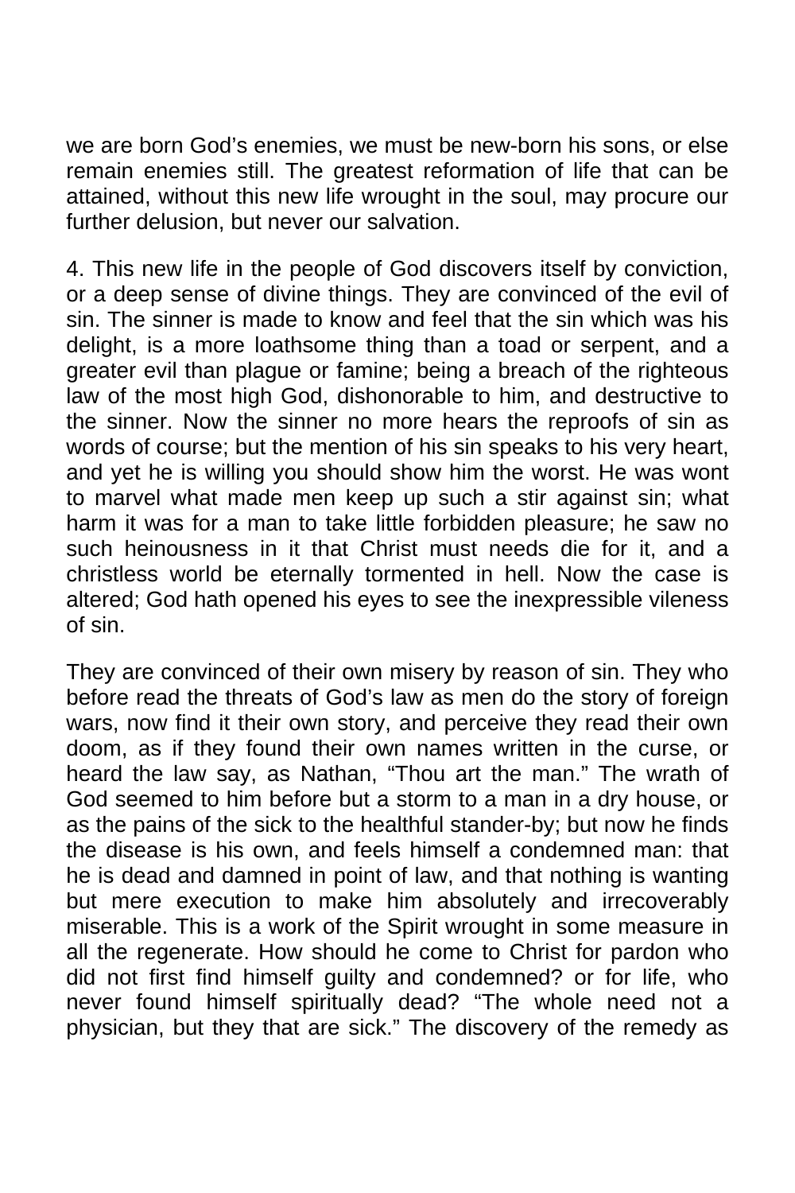we are born God's enemies, we must be new-born his sons, or else remain enemies still. The greatest reformation of life that can be attained, without this new life wrought in the soul, may procure our further delusion, but never our salvation.

4. This new life in the people of God discovers itself by conviction, or a deep sense of divine things. They are convinced of the evil of sin. The sinner is made to know and feel that the sin which was his delight, is a more loathsome thing than a toad or serpent, and a greater evil than plague or famine; being a breach of the righteous law of the most high God, dishonorable to him, and destructive to the sinner. Now the sinner no more hears the reproofs of sin as words of course; but the mention of his sin speaks to his very heart, and yet he is willing you should show him the worst. He was wont to marvel what made men keep up such a stir against sin; what harm it was for a man to take little forbidden pleasure; he saw no such heinousness in it that Christ must needs die for it, and a christless world be eternally tormented in hell. Now the case is altered; God hath opened his eyes to see the inexpressible vileness of sin.

They are convinced of their own misery by reason of sin. They who before read the threats of God's law as men do the story of foreign wars, now find it their own story, and perceive they read their own doom, as if they found their own names written in the curse, or heard the law say, as Nathan, "Thou art the man." The wrath of God seemed to him before but a storm to a man in a dry house, or as the pains of the sick to the healthful stander-by; but now he finds the disease is his own, and feels himself a condemned man: that he is dead and damned in point of law, and that nothing is wanting but mere execution to make him absolutely and irrecoverably miserable. This is a work of the Spirit wrought in some measure in all the regenerate. How should he come to Christ for pardon who did not first find himself guilty and condemned? or for life, who never found himself spiritually dead? "The whole need not a physician, but they that are sick." The discovery of the remedy as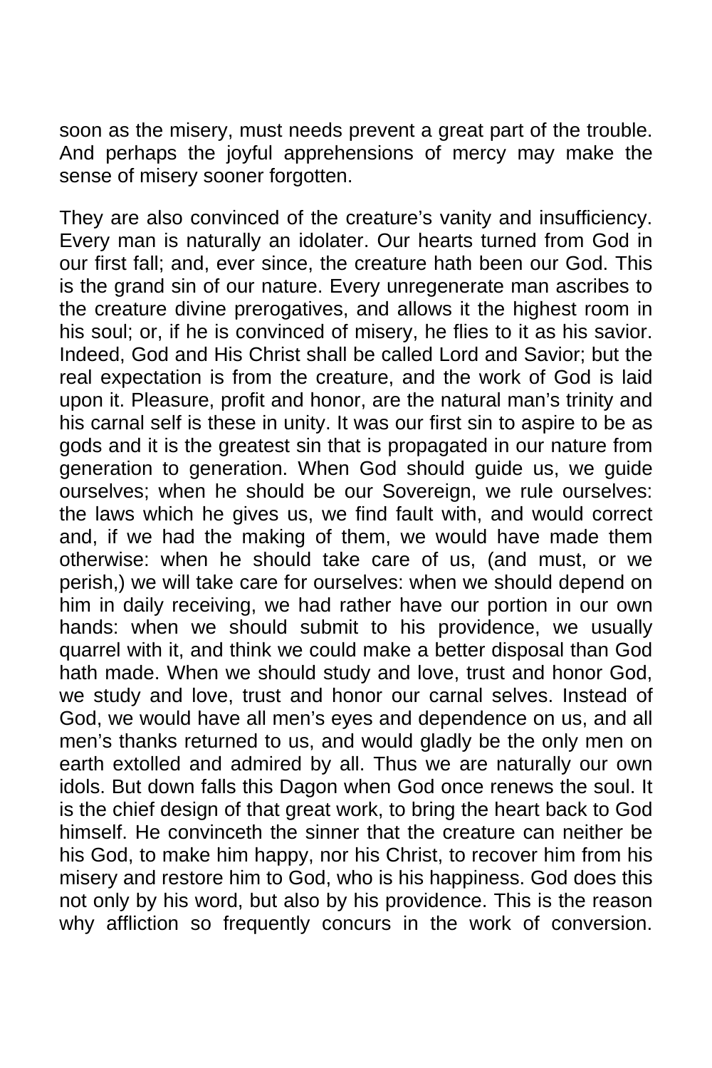soon as the misery, must needs prevent a great part of the trouble. And perhaps the joyful apprehensions of mercy may make the sense of misery sooner forgotten.

They are also convinced of the creature's vanity and insufficiency. Every man is naturally an idolater. Our hearts turned from God in our first fall; and, ever since, the creature hath been our God. This is the grand sin of our nature. Every unregenerate man ascribes to the creature divine prerogatives, and allows it the highest room in his soul; or, if he is convinced of misery, he flies to it as his savior. Indeed, God and His Christ shall be called Lord and Savior; but the real expectation is from the creature, and the work of God is laid upon it. Pleasure, profit and honor, are the natural man's trinity and his carnal self is these in unity. It was our first sin to aspire to be as gods and it is the greatest sin that is propagated in our nature from generation to generation. When God should guide us, we guide ourselves; when he should be our Sovereign, we rule ourselves: the laws which he gives us, we find fault with, and would correct and, if we had the making of them, we would have made them otherwise: when he should take care of us, (and must, or we perish,) we will take care for ourselves: when we should depend on him in daily receiving, we had rather have our portion in our own hands: when we should submit to his providence, we usually quarrel with it, and think we could make a better disposal than God hath made. When we should study and love, trust and honor God, we study and love, trust and honor our carnal selves. Instead of God, we would have all men's eyes and dependence on us, and all men's thanks returned to us, and would gladly be the only men on earth extolled and admired by all. Thus we are naturally our own idols. But down falls this Dagon when God once renews the soul. It is the chief design of that great work, to bring the heart back to God himself. He convinceth the sinner that the creature can neither be his God, to make him happy, nor his Christ, to recover him from his misery and restore him to God, who is his happiness. God does this not only by his word, but also by his providence. This is the reason why affliction so frequently concurs in the work of conversion.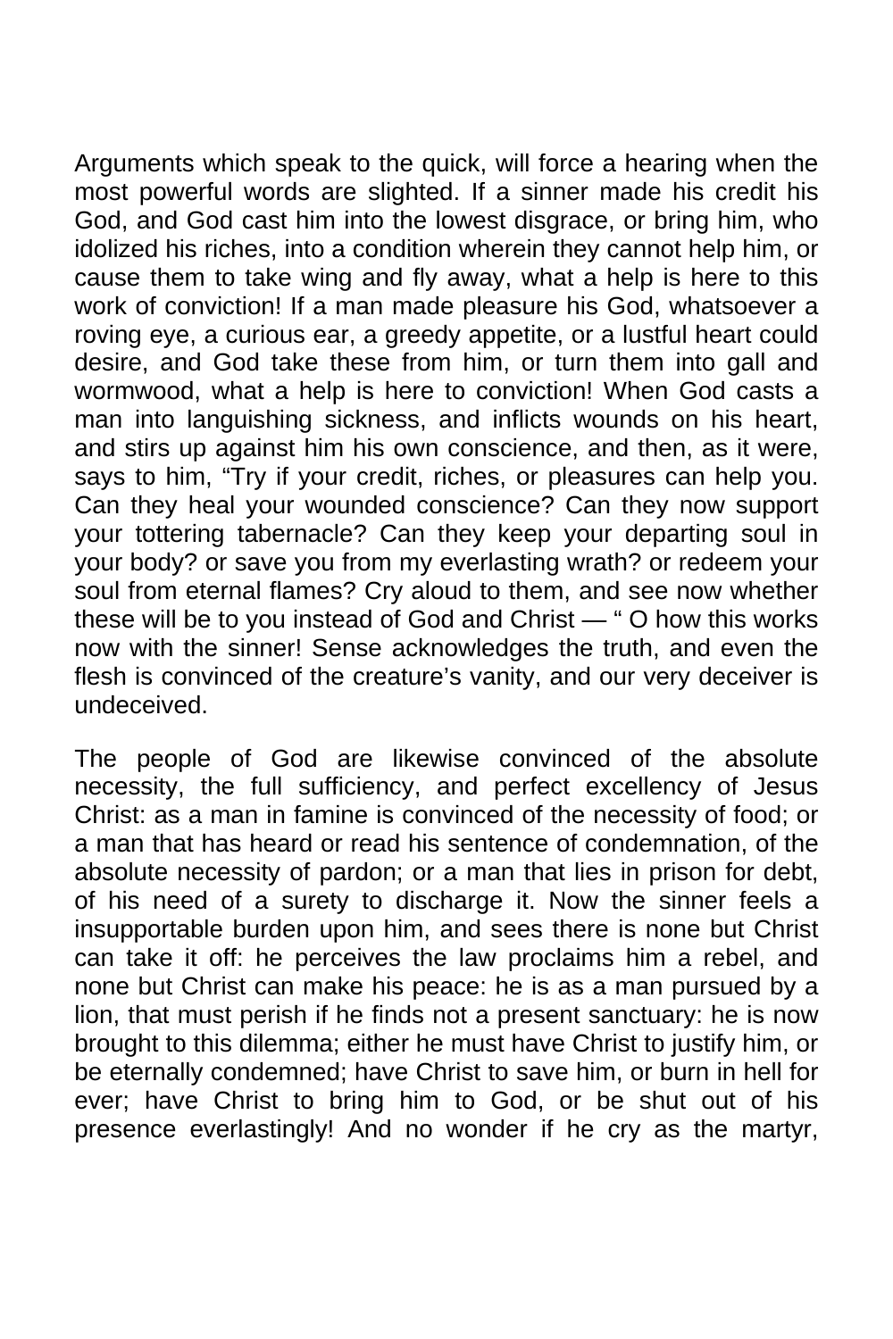Arguments which speak to the quick, will force a hearing when the most powerful words are slighted. If a sinner made his credit his God, and God cast him into the lowest disgrace, or bring him, who idolized his riches, into a condition wherein they cannot help him, or cause them to take wing and fly away, what a help is here to this work of conviction! If a man made pleasure his God, whatsoever a roving eye, a curious ear, a greedy appetite, or a lustful heart could desire, and God take these from him, or turn them into gall and wormwood, what a help is here to conviction! When God casts a man into languishing sickness, and inflicts wounds on his heart, and stirs up against him his own conscience, and then, as it were, says to him, "Try if your credit, riches, or pleasures can help you. Can they heal your wounded conscience? Can they now support your tottering tabernacle? Can they keep your departing soul in your body? or save you from my everlasting wrath? or redeem your soul from eternal flames? Cry aloud to them, and see now whether these will be to you instead of God and Christ — " O how this works now with the sinner! Sense acknowledges the truth, and even the flesh is convinced of the creature's vanity, and our very deceiver is undeceived.

The people of God are likewise convinced of the absolute necessity, the full sufficiency, and perfect excellency of Jesus Christ: as a man in famine is convinced of the necessity of food; or a man that has heard or read his sentence of condemnation, of the absolute necessity of pardon; or a man that lies in prison for debt, of his need of a surety to discharge it. Now the sinner feels a insupportable burden upon him, and sees there is none but Christ can take it off: he perceives the law proclaims him a rebel, and none but Christ can make his peace: he is as a man pursued by a lion, that must perish if he finds not a present sanctuary: he is now brought to this dilemma; either he must have Christ to justify him, or be eternally condemned; have Christ to save him, or burn in hell for ever; have Christ to bring him to God, or be shut out of his presence everlastingly! And no wonder if he cry as the martyr,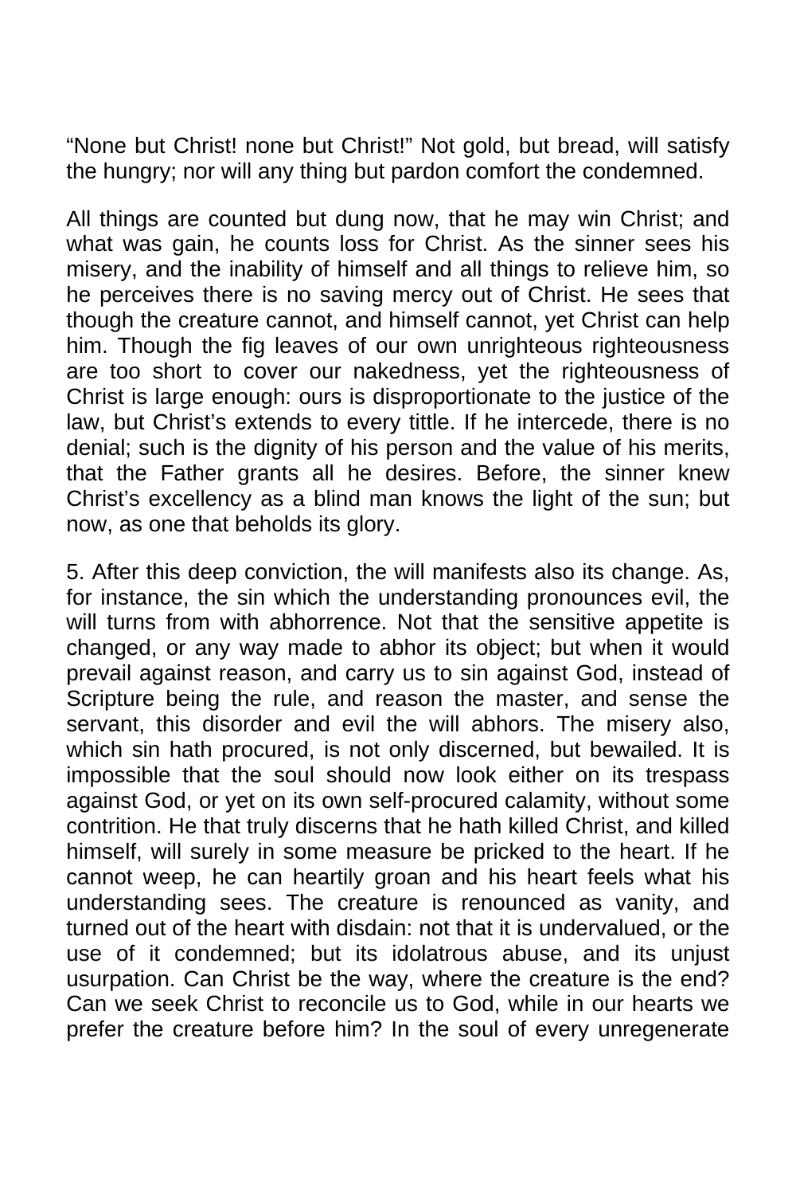"None but Christ! none but Christ!" Not gold, but bread, will satisfy the hungry; nor will any thing but pardon comfort the condemned.

All things are counted but dung now, that he may win Christ; and what was gain, he counts loss for Christ. As the sinner sees his misery, and the inability of himself and all things to relieve him, so he perceives there is no saving mercy out of Christ. He sees that though the creature cannot, and himself cannot, yet Christ can help him. Though the fig leaves of our own unrighteous righteousness are too short to cover our nakedness, yet the righteousness of Christ is large enough: ours is disproportionate to the justice of the law, but Christ's extends to every tittle. If he intercede, there is no denial; such is the dignity of his person and the value of his merits, that the Father grants all he desires. Before, the sinner knew Christ's excellency as a blind man knows the light of the sun; but now, as one that beholds its glory.

5. After this deep conviction, the will manifests also its change. As, for instance, the sin which the understanding pronounces evil, the will turns from with abhorrence. Not that the sensitive appetite is changed, or any way made to abhor its object; but when it would prevail against reason, and carry us to sin against God, instead of Scripture being the rule, and reason the master, and sense the servant, this disorder and evil the will abhors. The misery also, which sin hath procured, is not only discerned, but bewailed. It is impossible that the soul should now look either on its trespass against God, or yet on its own self-procured calamity, without some contrition. He that truly discerns that he hath killed Christ, and killed himself, will surely in some measure be pricked to the heart. If he cannot weep, he can heartily groan and his heart feels what his understanding sees. The creature is renounced as vanity, and turned out of the heart with disdain: not that it is undervalued, or the use of it condemned; but its idolatrous abuse, and its unjust usurpation. Can Christ be the way, where the creature is the end? Can we seek Christ to reconcile us to God, while in our hearts we prefer the creature before him? In the soul of every unregenerate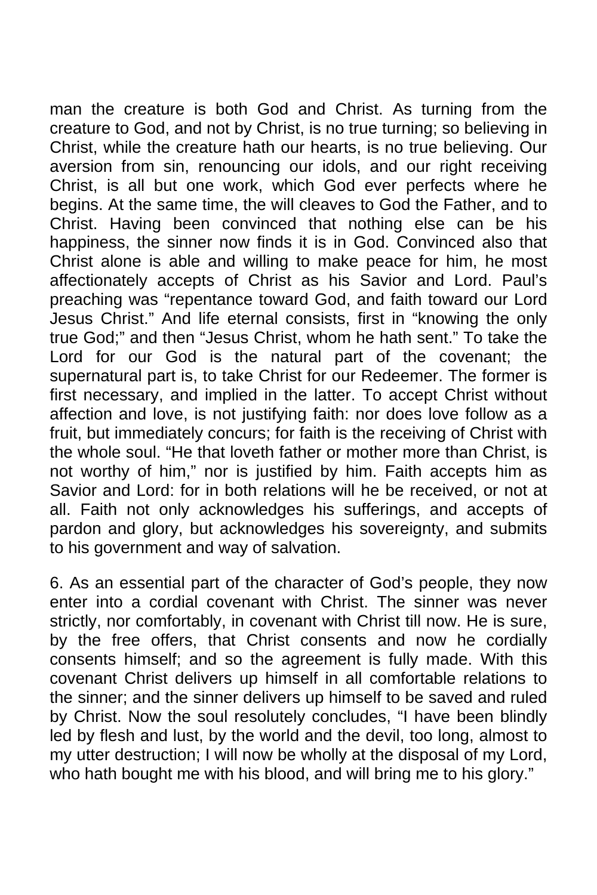man the creature is both God and Christ. As turning from the creature to God, and not by Christ, is no true turning; so believing in Christ, while the creature hath our hearts, is no true believing. Our aversion from sin, renouncing our idols, and our right receiving Christ, is all but one work, which God ever perfects where he begins. At the same time, the will cleaves to God the Father, and to Christ. Having been convinced that nothing else can be his happiness, the sinner now finds it is in God. Convinced also that Christ alone is able and willing to make peace for him, he most affectionately accepts of Christ as his Savior and Lord. Paul's preaching was "repentance toward God, and faith toward our Lord Jesus Christ." And life eternal consists, first in "knowing the only true God;" and then "Jesus Christ, whom he hath sent." To take the Lord for our God is the natural part of the covenant; the supernatural part is, to take Christ for our Redeemer. The former is first necessary, and implied in the latter. To accept Christ without affection and love, is not justifying faith: nor does love follow as a fruit, but immediately concurs; for faith is the receiving of Christ with the whole soul. "He that loveth father or mother more than Christ, is not worthy of him," nor is justified by him. Faith accepts him as Savior and Lord: for in both relations will he be received, or not at all. Faith not only acknowledges his sufferings, and accepts of pardon and glory, but acknowledges his sovereignty, and submits to his government and way of salvation.

6. As an essential part of the character of God's people, they now enter into a cordial covenant with Christ. The sinner was never strictly, nor comfortably, in covenant with Christ till now. He is sure, by the free offers, that Christ consents and now he cordially consents himself; and so the agreement is fully made. With this covenant Christ delivers up himself in all comfortable relations to the sinner; and the sinner delivers up himself to be saved and ruled by Christ. Now the soul resolutely concludes, "I have been blindly led by flesh and lust, by the world and the devil, too long, almost to my utter destruction; I will now be wholly at the disposal of my Lord, who hath bought me with his blood, and will bring me to his glory."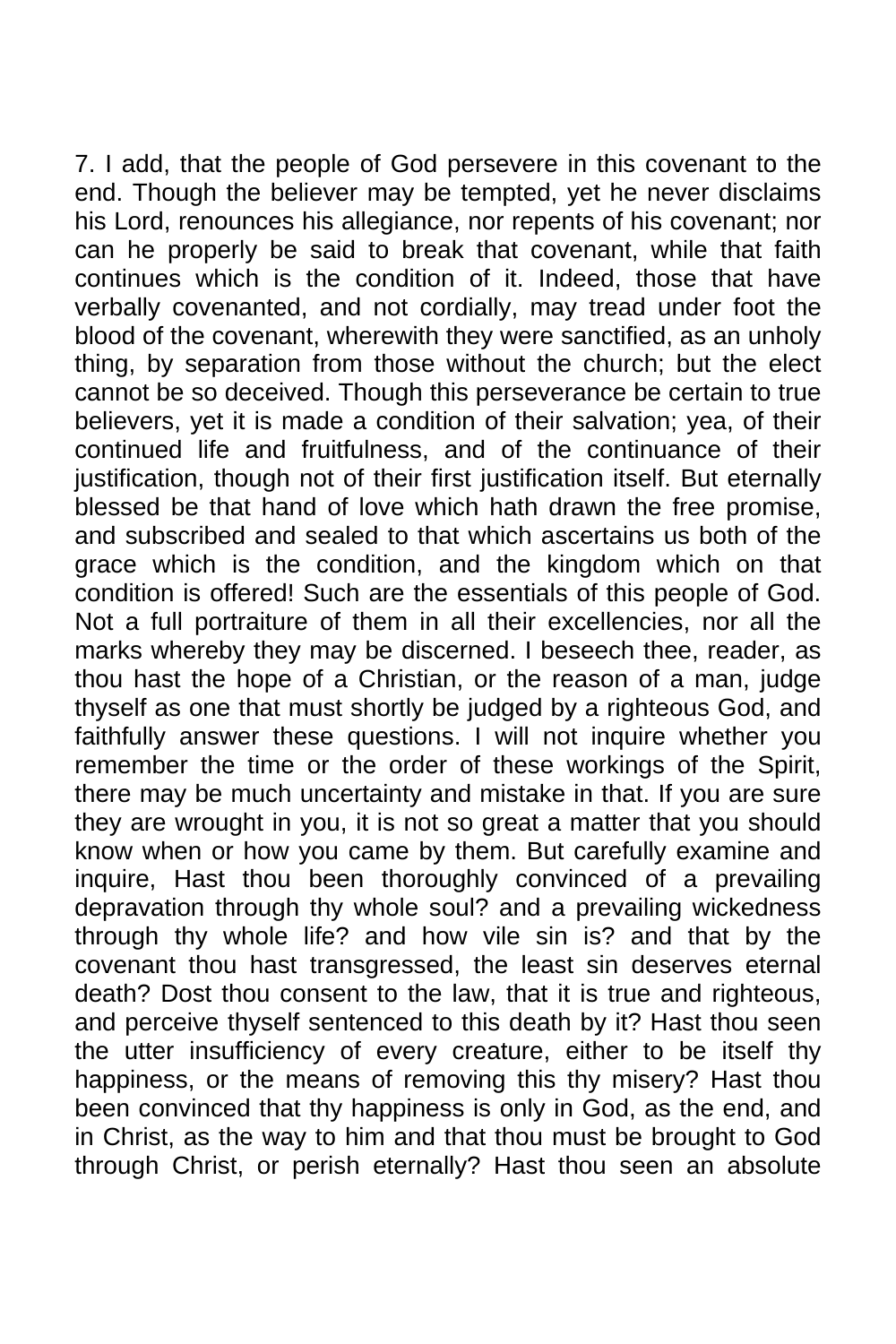7. I add, that the people of God persevere in this covenant to the end. Though the believer may be tempted, yet he never disclaims his Lord, renounces his allegiance, nor repents of his covenant; nor can he properly be said to break that covenant, while that faith continues which is the condition of it. Indeed, those that have verbally covenanted, and not cordially, may tread under foot the blood of the covenant, wherewith they were sanctified, as an unholy thing, by separation from those without the church; but the elect cannot be so deceived. Though this perseverance be certain to true believers, yet it is made a condition of their salvation; yea, of their continued life and fruitfulness, and of the continuance of their justification, though not of their first justification itself. But eternally blessed be that hand of love which hath drawn the free promise, and subscribed and sealed to that which ascertains us both of the grace which is the condition, and the kingdom which on that condition is offered! Such are the essentials of this people of God. Not a full portraiture of them in all their excellencies, nor all the marks whereby they may be discerned. I beseech thee, reader, as thou hast the hope of a Christian, or the reason of a man, judge thyself as one that must shortly be judged by a righteous God, and faithfully answer these questions. I will not inquire whether you remember the time or the order of these workings of the Spirit, there may be much uncertainty and mistake in that. If you are sure they are wrought in you, it is not so great a matter that you should know when or how you came by them. But carefully examine and inquire, Hast thou been thoroughly convinced of a prevailing depravation through thy whole soul? and a prevailing wickedness through thy whole life? and how vile sin is? and that by the covenant thou hast transgressed, the least sin deserves eternal death? Dost thou consent to the law, that it is true and righteous, and perceive thyself sentenced to this death by it? Hast thou seen the utter insufficiency of every creature, either to be itself thy happiness, or the means of removing this thy misery? Hast thou been convinced that thy happiness is only in God, as the end, and in Christ, as the way to him and that thou must be brought to God through Christ, or perish eternally? Hast thou seen an absolute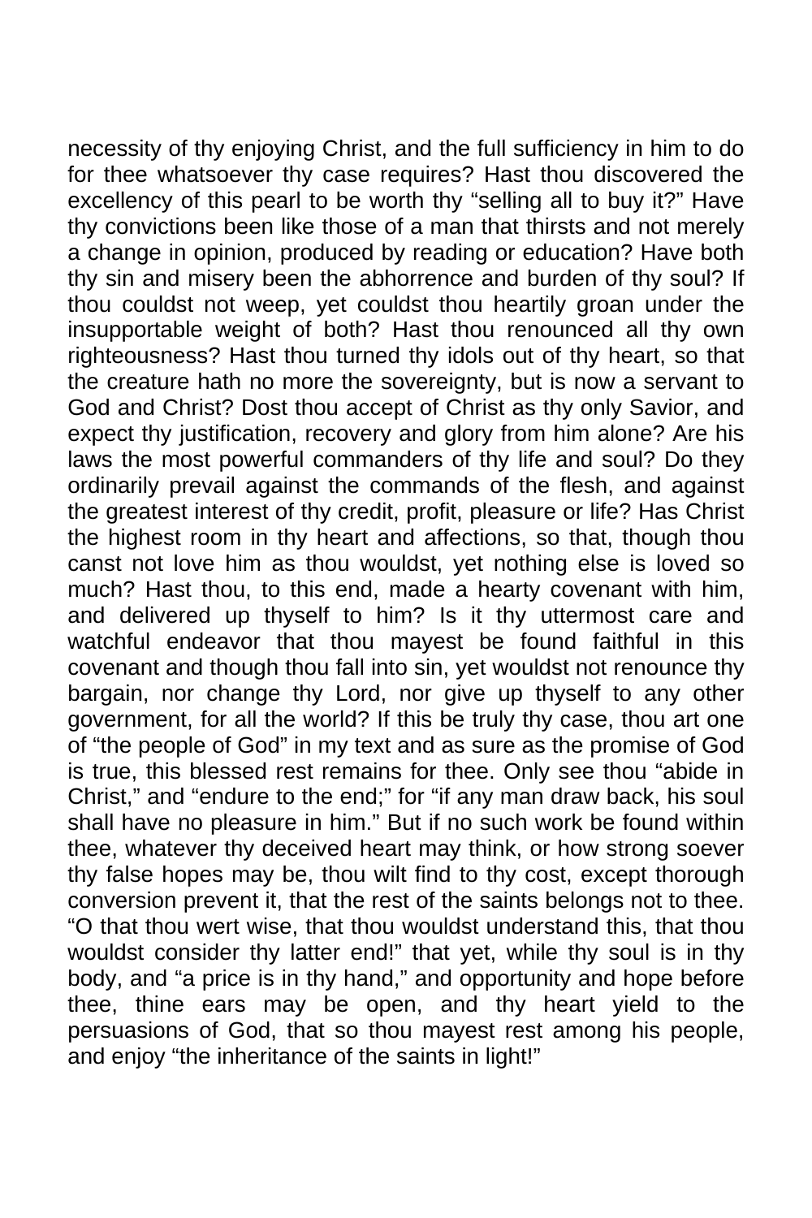necessity of thy enjoying Christ, and the full sufficiency in him to do for thee whatsoever thy case requires? Hast thou discovered the excellency of this pearl to be worth thy "selling all to buy it?" Have thy convictions been like those of a man that thirsts and not merely a change in opinion, produced by reading or education? Have both thy sin and misery been the abhorrence and burden of thy soul? If thou couldst not weep, yet couldst thou heartily groan under the insupportable weight of both? Hast thou renounced all thy own righteousness? Hast thou turned thy idols out of thy heart, so that the creature hath no more the sovereignty, but is now a servant to God and Christ? Dost thou accept of Christ as thy only Savior, and expect thy justification, recovery and glory from him alone? Are his laws the most powerful commanders of thy life and soul? Do they ordinarily prevail against the commands of the flesh, and against the greatest interest of thy credit, profit, pleasure or life? Has Christ the highest room in thy heart and affections, so that, though thou canst not love him as thou wouldst, yet nothing else is loved so much? Hast thou, to this end, made a hearty covenant with him, and delivered up thyself to him? Is it thy uttermost care and watchful endeavor that thou mayest be found faithful in this covenant and though thou fall into sin, yet wouldst not renounce thy bargain, nor change thy Lord, nor give up thyself to any other government, for all the world? If this be truly thy case, thou art one of "the people of God" in my text and as sure as the promise of God is true, this blessed rest remains for thee. Only see thou "abide in Christ," and "endure to the end;" for "if any man draw back, his soul shall have no pleasure in him." But if no such work be found within thee, whatever thy deceived heart may think, or how strong soever thy false hopes may be, thou wilt find to thy cost, except thorough conversion prevent it, that the rest of the saints belongs not to thee. "O that thou wert wise, that thou wouldst understand this, that thou wouldst consider thy latter end!" that yet, while thy soul is in thy body, and "a price is in thy hand," and opportunity and hope before thee, thine ears may be open, and thy heart yield to the persuasions of God, that so thou mayest rest among his people, and enjoy "the inheritance of the saints in light!"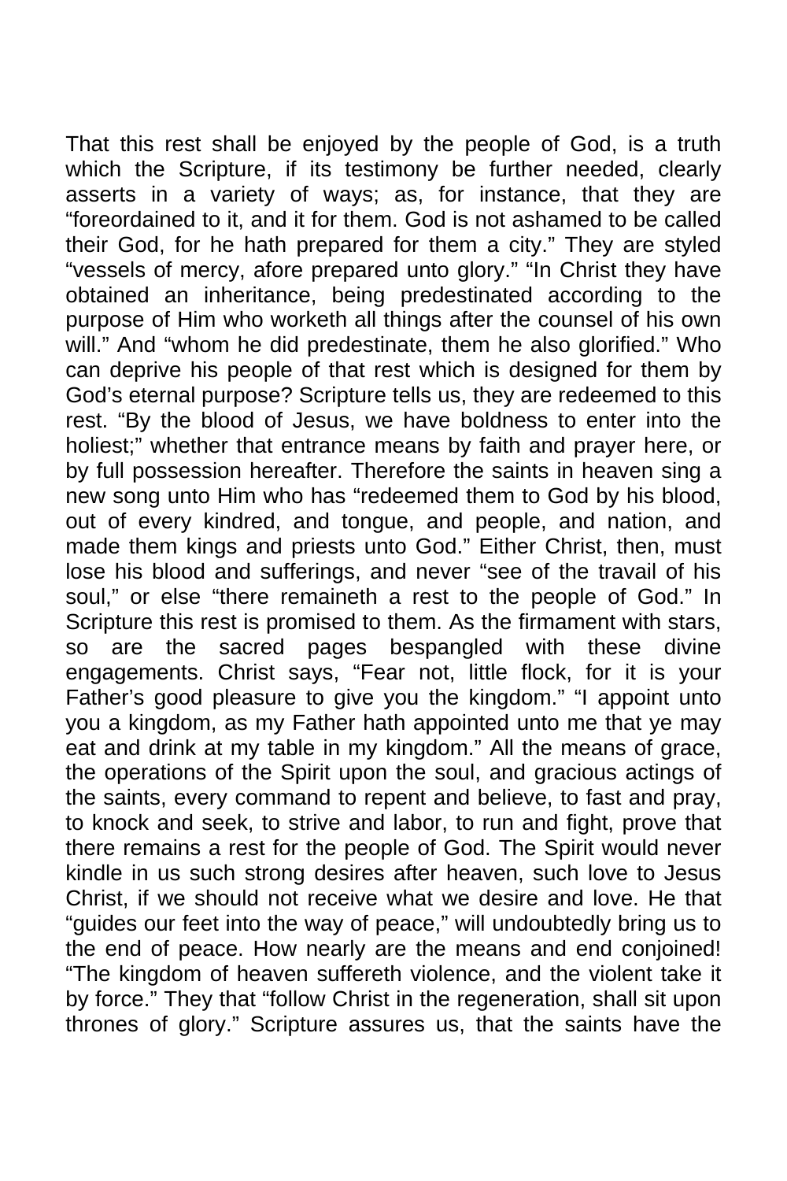That this rest shall be enjoyed by the people of God, is a truth which the Scripture, if its testimony be further needed, clearly asserts in a variety of ways; as, for instance, that they are “foreordained to it, and it for them. God is not ashamed to be called their God, for he hath prepared for them a city.” They are styled “vessels of mercy, afore prepared unto glory.” “In Christ they have obtained an inheritance, being predestinated according to the purpose of Him who worketh all things after the counsel of his own will.” And “whom he did predestinate, them he also glorified.” Who can deprive his people of that rest which is designed for them by God’s eternal purpose? Scripture tells us, they are redeemed to this rest. “By the blood of Jesus, we have boldness to enter into the holiest;” whether that entrance means by faith and prayer here, or by full possession hereafter. Therefore the saints in heaven sing a new song unto Him who has “redeemed them to God by his blood, out of every kindred, and tongue, and people, and nation, and made them kings and priests unto God.” Either Christ, then, must lose his blood and sufferings, and never “see of the travail of his soul,” or else “there remaineth a rest to the people of God.” In Scripture this rest is promised to them. As the firmament with stars, so are the sacred pages bespangled with these divine engagements. Christ says, “Fear not, little flock, for it is your Father’s good pleasure to give you the kingdom.” “I appoint unto you a kingdom, as my Father hath appointed unto me that ye may eat and drink at my table in my kingdom.” All the means of grace, the operations of the Spirit upon the soul, and gracious actings of the saints, every command to repent and believe, to fast and pray, to knock and seek, to strive and labor, to run and fight, prove that there remains a rest for the people of God. The Spirit would never kindle in us such strong desires after heaven, such love to Jesus Christ, if we should not receive what we desire and love. He that “guides our feet into the way of peace,” will undoubtedly bring us to the end of peace. How nearly are the means and end conjoined! “The kingdom of heaven suffereth violence, and the violent take it by force.” They that “follow Christ in the regeneration, shall sit upon thrones of glory.” Scripture assures us, that the saints have the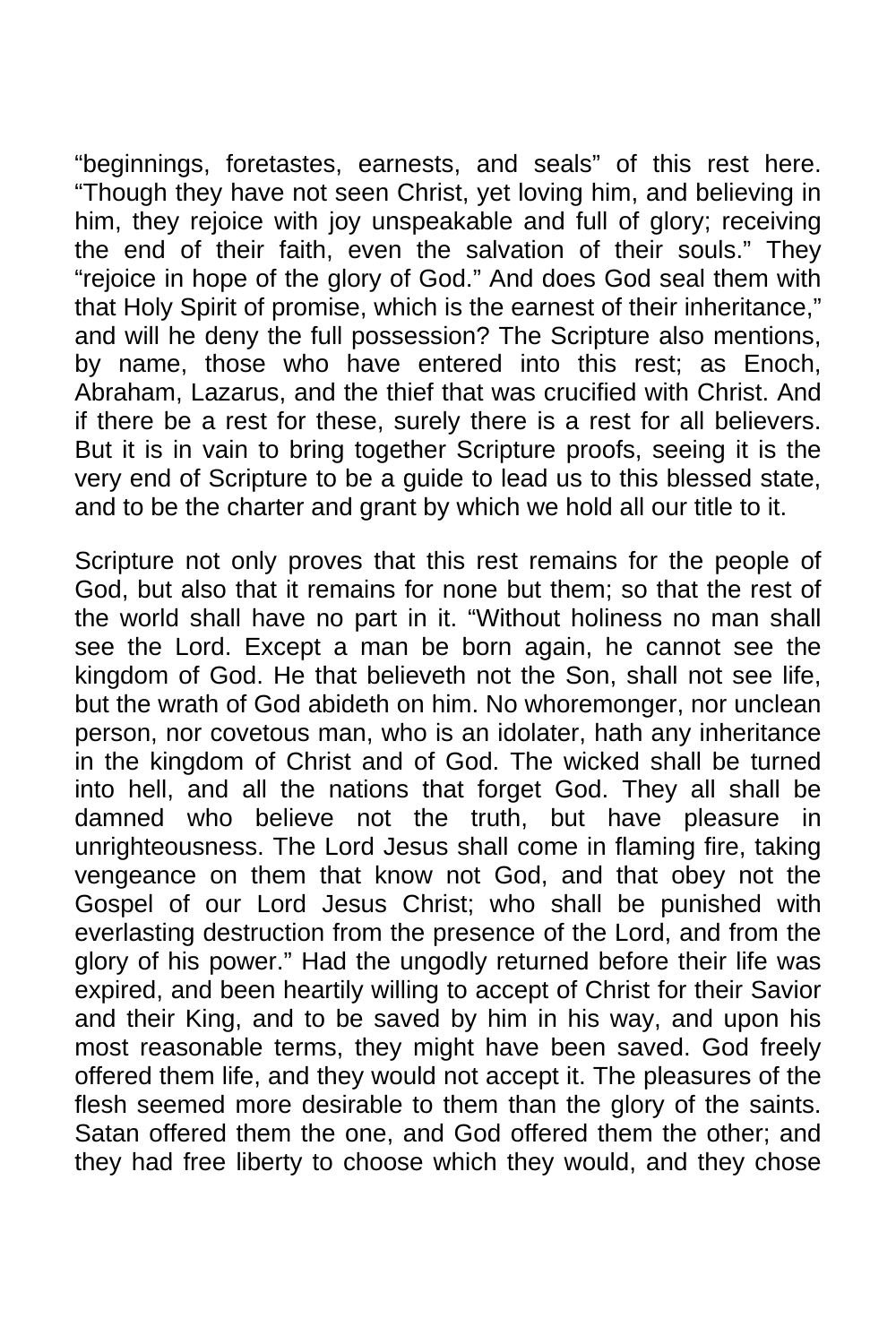“beginnings, foretastes, earnests, and seals” of this rest here. “Though they have not seen Christ, yet loving him, and believing in him, they rejoice with joy unspeakable and full of glory; receiving the end of their faith, even the salvation of their souls.” They “rejoice in hope of the glory of God.” And does God seal them with that Holy Spirit of promise, which is the earnest of their inheritance,” and will he deny the full possession? The Scripture also mentions, by name, those who have entered into this rest; as Enoch, Abraham, Lazarus, and the thief that was crucified with Christ. And if there be a rest for these, surely there is a rest for all believers. But it is in vain to bring together Scripture proofs, seeing it is the very end of Scripture to be a guide to lead us to this blessed state, and to be the charter and grant by which we hold all our title to it.

Scripture not only proves that this rest remains for the people of God, but also that it remains for none but them; so that the rest of the world shall have no part in it. “Without holiness no man shall see the Lord. Except a man be born again, he cannot see the kingdom of God. He that believeth not the Son, shall not see life, but the wrath of God abideth on him. No whoremonger, nor unclean person, nor covetous man, who is an idolater, hath any inheritance in the kingdom of Christ and of God. The wicked shall be turned into hell, and all the nations that forget God. They all shall be damned who believe not the truth, but have pleasure in unrighteousness. The Lord Jesus shall come in flaming fire, taking vengeance on them that know not God, and that obey not the Gospel of our Lord Jesus Christ; who shall be punished with everlasting destruction from the presence of the Lord, and from the glory of his power.” Had the ungodly returned before their life was expired, and been heartily willing to accept of Christ for their Savior and their King, and to be saved by him in his way, and upon his most reasonable terms, they might have been saved. God freely offered them life, and they would not accept it. The pleasures of the flesh seemed more desirable to them than the glory of the saints. Satan offered them the one, and God offered them the other; and they had free liberty to choose which they would, and they chose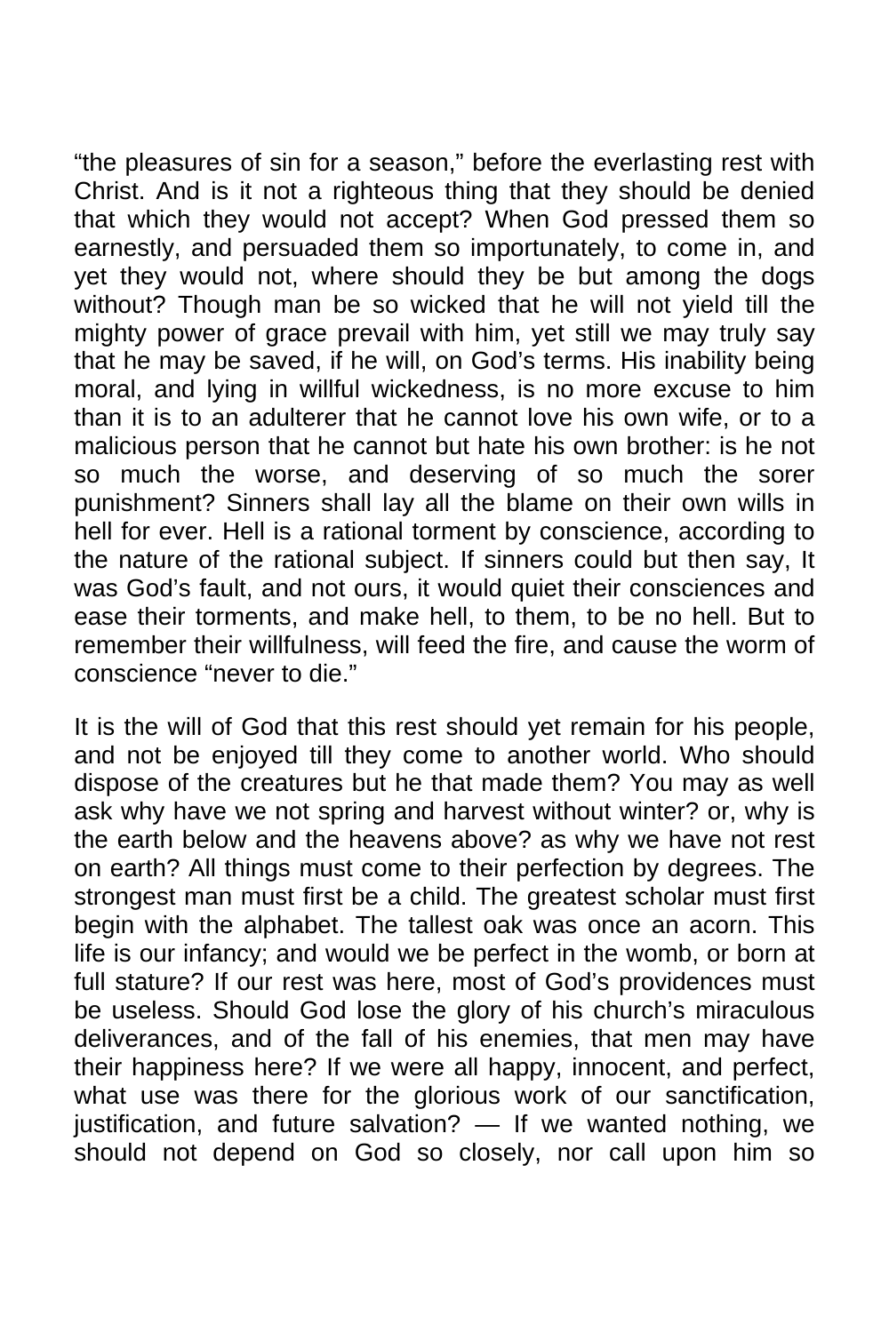“the pleasures of sin for a season,” before the everlasting rest with Christ. And is it not a righteous thing that they should be denied that which they would not accept? When God pressed them so earnestly, and persuaded them so importunately, to come in, and yet they would not, where should they be but among the dogs without? Though man be so wicked that he will not yield till the mighty power of grace prevail with him, yet still we may truly say that he may be saved, if he will, on God’s terms. His inability being moral, and lying in willful wickedness, is no more excuse to him than it is to an adulterer that he cannot love his own wife, or to a malicious person that he cannot but hate his own brother: is he not so much the worse, and deserving of so much the sorer punishment? Sinners shall lay all the blame on their own wills in hell for ever. Hell is a rational torment by conscience, according to the nature of the rational subject. If sinners could but then say, It was God’s fault, and not ours, it would quiet their consciences and ease their torments, and make hell, to them, to be no hell. But to remember their willfulness, will feed the fire, and cause the worm of conscience “never to die.”

It is the will of God that this rest should yet remain for his people, and not be enjoyed till they come to another world. Who should dispose of the creatures but he that made them? You may as well ask why have we not spring and harvest without winter? or, why is the earth below and the heavens above? as why we have not rest on earth? All things must come to their perfection by degrees. The strongest man must first be a child. The greatest scholar must first begin with the alphabet. The tallest oak was once an acorn. This life is our infancy; and would we be perfect in the womb, or born at full stature? If our rest was here, most of God’s providences must be useless. Should God lose the glory of his church’s miraculous deliverances, and of the fall of his enemies, that men may have their happiness here? If we were all happy, innocent, and perfect, what use was there for the glorious work of our sanctification, justification, and future salvation? — If we wanted nothing, we should not depend on God so closely, nor call upon him so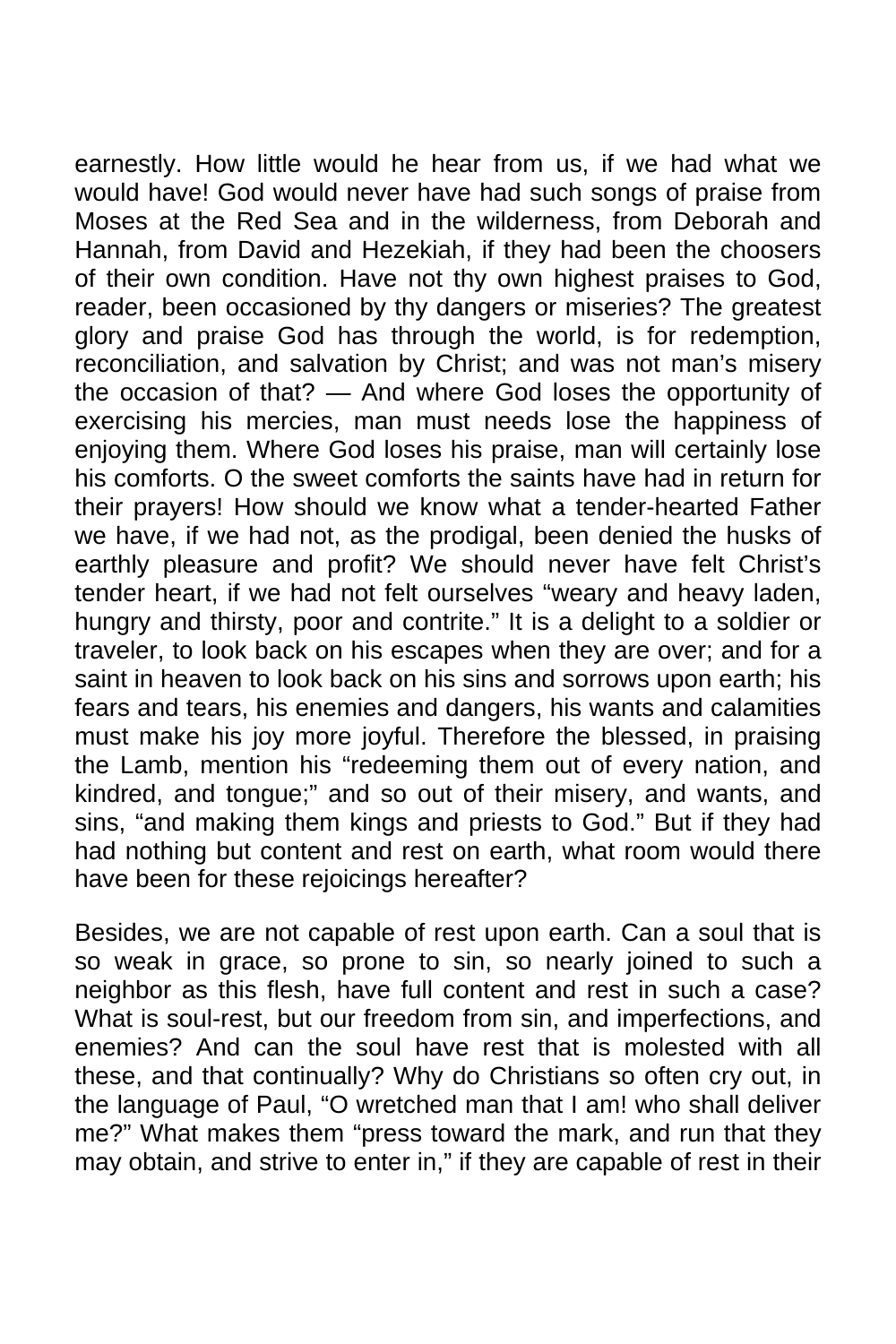earnestly. How little would he hear from us, if we had what we would have! God would never have had such songs of praise from Moses at the Red Sea and in the wilderness, from Deborah and Hannah, from David and Hezekiah, if they had been the choosers of their own condition. Have not thy own highest praises to God, reader, been occasioned by thy dangers or miseries? The greatest glory and praise God has through the world, is for redemption, reconciliation, and salvation by Christ; and was not man's misery the occasion of that? — And where God loses the opportunity of exercising his mercies, man must needs lose the happiness of enjoying them. Where God loses his praise, man will certainly lose his comforts. O the sweet comforts the saints have had in return for their prayers! How should we know what a tender-hearted Father we have, if we had not, as the prodigal, been denied the husks of earthly pleasure and profit? We should never have felt Christ's tender heart, if we had not felt ourselves "weary and heavy laden, hungry and thirsty, poor and contrite." It is a delight to a soldier or traveler, to look back on his escapes when they are over; and for a saint in heaven to look back on his sins and sorrows upon earth; his fears and tears, his enemies and dangers, his wants and calamities must make his joy more joyful. Therefore the blessed, in praising the Lamb, mention his "redeeming them out of every nation, and kindred, and tongue;" and so out of their misery, and wants, and sins, "and making them kings and priests to God." But if they had had nothing but content and rest on earth, what room would there have been for these rejoicings hereafter?

Besides, we are not capable of rest upon earth. Can a soul that is so weak in grace, so prone to sin, so nearly joined to such a neighbor as this flesh, have full content and rest in such a case? What is soul-rest, but our freedom from sin, and imperfections, and enemies? And can the soul have rest that is molested with all these, and that continually? Why do Christians so often cry out, in the language of Paul, "O wretched man that I am! who shall deliver me?" What makes them "press toward the mark, and run that they may obtain, and strive to enter in," if they are capable of rest in their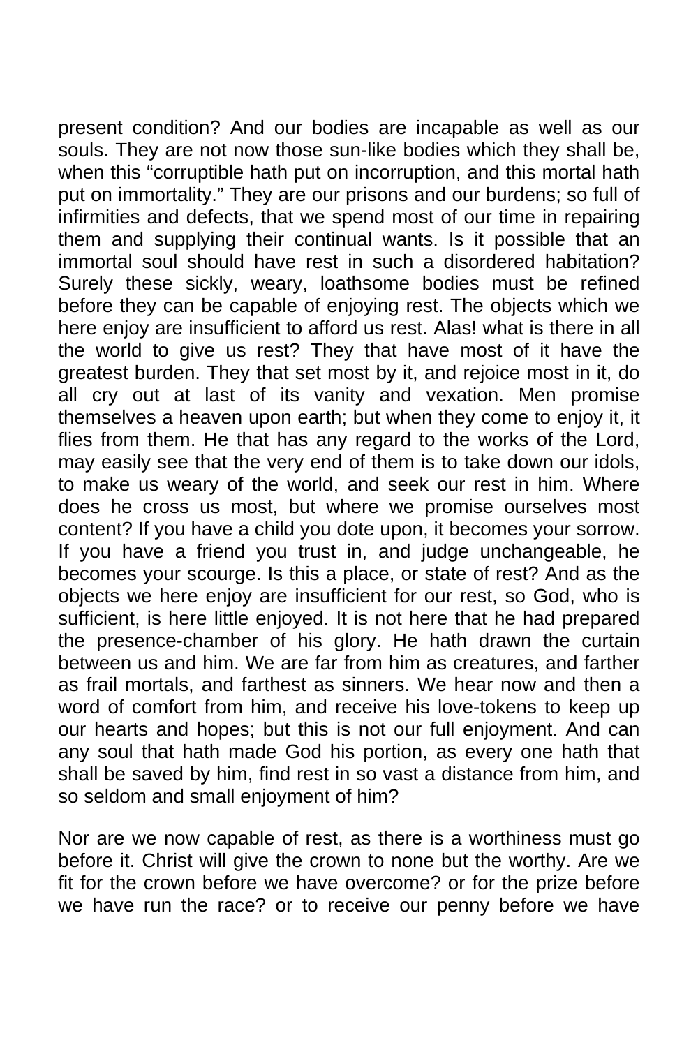present condition? And our bodies are incapable as well as our souls. They are not now those sun-like bodies which they shall be, when this "corruptible hath put on incorruption, and this mortal hath put on immortality." They are our prisons and our burdens; so full of infirmities and defects, that we spend most of our time in repairing them and supplying their continual wants. Is it possible that an immortal soul should have rest in such a disordered habitation? Surely these sickly, weary, loathsome bodies must be refined before they can be capable of enjoying rest. The objects which we here enjoy are insufficient to afford us rest. Alas! what is there in all the world to give us rest? They that have most of it have the greatest burden. They that set most by it, and rejoice most in it, do all cry out at last of its vanity and vexation. Men promise themselves a heaven upon earth; but when they come to enjoy it, it flies from them. He that has any regard to the works of the Lord, may easily see that the very end of them is to take down our idols, to make us weary of the world, and seek our rest in him. Where does he cross us most, but where we promise ourselves most content? If you have a child you dote upon, it becomes your sorrow. If you have a friend you trust in, and judge unchangeable, he becomes your scourge. Is this a place, or state of rest? And as the objects we here enjoy are insufficient for our rest, so God, who is sufficient, is here little enjoyed. It is not here that he had prepared the presence-chamber of his glory. He hath drawn the curtain between us and him. We are far from him as creatures, and farther as frail mortals, and farthest as sinners. We hear now and then a word of comfort from him, and receive his love-tokens to keep up our hearts and hopes; but this is not our full enjoyment. And can any soul that hath made God his portion, as every one hath that shall be saved by him, find rest in so vast a distance from him, and so seldom and small enjoyment of him?

Nor are we now capable of rest, as there is a worthiness must go before it. Christ will give the crown to none but the worthy. Are we fit for the crown before we have overcome? or for the prize before we have run the race? or to receive our penny before we have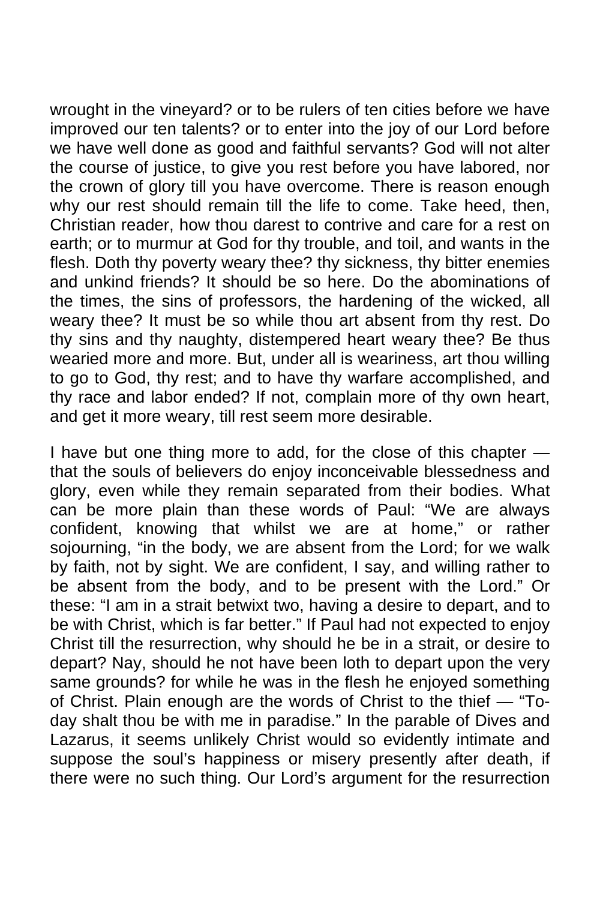wrought in the vineyard? or to be rulers of ten cities before we have improved our ten talents? or to enter into the joy of our Lord before we have well done as good and faithful servants? God will not alter the course of justice, to give you rest before you have labored, nor the crown of glory till you have overcome. There is reason enough why our rest should remain till the life to come. Take heed, then, Christian reader, how thou darest to contrive and care for a rest on earth; or to murmur at God for thy trouble, and toil, and wants in the flesh. Doth thy poverty weary thee? thy sickness, thy bitter enemies and unkind friends? It should be so here. Do the abominations of the times, the sins of professors, the hardening of the wicked, all weary thee? It must be so while thou art absent from thy rest. Do thy sins and thy naughty, distempered heart weary thee? Be thus wearied more and more. But, under all is weariness, art thou willing to go to God, thy rest; and to have thy warfare accomplished, and thy race and labor ended? If not, complain more of thy own heart, and get it more weary, till rest seem more desirable.

I have but one thing more to add, for the close of this chapter — that the souls of believers do enjoy inconceivable blessedness and glory, even while they remain separated from their bodies. What can be more plain than these words of Paul: "We are always confident, knowing that whilst we are at home," or rather sojourning, "in the body, we are absent from the Lord; for we walk by faith, not by sight. We are confident, I say, and willing rather to be absent from the body, and to be present with the Lord." Or these: "I am in a strait betwixt two, having a desire to depart, and to be with Christ, which is far better." If Paul had not expected to enjoy Christ till the resurrection, why should he be in a strait, or desire to depart? Nay, should he not have been loth to depart upon the very same grounds? for while he was in the flesh he enjoyed something of Christ. Plain enough are the words of Christ to the thief — "To-day shalt thou be with me in paradise." In the parable of Dives and Lazarus, it seems unlikely Christ would so evidently intimate and suppose the soul's happiness or misery presently after death, if there were no such thing. Our Lord's argument for the resurrection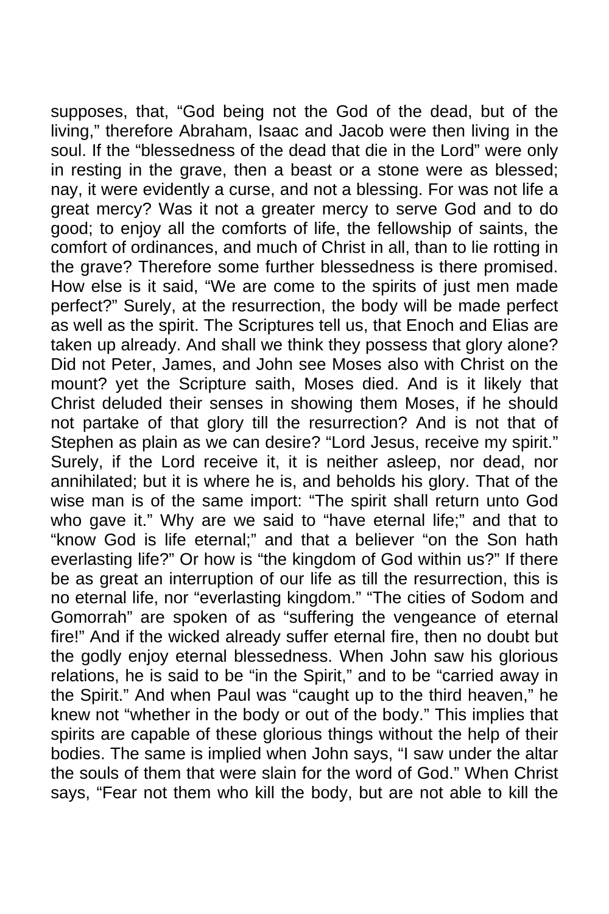supposes, that, “God being not the God of the dead, but of the living,” therefore Abraham, Isaac and Jacob were then living in the soul. If the “blessedness of the dead that die in the Lord” were only in resting in the grave, then a beast or a stone were as blessed; nay, it were evidently a curse, and not a blessing. For was not life a great mercy? Was it not a greater mercy to serve God and to do good; to enjoy all the comforts of life, the fellowship of saints, the comfort of ordinances, and much of Christ in all, than to lie rotting in the grave? Therefore some further blessedness is there promised. How else is it said, “We are come to the spirits of just men made perfect?” Surely, at the resurrection, the body will be made perfect as well as the spirit. The Scriptures tell us, that Enoch and Elias are taken up already. And shall we think they possess that glory alone? Did not Peter, James, and John see Moses also with Christ on the mount? yet the Scripture saith, Moses died. And is it likely that Christ deluded their senses in showing them Moses, if he should not partake of that glory till the resurrection? And is not that of Stephen as plain as we can desire? “Lord Jesus, receive my spirit.” Surely, if the Lord receive it, it is neither asleep, nor dead, nor annihilated; but it is where he is, and beholds his glory. That of the wise man is of the same import: “The spirit shall return unto God who gave it.” Why are we said to “have eternal life;” and that to “know God is life eternal;” and that a believer “on the Son hath everlasting life?” Or how is “the kingdom of God within us?” If there be as great an interruption of our life as till the resurrection, this is no eternal life, nor “everlasting kingdom.” “The cities of Sodom and Gomorrah” are spoken of as “suffering the vengeance of eternal fire!” And if the wicked already suffer eternal fire, then no doubt but the godly enjoy eternal blessedness. When John saw his glorious relations, he is said to be “in the Spirit,” and to be “carried away in the Spirit.” And when Paul was “caught up to the third heaven,” he knew not “whether in the body or out of the body.” This implies that spirits are capable of these glorious things without the help of their bodies. The same is implied when John says, “I saw under the altar the souls of them that were slain for the word of God.” When Christ says, “Fear not them who kill the body, but are not able to kill the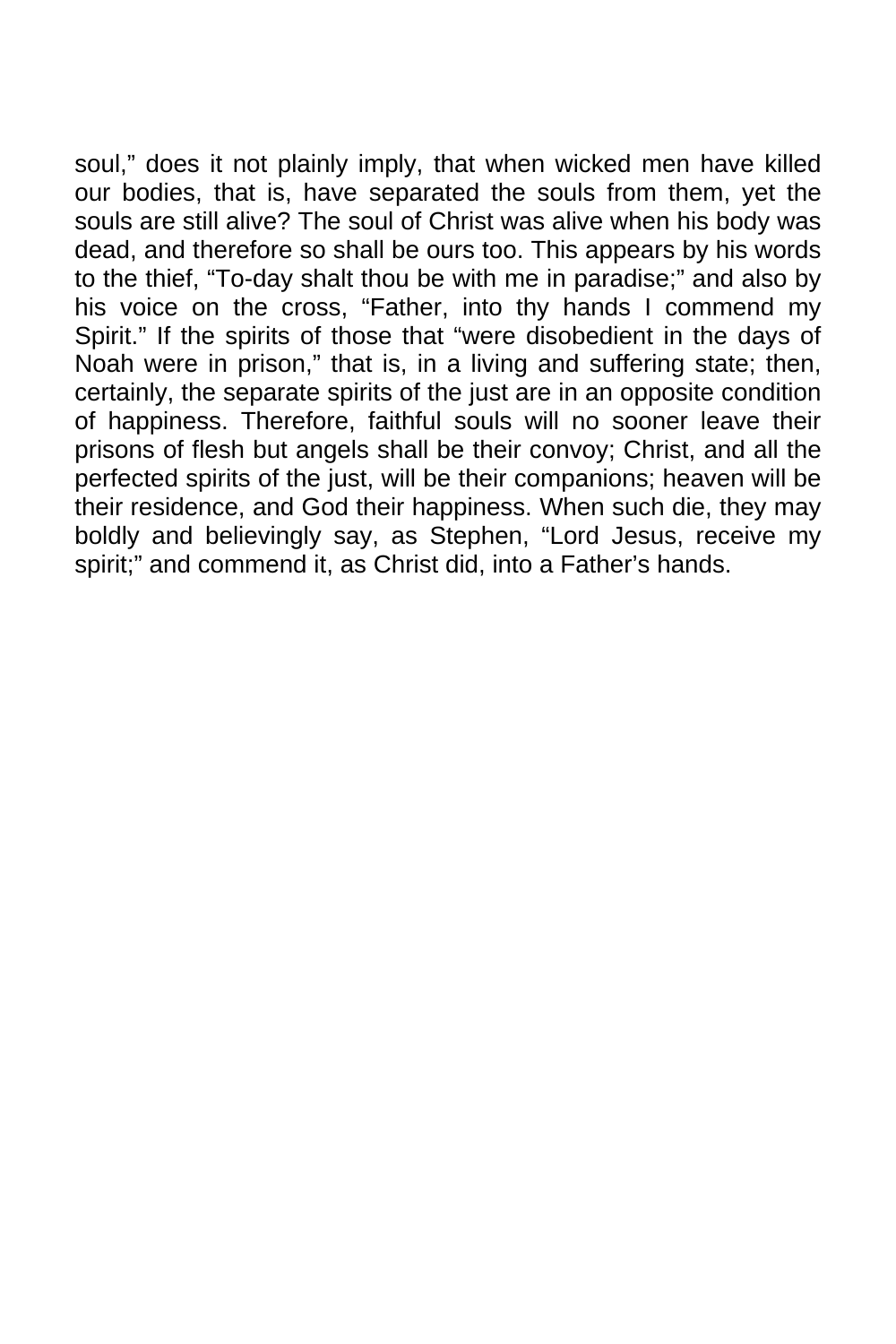soul," does it not plainly imply, that when wicked men have killed our bodies, that is, have separated the souls from them, yet the souls are still alive? The soul of Christ was alive when his body was dead, and therefore so shall be ours too. This appears by his words to the thief, "To-day shalt thou be with me in paradise;" and also by his voice on the cross, "Father, into thy hands I commend my Spirit." If the spirits of those that "were disobedient in the days of Noah were in prison," that is, in a living and suffering state; then, certainly, the separate spirits of the just are in an opposite condition of happiness. Therefore, faithful souls will no sooner leave their prisons of flesh but angels shall be their convoy; Christ, and all the perfected spirits of the just, will be their companions; heaven will be their residence, and God their happiness. When such die, they may boldly and believingly say, as Stephen, "Lord Jesus, receive my spirit;" and commend it, as Christ did, into a Father's hands.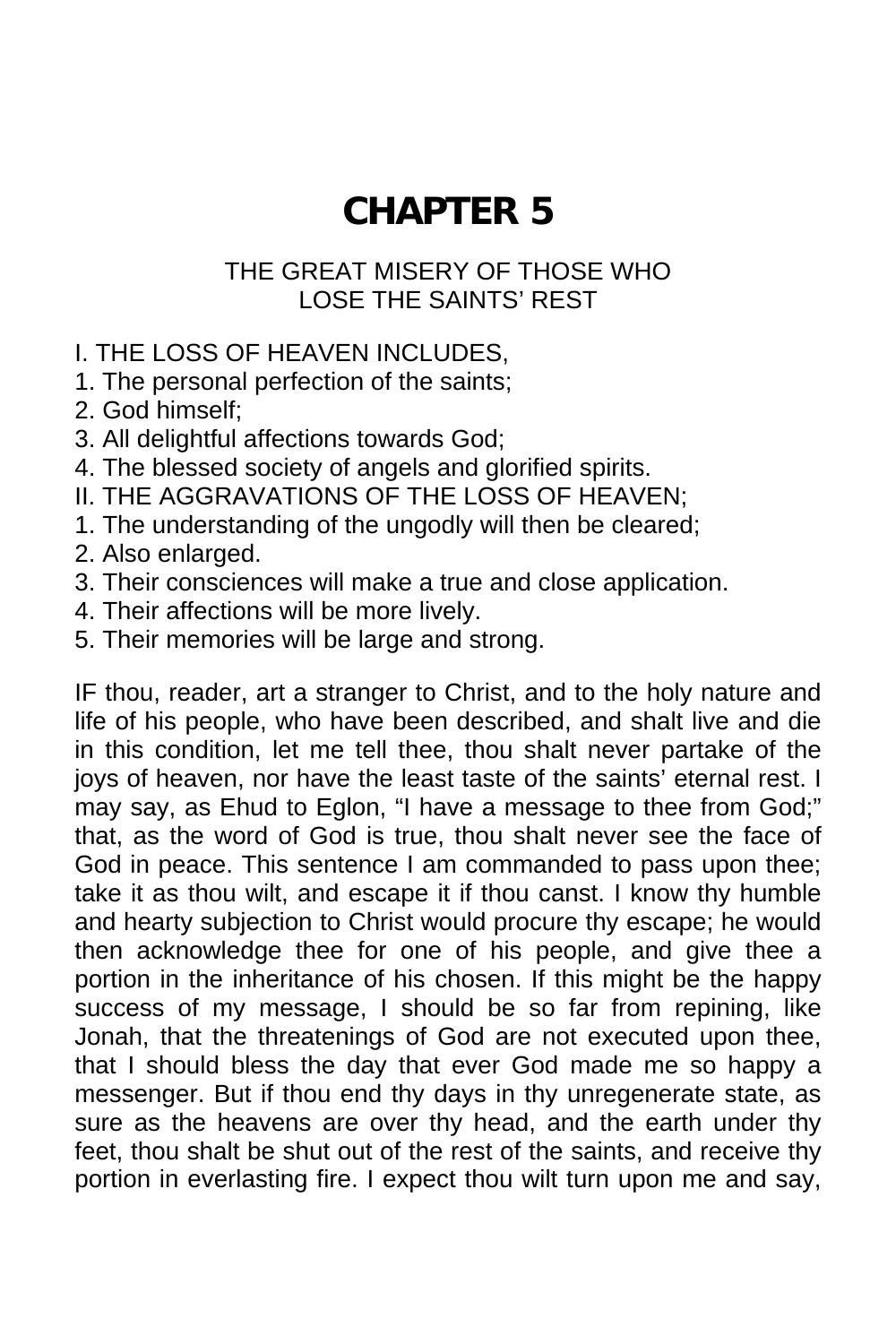# CHAPTER 5

THE GREAT MISERY OF THOSE WHO LOSE THE SAINTS' REST

I. THE LOSS OF HEAVEN INCLUDES,
1. The personal perfection of the saints;
2. God himself;
3. All delightful affections towards God;
4. The blessed society of angels and glorified spirits.
II. THE AGGRAVATIONS OF THE LOSS OF HEAVEN;
1. The understanding of the ungodly will then be cleared;
2. Also enlarged.
3. Their consciences will make a true and close application.
4. Their affections will be more lively.
5. Their memories will be large and strong.

IF thou, reader, art a stranger to Christ, and to the holy nature and life of his people, who have been described, and shalt live and die in this condition, let me tell thee, thou shalt never partake of the joys of heaven, nor have the least taste of the saints' eternal rest. I may say, as Ehud to Eglon, "I have a message to thee from God;" that, as the word of God is true, thou shalt never see the face of God in peace. This sentence I am commanded to pass upon thee; take it as thou wilt, and escape it if thou canst. I know thy humble and hearty subjection to Christ would procure thy escape; he would then acknowledge thee for one of his people, and give thee a portion in the inheritance of his chosen. If this might be the happy success of my message, I should be so far from repining, like Jonah, that the threatenings of God are not executed upon thee, that I should bless the day that ever God made me so happy a messenger. But if thou end thy days in thy unregenerate state, as sure as the heavens are over thy head, and the earth under thy feet, thou shalt be shut out of the rest of the saints, and receive thy portion in everlasting fire. I expect thou wilt turn upon me and say,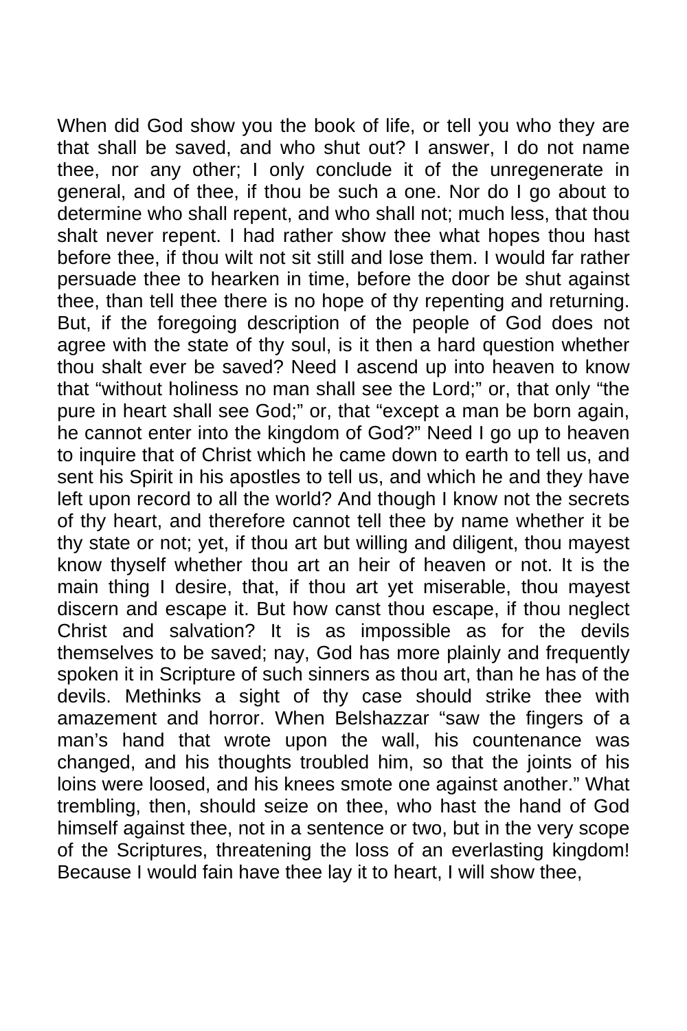When did God show you the book of life, or tell you who they are that shall be saved, and who shut out? I answer, I do not name thee, nor any other; I only conclude it of the unregenerate in general, and of thee, if thou be such a one. Nor do I go about to determine who shall repent, and who shall not; much less, that thou shalt never repent. I had rather show thee what hopes thou hast before thee, if thou wilt not sit still and lose them. I would far rather persuade thee to hearken in time, before the door be shut against thee, than tell thee there is no hope of thy repenting and returning. But, if the foregoing description of the people of God does not agree with the state of thy soul, is it then a hard question whether thou shalt ever be saved? Need I ascend up into heaven to know that “without holiness no man shall see the Lord;” or, that only “the pure in heart shall see God;” or, that “except a man be born again, he cannot enter into the kingdom of God?” Need I go up to heaven to inquire that of Christ which he came down to earth to tell us, and sent his Spirit in his apostles to tell us, and which he and they have left upon record to all the world? And though I know not the secrets of thy heart, and therefore cannot tell thee by name whether it be thy state or not; yet, if thou art but willing and diligent, thou mayest know thyself whether thou art an heir of heaven or not. It is the main thing I desire, that, if thou art yet miserable, thou mayest discern and escape it. But how canst thou escape, if thou neglect Christ and salvation? It is as impossible as for the devils themselves to be saved; nay, God has more plainly and frequently spoken it in Scripture of such sinners as thou art, than he has of the devils. Methinks a sight of thy case should strike thee with amazement and horror. When Belshazzar “saw the fingers of a man’s hand that wrote upon the wall, his countenance was changed, and his thoughts troubled him, so that the joints of his loins were loosed, and his knees smote one against another.” What trembling, then, should seize on thee, who hast the hand of God himself against thee, not in a sentence or two, but in the very scope of the Scriptures, threatening the loss of an everlasting kingdom! Because I would fain have thee lay it to heart, I will show thee,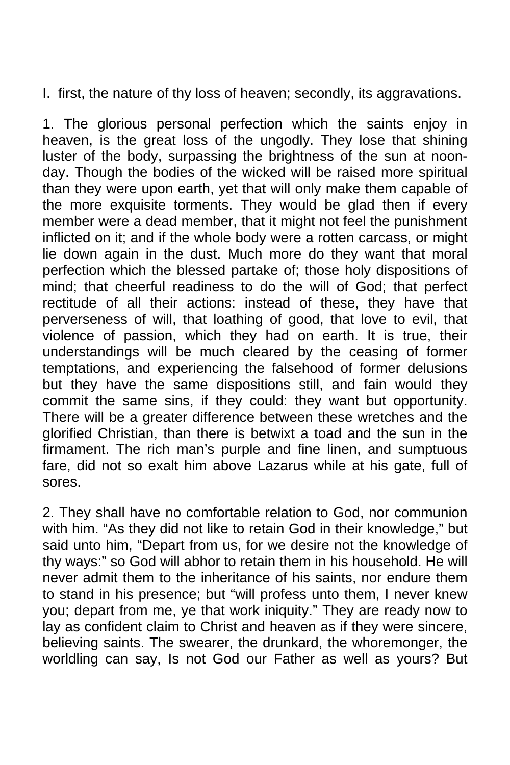I. first, the nature of thy loss of heaven; secondly, its aggravations.

1. The glorious personal perfection which the saints enjoy in heaven, is the great loss of the ungodly. They lose that shining luster of the body, surpassing the brightness of the sun at noon-day. Though the bodies of the wicked will be raised more spiritual than they were upon earth, yet that will only make them capable of the more exquisite torments. They would be glad then if every member were a dead member, that it might not feel the punishment inflicted on it; and if the whole body were a rotten carcass, or might lie down again in the dust. Much more do they want that moral perfection which the blessed partake of; those holy dispositions of mind; that cheerful readiness to do the will of God; that perfect rectitude of all their actions: instead of these, they have that perverseness of will, that loathing of good, that love to evil, that violence of passion, which they had on earth. It is true, their understandings will be much cleared by the ceasing of former temptations, and experiencing the falsehood of former delusions but they have the same dispositions still, and fain would they commit the same sins, if they could: they want but opportunity. There will be a greater difference between these wretches and the glorified Christian, than there is betwixt a toad and the sun in the firmament. The rich man's purple and fine linen, and sumptuous fare, did not so exalt him above Lazarus while at his gate, full of sores.

2. They shall have no comfortable relation to God, nor communion with him. "As they did not like to retain God in their knowledge," but said unto him, "Depart from us, for we desire not the knowledge of thy ways:" so God will abhor to retain them in his household. He will never admit them to the inheritance of his saints, nor endure them to stand in his presence; but "will profess unto them, I never knew you; depart from me, ye that work iniquity." They are ready now to lay as confident claim to Christ and heaven as if they were sincere, believing saints. The swearer, the drunkard, the whoremonger, the worldling can say, Is not God our Father as well as yours? But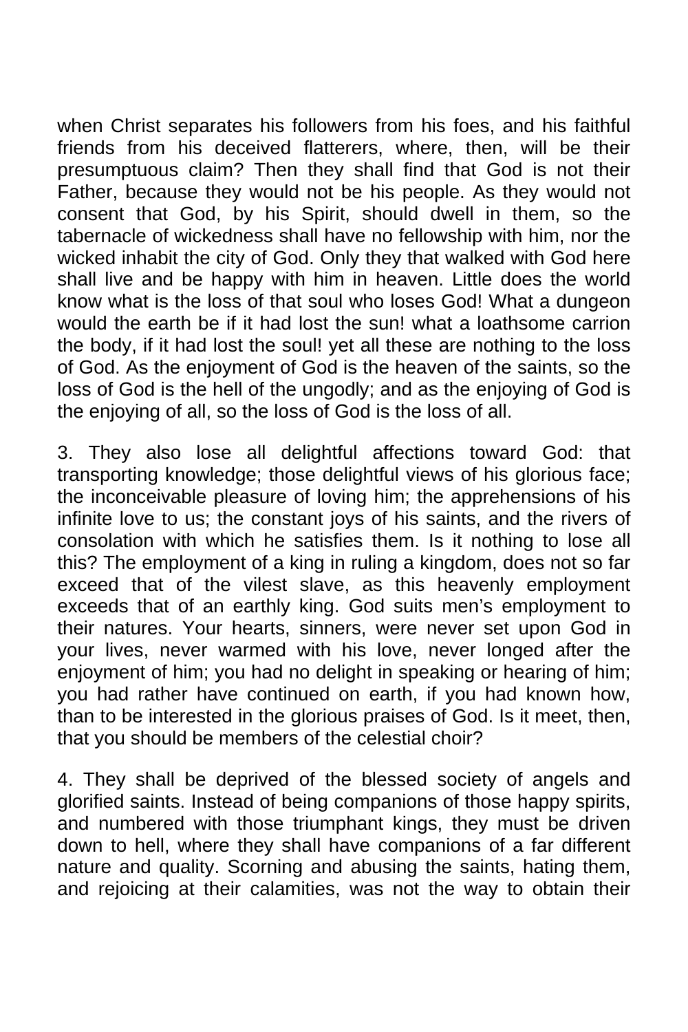when Christ separates his followers from his foes, and his faithful friends from his deceived flatterers, where, then, will be their presumptuous claim? Then they shall find that God is not their Father, because they would not be his people. As they would not consent that God, by his Spirit, should dwell in them, so the tabernacle of wickedness shall have no fellowship with him, nor the wicked inhabit the city of God. Only they that walked with God here shall live and be happy with him in heaven. Little does the world know what is the loss of that soul who loses God! What a dungeon would the earth be if it had lost the sun! what a loathsome carrion the body, if it had lost the soul! yet all these are nothing to the loss of God. As the enjoyment of God is the heaven of the saints, so the loss of God is the hell of the ungodly; and as the enjoying of God is the enjoying of all, so the loss of God is the loss of all.

3. They also lose all delightful affections toward God: that transporting knowledge; those delightful views of his glorious face; the inconceivable pleasure of loving him; the apprehensions of his infinite love to us; the constant joys of his saints, and the rivers of consolation with which he satisfies them. Is it nothing to lose all this? The employment of a king in ruling a kingdom, does not so far exceed that of the vilest slave, as this heavenly employment exceeds that of an earthly king. God suits men's employment to their natures. Your hearts, sinners, were never set upon God in your lives, never warmed with his love, never longed after the enjoyment of him; you had no delight in speaking or hearing of him; you had rather have continued on earth, if you had known how, than to be interested in the glorious praises of God. Is it meet, then, that you should be members of the celestial choir?

4. They shall be deprived of the blessed society of angels and glorified saints. Instead of being companions of those happy spirits, and numbered with those triumphant kings, they must be driven down to hell, where they shall have companions of a far different nature and quality. Scorning and abusing the saints, hating them, and rejoicing at their calamities, was not the way to obtain their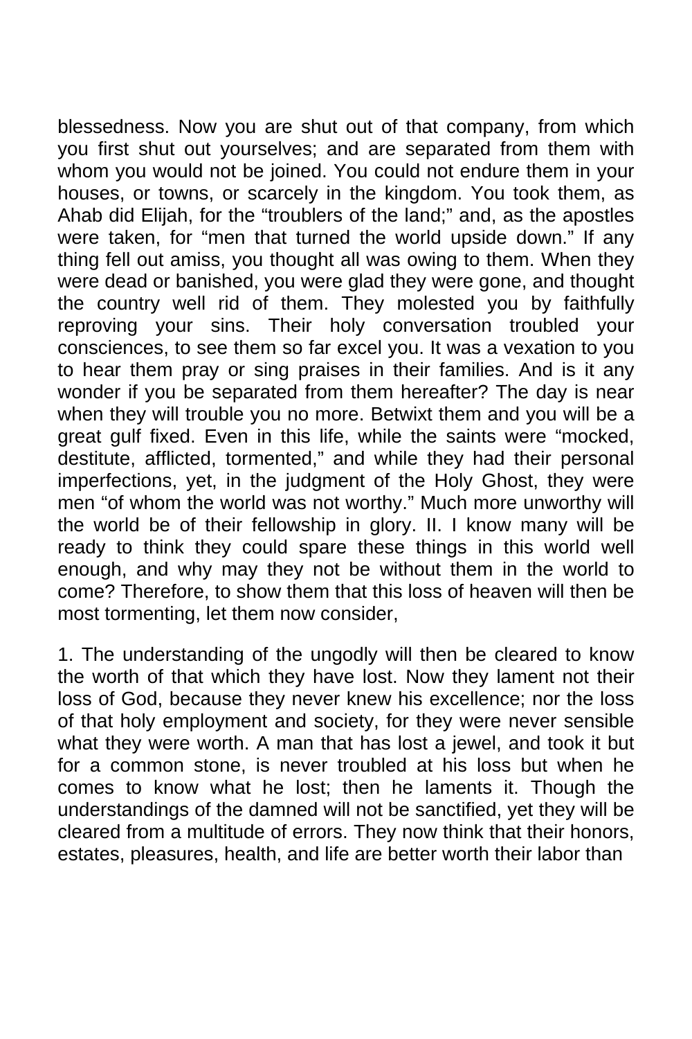blessedness. Now you are shut out of that company, from which you first shut out yourselves; and are separated from them with whom you would not be joined. You could not endure them in your houses, or towns, or scarcely in the kingdom. You took them, as Ahab did Elijah, for the "troublers of the land;" and, as the apostles were taken, for "men that turned the world upside down." If any thing fell out amiss, you thought all was owing to them. When they were dead or banished, you were glad they were gone, and thought the country well rid of them. They molested you by faithfully reproving your sins. Their holy conversation troubled your consciences, to see them so far excel you. It was a vexation to you to hear them pray or sing praises in their families. And is it any wonder if you be separated from them hereafter? The day is near when they will trouble you no more. Betwixt them and you will be a great gulf fixed. Even in this life, while the saints were "mocked, destitute, afflicted, tormented," and while they had their personal imperfections, yet, in the judgment of the Holy Ghost, they were men "of whom the world was not worthy." Much more unworthy will the world be of their fellowship in glory. II. I know many will be ready to think they could spare these things in this world well enough, and why may they not be without them in the world to come? Therefore, to show them that this loss of heaven will then be most tormenting, let them now consider,

1. The understanding of the ungodly will then be cleared to know the worth of that which they have lost. Now they lament not their loss of God, because they never knew his excellence; nor the loss of that holy employment and society, for they were never sensible what they were worth. A man that has lost a jewel, and took it but for a common stone, is never troubled at his loss but when he comes to know what he lost; then he laments it. Though the understandings of the damned will not be sanctified, yet they will be cleared from a multitude of errors. They now think that their honors, estates, pleasures, health, and life are better worth their labor than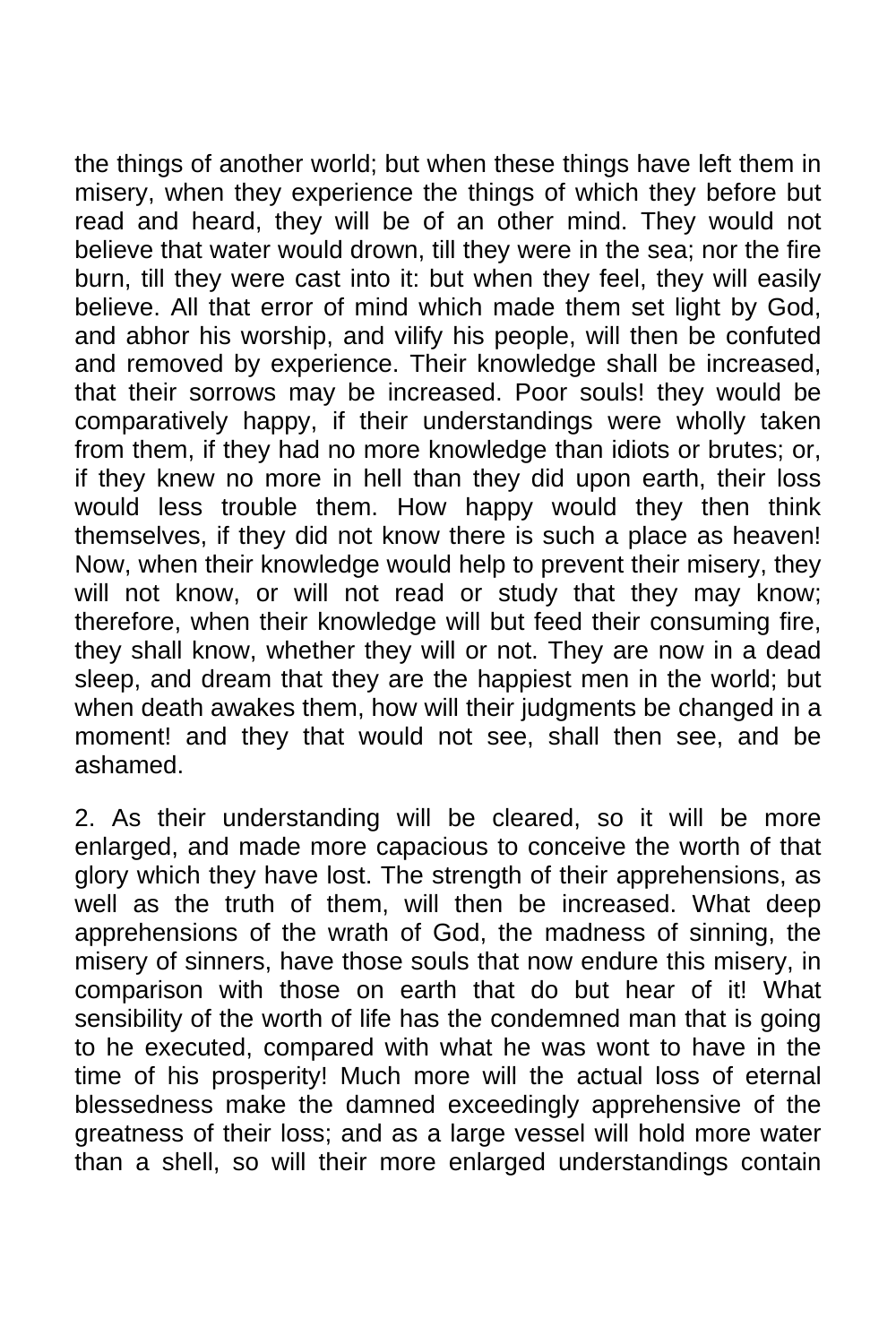the things of another world; but when these things have left them in misery, when they experience the things of which they before but read and heard, they will be of an other mind. They would not believe that water would drown, till they were in the sea; nor the fire burn, till they were cast into it: but when they feel, they will easily believe. All that error of mind which made them set light by God, and abhor his worship, and vilify his people, will then be confuted and removed by experience. Their knowledge shall be increased, that their sorrows may be increased. Poor souls! they would be comparatively happy, if their understandings were wholly taken from them, if they had no more knowledge than idiots or brutes; or, if they knew no more in hell than they did upon earth, their loss would less trouble them. How happy would they then think themselves, if they did not know there is such a place as heaven! Now, when their knowledge would help to prevent their misery, they will not know, or will not read or study that they may know; therefore, when their knowledge will but feed their consuming fire, they shall know, whether they will or not. They are now in a dead sleep, and dream that they are the happiest men in the world; but when death awakes them, how will their judgments be changed in a moment! and they that would not see, shall then see, and be ashamed.

2. As their understanding will be cleared, so it will be more enlarged, and made more capacious to conceive the worth of that glory which they have lost. The strength of their apprehensions, as well as the truth of them, will then be increased. What deep apprehensions of the wrath of God, the madness of sinning, the misery of sinners, have those souls that now endure this misery, in comparison with those on earth that do but hear of it! What sensibility of the worth of life has the condemned man that is going to he executed, compared with what he was wont to have in the time of his prosperity! Much more will the actual loss of eternal blessedness make the damned exceedingly apprehensive of the greatness of their loss; and as a large vessel will hold more water than a shell, so will their more enlarged understandings contain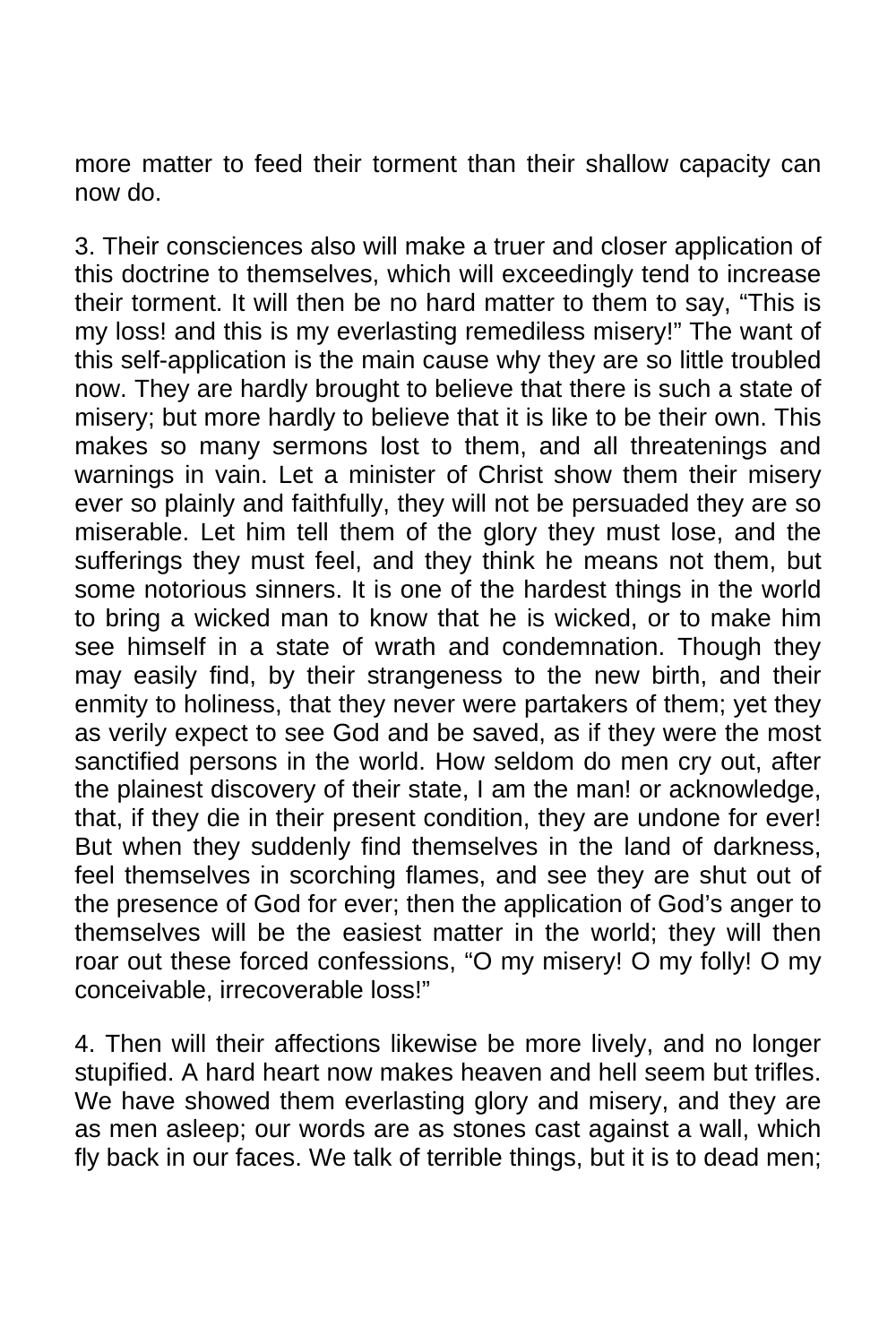more matter to feed their torment than their shallow capacity can now do.

3. Their consciences also will make a truer and closer application of this doctrine to themselves, which will exceedingly tend to increase their torment. It will then be no hard matter to them to say, “This is my loss! and this is my everlasting remediless misery!” The want of this self-application is the main cause why they are so little troubled now. They are hardly brought to believe that there is such a state of misery; but more hardly to believe that it is like to be their own. This makes so many sermons lost to them, and all threatenings and warnings in vain. Let a minister of Christ show them their misery ever so plainly and faithfully, they will not be persuaded they are so miserable. Let him tell them of the glory they must lose, and the sufferings they must feel, and they think he means not them, but some notorious sinners. It is one of the hardest things in the world to bring a wicked man to know that he is wicked, or to make him see himself in a state of wrath and condemnation. Though they may easily find, by their strangeness to the new birth, and their enmity to holiness, that they never were partakers of them; yet they as verily expect to see God and be saved, as if they were the most sanctified persons in the world. How seldom do men cry out, after the plainest discovery of their state, I am the man! or acknowledge, that, if they die in their present condition, they are undone for ever! But when they suddenly find themselves in the land of darkness, feel themselves in scorching flames, and see they are shut out of the presence of God for ever; then the application of God’s anger to themselves will be the easiest matter in the world; they will then roar out these forced confessions, “O my misery! O my folly! O my conceivable, irrecoverable loss!”

4. Then will their affections likewise be more lively, and no longer stupified. A hard heart now makes heaven and hell seem but trifles. We have showed them everlasting glory and misery, and they are as men asleep; our words are as stones cast against a wall, which fly back in our faces. We talk of terrible things, but it is to dead men;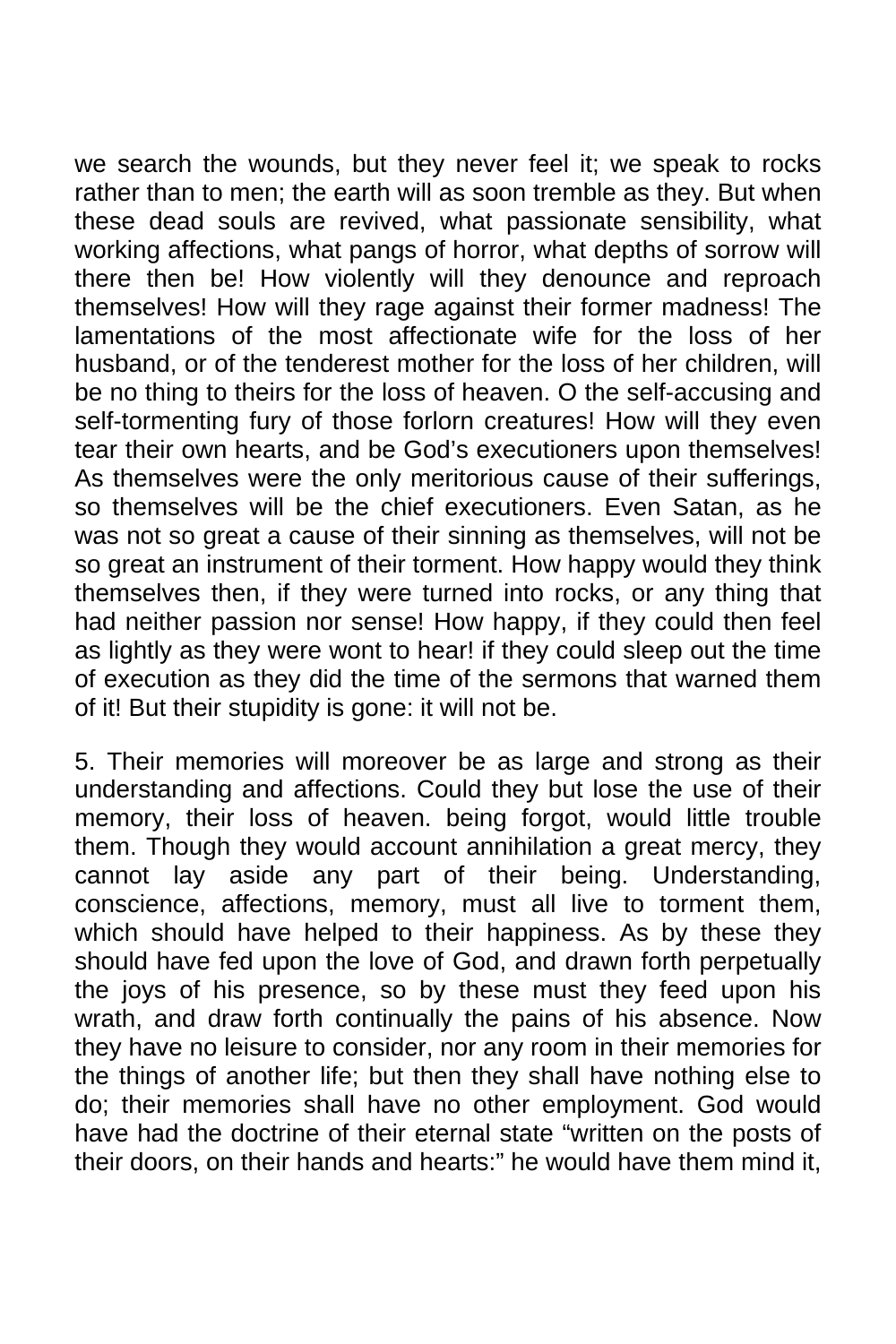we search the wounds, but they never feel it; we speak to rocks rather than to men; the earth will as soon tremble as they. But when these dead souls are revived, what passionate sensibility, what working affections, what pangs of horror, what depths of sorrow will there then be! How violently will they denounce and reproach themselves! How will they rage against their former madness! The lamentations of the most affectionate wife for the loss of her husband, or of the tenderest mother for the loss of her children, will be no thing to theirs for the loss of heaven. O the self-accusing and self-tormenting fury of those forlorn creatures! How will they even tear their own hearts, and be God's executioners upon themselves! As themselves were the only meritorious cause of their sufferings, so themselves will be the chief executioners. Even Satan, as he was not so great a cause of their sinning as themselves, will not be so great an instrument of their torment. How happy would they think themselves then, if they were turned into rocks, or any thing that had neither passion nor sense! How happy, if they could then feel as lightly as they were wont to hear! if they could sleep out the time of execution as they did the time of the sermons that warned them of it! But their stupidity is gone: it will not be.

5. Their memories will moreover be as large and strong as their understanding and affections. Could they but lose the use of their memory, their loss of heaven. being forgot, would little trouble them. Though they would account annihilation a great mercy, they cannot lay aside any part of their being. Understanding, conscience, affections, memory, must all live to torment them, which should have helped to their happiness. As by these they should have fed upon the love of God, and drawn forth perpetually the joys of his presence, so by these must they feed upon his wrath, and draw forth continually the pains of his absence. Now they have no leisure to consider, nor any room in their memories for the things of another life; but then they shall have nothing else to do; their memories shall have no other employment. God would have had the doctrine of their eternal state "written on the posts of their doors, on their hands and hearts:" he would have them mind it,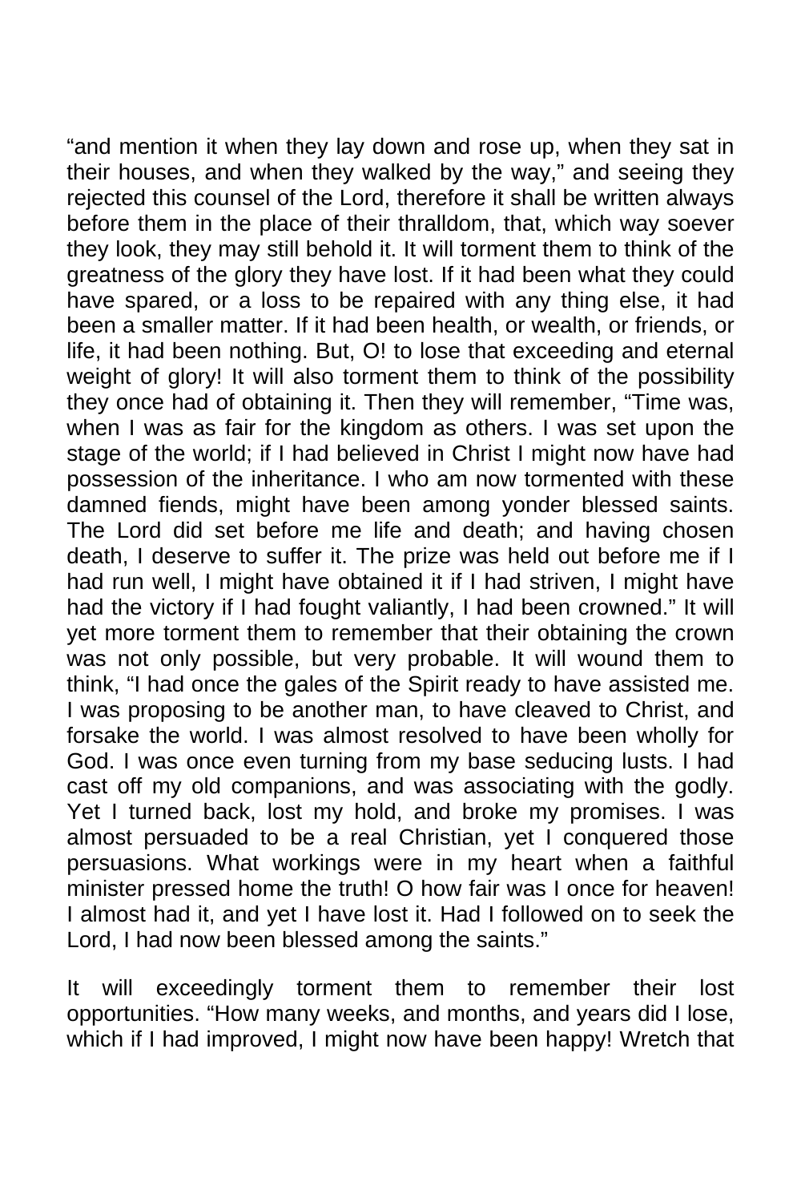"and mention it when they lay down and rose up, when they sat in their houses, and when they walked by the way," and seeing they rejected this counsel of the Lord, therefore it shall be written always before them in the place of their thralldom, that, which way soever they look, they may still behold it. It will torment them to think of the greatness of the glory they have lost. If it had been what they could have spared, or a loss to be repaired with any thing else, it had been a smaller matter. If it had been health, or wealth, or friends, or life, it had been nothing. But, O! to lose that exceeding and eternal weight of glory! It will also torment them to think of the possibility they once had of obtaining it. Then they will remember, "Time was, when I was as fair for the kingdom as others. I was set upon the stage of the world; if I had believed in Christ I might now have had possession of the inheritance. I who am now tormented with these damned fiends, might have been among yonder blessed saints. The Lord did set before me life and death; and having chosen death, I deserve to suffer it. The prize was held out before me if I had run well, I might have obtained it if I had striven, I might have had the victory if I had fought valiantly, I had been crowned." It will yet more torment them to remember that their obtaining the crown was not only possible, but very probable. It will wound them to think, "I had once the gales of the Spirit ready to have assisted me. I was proposing to be another man, to have cleaved to Christ, and forsake the world. I was almost resolved to have been wholly for God. I was once even turning from my base seducing lusts. I had cast off my old companions, and was associating with the godly. Yet I turned back, lost my hold, and broke my promises. I was almost persuaded to be a real Christian, yet I conquered those persuasions. What workings were in my heart when a faithful minister pressed home the truth! O how fair was I once for heaven! I almost had it, and yet I have lost it. Had I followed on to seek the Lord, I had now been blessed among the saints."

It will exceedingly torment them to remember their lost opportunities. "How many weeks, and months, and years did I lose, which if I had improved, I might now have been happy! Wretch that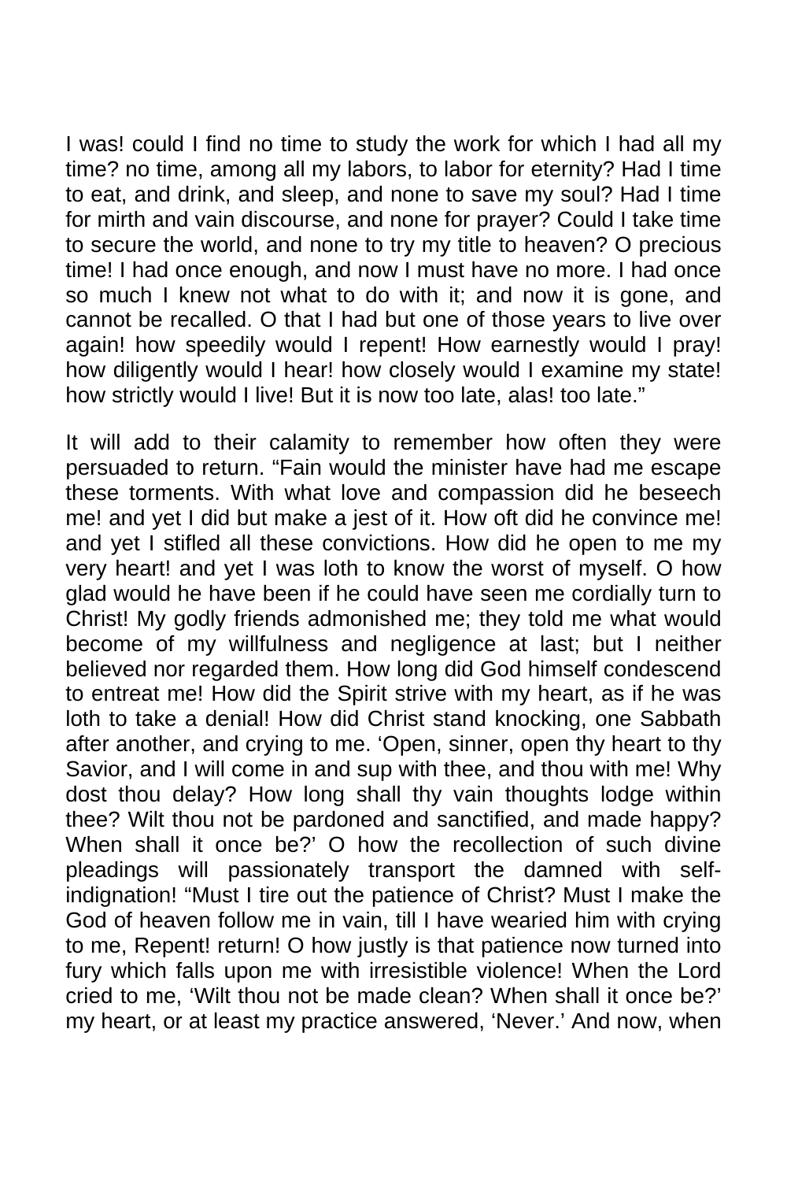I was! could I find no time to study the work for which I had all my time? no time, among all my labors, to labor for eternity? Had I time to eat, and drink, and sleep, and none to save my soul? Had I time for mirth and vain discourse, and none for prayer? Could I take time to secure the world, and none to try my title to heaven? O precious time! I had once enough, and now I must have no more. I had once so much I knew not what to do with it; and now it is gone, and cannot be recalled. O that I had but one of those years to live over again! how speedily would I repent! How earnestly would I pray! how diligently would I hear! how closely would I examine my state! how strictly would I live! But it is now too late, alas! too late."

It will add to their calamity to remember how often they were persuaded to return. "Fain would the minister have had me escape these torments. With what love and compassion did he beseech me! and yet I did but make a jest of it. How oft did he convince me! and yet I stifled all these convictions. How did he open to me my very heart! and yet I was loth to know the worst of myself. O how glad would he have been if he could have seen me cordially turn to Christ! My godly friends admonished me; they told me what would become of my willfulness and negligence at last; but I neither believed nor regarded them. How long did God himself condescend to entreat me! How did the Spirit strive with my heart, as if he was loth to take a denial! How did Christ stand knocking, one Sabbath after another, and crying to me. 'Open, sinner, open thy heart to thy Savior, and I will come in and sup with thee, and thou with me! Why dost thou delay? How long shall thy vain thoughts lodge within thee? Wilt thou not be pardoned and sanctified, and made happy? When shall it once be?' O how the recollection of such divine pleadings will passionately transport the damned with self-indignation! "Must I tire out the patience of Christ? Must I make the God of heaven follow me in vain, till I have wearied him with crying to me, Repent! return! O how justly is that patience now turned into fury which falls upon me with irresistible violence! When the Lord cried to me, 'Wilt thou not be made clean? When shall it once be?' my heart, or at least my practice answered, 'Never.' And now, when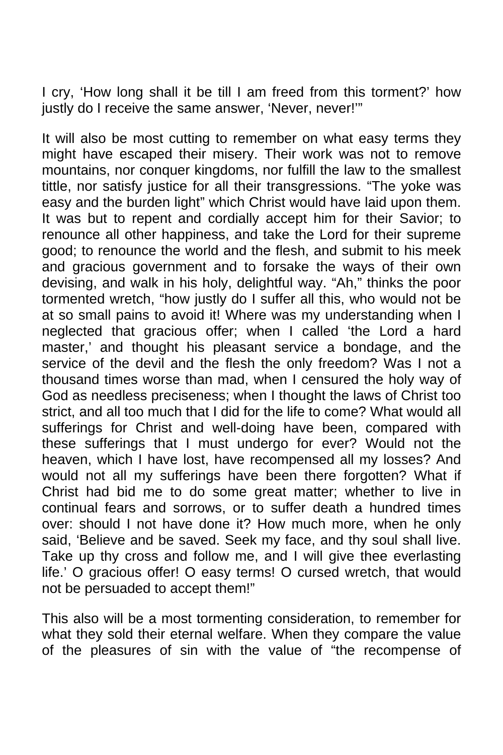I cry, 'How long shall it be till I am freed from this torment?' how justly do I receive the same answer, 'Never, never!'"

It will also be most cutting to remember on what easy terms they might have escaped their misery. Their work was not to remove mountains, nor conquer kingdoms, nor fulfill the law to the smallest tittle, nor satisfy justice for all their transgressions. "The yoke was easy and the burden light" which Christ would have laid upon them. It was but to repent and cordially accept him for their Savior; to renounce all other happiness, and take the Lord for their supreme good; to renounce the world and the flesh, and submit to his meek and gracious government and to forsake the ways of their own devising, and walk in his holy, delightful way. "Ah," thinks the poor tormented wretch, "how justly do I suffer all this, who would not be at so small pains to avoid it! Where was my understanding when I neglected that gracious offer; when I called 'the Lord a hard master,' and thought his pleasant service a bondage, and the service of the devil and the flesh the only freedom? Was I not a thousand times worse than mad, when I censured the holy way of God as needless preciseness; when I thought the laws of Christ too strict, and all too much that I did for the life to come? What would all sufferings for Christ and well-doing have been, compared with these sufferings that I must undergo for ever? Would not the heaven, which I have lost, have recompensed all my losses? And would not all my sufferings have been there forgotten? What if Christ had bid me to do some great matter; whether to live in continual fears and sorrows, or to suffer death a hundred times over: should I not have done it? How much more, when he only said, 'Believe and be saved. Seek my face, and thy soul shall live. Take up thy cross and follow me, and I will give thee everlasting life.' O gracious offer! O easy terms! O cursed wretch, that would not be persuaded to accept them!"

This also will be a most tormenting consideration, to remember for what they sold their eternal welfare. When they compare the value of the pleasures of sin with the value of "the recompense of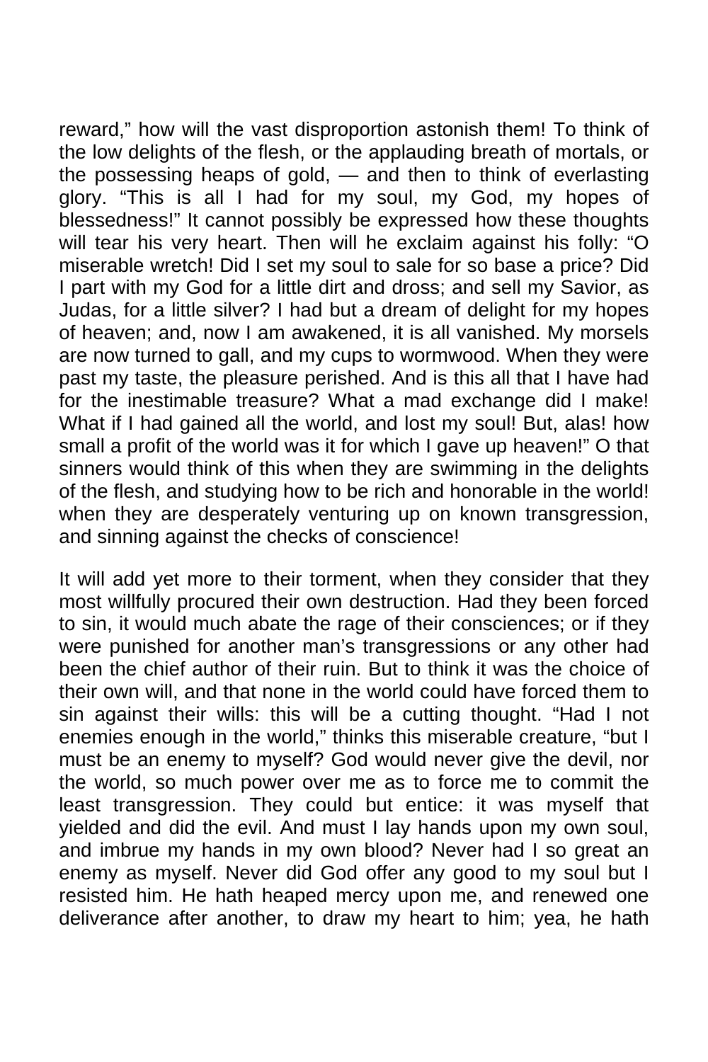reward," how will the vast disproportion astonish them! To think of the low delights of the flesh, or the applauding breath of mortals, or the possessing heaps of gold, — and then to think of everlasting glory. "This is all I had for my soul, my God, my hopes of blessedness!" It cannot possibly be expressed how these thoughts will tear his very heart. Then will he exclaim against his folly: "O miserable wretch! Did I set my soul to sale for so base a price? Did I part with my God for a little dirt and dross; and sell my Savior, as Judas, for a little silver? I had but a dream of delight for my hopes of heaven; and, now I am awakened, it is all vanished. My morsels are now turned to gall, and my cups to wormwood. When they were past my taste, the pleasure perished. And is this all that I have had for the inestimable treasure? What a mad exchange did I make! What if I had gained all the world, and lost my soul! But, alas! how small a profit of the world was it for which I gave up heaven!" O that sinners would think of this when they are swimming in the delights of the flesh, and studying how to be rich and honorable in the world! when they are desperately venturing up on known transgression, and sinning against the checks of conscience!

It will add yet more to their torment, when they consider that they most willfully procured their own destruction. Had they been forced to sin, it would much abate the rage of their consciences; or if they were punished for another man's transgressions or any other had been the chief author of their ruin. But to think it was the choice of their own will, and that none in the world could have forced them to sin against their wills: this will be a cutting thought. "Had I not enemies enough in the world," thinks this miserable creature, "but I must be an enemy to myself? God would never give the devil, nor the world, so much power over me as to force me to commit the least transgression. They could but entice: it was myself that yielded and did the evil. And must I lay hands upon my own soul, and imbrue my hands in my own blood? Never had I so great an enemy as myself. Never did God offer any good to my soul but I resisted him. He hath heaped mercy upon me, and renewed one deliverance after another, to draw my heart to him; yea, he hath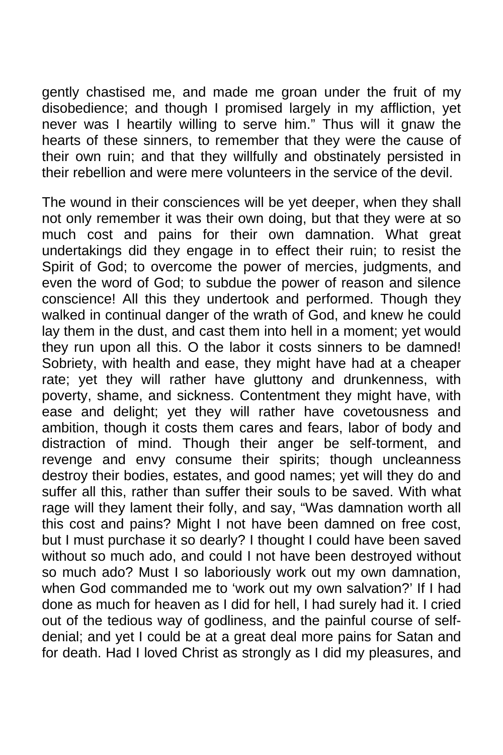gently chastised me, and made me groan under the fruit of my disobedience; and though I promised largely in my affliction, yet never was I heartily willing to serve him." Thus will it gnaw the hearts of these sinners, to remember that they were the cause of their own ruin; and that they willfully and obstinately persisted in their rebellion and were mere volunteers in the service of the devil.

The wound in their consciences will be yet deeper, when they shall not only remember it was their own doing, but that they were at so much cost and pains for their own damnation. What great undertakings did they engage in to effect their ruin; to resist the Spirit of God; to overcome the power of mercies, judgments, and even the word of God; to subdue the power of reason and silence conscience! All this they undertook and performed. Though they walked in continual danger of the wrath of God, and knew he could lay them in the dust, and cast them into hell in a moment; yet would they run upon all this. O the labor it costs sinners to be damned! Sobriety, with health and ease, they might have had at a cheaper rate; yet they will rather have gluttony and drunkenness, with poverty, shame, and sickness. Contentment they might have, with ease and delight; yet they will rather have covetousness and ambition, though it costs them cares and fears, labor of body and distraction of mind. Though their anger be self-torment, and revenge and envy consume their spirits; though uncleanness destroy their bodies, estates, and good names; yet will they do and suffer all this, rather than suffer their souls to be saved. With what rage will they lament their folly, and say, "Was damnation worth all this cost and pains? Might I not have been damned on free cost, but I must purchase it so dearly? I thought I could have been saved without so much ado, and could I not have been destroyed without so much ado? Must I so laboriously work out my own damnation, when God commanded me to 'work out my own salvation?' If I had done as much for heaven as I did for hell, I had surely had it. I cried out of the tedious way of godliness, and the painful course of self-denial; and yet I could be at a great deal more pains for Satan and for death. Had I loved Christ as strongly as I did my pleasures, and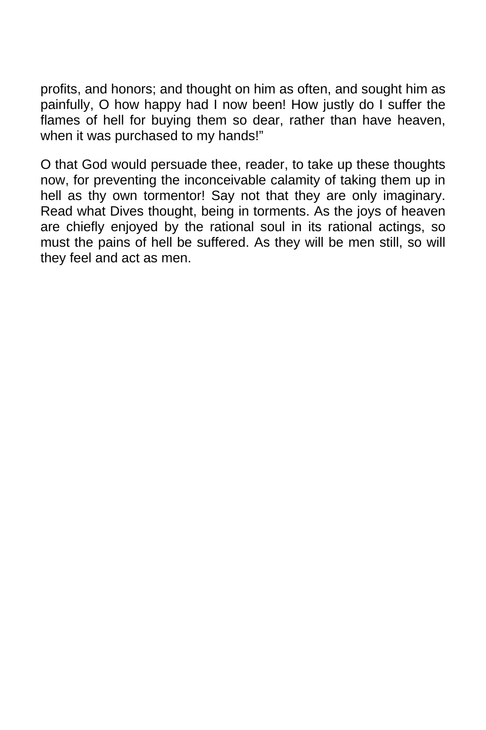profits, and honors; and thought on him as often, and sought him as painfully, O how happy had I now been! How justly do I suffer the flames of hell for buying them so dear, rather than have heaven, when it was purchased to my hands!"

O that God would persuade thee, reader, to take up these thoughts now, for preventing the inconceivable calamity of taking them up in hell as thy own tormentor! Say not that they are only imaginary. Read what Dives thought, being in torments. As the joys of heaven are chiefly enjoyed by the rational soul in its rational actings, so must the pains of hell be suffered. As they will be men still, so will they feel and act as men.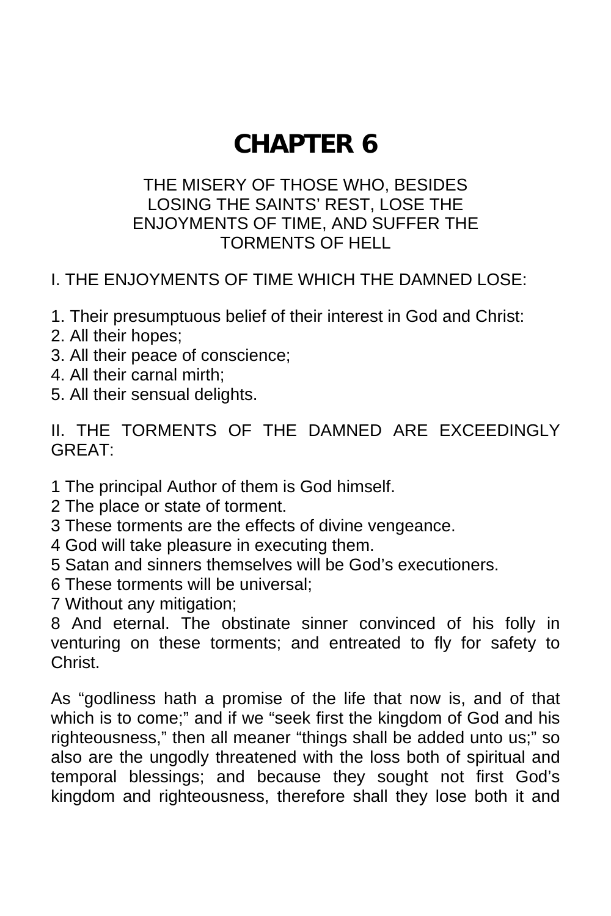# CHAPTER 6

THE MISERY OF THOSE WHO, BESIDES LOSING THE SAINTS' REST, LOSE THE ENJOYMENTS OF TIME, AND SUFFER THE TORMENTS OF HELL

I. THE ENJOYMENTS OF TIME WHICH THE DAMNED LOSE:

1. Their presumptuous belief of their interest in God and Christ:
2. All their hopes;
3. All their peace of conscience;
4. All their carnal mirth;
5. All their sensual delights.

II. THE TORMENTS OF THE DAMNED ARE EXCEEDINGLY GREAT:

1 The principal Author of them is God himself.
2 The place or state of torment.
3 These torments are the effects of divine vengeance.
4 God will take pleasure in executing them.
5 Satan and sinners themselves will be God's executioners.
6 These torments will be universal;
7 Without any mitigation;
8 And eternal. The obstinate sinner convinced of his folly in venturing on these torments; and entreated to fly for safety to Christ.

As "godliness hath a promise of the life that now is, and of that which is to come;" and if we "seek first the kingdom of God and his righteousness," then all meaner "things shall be added unto us;" so also are the ungodly threatened with the loss both of spiritual and temporal blessings; and because they sought not first God's kingdom and righteousness, therefore shall they lose both it and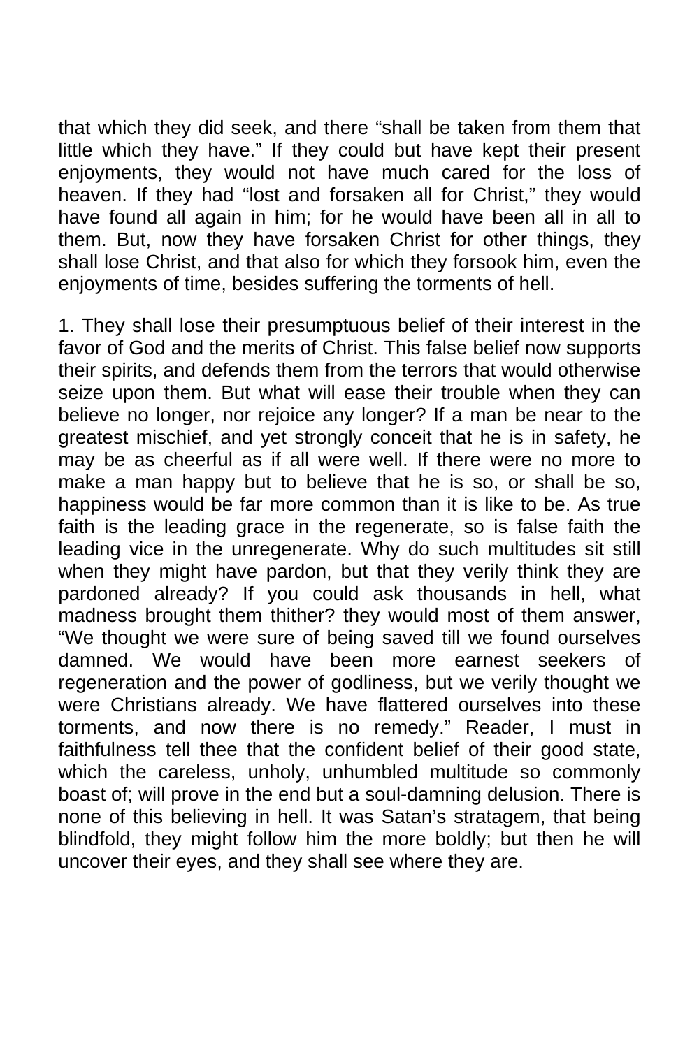that which they did seek, and there “shall be taken from them that little which they have.” If they could but have kept their present enjoyments, they would not have much cared for the loss of heaven. If they had “lost and forsaken all for Christ,” they would have found all again in him; for he would have been all in all to them. But, now they have forsaken Christ for other things, they shall lose Christ, and that also for which they forsook him, even the enjoyments of time, besides suffering the torments of hell.

1. They shall lose their presumptuous belief of their interest in the favor of God and the merits of Christ. This false belief now supports their spirits, and defends them from the terrors that would otherwise seize upon them. But what will ease their trouble when they can believe no longer, nor rejoice any longer? If a man be near to the greatest mischief, and yet strongly conceit that he is in safety, he may be as cheerful as if all were well. If there were no more to make a man happy but to believe that he is so, or shall be so, happiness would be far more common than it is like to be. As true faith is the leading grace in the regenerate, so is false faith the leading vice in the unregenerate. Why do such multitudes sit still when they might have pardon, but that they verily think they are pardoned already? If you could ask thousands in hell, what madness brought them thither? they would most of them answer, “We thought we were sure of being saved till we found ourselves damned. We would have been more earnest seekers of regeneration and the power of godliness, but we verily thought we were Christians already. We have flattered ourselves into these torments, and now there is no remedy.” Reader, I must in faithfulness tell thee that the confident belief of their good state, which the careless, unholy, unhumbled multitude so commonly boast of; will prove in the end but a soul-damning delusion. There is none of this believing in hell. It was Satan’s stratagem, that being blindfold, they might follow him the more boldly; but then he will uncover their eyes, and they shall see where they are.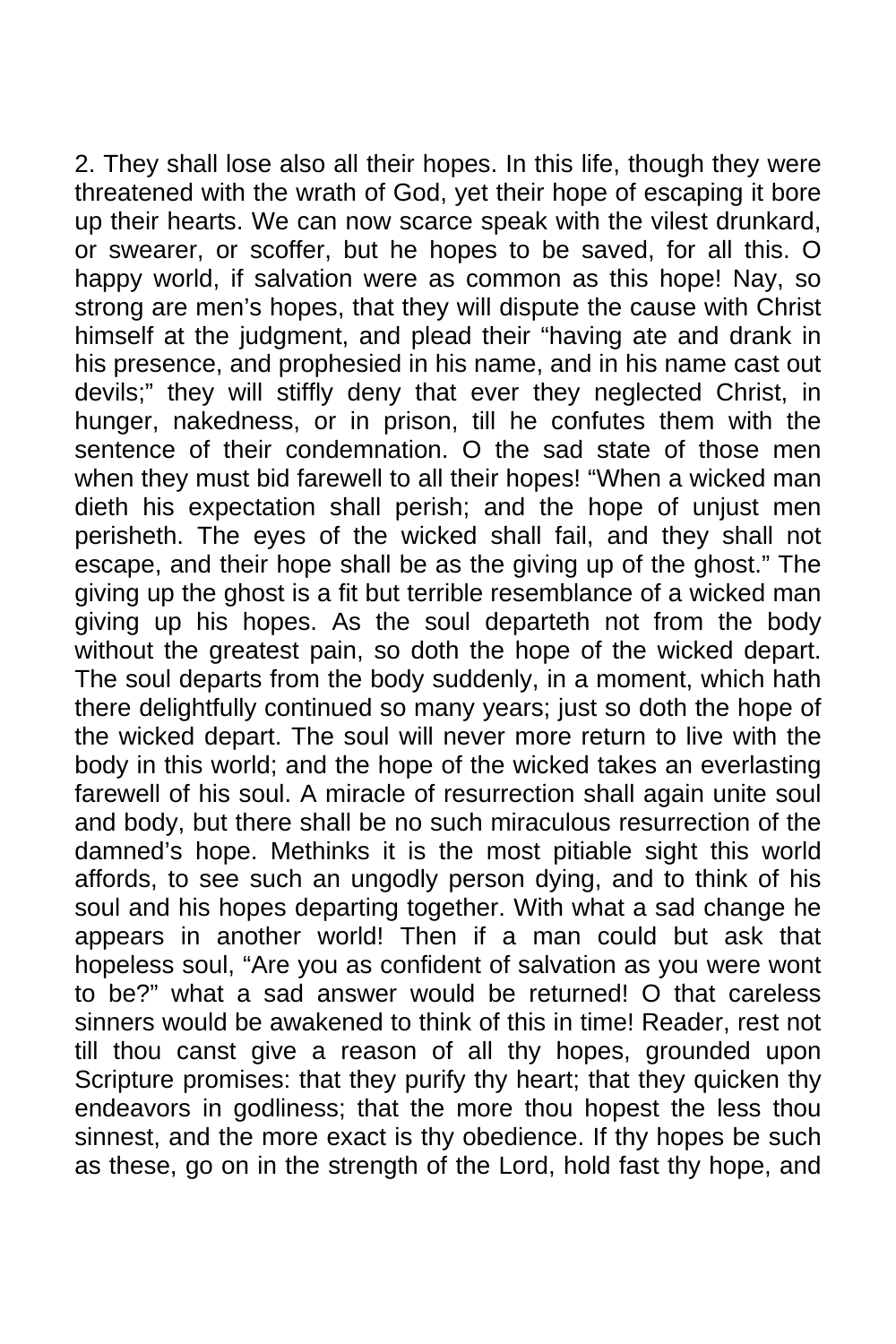2. They shall lose also all their hopes. In this life, though they were threatened with the wrath of God, yet their hope of escaping it bore up their hearts. We can now scarce speak with the vilest drunkard, or swearer, or scoffer, but he hopes to be saved, for all this. O happy world, if salvation were as common as this hope! Nay, so strong are men's hopes, that they will dispute the cause with Christ himself at the judgment, and plead their "having ate and drank in his presence, and prophesied in his name, and in his name cast out devils;" they will stiffly deny that ever they neglected Christ, in hunger, nakedness, or in prison, till he confutes them with the sentence of their condemnation. O the sad state of those men when they must bid farewell to all their hopes! "When a wicked man dieth his expectation shall perish; and the hope of unjust men perisheth. The eyes of the wicked shall fail, and they shall not escape, and their hope shall be as the giving up of the ghost." The giving up the ghost is a fit but terrible resemblance of a wicked man giving up his hopes. As the soul departeth not from the body without the greatest pain, so doth the hope of the wicked depart. The soul departs from the body suddenly, in a moment, which hath there delightfully continued so many years; just so doth the hope of the wicked depart. The soul will never more return to live with the body in this world; and the hope of the wicked takes an everlasting farewell of his soul. A miracle of resurrection shall again unite soul and body, but there shall be no such miraculous resurrection of the damned's hope. Methinks it is the most pitiable sight this world affords, to see such an ungodly person dying, and to think of his soul and his hopes departing together. With what a sad change he appears in another world! Then if a man could but ask that hopeless soul, "Are you as confident of salvation as you were wont to be?" what a sad answer would be returned! O that careless sinners would be awakened to think of this in time! Reader, rest not till thou canst give a reason of all thy hopes, grounded upon Scripture promises: that they purify thy heart; that they quicken thy endeavors in godliness; that the more thou hopest the less thou sinnest, and the more exact is thy obedience. If thy hopes be such as these, go on in the strength of the Lord, hold fast thy hope, and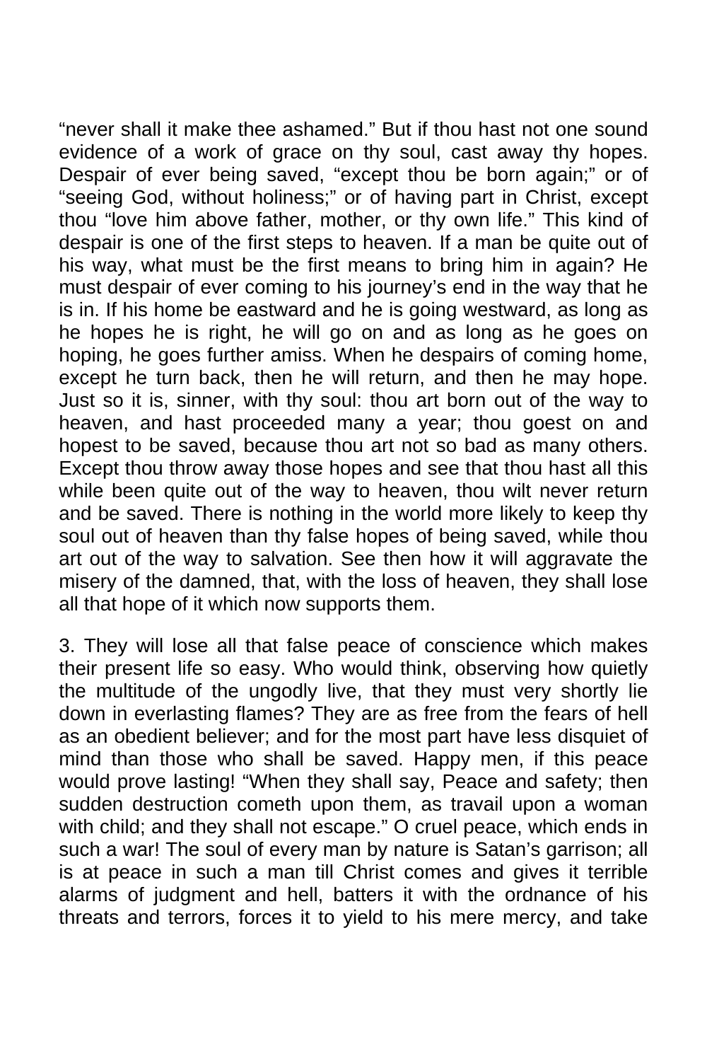“never shall it make thee ashamed.” But if thou hast not one sound evidence of a work of grace on thy soul, cast away thy hopes. Despair of ever being saved, “except thou be born again;” or of “seeing God, without holiness;” or of having part in Christ, except thou “love him above father, mother, or thy own life.” This kind of despair is one of the first steps to heaven. If a man be quite out of his way, what must be the first means to bring him in again? He must despair of ever coming to his journey’s end in the way that he is in. If his home be eastward and he is going westward, as long as he hopes he is right, he will go on and as long as he goes on hoping, he goes further amiss. When he despairs of coming home, except he turn back, then he will return, and then he may hope. Just so it is, sinner, with thy soul: thou art born out of the way to heaven, and hast proceeded many a year; thou goest on and hopest to be saved, because thou art not so bad as many others. Except thou throw away those hopes and see that thou hast all this while been quite out of the way to heaven, thou wilt never return and be saved. There is nothing in the world more likely to keep thy soul out of heaven than thy false hopes of being saved, while thou art out of the way to salvation. See then how it will aggravate the misery of the damned, that, with the loss of heaven, they shall lose all that hope of it which now supports them.

3. They will lose all that false peace of conscience which makes their present life so easy. Who would think, observing how quietly the multitude of the ungodly live, that they must very shortly lie down in everlasting flames? They are as free from the fears of hell as an obedient believer; and for the most part have less disquiet of mind than those who shall be saved. Happy men, if this peace would prove lasting! “When they shall say, Peace and safety; then sudden destruction cometh upon them, as travail upon a woman with child; and they shall not escape.” O cruel peace, which ends in such a war! The soul of every man by nature is Satan’s garrison; all is at peace in such a man till Christ comes and gives it terrible alarms of judgment and hell, batters it with the ordnance of his threats and terrors, forces it to yield to his mere mercy, and take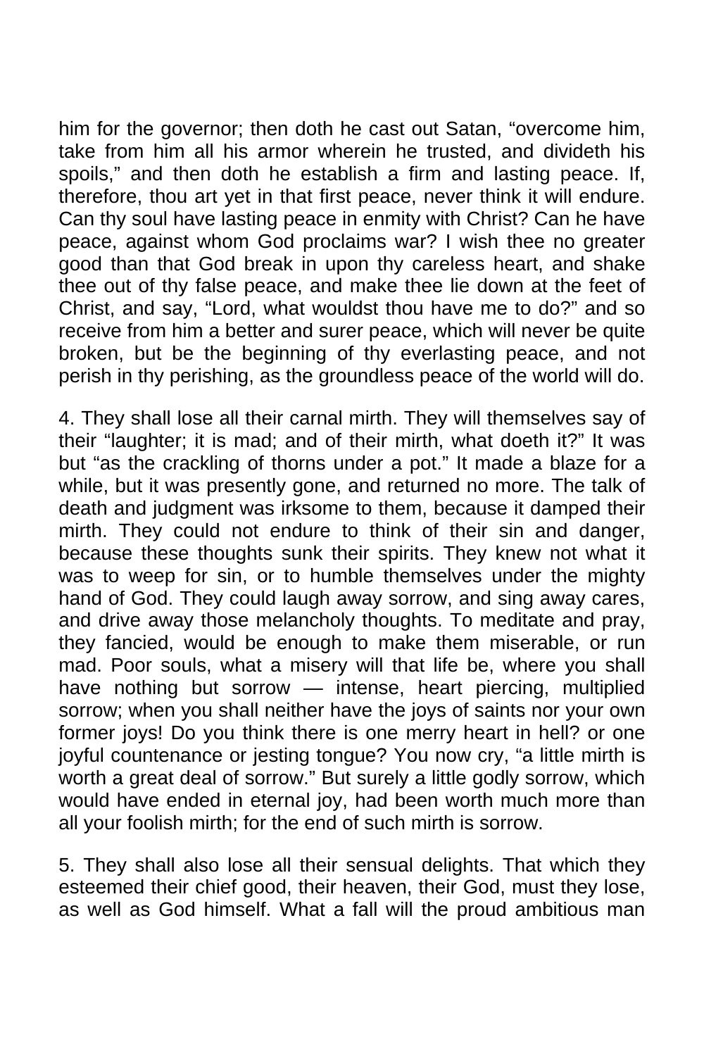him for the governor; then doth he cast out Satan, “overcome him, take from him all his armor wherein he trusted, and divideth his spoils,” and then doth he establish a firm and lasting peace. If, therefore, thou art yet in that first peace, never think it will endure. Can thy soul have lasting peace in enmity with Christ? Can he have peace, against whom God proclaims war? I wish thee no greater good than that God break in upon thy careless heart, and shake thee out of thy false peace, and make thee lie down at the feet of Christ, and say, “Lord, what wouldst thou have me to do?” and so receive from him a better and surer peace, which will never be quite broken, but be the beginning of thy everlasting peace, and not perish in thy perishing, as the groundless peace of the world will do.

4. They shall lose all their carnal mirth. They will themselves say of their “laughter; it is mad; and of their mirth, what doeth it?” It was but “as the crackling of thorns under a pot.” It made a blaze for a while, but it was presently gone, and returned no more. The talk of death and judgment was irksome to them, because it damped their mirth. They could not endure to think of their sin and danger, because these thoughts sunk their spirits. They knew not what it was to weep for sin, or to humble themselves under the mighty hand of God. They could laugh away sorrow, and sing away cares, and drive away those melancholy thoughts. To meditate and pray, they fancied, would be enough to make them miserable, or run mad. Poor souls, what a misery will that life be, where you shall have nothing but sorrow — intense, heart piercing, multiplied sorrow; when you shall neither have the joys of saints nor your own former joys! Do you think there is one merry heart in hell? or one joyful countenance or jesting tongue? You now cry, “a little mirth is worth a great deal of sorrow.” But surely a little godly sorrow, which would have ended in eternal joy, had been worth much more than all your foolish mirth; for the end of such mirth is sorrow.

5. They shall also lose all their sensual delights. That which they esteemed their chief good, their heaven, their God, must they lose, as well as God himself. What a fall will the proud ambitious man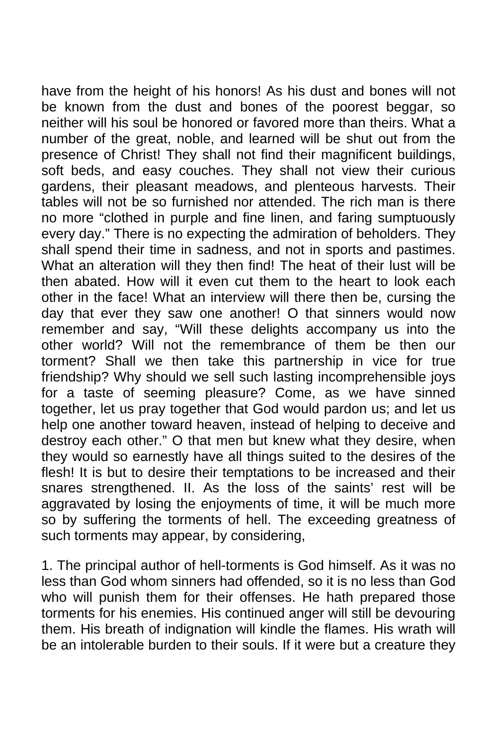have from the height of his honors! As his dust and bones will not be known from the dust and bones of the poorest beggar, so neither will his soul be honored or favored more than theirs. What a number of the great, noble, and learned will be shut out from the presence of Christ! They shall not find their magnificent buildings, soft beds, and easy couches. They shall not view their curious gardens, their pleasant meadows, and plenteous harvests. Their tables will not be so furnished nor attended. The rich man is there no more "clothed in purple and fine linen, and faring sumptuously every day." There is no expecting the admiration of beholders. They shall spend their time in sadness, and not in sports and pastimes. What an alteration will they then find! The heat of their lust will be then abated. How will it even cut them to the heart to look each other in the face! What an interview will there then be, cursing the day that ever they saw one another! O that sinners would now remember and say, "Will these delights accompany us into the other world? Will not the remembrance of them be then our torment? Shall we then take this partnership in vice for true friendship? Why should we sell such lasting incomprehensible joys for a taste of seeming pleasure? Come, as we have sinned together, let us pray together that God would pardon us; and let us help one another toward heaven, instead of helping to deceive and destroy each other." O that men but knew what they desire, when they would so earnestly have all things suited to the desires of the flesh! It is but to desire their temptations to be increased and their snares strengthened. II. As the loss of the saints' rest will be aggravated by losing the enjoyments of time, it will be much more so by suffering the torments of hell. The exceeding greatness of such torments may appear, by considering,

1. The principal author of hell-torments is God himself. As it was no less than God whom sinners had offended, so it is no less than God who will punish them for their offenses. He hath prepared those torments for his enemies. His continued anger will still be devouring them. His breath of indignation will kindle the flames. His wrath will be an intolerable burden to their souls. If it were but a creature they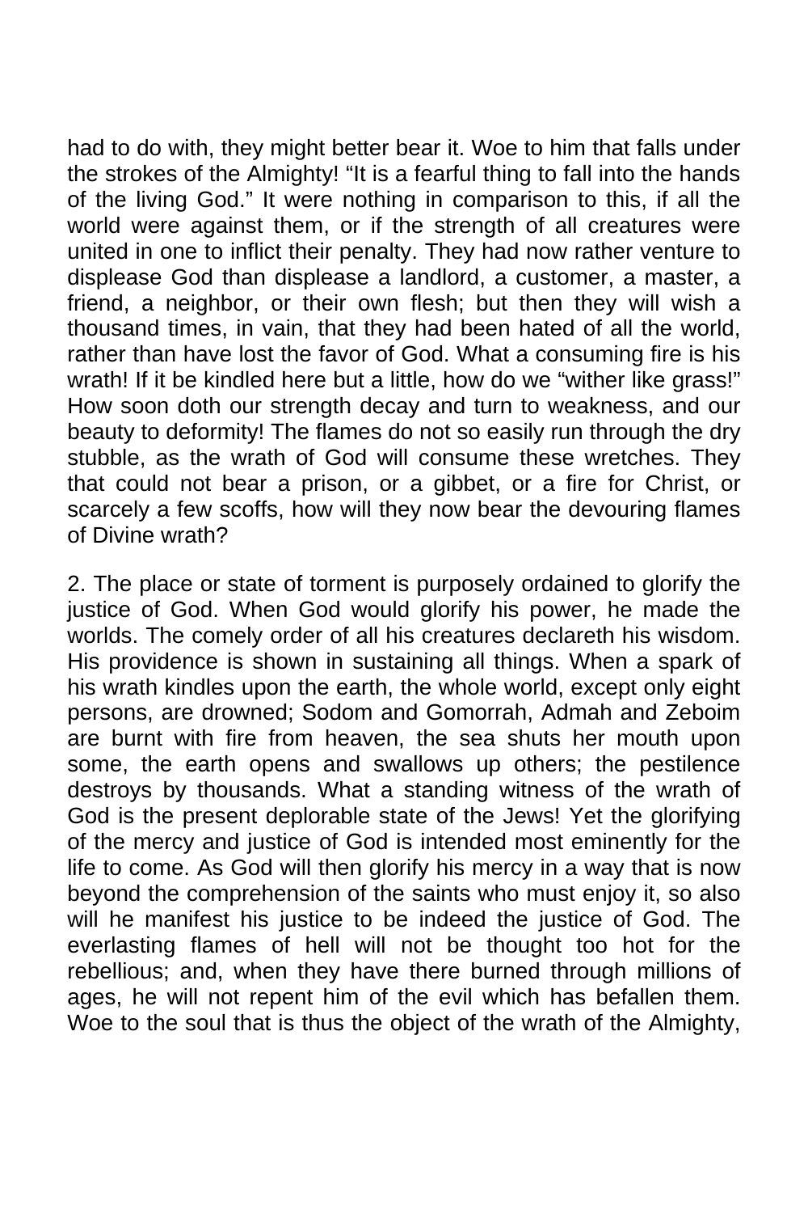had to do with, they might better bear it. Woe to him that falls under the strokes of the Almighty! "It is a fearful thing to fall into the hands of the living God." It were nothing in comparison to this, if all the world were against them, or if the strength of all creatures were united in one to inflict their penalty. They had now rather venture to displease God than displease a landlord, a customer, a master, a friend, a neighbor, or their own flesh; but then they will wish a thousand times, in vain, that they had been hated of all the world, rather than have lost the favor of God. What a consuming fire is his wrath! If it be kindled here but a little, how do we "wither like grass!" How soon doth our strength decay and turn to weakness, and our beauty to deformity! The flames do not so easily run through the dry stubble, as the wrath of God will consume these wretches. They that could not bear a prison, or a gibbet, or a fire for Christ, or scarcely a few scoffs, how will they now bear the devouring flames of Divine wrath?

2. The place or state of torment is purposely ordained to glorify the justice of God. When God would glorify his power, he made the worlds. The comely order of all his creatures declareth his wisdom. His providence is shown in sustaining all things. When a spark of his wrath kindles upon the earth, the whole world, except only eight persons, are drowned; Sodom and Gomorrah, Admah and Zeboim are burnt with fire from heaven, the sea shuts her mouth upon some, the earth opens and swallows up others; the pestilence destroys by thousands. What a standing witness of the wrath of God is the present deplorable state of the Jews! Yet the glorifying of the mercy and justice of God is intended most eminently for the life to come. As God will then glorify his mercy in a way that is now beyond the comprehension of the saints who must enjoy it, so also will he manifest his justice to be indeed the justice of God. The everlasting flames of hell will not be thought too hot for the rebellious; and, when they have there burned through millions of ages, he will not repent him of the evil which has befallen them. Woe to the soul that is thus the object of the wrath of the Almighty,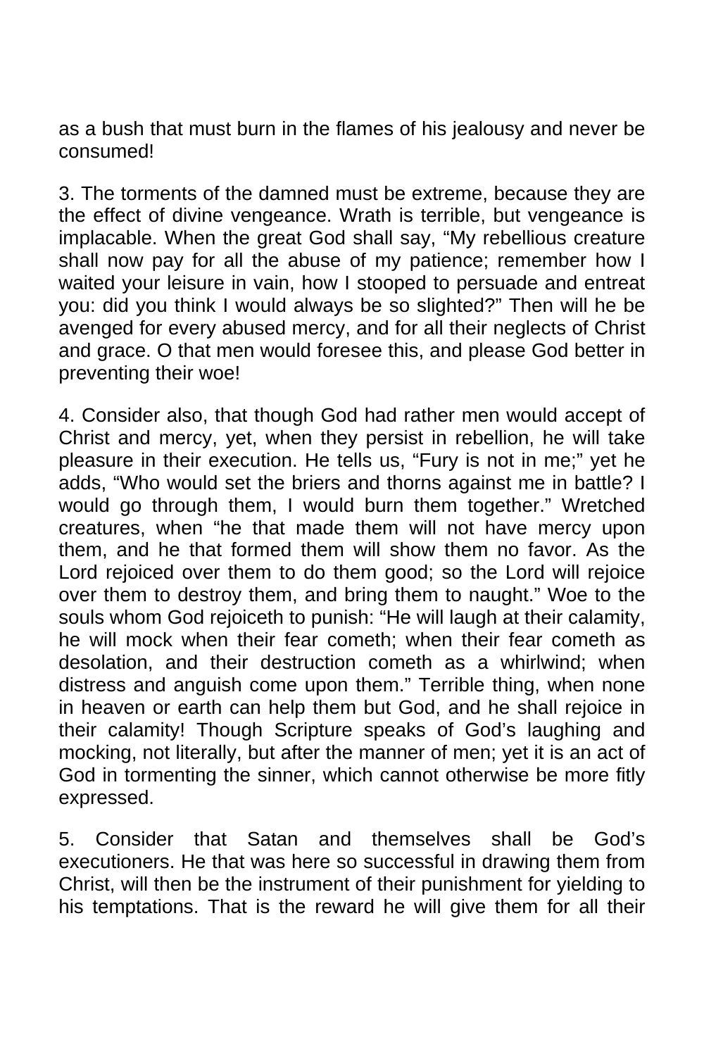as a bush that must burn in the flames of his jealousy and never be consumed!

3. The torments of the damned must be extreme, because they are the effect of divine vengeance. Wrath is terrible, but vengeance is implacable. When the great God shall say, “My rebellious creature shall now pay for all the abuse of my patience; remember how I waited your leisure in vain, how I stooped to persuade and entreat you: did you think I would always be so slighted?” Then will he be avenged for every abused mercy, and for all their neglects of Christ and grace. O that men would foresee this, and please God better in preventing their woe!

4. Consider also, that though God had rather men would accept of Christ and mercy, yet, when they persist in rebellion, he will take pleasure in their execution. He tells us, “Fury is not in me;” yet he adds, “Who would set the briers and thorns against me in battle? I would go through them, I would burn them together.” Wretched creatures, when “he that made them will not have mercy upon them, and he that formed them will show them no favor. As the Lord rejoiced over them to do them good; so the Lord will rejoice over them to destroy them, and bring them to naught.” Woe to the souls whom God rejoiceth to punish: “He will laugh at their calamity, he will mock when their fear cometh; when their fear cometh as desolation, and their destruction cometh as a whirlwind; when distress and anguish come upon them.” Terrible thing, when none in heaven or earth can help them but God, and he shall rejoice in their calamity! Though Scripture speaks of God’s laughing and mocking, not literally, but after the manner of men; yet it is an act of God in tormenting the sinner, which cannot otherwise be more fitly expressed.

5. Consider that Satan and themselves shall be God’s executioners. He that was here so successful in drawing them from Christ, will then be the instrument of their punishment for yielding to his temptations. That is the reward he will give them for all their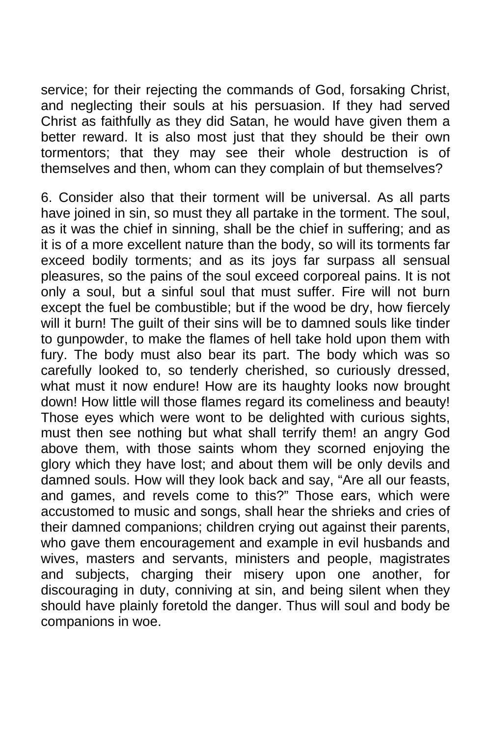service; for their rejecting the commands of God, forsaking Christ, and neglecting their souls at his persuasion. If they had served Christ as faithfully as they did Satan, he would have given them a better reward. It is also most just that they should be their own tormentors; that they may see their whole destruction is of themselves and then, whom can they complain of but themselves?

6. Consider also that their torment will be universal. As all parts have joined in sin, so must they all partake in the torment. The soul, as it was the chief in sinning, shall be the chief in suffering; and as it is of a more excellent nature than the body, so will its torments far exceed bodily torments; and as its joys far surpass all sensual pleasures, so the pains of the soul exceed corporeal pains. It is not only a soul, but a sinful soul that must suffer. Fire will not burn except the fuel be combustible; but if the wood be dry, how fiercely will it burn! The guilt of their sins will be to damned souls like tinder to gunpowder, to make the flames of hell take hold upon them with fury. The body must also bear its part. The body which was so carefully looked to, so tenderly cherished, so curiously dressed, what must it now endure! How are its haughty looks now brought down! How little will those flames regard its comeliness and beauty! Those eyes which were wont to be delighted with curious sights, must then see nothing but what shall terrify them! an angry God above them, with those saints whom they scorned enjoying the glory which they have lost; and about them will be only devils and damned souls. How will they look back and say, “Are all our feasts, and games, and revels come to this?” Those ears, which were accustomed to music and songs, shall hear the shrieks and cries of their damned companions; children crying out against their parents, who gave them encouragement and example in evil husbands and wives, masters and servants, ministers and people, magistrates and subjects, charging their misery upon one another, for discouraging in duty, conniving at sin, and being silent when they should have plainly foretold the danger. Thus will soul and body be companions in woe.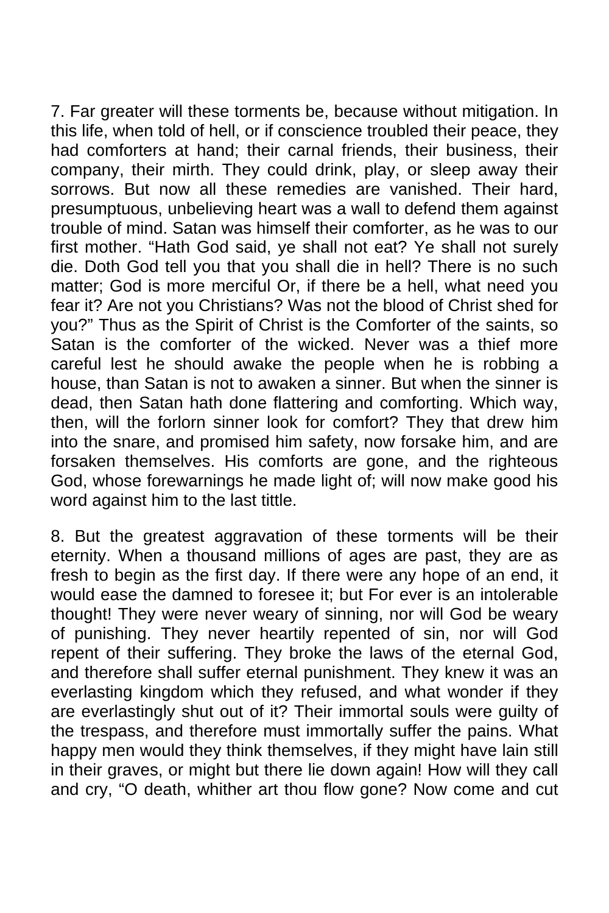7. Far greater will these torments be, because without mitigation. In this life, when told of hell, or if conscience troubled their peace, they had comforters at hand; their carnal friends, their business, their company, their mirth. They could drink, play, or sleep away their sorrows. But now all these remedies are vanished. Their hard, presumptuous, unbelieving heart was a wall to defend them against trouble of mind. Satan was himself their comforter, as he was to our first mother. "Hath God said, ye shall not eat? Ye shall not surely die. Doth God tell you that you shall die in hell? There is no such matter; God is more merciful Or, if there be a hell, what need you fear it? Are not you Christians? Was not the blood of Christ shed for you?" Thus as the Spirit of Christ is the Comforter of the saints, so Satan is the comforter of the wicked. Never was a thief more careful lest he should awake the people when he is robbing a house, than Satan is not to awaken a sinner. But when the sinner is dead, then Satan hath done flattering and comforting. Which way, then, will the forlorn sinner look for comfort? They that drew him into the snare, and promised him safety, now forsake him, and are forsaken themselves. His comforts are gone, and the righteous God, whose forewarnings he made light of; will now make good his word against him to the last tittle.

8. But the greatest aggravation of these torments will be their eternity. When a thousand millions of ages are past, they are as fresh to begin as the first day. If there were any hope of an end, it would ease the damned to foresee it; but For ever is an intolerable thought! They were never weary of sinning, nor will God be weary of punishing. They never heartily repented of sin, nor will God repent of their suffering. They broke the laws of the eternal God, and therefore shall suffer eternal punishment. They knew it was an everlasting kingdom which they refused, and what wonder if they are everlastingly shut out of it? Their immortal souls were guilty of the trespass, and therefore must immortally suffer the pains. What happy men would they think themselves, if they might have lain still in their graves, or might but there lie down again! How will they call and cry, "O death, whither art thou flow gone? Now come and cut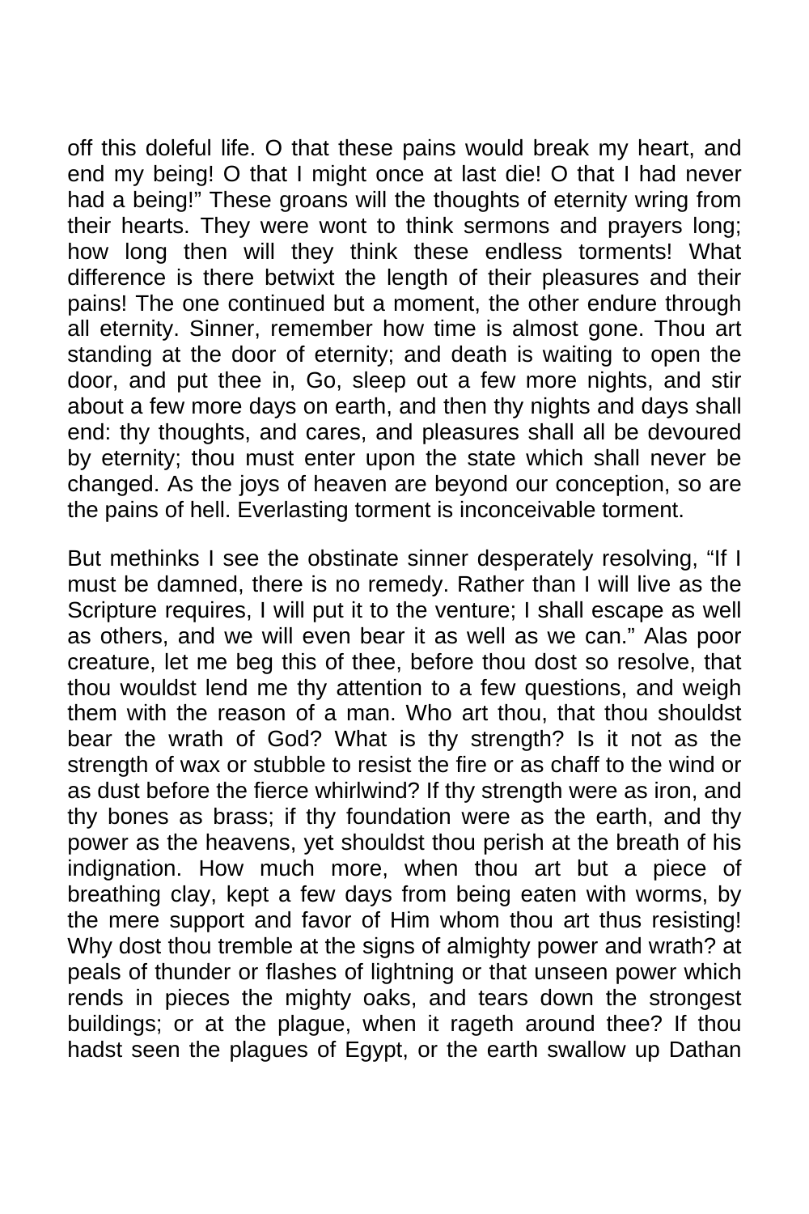off this doleful life. O that these pains would break my heart, and end my being! O that I might once at last die! O that I had never had a being!" These groans will the thoughts of eternity wring from their hearts. They were wont to think sermons and prayers long; how long then will they think these endless torments! What difference is there betwixt the length of their pleasures and their pains! The one continued but a moment, the other endure through all eternity. Sinner, remember how time is almost gone. Thou art standing at the door of eternity; and death is waiting to open the door, and put thee in, Go, sleep out a few more nights, and stir about a few more days on earth, and then thy nights and days shall end: thy thoughts, and cares, and pleasures shall all be devoured by eternity; thou must enter upon the state which shall never be changed. As the joys of heaven are beyond our conception, so are the pains of hell. Everlasting torment is inconceivable torment.

But methinks I see the obstinate sinner desperately resolving, "If I must be damned, there is no remedy. Rather than I will live as the Scripture requires, I will put it to the venture; I shall escape as well as others, and we will even bear it as well as we can." Alas poor creature, let me beg this of thee, before thou dost so resolve, that thou wouldst lend me thy attention to a few questions, and weigh them with the reason of a man. Who art thou, that thou shouldst bear the wrath of God? What is thy strength? Is it not as the strength of wax or stubble to resist the fire or as chaff to the wind or as dust before the fierce whirlwind? If thy strength were as iron, and thy bones as brass; if thy foundation were as the earth, and thy power as the heavens, yet shouldst thou perish at the breath of his indignation. How much more, when thou art but a piece of breathing clay, kept a few days from being eaten with worms, by the mere support and favor of Him whom thou art thus resisting! Why dost thou tremble at the signs of almighty power and wrath? at peals of thunder or flashes of lightning or that unseen power which rends in pieces the mighty oaks, and tears down the strongest buildings; or at the plague, when it rageth around thee? If thou hadst seen the plagues of Egypt, or the earth swallow up Dathan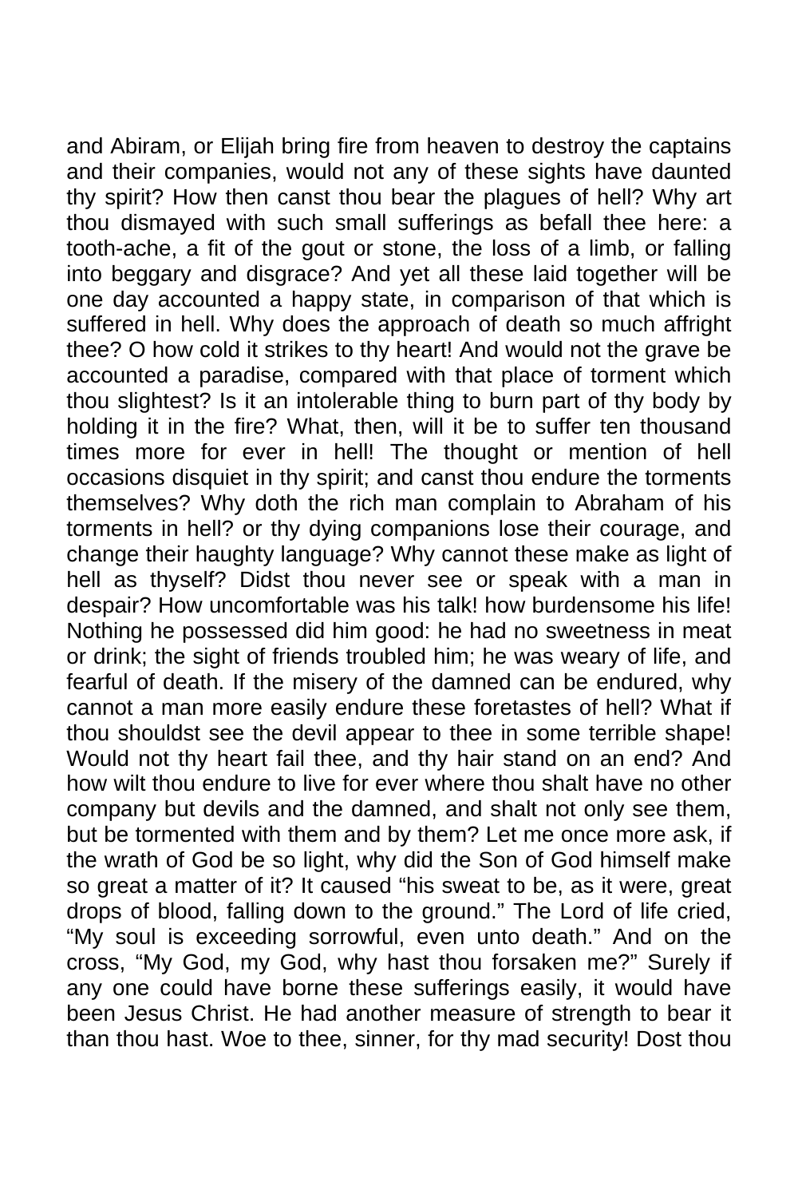and Abiram, or Elijah bring fire from heaven to destroy the captains and their companies, would not any of these sights have daunted thy spirit? How then canst thou bear the plagues of hell? Why art thou dismayed with such small sufferings as befall thee here: a tooth-ache, a fit of the gout or stone, the loss of a limb, or falling into beggary and disgrace? And yet all these laid together will be one day accounted a happy state, in comparison of that which is suffered in hell. Why does the approach of death so much affright thee? O how cold it strikes to thy heart! And would not the grave be accounted a paradise, compared with that place of torment which thou slightest? Is it an intolerable thing to burn part of thy body by holding it in the fire? What, then, will it be to suffer ten thousand times more for ever in hell! The thought or mention of hell occasions disquiet in thy spirit; and canst thou endure the torments themselves? Why doth the rich man complain to Abraham of his torments in hell? or thy dying companions lose their courage, and change their haughty language? Why cannot these make as light of hell as thyself? Didst thou never see or speak with a man in despair? How uncomfortable was his talk! how burdensome his life! Nothing he possessed did him good: he had no sweetness in meat or drink; the sight of friends troubled him; he was weary of life, and fearful of death. If the misery of the damned can be endured, why cannot a man more easily endure these foretastes of hell? What if thou shouldst see the devil appear to thee in some terrible shape! Would not thy heart fail thee, and thy hair stand on an end? And how wilt thou endure to live for ever where thou shalt have no other company but devils and the damned, and shalt not only see them, but be tormented with them and by them? Let me once more ask, if the wrath of God be so light, why did the Son of God himself make so great a matter of it? It caused “his sweat to be, as it were, great drops of blood, falling down to the ground.” The Lord of life cried, “My soul is exceeding sorrowful, even unto death.” And on the cross, “My God, my God, why hast thou forsaken me?” Surely if any one could have borne these sufferings easily, it would have been Jesus Christ. He had another measure of strength to bear it than thou hast. Woe to thee, sinner, for thy mad security! Dost thou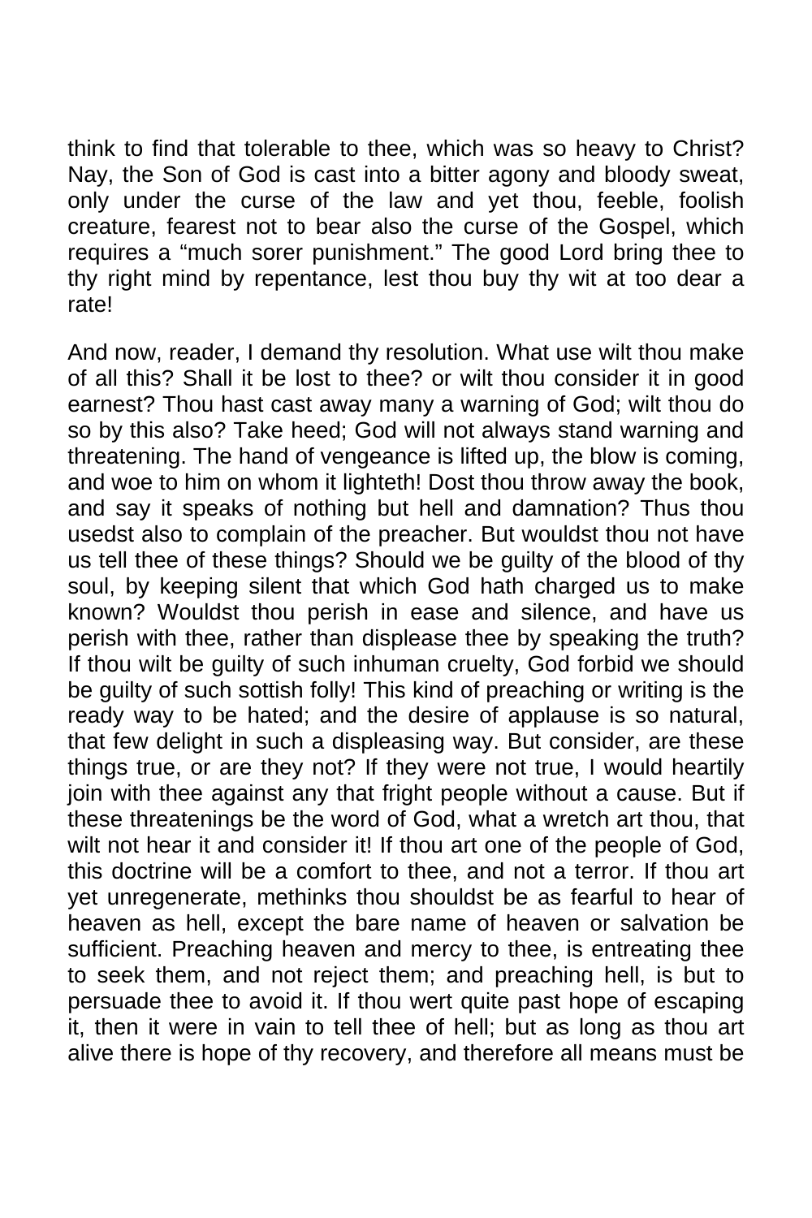think to find that tolerable to thee, which was so heavy to Christ? Nay, the Son of God is cast into a bitter agony and bloody sweat, only under the curse of the law and yet thou, feeble, foolish creature, fearest not to bear also the curse of the Gospel, which requires a "much sorer punishment." The good Lord bring thee to thy right mind by repentance, lest thou buy thy wit at too dear a rate!

And now, reader, I demand thy resolution. What use wilt thou make of all this? Shall it be lost to thee? or wilt thou consider it in good earnest? Thou hast cast away many a warning of God; wilt thou do so by this also? Take heed; God will not always stand warning and threatening. The hand of vengeance is lifted up, the blow is coming, and woe to him on whom it lighteth! Dost thou throw away the book, and say it speaks of nothing but hell and damnation? Thus thou usedst also to complain of the preacher. But wouldst thou not have us tell thee of these things? Should we be guilty of the blood of thy soul, by keeping silent that which God hath charged us to make known? Wouldst thou perish in ease and silence, and have us perish with thee, rather than displease thee by speaking the truth? If thou wilt be guilty of such inhuman cruelty, God forbid we should be guilty of such sottish folly! This kind of preaching or writing is the ready way to be hated; and the desire of applause is so natural, that few delight in such a displeasing way. But consider, are these things true, or are they not? If they were not true, I would heartily join with thee against any that fright people without a cause. But if these threatenings be the word of God, what a wretch art thou, that wilt not hear it and consider it! If thou art one of the people of God, this doctrine will be a comfort to thee, and not a terror. If thou art yet unregenerate, methinks thou shouldst be as fearful to hear of heaven as hell, except the bare name of heaven or salvation be sufficient. Preaching heaven and mercy to thee, is entreating thee to seek them, and not reject them; and preaching hell, is but to persuade thee to avoid it. If thou wert quite past hope of escaping it, then it were in vain to tell thee of hell; but as long as thou art alive there is hope of thy recovery, and therefore all means must be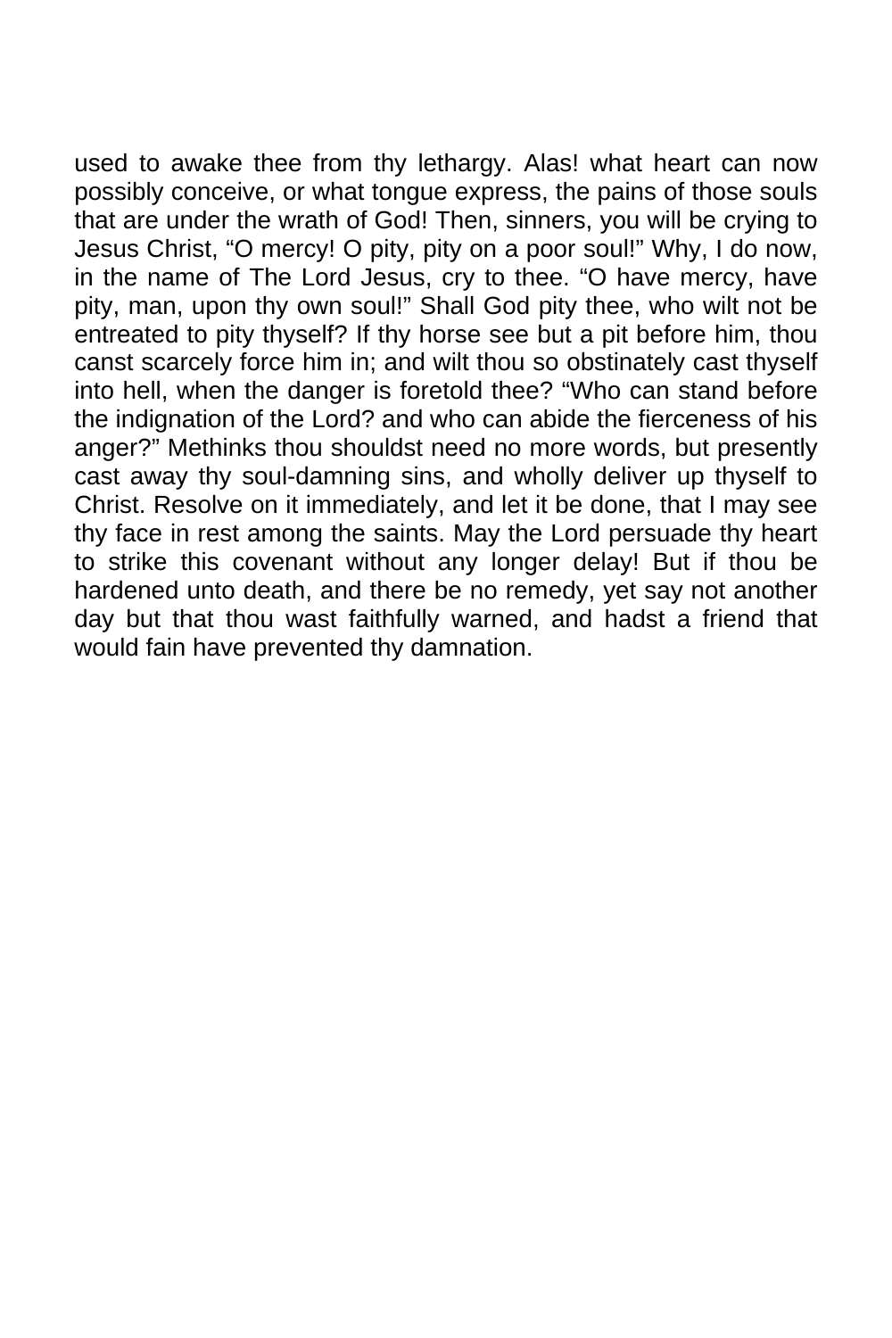used to awake thee from thy lethargy. Alas! what heart can now possibly conceive, or what tongue express, the pains of those souls that are under the wrath of God! Then, sinners, you will be crying to Jesus Christ, “O mercy! O pity, pity on a poor soul!” Why, I do now, in the name of The Lord Jesus, cry to thee. “O have mercy, have pity, man, upon thy own soul!” Shall God pity thee, who wilt not be entreated to pity thyself? If thy horse see but a pit before him, thou canst scarcely force him in; and wilt thou so obstinately cast thyself into hell, when the danger is foretold thee? “Who can stand before the indignation of the Lord? and who can abide the fierceness of his anger?” Methinks thou shouldst need no more words, but presently cast away thy soul-damning sins, and wholly deliver up thyself to Christ. Resolve on it immediately, and let it be done, that I may see thy face in rest among the saints. May the Lord persuade thy heart to strike this covenant without any longer delay! But if thou be hardened unto death, and there be no remedy, yet say not another day but that thou wast faithfully warned, and hadst a friend that would fain have prevented thy damnation.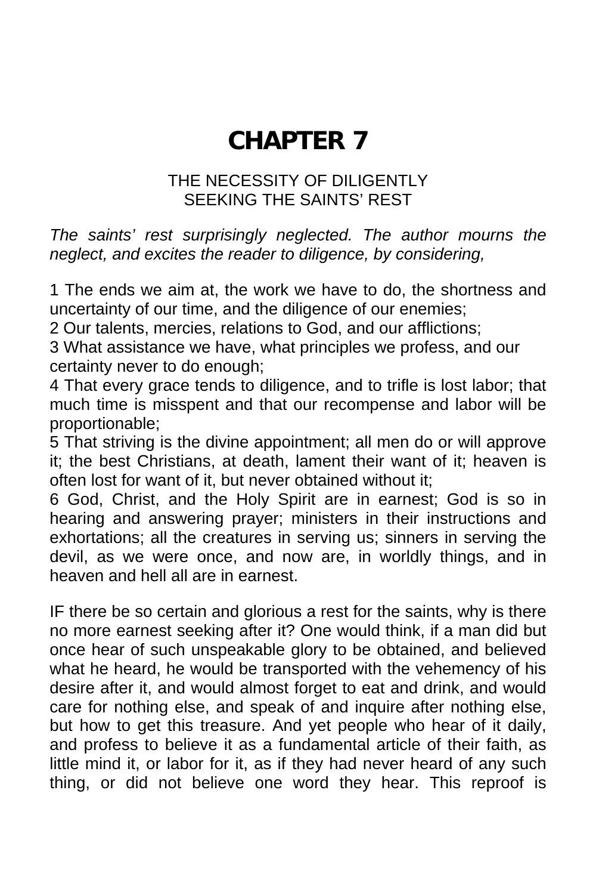# CHAPTER 7

## THE NECESSITY OF DILIGENTLY SEEKING THE SAINTS' REST

*The saints' rest surprisingly neglected. The author mourns the neglect, and excites the reader to diligence, by considering,*

1 The ends we aim at, the work we have to do, the shortness and uncertainty of our time, and the diligence of our enemies;
2 Our talents, mercies, relations to God, and our afflictions;
3 What assistance we have, what principles we profess, and our certainty never to do enough;
4 That every grace tends to diligence, and to trifle is lost labor; that much time is misspent and that our recompense and labor will be proportionable;
5 That striving is the divine appointment; all men do or will approve it; the best Christians, at death, lament their want of it; heaven is often lost for want of it, but never obtained without it;
6 God, Christ, and the Holy Spirit are in earnest; God is so in hearing and answering prayer; ministers in their instructions and exhortations; all the creatures in serving us; sinners in serving the devil, as we were once, and now are, in worldly things, and in heaven and hell all are in earnest.

IF there be so certain and glorious a rest for the saints, why is there no more earnest seeking after it? One would think, if a man did but once hear of such unspeakable glory to be obtained, and believed what he heard, he would be transported with the vehemency of his desire after it, and would almost forget to eat and drink, and would care for nothing else, and speak of and inquire after nothing else, but how to get this treasure. And yet people who hear of it daily, and profess to believe it as a fundamental article of their faith, as little mind it, or labor for it, as if they had never heard of any such thing, or did not believe one word they hear. This reproof is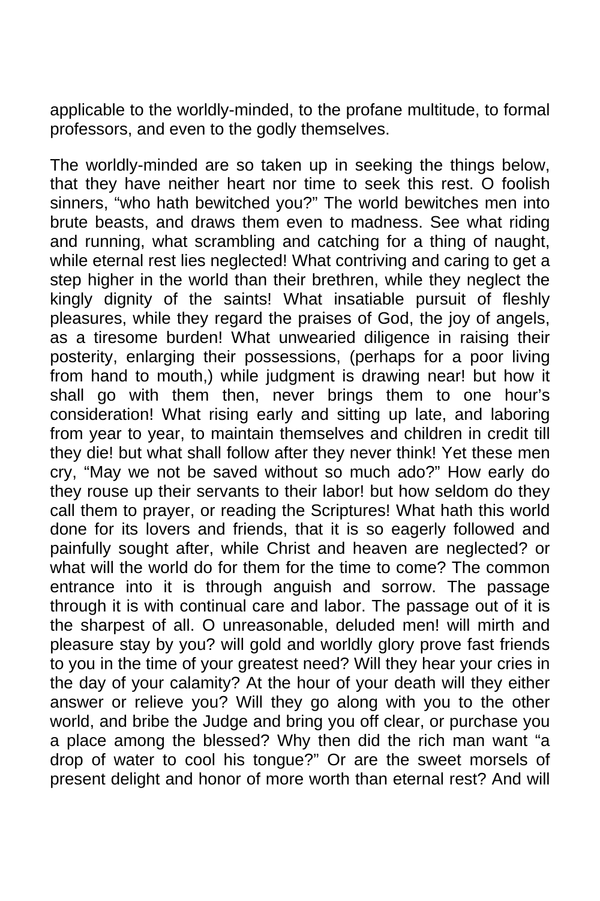applicable to the worldly-minded, to the profane multitude, to formal professors, and even to the godly themselves.

The worldly-minded are so taken up in seeking the things below, that they have neither heart nor time to seek this rest. O foolish sinners, “who hath bewitched you?” The world bewitches men into brute beasts, and draws them even to madness. See what riding and running, what scrambling and catching for a thing of naught, while eternal rest lies neglected! What contriving and caring to get a step higher in the world than their brethren, while they neglect the kingly dignity of the saints! What insatiable pursuit of fleshly pleasures, while they regard the praises of God, the joy of angels, as a tiresome burden! What unwearied diligence in raising their posterity, enlarging their possessions, (perhaps for a poor living from hand to mouth,) while judgment is drawing near! but how it shall go with them then, never brings them to one hour’s consideration! What rising early and sitting up late, and laboring from year to year, to maintain themselves and children in credit till they die! but what shall follow after they never think! Yet these men cry, “May we not be saved without so much ado?” How early do they rouse up their servants to their labor! but how seldom do they call them to prayer, or reading the Scriptures! What hath this world done for its lovers and friends, that it is so eagerly followed and painfully sought after, while Christ and heaven are neglected? or what will the world do for them for the time to come? The common entrance into it is through anguish and sorrow. The passage through it is with continual care and labor. The passage out of it is the sharpest of all. O unreasonable, deluded men! will mirth and pleasure stay by you? will gold and worldly glory prove fast friends to you in the time of your greatest need? Will they hear your cries in the day of your calamity? At the hour of your death will they either answer or relieve you? Will they go along with you to the other world, and bribe the Judge and bring you off clear, or purchase you a place among the blessed? Why then did the rich man want “a drop of water to cool his tongue?” Or are the sweet morsels of present delight and honor of more worth than eternal rest? And will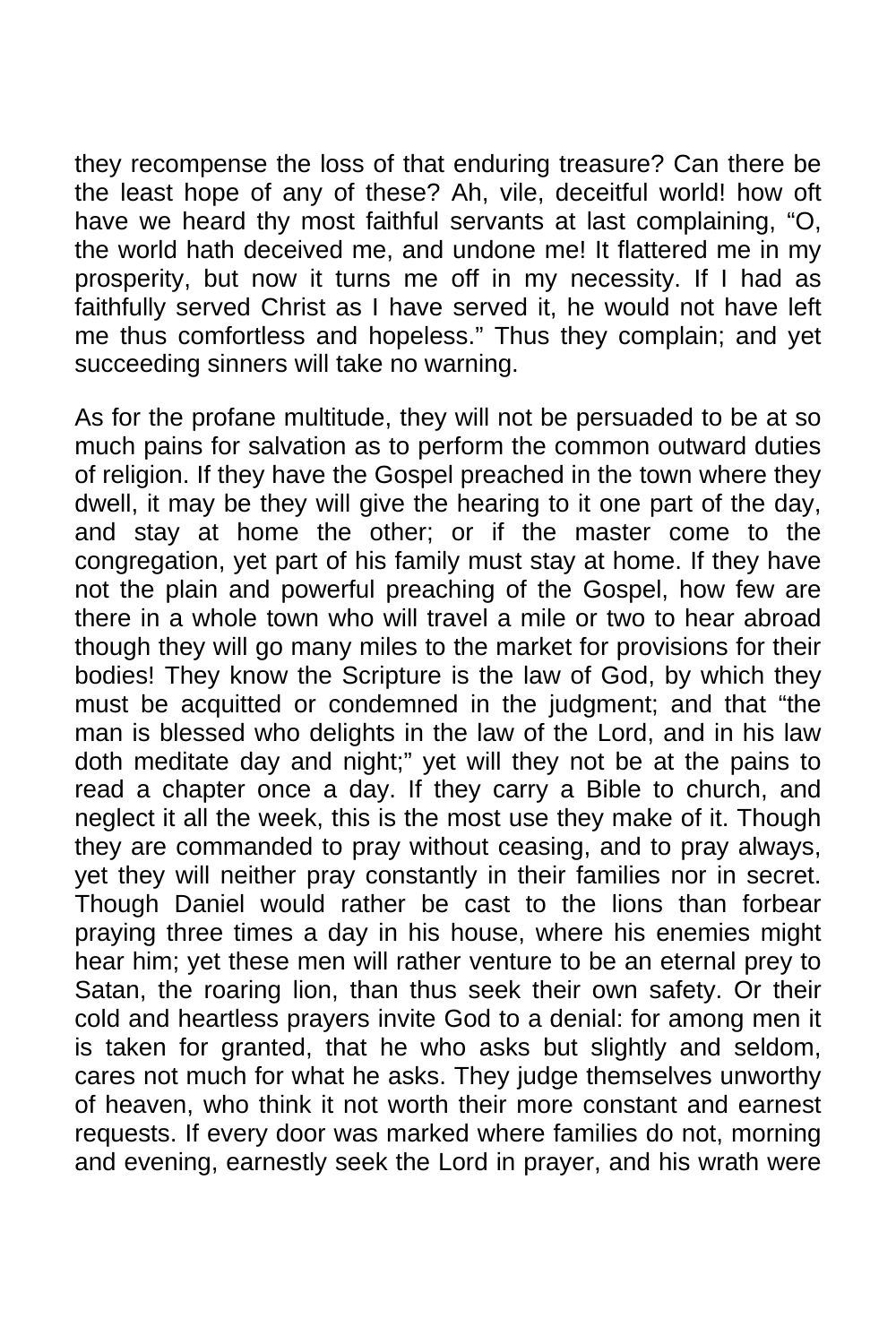they recompense the loss of that enduring treasure? Can there be the least hope of any of these? Ah, vile, deceitful world! how oft have we heard thy most faithful servants at last complaining, "O, the world hath deceived me, and undone me! It flattered me in my prosperity, but now it turns me off in my necessity. If I had as faithfully served Christ as I have served it, he would not have left me thus comfortless and hopeless." Thus they complain; and yet succeeding sinners will take no warning.

As for the profane multitude, they will not be persuaded to be at so much pains for salvation as to perform the common outward duties of religion. If they have the Gospel preached in the town where they dwell, it may be they will give the hearing to it one part of the day, and stay at home the other; or if the master come to the congregation, yet part of his family must stay at home. If they have not the plain and powerful preaching of the Gospel, how few are there in a whole town who will travel a mile or two to hear abroad though they will go many miles to the market for provisions for their bodies! They know the Scripture is the law of God, by which they must be acquitted or condemned in the judgment; and that "the man is blessed who delights in the law of the Lord, and in his law doth meditate day and night;" yet will they not be at the pains to read a chapter once a day. If they carry a Bible to church, and neglect it all the week, this is the most use they make of it. Though they are commanded to pray without ceasing, and to pray always, yet they will neither pray constantly in their families nor in secret. Though Daniel would rather be cast to the lions than forbear praying three times a day in his house, where his enemies might hear him; yet these men will rather venture to be an eternal prey to Satan, the roaring lion, than thus seek their own safety. Or their cold and heartless prayers invite God to a denial: for among men it is taken for granted, that he who asks but slightly and seldom, cares not much for what he asks. They judge themselves unworthy of heaven, who think it not worth their more constant and earnest requests. If every door was marked where families do not, morning and evening, earnestly seek the Lord in prayer, and his wrath were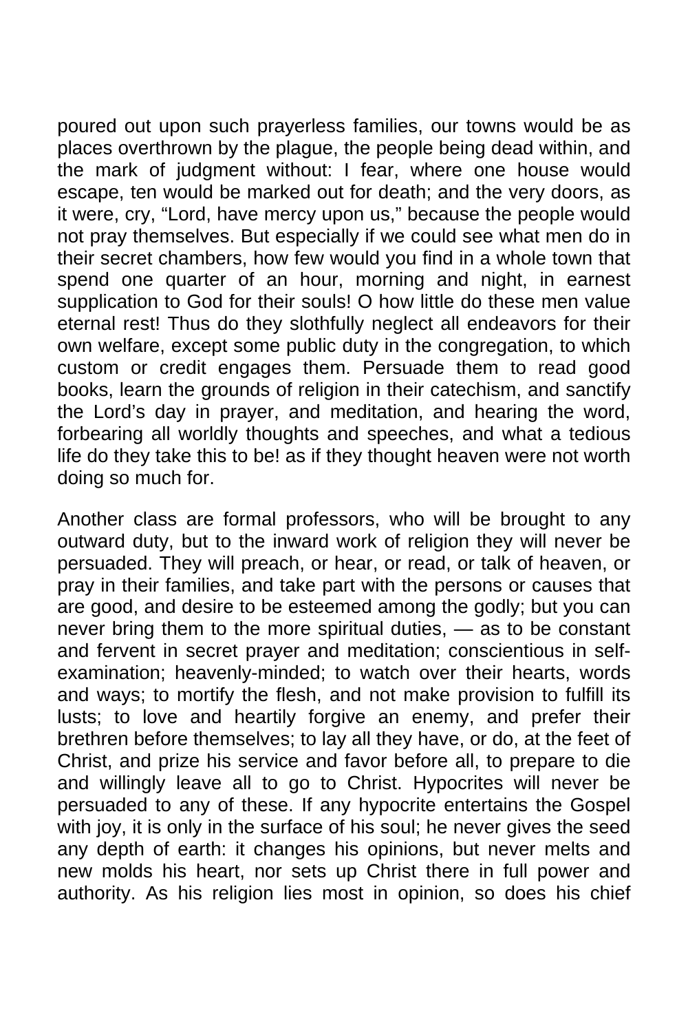poured out upon such prayerless families, our towns would be as places overthrown by the plague, the people being dead within, and the mark of judgment without: I fear, where one house would escape, ten would be marked out for death; and the very doors, as it were, cry, “Lord, have mercy upon us,” because the people would not pray themselves. But especially if we could see what men do in their secret chambers, how few would you find in a whole town that spend one quarter of an hour, morning and night, in earnest supplication to God for their souls! O how little do these men value eternal rest! Thus do they slothfully neglect all endeavors for their own welfare, except some public duty in the congregation, to which custom or credit engages them. Persuade them to read good books, learn the grounds of religion in their catechism, and sanctify the Lord’s day in prayer, and meditation, and hearing the word, forbearing all worldly thoughts and speeches, and what a tedious life do they take this to be! as if they thought heaven were not worth doing so much for.

Another class are formal professors, who will be brought to any outward duty, but to the inward work of religion they will never be persuaded. They will preach, or hear, or read, or talk of heaven, or pray in their families, and take part with the persons or causes that are good, and desire to be esteemed among the godly; but you can never bring them to the more spiritual duties, — as to be constant and fervent in secret prayer and meditation; conscientious in self-examination; heavenly-minded; to watch over their hearts, words and ways; to mortify the flesh, and not make provision to fulfill its lusts; to love and heartily forgive an enemy, and prefer their brethren before themselves; to lay all they have, or do, at the feet of Christ, and prize his service and favor before all, to prepare to die and willingly leave all to go to Christ. Hypocrites will never be persuaded to any of these. If any hypocrite entertains the Gospel with joy, it is only in the surface of his soul; he never gives the seed any depth of earth: it changes his opinions, but never melts and new molds his heart, nor sets up Christ there in full power and authority. As his religion lies most in opinion, so does his chief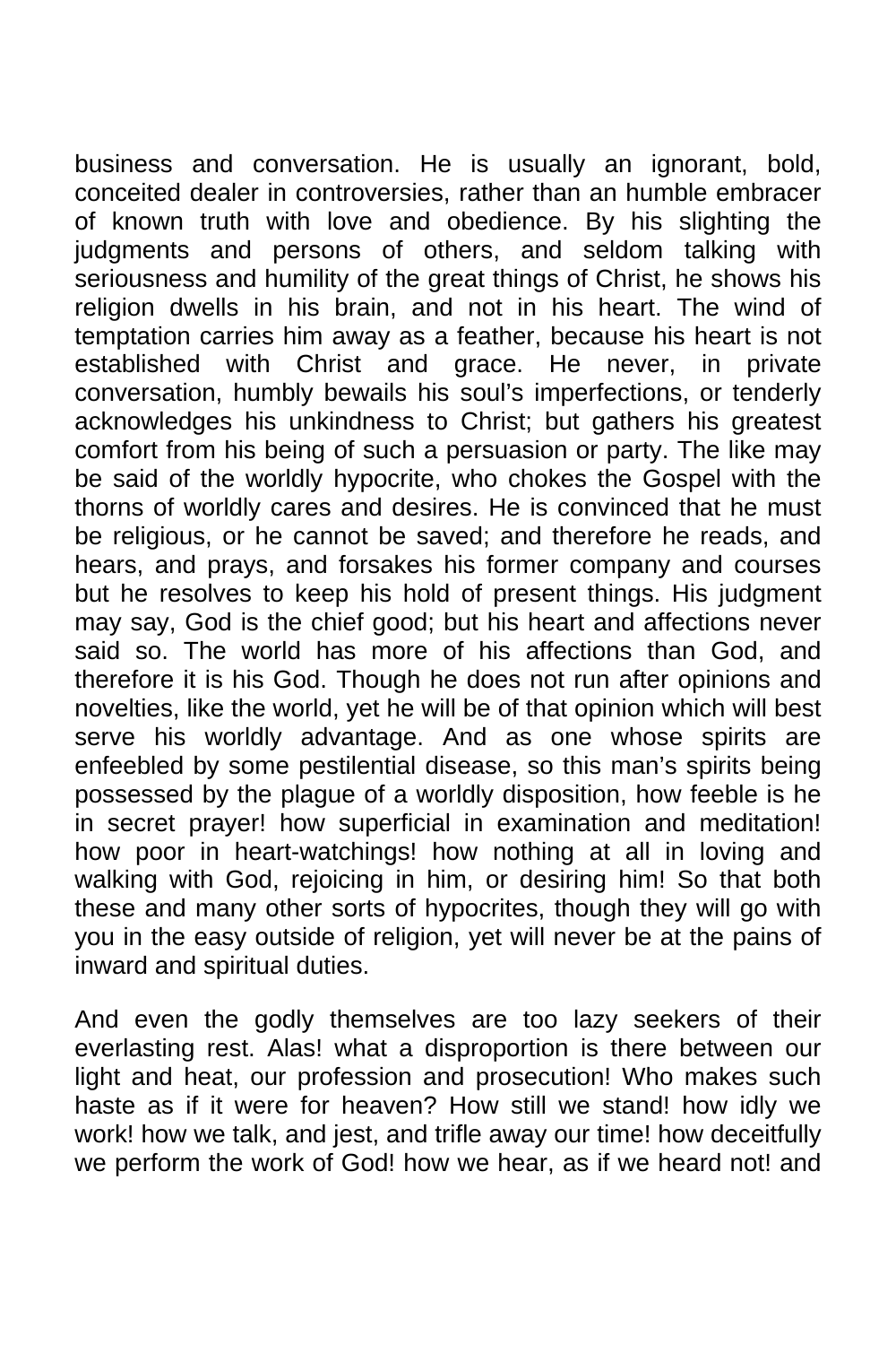business and conversation. He is usually an ignorant, bold, conceited dealer in controversies, rather than an humble embracer of known truth with love and obedience. By his slighting the judgments and persons of others, and seldom talking with seriousness and humility of the great things of Christ, he shows his religion dwells in his brain, and not in his heart. The wind of temptation carries him away as a feather, because his heart is not established with Christ and grace. He never, in private conversation, humbly bewails his soul's imperfections, or tenderly acknowledges his unkindness to Christ; but gathers his greatest comfort from his being of such a persuasion or party. The like may be said of the worldly hypocrite, who chokes the Gospel with the thorns of worldly cares and desires. He is convinced that he must be religious, or he cannot be saved; and therefore he reads, and hears, and prays, and forsakes his former company and courses but he resolves to keep his hold of present things. His judgment may say, God is the chief good; but his heart and affections never said so. The world has more of his affections than God, and therefore it is his God. Though he does not run after opinions and novelties, like the world, yet he will be of that opinion which will best serve his worldly advantage. And as one whose spirits are enfeebled by some pestilential disease, so this man's spirits being possessed by the plague of a worldly disposition, how feeble is he in secret prayer! how superficial in examination and meditation! how poor in heart-watchings! how nothing at all in loving and walking with God, rejoicing in him, or desiring him! So that both these and many other sorts of hypocrites, though they will go with you in the easy outside of religion, yet will never be at the pains of inward and spiritual duties.

And even the godly themselves are too lazy seekers of their everlasting rest. Alas! what a disproportion is there between our light and heat, our profession and prosecution! Who makes such haste as if it were for heaven? How still we stand! how idly we work! how we talk, and jest, and trifle away our time! how deceitfully we perform the work of God! how we hear, as if we heard not! and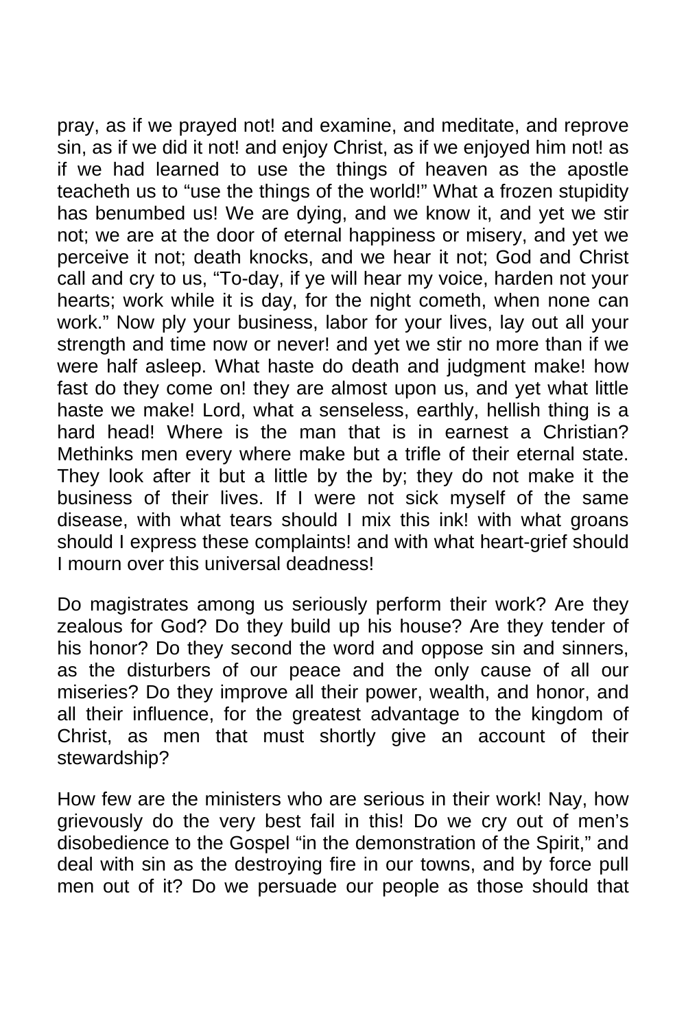pray, as if we prayed not! and examine, and meditate, and reprove sin, as if we did it not! and enjoy Christ, as if we enjoyed him not! as if we had learned to use the things of heaven as the apostle teacheth us to "use the things of the world!" What a frozen stupidity has benumbed us! We are dying, and we know it, and yet we stir not; we are at the door of eternal happiness or misery, and yet we perceive it not; death knocks, and we hear it not; God and Christ call and cry to us, "To-day, if ye will hear my voice, harden not your hearts; work while it is day, for the night cometh, when none can work." Now ply your business, labor for your lives, lay out all your strength and time now or never! and yet we stir no more than if we were half asleep. What haste do death and judgment make! how fast do they come on! they are almost upon us, and yet what little haste we make! Lord, what a senseless, earthly, hellish thing is a hard head! Where is the man that is in earnest a Christian? Methinks men every where make but a trifle of their eternal state. They look after it but a little by the by; they do not make it the business of their lives. If I were not sick myself of the same disease, with what tears should I mix this ink! with what groans should I express these complaints! and with what heart-grief should I mourn over this universal deadness!

Do magistrates among us seriously perform their work? Are they zealous for God? Do they build up his house? Are they tender of his honor? Do they second the word and oppose sin and sinners, as the disturbers of our peace and the only cause of all our miseries? Do they improve all their power, wealth, and honor, and all their influence, for the greatest advantage to the kingdom of Christ, as men that must shortly give an account of their stewardship?

How few are the ministers who are serious in their work! Nay, how grievously do the very best fail in this! Do we cry out of men's disobedience to the Gospel "in the demonstration of the Spirit," and deal with sin as the destroying fire in our towns, and by force pull men out of it? Do we persuade our people as those should that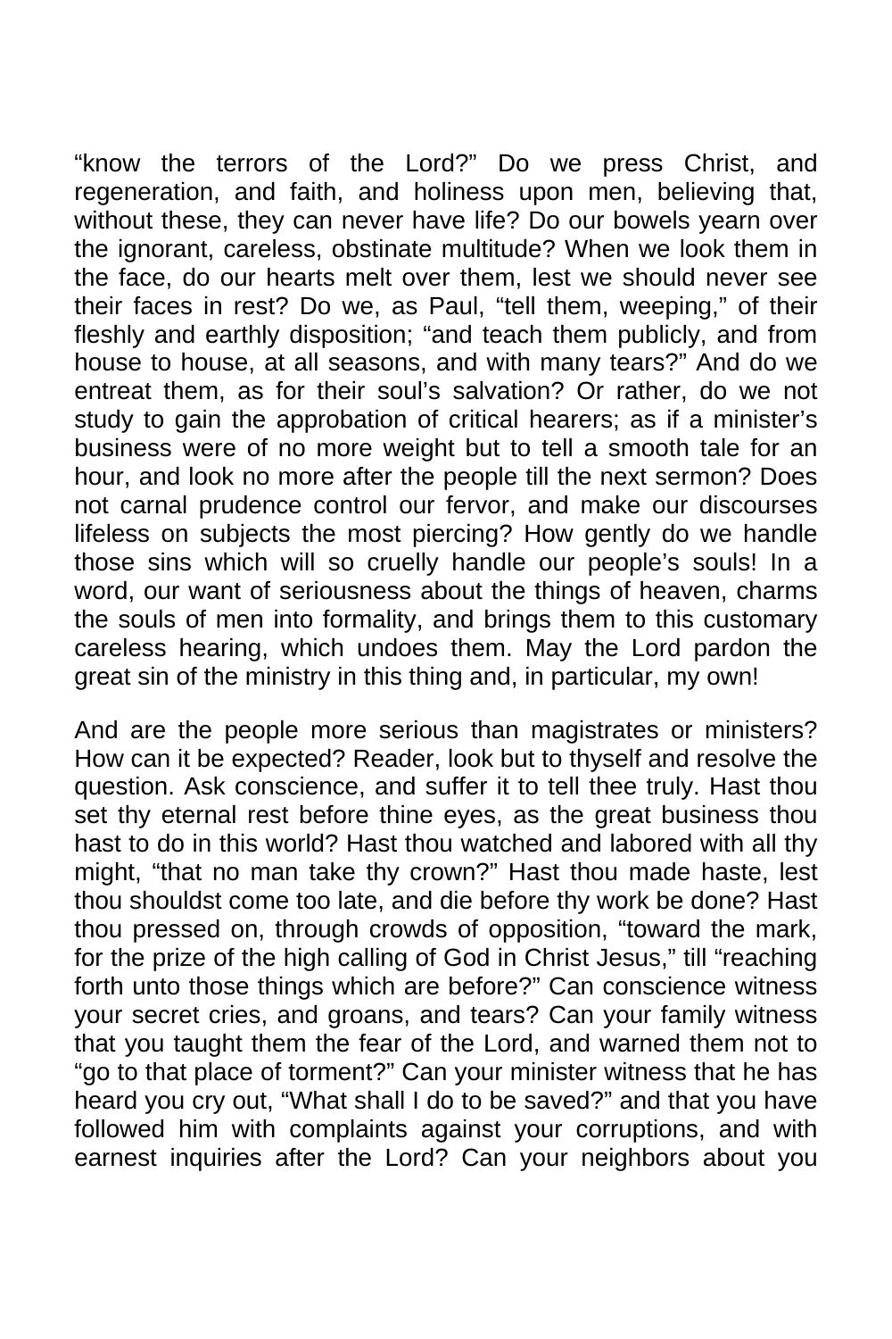“know the terrors of the Lord?” Do we press Christ, and regeneration, and faith, and holiness upon men, believing that, without these, they can never have life? Do our bowels yearn over the ignorant, careless, obstinate multitude? When we look them in the face, do our hearts melt over them, lest we should never see their faces in rest? Do we, as Paul, “tell them, weeping,” of their fleshly and earthly disposition; “and teach them publicly, and from house to house, at all seasons, and with many tears?” And do we entreat them, as for their soul’s salvation? Or rather, do we not study to gain the approbation of critical hearers; as if a minister’s business were of no more weight but to tell a smooth tale for an hour, and look no more after the people till the next sermon? Does not carnal prudence control our fervor, and make our discourses lifeless on subjects the most piercing? How gently do we handle those sins which will so cruelly handle our people’s souls! In a word, our want of seriousness about the things of heaven, charms the souls of men into formality, and brings them to this customary careless hearing, which undoes them. May the Lord pardon the great sin of the ministry in this thing and, in particular, my own!

And are the people more serious than magistrates or ministers? How can it be expected? Reader, look but to thyself and resolve the question. Ask conscience, and suffer it to tell thee truly. Hast thou set thy eternal rest before thine eyes, as the great business thou hast to do in this world? Hast thou watched and labored with all thy might, “that no man take thy crown?” Hast thou made haste, lest thou shouldst come too late, and die before thy work be done? Hast thou pressed on, through crowds of opposition, “toward the mark, for the prize of the high calling of God in Christ Jesus,” till “reaching forth unto those things which are before?” Can conscience witness your secret cries, and groans, and tears? Can your family witness that you taught them the fear of the Lord, and warned them not to “go to that place of torment?” Can your minister witness that he has heard you cry out, “What shall I do to be saved?” and that you have followed him with complaints against your corruptions, and with earnest inquiries after the Lord? Can your neighbors about you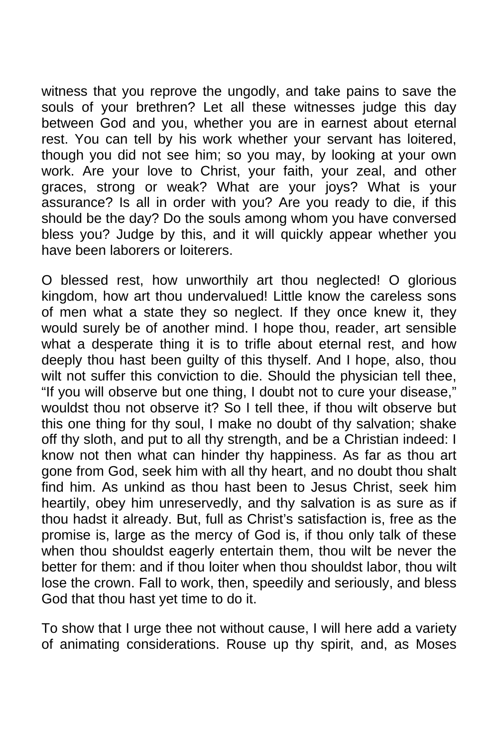witness that you reprove the ungodly, and take pains to save the souls of your brethren? Let all these witnesses judge this day between God and you, whether you are in earnest about eternal rest. You can tell by his work whether your servant has loitered, though you did not see him; so you may, by looking at your own work. Are your love to Christ, your faith, your zeal, and other graces, strong or weak? What are your joys? What is your assurance? Is all in order with you? Are you ready to die, if this should be the day? Do the souls among whom you have conversed bless you? Judge by this, and it will quickly appear whether you have been laborers or loiterers.

O blessed rest, how unworthily art thou neglected! O glorious kingdom, how art thou undervalued! Little know the careless sons of men what a state they so neglect. If they once knew it, they would surely be of another mind. I hope thou, reader, art sensible what a desperate thing it is to trifle about eternal rest, and how deeply thou hast been guilty of this thyself. And I hope, also, thou wilt not suffer this conviction to die. Should the physician tell thee, “If you will observe but one thing, I doubt not to cure your disease,” wouldst thou not observe it? So I tell thee, if thou wilt observe but this one thing for thy soul, I make no doubt of thy salvation; shake off thy sloth, and put to all thy strength, and be a Christian indeed: I know not then what can hinder thy happiness. As far as thou art gone from God, seek him with all thy heart, and no doubt thou shalt find him. As unkind as thou hast been to Jesus Christ, seek him heartily, obey him unreservedly, and thy salvation is as sure as if thou hadst it already. But, full as Christ’s satisfaction is, free as the promise is, large as the mercy of God is, if thou only talk of these when thou shouldst eagerly entertain them, thou wilt be never the better for them: and if thou loiter when thou shouldst labor, thou wilt lose the crown. Fall to work, then, speedily and seriously, and bless God that thou hast yet time to do it.

To show that I urge thee not without cause, I will here add a variety of animating considerations. Rouse up thy spirit, and, as Moses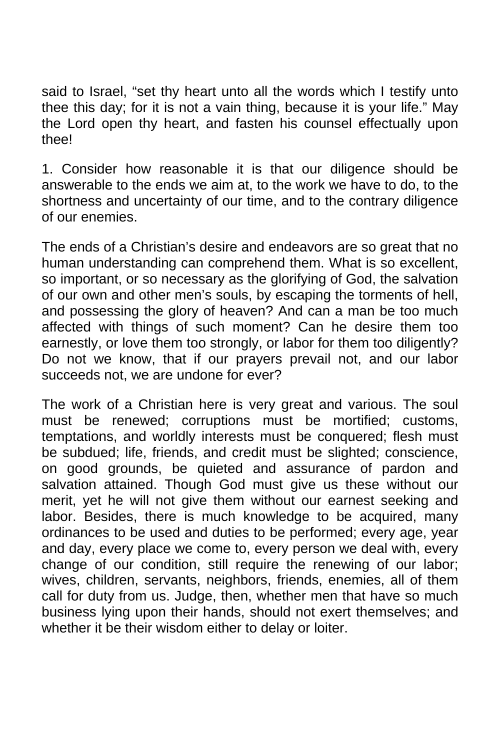said to Israel, “set thy heart unto all the words which I testify unto thee this day; for it is not a vain thing, because it is your life.” May the Lord open thy heart, and fasten his counsel effectually upon thee!

1. Consider how reasonable it is that our diligence should be answerable to the ends we aim at, to the work we have to do, to the shortness and uncertainty of our time, and to the contrary diligence of our enemies.

The ends of a Christian’s desire and endeavors are so great that no human understanding can comprehend them. What is so excellent, so important, or so necessary as the glorifying of God, the salvation of our own and other men’s souls, by escaping the torments of hell, and possessing the glory of heaven? And can a man be too much affected with things of such moment? Can he desire them too earnestly, or love them too strongly, or labor for them too diligently? Do not we know, that if our prayers prevail not, and our labor succeeds not, we are undone for ever?

The work of a Christian here is very great and various. The soul must be renewed; corruptions must be mortified; customs, temptations, and worldly interests must be conquered; flesh must be subdued; life, friends, and credit must be slighted; conscience, on good grounds, be quieted and assurance of pardon and salvation attained. Though God must give us these without our merit, yet he will not give them without our earnest seeking and labor. Besides, there is much knowledge to be acquired, many ordinances to be used and duties to be performed; every age, year and day, every place we come to, every person we deal with, every change of our condition, still require the renewing of our labor; wives, children, servants, neighbors, friends, enemies, all of them call for duty from us. Judge, then, whether men that have so much business lying upon their hands, should not exert themselves; and whether it be their wisdom either to delay or loiter.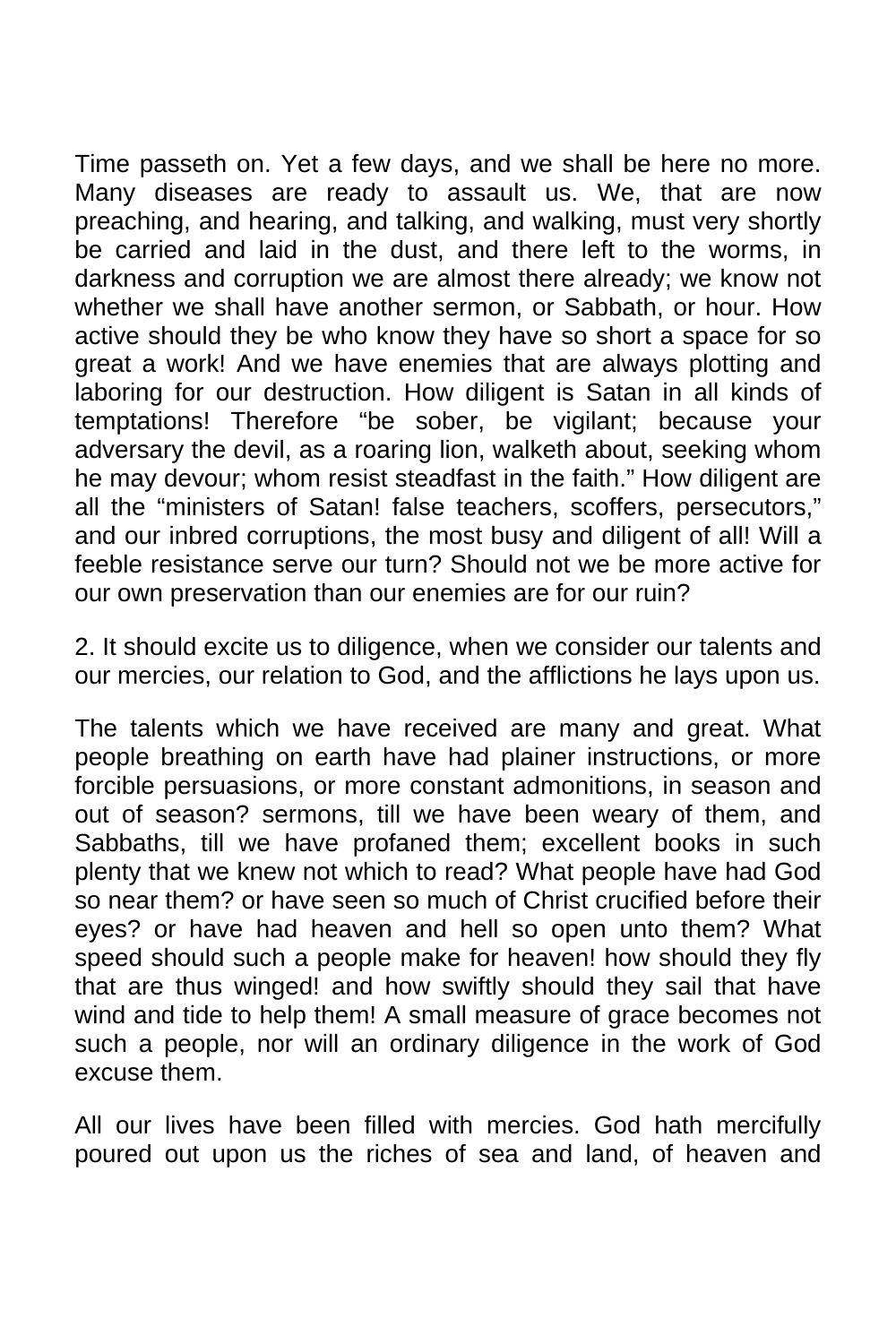Time passeth on. Yet a few days, and we shall be here no more. Many diseases are ready to assault us. We, that are now preaching, and hearing, and talking, and walking, must very shortly be carried and laid in the dust, and there left to the worms, in darkness and corruption we are almost there already; we know not whether we shall have another sermon, or Sabbath, or hour. How active should they be who know they have so short a space for so great a work! And we have enemies that are always plotting and laboring for our destruction. How diligent is Satan in all kinds of temptations! Therefore "be sober, be vigilant; because your adversary the devil, as a roaring lion, walketh about, seeking whom he may devour; whom resist steadfast in the faith." How diligent are all the "ministers of Satan! false teachers, scoffers, persecutors," and our inbred corruptions, the most busy and diligent of all! Will a feeble resistance serve our turn? Should not we be more active for our own preservation than our enemies are for our ruin?

2. It should excite us to diligence, when we consider our talents and our mercies, our relation to God, and the afflictions he lays upon us.

The talents which we have received are many and great. What people breathing on earth have had plainer instructions, or more forcible persuasions, or more constant admonitions, in season and out of season? sermons, till we have been weary of them, and Sabbaths, till we have profaned them; excellent books in such plenty that we knew not which to read? What people have had God so near them? or have seen so much of Christ crucified before their eyes? or have had heaven and hell so open unto them? What speed should such a people make for heaven! how should they fly that are thus winged! and how swiftly should they sail that have wind and tide to help them! A small measure of grace becomes not such a people, nor will an ordinary diligence in the work of God excuse them.

All our lives have been filled with mercies. God hath mercifully poured out upon us the riches of sea and land, of heaven and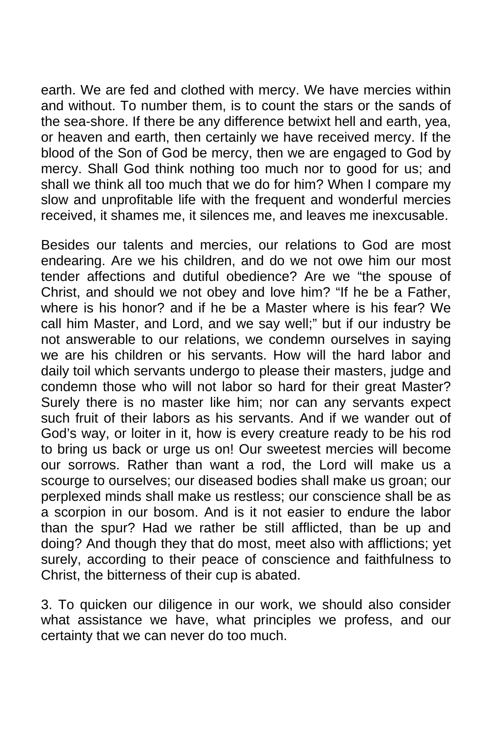earth. We are fed and clothed with mercy. We have mercies within and without. To number them, is to count the stars or the sands of the sea-shore. If there be any difference betwixt hell and earth, yea, or heaven and earth, then certainly we have received mercy. If the blood of the Son of God be mercy, then we are engaged to God by mercy. Shall God think nothing too much nor to good for us; and shall we think all too much that we do for him? When I compare my slow and unprofitable life with the frequent and wonderful mercies received, it shames me, it silences me, and leaves me inexcusable.

Besides our talents and mercies, our relations to God are most endearing. Are we his children, and do we not owe him our most tender affections and dutiful obedience? Are we "the spouse of Christ, and should we not obey and love him? "If he be a Father, where is his honor? and if he be a Master where is his fear? We call him Master, and Lord, and we say well;" but if our industry be not answerable to our relations, we condemn ourselves in saying we are his children or his servants. How will the hard labor and daily toil which servants undergo to please their masters, judge and condemn those who will not labor so hard for their great Master? Surely there is no master like him; nor can any servants expect such fruit of their labors as his servants. And if we wander out of God's way, or loiter in it, how is every creature ready to be his rod to bring us back or urge us on! Our sweetest mercies will become our sorrows. Rather than want a rod, the Lord will make us a scourge to ourselves; our diseased bodies shall make us groan; our perplexed minds shall make us restless; our conscience shall be as a scorpion in our bosom. And is it not easier to endure the labor than the spur? Had we rather be still afflicted, than be up and doing? And though they that do most, meet also with afflictions; yet surely, according to their peace of conscience and faithfulness to Christ, the bitterness of their cup is abated.

3. To quicken our diligence in our work, we should also consider what assistance we have, what principles we profess, and our certainty that we can never do too much.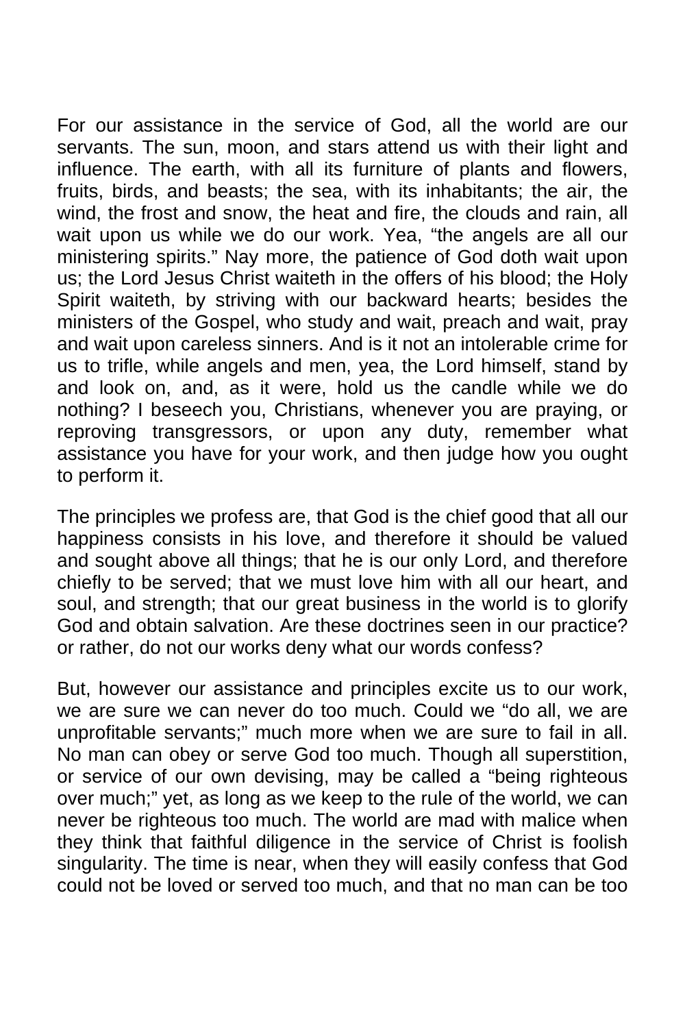For our assistance in the service of God, all the world are our servants. The sun, moon, and stars attend us with their light and influence. The earth, with all its furniture of plants and flowers, fruits, birds, and beasts; the sea, with its inhabitants; the air, the wind, the frost and snow, the heat and fire, the clouds and rain, all wait upon us while we do our work. Yea, "the angels are all our ministering spirits." Nay more, the patience of God doth wait upon us; the Lord Jesus Christ waiteth in the offers of his blood; the Holy Spirit waiteth, by striving with our backward hearts; besides the ministers of the Gospel, who study and wait, preach and wait, pray and wait upon careless sinners. And is it not an intolerable crime for us to trifle, while angels and men, yea, the Lord himself, stand by and look on, and, as it were, hold us the candle while we do nothing? I beseech you, Christians, whenever you are praying, or reproving transgressors, or upon any duty, remember what assistance you have for your work, and then judge how you ought to perform it.

The principles we profess are, that God is the chief good that all our happiness consists in his love, and therefore it should be valued and sought above all things; that he is our only Lord, and therefore chiefly to be served; that we must love him with all our heart, and soul, and strength; that our great business in the world is to glorify God and obtain salvation. Are these doctrines seen in our practice? or rather, do not our works deny what our words confess?

But, however our assistance and principles excite us to our work, we are sure we can never do too much. Could we "do all, we are unprofitable servants;" much more when we are sure to fail in all. No man can obey or serve God too much. Though all superstition, or service of our own devising, may be called a "being righteous over much;" yet, as long as we keep to the rule of the world, we can never be righteous too much. The world are mad with malice when they think that faithful diligence in the service of Christ is foolish singularity. The time is near, when they will easily confess that God could not be loved or served too much, and that no man can be too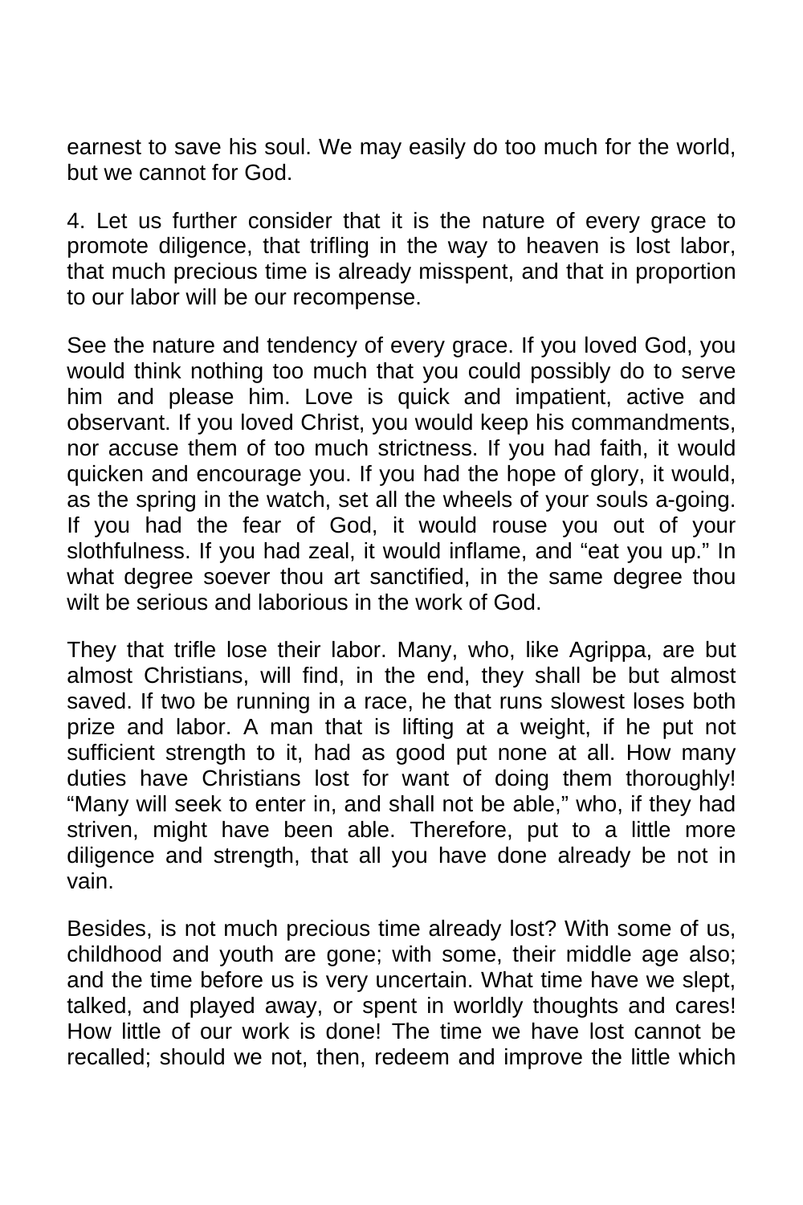earnest to save his soul. We may easily do too much for the world, but we cannot for God.

4. Let us further consider that it is the nature of every grace to promote diligence, that trifling in the way to heaven is lost labor, that much precious time is already misspent, and that in proportion to our labor will be our recompense.

See the nature and tendency of every grace. If you loved God, you would think nothing too much that you could possibly do to serve him and please him. Love is quick and impatient, active and observant. If you loved Christ, you would keep his commandments, nor accuse them of too much strictness. If you had faith, it would quicken and encourage you. If you had the hope of glory, it would, as the spring in the watch, set all the wheels of your souls a-going. If you had the fear of God, it would rouse you out of your slothfulness. If you had zeal, it would inflame, and "eat you up." In what degree soever thou art sanctified, in the same degree thou wilt be serious and laborious in the work of God.

They that trifle lose their labor. Many, who, like Agrippa, are but almost Christians, will find, in the end, they shall be but almost saved. If two be running in a race, he that runs slowest loses both prize and labor. A man that is lifting at a weight, if he put not sufficient strength to it, had as good put none at all. How many duties have Christians lost for want of doing them thoroughly! "Many will seek to enter in, and shall not be able," who, if they had striven, might have been able. Therefore, put to a little more diligence and strength, that all you have done already be not in vain.

Besides, is not much precious time already lost? With some of us, childhood and youth are gone; with some, their middle age also; and the time before us is very uncertain. What time have we slept, talked, and played away, or spent in worldly thoughts and cares! How little of our work is done! The time we have lost cannot be recalled; should we not, then, redeem and improve the little which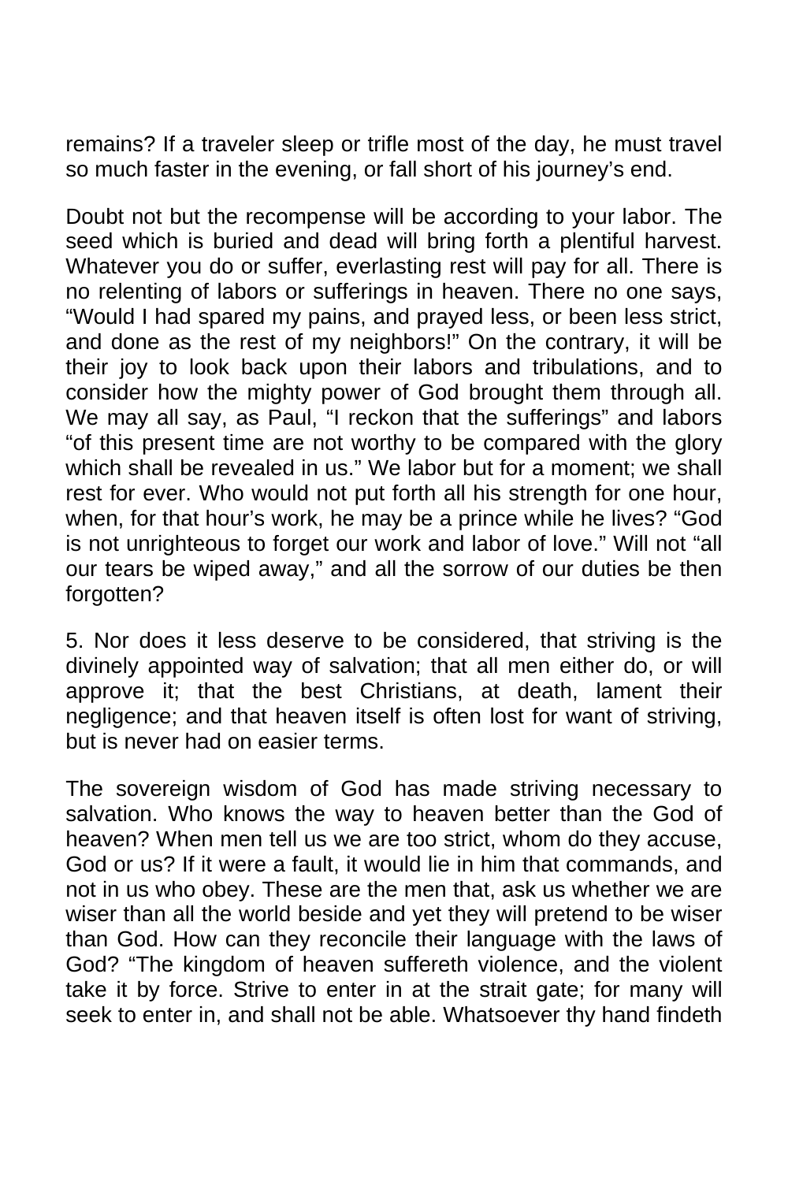remains? If a traveler sleep or trifle most of the day, he must travel so much faster in the evening, or fall short of his journey's end.

Doubt not but the recompense will be according to your labor. The seed which is buried and dead will bring forth a plentiful harvest. Whatever you do or suffer, everlasting rest will pay for all. There is no relenting of labors or sufferings in heaven. There no one says, "Would I had spared my pains, and prayed less, or been less strict, and done as the rest of my neighbors!" On the contrary, it will be their joy to look back upon their labors and tribulations, and to consider how the mighty power of God brought them through all. We may all say, as Paul, "I reckon that the sufferings" and labors "of this present time are not worthy to be compared with the glory which shall be revealed in us." We labor but for a moment; we shall rest for ever. Who would not put forth all his strength for one hour, when, for that hour's work, he may be a prince while he lives? "God is not unrighteous to forget our work and labor of love." Will not "all our tears be wiped away," and all the sorrow of our duties be then forgotten?

5. Nor does it less deserve to be considered, that striving is the divinely appointed way of salvation; that all men either do, or will approve it; that the best Christians, at death, lament their negligence; and that heaven itself is often lost for want of striving, but is never had on easier terms.

The sovereign wisdom of God has made striving necessary to salvation. Who knows the way to heaven better than the God of heaven? When men tell us we are too strict, whom do they accuse, God or us? If it were a fault, it would lie in him that commands, and not in us who obey. These are the men that, ask us whether we are wiser than all the world beside and yet they will pretend to be wiser than God. How can they reconcile their language with the laws of God? "The kingdom of heaven suffereth violence, and the violent take it by force. Strive to enter in at the strait gate; for many will seek to enter in, and shall not be able. Whatsoever thy hand findeth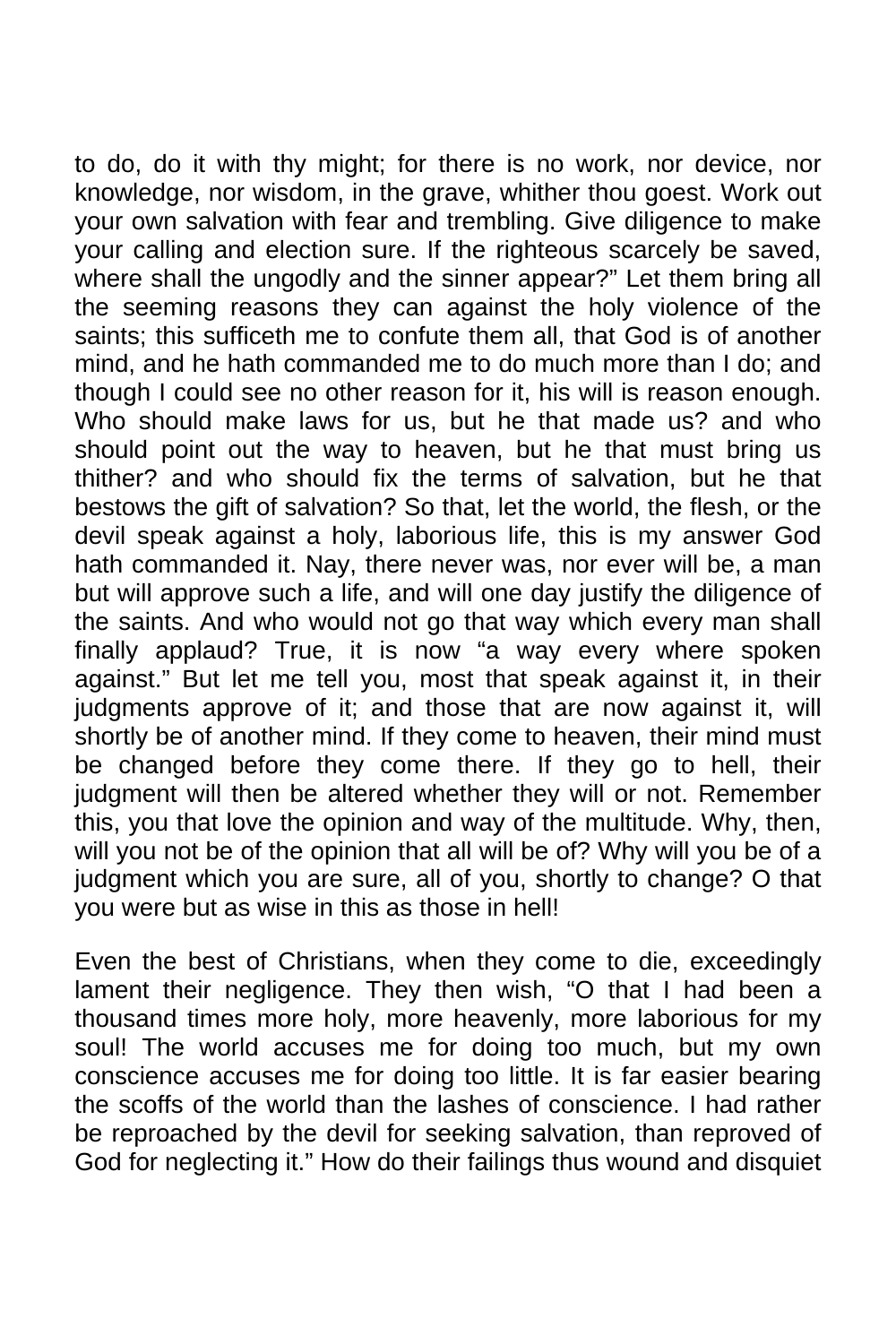to do, do it with thy might; for there is no work, nor device, nor knowledge, nor wisdom, in the grave, whither thou goest. Work out your own salvation with fear and trembling. Give diligence to make your calling and election sure. If the righteous scarcely be saved, where shall the ungodly and the sinner appear?" Let them bring all the seeming reasons they can against the holy violence of the saints; this sufficeth me to confute them all, that God is of another mind, and he hath commanded me to do much more than I do; and though I could see no other reason for it, his will is reason enough. Who should make laws for us, but he that made us? and who should point out the way to heaven, but he that must bring us thither? and who should fix the terms of salvation, but he that bestows the gift of salvation? So that, let the world, the flesh, or the devil speak against a holy, laborious life, this is my answer God hath commanded it. Nay, there never was, nor ever will be, a man but will approve such a life, and will one day justify the diligence of the saints. And who would not go that way which every man shall finally applaud? True, it is now "a way every where spoken against." But let me tell you, most that speak against it, in their judgments approve of it; and those that are now against it, will shortly be of another mind. If they come to heaven, their mind must be changed before they come there. If they go to hell, their judgment will then be altered whether they will or not. Remember this, you that love the opinion and way of the multitude. Why, then, will you not be of the opinion that all will be of? Why will you be of a judgment which you are sure, all of you, shortly to change? O that you were but as wise in this as those in hell!

Even the best of Christians, when they come to die, exceedingly lament their negligence. They then wish, "O that I had been a thousand times more holy, more heavenly, more laborious for my soul! The world accuses me for doing too much, but my own conscience accuses me for doing too little. It is far easier bearing the scoffs of the world than the lashes of conscience. I had rather be reproached by the devil for seeking salvation, than reproved of God for neglecting it." How do their failings thus wound and disquiet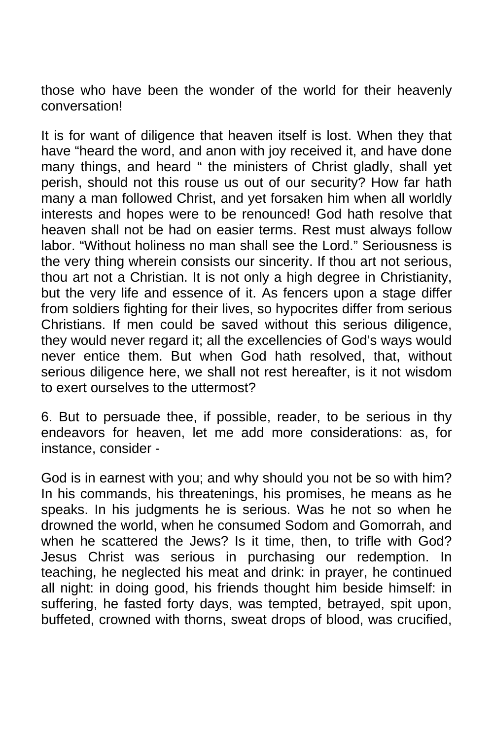those who have been the wonder of the world for their heavenly conversation!

It is for want of diligence that heaven itself is lost. When they that have “heard the word, and anon with joy received it, and have done many things, and heard “ the ministers of Christ gladly, shall yet perish, should not this rouse us out of our security? How far hath many a man followed Christ, and yet forsaken him when all worldly interests and hopes were to be renounced! God hath resolve that heaven shall not be had on easier terms. Rest must always follow labor. “Without holiness no man shall see the Lord.” Seriousness is the very thing wherein consists our sincerity. If thou art not serious, thou art not a Christian. It is not only a high degree in Christianity, but the very life and essence of it. As fencers upon a stage differ from soldiers fighting for their lives, so hypocrites differ from serious Christians. If men could be saved without this serious diligence, they would never regard it; all the excellencies of God’s ways would never entice them. But when God hath resolved, that, without serious diligence here, we shall not rest hereafter, is it not wisdom to exert ourselves to the uttermost?

6. But to persuade thee, if possible, reader, to be serious in thy endeavors for heaven, let me add more considerations: as, for instance, consider -

God is in earnest with you; and why should you not be so with him? In his commands, his threatenings, his promises, he means as he speaks. In his judgments he is serious. Was he not so when he drowned the world, when he consumed Sodom and Gomorrah, and when he scattered the Jews? Is it time, then, to trifle with God? Jesus Christ was serious in purchasing our redemption. In teaching, he neglected his meat and drink: in prayer, he continued all night: in doing good, his friends thought him beside himself: in suffering, he fasted forty days, was tempted, betrayed, spit upon, buffeted, crowned with thorns, sweat drops of blood, was crucified,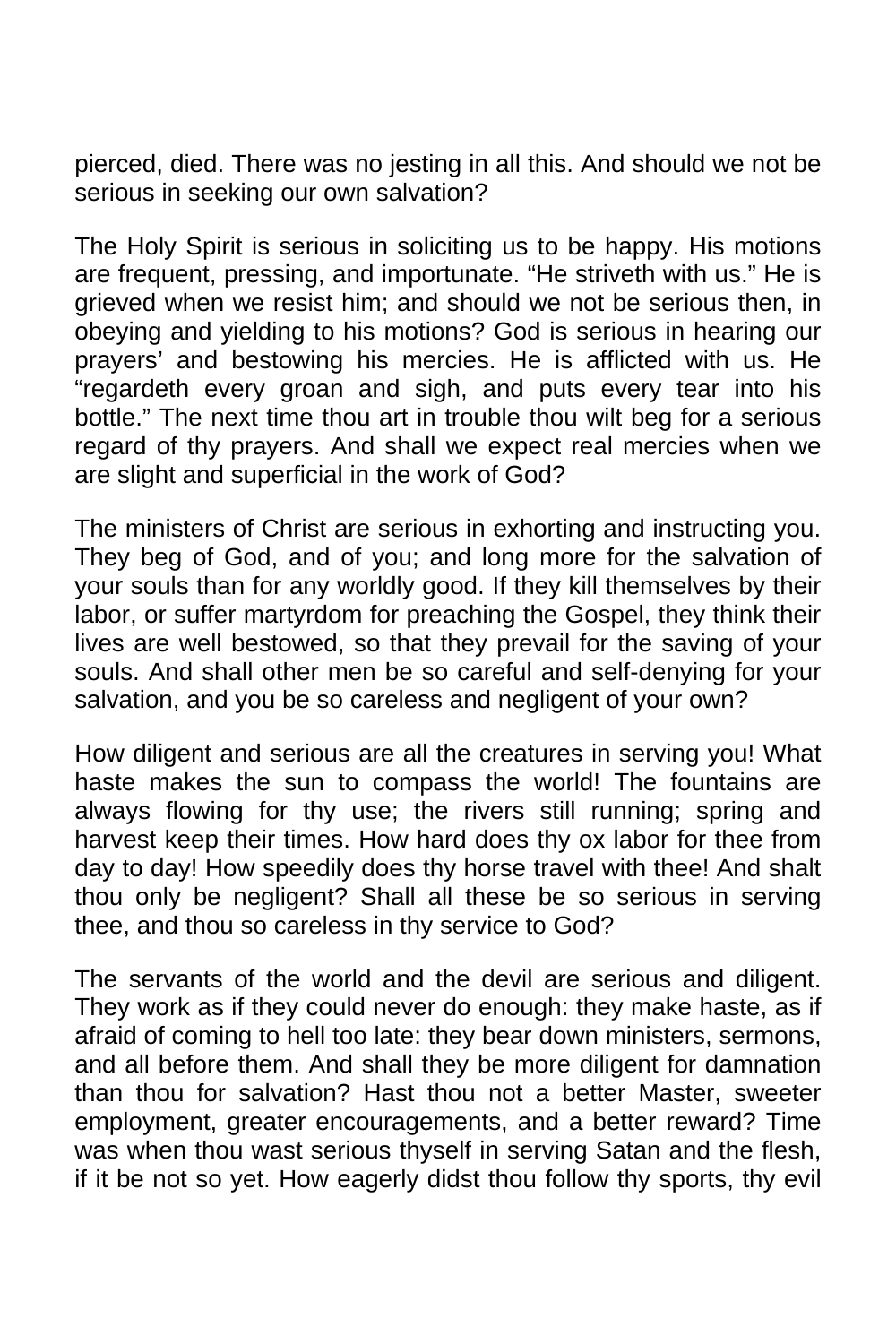pierced, died. There was no jesting in all this. And should we not be serious in seeking our own salvation?

The Holy Spirit is serious in soliciting us to be happy. His motions are frequent, pressing, and importunate. “He striveth with us.” He is grieved when we resist him; and should we not be serious then, in obeying and yielding to his motions? God is serious in hearing our prayers’ and bestowing his mercies. He is afflicted with us. He “regardeth every groan and sigh, and puts every tear into his bottle.” The next time thou art in trouble thou wilt beg for a serious regard of thy prayers. And shall we expect real mercies when we are slight and superficial in the work of God?

The ministers of Christ are serious in exhorting and instructing you. They beg of God, and of you; and long more for the salvation of your souls than for any worldly good. If they kill themselves by their labor, or suffer martyrdom for preaching the Gospel, they think their lives are well bestowed, so that they prevail for the saving of your souls. And shall other men be so careful and self-denying for your salvation, and you be so careless and negligent of your own?

How diligent and serious are all the creatures in serving you! What haste makes the sun to compass the world! The fountains are always flowing for thy use; the rivers still running; spring and harvest keep their times. How hard does thy ox labor for thee from day to day! How speedily does thy horse travel with thee! And shalt thou only be negligent? Shall all these be so serious in serving thee, and thou so careless in thy service to God?

The servants of the world and the devil are serious and diligent. They work as if they could never do enough: they make haste, as if afraid of coming to hell too late: they bear down ministers, sermons, and all before them. And shall they be more diligent for damnation than thou for salvation? Hast thou not a better Master, sweeter employment, greater encouragements, and a better reward? Time was when thou wast serious thyself in serving Satan and the flesh, if it be not so yet. How eagerly didst thou follow thy sports, thy evil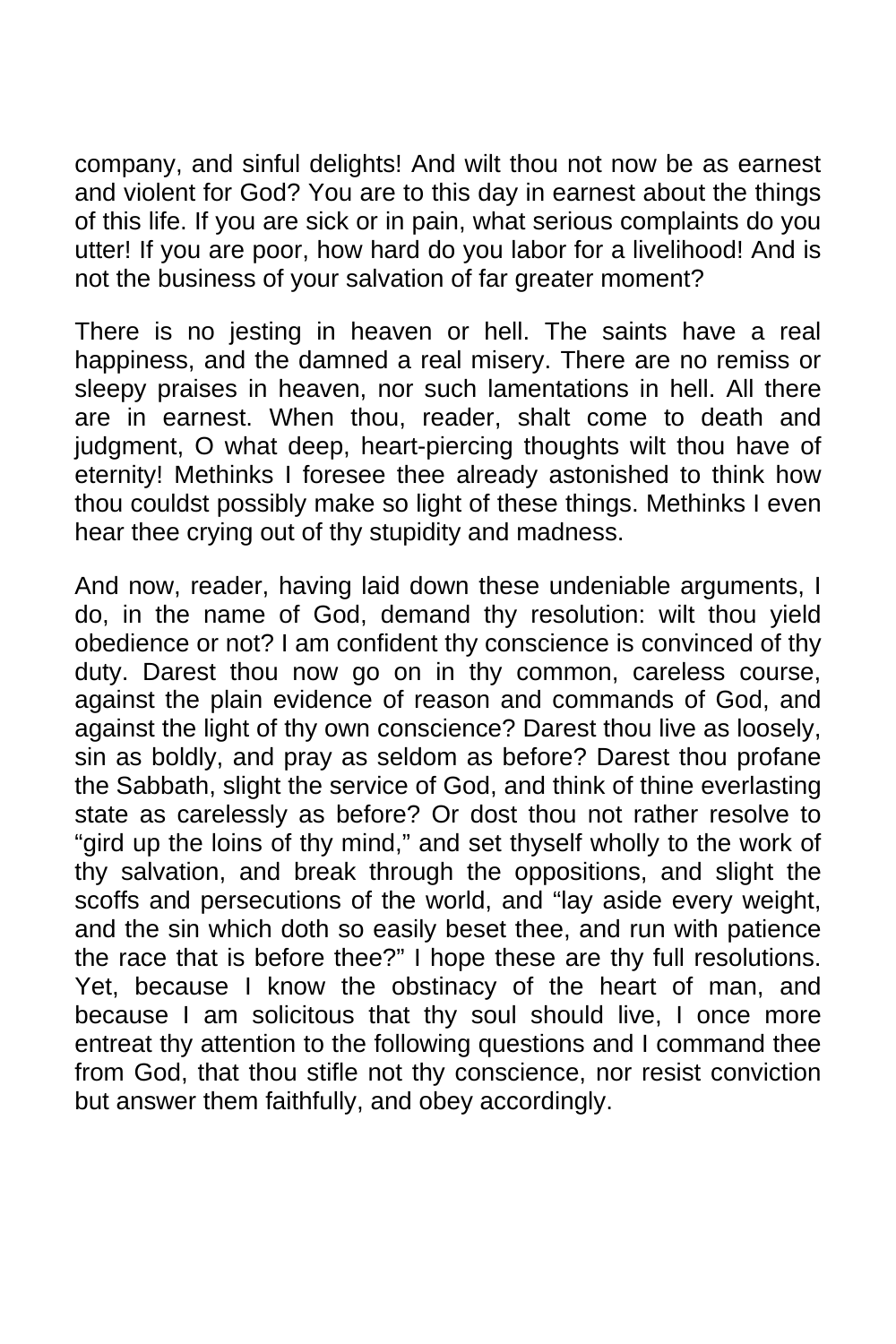company, and sinful delights! And wilt thou not now be as earnest and violent for God? You are to this day in earnest about the things of this life. If you are sick or in pain, what serious complaints do you utter! If you are poor, how hard do you labor for a livelihood! And is not the business of your salvation of far greater moment?

There is no jesting in heaven or hell. The saints have a real happiness, and the damned a real misery. There are no remiss or sleepy praises in heaven, nor such lamentations in hell. All there are in earnest. When thou, reader, shalt come to death and judgment, O what deep, heart-piercing thoughts wilt thou have of eternity! Methinks I foresee thee already astonished to think how thou couldst possibly make so light of these things. Methinks I even hear thee crying out of thy stupidity and madness.

And now, reader, having laid down these undeniable arguments, I do, in the name of God, demand thy resolution: wilt thou yield obedience or not? I am confident thy conscience is convinced of thy duty. Darest thou now go on in thy common, careless course, against the plain evidence of reason and commands of God, and against the light of thy own conscience? Darest thou live as loosely, sin as boldly, and pray as seldom as before? Darest thou profane the Sabbath, slight the service of God, and think of thine everlasting state as carelessly as before? Or dost thou not rather resolve to "gird up the loins of thy mind," and set thyself wholly to the work of thy salvation, and break through the oppositions, and slight the scoffs and persecutions of the world, and "lay aside every weight, and the sin which doth so easily beset thee, and run with patience the race that is before thee?" I hope these are thy full resolutions. Yet, because I know the obstinacy of the heart of man, and because I am solicitous that thy soul should live, I once more entreat thy attention to the following questions and I command thee from God, that thou stifle not thy conscience, nor resist conviction but answer them faithfully, and obey accordingly.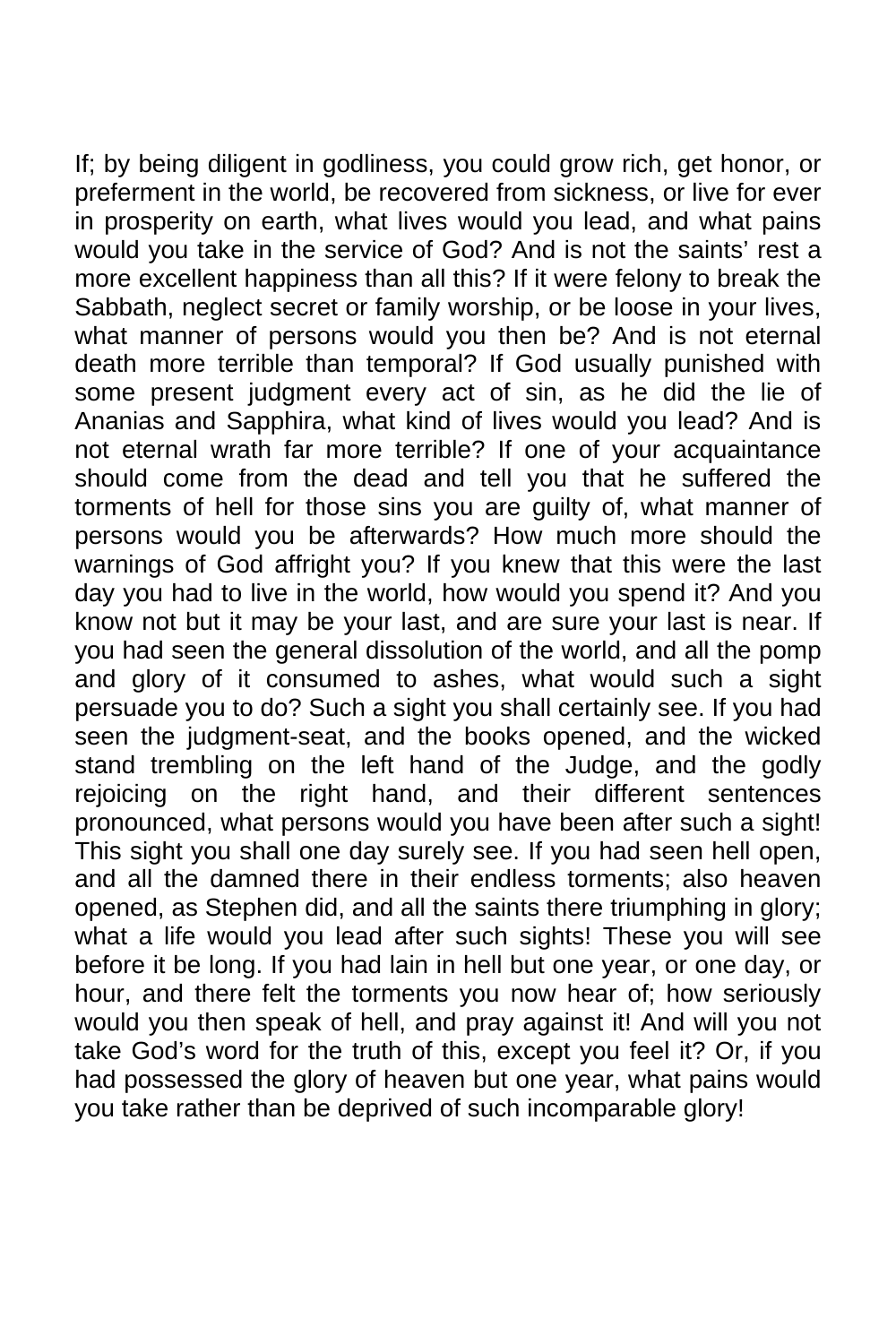If; by being diligent in godliness, you could grow rich, get honor, or preferment in the world, be recovered from sickness, or live for ever in prosperity on earth, what lives would you lead, and what pains would you take in the service of God? And is not the saints' rest a more excellent happiness than all this? If it were felony to break the Sabbath, neglect secret or family worship, or be loose in your lives, what manner of persons would you then be? And is not eternal death more terrible than temporal? If God usually punished with some present judgment every act of sin, as he did the lie of Ananias and Sapphira, what kind of lives would you lead? And is not eternal wrath far more terrible? If one of your acquaintance should come from the dead and tell you that he suffered the torments of hell for those sins you are guilty of, what manner of persons would you be afterwards? How much more should the warnings of God affright you? If you knew that this were the last day you had to live in the world, how would you spend it? And you know not but it may be your last, and are sure your last is near. If you had seen the general dissolution of the world, and all the pomp and glory of it consumed to ashes, what would such a sight persuade you to do? Such a sight you shall certainly see. If you had seen the judgment-seat, and the books opened, and the wicked stand trembling on the left hand of the Judge, and the godly rejoicing on the right hand, and their different sentences pronounced, what persons would you have been after such a sight! This sight you shall one day surely see. If you had seen hell open, and all the damned there in their endless torments; also heaven opened, as Stephen did, and all the saints there triumphing in glory; what a life would you lead after such sights! These you will see before it be long. If you had lain in hell but one year, or one day, or hour, and there felt the torments you now hear of; how seriously would you then speak of hell, and pray against it! And will you not take God's word for the truth of this, except you feel it? Or, if you had possessed the glory of heaven but one year, what pains would you take rather than be deprived of such incomparable glory!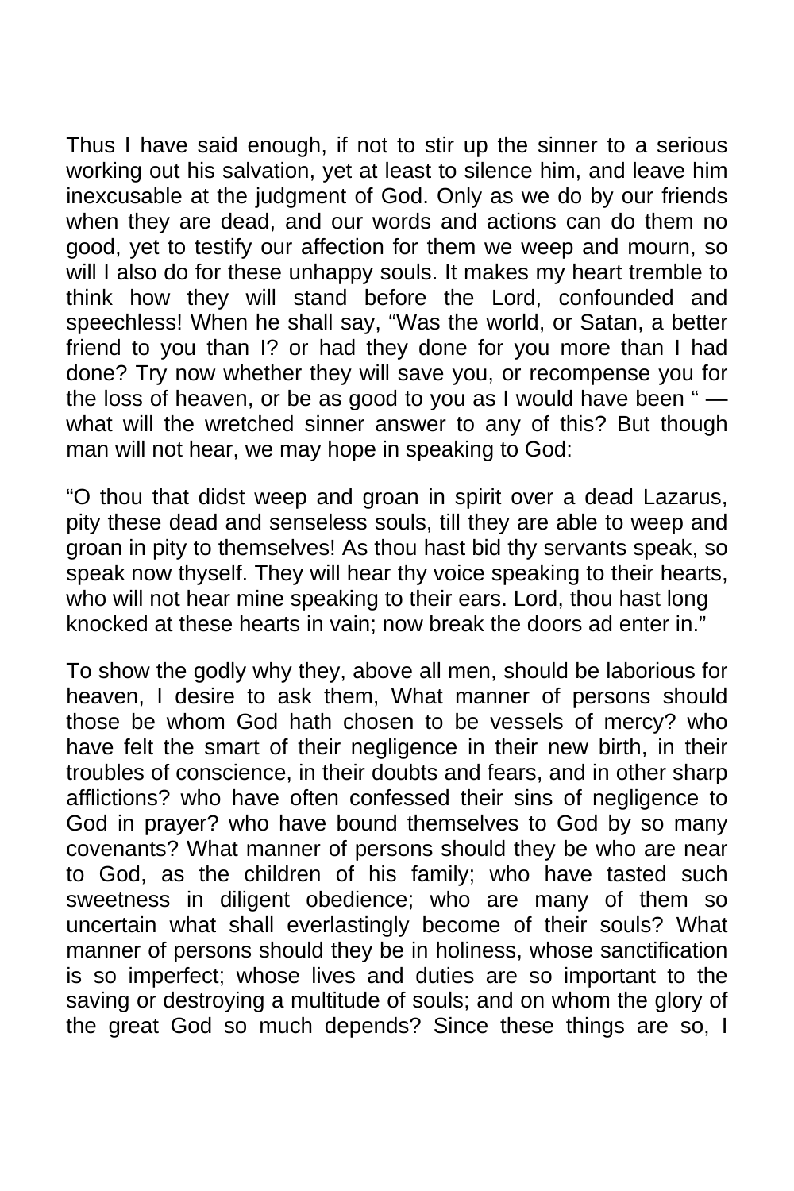Thus I have said enough, if not to stir up the sinner to a serious working out his salvation, yet at least to silence him, and leave him inexcusable at the judgment of God. Only as we do by our friends when they are dead, and our words and actions can do them no good, yet to testify our affection for them we weep and mourn, so will I also do for these unhappy souls. It makes my heart tremble to think how they will stand before the Lord, confounded and speechless! When he shall say, "Was the world, or Satan, a better friend to you than I? or had they done for you more than I had done? Try now whether they will save you, or recompense you for the loss of heaven, or be as good to you as I would have been " — what will the wretched sinner answer to any of this? But though man will not hear, we may hope in speaking to God:

"O thou that didst weep and groan in spirit over a dead Lazarus, pity these dead and senseless souls, till they are able to weep and groan in pity to themselves! As thou hast bid thy servants speak, so speak now thyself. They will hear thy voice speaking to their hearts, who will not hear mine speaking to their ears. Lord, thou hast long knocked at these hearts in vain; now break the doors ad enter in."

To show the godly why they, above all men, should be laborious for heaven, I desire to ask them, What manner of persons should those be whom God hath chosen to be vessels of mercy? who have felt the smart of their negligence in their new birth, in their troubles of conscience, in their doubts and fears, and in other sharp afflictions? who have often confessed their sins of negligence to God in prayer? who have bound themselves to God by so many covenants? What manner of persons should they be who are near to God, as the children of his family; who have tasted such sweetness in diligent obedience; who are many of them so uncertain what shall everlastingly become of their souls? What manner of persons should they be in holiness, whose sanctification is so imperfect; whose lives and duties are so important to the saving or destroying a multitude of souls; and on whom the glory of the great God so much depends? Since these things are so, I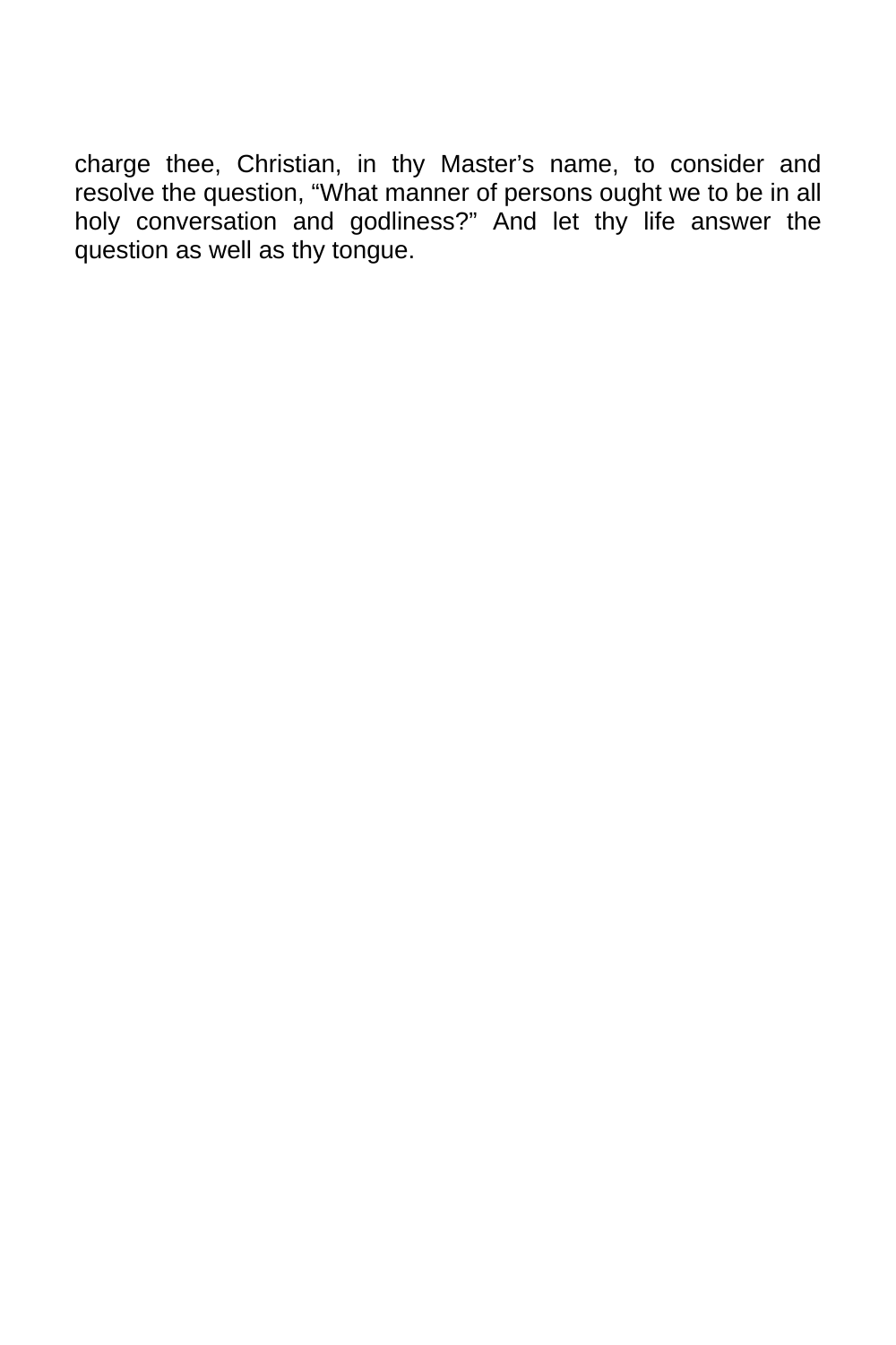charge thee, Christian, in thy Master's name, to consider and resolve the question, "What manner of persons ought we to be in all holy conversation and godliness?" And let thy life answer the question as well as thy tongue.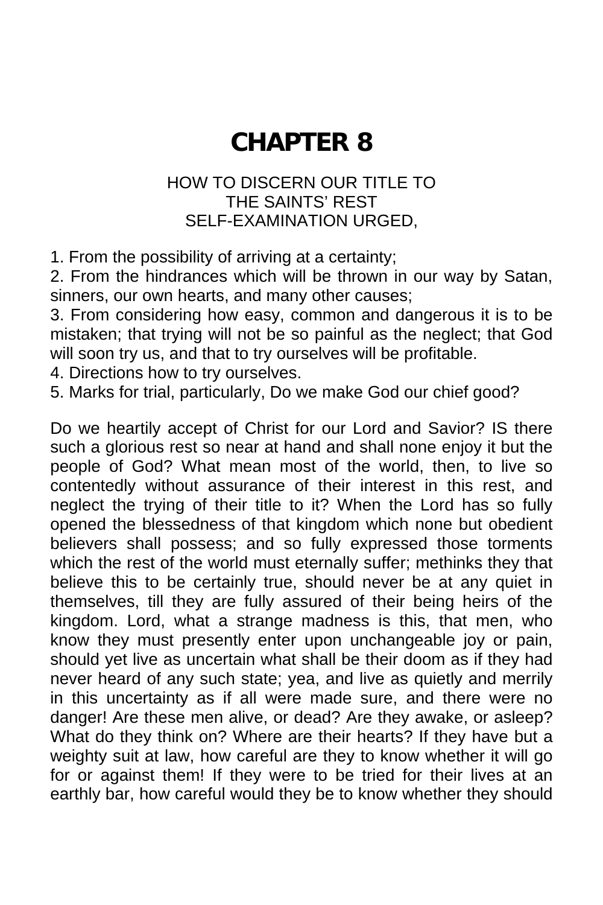# CHAPTER 8

HOW TO DISCERN OUR TITLE TO
THE SAINTS' REST
SELF-EXAMINATION URGED,

1. From the possibility of arriving at a certainty;
2. From the hindrances which will be thrown in our way by Satan, sinners, our own hearts, and many other causes;
3. From considering how easy, common and dangerous it is to be mistaken; that trying will not be so painful as the neglect; that God will soon try us, and that to try ourselves will be profitable.
4. Directions how to try ourselves.
5. Marks for trial, particularly, Do we make God our chief good?

Do we heartily accept of Christ for our Lord and Savior? IS there such a glorious rest so near at hand and shall none enjoy it but the people of God? What mean most of the world, then, to live so contentedly without assurance of their interest in this rest, and neglect the trying of their title to it? When the Lord has so fully opened the blessedness of that kingdom which none but obedient believers shall possess; and so fully expressed those torments which the rest of the world must eternally suffer; methinks they that believe this to be certainly true, should never be at any quiet in themselves, till they are fully assured of their being heirs of the kingdom. Lord, what a strange madness is this, that men, who know they must presently enter upon unchangeable joy or pain, should yet live as uncertain what shall be their doom as if they had never heard of any such state; yea, and live as quietly and merrily in this uncertainty as if all were made sure, and there were no danger! Are these men alive, or dead? Are they awake, or asleep? What do they think on? Where are their hearts? If they have but a weighty suit at law, how careful are they to know whether it will go for or against them! If they were to be tried for their lives at an earthly bar, how careful would they be to know whether they should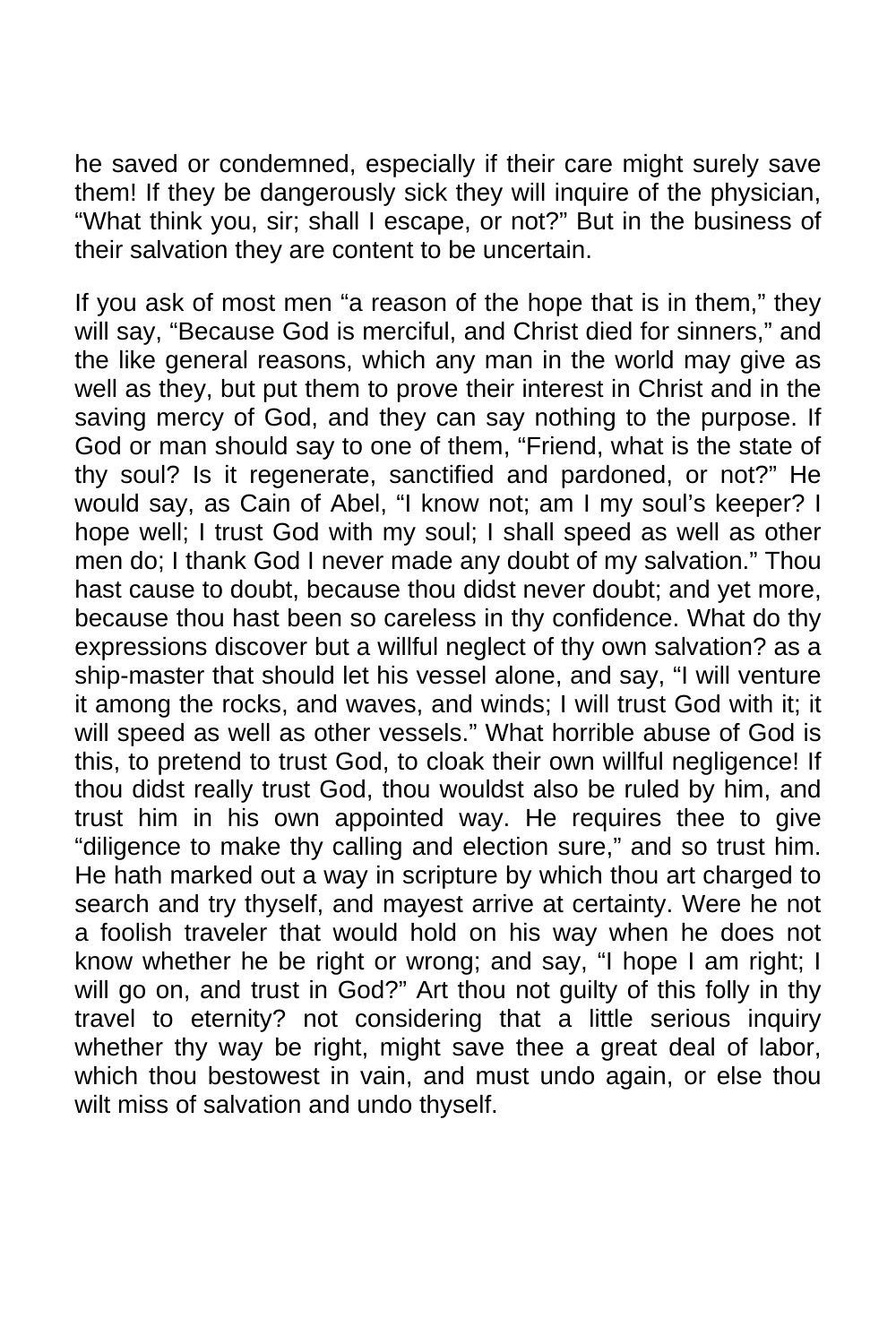he saved or condemned, especially if their care might surely save them! If they be dangerously sick they will inquire of the physician, “What think you, sir; shall I escape, or not?” But in the business of their salvation they are content to be uncertain.

If you ask of most men “a reason of the hope that is in them,” they will say, “Because God is merciful, and Christ died for sinners,” and the like general reasons, which any man in the world may give as well as they, but put them to prove their interest in Christ and in the saving mercy of God, and they can say nothing to the purpose. If God or man should say to one of them, “Friend, what is the state of thy soul? Is it regenerate, sanctified and pardoned, or not?” He would say, as Cain of Abel, “I know not; am I my soul’s keeper? I hope well; I trust God with my soul; I shall speed as well as other men do; I thank God I never made any doubt of my salvation.” Thou hast cause to doubt, because thou didst never doubt; and yet more, because thou hast been so careless in thy confidence. What do thy expressions discover but a willful neglect of thy own salvation? as a ship-master that should let his vessel alone, and say, “I will venture it among the rocks, and waves, and winds; I will trust God with it; it will speed as well as other vessels.” What horrible abuse of God is this, to pretend to trust God, to cloak their own willful negligence! If thou didst really trust God, thou wouldst also be ruled by him, and trust him in his own appointed way. He requires thee to give “diligence to make thy calling and election sure,” and so trust him. He hath marked out a way in scripture by which thou art charged to search and try thyself, and mayest arrive at certainty. Were he not a foolish traveler that would hold on his way when he does not know whether he be right or wrong; and say, “I hope I am right; I will go on, and trust in God?” Art thou not guilty of this folly in thy travel to eternity? not considering that a little serious inquiry whether thy way be right, might save thee a great deal of labor, which thou bestowest in vain, and must undo again, or else thou wilt miss of salvation and undo thyself.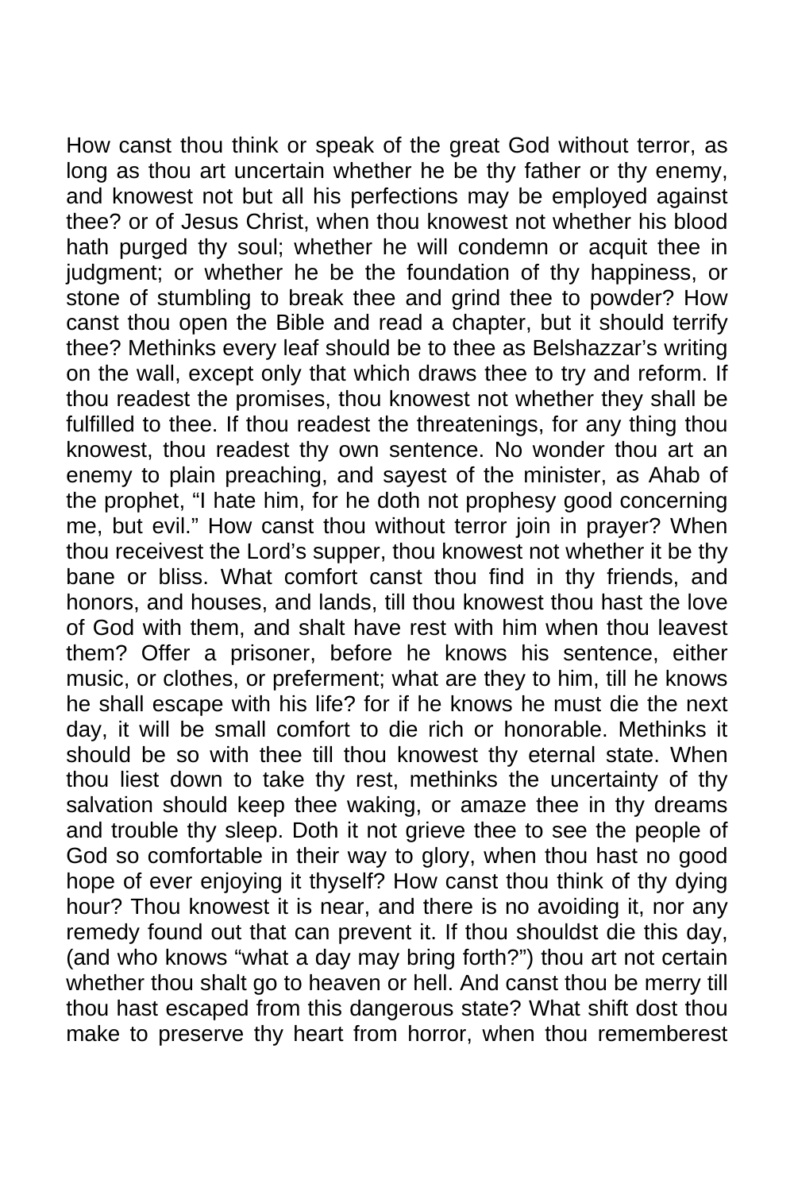How canst thou think or speak of the great God without terror, as long as thou art uncertain whether he be thy father or thy enemy, and knowest not but all his perfections may be employed against thee? or of Jesus Christ, when thou knowest not whether his blood hath purged thy soul; whether he will condemn or acquit thee in judgment; or whether he be the foundation of thy happiness, or stone of stumbling to break thee and grind thee to powder? How canst thou open the Bible and read a chapter, but it should terrify thee? Methinks every leaf should be to thee as Belshazzar's writing on the wall, except only that which draws thee to try and reform. If thou readest the promises, thou knowest not whether they shall be fulfilled to thee. If thou readest the threatenings, for any thing thou knowest, thou readest thy own sentence. No wonder thou art an enemy to plain preaching, and sayest of the minister, as Ahab of the prophet, "I hate him, for he doth not prophesy good concerning me, but evil." How canst thou without terror join in prayer? When thou receivest the Lord's supper, thou knowest not whether it be thy bane or bliss. What comfort canst thou find in thy friends, and honors, and houses, and lands, till thou knowest thou hast the love of God with them, and shalt have rest with him when thou leavest them? Offer a prisoner, before he knows his sentence, either music, or clothes, or preferment; what are they to him, till he knows he shall escape with his life? for if he knows he must die the next day, it will be small comfort to die rich or honorable. Methinks it should be so with thee till thou knowest thy eternal state. When thou liest down to take thy rest, methinks the uncertainty of thy salvation should keep thee waking, or amaze thee in thy dreams and trouble thy sleep. Doth it not grieve thee to see the people of God so comfortable in their way to glory, when thou hast no good hope of ever enjoying it thyself? How canst thou think of thy dying hour? Thou knowest it is near, and there is no avoiding it, nor any remedy found out that can prevent it. If thou shouldst die this day, (and who knows "what a day may bring forth?") thou art not certain whether thou shalt go to heaven or hell. And canst thou be merry till thou hast escaped from this dangerous state? What shift dost thou make to preserve thy heart from horror, when thou rememberest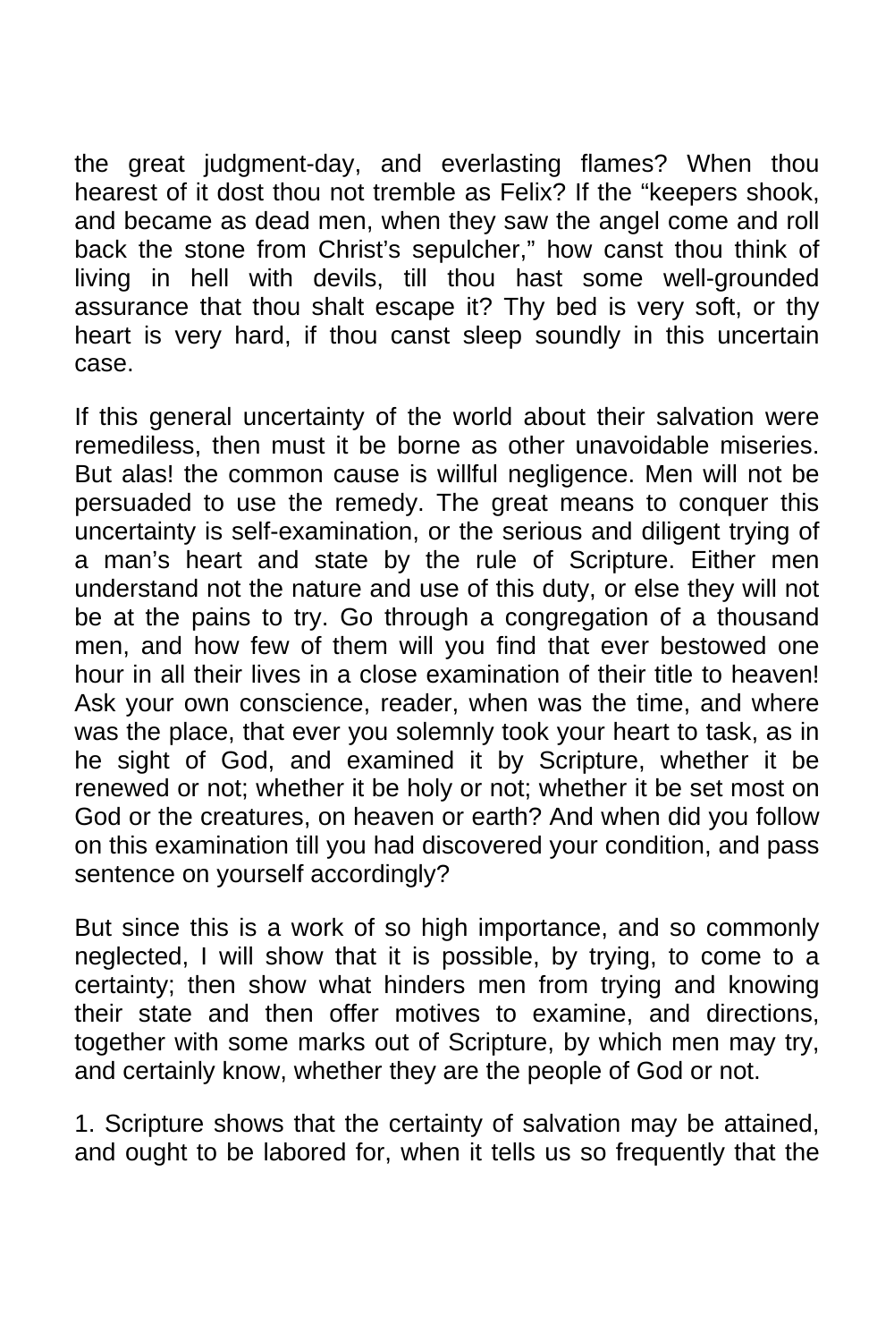the great judgment-day, and everlasting flames? When thou hearest of it dost thou not tremble as Felix? If the “keepers shook, and became as dead men, when they saw the angel come and roll back the stone from Christ’s sepulcher,” how canst thou think of living in hell with devils, till thou hast some well-grounded assurance that thou shalt escape it? Thy bed is very soft, or thy heart is very hard, if thou canst sleep soundly in this uncertain case.

If this general uncertainty of the world about their salvation were remediless, then must it be borne as other unavoidable miseries. But alas! the common cause is willful negligence. Men will not be persuaded to use the remedy. The great means to conquer this uncertainty is self-examination, or the serious and diligent trying of a man’s heart and state by the rule of Scripture. Either men understand not the nature and use of this duty, or else they will not be at the pains to try. Go through a congregation of a thousand men, and how few of them will you find that ever bestowed one hour in all their lives in a close examination of their title to heaven! Ask your own conscience, reader, when was the time, and where was the place, that ever you solemnly took your heart to task, as in he sight of God, and examined it by Scripture, whether it be renewed or not; whether it be holy or not; whether it be set most on God or the creatures, on heaven or earth? And when did you follow on this examination till you had discovered your condition, and pass sentence on yourself accordingly?

But since this is a work of so high importance, and so commonly neglected, I will show that it is possible, by trying, to come to a certainty; then show what hinders men from trying and knowing their state and then offer motives to examine, and directions, together with some marks out of Scripture, by which men may try, and certainly know, whether they are the people of God or not.

1. Scripture shows that the certainty of salvation may be attained, and ought to be labored for, when it tells us so frequently that the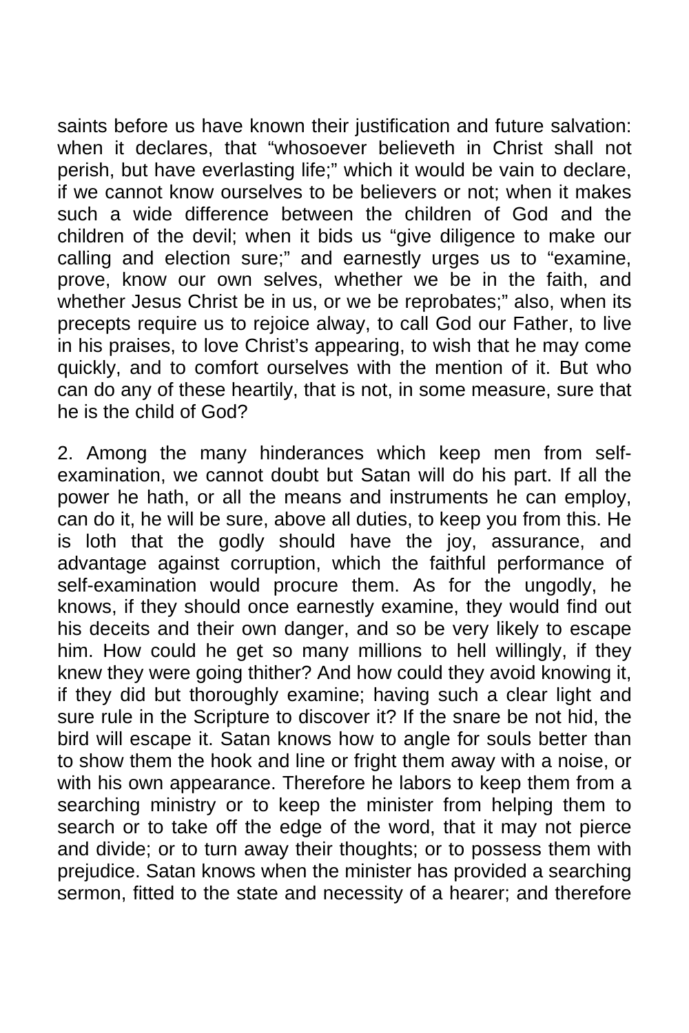saints before us have known their justification and future salvation: when it declares, that “whosoever believeth in Christ shall not perish, but have everlasting life;” which it would be vain to declare, if we cannot know ourselves to be believers or not; when it makes such a wide difference between the children of God and the children of the devil; when it bids us “give diligence to make our calling and election sure;” and earnestly urges us to “examine, prove, know our own selves, whether we be in the faith, and whether Jesus Christ be in us, or we be reprobates;” also, when its precepts require us to rejoice alway, to call God our Father, to live in his praises, to love Christ’s appearing, to wish that he may come quickly, and to comfort ourselves with the mention of it. But who can do any of these heartily, that is not, in some measure, sure that he is the child of God?

2. Among the many hinderances which keep men from self-examination, we cannot doubt but Satan will do his part. If all the power he hath, or all the means and instruments he can employ, can do it, he will be sure, above all duties, to keep you from this. He is loth that the godly should have the joy, assurance, and advantage against corruption, which the faithful performance of self-examination would procure them. As for the ungodly, he knows, if they should once earnestly examine, they would find out his deceits and their own danger, and so be very likely to escape him. How could he get so many millions to hell willingly, if they knew they were going thither? And how could they avoid knowing it, if they did but thoroughly examine; having such a clear light and sure rule in the Scripture to discover it? If the snare be not hid, the bird will escape it. Satan knows how to angle for souls better than to show them the hook and line or fright them away with a noise, or with his own appearance. Therefore he labors to keep them from a searching ministry or to keep the minister from helping them to search or to take off the edge of the word, that it may not pierce and divide; or to turn away their thoughts; or to possess them with prejudice. Satan knows when the minister has provided a searching sermon, fitted to the state and necessity of a hearer; and therefore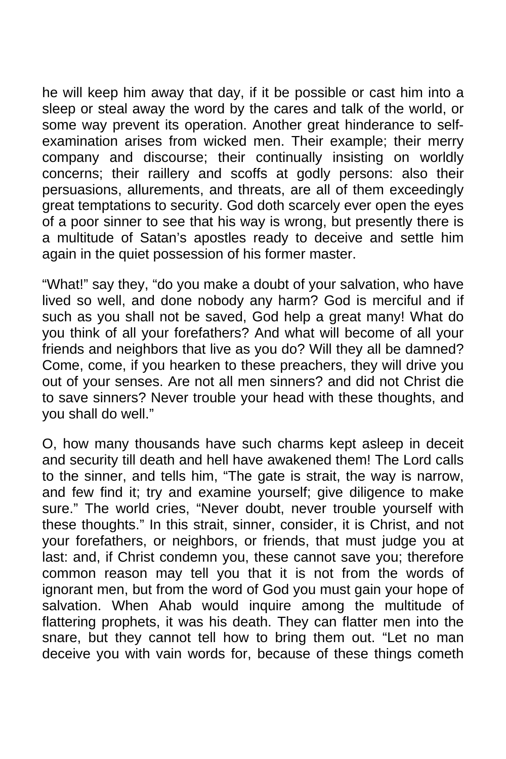he will keep him away that day, if it be possible or cast him into a sleep or steal away the word by the cares and talk of the world, or some way prevent its operation. Another great hinderance to self-examination arises from wicked men. Their example; their merry company and discourse; their continually insisting on worldly concerns; their raillery and scoffs at godly persons: also their persuasions, allurements, and threats, are all of them exceedingly great temptations to security. God doth scarcely ever open the eyes of a poor sinner to see that his way is wrong, but presently there is a multitude of Satan's apostles ready to deceive and settle him again in the quiet possession of his former master.

"What!" say they, "do you make a doubt of your salvation, who have lived so well, and done nobody any harm? God is merciful and if such as you shall not be saved, God help a great many! What do you think of all your forefathers? And what will become of all your friends and neighbors that live as you do? Will they all be damned? Come, come, if you hearken to these preachers, they will drive you out of your senses. Are not all men sinners? and did not Christ die to save sinners? Never trouble your head with these thoughts, and you shall do well."

O, how many thousands have such charms kept asleep in deceit and security till death and hell have awakened them! The Lord calls to the sinner, and tells him, "The gate is strait, the way is narrow, and few find it; try and examine yourself; give diligence to make sure." The world cries, "Never doubt, never trouble yourself with these thoughts." In this strait, sinner, consider, it is Christ, and not your forefathers, or neighbors, or friends, that must judge you at last: and, if Christ condemn you, these cannot save you; therefore common reason may tell you that it is not from the words of ignorant men, but from the word of God you must gain your hope of salvation. When Ahab would inquire among the multitude of flattering prophets, it was his death. They can flatter men into the snare, but they cannot tell how to bring them out. "Let no man deceive you with vain words for, because of these things cometh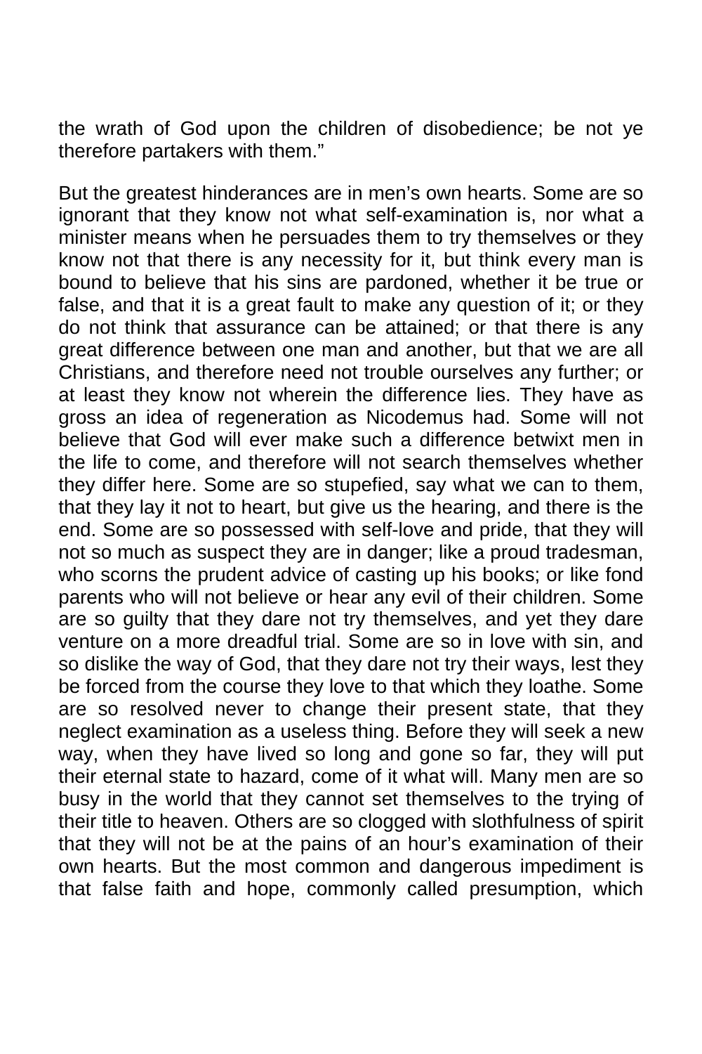the wrath of God upon the children of disobedience; be not ye therefore partakers with them."

But the greatest hinderances are in men's own hearts. Some are so ignorant that they know not what self-examination is, nor what a minister means when he persuades them to try themselves or they know not that there is any necessity for it, but think every man is bound to believe that his sins are pardoned, whether it be true or false, and that it is a great fault to make any question of it; or they do not think that assurance can be attained; or that there is any great difference between one man and another, but that we are all Christians, and therefore need not trouble ourselves any further; or at least they know not wherein the difference lies. They have as gross an idea of regeneration as Nicodemus had. Some will not believe that God will ever make such a difference betwixt men in the life to come, and therefore will not search themselves whether they differ here. Some are so stupefied, say what we can to them, that they lay it not to heart, but give us the hearing, and there is the end. Some are so possessed with self-love and pride, that they will not so much as suspect they are in danger; like a proud tradesman, who scorns the prudent advice of casting up his books; or like fond parents who will not believe or hear any evil of their children. Some are so guilty that they dare not try themselves, and yet they dare venture on a more dreadful trial. Some are so in love with sin, and so dislike the way of God, that they dare not try their ways, lest they be forced from the course they love to that which they loathe. Some are so resolved never to change their present state, that they neglect examination as a useless thing. Before they will seek a new way, when they have lived so long and gone so far, they will put their eternal state to hazard, come of it what will. Many men are so busy in the world that they cannot set themselves to the trying of their title to heaven. Others are so clogged with slothfulness of spirit that they will not be at the pains of an hour's examination of their own hearts. But the most common and dangerous impediment is that false faith and hope, commonly called presumption, which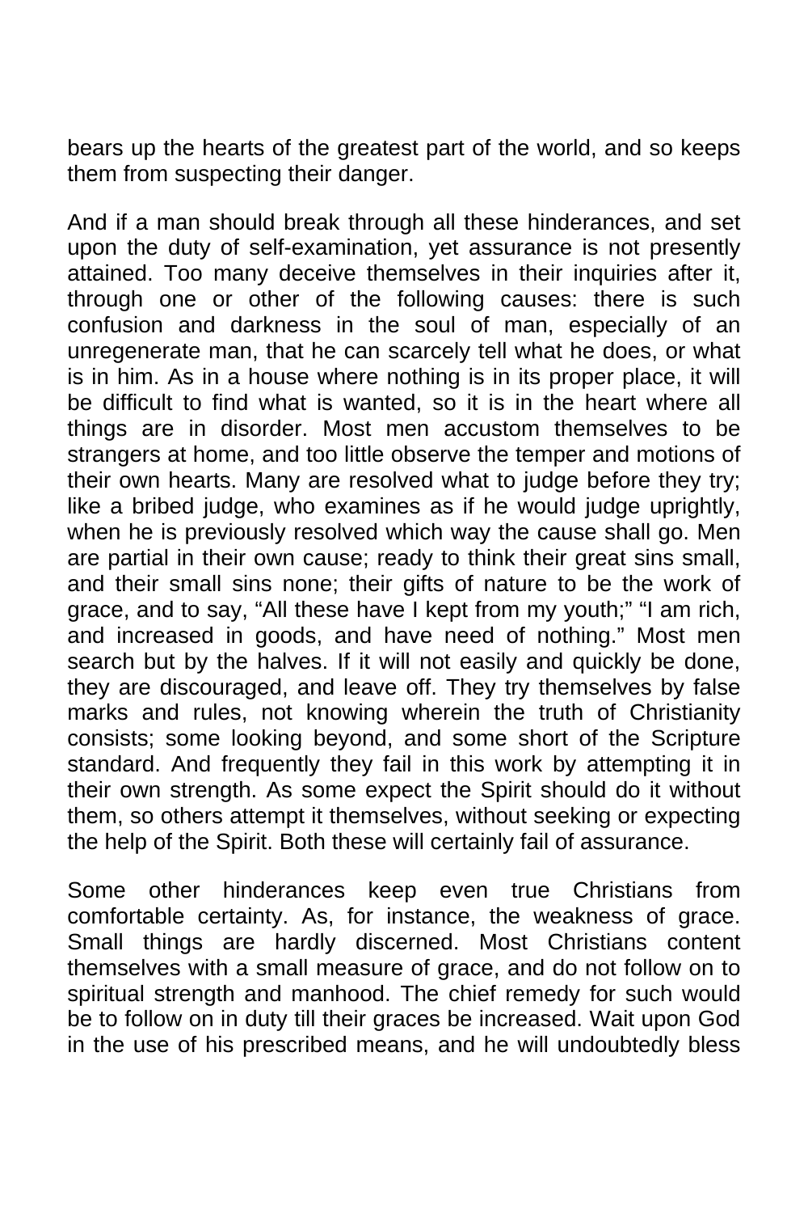bears up the hearts of the greatest part of the world, and so keeps them from suspecting their danger.

And if a man should break through all these hinderances, and set upon the duty of self-examination, yet assurance is not presently attained. Too many deceive themselves in their inquiries after it, through one or other of the following causes: there is such confusion and darkness in the soul of man, especially of an unregenerate man, that he can scarcely tell what he does, or what is in him. As in a house where nothing is in its proper place, it will be difficult to find what is wanted, so it is in the heart where all things are in disorder. Most men accustom themselves to be strangers at home, and too little observe the temper and motions of their own hearts. Many are resolved what to judge before they try; like a bribed judge, who examines as if he would judge uprightly, when he is previously resolved which way the cause shall go. Men are partial in their own cause; ready to think their great sins small, and their small sins none; their gifts of nature to be the work of grace, and to say, "All these have I kept from my youth;" "I am rich, and increased in goods, and have need of nothing." Most men search but by the halves. If it will not easily and quickly be done, they are discouraged, and leave off. They try themselves by false marks and rules, not knowing wherein the truth of Christianity consists; some looking beyond, and some short of the Scripture standard. And frequently they fail in this work by attempting it in their own strength. As some expect the Spirit should do it without them, so others attempt it themselves, without seeking or expecting the help of the Spirit. Both these will certainly fail of assurance.

Some other hinderances keep even true Christians from comfortable certainty. As, for instance, the weakness of grace. Small things are hardly discerned. Most Christians content themselves with a small measure of grace, and do not follow on to spiritual strength and manhood. The chief remedy for such would be to follow on in duty till their graces be increased. Wait upon God in the use of his prescribed means, and he will undoubtedly bless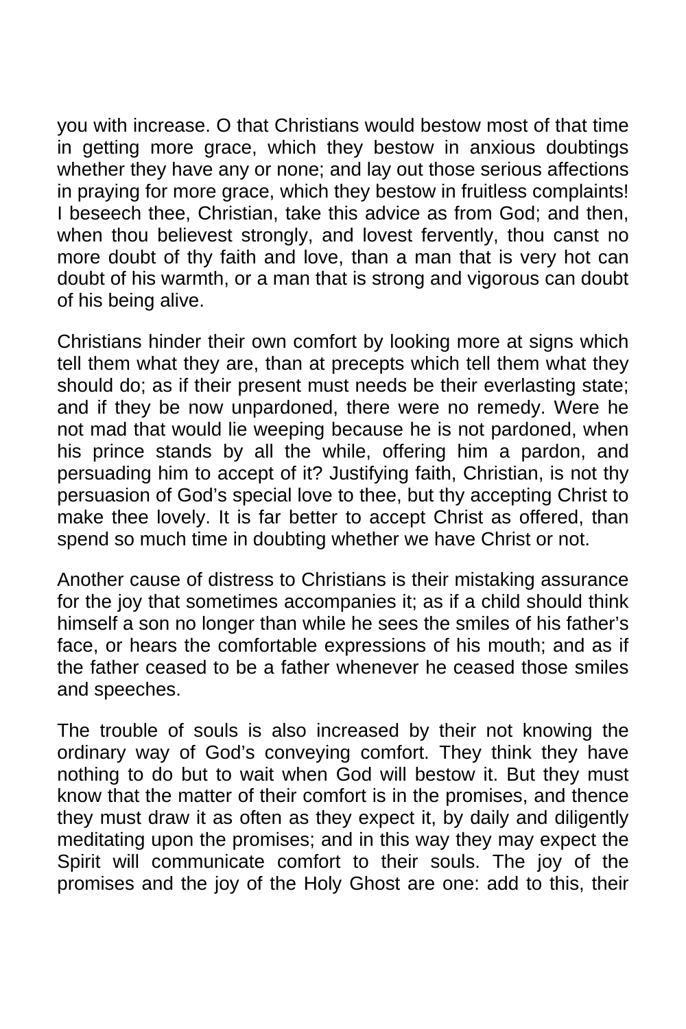you with increase. O that Christians would bestow most of that time in getting more grace, which they bestow in anxious doubtings whether they have any or none; and lay out those serious affections in praying for more grace, which they bestow in fruitless complaints! I beseech thee, Christian, take this advice as from God; and then, when thou believest strongly, and lovest fervently, thou canst no more doubt of thy faith and love, than a man that is very hot can doubt of his warmth, or a man that is strong and vigorous can doubt of his being alive.

Christians hinder their own comfort by looking more at signs which tell them what they are, than at precepts which tell them what they should do; as if their present must needs be their everlasting state; and if they be now unpardoned, there were no remedy. Were he not mad that would lie weeping because he is not pardoned, when his prince stands by all the while, offering him a pardon, and persuading him to accept of it? Justifying faith, Christian, is not thy persuasion of God's special love to thee, but thy accepting Christ to make thee lovely. It is far better to accept Christ as offered, than spend so much time in doubting whether we have Christ or not.

Another cause of distress to Christians is their mistaking assurance for the joy that sometimes accompanies it; as if a child should think himself a son no longer than while he sees the smiles of his father's face, or hears the comfortable expressions of his mouth; and as if the father ceased to be a father whenever he ceased those smiles and speeches.

The trouble of souls is also increased by their not knowing the ordinary way of God's conveying comfort. They think they have nothing to do but to wait when God will bestow it. But they must know that the matter of their comfort is in the promises, and thence they must draw it as often as they expect it, by daily and diligently meditating upon the promises; and in this way they may expect the Spirit will communicate comfort to their souls. The joy of the promises and the joy of the Holy Ghost are one: add to this, their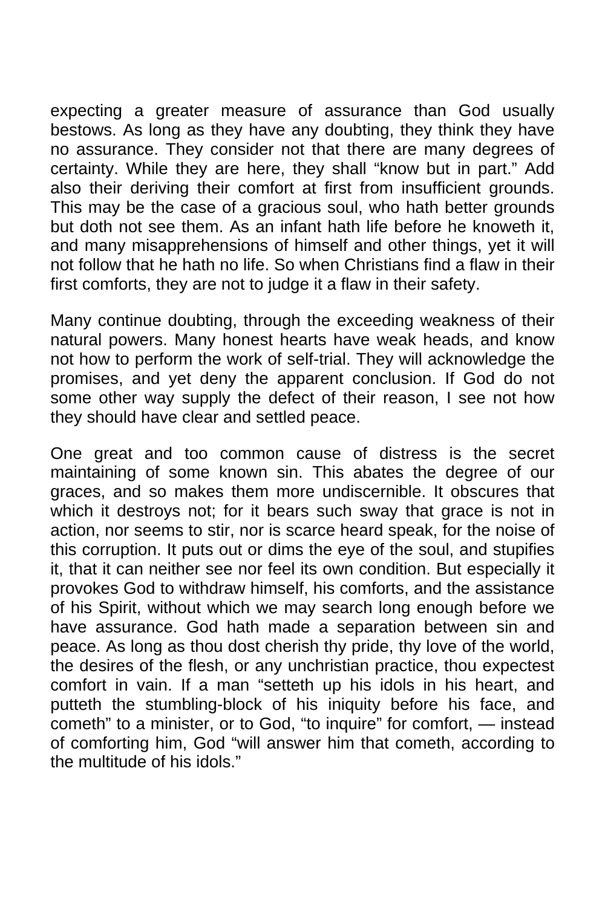expecting a greater measure of assurance than God usually bestows. As long as they have any doubting, they think they have no assurance. They consider not that there are many degrees of certainty. While they are here, they shall "know but in part." Add also their deriving their comfort at first from insufficient grounds. This may be the case of a gracious soul, who hath better grounds but doth not see them. As an infant hath life before he knoweth it, and many misapprehensions of himself and other things, yet it will not follow that he hath no life. So when Christians find a flaw in their first comforts, they are not to judge it a flaw in their safety.

Many continue doubting, through the exceeding weakness of their natural powers. Many honest hearts have weak heads, and know not how to perform the work of self-trial. They will acknowledge the promises, and yet deny the apparent conclusion. If God do not some other way supply the defect of their reason, I see not how they should have clear and settled peace.

One great and too common cause of distress is the secret maintaining of some known sin. This abates the degree of our graces, and so makes them more undiscernible. It obscures that which it destroys not; for it bears such sway that grace is not in action, nor seems to stir, nor is scarce heard speak, for the noise of this corruption. It puts out or dims the eye of the soul, and stupifies it, that it can neither see nor feel its own condition. But especially it provokes God to withdraw himself, his comforts, and the assistance of his Spirit, without which we may search long enough before we have assurance. God hath made a separation between sin and peace. As long as thou dost cherish thy pride, thy love of the world, the desires of the flesh, or any unchristian practice, thou expectest comfort in vain. If a man "setteth up his idols in his heart, and putteth the stumbling-block of his iniquity before his face, and cometh" to a minister, or to God, "to inquire" for comfort, — instead of comforting him, God "will answer him that cometh, according to the multitude of his idols."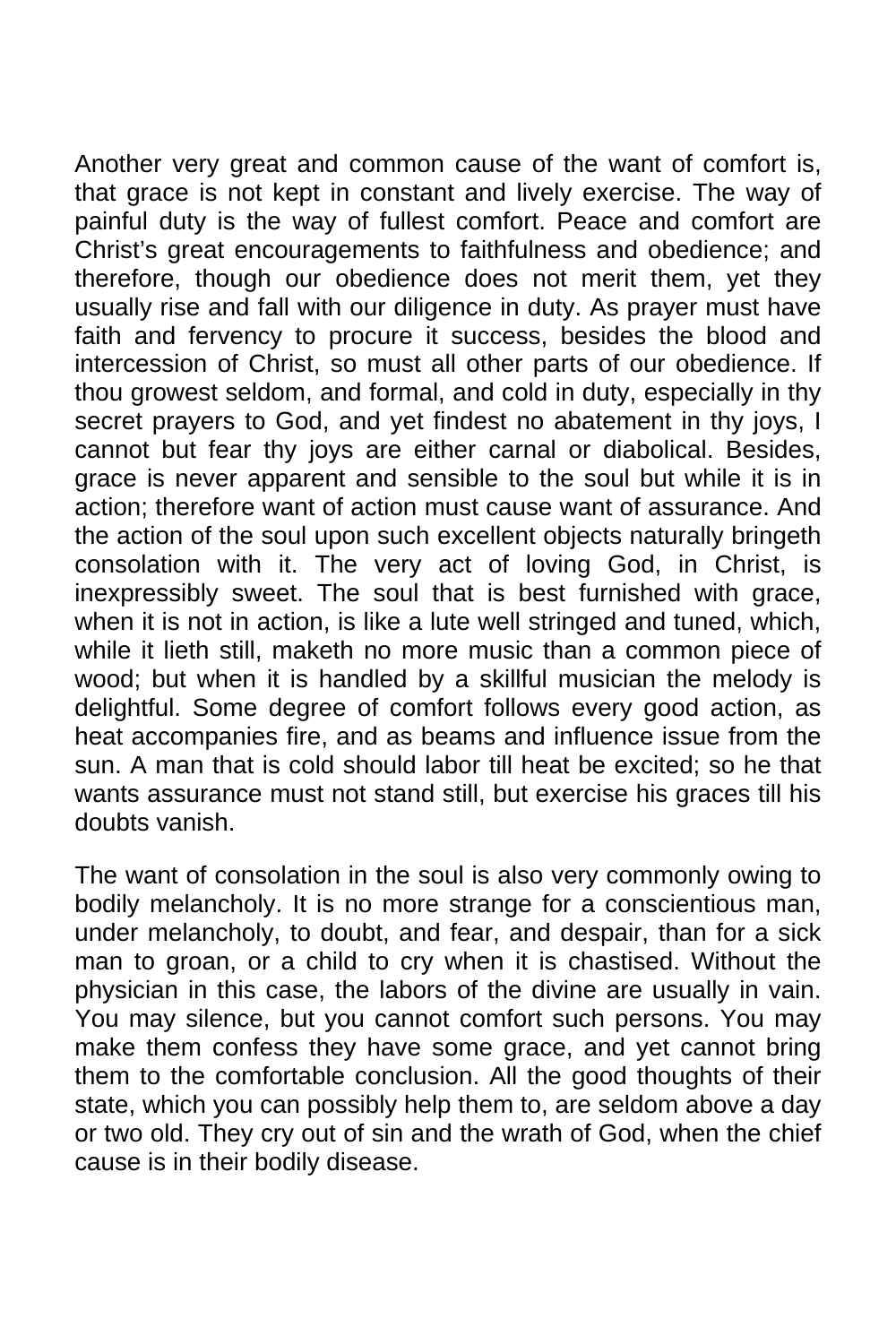Another very great and common cause of the want of comfort is, that grace is not kept in constant and lively exercise. The way of painful duty is the way of fullest comfort. Peace and comfort are Christ’s great encouragements to faithfulness and obedience; and therefore, though our obedience does not merit them, yet they usually rise and fall with our diligence in duty. As prayer must have faith and fervency to procure it success, besides the blood and intercession of Christ, so must all other parts of our obedience. If thou growest seldom, and formal, and cold in duty, especially in thy secret prayers to God, and yet findest no abatement in thy joys, I cannot but fear thy joys are either carnal or diabolical. Besides, grace is never apparent and sensible to the soul but while it is in action; therefore want of action must cause want of assurance. And the action of the soul upon such excellent objects naturally bringeth consolation with it. The very act of loving God, in Christ, is inexpressibly sweet. The soul that is best furnished with grace, when it is not in action, is like a lute well stringed and tuned, which, while it lieth still, maketh no more music than a common piece of wood; but when it is handled by a skillful musician the melody is delightful. Some degree of comfort follows every good action, as heat accompanies fire, and as beams and influence issue from the sun. A man that is cold should labor till heat be excited; so he that wants assurance must not stand still, but exercise his graces till his doubts vanish.

The want of consolation in the soul is also very commonly owing to bodily melancholy. It is no more strange for a conscientious man, under melancholy, to doubt, and fear, and despair, than for a sick man to groan, or a child to cry when it is chastised. Without the physician in this case, the labors of the divine are usually in vain. You may silence, but you cannot comfort such persons. You may make them confess they have some grace, and yet cannot bring them to the comfortable conclusion. All the good thoughts of their state, which you can possibly help them to, are seldom above a day or two old. They cry out of sin and the wrath of God, when the chief cause is in their bodily disease.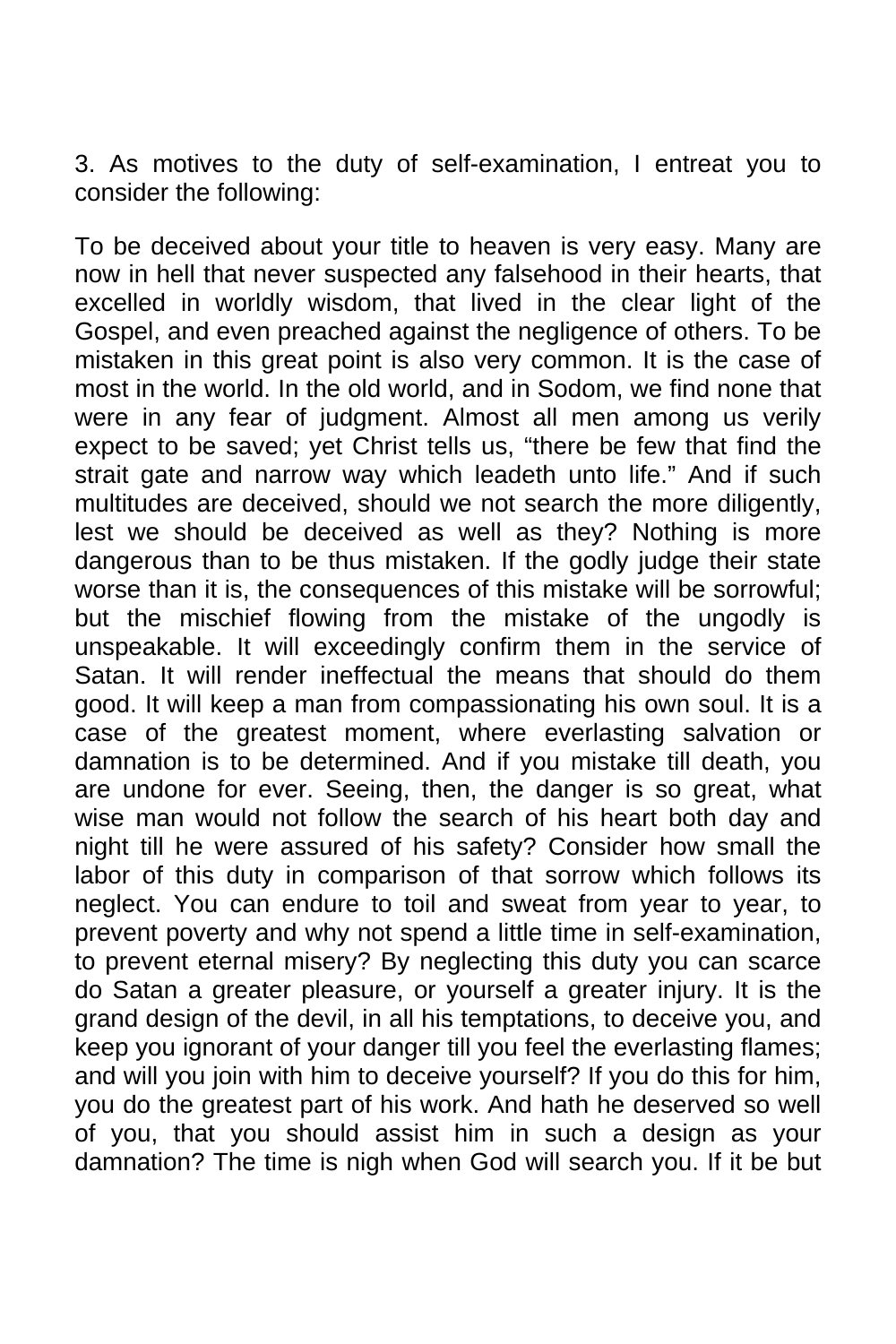3. As motives to the duty of self-examination, I entreat you to consider the following:

To be deceived about your title to heaven is very easy. Many are now in hell that never suspected any falsehood in their hearts, that excelled in worldly wisdom, that lived in the clear light of the Gospel, and even preached against the negligence of others. To be mistaken in this great point is also very common. It is the case of most in the world. In the old world, and in Sodom, we find none that were in any fear of judgment. Almost all men among us verily expect to be saved; yet Christ tells us, "there be few that find the strait gate and narrow way which leadeth unto life." And if such multitudes are deceived, should we not search the more diligently, lest we should be deceived as well as they? Nothing is more dangerous than to be thus mistaken. If the godly judge their state worse than it is, the consequences of this mistake will be sorrowful; but the mischief flowing from the mistake of the ungodly is unspeakable. It will exceedingly confirm them in the service of Satan. It will render ineffectual the means that should do them good. It will keep a man from compassionating his own soul. It is a case of the greatest moment, where everlasting salvation or damnation is to be determined. And if you mistake till death, you are undone for ever. Seeing, then, the danger is so great, what wise man would not follow the search of his heart both day and night till he were assured of his safety? Consider how small the labor of this duty in comparison of that sorrow which follows its neglect. You can endure to toil and sweat from year to year, to prevent poverty and why not spend a little time in self-examination, to prevent eternal misery? By neglecting this duty you can scarce do Satan a greater pleasure, or yourself a greater injury. It is the grand design of the devil, in all his temptations, to deceive you, and keep you ignorant of your danger till you feel the everlasting flames; and will you join with him to deceive yourself? If you do this for him, you do the greatest part of his work. And hath he deserved so well of you, that you should assist him in such a design as your damnation? The time is nigh when God will search you. If it be but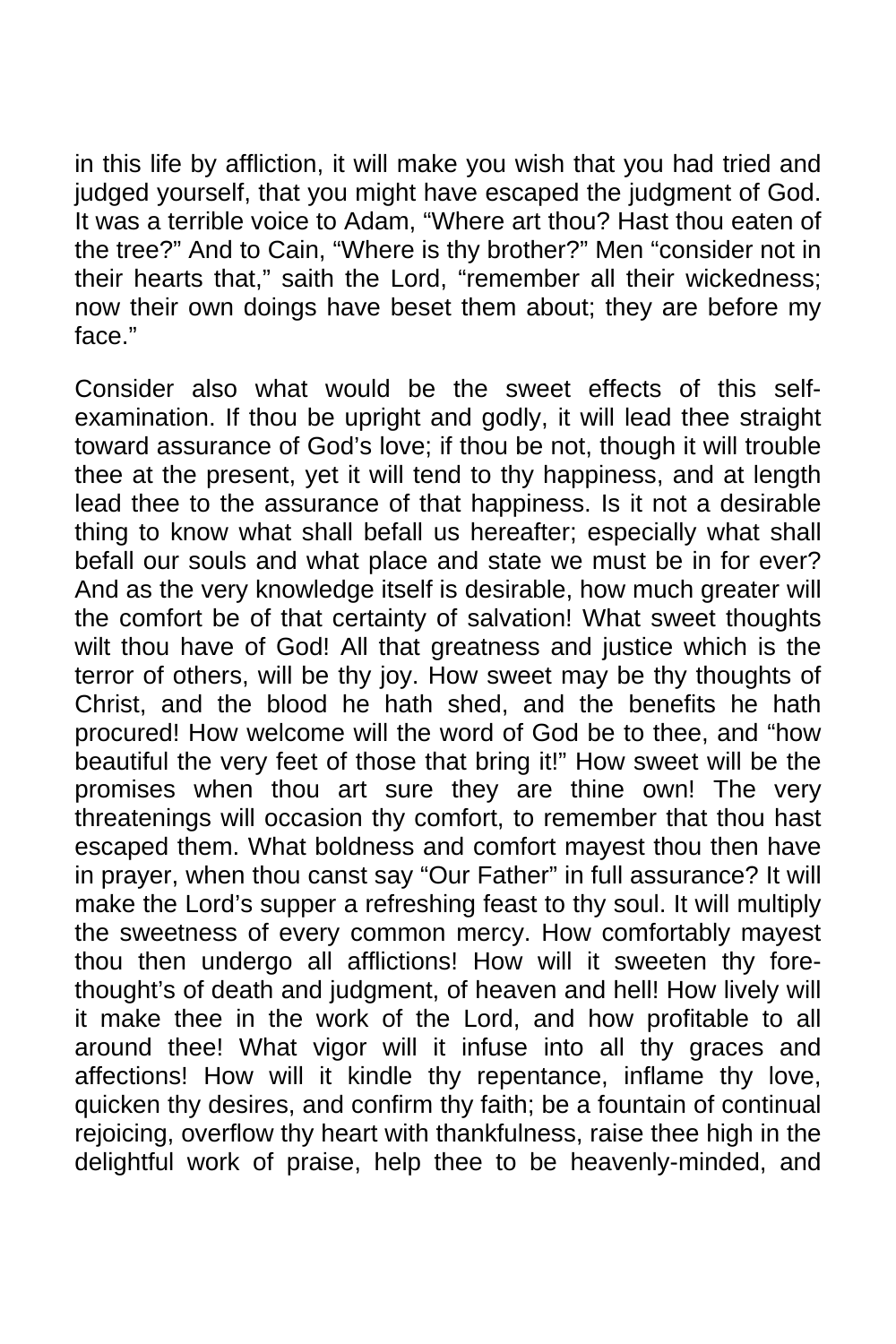in this life by affliction, it will make you wish that you had tried and judged yourself, that you might have escaped the judgment of God. It was a terrible voice to Adam, “Where art thou? Hast thou eaten of the tree?” And to Cain, “Where is thy brother?” Men “consider not in their hearts that,” saith the Lord, “remember all their wickedness; now their own doings have beset them about; they are before my face.”

Consider also what would be the sweet effects of this self-examination. If thou be upright and godly, it will lead thee straight toward assurance of God’s love; if thou be not, though it will trouble thee at the present, yet it will tend to thy happiness, and at length lead thee to the assurance of that happiness. Is it not a desirable thing to know what shall befall us hereafter; especially what shall befall our souls and what place and state we must be in for ever? And as the very knowledge itself is desirable, how much greater will the comfort be of that certainty of salvation! What sweet thoughts wilt thou have of God! All that greatness and justice which is the terror of others, will be thy joy. How sweet may be thy thoughts of Christ, and the blood he hath shed, and the benefits he hath procured! How welcome will the word of God be to thee, and “how beautiful the very feet of those that bring it!” How sweet will be the promises when thou art sure they are thine own! The very threatenings will occasion thy comfort, to remember that thou hast escaped them. What boldness and comfort mayest thou then have in prayer, when thou canst say “Our Father” in full assurance? It will make the Lord’s supper a refreshing feast to thy soul. It will multiply the sweetness of every common mercy. How comfortably mayest thou then undergo all afflictions! How will it sweeten thy fore-thought’s of death and judgment, of heaven and hell! How lively will it make thee in the work of the Lord, and how profitable to all around thee! What vigor will it infuse into all thy graces and affections! How will it kindle thy repentance, inflame thy love, quicken thy desires, and confirm thy faith; be a fountain of continual rejoicing, overflow thy heart with thankfulness, raise thee high in the delightful work of praise, help thee to be heavenly-minded, and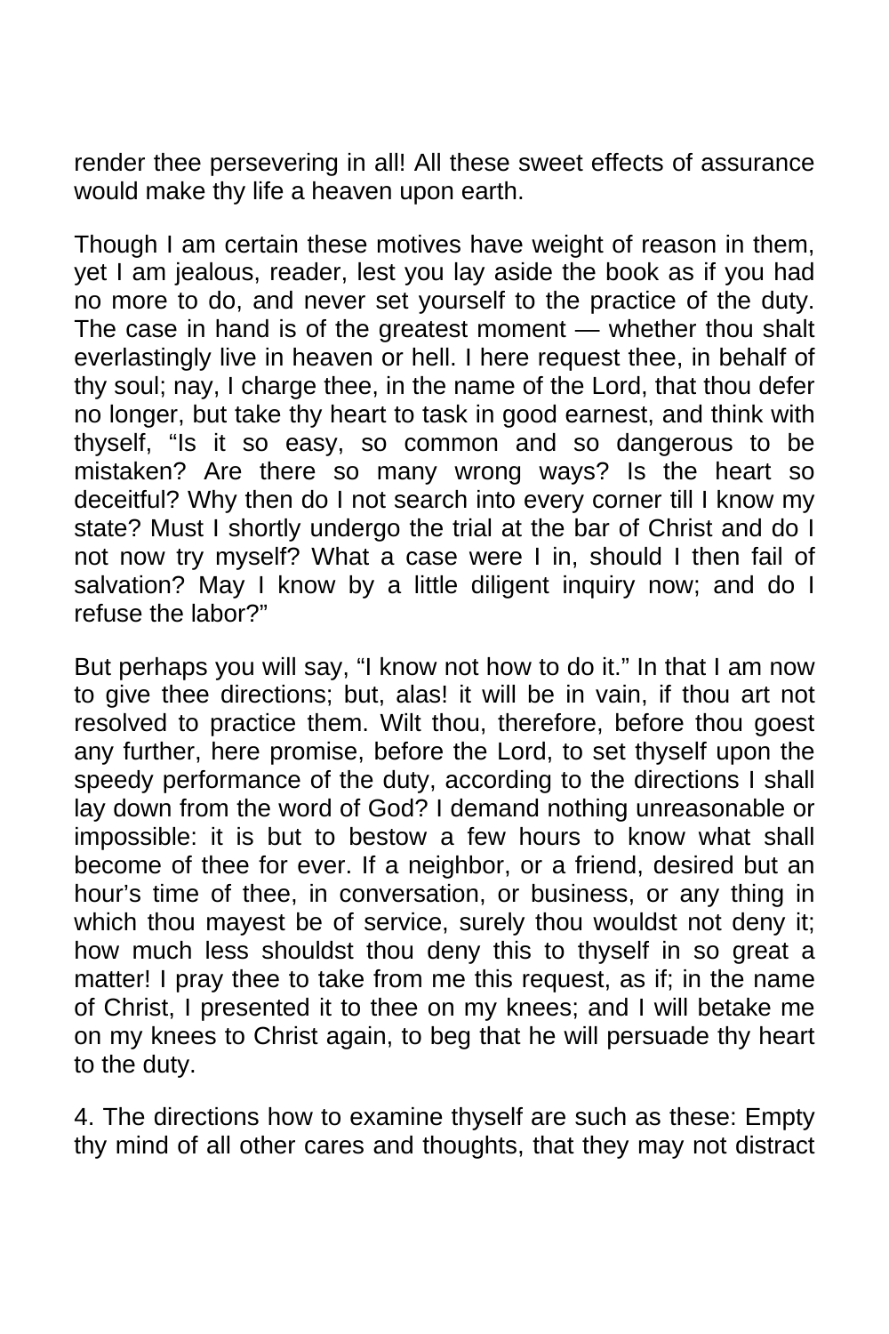render thee persevering in all! All these sweet effects of assurance would make thy life a heaven upon earth.

Though I am certain these motives have weight of reason in them, yet I am jealous, reader, lest you lay aside the book as if you had no more to do, and never set yourself to the practice of the duty. The case in hand is of the greatest moment — whether thou shalt everlastingly live in heaven or hell. I here request thee, in behalf of thy soul; nay, I charge thee, in the name of the Lord, that thou defer no longer, but take thy heart to task in good earnest, and think with thyself, "Is it so easy, so common and so dangerous to be mistaken? Are there so many wrong ways? Is the heart so deceitful? Why then do I not search into every corner till I know my state? Must I shortly undergo the trial at the bar of Christ and do I not now try myself? What a case were I in, should I then fail of salvation? May I know by a little diligent inquiry now; and do I refuse the labor?"

But perhaps you will say, "I know not how to do it." In that I am now to give thee directions; but, alas! it will be in vain, if thou art not resolved to practice them. Wilt thou, therefore, before thou goest any further, here promise, before the Lord, to set thyself upon the speedy performance of the duty, according to the directions I shall lay down from the word of God? I demand nothing unreasonable or impossible: it is but to bestow a few hours to know what shall become of thee for ever. If a neighbor, or a friend, desired but an hour's time of thee, in conversation, or business, or any thing in which thou mayest be of service, surely thou wouldst not deny it; how much less shouldst thou deny this to thyself in so great a matter! I pray thee to take from me this request, as if; in the name of Christ, I presented it to thee on my knees; and I will betake me on my knees to Christ again, to beg that he will persuade thy heart to the duty.

4. The directions how to examine thyself are such as these: Empty thy mind of all other cares and thoughts, that they may not distract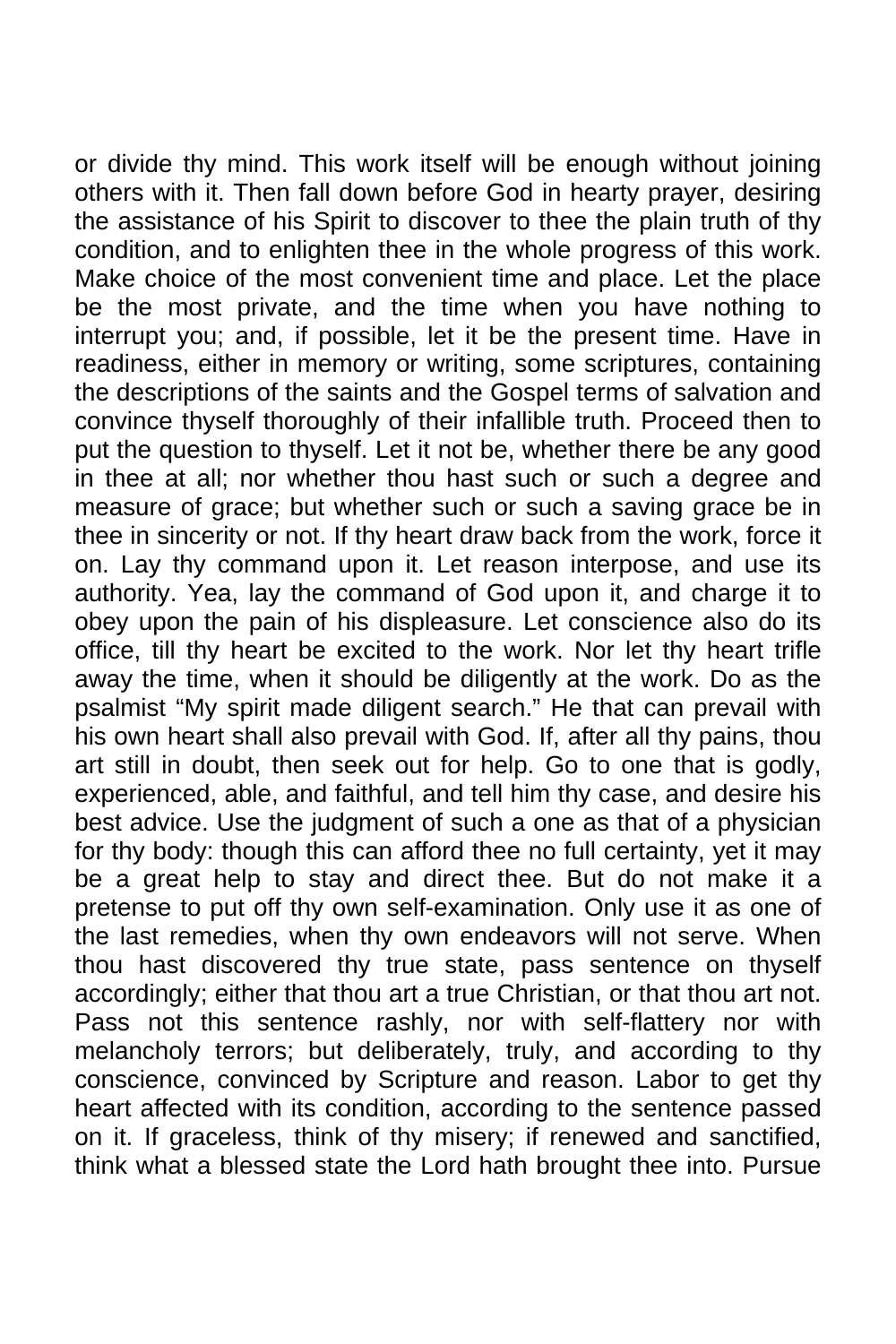or divide thy mind. This work itself will be enough without joining others with it. Then fall down before God in hearty prayer, desiring the assistance of his Spirit to discover to thee the plain truth of thy condition, and to enlighten thee in the whole progress of this work. Make choice of the most convenient time and place. Let the place be the most private, and the time when you have nothing to interrupt you; and, if possible, let it be the present time. Have in readiness, either in memory or writing, some scriptures, containing the descriptions of the saints and the Gospel terms of salvation and convince thyself thoroughly of their infallible truth. Proceed then to put the question to thyself. Let it not be, whether there be any good in thee at all; nor whether thou hast such or such a degree and measure of grace; but whether such or such a saving grace be in thee in sincerity or not. If thy heart draw back from the work, force it on. Lay thy command upon it. Let reason interpose, and use its authority. Yea, lay the command of God upon it, and charge it to obey upon the pain of his displeasure. Let conscience also do its office, till thy heart be excited to the work. Nor let thy heart trifle away the time, when it should be diligently at the work. Do as the psalmist "My spirit made diligent search." He that can prevail with his own heart shall also prevail with God. If, after all thy pains, thou art still in doubt, then seek out for help. Go to one that is godly, experienced, able, and faithful, and tell him thy case, and desire his best advice. Use the judgment of such a one as that of a physician for thy body: though this can afford thee no full certainty, yet it may be a great help to stay and direct thee. But do not make it a pretense to put off thy own self-examination. Only use it as one of the last remedies, when thy own endeavors will not serve. When thou hast discovered thy true state, pass sentence on thyself accordingly; either that thou art a true Christian, or that thou art not. Pass not this sentence rashly, nor with self-flattery nor with melancholy terrors; but deliberately, truly, and according to thy conscience, convinced by Scripture and reason. Labor to get thy heart affected with its condition, according to the sentence passed on it. If graceless, think of thy misery; if renewed and sanctified, think what a blessed state the Lord hath brought thee into. Pursue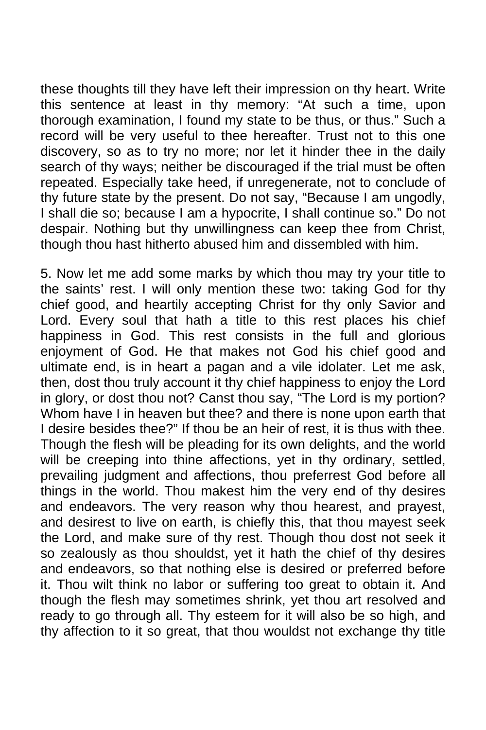these thoughts till they have left their impression on thy heart. Write this sentence at least in thy memory: “At such a time, upon thorough examination, I found my state to be thus, or thus.” Such a record will be very useful to thee hereafter. Trust not to this one discovery, so as to try no more; nor let it hinder thee in the daily search of thy ways; neither be discouraged if the trial must be often repeated. Especially take heed, if unregenerate, not to conclude of thy future state by the present. Do not say, “Because I am ungodly, I shall die so; because I am a hypocrite, I shall continue so.” Do not despair. Nothing but thy unwillingness can keep thee from Christ, though thou hast hitherto abused him and dissembled with him.

5. Now let me add some marks by which thou may try your title to the saints’ rest. I will only mention these two: taking God for thy chief good, and heartily accepting Christ for thy only Savior and Lord. Every soul that hath a title to this rest places his chief happiness in God. This rest consists in the full and glorious enjoyment of God. He that makes not God his chief good and ultimate end, is in heart a pagan and a vile idolater. Let me ask, then, dost thou truly account it thy chief happiness to enjoy the Lord in glory, or dost thou not? Canst thou say, “The Lord is my portion? Whom have I in heaven but thee? and there is none upon earth that I desire besides thee?” If thou be an heir of rest, it is thus with thee. Though the flesh will be pleading for its own delights, and the world will be creeping into thine affections, yet in thy ordinary, settled, prevailing judgment and affections, thou preferrest God before all things in the world. Thou makest him the very end of thy desires and endeavors. The very reason why thou hearest, and prayest, and desirest to live on earth, is chiefly this, that thou mayest seek the Lord, and make sure of thy rest. Though thou dost not seek it so zealously as thou shouldst, yet it hath the chief of thy desires and endeavors, so that nothing else is desired or preferred before it. Thou wilt think no labor or suffering too great to obtain it. And though the flesh may sometimes shrink, yet thou art resolved and ready to go through all. Thy esteem for it will also be so high, and thy affection to it so great, that thou wouldst not exchange thy title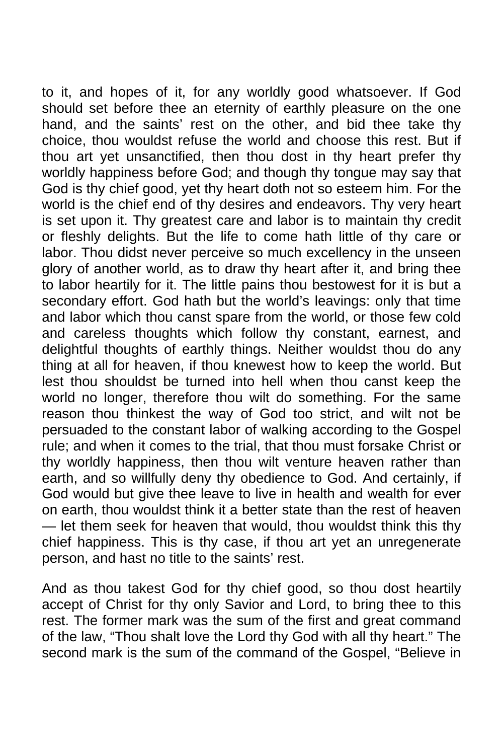to it, and hopes of it, for any worldly good whatsoever. If God should set before thee an eternity of earthly pleasure on the one hand, and the saints' rest on the other, and bid thee take thy choice, thou wouldst refuse the world and choose this rest. But if thou art yet unsanctified, then thou dost in thy heart prefer thy worldly happiness before God; and though thy tongue may say that God is thy chief good, yet thy heart doth not so esteem him. For the world is the chief end of thy desires and endeavors. Thy very heart is set upon it. Thy greatest care and labor is to maintain thy credit or fleshly delights. But the life to come hath little of thy care or labor. Thou didst never perceive so much excellency in the unseen glory of another world, as to draw thy heart after it, and bring thee to labor heartily for it. The little pains thou bestowest for it is but a secondary effort. God hath but the world's leavings: only that time and labor which thou canst spare from the world, or those few cold and careless thoughts which follow thy constant, earnest, and delightful thoughts of earthly things. Neither wouldst thou do any thing at all for heaven, if thou knewest how to keep the world. But lest thou shouldst be turned into hell when thou canst keep the world no longer, therefore thou wilt do something. For the same reason thou thinkest the way of God too strict, and wilt not be persuaded to the constant labor of walking according to the Gospel rule; and when it comes to the trial, that thou must forsake Christ or thy worldly happiness, then thou wilt venture heaven rather than earth, and so willfully deny thy obedience to God. And certainly, if God would but give thee leave to live in health and wealth for ever on earth, thou wouldst think it a better state than the rest of heaven — let them seek for heaven that would, thou wouldst think this thy chief happiness. This is thy case, if thou art yet an unregenerate person, and hast no title to the saints' rest.

And as thou takest God for thy chief good, so thou dost heartily accept of Christ for thy only Savior and Lord, to bring thee to this rest. The former mark was the sum of the first and great command of the law, "Thou shalt love the Lord thy God with all thy heart." The second mark is the sum of the command of the Gospel, "Believe in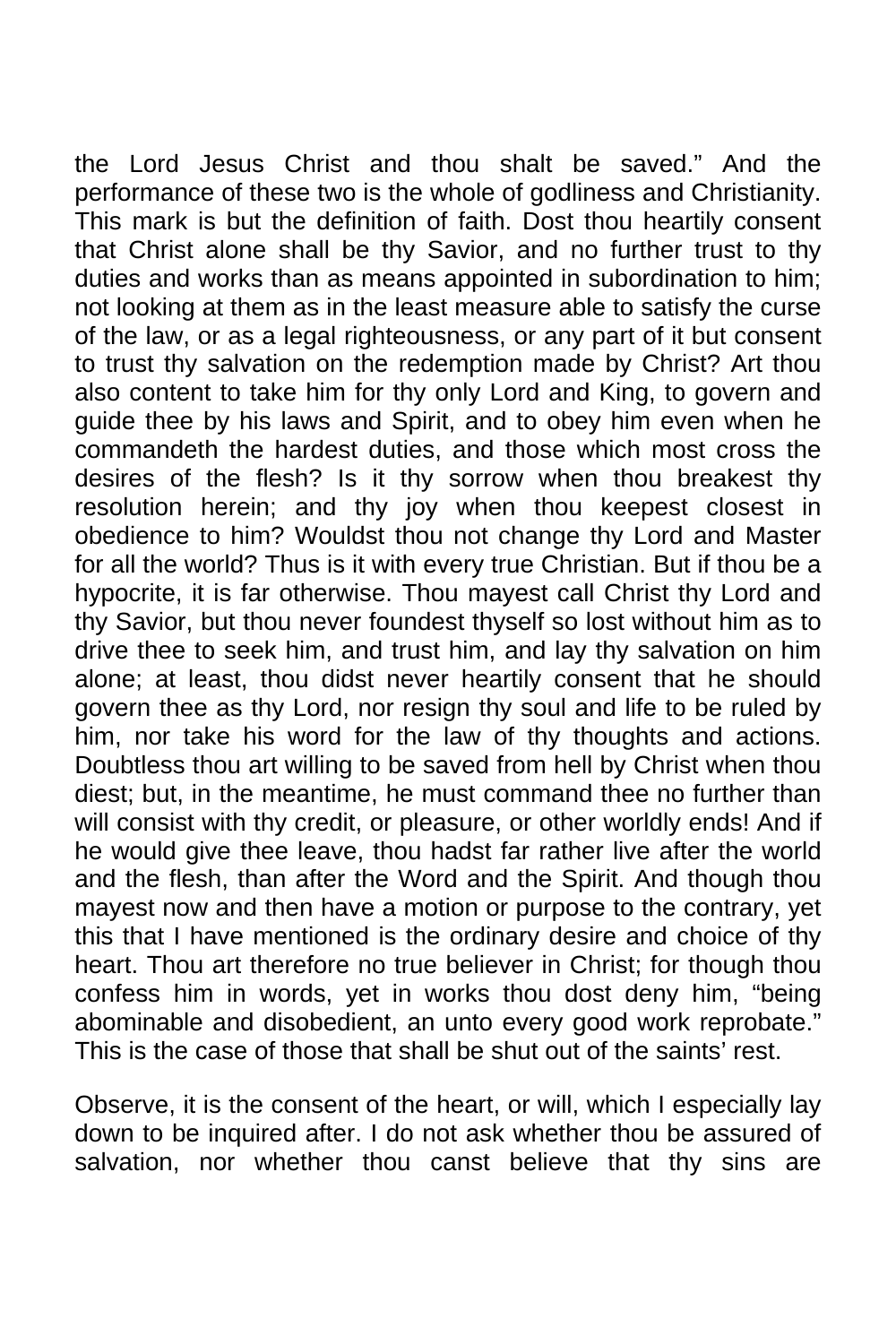the Lord Jesus Christ and thou shalt be saved." And the performance of these two is the whole of godliness and Christianity. This mark is but the definition of faith. Dost thou heartily consent that Christ alone shall be thy Savior, and no further trust to thy duties and works than as means appointed in subordination to him; not looking at them as in the least measure able to satisfy the curse of the law, or as a legal righteousness, or any part of it but consent to trust thy salvation on the redemption made by Christ? Art thou also content to take him for thy only Lord and King, to govern and guide thee by his laws and Spirit, and to obey him even when he commandeth the hardest duties, and those which most cross the desires of the flesh? Is it thy sorrow when thou breakest thy resolution herein; and thy joy when thou keepest closest in obedience to him? Wouldst thou not change thy Lord and Master for all the world? Thus is it with every true Christian. But if thou be a hypocrite, it is far otherwise. Thou mayest call Christ thy Lord and thy Savior, but thou never foundest thyself so lost without him as to drive thee to seek him, and trust him, and lay thy salvation on him alone; at least, thou didst never heartily consent that he should govern thee as thy Lord, nor resign thy soul and life to be ruled by him, nor take his word for the law of thy thoughts and actions. Doubtless thou art willing to be saved from hell by Christ when thou diest; but, in the meantime, he must command thee no further than will consist with thy credit, or pleasure, or other worldly ends! And if he would give thee leave, thou hadst far rather live after the world and the flesh, than after the Word and the Spirit. And though thou mayest now and then have a motion or purpose to the contrary, yet this that I have mentioned is the ordinary desire and choice of thy heart. Thou art therefore no true believer in Christ; for though thou confess him in words, yet in works thou dost deny him, "being abominable and disobedient, an unto every good work reprobate." This is the case of those that shall be shut out of the saints' rest.

Observe, it is the consent of the heart, or will, which I especially lay down to be inquired after. I do not ask whether thou be assured of salvation, nor whether thou canst believe that thy sins are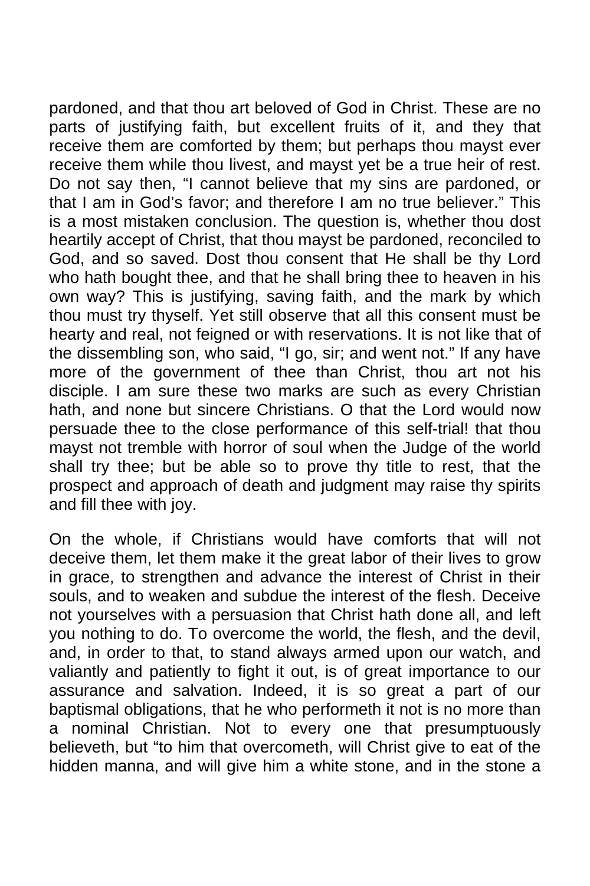pardoned, and that thou art beloved of God in Christ. These are no parts of justifying faith, but excellent fruits of it, and they that receive them are comforted by them; but perhaps thou mayst ever receive them while thou livest, and mayst yet be a true heir of rest. Do not say then, "I cannot believe that my sins are pardoned, or that I am in God's favor; and therefore I am no true believer." This is a most mistaken conclusion. The question is, whether thou dost heartily accept of Christ, that thou mayst be pardoned, reconciled to God, and so saved. Dost thou consent that He shall be thy Lord who hath bought thee, and that he shall bring thee to heaven in his own way? This is justifying, saving faith, and the mark by which thou must try thyself. Yet still observe that all this consent must be hearty and real, not feigned or with reservations. It is not like that of the dissembling son, who said, "I go, sir; and went not." If any have more of the government of thee than Christ, thou art not his disciple. I am sure these two marks are such as every Christian hath, and none but sincere Christians. O that the Lord would now persuade thee to the close performance of this self-trial! that thou mayst not tremble with horror of soul when the Judge of the world shall try thee; but be able so to prove thy title to rest, that the prospect and approach of death and judgment may raise thy spirits and fill thee with joy.

On the whole, if Christians would have comforts that will not deceive them, let them make it the great labor of their lives to grow in grace, to strengthen and advance the interest of Christ in their souls, and to weaken and subdue the interest of the flesh. Deceive not yourselves with a persuasion that Christ hath done all, and left you nothing to do. To overcome the world, the flesh, and the devil, and, in order to that, to stand always armed upon our watch, and valiantly and patiently to fight it out, is of great importance to our assurance and salvation. Indeed, it is so great a part of our baptismal obligations, that he who performeth it not is no more than a nominal Christian. Not to every one that presumptuously believeth, but "to him that overcometh, will Christ give to eat of the hidden manna, and will give him a white stone, and in the stone a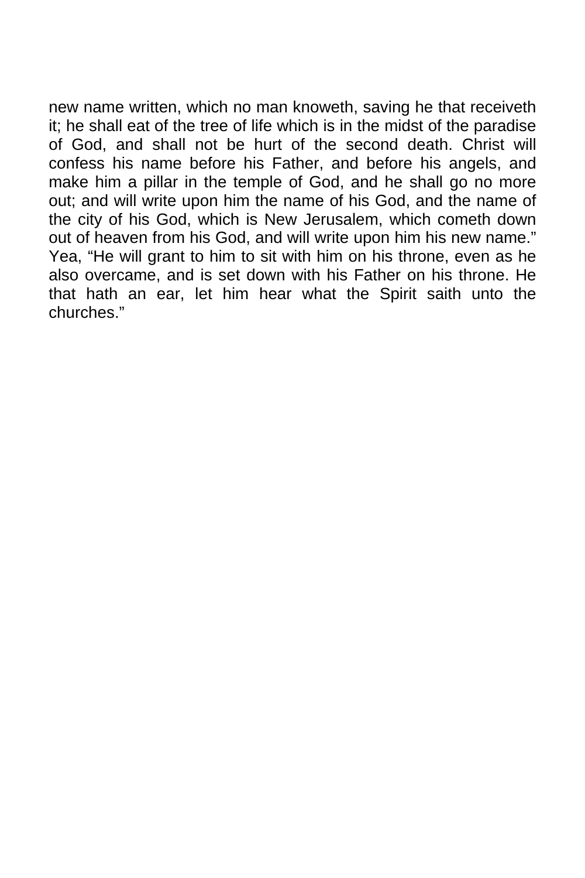new name written, which no man knoweth, saving he that receiveth it; he shall eat of the tree of life which is in the midst of the paradise of God, and shall not be hurt of the second death. Christ will confess his name before his Father, and before his angels, and make him a pillar in the temple of God, and he shall go no more out; and will write upon him the name of his God, and the name of the city of his God, which is New Jerusalem, which cometh down out of heaven from his God, and will write upon him his new name." Yea, "He will grant to him to sit with him on his throne, even as he also overcame, and is set down with his Father on his throne. He that hath an ear, let him hear what the Spirit saith unto the churches."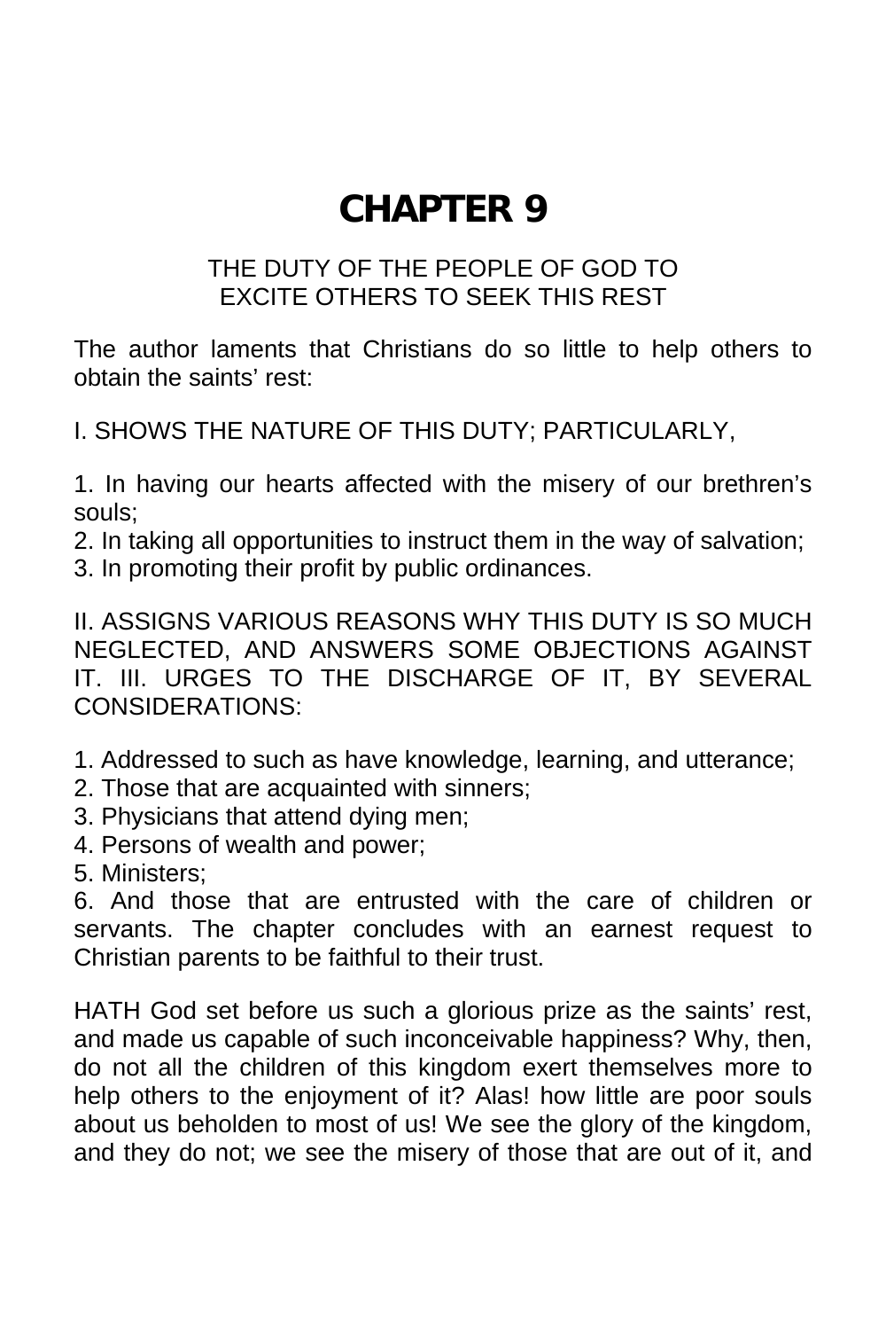# CHAPTER 9

THE DUTY OF THE PEOPLE OF GOD TO
EXCITE OTHERS TO SEEK THIS REST

The author laments that Christians do so little to help others to obtain the saints' rest:

I. SHOWS THE NATURE OF THIS DUTY; PARTICULARLY,

1. In having our hearts affected with the misery of our brethren's souls;
2. In taking all opportunities to instruct them in the way of salvation;
3. In promoting their profit by public ordinances.

II. ASSIGNS VARIOUS REASONS WHY THIS DUTY IS SO MUCH NEGLECTED, AND ANSWERS SOME OBJECTIONS AGAINST IT. III. URGES TO THE DISCHARGE OF IT, BY SEVERAL CONSIDERATIONS:

1. Addressed to such as have knowledge, learning, and utterance;
2. Those that are acquainted with sinners;
3. Physicians that attend dying men;
4. Persons of wealth and power;
5. Ministers;
6. And those that are entrusted with the care of children or servants. The chapter concludes with an earnest request to Christian parents to be faithful to their trust.

HATH God set before us such a glorious prize as the saints' rest, and made us capable of such inconceivable happiness? Why, then, do not all the children of this kingdom exert themselves more to help others to the enjoyment of it? Alas! how little are poor souls about us beholden to most of us! We see the glory of the kingdom, and they do not; we see the misery of those that are out of it, and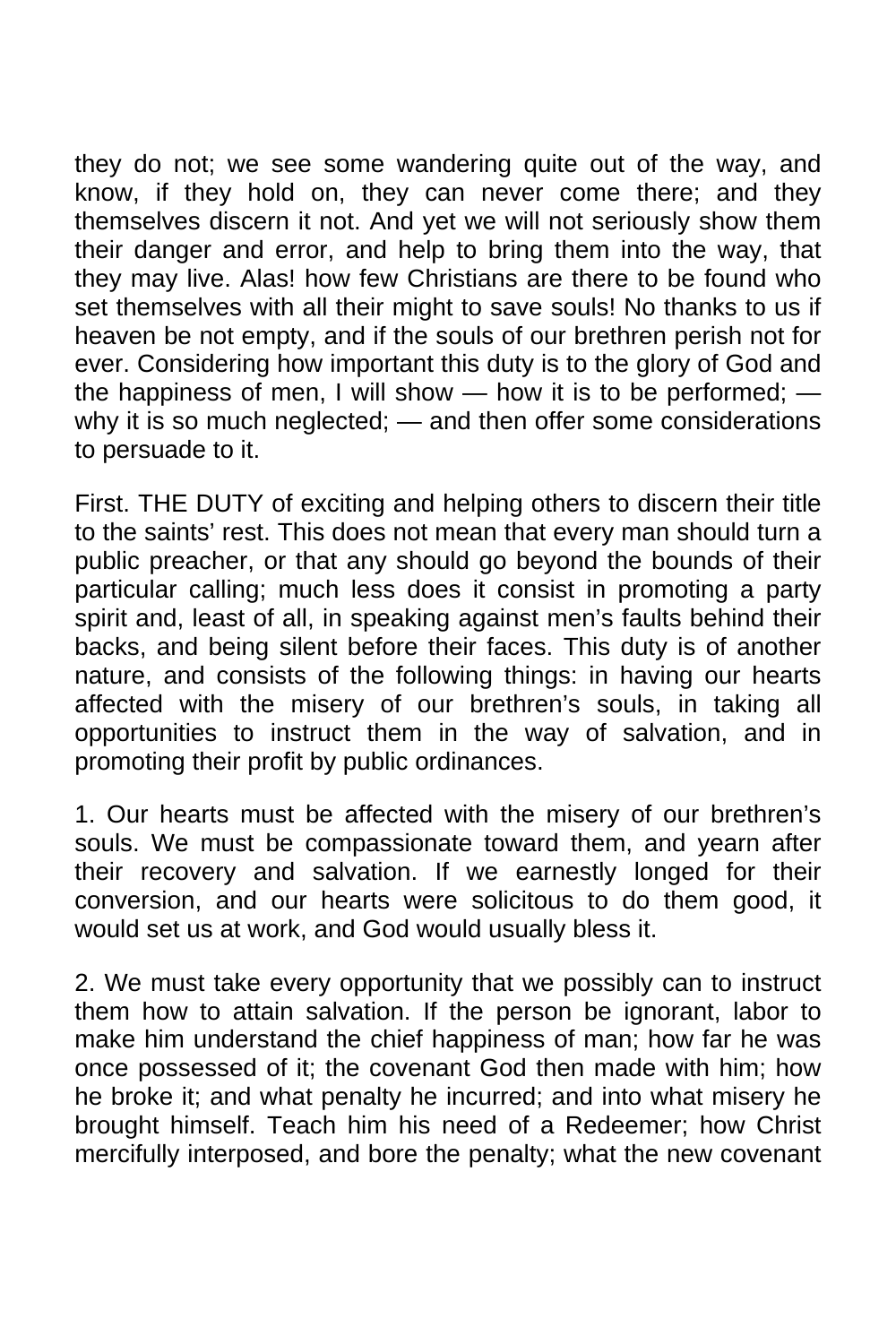they do not; we see some wandering quite out of the way, and know, if they hold on, they can never come there; and they themselves discern it not. And yet we will not seriously show them their danger and error, and help to bring them into the way, that they may live. Alas! how few Christians are there to be found who set themselves with all their might to save souls! No thanks to us if heaven be not empty, and if the souls of our brethren perish not for ever. Considering how important this duty is to the glory of God and the happiness of men, I will show — how it is to be performed; — why it is so much neglected; — and then offer some considerations to persuade to it.

First. THE DUTY of exciting and helping others to discern their title to the saints' rest. This does not mean that every man should turn a public preacher, or that any should go beyond the bounds of their particular calling; much less does it consist in promoting a party spirit and, least of all, in speaking against men's faults behind their backs, and being silent before their faces. This duty is of another nature, and consists of the following things: in having our hearts affected with the misery of our brethren's souls, in taking all opportunities to instruct them in the way of salvation, and in promoting their profit by public ordinances.

1. Our hearts must be affected with the misery of our brethren's souls. We must be compassionate toward them, and yearn after their recovery and salvation. If we earnestly longed for their conversion, and our hearts were solicitous to do them good, it would set us at work, and God would usually bless it.

2. We must take every opportunity that we possibly can to instruct them how to attain salvation. If the person be ignorant, labor to make him understand the chief happiness of man; how far he was once possessed of it; the covenant God then made with him; how he broke it; and what penalty he incurred; and into what misery he brought himself. Teach him his need of a Redeemer; how Christ mercifully interposed, and bore the penalty; what the new covenant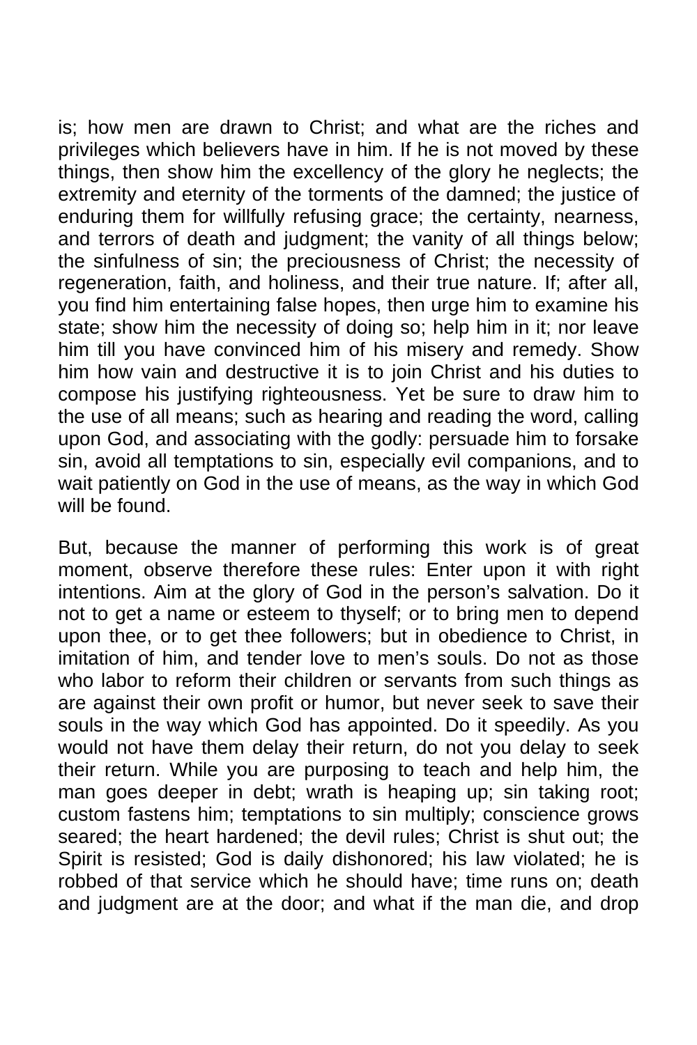is; how men are drawn to Christ; and what are the riches and privileges which believers have in him. If he is not moved by these things, then show him the excellency of the glory he neglects; the extremity and eternity of the torments of the damned; the justice of enduring them for willfully refusing grace; the certainty, nearness, and terrors of death and judgment; the vanity of all things below; the sinfulness of sin; the preciousness of Christ; the necessity of regeneration, faith, and holiness, and their true nature. If; after all, you find him entertaining false hopes, then urge him to examine his state; show him the necessity of doing so; help him in it; nor leave him till you have convinced him of his misery and remedy. Show him how vain and destructive it is to join Christ and his duties to compose his justifying righteousness. Yet be sure to draw him to the use of all means; such as hearing and reading the word, calling upon God, and associating with the godly: persuade him to forsake sin, avoid all temptations to sin, especially evil companions, and to wait patiently on God in the use of means, as the way in which God will be found.

But, because the manner of performing this work is of great moment, observe therefore these rules: Enter upon it with right intentions. Aim at the glory of God in the person's salvation. Do it not to get a name or esteem to thyself; or to bring men to depend upon thee, or to get thee followers; but in obedience to Christ, in imitation of him, and tender love to men's souls. Do not as those who labor to reform their children or servants from such things as are against their own profit or humor, but never seek to save their souls in the way which God has appointed. Do it speedily. As you would not have them delay their return, do not you delay to seek their return. While you are purposing to teach and help him, the man goes deeper in debt; wrath is heaping up; sin taking root; custom fastens him; temptations to sin multiply; conscience grows seared; the heart hardened; the devil rules; Christ is shut out; the Spirit is resisted; God is daily dishonored; his law violated; he is robbed of that service which he should have; time runs on; death and judgment are at the door; and what if the man die, and drop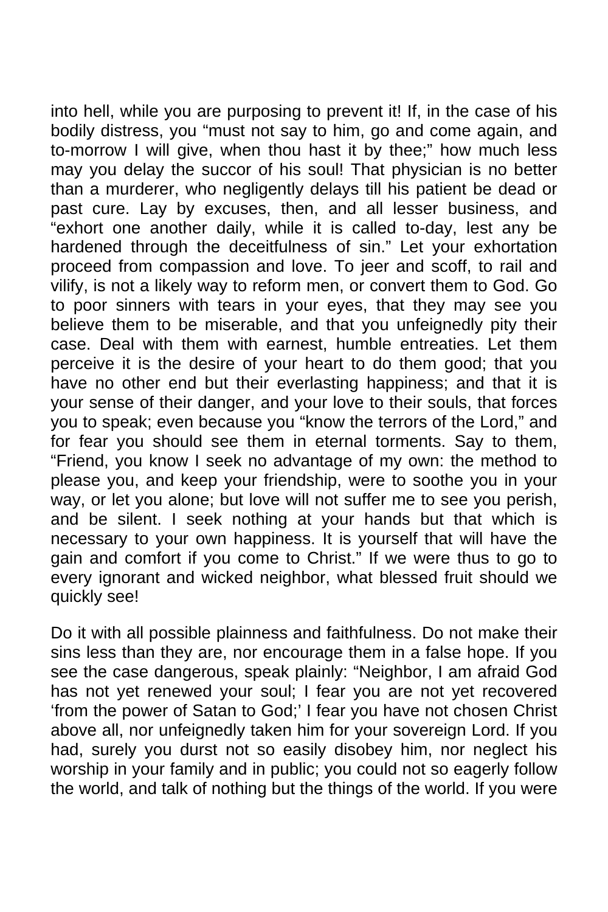into hell, while you are purposing to prevent it! If, in the case of his bodily distress, you "must not say to him, go and come again, and to-morrow I will give, when thou hast it by thee;" how much less may you delay the succor of his soul! That physician is no better than a murderer, who negligently delays till his patient be dead or past cure. Lay by excuses, then, and all lesser business, and "exhort one another daily, while it is called to-day, lest any be hardened through the deceitfulness of sin." Let your exhortation proceed from compassion and love. To jeer and scoff, to rail and vilify, is not a likely way to reform men, or convert them to God. Go to poor sinners with tears in your eyes, that they may see you believe them to be miserable, and that you unfeignedly pity their case. Deal with them with earnest, humble entreaties. Let them perceive it is the desire of your heart to do them good; that you have no other end but their everlasting happiness; and that it is your sense of their danger, and your love to their souls, that forces you to speak; even because you "know the terrors of the Lord," and for fear you should see them in eternal torments. Say to them, "Friend, you know I seek no advantage of my own: the method to please you, and keep your friendship, were to soothe you in your way, or let you alone; but love will not suffer me to see you perish, and be silent. I seek nothing at your hands but that which is necessary to your own happiness. It is yourself that will have the gain and comfort if you come to Christ." If we were thus to go to every ignorant and wicked neighbor, what blessed fruit should we quickly see!

Do it with all possible plainness and faithfulness. Do not make their sins less than they are, nor encourage them in a false hope. If you see the case dangerous, speak plainly: "Neighbor, I am afraid God has not yet renewed your soul; I fear you are not yet recovered 'from the power of Satan to God;' I fear you have not chosen Christ above all, nor unfeignedly taken him for your sovereign Lord. If you had, surely you durst not so easily disobey him, nor neglect his worship in your family and in public; you could not so eagerly follow the world, and talk of nothing but the things of the world. If you were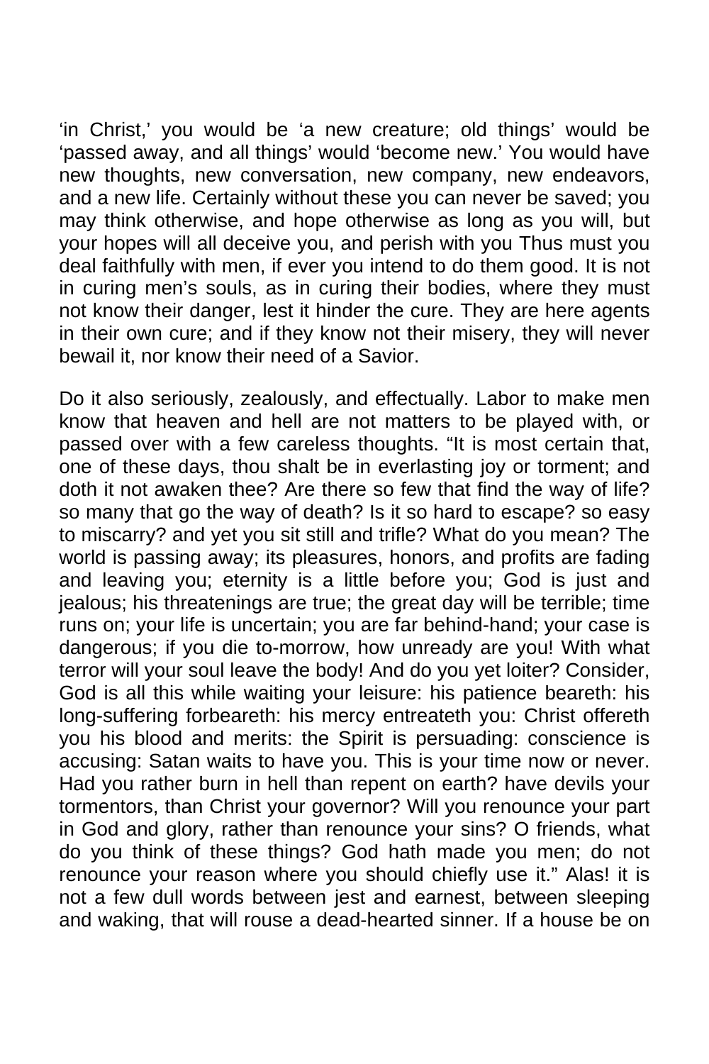‘in Christ,’ you would be ‘a new creature; old things’ would be ‘passed away, and all things’ would ‘become new.’ You would have new thoughts, new conversation, new company, new endeavors, and a new life. Certainly without these you can never be saved; you may think otherwise, and hope otherwise as long as you will, but your hopes will all deceive you, and perish with you Thus must you deal faithfully with men, if ever you intend to do them good. It is not in curing men’s souls, as in curing their bodies, where they must not know their danger, lest it hinder the cure. They are here agents in their own cure; and if they know not their misery, they will never bewail it, nor know their need of a Savior.

Do it also seriously, zealously, and effectually. Labor to make men know that heaven and hell are not matters to be played with, or passed over with a few careless thoughts. “It is most certain that, one of these days, thou shalt be in everlasting joy or torment; and doth it not awaken thee? Are there so few that find the way of life? so many that go the way of death? Is it so hard to escape? so easy to miscarry? and yet you sit still and trifle? What do you mean? The world is passing away; its pleasures, honors, and profits are fading and leaving you; eternity is a little before you; God is just and jealous; his threatenings are true; the great day will be terrible; time runs on; your life is uncertain; you are far behind-hand; your case is dangerous; if you die to-morrow, how unready are you! With what terror will your soul leave the body! And do you yet loiter? Consider, God is all this while waiting your leisure: his patience beareth: his long-suffering forbeareth: his mercy entreateth you: Christ offereth you his blood and merits: the Spirit is persuading: conscience is accusing: Satan waits to have you. This is your time now or never. Had you rather burn in hell than repent on earth? have devils your tormentors, than Christ your governor? Will you renounce your part in God and glory, rather than renounce your sins? O friends, what do you think of these things? God hath made you men; do not renounce your reason where you should chiefly use it.” Alas! it is not a few dull words between jest and earnest, between sleeping and waking, that will rouse a dead-hearted sinner. If a house be on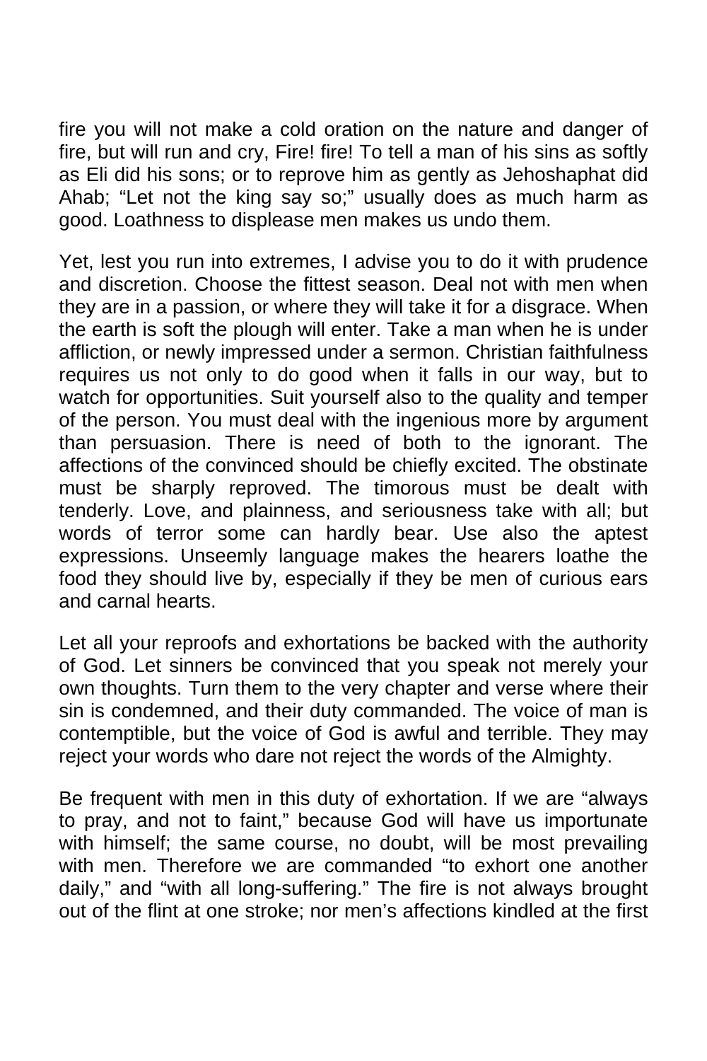fire you will not make a cold oration on the nature and danger of fire, but will run and cry, Fire! fire! To tell a man of his sins as softly as Eli did his sons; or to reprove him as gently as Jehoshaphat did Ahab; "Let not the king say so;" usually does as much harm as good. Loathness to displease men makes us undo them.

Yet, lest you run into extremes, I advise you to do it with prudence and discretion. Choose the fittest season. Deal not with men when they are in a passion, or where they will take it for a disgrace. When the earth is soft the plough will enter. Take a man when he is under affliction, or newly impressed under a sermon. Christian faithfulness requires us not only to do good when it falls in our way, but to watch for opportunities. Suit yourself also to the quality and temper of the person. You must deal with the ingenious more by argument than persuasion. There is need of both to the ignorant. The affections of the convinced should be chiefly excited. The obstinate must be sharply reproved. The timorous must be dealt with tenderly. Love, and plainness, and seriousness take with all; but words of terror some can hardly bear. Use also the aptest expressions. Unseemly language makes the hearers loathe the food they should live by, especially if they be men of curious ears and carnal hearts.

Let all your reproofs and exhortations be backed with the authority of God. Let sinners be convinced that you speak not merely your own thoughts. Turn them to the very chapter and verse where their sin is condemned, and their duty commanded. The voice of man is contemptible, but the voice of God is awful and terrible. They may reject your words who dare not reject the words of the Almighty.

Be frequent with men in this duty of exhortation. If we are "always to pray, and not to faint," because God will have us importunate with himself; the same course, no doubt, will be most prevailing with men. Therefore we are commanded "to exhort one another daily," and "with all long-suffering." The fire is not always brought out of the flint at one stroke; nor men's affections kindled at the first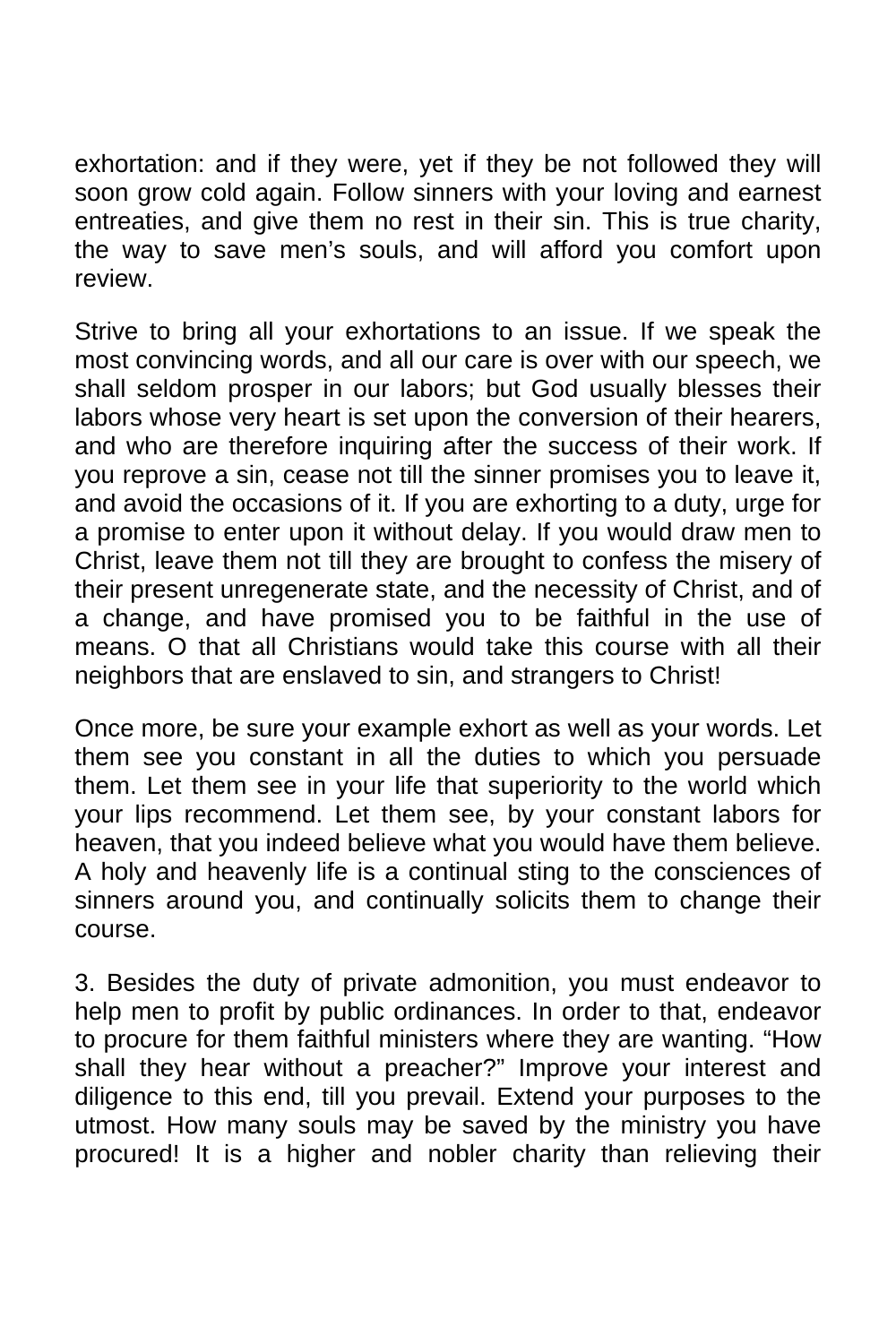exhortation: and if they were, yet if they be not followed they will soon grow cold again. Follow sinners with your loving and earnest entreaties, and give them no rest in their sin. This is true charity, the way to save men's souls, and will afford you comfort upon review.

Strive to bring all your exhortations to an issue. If we speak the most convincing words, and all our care is over with our speech, we shall seldom prosper in our labors; but God usually blesses their labors whose very heart is set upon the conversion of their hearers, and who are therefore inquiring after the success of their work. If you reprove a sin, cease not till the sinner promises you to leave it, and avoid the occasions of it. If you are exhorting to a duty, urge for a promise to enter upon it without delay. If you would draw men to Christ, leave them not till they are brought to confess the misery of their present unregenerate state, and the necessity of Christ, and of a change, and have promised you to be faithful in the use of means. O that all Christians would take this course with all their neighbors that are enslaved to sin, and strangers to Christ!

Once more, be sure your example exhort as well as your words. Let them see you constant in all the duties to which you persuade them. Let them see in your life that superiority to the world which your lips recommend. Let them see, by your constant labors for heaven, that you indeed believe what you would have them believe. A holy and heavenly life is a continual sting to the consciences of sinners around you, and continually solicits them to change their course.

3. Besides the duty of private admonition, you must endeavor to help men to profit by public ordinances. In order to that, endeavor to procure for them faithful ministers where they are wanting. "How shall they hear without a preacher?" Improve your interest and diligence to this end, till you prevail. Extend your purposes to the utmost. How many souls may be saved by the ministry you have procured! It is a higher and nobler charity than relieving their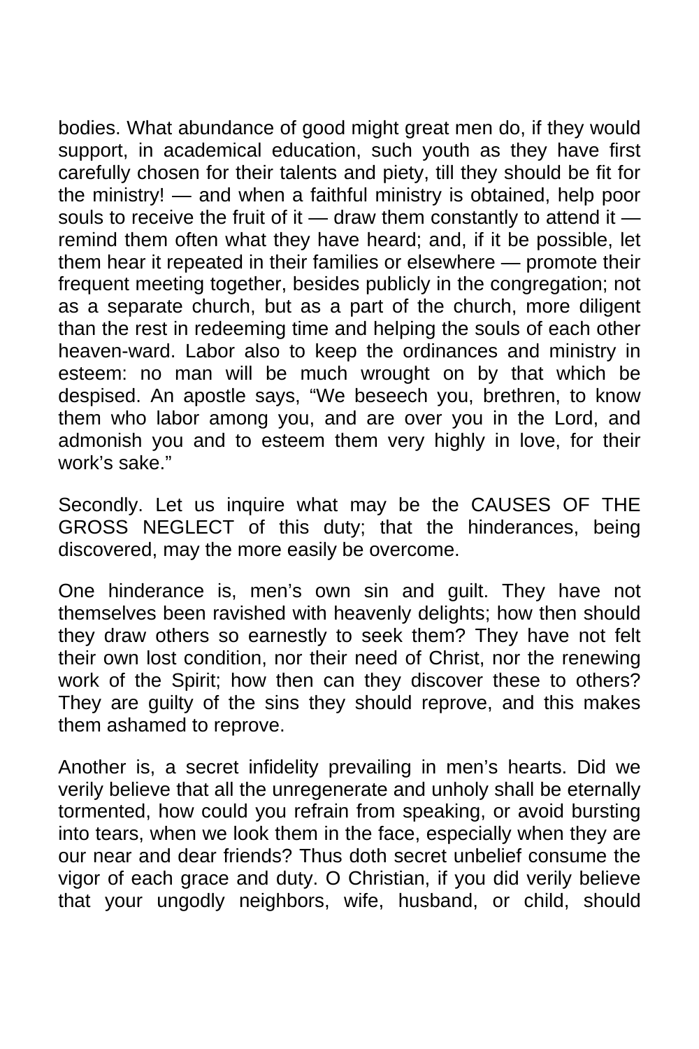bodies. What abundance of good might great men do, if they would support, in academical education, such youth as they have first carefully chosen for their talents and piety, till they should be fit for the ministry! — and when a faithful ministry is obtained, help poor souls to receive the fruit of it — draw them constantly to attend it — remind them often what they have heard; and, if it be possible, let them hear it repeated in their families or elsewhere — promote their frequent meeting together, besides publicly in the congregation; not as a separate church, but as a part of the church, more diligent than the rest in redeeming time and helping the souls of each other heaven-ward. Labor also to keep the ordinances and ministry in esteem: no man will be much wrought on by that which be despised. An apostle says, “We beseech you, brethren, to know them who labor among you, and are over you in the Lord, and admonish you and to esteem them very highly in love, for their work’s sake.”

Secondly. Let us inquire what may be the CAUSES OF THE GROSS NEGLECT of this duty; that the hinderances, being discovered, may the more easily be overcome.

One hinderance is, men’s own sin and guilt. They have not themselves been ravished with heavenly delights; how then should they draw others so earnestly to seek them? They have not felt their own lost condition, nor their need of Christ, nor the renewing work of the Spirit; how then can they discover these to others? They are guilty of the sins they should reprove, and this makes them ashamed to reprove.

Another is, a secret infidelity prevailing in men’s hearts. Did we verily believe that all the unregenerate and unholy shall be eternally tormented, how could you refrain from speaking, or avoid bursting into tears, when we look them in the face, especially when they are our near and dear friends? Thus doth secret unbelief consume the vigor of each grace and duty. O Christian, if you did verily believe that your ungodly neighbors, wife, husband, or child, should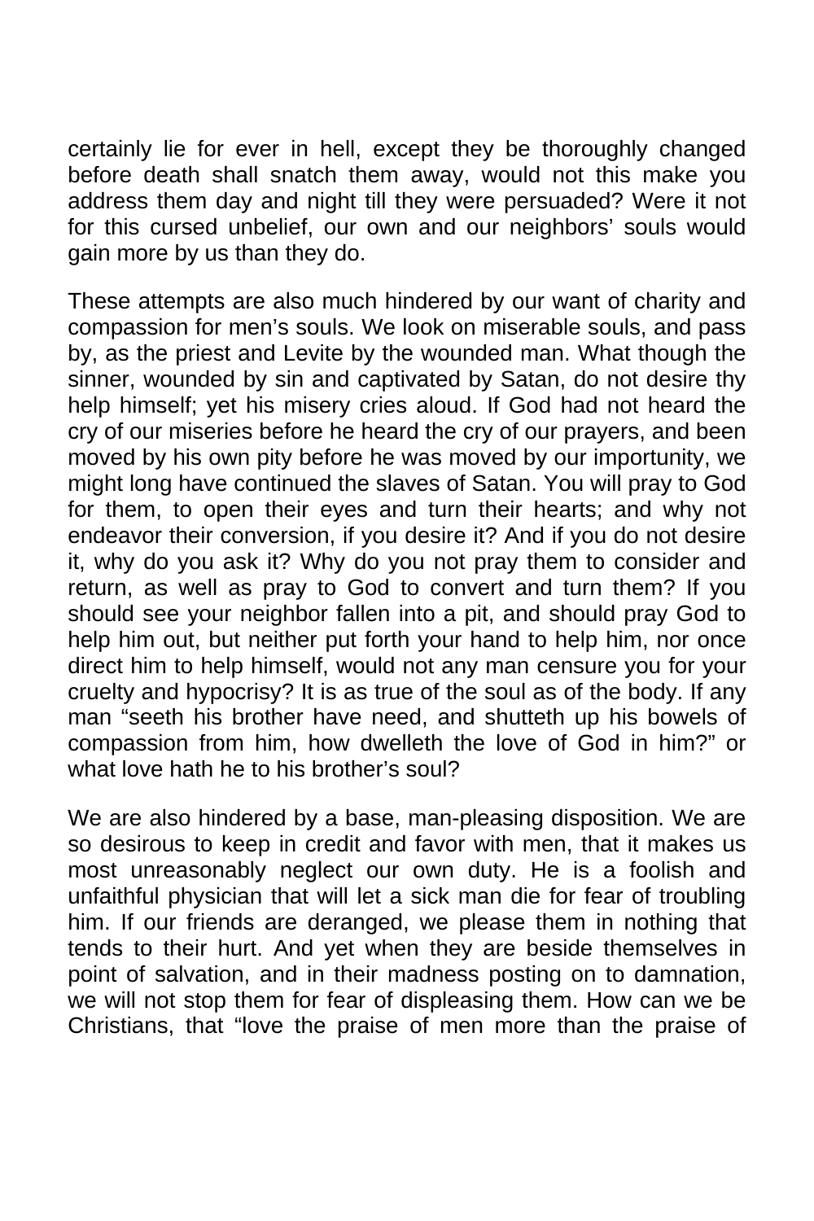certainly lie for ever in hell, except they be thoroughly changed before death shall snatch them away, would not this make you address them day and night till they were persuaded? Were it not for this cursed unbelief, our own and our neighbors' souls would gain more by us than they do.

These attempts are also much hindered by our want of charity and compassion for men's souls. We look on miserable souls, and pass by, as the priest and Levite by the wounded man. What though the sinner, wounded by sin and captivated by Satan, do not desire thy help himself; yet his misery cries aloud. If God had not heard the cry of our miseries before he heard the cry of our prayers, and been moved by his own pity before he was moved by our importunity, we might long have continued the slaves of Satan. You will pray to God for them, to open their eyes and turn their hearts; and why not endeavor their conversion, if you desire it? And if you do not desire it, why do you ask it? Why do you not pray them to consider and return, as well as pray to God to convert and turn them? If you should see your neighbor fallen into a pit, and should pray God to help him out, but neither put forth your hand to help him, nor once direct him to help himself, would not any man censure you for your cruelty and hypocrisy? It is as true of the soul as of the body. If any man "seeth his brother have need, and shutteth up his bowels of compassion from him, how dwelleth the love of God in him?" or what love hath he to his brother's soul?

We are also hindered by a base, man-pleasing disposition. We are so desirous to keep in credit and favor with men, that it makes us most unreasonably neglect our own duty. He is a foolish and unfaithful physician that will let a sick man die for fear of troubling him. If our friends are deranged, we please them in nothing that tends to their hurt. And yet when they are beside themselves in point of salvation, and in their madness posting on to damnation, we will not stop them for fear of displeasing them. How can we be Christians, that "love the praise of men more than the praise of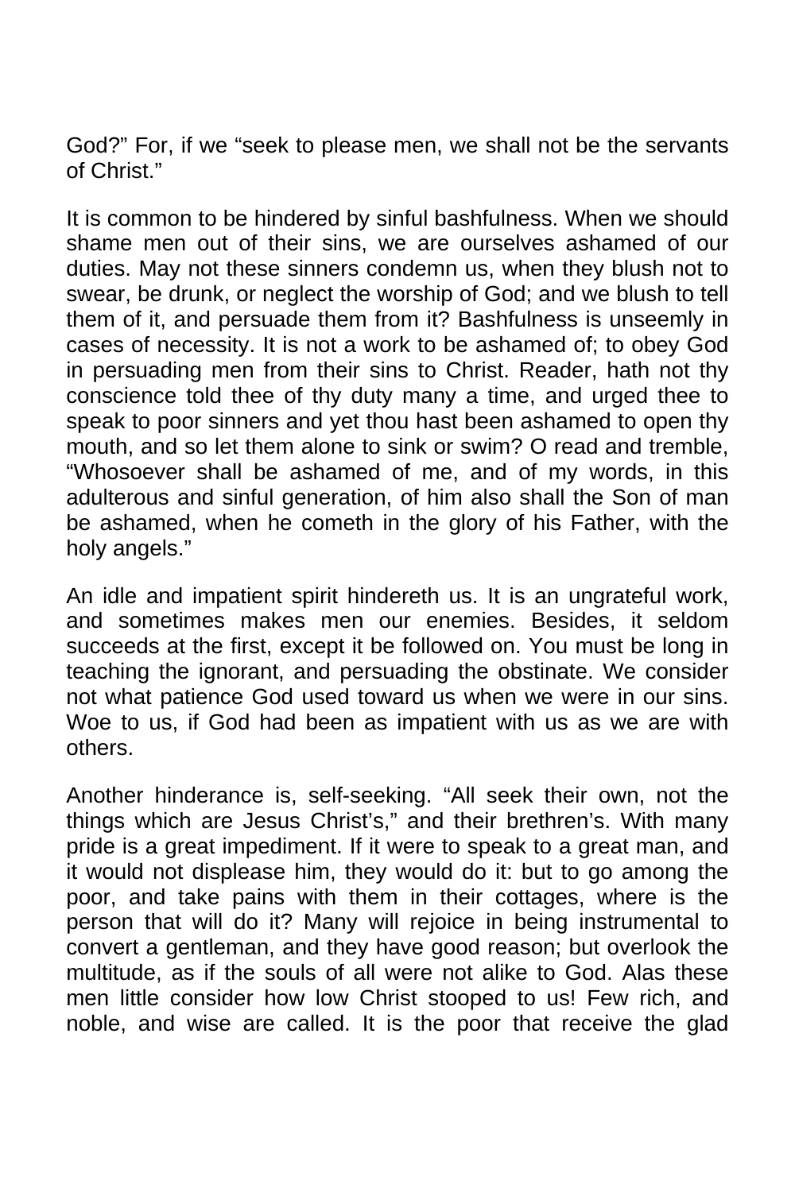God?" For, if we "seek to please men, we shall not be the servants of Christ."

It is common to be hindered by sinful bashfulness. When we should shame men out of their sins, we are ourselves ashamed of our duties. May not these sinners condemn us, when they blush not to swear, be drunk, or neglect the worship of God; and we blush to tell them of it, and persuade them from it? Bashfulness is unseemly in cases of necessity. It is not a work to be ashamed of; to obey God in persuading men from their sins to Christ. Reader, hath not thy conscience told thee of thy duty many a time, and urged thee to speak to poor sinners and yet thou hast been ashamed to open thy mouth, and so let them alone to sink or swim? O read and tremble, "Whosoever shall be ashamed of me, and of my words, in this adulterous and sinful generation, of him also shall the Son of man be ashamed, when he cometh in the glory of his Father, with the holy angels."

An idle and impatient spirit hindereth us. It is an ungrateful work, and sometimes makes men our enemies. Besides, it seldom succeeds at the first, except it be followed on. You must be long in teaching the ignorant, and persuading the obstinate. We consider not what patience God used toward us when we were in our sins. Woe to us, if God had been as impatient with us as we are with others.

Another hinderance is, self-seeking. "All seek their own, not the things which are Jesus Christ's," and their brethren's. With many pride is a great impediment. If it were to speak to a great man, and it would not displease him, they would do it: but to go among the poor, and take pains with them in their cottages, where is the person that will do it? Many will rejoice in being instrumental to convert a gentleman, and they have good reason; but overlook the multitude, as if the souls of all were not alike to God. Alas these men little consider how low Christ stooped to us! Few rich, and noble, and wise are called. It is the poor that receive the glad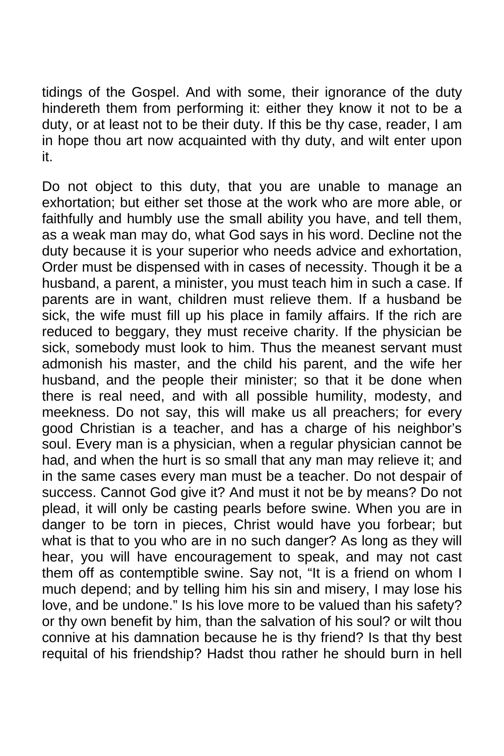tidings of the Gospel. And with some, their ignorance of the duty hindereth them from performing it: either they know it not to be a duty, or at least not to be their duty. If this be thy case, reader, I am in hope thou art now acquainted with thy duty, and wilt enter upon it.

Do not object to this duty, that you are unable to manage an exhortation; but either set those at the work who are more able, or faithfully and humbly use the small ability you have, and tell them, as a weak man may do, what God says in his word. Decline not the duty because it is your superior who needs advice and exhortation, Order must be dispensed with in cases of necessity. Though it be a husband, a parent, a minister, you must teach him in such a case. If parents are in want, children must relieve them. If a husband be sick, the wife must fill up his place in family affairs. If the rich are reduced to beggary, they must receive charity. If the physician be sick, somebody must look to him. Thus the meanest servant must admonish his master, and the child his parent, and the wife her husband, and the people their minister; so that it be done when there is real need, and with all possible humility, modesty, and meekness. Do not say, this will make us all preachers; for every good Christian is a teacher, and has a charge of his neighbor's soul. Every man is a physician, when a regular physician cannot be had, and when the hurt is so small that any man may relieve it; and in the same cases every man must be a teacher. Do not despair of success. Cannot God give it? And must it not be by means? Do not plead, it will only be casting pearls before swine. When you are in danger to be torn in pieces, Christ would have you forbear; but what is that to you who are in no such danger? As long as they will hear, you will have encouragement to speak, and may not cast them off as contemptible swine. Say not, "It is a friend on whom I much depend; and by telling him his sin and misery, I may lose his love, and be undone." Is his love more to be valued than his safety? or thy own benefit by him, than the salvation of his soul? or wilt thou connive at his damnation because he is thy friend? Is that thy best requital of his friendship? Hadst thou rather he should burn in hell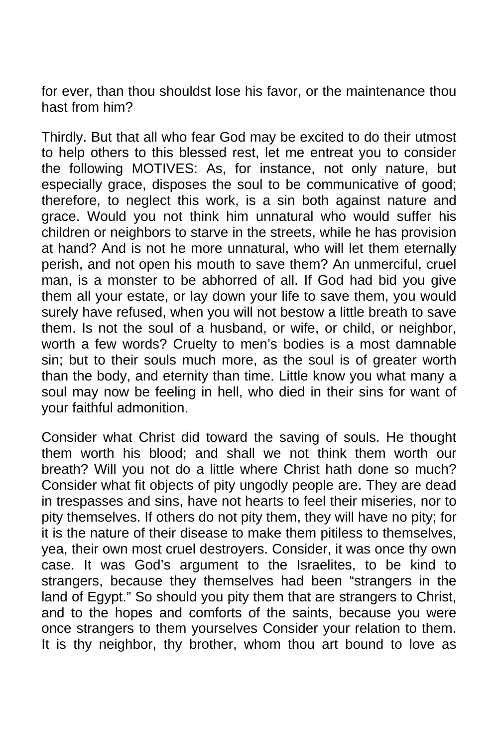for ever, than thou shouldst lose his favor, or the maintenance thou hast from him?

Thirdly. But that all who fear God may be excited to do their utmost to help others to this blessed rest, let me entreat you to consider the following MOTIVES: As, for instance, not only nature, but especially grace, disposes the soul to be communicative of good; therefore, to neglect this work, is a sin both against nature and grace. Would you not think him unnatural who would suffer his children or neighbors to starve in the streets, while he has provision at hand? And is not he more unnatural, who will let them eternally perish, and not open his mouth to save them? An unmerciful, cruel man, is a monster to be abhorred of all. If God had bid you give them all your estate, or lay down your life to save them, you would surely have refused, when you will not bestow a little breath to save them. Is not the soul of a husband, or wife, or child, or neighbor, worth a few words? Cruelty to men’s bodies is a most damnable sin; but to their souls much more, as the soul is of greater worth than the body, and eternity than time. Little know you what many a soul may now be feeling in hell, who died in their sins for want of your faithful admonition.

Consider what Christ did toward the saving of souls. He thought them worth his blood; and shall we not think them worth our breath? Will you not do a little where Christ hath done so much? Consider what fit objects of pity ungodly people are. They are dead in trespasses and sins, have not hearts to feel their miseries, nor to pity themselves. If others do not pity them, they will have no pity; for it is the nature of their disease to make them pitiless to themselves, yea, their own most cruel destroyers. Consider, it was once thy own case. It was God’s argument to the Israelites, to be kind to strangers, because they themselves had been “strangers in the land of Egypt.” So should you pity them that are strangers to Christ, and to the hopes and comforts of the saints, because you were once strangers to them yourselves Consider your relation to them. It is thy neighbor, thy brother, whom thou art bound to love as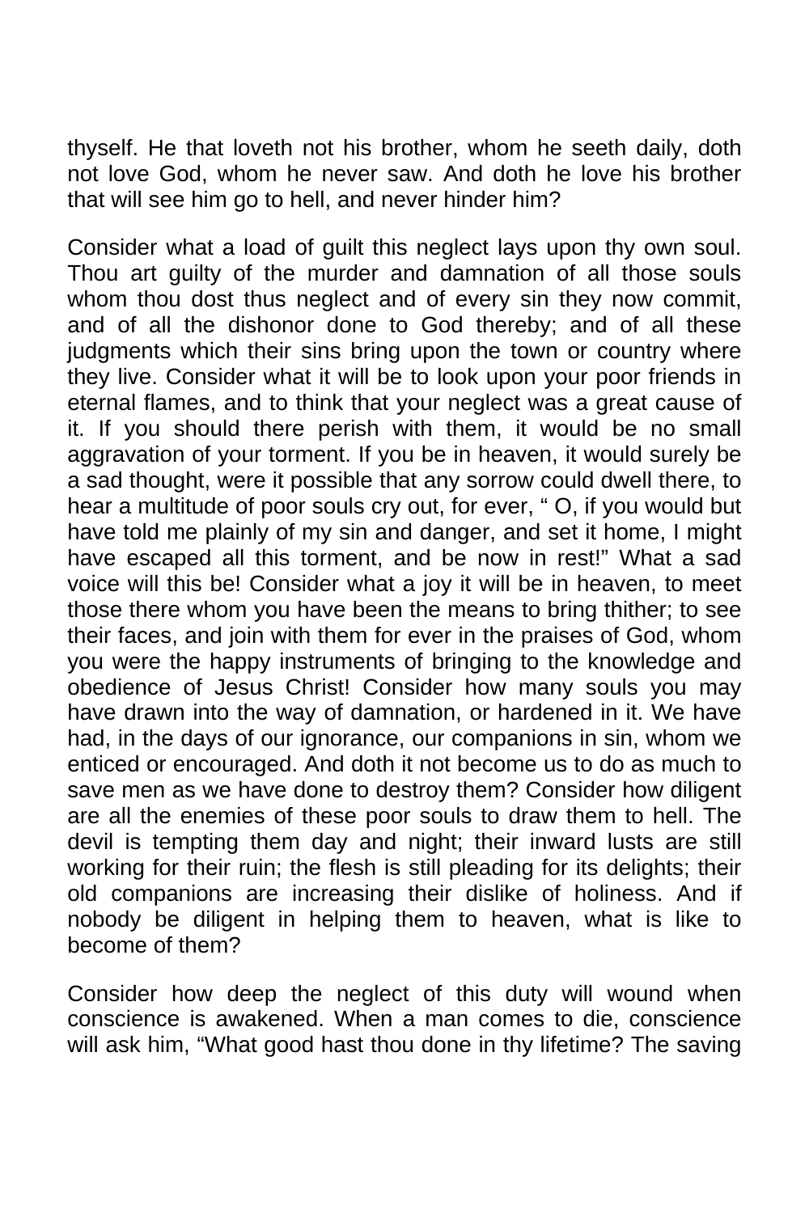thyself. He that loveth not his brother, whom he seeth daily, doth not love God, whom he never saw. And doth he love his brother that will see him go to hell, and never hinder him?

Consider what a load of guilt this neglect lays upon thy own soul. Thou art guilty of the murder and damnation of all those souls whom thou dost thus neglect and of every sin they now commit, and of all the dishonor done to God thereby; and of all these judgments which their sins bring upon the town or country where they live. Consider what it will be to look upon your poor friends in eternal flames, and to think that your neglect was a great cause of it. If you should there perish with them, it would be no small aggravation of your torment. If you be in heaven, it would surely be a sad thought, were it possible that any sorrow could dwell there, to hear a multitude of poor souls cry out, for ever, " O, if you would but have told me plainly of my sin and danger, and set it home, I might have escaped all this torment, and be now in rest!" What a sad voice will this be! Consider what a joy it will be in heaven, to meet those there whom you have been the means to bring thither; to see their faces, and join with them for ever in the praises of God, whom you were the happy instruments of bringing to the knowledge and obedience of Jesus Christ! Consider how many souls you may have drawn into the way of damnation, or hardened in it. We have had, in the days of our ignorance, our companions in sin, whom we enticed or encouraged. And doth it not become us to do as much to save men as we have done to destroy them? Consider how diligent are all the enemies of these poor souls to draw them to hell. The devil is tempting them day and night; their inward lusts are still working for their ruin; the flesh is still pleading for its delights; their old companions are increasing their dislike of holiness. And if nobody be diligent in helping them to heaven, what is like to become of them?

Consider how deep the neglect of this duty will wound when conscience is awakened. When a man comes to die, conscience will ask him, "What good hast thou done in thy lifetime? The saving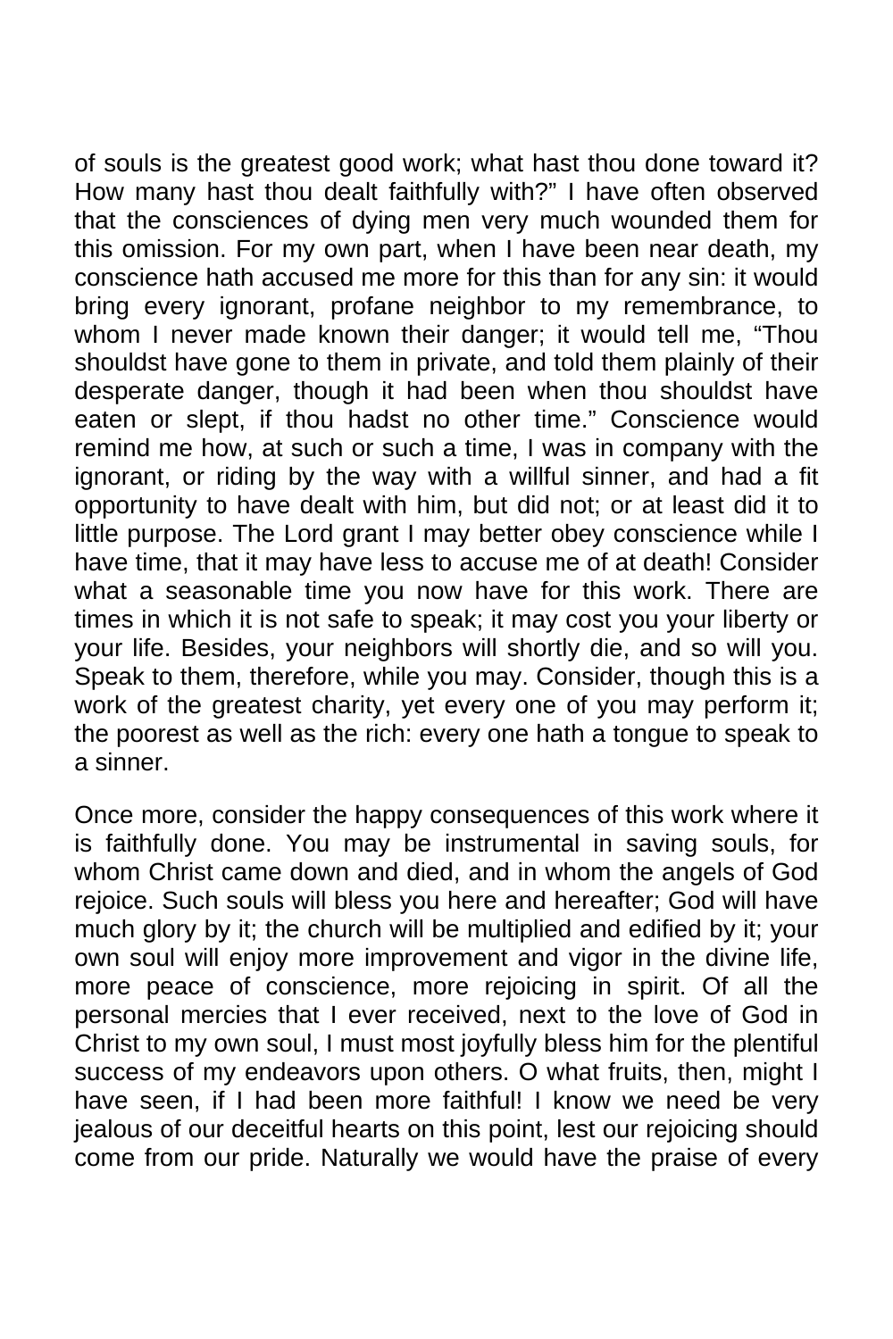of souls is the greatest good work; what hast thou done toward it? How many hast thou dealt faithfully with?" I have often observed that the consciences of dying men very much wounded them for this omission. For my own part, when I have been near death, my conscience hath accused me more for this than for any sin: it would bring every ignorant, profane neighbor to my remembrance, to whom I never made known their danger; it would tell me, "Thou shouldst have gone to them in private, and told them plainly of their desperate danger, though it had been when thou shouldst have eaten or slept, if thou hadst no other time." Conscience would remind me how, at such or such a time, I was in company with the ignorant, or riding by the way with a willful sinner, and had a fit opportunity to have dealt with him, but did not; or at least did it to little purpose. The Lord grant I may better obey conscience while I have time, that it may have less to accuse me of at death! Consider what a seasonable time you now have for this work. There are times in which it is not safe to speak; it may cost you your liberty or your life. Besides, your neighbors will shortly die, and so will you. Speak to them, therefore, while you may. Consider, though this is a work of the greatest charity, yet every one of you may perform it; the poorest as well as the rich: every one hath a tongue to speak to a sinner.

Once more, consider the happy consequences of this work where it is faithfully done. You may be instrumental in saving souls, for whom Christ came down and died, and in whom the angels of God rejoice. Such souls will bless you here and hereafter; God will have much glory by it; the church will be multiplied and edified by it; your own soul will enjoy more improvement and vigor in the divine life, more peace of conscience, more rejoicing in spirit. Of all the personal mercies that I ever received, next to the love of God in Christ to my own soul, I must most joyfully bless him for the plentiful success of my endeavors upon others. O what fruits, then, might I have seen, if I had been more faithful! I know we need be very jealous of our deceitful hearts on this point, lest our rejoicing should come from our pride. Naturally we would have the praise of every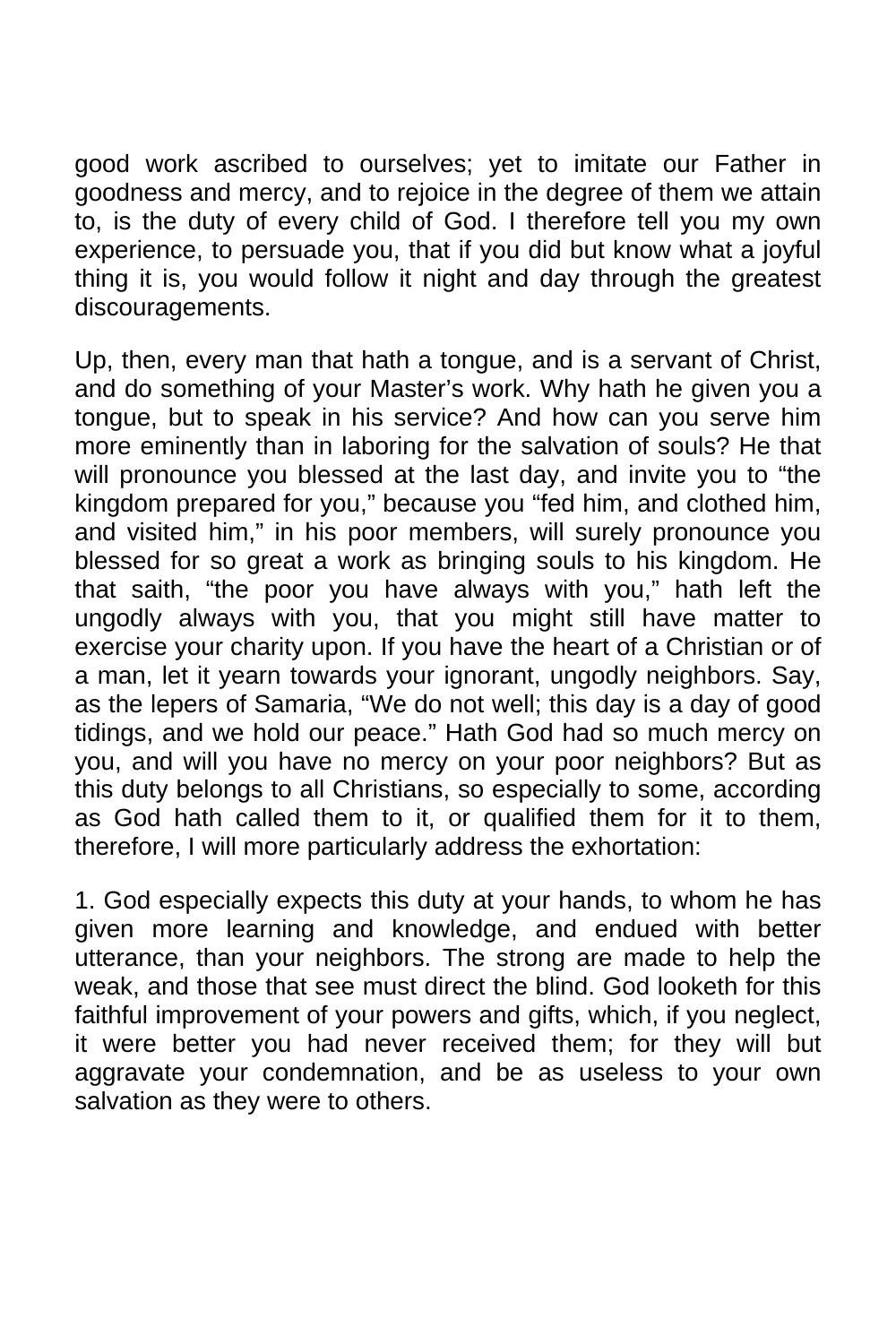good work ascribed to ourselves; yet to imitate our Father in goodness and mercy, and to rejoice in the degree of them we attain to, is the duty of every child of God. I therefore tell you my own experience, to persuade you, that if you did but know what a joyful thing it is, you would follow it night and day through the greatest discouragements.

Up, then, every man that hath a tongue, and is a servant of Christ, and do something of your Master's work. Why hath he given you a tongue, but to speak in his service? And how can you serve him more eminently than in laboring for the salvation of souls? He that will pronounce you blessed at the last day, and invite you to "the kingdom prepared for you," because you "fed him, and clothed him, and visited him," in his poor members, will surely pronounce you blessed for so great a work as bringing souls to his kingdom. He that saith, "the poor you have always with you," hath left the ungodly always with you, that you might still have matter to exercise your charity upon. If you have the heart of a Christian or of a man, let it yearn towards your ignorant, ungodly neighbors. Say, as the lepers of Samaria, "We do not well; this day is a day of good tidings, and we hold our peace." Hath God had so much mercy on you, and will you have no mercy on your poor neighbors? But as this duty belongs to all Christians, so especially to some, according as God hath called them to it, or qualified them for it to them, therefore, I will more particularly address the exhortation:

1. God especially expects this duty at your hands, to whom he has given more learning and knowledge, and endued with better utterance, than your neighbors. The strong are made to help the weak, and those that see must direct the blind. God looketh for this faithful improvement of your powers and gifts, which, if you neglect, it were better you had never received them; for they will but aggravate your condemnation, and be as useless to your own salvation as they were to others.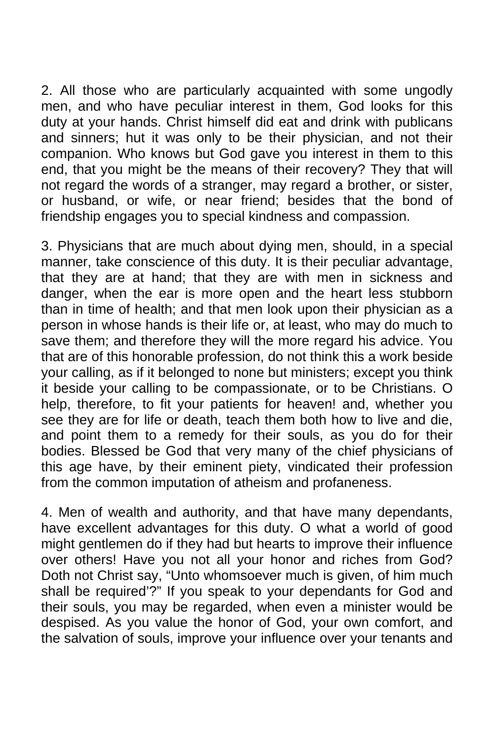2. All those who are particularly acquainted with some ungodly men, and who have peculiar interest in them, God looks for this duty at your hands. Christ himself did eat and drink with publicans and sinners; hut it was only to be their physician, and not their companion. Who knows but God gave you interest in them to this end, that you might be the means of their recovery? They that will not regard the words of a stranger, may regard a brother, or sister, or husband, or wife, or near friend; besides that the bond of friendship engages you to special kindness and compassion.

3. Physicians that are much about dying men, should, in a special manner, take conscience of this duty. It is their peculiar advantage, that they are at hand; that they are with men in sickness and danger, when the ear is more open and the heart less stubborn than in time of health; and that men look upon their physician as a person in whose hands is their life or, at least, who may do much to save them; and therefore they will the more regard his advice. You that are of this honorable profession, do not think this a work beside your calling, as if it belonged to none but ministers; except you think it beside your calling to be compassionate, or to be Christians. O help, therefore, to fit your patients for heaven! and, whether you see they are for life or death, teach them both how to live and die, and point them to a remedy for their souls, as you do for their bodies. Blessed be God that very many of the chief physicians of this age have, by their eminent piety, vindicated their profession from the common imputation of atheism and profaneness.

4. Men of wealth and authority, and that have many dependants, have excellent advantages for this duty. O what a world of good might gentlemen do if they had but hearts to improve their influence over others! Have you not all your honor and riches from God? Doth not Christ say, "Unto whomsoever much is given, of him much shall be required'?" If you speak to your dependants for God and their souls, you may be regarded, when even a minister would be despised. As you value the honor of God, your own comfort, and the salvation of souls, improve your influence over your tenants and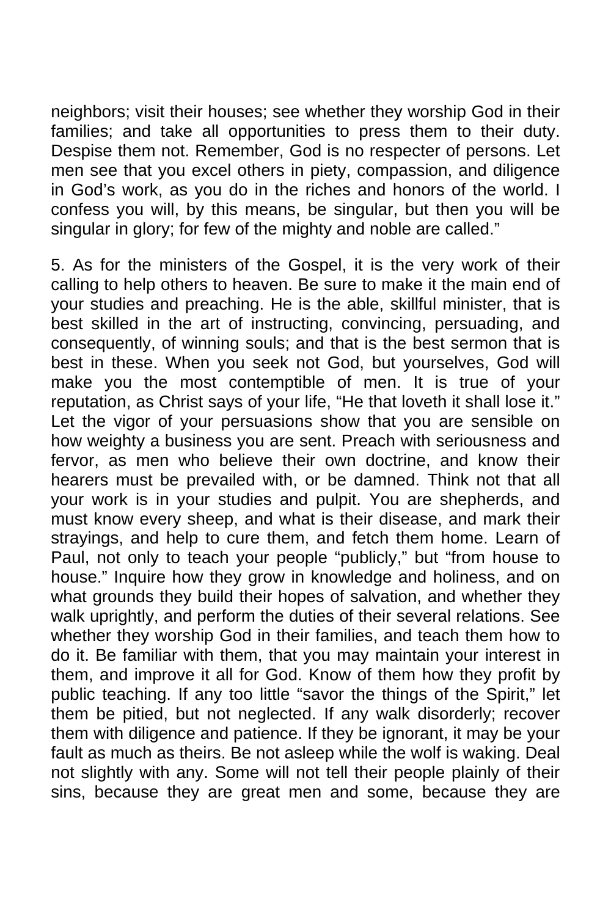neighbors; visit their houses; see whether they worship God in their families; and take all opportunities to press them to their duty. Despise them not. Remember, God is no respecter of persons. Let men see that you excel others in piety, compassion, and diligence in God's work, as you do in the riches and honors of the world. I confess you will, by this means, be singular, but then you will be singular in glory; for few of the mighty and noble are called."

5. As for the ministers of the Gospel, it is the very work of their calling to help others to heaven. Be sure to make it the main end of your studies and preaching. He is the able, skillful minister, that is best skilled in the art of instructing, convincing, persuading, and consequently, of winning souls; and that is the best sermon that is best in these. When you seek not God, but yourselves, God will make you the most contemptible of men. It is true of your reputation, as Christ says of your life, "He that loveth it shall lose it." Let the vigor of your persuasions show that you are sensible on how weighty a business you are sent. Preach with seriousness and fervor, as men who believe their own doctrine, and know their hearers must be prevailed with, or be damned. Think not that all your work is in your studies and pulpit. You are shepherds, and must know every sheep, and what is their disease, and mark their strayings, and help to cure them, and fetch them home. Learn of Paul, not only to teach your people "publicly," but "from house to house." Inquire how they grow in knowledge and holiness, and on what grounds they build their hopes of salvation, and whether they walk uprightly, and perform the duties of their several relations. See whether they worship God in their families, and teach them how to do it. Be familiar with them, that you may maintain your interest in them, and improve it all for God. Know of them how they profit by public teaching. If any too little "savor the things of the Spirit," let them be pitied, but not neglected. If any walk disorderly; recover them with diligence and patience. If they be ignorant, it may be your fault as much as theirs. Be not asleep while the wolf is waking. Deal not slightly with any. Some will not tell their people plainly of their sins, because they are great men and some, because they are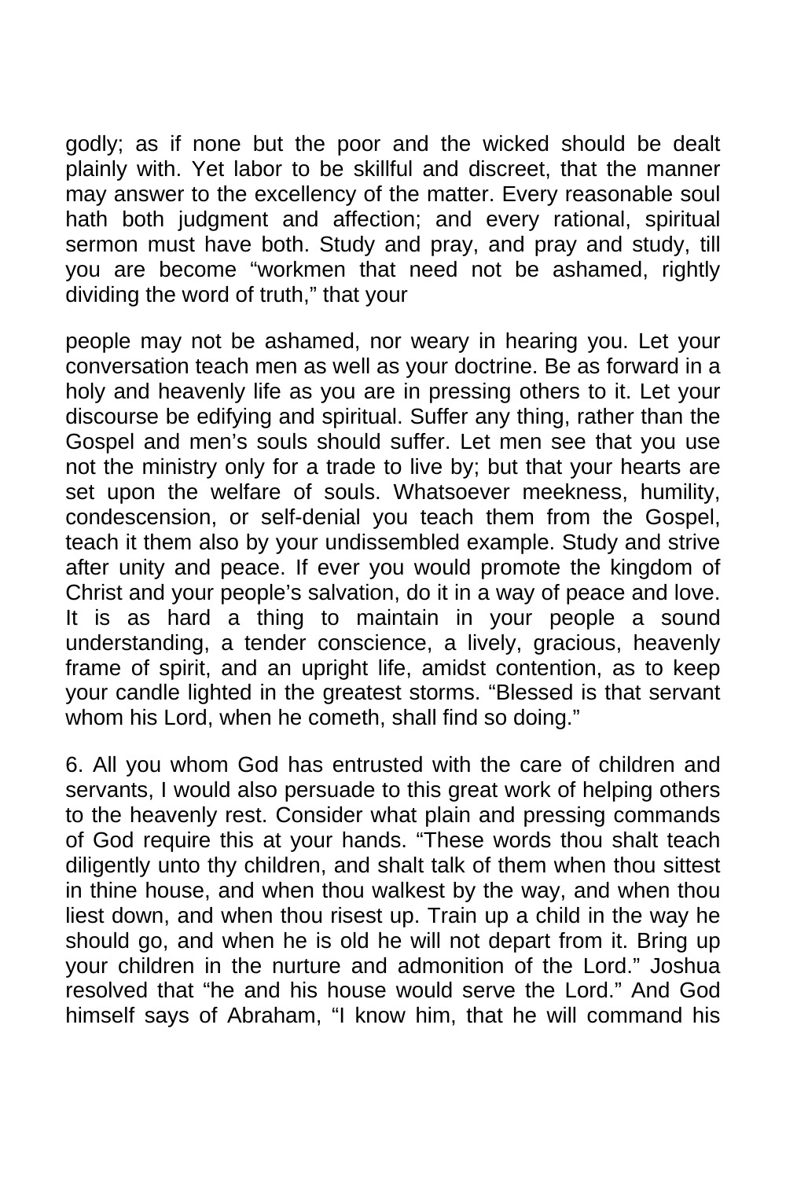godly; as if none but the poor and the wicked should be dealt plainly with. Yet labor to be skillful and discreet, that the manner may answer to the excellency of the matter. Every reasonable soul hath both judgment and affection; and every rational, spiritual sermon must have both. Study and pray, and pray and study, till you are become "workmen that need not be ashamed, rightly dividing the word of truth," that your

people may not be ashamed, nor weary in hearing you. Let your conversation teach men as well as your doctrine. Be as forward in a holy and heavenly life as you are in pressing others to it. Let your discourse be edifying and spiritual. Suffer any thing, rather than the Gospel and men's souls should suffer. Let men see that you use not the ministry only for a trade to live by; but that your hearts are set upon the welfare of souls. Whatsoever meekness, humility, condescension, or self-denial you teach them from the Gospel, teach it them also by your undissembled example. Study and strive after unity and peace. If ever you would promote the kingdom of Christ and your people's salvation, do it in a way of peace and love. It is as hard a thing to maintain in your people a sound understanding, a tender conscience, a lively, gracious, heavenly frame of spirit, and an upright life, amidst contention, as to keep your candle lighted in the greatest storms. "Blessed is that servant whom his Lord, when he cometh, shall find so doing."

6. All you whom God has entrusted with the care of children and servants, I would also persuade to this great work of helping others to the heavenly rest. Consider what plain and pressing commands of God require this at your hands. "These words thou shalt teach diligently unto thy children, and shalt talk of them when thou sittest in thine house, and when thou walkest by the way, and when thou liest down, and when thou risest up. Train up a child in the way he should go, and when he is old he will not depart from it. Bring up your children in the nurture and admonition of the Lord." Joshua resolved that "he and his house would serve the Lord." And God himself says of Abraham, "I know him, that he will command his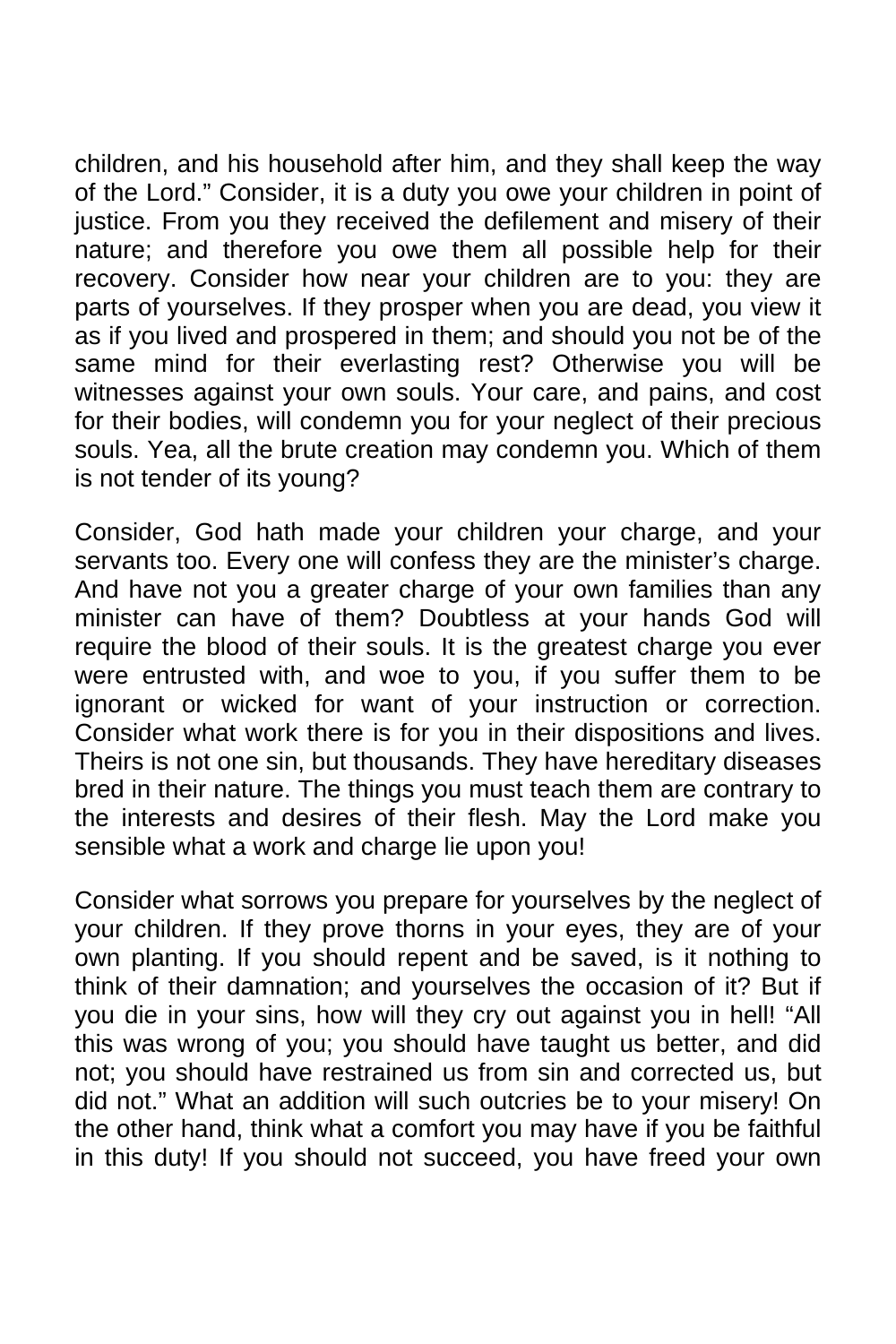children, and his household after him, and they shall keep the way of the Lord." Consider, it is a duty you owe your children in point of justice. From you they received the defilement and misery of their nature; and therefore you owe them all possible help for their recovery. Consider how near your children are to you: they are parts of yourselves. If they prosper when you are dead, you view it as if you lived and prospered in them; and should you not be of the same mind for their everlasting rest? Otherwise you will be witnesses against your own souls. Your care, and pains, and cost for their bodies, will condemn you for your neglect of their precious souls. Yea, all the brute creation may condemn you. Which of them is not tender of its young?

Consider, God hath made your children your charge, and your servants too. Every one will confess they are the minister's charge. And have not you a greater charge of your own families than any minister can have of them? Doubtless at your hands God will require the blood of their souls. It is the greatest charge you ever were entrusted with, and woe to you, if you suffer them to be ignorant or wicked for want of your instruction or correction. Consider what work there is for you in their dispositions and lives. Theirs is not one sin, but thousands. They have hereditary diseases bred in their nature. The things you must teach them are contrary to the interests and desires of their flesh. May the Lord make you sensible what a work and charge lie upon you!

Consider what sorrows you prepare for yourselves by the neglect of your children. If they prove thorns in your eyes, they are of your own planting. If you should repent and be saved, is it nothing to think of their damnation; and yourselves the occasion of it? But if you die in your sins, how will they cry out against you in hell! "All this was wrong of you; you should have taught us better, and did not; you should have restrained us from sin and corrected us, but did not." What an addition will such outcries be to your misery! On the other hand, think what a comfort you may have if you be faithful in this duty! If you should not succeed, you have freed your own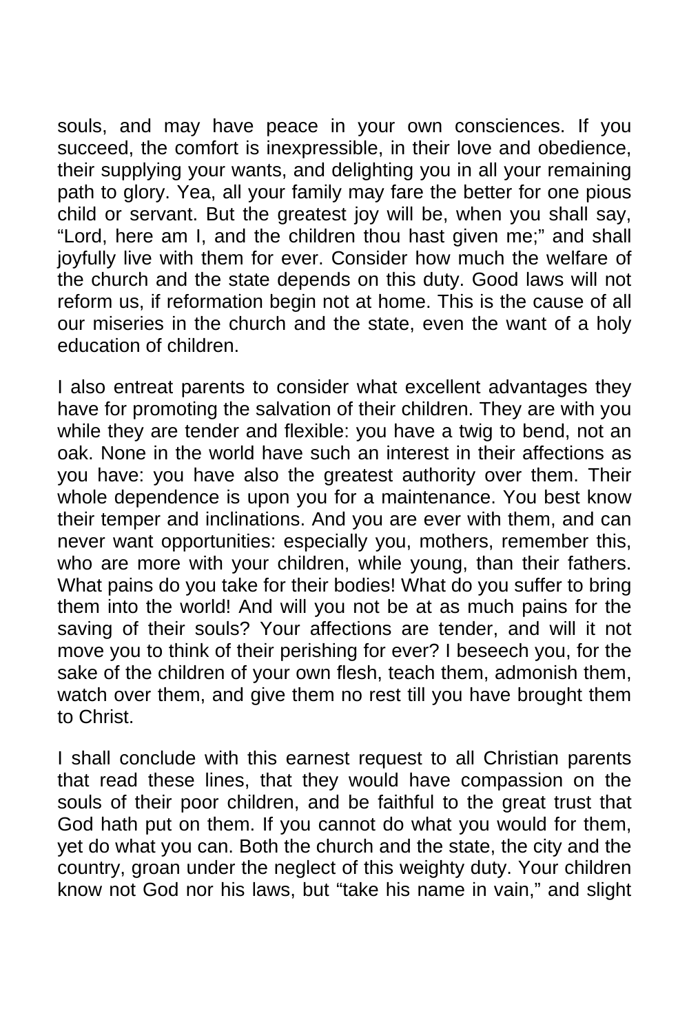souls, and may have peace in your own consciences. If you succeed, the comfort is inexpressible, in their love and obedience, their supplying your wants, and delighting you in all your remaining path to glory. Yea, all your family may fare the better for one pious child or servant. But the greatest joy will be, when you shall say, “Lord, here am I, and the children thou hast given me;” and shall joyfully live with them for ever. Consider how much the welfare of the church and the state depends on this duty. Good laws will not reform us, if reformation begin not at home. This is the cause of all our miseries in the church and the state, even the want of a holy education of children.

I also entreat parents to consider what excellent advantages they have for promoting the salvation of their children. They are with you while they are tender and flexible: you have a twig to bend, not an oak. None in the world have such an interest in their affections as you have: you have also the greatest authority over them. Their whole dependence is upon you for a maintenance. You best know their temper and inclinations. And you are ever with them, and can never want opportunities: especially you, mothers, remember this, who are more with your children, while young, than their fathers. What pains do you take for their bodies! What do you suffer to bring them into the world! And will you not be at as much pains for the saving of their souls? Your affections are tender, and will it not move you to think of their perishing for ever? I beseech you, for the sake of the children of your own flesh, teach them, admonish them, watch over them, and give them no rest till you have brought them to Christ.

I shall conclude with this earnest request to all Christian parents that read these lines, that they would have compassion on the souls of their poor children, and be faithful to the great trust that God hath put on them. If you cannot do what you would for them, yet do what you can. Both the church and the state, the city and the country, groan under the neglect of this weighty duty. Your children know not God nor his laws, but “take his name in vain,” and slight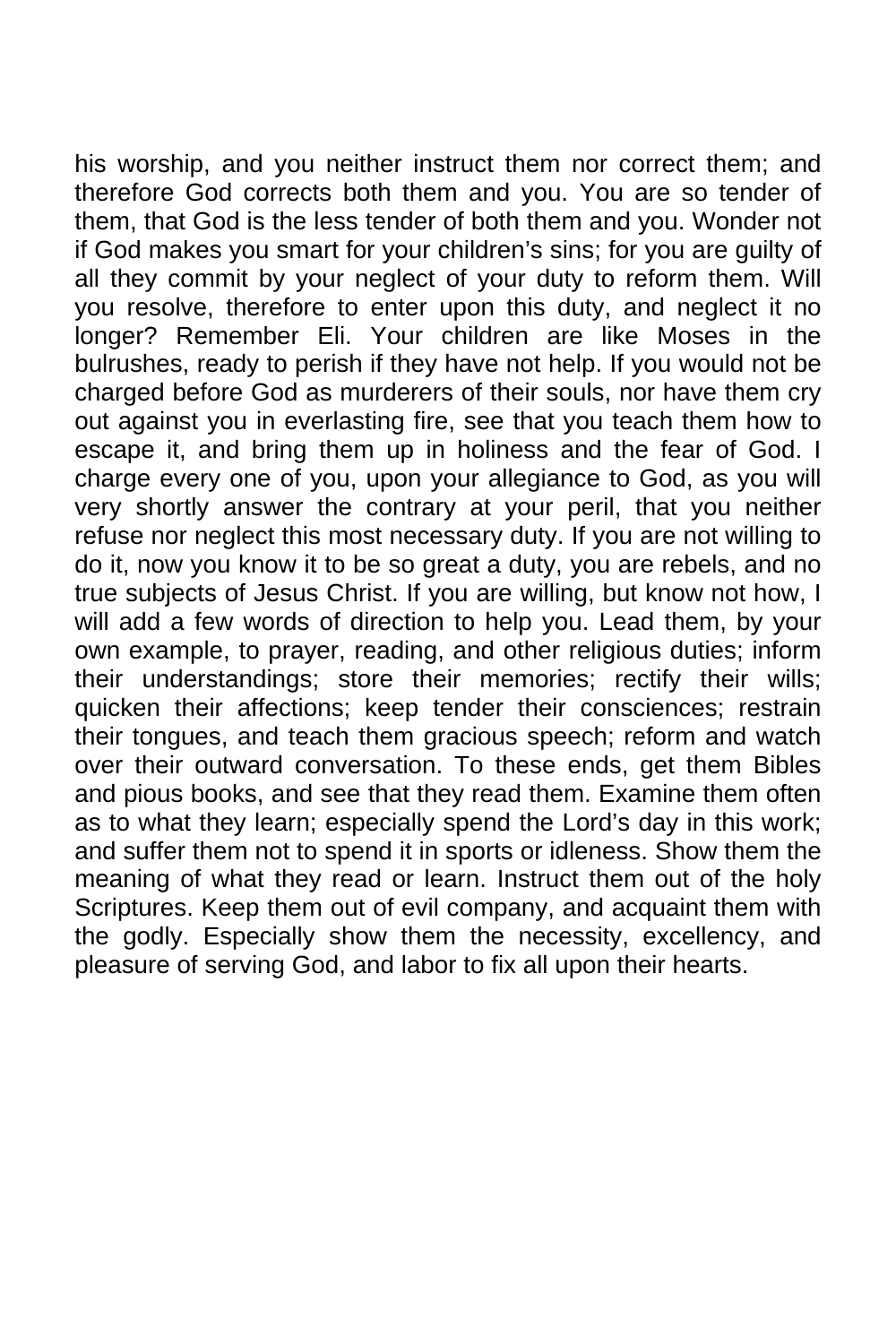his worship, and you neither instruct them nor correct them; and therefore God corrects both them and you. You are so tender of them, that God is the less tender of both them and you. Wonder not if God makes you smart for your children's sins; for you are guilty of all they commit by your neglect of your duty to reform them. Will you resolve, therefore to enter upon this duty, and neglect it no longer? Remember Eli. Your children are like Moses in the bulrushes, ready to perish if they have not help. If you would not be charged before God as murderers of their souls, nor have them cry out against you in everlasting fire, see that you teach them how to escape it, and bring them up in holiness and the fear of God. I charge every one of you, upon your allegiance to God, as you will very shortly answer the contrary at your peril, that you neither refuse nor neglect this most necessary duty. If you are not willing to do it, now you know it to be so great a duty, you are rebels, and no true subjects of Jesus Christ. If you are willing, but know not how, I will add a few words of direction to help you. Lead them, by your own example, to prayer, reading, and other religious duties; inform their understandings; store their memories; rectify their wills; quicken their affections; keep tender their consciences; restrain their tongues, and teach them gracious speech; reform and watch over their outward conversation. To these ends, get them Bibles and pious books, and see that they read them. Examine them often as to what they learn; especially spend the Lord's day in this work; and suffer them not to spend it in sports or idleness. Show them the meaning of what they read or learn. Instruct them out of the holy Scriptures. Keep them out of evil company, and acquaint them with the godly. Especially show them the necessity, excellency, and pleasure of serving God, and labor to fix all upon their hearts.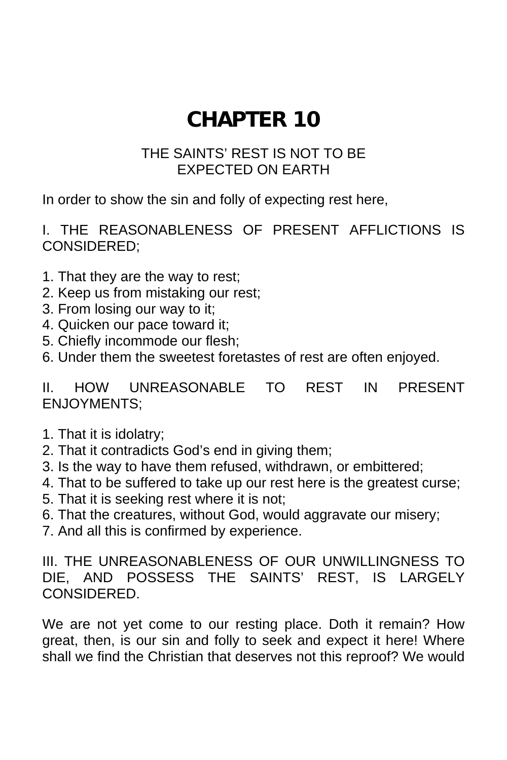# CHAPTER 10

THE SAINTS' REST IS NOT TO BE
EXPECTED ON EARTH

In order to show the sin and folly of expecting rest here,

I. THE REASONABLENESS OF PRESENT AFFLICTIONS IS CONSIDERED;

1. That they are the way to rest;
2. Keep us from mistaking our rest;
3. From losing our way to it;
4. Quicken our pace toward it;
5. Chiefly incommode our flesh;
6. Under them the sweetest foretastes of rest are often enjoyed.

II. HOW UNREASONABLE TO REST IN PRESENT ENJOYMENTS;

1. That it is idolatry;
2. That it contradicts God's end in giving them;
3. Is the way to have them refused, withdrawn, or embittered;
4. That to be suffered to take up our rest here is the greatest curse;
5. That it is seeking rest where it is not;
6. That the creatures, without God, would aggravate our misery;
7. And all this is confirmed by experience.

III. THE UNREASONABLENESS OF OUR UNWILLINGNESS TO DIE, AND POSSESS THE SAINTS' REST, IS LARGELY CONSIDERED.

We are not yet come to our resting place. Doth it remain? How great, then, is our sin and folly to seek and expect it here! Where shall we find the Christian that deserves not this reproof? We would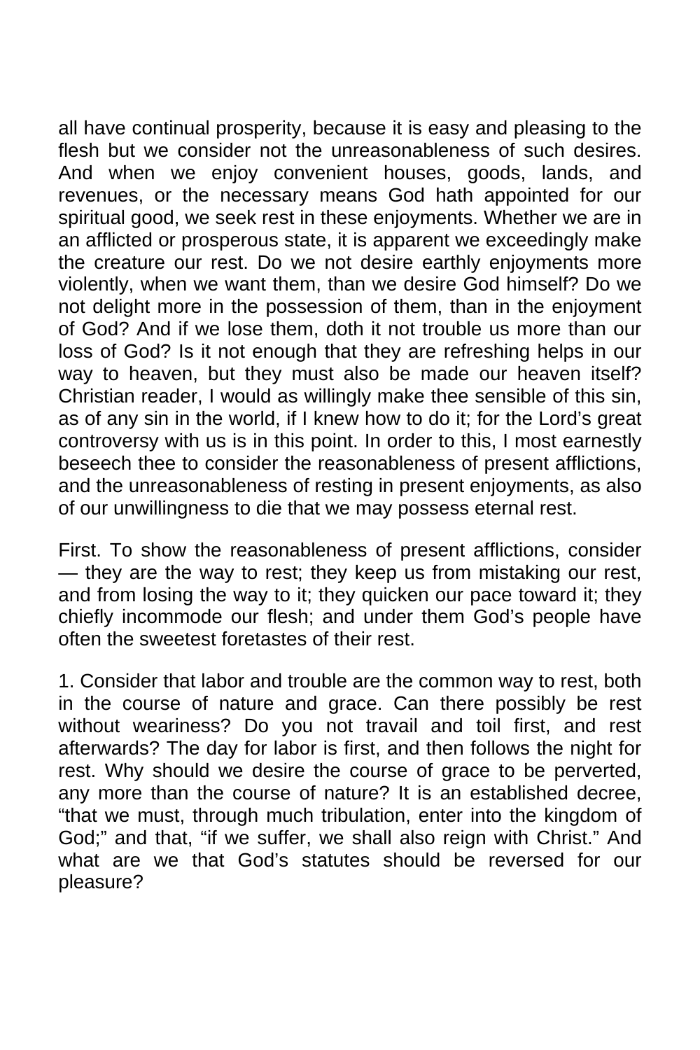all have continual prosperity, because it is easy and pleasing to the flesh but we consider not the unreasonableness of such desires. And when we enjoy convenient houses, goods, lands, and revenues, or the necessary means God hath appointed for our spiritual good, we seek rest in these enjoyments. Whether we are in an afflicted or prosperous state, it is apparent we exceedingly make the creature our rest. Do we not desire earthly enjoyments more violently, when we want them, than we desire God himself? Do we not delight more in the possession of them, than in the enjoyment of God? And if we lose them, doth it not trouble us more than our loss of God? Is it not enough that they are refreshing helps in our way to heaven, but they must also be made our heaven itself? Christian reader, I would as willingly make thee sensible of this sin, as of any sin in the world, if I knew how to do it; for the Lord's great controversy with us is in this point. In order to this, I most earnestly beseech thee to consider the reasonableness of present afflictions, and the unreasonableness of resting in present enjoyments, as also of our unwillingness to die that we may possess eternal rest.

First. To show the reasonableness of present afflictions, consider — they are the way to rest; they keep us from mistaking our rest, and from losing the way to it; they quicken our pace toward it; they chiefly incommode our flesh; and under them God's people have often the sweetest foretastes of their rest.

1. Consider that labor and trouble are the common way to rest, both in the course of nature and grace. Can there possibly be rest without weariness? Do you not travail and toil first, and rest afterwards? The day for labor is first, and then follows the night for rest. Why should we desire the course of grace to be perverted, any more than the course of nature? It is an established decree, "that we must, through much tribulation, enter into the kingdom of God;" and that, "if we suffer, we shall also reign with Christ." And what are we that God's statutes should be reversed for our pleasure?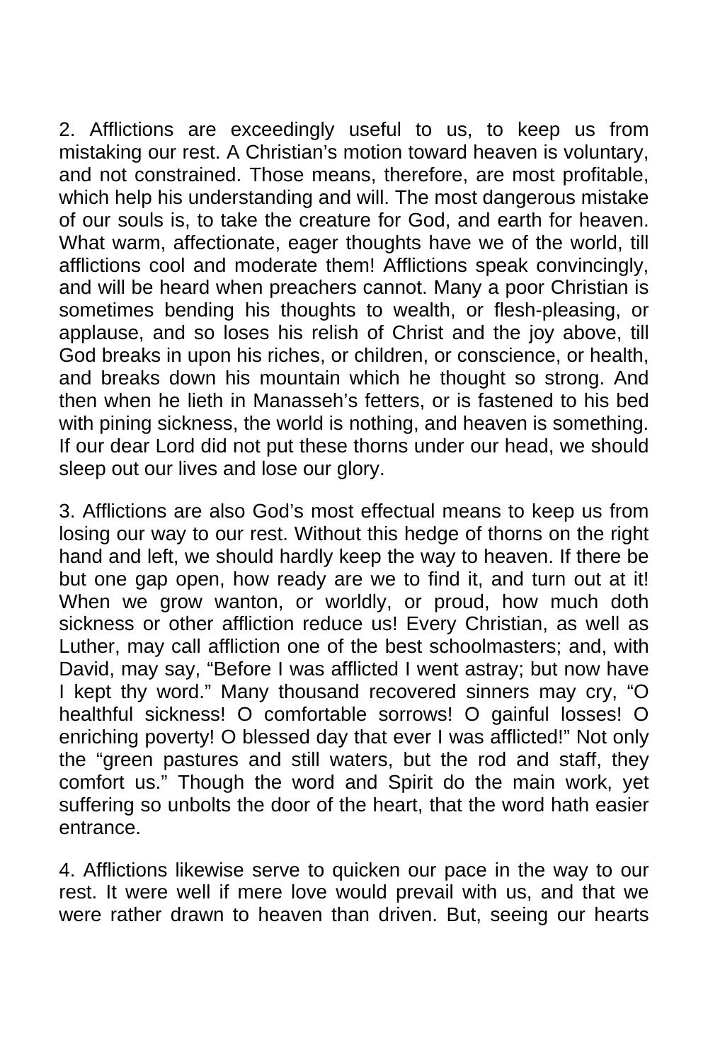2. Afflictions are exceedingly useful to us, to keep us from mistaking our rest. A Christian's motion toward heaven is voluntary, and not constrained. Those means, therefore, are most profitable, which help his understanding and will. The most dangerous mistake of our souls is, to take the creature for God, and earth for heaven. What warm, affectionate, eager thoughts have we of the world, till afflictions cool and moderate them! Afflictions speak convincingly, and will be heard when preachers cannot. Many a poor Christian is sometimes bending his thoughts to wealth, or flesh-pleasing, or applause, and so loses his relish of Christ and the joy above, till God breaks in upon his riches, or children, or conscience, or health, and breaks down his mountain which he thought so strong. And then when he lieth in Manasseh's fetters, or is fastened to his bed with pining sickness, the world is nothing, and heaven is something. If our dear Lord did not put these thorns under our head, we should sleep out our lives and lose our glory.

3. Afflictions are also God's most effectual means to keep us from losing our way to our rest. Without this hedge of thorns on the right hand and left, we should hardly keep the way to heaven. If there be but one gap open, how ready are we to find it, and turn out at it! When we grow wanton, or worldly, or proud, how much doth sickness or other affliction reduce us! Every Christian, as well as Luther, may call affliction one of the best schoolmasters; and, with David, may say, "Before I was afflicted I went astray; but now have I kept thy word." Many thousand recovered sinners may cry, "O healthful sickness! O comfortable sorrows! O gainful losses! O enriching poverty! O blessed day that ever I was afflicted!" Not only the "green pastures and still waters, but the rod and staff, they comfort us." Though the word and Spirit do the main work, yet suffering so unbolts the door of the heart, that the word hath easier entrance.

4. Afflictions likewise serve to quicken our pace in the way to our rest. It were well if mere love would prevail with us, and that we were rather drawn to heaven than driven. But, seeing our hearts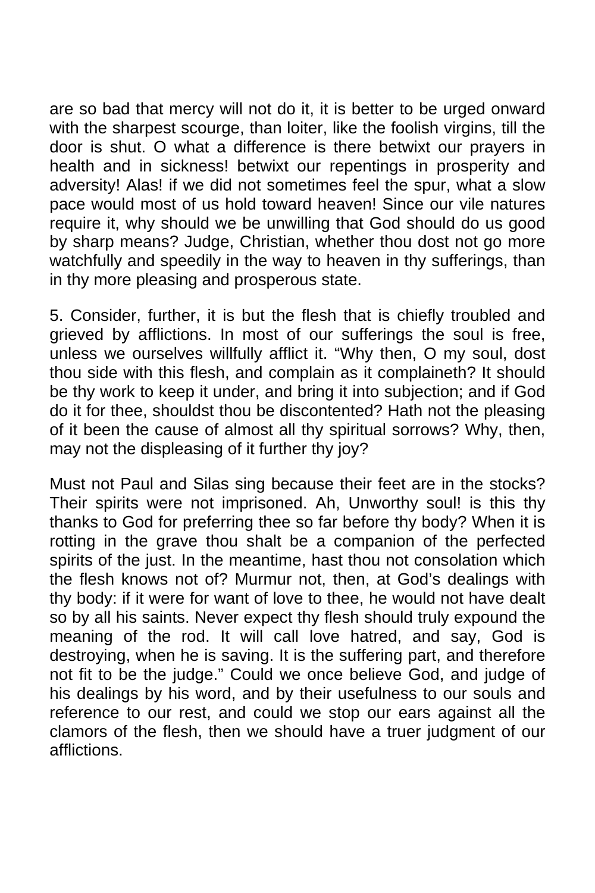are so bad that mercy will not do it, it is better to be urged onward with the sharpest scourge, than loiter, like the foolish virgins, till the door is shut. O what a difference is there betwixt our prayers in health and in sickness! betwixt our repentings in prosperity and adversity! Alas! if we did not sometimes feel the spur, what a slow pace would most of us hold toward heaven! Since our vile natures require it, why should we be unwilling that God should do us good by sharp means? Judge, Christian, whether thou dost not go more watchfully and speedily in the way to heaven in thy sufferings, than in thy more pleasing and prosperous state.

5. Consider, further, it is but the flesh that is chiefly troubled and grieved by afflictions. In most of our sufferings the soul is free, unless we ourselves willfully afflict it. “Why then, O my soul, dost thou side with this flesh, and complain as it complaineth? It should be thy work to keep it under, and bring it into subjection; and if God do it for thee, shouldst thou be discontented? Hath not the pleasing of it been the cause of almost all thy spiritual sorrows? Why, then, may not the displeasing of it further thy joy?

Must not Paul and Silas sing because their feet are in the stocks? Their spirits were not imprisoned. Ah, Unworthy soul! is this thy thanks to God for preferring thee so far before thy body? When it is rotting in the grave thou shalt be a companion of the perfected spirits of the just. In the meantime, hast thou not consolation which the flesh knows not of? Murmur not, then, at God’s dealings with thy body: if it were for want of love to thee, he would not have dealt so by all his saints. Never expect thy flesh should truly expound the meaning of the rod. It will call love hatred, and say, God is destroying, when he is saving. It is the suffering part, and therefore not fit to be the judge.” Could we once believe God, and judge of his dealings by his word, and by their usefulness to our souls and reference to our rest, and could we stop our ears against all the clamors of the flesh, then we should have a truer judgment of our afflictions.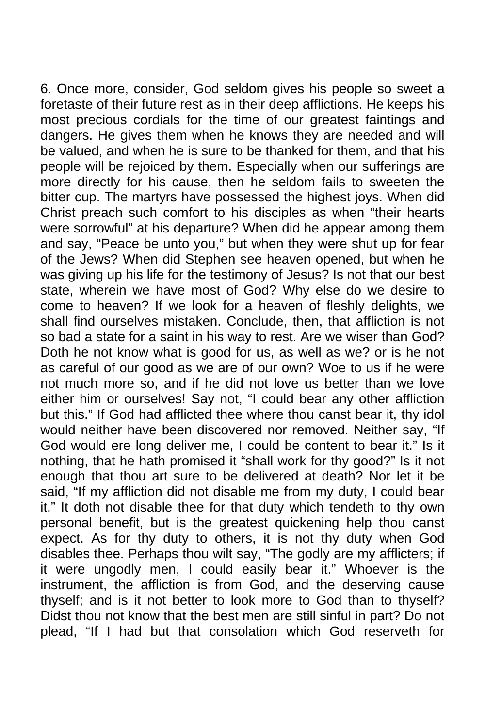6. Once more, consider, God seldom gives his people so sweet a foretaste of their future rest as in their deep afflictions. He keeps his most precious cordials for the time of our greatest faintings and dangers. He gives them when he knows they are needed and will be valued, and when he is sure to be thanked for them, and that his people will be rejoiced by them. Especially when our sufferings are more directly for his cause, then he seldom fails to sweeten the bitter cup. The martyrs have possessed the highest joys. When did Christ preach such comfort to his disciples as when "their hearts were sorrowful" at his departure? When did he appear among them and say, "Peace be unto you," but when they were shut up for fear of the Jews? When did Stephen see heaven opened, but when he was giving up his life for the testimony of Jesus? Is not that our best state, wherein we have most of God? Why else do we desire to come to heaven? If we look for a heaven of fleshly delights, we shall find ourselves mistaken. Conclude, then, that affliction is not so bad a state for a saint in his way to rest. Are we wiser than God? Doth he not know what is good for us, as well as we? or is he not as careful of our good as we are of our own? Woe to us if he were not much more so, and if he did not love us better than we love either him or ourselves! Say not, "I could bear any other affliction but this." If God had afflicted thee where thou canst bear it, thy idol would neither have been discovered nor removed. Neither say, "If God would ere long deliver me, I could be content to bear it." Is it nothing, that he hath promised it "shall work for thy good?" Is it not enough that thou art sure to be delivered at death? Nor let it be said, "If my affliction did not disable me from my duty, I could bear it." It doth not disable thee for that duty which tendeth to thy own personal benefit, but is the greatest quickening help thou canst expect. As for thy duty to others, it is not thy duty when God disables thee. Perhaps thou wilt say, "The godly are my afflicters; if it were ungodly men, I could easily bear it." Whoever is the instrument, the affliction is from God, and the deserving cause thyself; and is it not better to look more to God than to thyself? Didst thou not know that the best men are still sinful in part? Do not plead, "If I had but that consolation which God reserveth for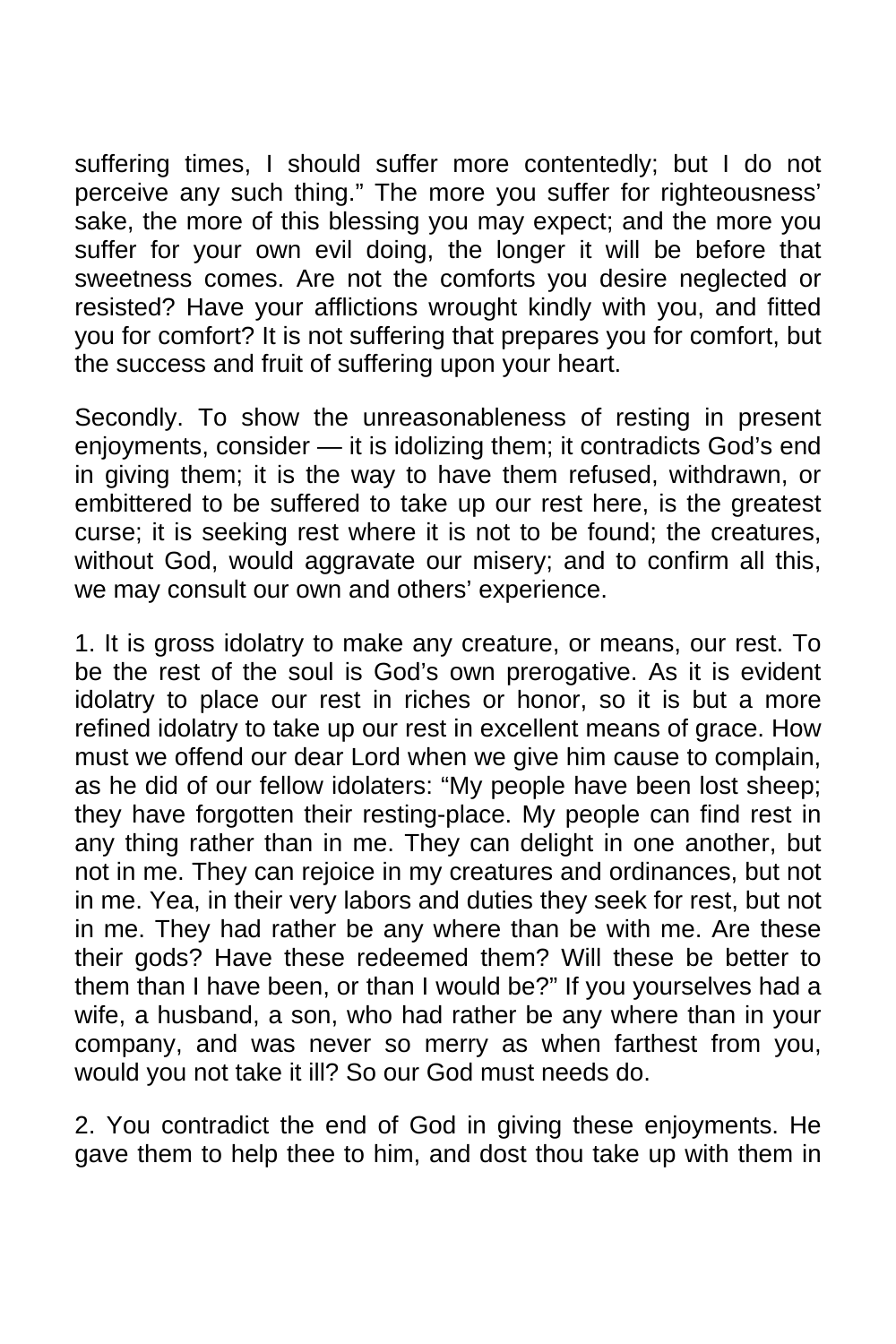suffering times, I should suffer more contentedly; but I do not perceive any such thing." The more you suffer for righteousness' sake, the more of this blessing you may expect; and the more you suffer for your own evil doing, the longer it will be before that sweetness comes. Are not the comforts you desire neglected or resisted? Have your afflictions wrought kindly with you, and fitted you for comfort? It is not suffering that prepares you for comfort, but the success and fruit of suffering upon your heart.

Secondly. To show the unreasonableness of resting in present enjoyments, consider — it is idolizing them; it contradicts God's end in giving them; it is the way to have them refused, withdrawn, or embittered to be suffered to take up our rest here, is the greatest curse; it is seeking rest where it is not to be found; the creatures, without God, would aggravate our misery; and to confirm all this, we may consult our own and others' experience.

1. It is gross idolatry to make any creature, or means, our rest. To be the rest of the soul is God's own prerogative. As it is evident idolatry to place our rest in riches or honor, so it is but a more refined idolatry to take up our rest in excellent means of grace. How must we offend our dear Lord when we give him cause to complain, as he did of our fellow idolaters: "My people have been lost sheep; they have forgotten their resting-place. My people can find rest in any thing rather than in me. They can delight in one another, but not in me. They can rejoice in my creatures and ordinances, but not in me. Yea, in their very labors and duties they seek for rest, but not in me. They had rather be any where than be with me. Are these their gods? Have these redeemed them? Will these be better to them than I have been, or than I would be?" If you yourselves had a wife, a husband, a son, who had rather be any where than in your company, and was never so merry as when farthest from you, would you not take it ill? So our God must needs do.

2. You contradict the end of God in giving these enjoyments. He gave them to help thee to him, and dost thou take up with them in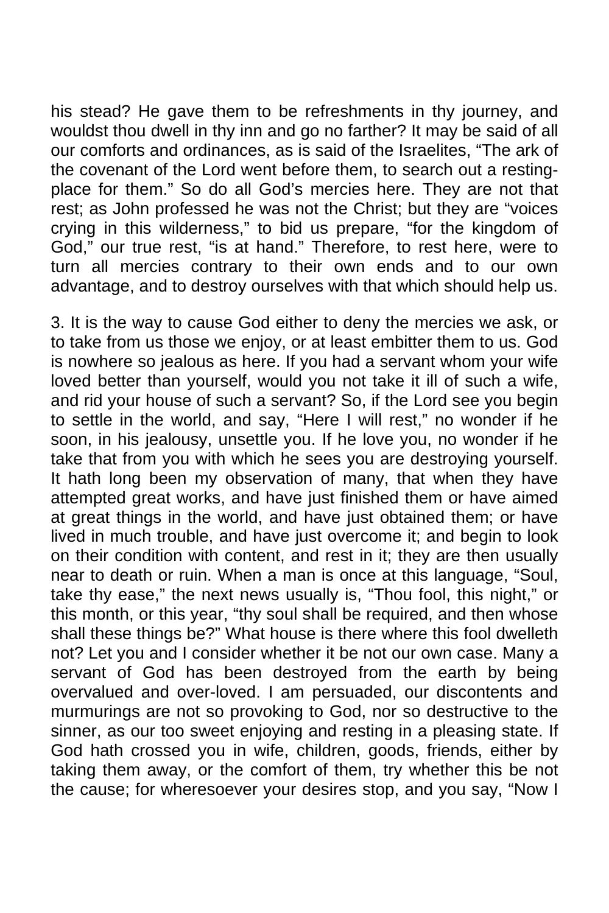his stead? He gave them to be refreshments in thy journey, and wouldst thou dwell in thy inn and go no farther? It may be said of all our comforts and ordinances, as is said of the Israelites, “The ark of the covenant of the Lord went before them, to search out a resting-place for them.” So do all God’s mercies here. They are not that rest; as John professed he was not the Christ; but they are “voices crying in this wilderness,” to bid us prepare, “for the kingdom of God,” our true rest, “is at hand.” Therefore, to rest here, were to turn all mercies contrary to their own ends and to our own advantage, and to destroy ourselves with that which should help us.

3. It is the way to cause God either to deny the mercies we ask, or to take from us those we enjoy, or at least embitter them to us. God is nowhere so jealous as here. If you had a servant whom your wife loved better than yourself, would you not take it ill of such a wife, and rid your house of such a servant? So, if the Lord see you begin to settle in the world, and say, “Here I will rest,” no wonder if he soon, in his jealousy, unsettle you. If he love you, no wonder if he take that from you with which he sees you are destroying yourself. It hath long been my observation of many, that when they have attempted great works, and have just finished them or have aimed at great things in the world, and have just obtained them; or have lived in much trouble, and have just overcome it; and begin to look on their condition with content, and rest in it; they are then usually near to death or ruin. When a man is once at this language, “Soul, take thy ease,” the next news usually is, “Thou fool, this night,” or this month, or this year, “thy soul shall be required, and then whose shall these things be?” What house is there where this fool dwelleth not? Let you and I consider whether it be not our own case. Many a servant of God has been destroyed from the earth by being overvalued and over-loved. I am persuaded, our discontents and murmurings are not so provoking to God, nor so destructive to the sinner, as our too sweet enjoying and resting in a pleasing state. If God hath crossed you in wife, children, goods, friends, either by taking them away, or the comfort of them, try whether this be not the cause; for wheresoever your desires stop, and you say, “Now I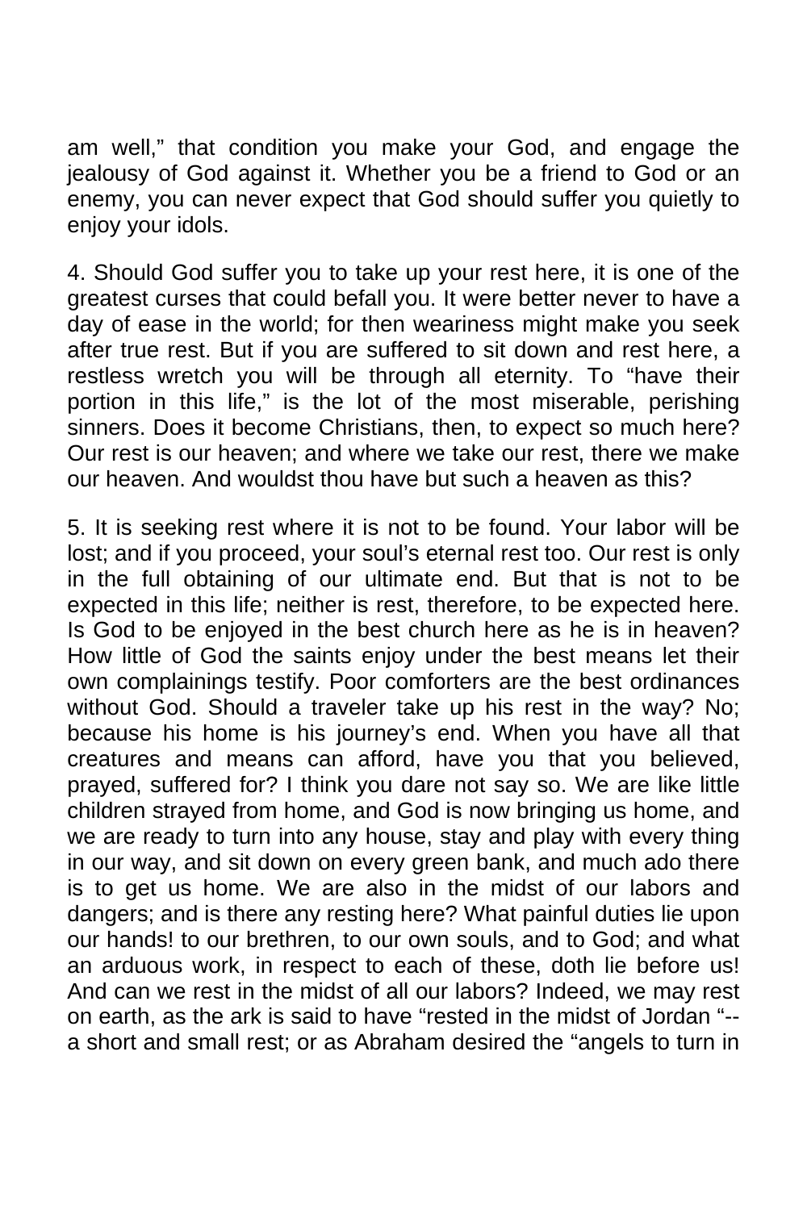am well," that condition you make your God, and engage the jealousy of God against it. Whether you be a friend to God or an enemy, you can never expect that God should suffer you quietly to enjoy your idols.

4. Should God suffer you to take up your rest here, it is one of the greatest curses that could befall you. It were better never to have a day of ease in the world; for then weariness might make you seek after true rest. But if you are suffered to sit down and rest here, a restless wretch you will be through all eternity. To "have their portion in this life," is the lot of the most miserable, perishing sinners. Does it become Christians, then, to expect so much here? Our rest is our heaven; and where we take our rest, there we make our heaven. And wouldst thou have but such a heaven as this?

5. It is seeking rest where it is not to be found. Your labor will be lost; and if you proceed, your soul's eternal rest too. Our rest is only in the full obtaining of our ultimate end. But that is not to be expected in this life; neither is rest, therefore, to be expected here. Is God to be enjoyed in the best church here as he is in heaven? How little of God the saints enjoy under the best means let their own complainings testify. Poor comforters are the best ordinances without God. Should a traveler take up his rest in the way? No; because his home is his journey's end. When you have all that creatures and means can afford, have you that you believed, prayed, suffered for? I think you dare not say so. We are like little children strayed from home, and God is now bringing us home, and we are ready to turn into any house, stay and play with every thing in our way, and sit down on every green bank, and much ado there is to get us home. We are also in the midst of our labors and dangers; and is there any resting here? What painful duties lie upon our hands! to our brethren, to our own souls, and to God; and what an arduous work, in respect to each of these, doth lie before us! And can we rest in the midst of all our labors? Indeed, we may rest on earth, as the ark is said to have "rested in the midst of Jordan "--a short and small rest; or as Abraham desired the "angels to turn in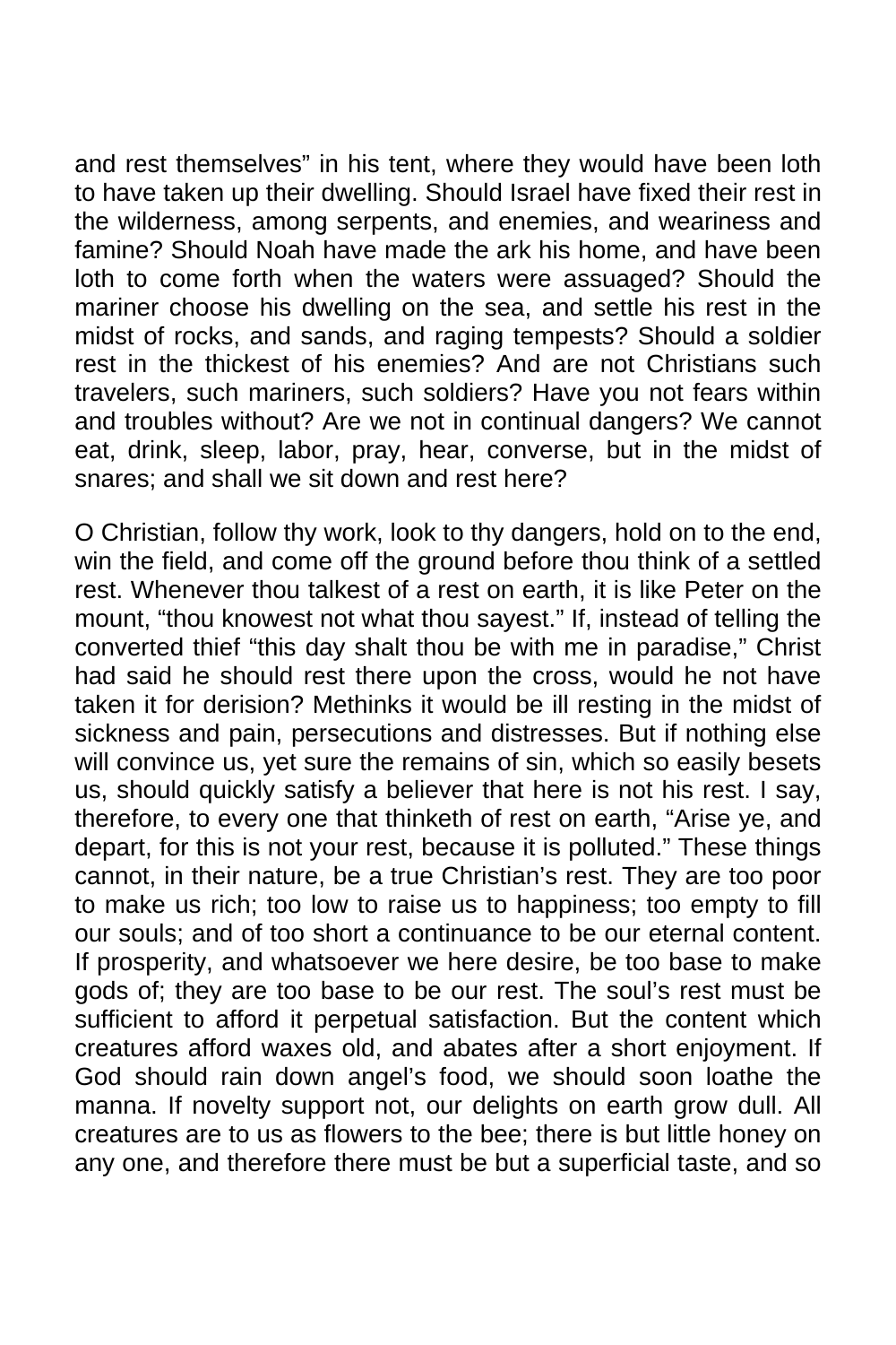and rest themselves" in his tent, where they would have been loth to have taken up their dwelling. Should Israel have fixed their rest in the wilderness, among serpents, and enemies, and weariness and famine? Should Noah have made the ark his home, and have been loth to come forth when the waters were assuaged? Should the mariner choose his dwelling on the sea, and settle his rest in the midst of rocks, and sands, and raging tempests? Should a soldier rest in the thickest of his enemies? And are not Christians such travelers, such mariners, such soldiers? Have you not fears within and troubles without? Are we not in continual dangers? We cannot eat, drink, sleep, labor, pray, hear, converse, but in the midst of snares; and shall we sit down and rest here?

O Christian, follow thy work, look to thy dangers, hold on to the end, win the field, and come off the ground before thou think of a settled rest. Whenever thou talkest of a rest on earth, it is like Peter on the mount, "thou knowest not what thou sayest." If, instead of telling the converted thief "this day shalt thou be with me in paradise," Christ had said he should rest there upon the cross, would he not have taken it for derision? Methinks it would be ill resting in the midst of sickness and pain, persecutions and distresses. But if nothing else will convince us, yet sure the remains of sin, which so easily besets us, should quickly satisfy a believer that here is not his rest. I say, therefore, to every one that thinketh of rest on earth, "Arise ye, and depart, for this is not your rest, because it is polluted." These things cannot, in their nature, be a true Christian's rest. They are too poor to make us rich; too low to raise us to happiness; too empty to fill our souls; and of too short a continuance to be our eternal content. If prosperity, and whatsoever we here desire, be too base to make gods of; they are too base to be our rest. The soul's rest must be sufficient to afford it perpetual satisfaction. But the content which creatures afford waxes old, and abates after a short enjoyment. If God should rain down angel's food, we should soon loathe the manna. If novelty support not, our delights on earth grow dull. All creatures are to us as flowers to the bee; there is but little honey on any one, and therefore there must be but a superficial taste, and so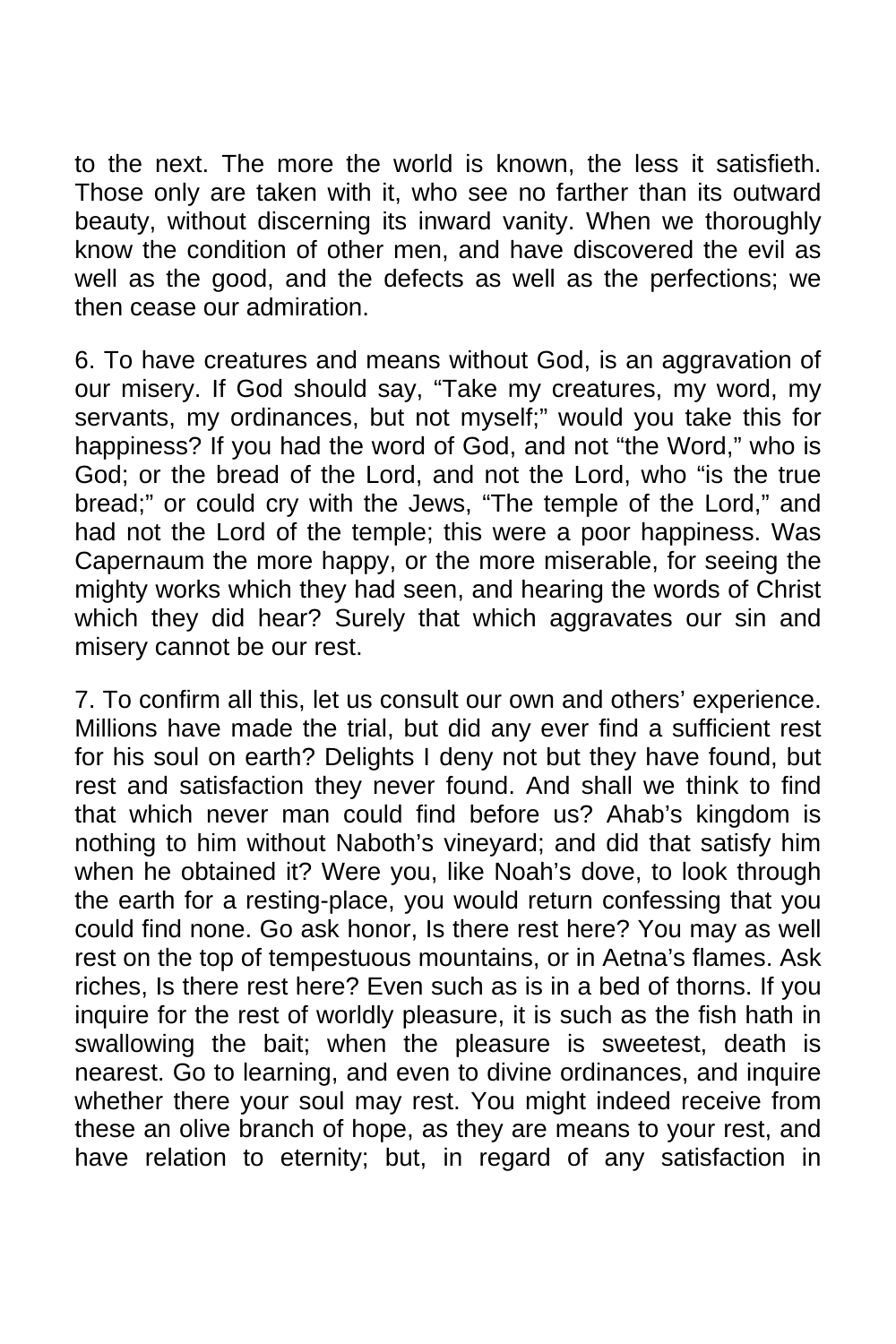to the next. The more the world is known, the less it satisfieth. Those only are taken with it, who see no farther than its outward beauty, without discerning its inward vanity. When we thoroughly know the condition of other men, and have discovered the evil as well as the good, and the defects as well as the perfections; we then cease our admiration.

6. To have creatures and means without God, is an aggravation of our misery. If God should say, "Take my creatures, my word, my servants, my ordinances, but not myself;" would you take this for happiness? If you had the word of God, and not "the Word," who is God; or the bread of the Lord, and not the Lord, who "is the true bread;" or could cry with the Jews, "The temple of the Lord," and had not the Lord of the temple; this were a poor happiness. Was Capernaum the more happy, or the more miserable, for seeing the mighty works which they had seen, and hearing the words of Christ which they did hear? Surely that which aggravates our sin and misery cannot be our rest.

7. To confirm all this, let us consult our own and others' experience. Millions have made the trial, but did any ever find a sufficient rest for his soul on earth? Delights I deny not but they have found, but rest and satisfaction they never found. And shall we think to find that which never man could find before us? Ahab's kingdom is nothing to him without Naboth's vineyard; and did that satisfy him when he obtained it? Were you, like Noah's dove, to look through the earth for a resting-place, you would return confessing that you could find none. Go ask honor, Is there rest here? You may as well rest on the top of tempestuous mountains, or in Aetna's flames. Ask riches, Is there rest here? Even such as is in a bed of thorns. If you inquire for the rest of worldly pleasure, it is such as the fish hath in swallowing the bait; when the pleasure is sweetest, death is nearest. Go to learning, and even to divine ordinances, and inquire whether there your soul may rest. You might indeed receive from these an olive branch of hope, as they are means to your rest, and have relation to eternity; but, in regard of any satisfaction in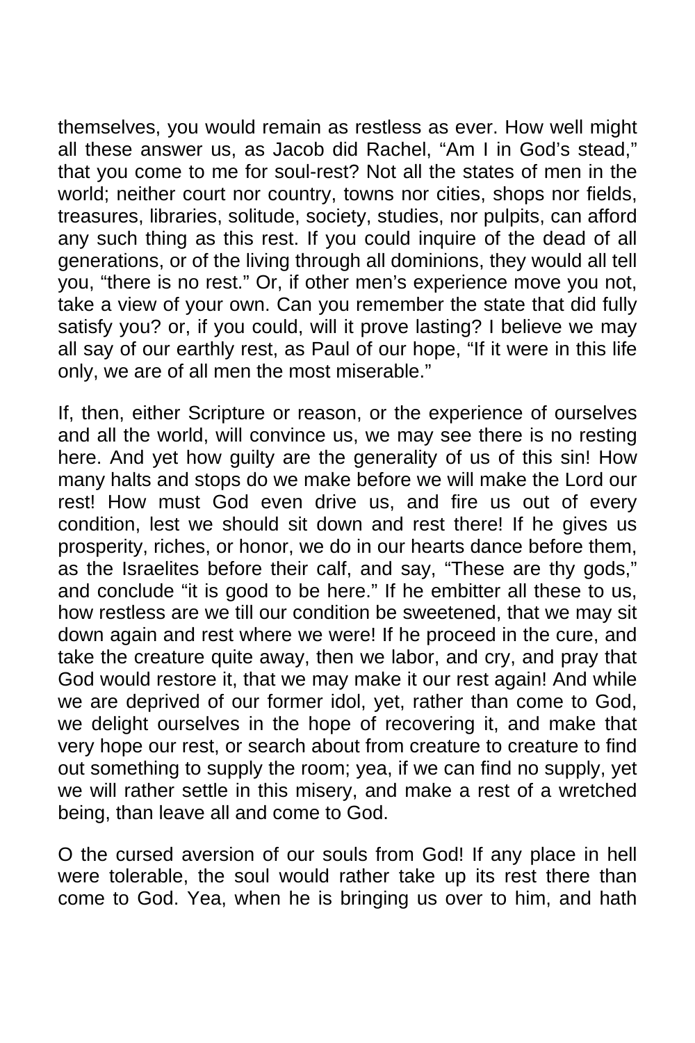themselves, you would remain as restless as ever. How well might all these answer us, as Jacob did Rachel, "Am I in God's stead," that you come to me for soul-rest? Not all the states of men in the world; neither court nor country, towns nor cities, shops nor fields, treasures, libraries, solitude, society, studies, nor pulpits, can afford any such thing as this rest. If you could inquire of the dead of all generations, or of the living through all dominions, they would all tell you, "there is no rest." Or, if other men's experience move you not, take a view of your own. Can you remember the state that did fully satisfy you? or, if you could, will it prove lasting? I believe we may all say of our earthly rest, as Paul of our hope, "If it were in this life only, we are of all men the most miserable."

If, then, either Scripture or reason, or the experience of ourselves and all the world, will convince us, we may see there is no resting here. And yet how guilty are the generality of us of this sin! How many halts and stops do we make before we will make the Lord our rest! How must God even drive us, and fire us out of every condition, lest we should sit down and rest there! If he gives us prosperity, riches, or honor, we do in our hearts dance before them, as the Israelites before their calf, and say, "These are thy gods," and conclude "it is good to be here." If he embitter all these to us, how restless are we till our condition be sweetened, that we may sit down again and rest where we were! If he proceed in the cure, and take the creature quite away, then we labor, and cry, and pray that God would restore it, that we may make it our rest again! And while we are deprived of our former idol, yet, rather than come to God, we delight ourselves in the hope of recovering it, and make that very hope our rest, or search about from creature to creature to find out something to supply the room; yea, if we can find no supply, yet we will rather settle in this misery, and make a rest of a wretched being, than leave all and come to God.

O the cursed aversion of our souls from God! If any place in hell were tolerable, the soul would rather take up its rest there than come to God. Yea, when he is bringing us over to him, and hath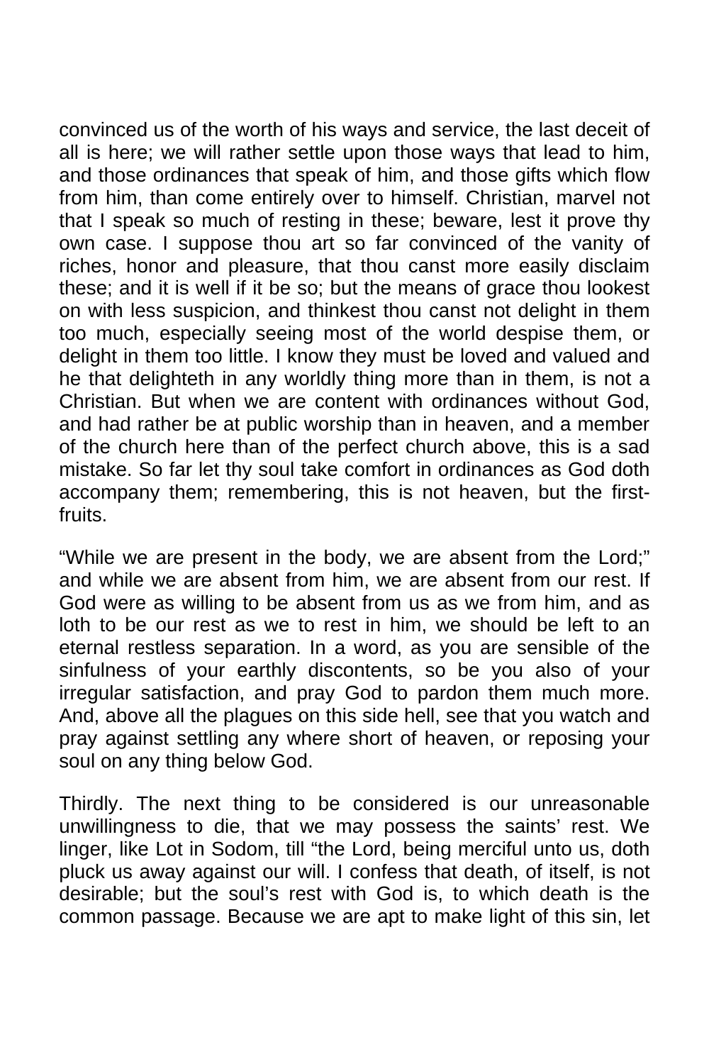convinced us of the worth of his ways and service, the last deceit of all is here; we will rather settle upon those ways that lead to him, and those ordinances that speak of him, and those gifts which flow from him, than come entirely over to himself. Christian, marvel not that I speak so much of resting in these; beware, lest it prove thy own case. I suppose thou art so far convinced of the vanity of riches, honor and pleasure, that thou canst more easily disclaim these; and it is well if it be so; but the means of grace thou lookest on with less suspicion, and thinkest thou canst not delight in them too much, especially seeing most of the world despise them, or delight in them too little. I know they must be loved and valued and he that delighteth in any worldly thing more than in them, is not a Christian. But when we are content with ordinances without God, and had rather be at public worship than in heaven, and a member of the church here than of the perfect church above, this is a sad mistake. So far let thy soul take comfort in ordinances as God doth accompany them; remembering, this is not heaven, but the first-fruits.

“While we are present in the body, we are absent from the Lord;” and while we are absent from him, we are absent from our rest. If God were as willing to be absent from us as we from him, and as loth to be our rest as we to rest in him, we should be left to an eternal restless separation. In a word, as you are sensible of the sinfulness of your earthly discontents, so be you also of your irregular satisfaction, and pray God to pardon them much more. And, above all the plagues on this side hell, see that you watch and pray against settling any where short of heaven, or reposing your soul on any thing below God.

Thirdly. The next thing to be considered is our unreasonable unwillingness to die, that we may possess the saints’ rest. We linger, like Lot in Sodom, till “the Lord, being merciful unto us, doth pluck us away against our will. I confess that death, of itself, is not desirable; but the soul’s rest with God is, to which death is the common passage. Because we are apt to make light of this sin, let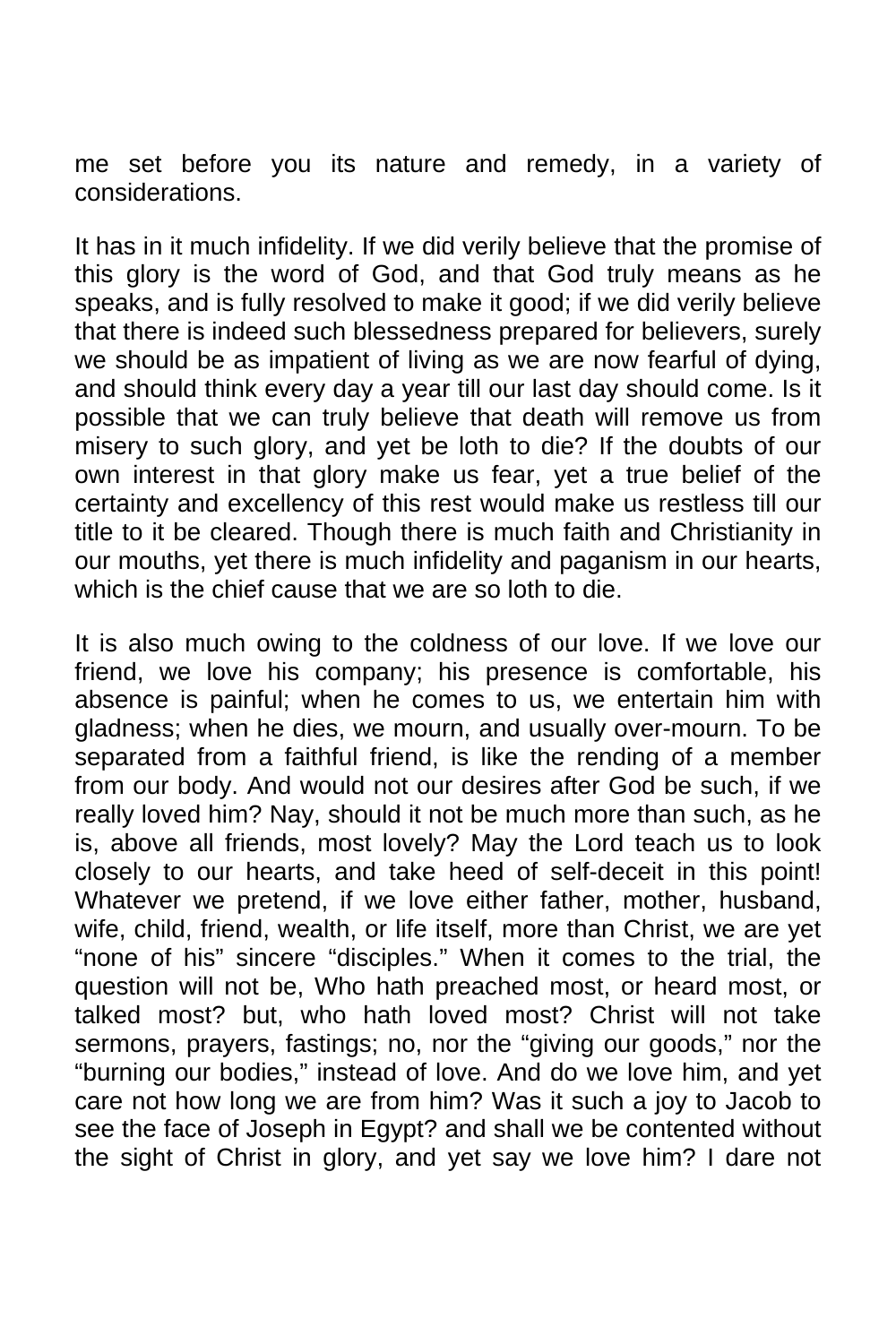me set before you its nature and remedy, in a variety of considerations.

It has in it much infidelity. If we did verily believe that the promise of this glory is the word of God, and that God truly means as he speaks, and is fully resolved to make it good; if we did verily believe that there is indeed such blessedness prepared for believers, surely we should be as impatient of living as we are now fearful of dying, and should think every day a year till our last day should come. Is it possible that we can truly believe that death will remove us from misery to such glory, and yet be loth to die? If the doubts of our own interest in that glory make us fear, yet a true belief of the certainty and excellency of this rest would make us restless till our title to it be cleared. Though there is much faith and Christianity in our mouths, yet there is much infidelity and paganism in our hearts, which is the chief cause that we are so loth to die.

It is also much owing to the coldness of our love. If we love our friend, we love his company; his presence is comfortable, his absence is painful; when he comes to us, we entertain him with gladness; when he dies, we mourn, and usually over-mourn. To be separated from a faithful friend, is like the rending of a member from our body. And would not our desires after God be such, if we really loved him? Nay, should it not be much more than such, as he is, above all friends, most lovely? May the Lord teach us to look closely to our hearts, and take heed of self-deceit in this point! Whatever we pretend, if we love either father, mother, husband, wife, child, friend, wealth, or life itself, more than Christ, we are yet "none of his" sincere "disciples." When it comes to the trial, the question will not be, Who hath preached most, or heard most, or talked most? but, who hath loved most? Christ will not take sermons, prayers, fastings; no, nor the "giving our goods," nor the "burning our bodies," instead of love. And do we love him, and yet care not how long we are from him? Was it such a joy to Jacob to see the face of Joseph in Egypt? and shall we be contented without the sight of Christ in glory, and yet say we love him? I dare not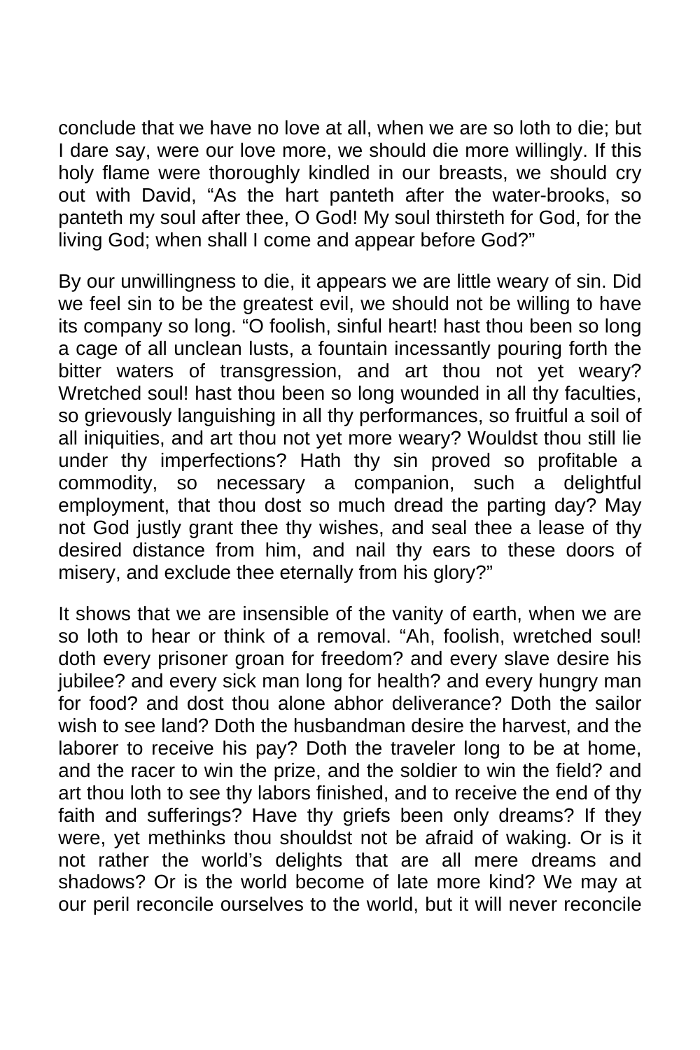conclude that we have no love at all, when we are so loth to die; but I dare say, were our love more, we should die more willingly. If this holy flame were thoroughly kindled in our breasts, we should cry out with David, “As the hart panteth after the water-brooks, so panteth my soul after thee, O God! My soul thirsteth for God, for the living God; when shall I come and appear before God?”

By our unwillingness to die, it appears we are little weary of sin. Did we feel sin to be the greatest evil, we should not be willing to have its company so long. “O foolish, sinful heart! hast thou been so long a cage of all unclean lusts, a fountain incessantly pouring forth the bitter waters of transgression, and art thou not yet weary? Wretched soul! hast thou been so long wounded in all thy faculties, so grievously languishing in all thy performances, so fruitful a soil of all iniquities, and art thou not yet more weary? Wouldst thou still lie under thy imperfections? Hath thy sin proved so profitable a commodity, so necessary a companion, such a delightful employment, that thou dost so much dread the parting day? May not God justly grant thee thy wishes, and seal thee a lease of thy desired distance from him, and nail thy ears to these doors of misery, and exclude thee eternally from his glory?”

It shows that we are insensible of the vanity of earth, when we are so loth to hear or think of a removal. “Ah, foolish, wretched soul! doth every prisoner groan for freedom? and every slave desire his jubilee? and every sick man long for health? and every hungry man for food? and dost thou alone abhor deliverance? Doth the sailor wish to see land? Doth the husbandman desire the harvest, and the laborer to receive his pay? Doth the traveler long to be at home, and the racer to win the prize, and the soldier to win the field? and art thou loth to see thy labors finished, and to receive the end of thy faith and sufferings? Have thy griefs been only dreams? If they were, yet methinks thou shouldst not be afraid of waking. Or is it not rather the world’s delights that are all mere dreams and shadows? Or is the world become of late more kind? We may at our peril reconcile ourselves to the world, but it will never reconcile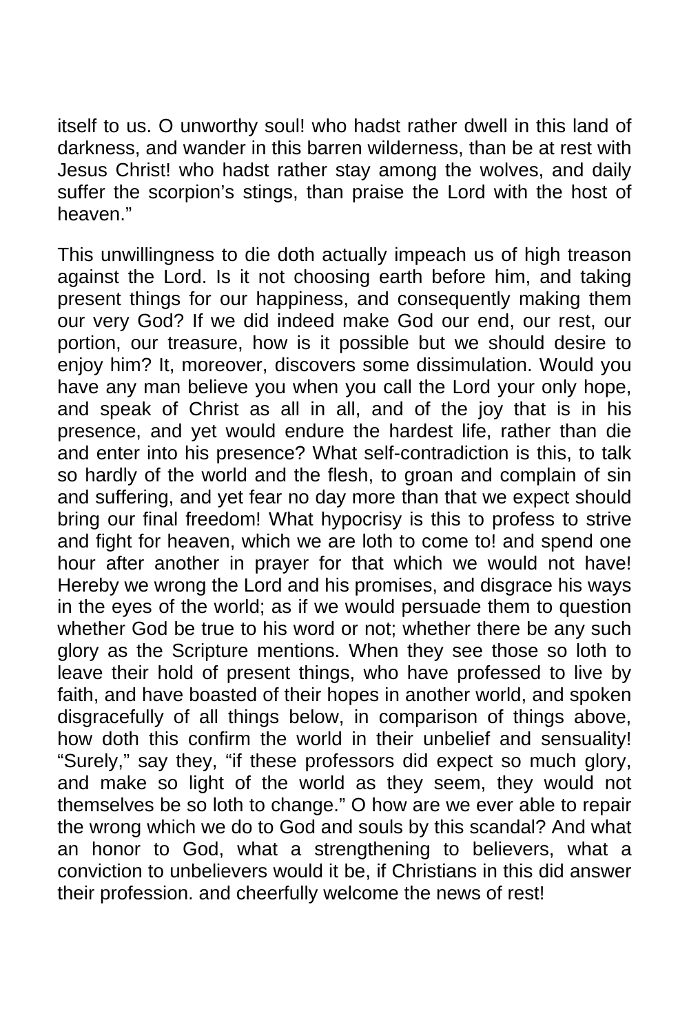itself to us. O unworthy soul! who hadst rather dwell in this land of darkness, and wander in this barren wilderness, than be at rest with Jesus Christ! who hadst rather stay among the wolves, and daily suffer the scorpion's stings, than praise the Lord with the host of heaven."

This unwillingness to die doth actually impeach us of high treason against the Lord. Is it not choosing earth before him, and taking present things for our happiness, and consequently making them our very God? If we did indeed make God our end, our rest, our portion, our treasure, how is it possible but we should desire to enjoy him? It, moreover, discovers some dissimulation. Would you have any man believe you when you call the Lord your only hope, and speak of Christ as all in all, and of the joy that is in his presence, and yet would endure the hardest life, rather than die and enter into his presence? What self-contradiction is this, to talk so hardly of the world and the flesh, to groan and complain of sin and suffering, and yet fear no day more than that we expect should bring our final freedom! What hypocrisy is this to profess to strive and fight for heaven, which we are loth to come to! and spend one hour after another in prayer for that which we would not have! Hereby we wrong the Lord and his promises, and disgrace his ways in the eyes of the world; as if we would persuade them to question whether God be true to his word or not; whether there be any such glory as the Scripture mentions. When they see those so loth to leave their hold of present things, who have professed to live by faith, and have boasted of their hopes in another world, and spoken disgracefully of all things below, in comparison of things above, how doth this confirm the world in their unbelief and sensuality! "Surely," say they, "if these professors did expect so much glory, and make so light of the world as they seem, they would not themselves be so loth to change." O how are we ever able to repair the wrong which we do to God and souls by this scandal? And what an honor to God, what a strengthening to believers, what a conviction to unbelievers would it be, if Christians in this did answer their profession. and cheerfully welcome the news of rest!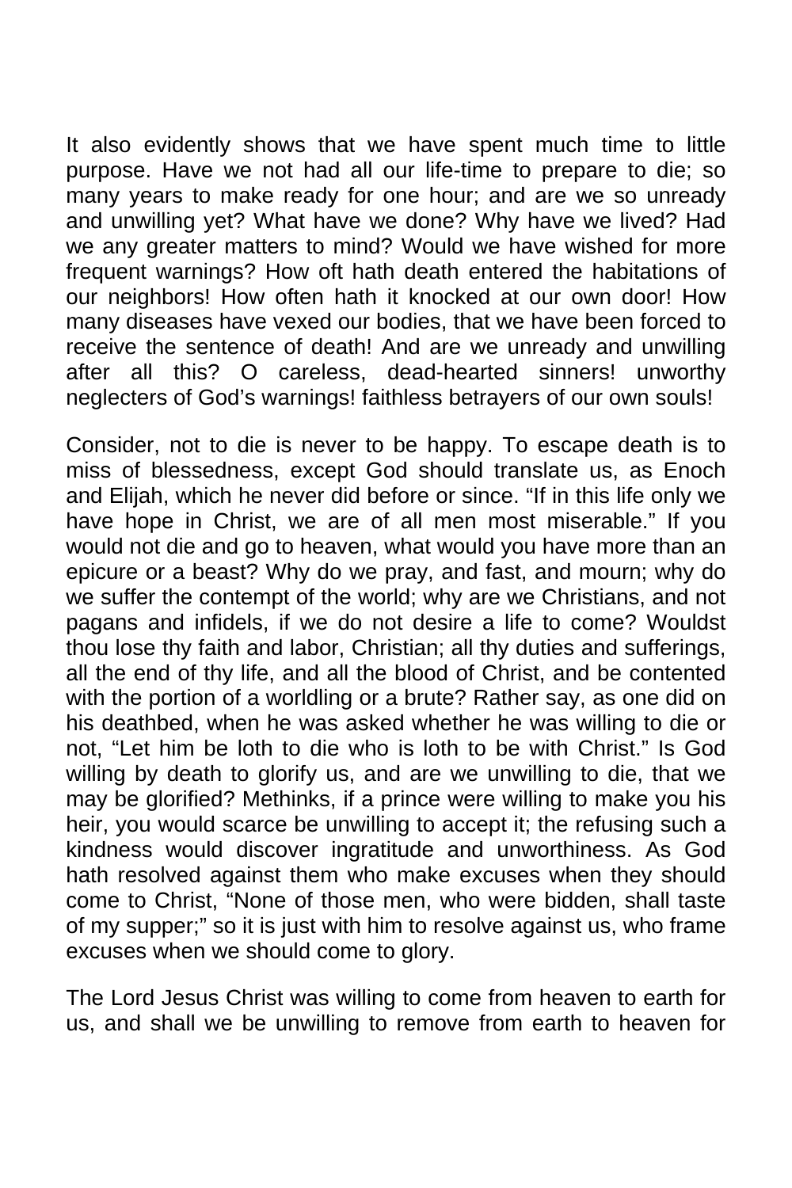It also evidently shows that we have spent much time to little purpose. Have we not had all our life-time to prepare to die; so many years to make ready for one hour; and are we so unready and unwilling yet? What have we done? Why have we lived? Had we any greater matters to mind? Would we have wished for more frequent warnings? How oft hath death entered the habitations of our neighbors! How often hath it knocked at our own door! How many diseases have vexed our bodies, that we have been forced to receive the sentence of death! And are we unready and unwilling after all this? O careless, dead-hearted sinners! unworthy neglecters of God's warnings! faithless betrayers of our own souls!

Consider, not to die is never to be happy. To escape death is to miss of blessedness, except God should translate us, as Enoch and Elijah, which he never did before or since. "If in this life only we have hope in Christ, we are of all men most miserable." If you would not die and go to heaven, what would you have more than an epicure or a beast? Why do we pray, and fast, and mourn; why do we suffer the contempt of the world; why are we Christians, and not pagans and infidels, if we do not desire a life to come? Wouldst thou lose thy faith and labor, Christian; all thy duties and sufferings, all the end of thy life, and all the blood of Christ, and be contented with the portion of a worldling or a brute? Rather say, as one did on his deathbed, when he was asked whether he was willing to die or not, "Let him be loth to die who is loth to be with Christ." Is God willing by death to glorify us, and are we unwilling to die, that we may be glorified? Methinks, if a prince were willing to make you his heir, you would scarce be unwilling to accept it; the refusing such a kindness would discover ingratitude and unworthiness. As God hath resolved against them who make excuses when they should come to Christ, "None of those men, who were bidden, shall taste of my supper;" so it is just with him to resolve against us, who frame excuses when we should come to glory.

The Lord Jesus Christ was willing to come from heaven to earth for us, and shall we be unwilling to remove from earth to heaven for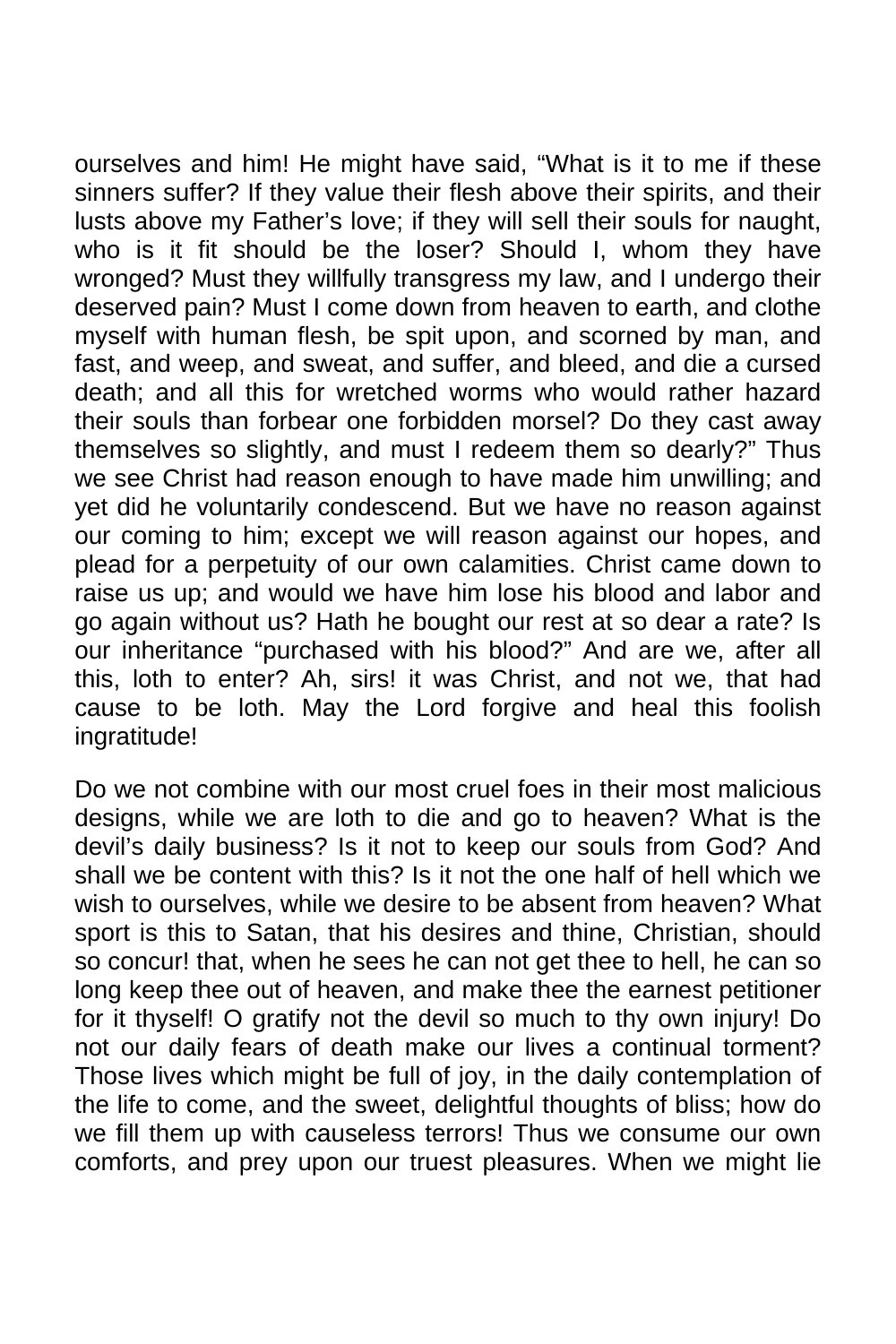ourselves and him! He might have said, “What is it to me if these sinners suffer? If they value their flesh above their spirits, and their lusts above my Father’s love; if they will sell their souls for naught, who is it fit should be the loser? Should I, whom they have wronged? Must they willfully transgress my law, and I undergo their deserved pain? Must I come down from heaven to earth, and clothe myself with human flesh, be spit upon, and scorned by man, and fast, and weep, and sweat, and suffer, and bleed, and die a cursed death; and all this for wretched worms who would rather hazard their souls than forbear one forbidden morsel? Do they cast away themselves so slightly, and must I redeem them so dearly?” Thus we see Christ had reason enough to have made him unwilling; and yet did he voluntarily condescend. But we have no reason against our coming to him; except we will reason against our hopes, and plead for a perpetuity of our own calamities. Christ came down to raise us up; and would we have him lose his blood and labor and go again without us? Hath he bought our rest at so dear a rate? Is our inheritance “purchased with his blood?” And are we, after all this, loth to enter? Ah, sirs! it was Christ, and not we, that had cause to be loth. May the Lord forgive and heal this foolish ingratitude!

Do we not combine with our most cruel foes in their most malicious designs, while we are loth to die and go to heaven? What is the devil’s daily business? Is it not to keep our souls from God? And shall we be content with this? Is it not the one half of hell which we wish to ourselves, while we desire to be absent from heaven? What sport is this to Satan, that his desires and thine, Christian, should so concur! that, when he sees he can not get thee to hell, he can so long keep thee out of heaven, and make thee the earnest petitioner for it thyself! O gratify not the devil so much to thy own injury! Do not our daily fears of death make our lives a continual torment? Those lives which might be full of joy, in the daily contemplation of the life to come, and the sweet, delightful thoughts of bliss; how do we fill them up with causeless terrors! Thus we consume our own comforts, and prey upon our truest pleasures. When we might lie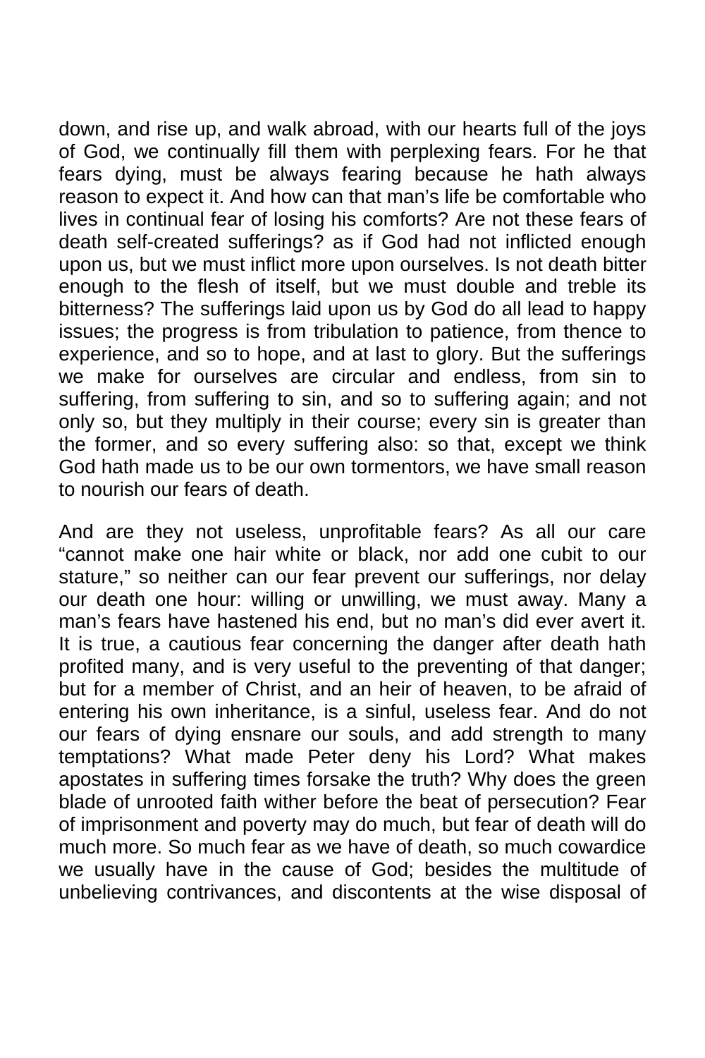down, and rise up, and walk abroad, with our hearts full of the joys of God, we continually fill them with perplexing fears. For he that fears dying, must be always fearing because he hath always reason to expect it. And how can that man's life be comfortable who lives in continual fear of losing his comforts? Are not these fears of death self-created sufferings? as if God had not inflicted enough upon us, but we must inflict more upon ourselves. Is not death bitter enough to the flesh of itself, but we must double and treble its bitterness? The sufferings laid upon us by God do all lead to happy issues; the progress is from tribulation to patience, from thence to experience, and so to hope, and at last to glory. But the sufferings we make for ourselves are circular and endless, from sin to suffering, from suffering to sin, and so to suffering again; and not only so, but they multiply in their course; every sin is greater than the former, and so every suffering also: so that, except we think God hath made us to be our own tormentors, we have small reason to nourish our fears of death.

And are they not useless, unprofitable fears? As all our care "cannot make one hair white or black, nor add one cubit to our stature," so neither can our fear prevent our sufferings, nor delay our death one hour: willing or unwilling, we must away. Many a man's fears have hastened his end, but no man's did ever avert it. It is true, a cautious fear concerning the danger after death hath profited many, and is very useful to the preventing of that danger; but for a member of Christ, and an heir of heaven, to be afraid of entering his own inheritance, is a sinful, useless fear. And do not our fears of dying ensnare our souls, and add strength to many temptations? What made Peter deny his Lord? What makes apostates in suffering times forsake the truth? Why does the green blade of unrooted faith wither before the beat of persecution? Fear of imprisonment and poverty may do much, but fear of death will do much more. So much fear as we have of death, so much cowardice we usually have in the cause of God; besides the multitude of unbelieving contrivances, and discontents at the wise disposal of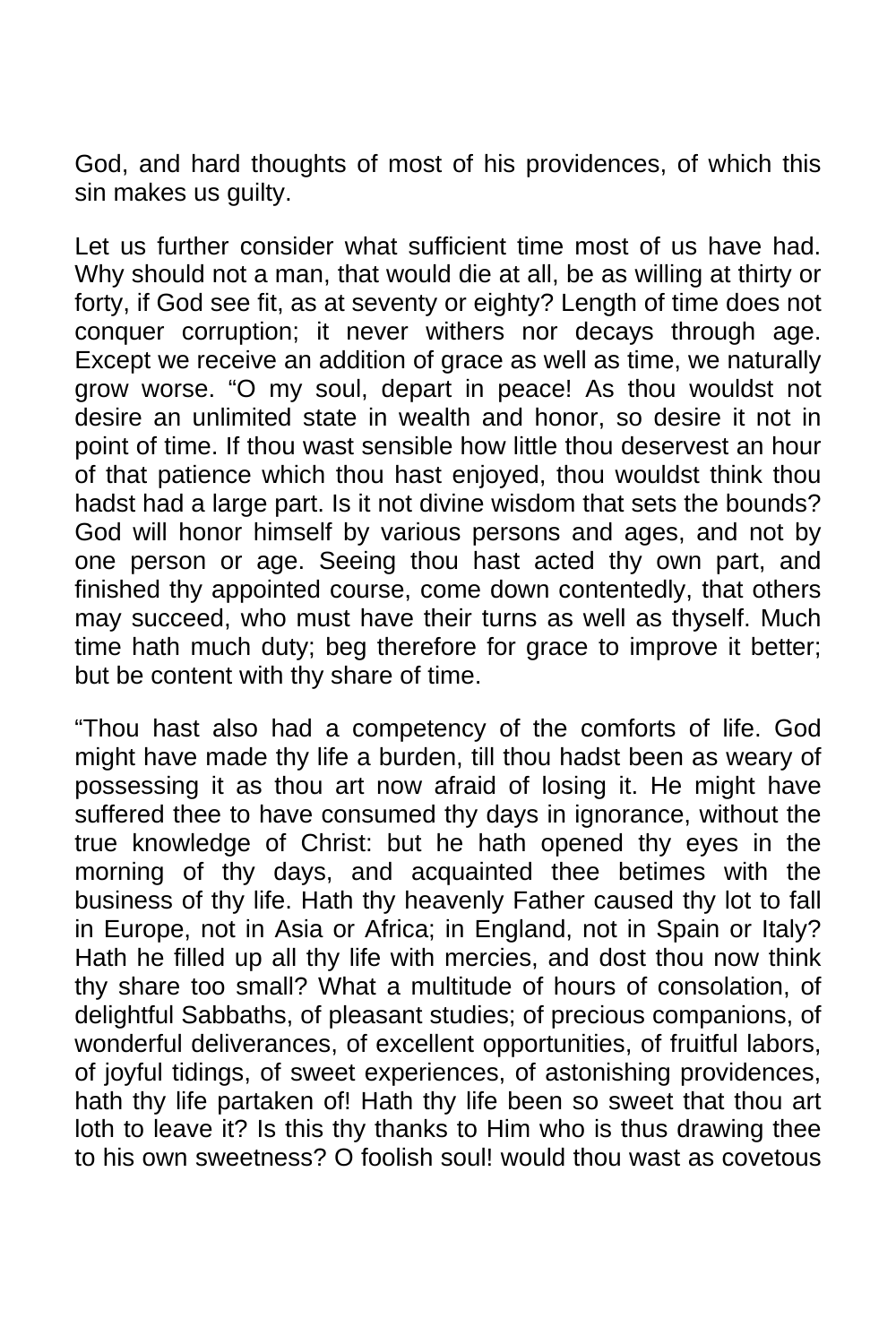God, and hard thoughts of most of his providences, of which this sin makes us guilty.

Let us further consider what sufficient time most of us have had. Why should not a man, that would die at all, be as willing at thirty or forty, if God see fit, as at seventy or eighty? Length of time does not conquer corruption; it never withers nor decays through age. Except we receive an addition of grace as well as time, we naturally grow worse. “O my soul, depart in peace! As thou wouldst not desire an unlimited state in wealth and honor, so desire it not in point of time. If thou wast sensible how little thou deservest an hour of that patience which thou hast enjoyed, thou wouldst think thou hadst had a large part. Is it not divine wisdom that sets the bounds? God will honor himself by various persons and ages, and not by one person or age. Seeing thou hast acted thy own part, and finished thy appointed course, come down contentedly, that others may succeed, who must have their turns as well as thyself. Much time hath much duty; beg therefore for grace to improve it better; but be content with thy share of time.

“Thou hast also had a competency of the comforts of life. God might have made thy life a burden, till thou hadst been as weary of possessing it as thou art now afraid of losing it. He might have suffered thee to have consumed thy days in ignorance, without the true knowledge of Christ: but he hath opened thy eyes in the morning of thy days, and acquainted thee betimes with the business of thy life. Hath thy heavenly Father caused thy lot to fall in Europe, not in Asia or Africa; in England, not in Spain or Italy? Hath he filled up all thy life with mercies, and dost thou now think thy share too small? What a multitude of hours of consolation, of delightful Sabbaths, of pleasant studies; of precious companions, of wonderful deliverances, of excellent opportunities, of fruitful labors, of joyful tidings, of sweet experiences, of astonishing providences, hath thy life partaken of! Hath thy life been so sweet that thou art loth to leave it? Is this thy thanks to Him who is thus drawing thee to his own sweetness? O foolish soul! would thou wast as covetous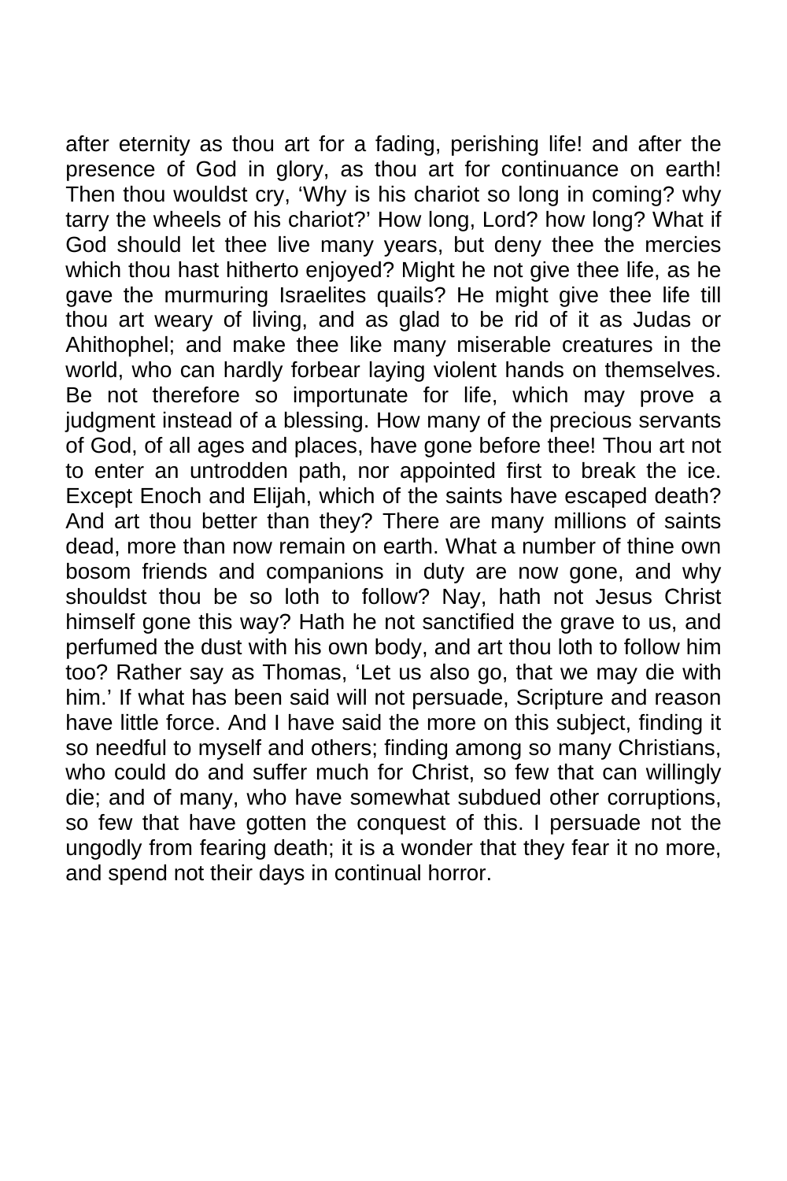after eternity as thou art for a fading, perishing life! and after the presence of God in glory, as thou art for continuance on earth! Then thou wouldst cry, ‘Why is his chariot so long in coming? why tarry the wheels of his chariot?’ How long, Lord? how long? What if God should let thee live many years, but deny thee the mercies which thou hast hitherto enjoyed? Might he not give thee life, as he gave the murmuring Israelites quails? He might give thee life till thou art weary of living, and as glad to be rid of it as Judas or Ahithophel; and make thee like many miserable creatures in the world, who can hardly forbear laying violent hands on themselves. Be not therefore so importunate for life, which may prove a judgment instead of a blessing. How many of the precious servants of God, of all ages and places, have gone before thee! Thou art not to enter an untrodden path, nor appointed first to break the ice. Except Enoch and Elijah, which of the saints have escaped death? And art thou better than they? There are many millions of saints dead, more than now remain on earth. What a number of thine own bosom friends and companions in duty are now gone, and why shouldst thou be so loth to follow? Nay, hath not Jesus Christ himself gone this way? Hath he not sanctified the grave to us, and perfumed the dust with his own body, and art thou loth to follow him too? Rather say as Thomas, ‘Let us also go, that we may die with him.’ If what has been said will not persuade, Scripture and reason have little force. And I have said the more on this subject, finding it so needful to myself and others; finding among so many Christians, who could do and suffer much for Christ, so few that can willingly die; and of many, who have somewhat subdued other corruptions, so few that have gotten the conquest of this. I persuade not the ungodly from fearing death; it is a wonder that they fear it no more, and spend not their days in continual horror.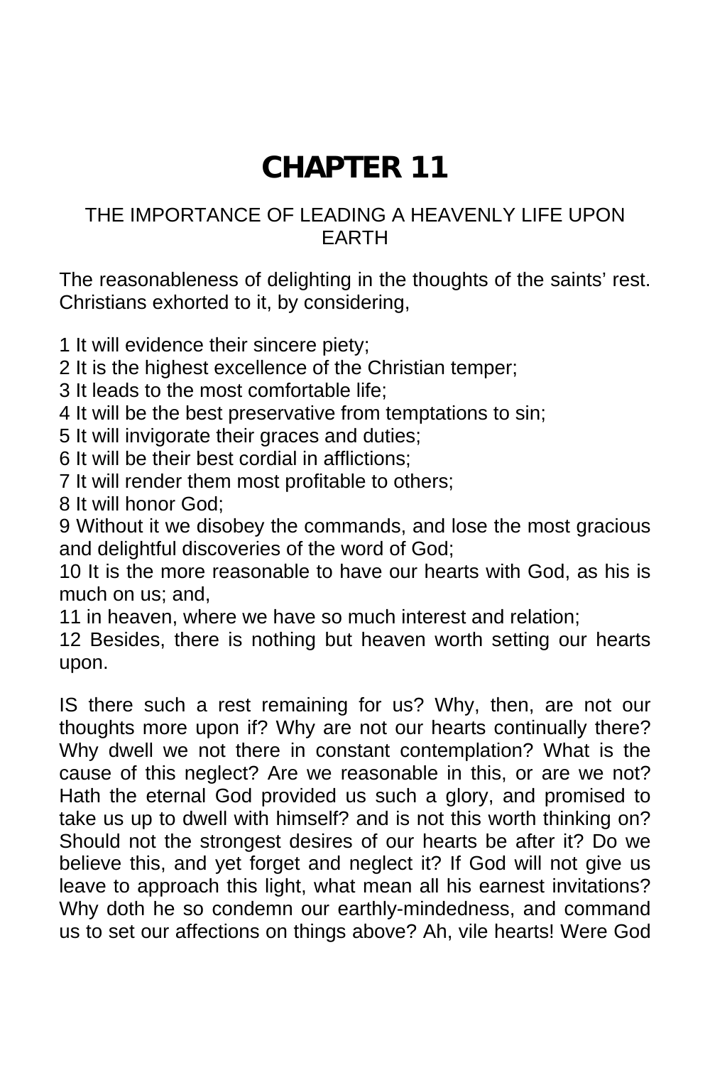# CHAPTER 11

## THE IMPORTANCE OF LEADING A HEAVENLY LIFE UPON EARTH

The reasonableness of delighting in the thoughts of the saints' rest. Christians exhorted to it, by considering,

1 It will evidence their sincere piety;
2 It is the highest excellence of the Christian temper;
3 It leads to the most comfortable life;
4 It will be the best preservative from temptations to sin;
5 It will invigorate their graces and duties;
6 It will be their best cordial in afflictions;
7 It will render them most profitable to others;
8 It will honor God;
9 Without it we disobey the commands, and lose the most gracious and delightful discoveries of the word of God;
10 It is the more reasonable to have our hearts with God, as his is much on us; and,
11 in heaven, where we have so much interest and relation;
12 Besides, there is nothing but heaven worth setting our hearts upon.

IS there such a rest remaining for us? Why, then, are not our thoughts more upon if? Why are not our hearts continually there? Why dwell we not there in constant contemplation? What is the cause of this neglect? Are we reasonable in this, or are we not? Hath the eternal God provided us such a glory, and promised to take us up to dwell with himself? and is not this worth thinking on? Should not the strongest desires of our hearts be after it? Do we believe this, and yet forget and neglect it? If God will not give us leave to approach this light, what mean all his earnest invitations? Why doth he so condemn our earthly-mindedness, and command us to set our affections on things above? Ah, vile hearts! Were God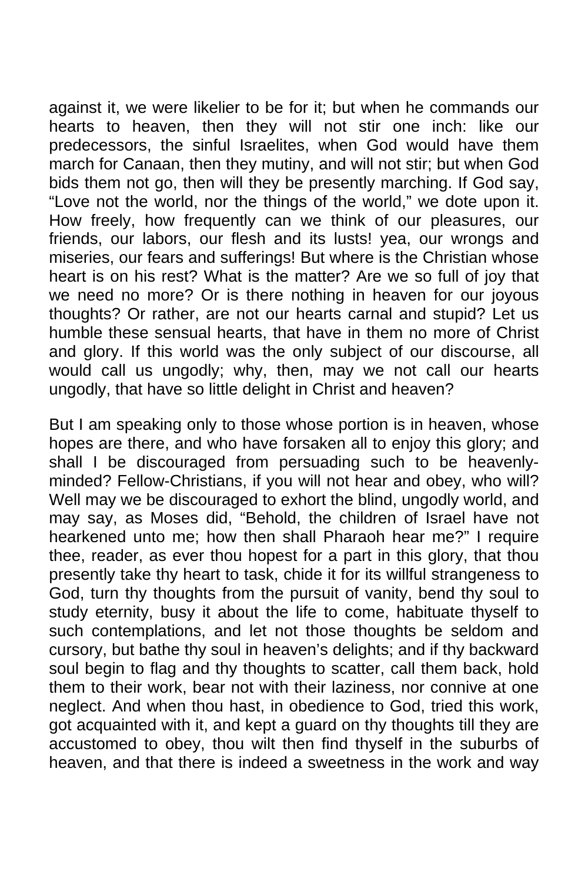against it, we were likelier to be for it; but when he commands our hearts to heaven, then they will not stir one inch: like our predecessors, the sinful Israelites, when God would have them march for Canaan, then they mutiny, and will not stir; but when God bids them not go, then will they be presently marching. If God say, “Love not the world, nor the things of the world,” we dote upon it. How freely, how frequently can we think of our pleasures, our friends, our labors, our flesh and its lusts! yea, our wrongs and miseries, our fears and sufferings! But where is the Christian whose heart is on his rest? What is the matter? Are we so full of joy that we need no more? Or is there nothing in heaven for our joyous thoughts? Or rather, are not our hearts carnal and stupid? Let us humble these sensual hearts, that have in them no more of Christ and glory. If this world was the only subject of our discourse, all would call us ungodly; why, then, may we not call our hearts ungodly, that have so little delight in Christ and heaven?

But I am speaking only to those whose portion is in heaven, whose hopes are there, and who have forsaken all to enjoy this glory; and shall I be discouraged from persuading such to be heavenly-minded? Fellow-Christians, if you will not hear and obey, who will? Well may we be discouraged to exhort the blind, ungodly world, and may say, as Moses did, “Behold, the children of Israel have not hearkened unto me; how then shall Pharaoh hear me?” I require thee, reader, as ever thou hopest for a part in this glory, that thou presently take thy heart to task, chide it for its willful strangeness to God, turn thy thoughts from the pursuit of vanity, bend thy soul to study eternity, busy it about the life to come, habituate thyself to such contemplations, and let not those thoughts be seldom and cursory, but bathe thy soul in heaven’s delights; and if thy backward soul begin to flag and thy thoughts to scatter, call them back, hold them to their work, bear not with their laziness, nor connive at one neglect. And when thou hast, in obedience to God, tried this work, got acquainted with it, and kept a guard on thy thoughts till they are accustomed to obey, thou wilt then find thyself in the suburbs of heaven, and that there is indeed a sweetness in the work and way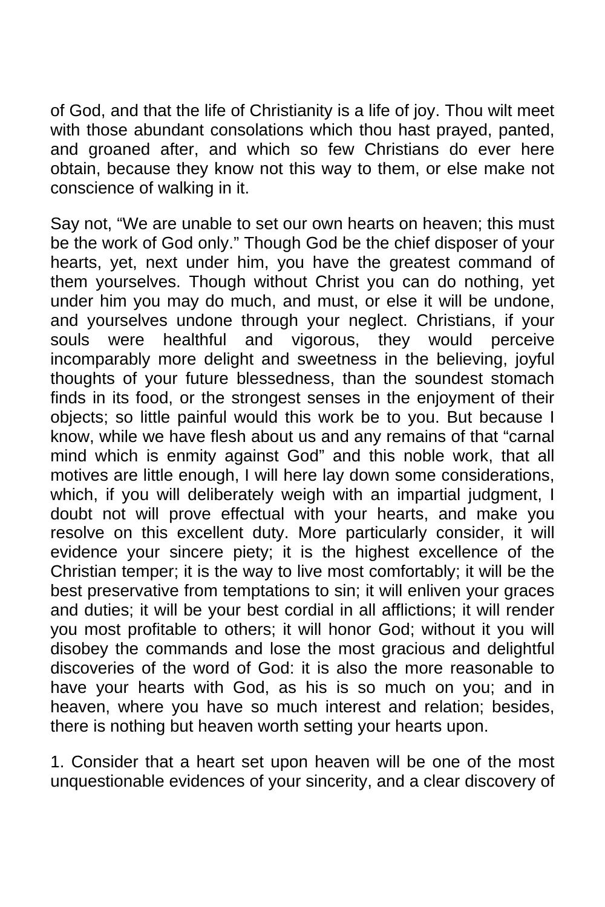of God, and that the life of Christianity is a life of joy. Thou wilt meet with those abundant consolations which thou hast prayed, panted, and groaned after, and which so few Christians do ever here obtain, because they know not this way to them, or else make not conscience of walking in it.

Say not, “We are unable to set our own hearts on heaven; this must be the work of God only.” Though God be the chief disposer of your hearts, yet, next under him, you have the greatest command of them yourselves. Though without Christ you can do nothing, yet under him you may do much, and must, or else it will be undone, and yourselves undone through your neglect. Christians, if your souls were healthful and vigorous, they would perceive incomparably more delight and sweetness in the believing, joyful thoughts of your future blessedness, than the soundest stomach finds in its food, or the strongest senses in the enjoyment of their objects; so little painful would this work be to you. But because I know, while we have flesh about us and any remains of that “carnal mind which is enmity against God” and this noble work, that all motives are little enough, I will here lay down some considerations, which, if you will deliberately weigh with an impartial judgment, I doubt not will prove effectual with your hearts, and make you resolve on this excellent duty. More particularly consider, it will evidence your sincere piety; it is the highest excellence of the Christian temper; it is the way to live most comfortably; it will be the best preservative from temptations to sin; it will enliven your graces and duties; it will be your best cordial in all afflictions; it will render you most profitable to others; it will honor God; without it you will disobey the commands and lose the most gracious and delightful discoveries of the word of God: it is also the more reasonable to have your hearts with God, as his is so much on you; and in heaven, where you have so much interest and relation; besides, there is nothing but heaven worth setting your hearts upon.

1. Consider that a heart set upon heaven will be one of the most unquestionable evidences of your sincerity, and a clear discovery of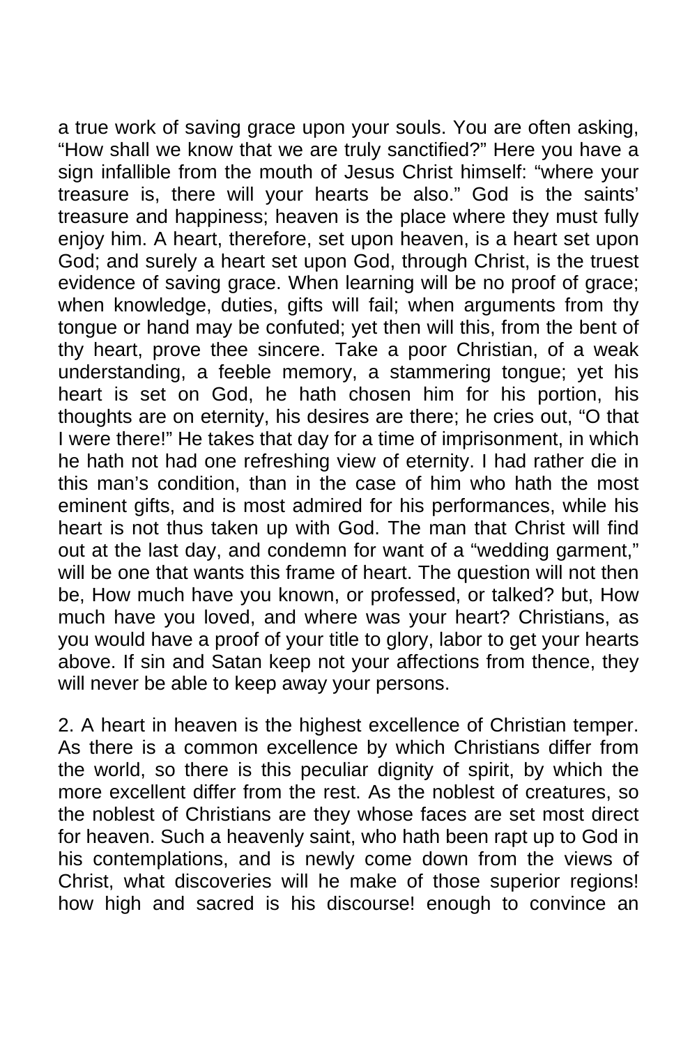a true work of saving grace upon your souls. You are often asking, “How shall we know that we are truly sanctified?” Here you have a sign infallible from the mouth of Jesus Christ himself: “where your treasure is, there will your hearts be also.” God is the saints’ treasure and happiness; heaven is the place where they must fully enjoy him. A heart, therefore, set upon heaven, is a heart set upon God; and surely a heart set upon God, through Christ, is the truest evidence of saving grace. When learning will be no proof of grace; when knowledge, duties, gifts will fail; when arguments from thy tongue or hand may be confuted; yet then will this, from the bent of thy heart, prove thee sincere. Take a poor Christian, of a weak understanding, a feeble memory, a stammering tongue; yet his heart is set on God, he hath chosen him for his portion, his thoughts are on eternity, his desires are there; he cries out, “O that I were there!” He takes that day for a time of imprisonment, in which he hath not had one refreshing view of eternity. I had rather die in this man’s condition, than in the case of him who hath the most eminent gifts, and is most admired for his performances, while his heart is not thus taken up with God. The man that Christ will find out at the last day, and condemn for want of a “wedding garment,” will be one that wants this frame of heart. The question will not then be, How much have you known, or professed, or talked? but, How much have you loved, and where was your heart? Christians, as you would have a proof of your title to glory, labor to get your hearts above. If sin and Satan keep not your affections from thence, they will never be able to keep away your persons.

2. A heart in heaven is the highest excellence of Christian temper. As there is a common excellence by which Christians differ from the world, so there is this peculiar dignity of spirit, by which the more excellent differ from the rest. As the noblest of creatures, so the noblest of Christians are they whose faces are set most direct for heaven. Such a heavenly saint, who hath been rapt up to God in his contemplations, and is newly come down from the views of Christ, what discoveries will he make of those superior regions! how high and sacred is his discourse! enough to convince an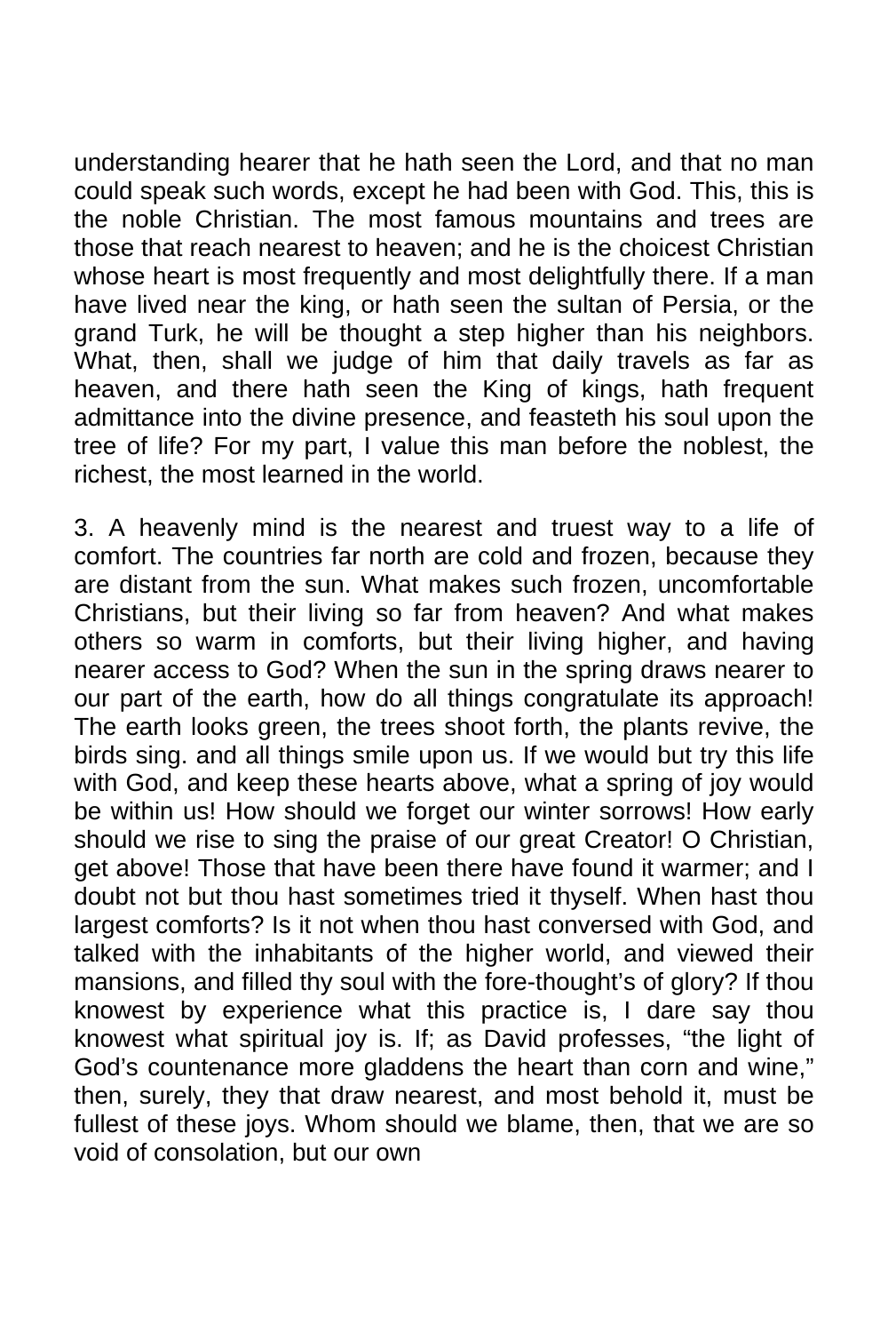understanding hearer that he hath seen the Lord, and that no man could speak such words, except he had been with God. This, this is the noble Christian. The most famous mountains and trees are those that reach nearest to heaven; and he is the choicest Christian whose heart is most frequently and most delightfully there. If a man have lived near the king, or hath seen the sultan of Persia, or the grand Turk, he will be thought a step higher than his neighbors. What, then, shall we judge of him that daily travels as far as heaven, and there hath seen the King of kings, hath frequent admittance into the divine presence, and feasteth his soul upon the tree of life? For my part, I value this man before the noblest, the richest, the most learned in the world.

3. A heavenly mind is the nearest and truest way to a life of comfort. The countries far north are cold and frozen, because they are distant from the sun. What makes such frozen, uncomfortable Christians, but their living so far from heaven? And what makes others so warm in comforts, but their living higher, and having nearer access to God? When the sun in the spring draws nearer to our part of the earth, how do all things congratulate its approach! The earth looks green, the trees shoot forth, the plants revive, the birds sing. and all things smile upon us. If we would but try this life with God, and keep these hearts above, what a spring of joy would be within us! How should we forget our winter sorrows! How early should we rise to sing the praise of our great Creator! O Christian, get above! Those that have been there have found it warmer; and I doubt not but thou hast sometimes tried it thyself. When hast thou largest comforts? Is it not when thou hast conversed with God, and talked with the inhabitants of the higher world, and viewed their mansions, and filled thy soul with the fore-thought's of glory? If thou knowest by experience what this practice is, I dare say thou knowest what spiritual joy is. If; as David professes, "the light of God's countenance more gladdens the heart than corn and wine," then, surely, they that draw nearest, and most behold it, must be fullest of these joys. Whom should we blame, then, that we are so void of consolation, but our own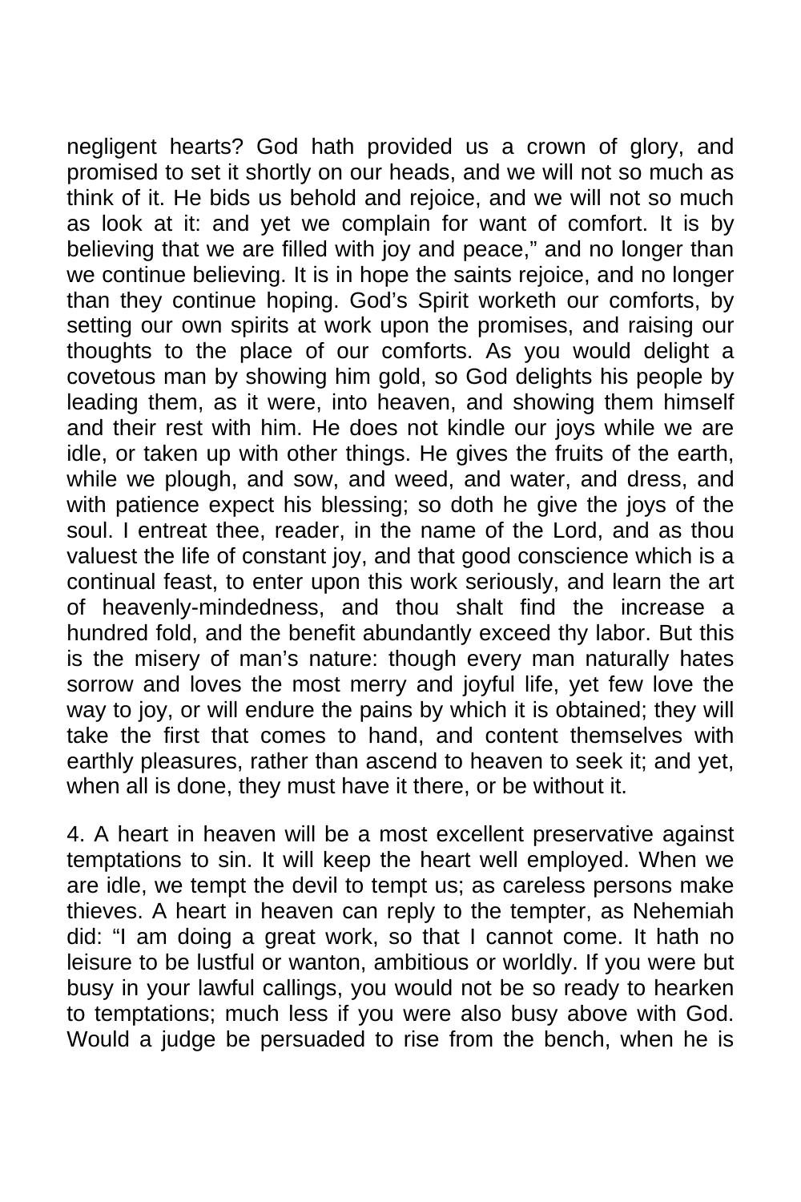negligent hearts? God hath provided us a crown of glory, and promised to set it shortly on our heads, and we will not so much as think of it. He bids us behold and rejoice, and we will not so much as look at it: and yet we complain for want of comfort. It is by believing that we are filled with joy and peace," and no longer than we continue believing. It is in hope the saints rejoice, and no longer than they continue hoping. God's Spirit worketh our comforts, by setting our own spirits at work upon the promises, and raising our thoughts to the place of our comforts. As you would delight a covetous man by showing him gold, so God delights his people by leading them, as it were, into heaven, and showing them himself and their rest with him. He does not kindle our joys while we are idle, or taken up with other things. He gives the fruits of the earth, while we plough, and sow, and weed, and water, and dress, and with patience expect his blessing; so doth he give the joys of the soul. I entreat thee, reader, in the name of the Lord, and as thou valuest the life of constant joy, and that good conscience which is a continual feast, to enter upon this work seriously, and learn the art of heavenly-mindedness, and thou shalt find the increase a hundred fold, and the benefit abundantly exceed thy labor. But this is the misery of man's nature: though every man naturally hates sorrow and loves the most merry and joyful life, yet few love the way to joy, or will endure the pains by which it is obtained; they will take the first that comes to hand, and content themselves with earthly pleasures, rather than ascend to heaven to seek it; and yet, when all is done, they must have it there, or be without it.

4. A heart in heaven will be a most excellent preservative against temptations to sin. It will keep the heart well employed. When we are idle, we tempt the devil to tempt us; as careless persons make thieves. A heart in heaven can reply to the tempter, as Nehemiah did: "I am doing a great work, so that I cannot come. It hath no leisure to be lustful or wanton, ambitious or worldly. If you were but busy in your lawful callings, you would not be so ready to hearken to temptations; much less if you were also busy above with God. Would a judge be persuaded to rise from the bench, when he is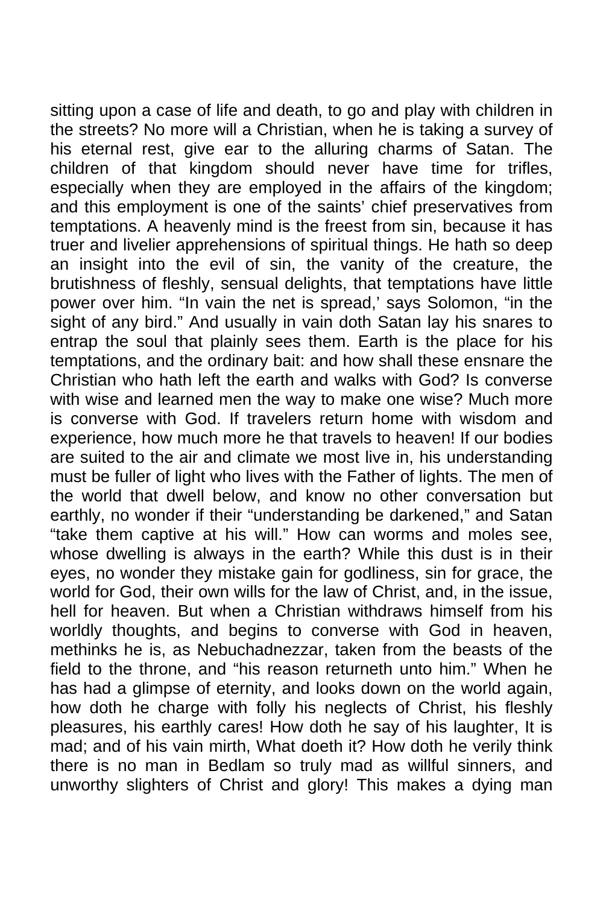sitting upon a case of life and death, to go and play with children in the streets? No more will a Christian, when he is taking a survey of his eternal rest, give ear to the alluring charms of Satan. The children of that kingdom should never have time for trifles, especially when they are employed in the affairs of the kingdom; and this employment is one of the saints' chief preservatives from temptations. A heavenly mind is the freest from sin, because it has truer and livelier apprehensions of spiritual things. He hath so deep an insight into the evil of sin, the vanity of the creature, the brutishness of fleshly, sensual delights, that temptations have little power over him. "In vain the net is spread,' says Solomon, "in the sight of any bird." And usually in vain doth Satan lay his snares to entrap the soul that plainly sees them. Earth is the place for his temptations, and the ordinary bait: and how shall these ensnare the Christian who hath left the earth and walks with God? Is converse with wise and learned men the way to make one wise? Much more is converse with God. If travelers return home with wisdom and experience, how much more he that travels to heaven! If our bodies are suited to the air and climate we most live in, his understanding must be fuller of light who lives with the Father of lights. The men of the world that dwell below, and know no other conversation but earthly, no wonder if their "understanding be darkened," and Satan "take them captive at his will." How can worms and moles see, whose dwelling is always in the earth? While this dust is in their eyes, no wonder they mistake gain for godliness, sin for grace, the world for God, their own wills for the law of Christ, and, in the issue, hell for heaven. But when a Christian withdraws himself from his worldly thoughts, and begins to converse with God in heaven, methinks he is, as Nebuchadnezzar, taken from the beasts of the field to the throne, and "his reason returneth unto him." When he has had a glimpse of eternity, and looks down on the world again, how doth he charge with folly his neglects of Christ, his fleshly pleasures, his earthly cares! How doth he say of his laughter, It is mad; and of his vain mirth, What doeth it? How doth he verily think there is no man in Bedlam so truly mad as willful sinners, and unworthy slighters of Christ and glory! This makes a dying man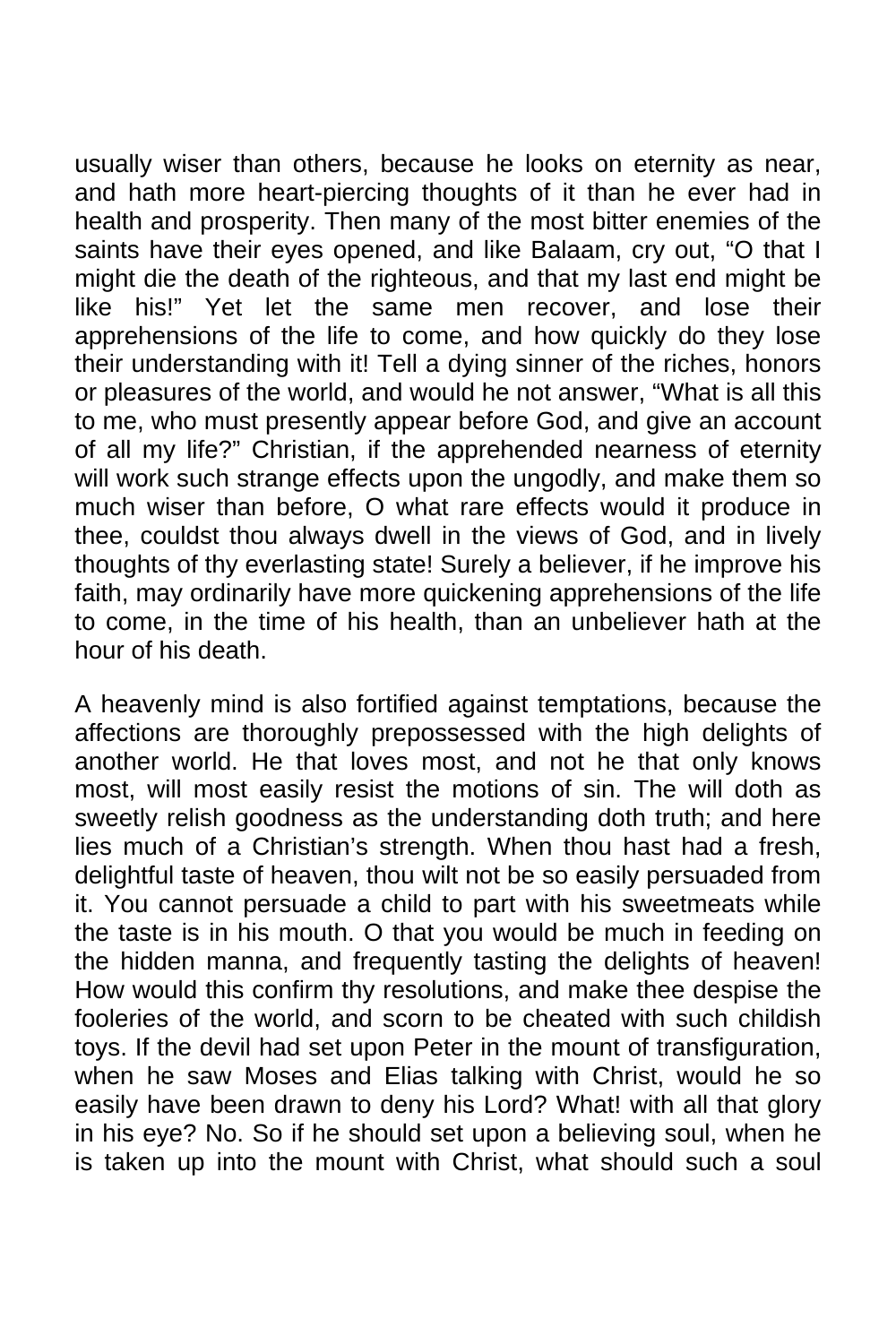usually wiser than others, because he looks on eternity as near, and hath more heart-piercing thoughts of it than he ever had in health and prosperity. Then many of the most bitter enemies of the saints have their eyes opened, and like Balaam, cry out, “O that I might die the death of the righteous, and that my last end might be like his!” Yet let the same men recover, and lose their apprehensions of the life to come, and how quickly do they lose their understanding with it! Tell a dying sinner of the riches, honors or pleasures of the world, and would he not answer, “What is all this to me, who must presently appear before God, and give an account of all my life?” Christian, if the apprehended nearness of eternity will work such strange effects upon the ungodly, and make them so much wiser than before, O what rare effects would it produce in thee, couldst thou always dwell in the views of God, and in lively thoughts of thy everlasting state! Surely a believer, if he improve his faith, may ordinarily have more quickening apprehensions of the life to come, in the time of his health, than an unbeliever hath at the hour of his death.

A heavenly mind is also fortified against temptations, because the affections are thoroughly prepossessed with the high delights of another world. He that loves most, and not he that only knows most, will most easily resist the motions of sin. The will doth as sweetly relish goodness as the understanding doth truth; and here lies much of a Christian’s strength. When thou hast had a fresh, delightful taste of heaven, thou wilt not be so easily persuaded from it. You cannot persuade a child to part with his sweetmeats while the taste is in his mouth. O that you would be much in feeding on the hidden manna, and frequently tasting the delights of heaven! How would this confirm thy resolutions, and make thee despise the fooleries of the world, and scorn to be cheated with such childish toys. If the devil had set upon Peter in the mount of transfiguration, when he saw Moses and Elias talking with Christ, would he so easily have been drawn to deny his Lord? What! with all that glory in his eye? No. So if he should set upon a believing soul, when he is taken up into the mount with Christ, what should such a soul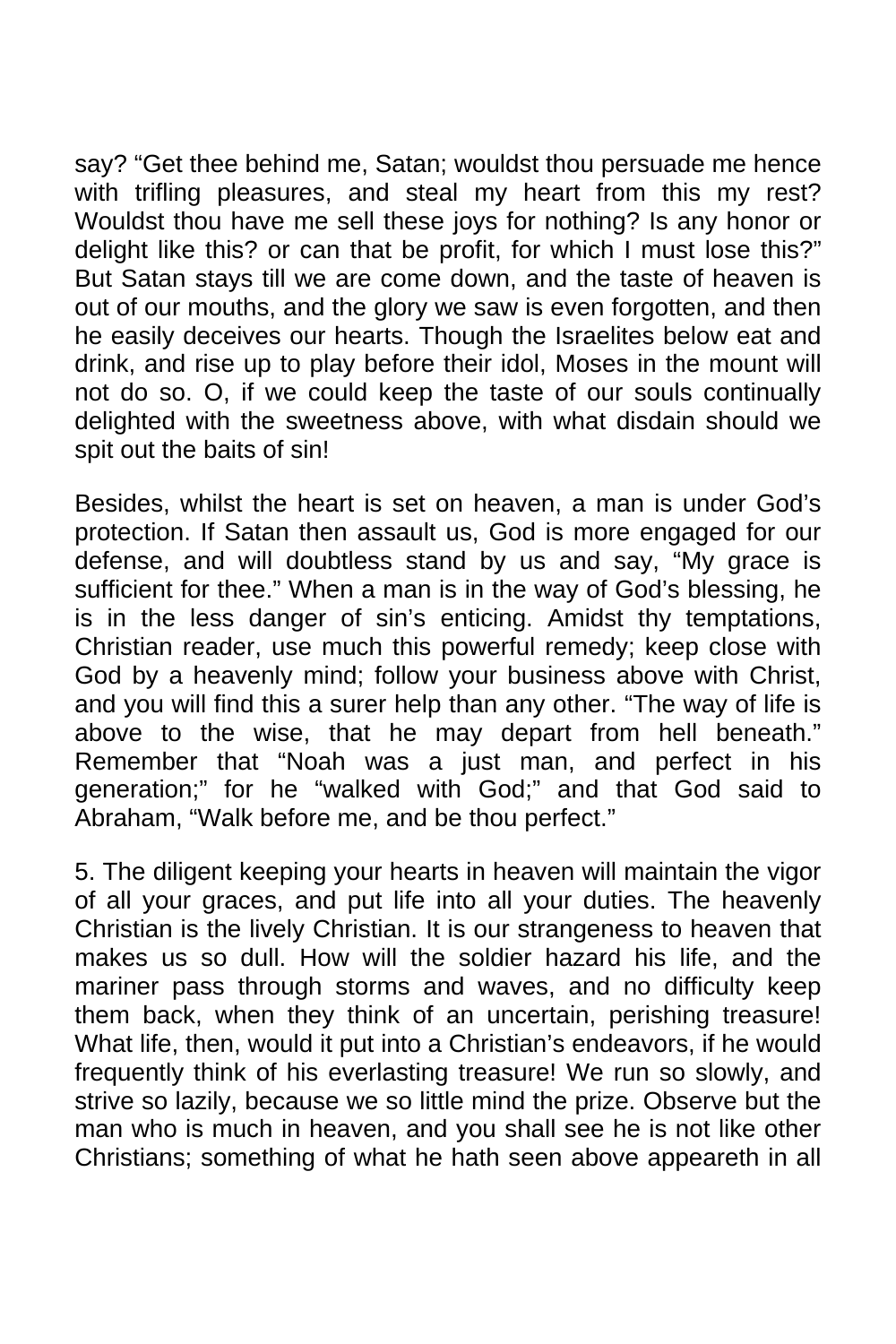say? “Get thee behind me, Satan; wouldst thou persuade me hence with trifling pleasures, and steal my heart from this my rest? Wouldst thou have me sell these joys for nothing? Is any honor or delight like this? or can that be profit, for which I must lose this?” But Satan stays till we are come down, and the taste of heaven is out of our mouths, and the glory we saw is even forgotten, and then he easily deceives our hearts. Though the Israelites below eat and drink, and rise up to play before their idol, Moses in the mount will not do so. O, if we could keep the taste of our souls continually delighted with the sweetness above, with what disdain should we spit out the baits of sin!

Besides, whilst the heart is set on heaven, a man is under God’s protection. If Satan then assault us, God is more engaged for our defense, and will doubtless stand by us and say, “My grace is sufficient for thee.” When a man is in the way of God’s blessing, he is in the less danger of sin’s enticing. Amidst thy temptations, Christian reader, use much this powerful remedy; keep close with God by a heavenly mind; follow your business above with Christ, and you will find this a surer help than any other. “The way of life is above to the wise, that he may depart from hell beneath.” Remember that “Noah was a just man, and perfect in his generation;” for he “walked with God;” and that God said to Abraham, “Walk before me, and be thou perfect.”

5. The diligent keeping your hearts in heaven will maintain the vigor of all your graces, and put life into all your duties. The heavenly Christian is the lively Christian. It is our strangeness to heaven that makes us so dull. How will the soldier hazard his life, and the mariner pass through storms and waves, and no difficulty keep them back, when they think of an uncertain, perishing treasure! What life, then, would it put into a Christian’s endeavors, if he would frequently think of his everlasting treasure! We run so slowly, and strive so lazily, because we so little mind the prize. Observe but the man who is much in heaven, and you shall see he is not like other Christians; something of what he hath seen above appeareth in all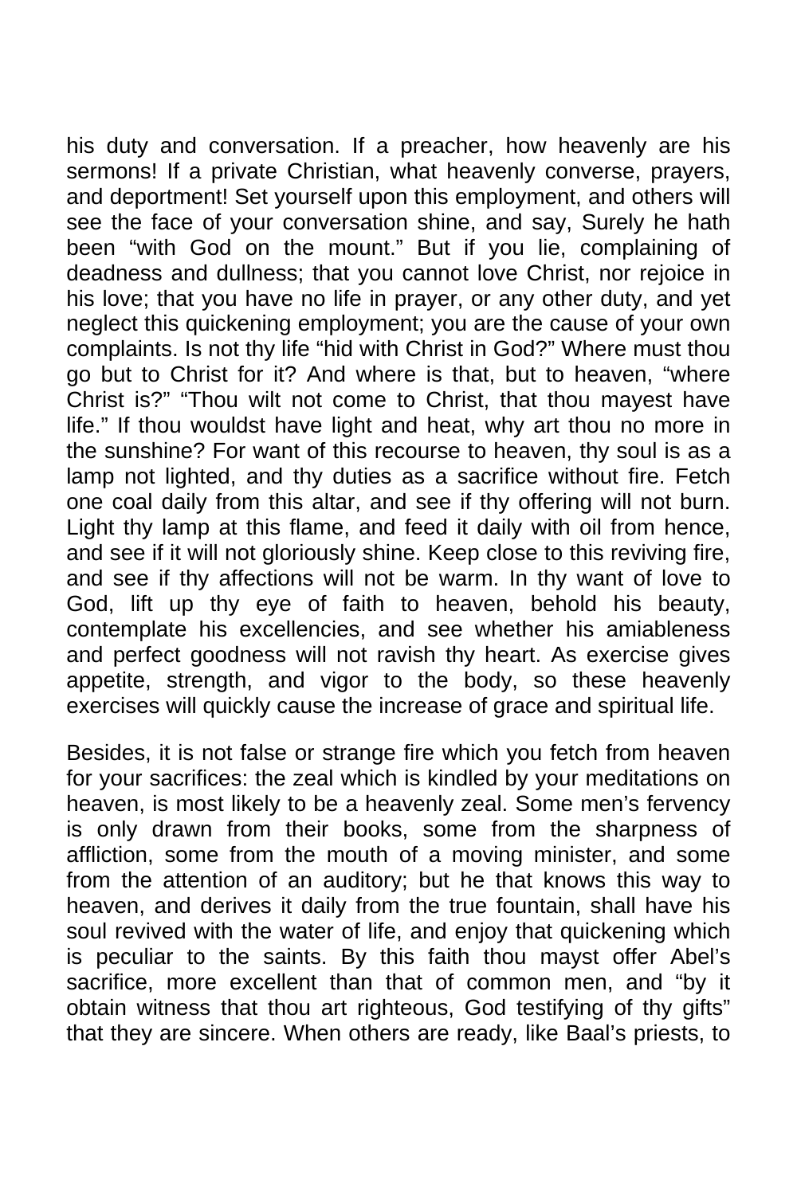his duty and conversation. If a preacher, how heavenly are his sermons! If a private Christian, what heavenly converse, prayers, and deportment! Set yourself upon this employment, and others will see the face of your conversation shine, and say, Surely he hath been "with God on the mount." But if you lie, complaining of deadness and dullness; that you cannot love Christ, nor rejoice in his love; that you have no life in prayer, or any other duty, and yet neglect this quickening employment; you are the cause of your own complaints. Is not thy life "hid with Christ in God?" Where must thou go but to Christ for it? And where is that, but to heaven, "where Christ is?" "Thou wilt not come to Christ, that thou mayest have life." If thou wouldst have light and heat, why art thou no more in the sunshine? For want of this recourse to heaven, thy soul is as a lamp not lighted, and thy duties as a sacrifice without fire. Fetch one coal daily from this altar, and see if thy offering will not burn. Light thy lamp at this flame, and feed it daily with oil from hence, and see if it will not gloriously shine. Keep close to this reviving fire, and see if thy affections will not be warm. In thy want of love to God, lift up thy eye of faith to heaven, behold his beauty, contemplate his excellencies, and see whether his amiableness and perfect goodness will not ravish thy heart. As exercise gives appetite, strength, and vigor to the body, so these heavenly exercises will quickly cause the increase of grace and spiritual life.

Besides, it is not false or strange fire which you fetch from heaven for your sacrifices: the zeal which is kindled by your meditations on heaven, is most likely to be a heavenly zeal. Some men's fervency is only drawn from their books, some from the sharpness of affliction, some from the mouth of a moving minister, and some from the attention of an auditory; but he that knows this way to heaven, and derives it daily from the true fountain, shall have his soul revived with the water of life, and enjoy that quickening which is peculiar to the saints. By this faith thou mayst offer Abel's sacrifice, more excellent than that of common men, and "by it obtain witness that thou art righteous, God testifying of thy gifts" that they are sincere. When others are ready, like Baal's priests, to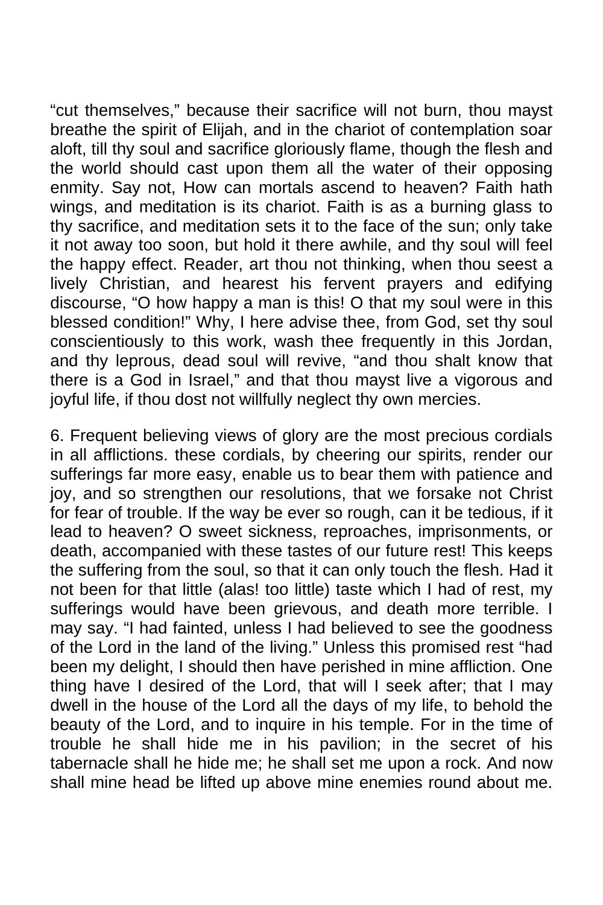“cut themselves,” because their sacrifice will not burn, thou mayst breathe the spirit of Elijah, and in the chariot of contemplation soar aloft, till thy soul and sacrifice gloriously flame, though the flesh and the world should cast upon them all the water of their opposing enmity. Say not, How can mortals ascend to heaven? Faith hath wings, and meditation is its chariot. Faith is as a burning glass to thy sacrifice, and meditation sets it to the face of the sun; only take it not away too soon, but hold it there awhile, and thy soul will feel the happy effect. Reader, art thou not thinking, when thou seest a lively Christian, and hearest his fervent prayers and edifying discourse, “O how happy a man is this! O that my soul were in this blessed condition!” Why, I here advise thee, from God, set thy soul conscientiously to this work, wash thee frequently in this Jordan, and thy leprous, dead soul will revive, “and thou shalt know that there is a God in Israel,” and that thou mayst live a vigorous and joyful life, if thou dost not willfully neglect thy own mercies.

6. Frequent believing views of glory are the most precious cordials in all afflictions. these cordials, by cheering our spirits, render our sufferings far more easy, enable us to bear them with patience and joy, and so strengthen our resolutions, that we forsake not Christ for fear of trouble. If the way be ever so rough, can it be tedious, if it lead to heaven? O sweet sickness, reproaches, imprisonments, or death, accompanied with these tastes of our future rest! This keeps the suffering from the soul, so that it can only touch the flesh. Had it not been for that little (alas! too little) taste which I had of rest, my sufferings would have been grievous, and death more terrible. I may say. “I had fainted, unless I had believed to see the goodness of the Lord in the land of the living.” Unless this promised rest “had been my delight, I should then have perished in mine affliction. One thing have I desired of the Lord, that will I seek after; that I may dwell in the house of the Lord all the days of my life, to behold the beauty of the Lord, and to inquire in his temple. For in the time of trouble he shall hide me in his pavilion; in the secret of his tabernacle shall he hide me; he shall set me upon a rock. And now shall mine head be lifted up above mine enemies round about me.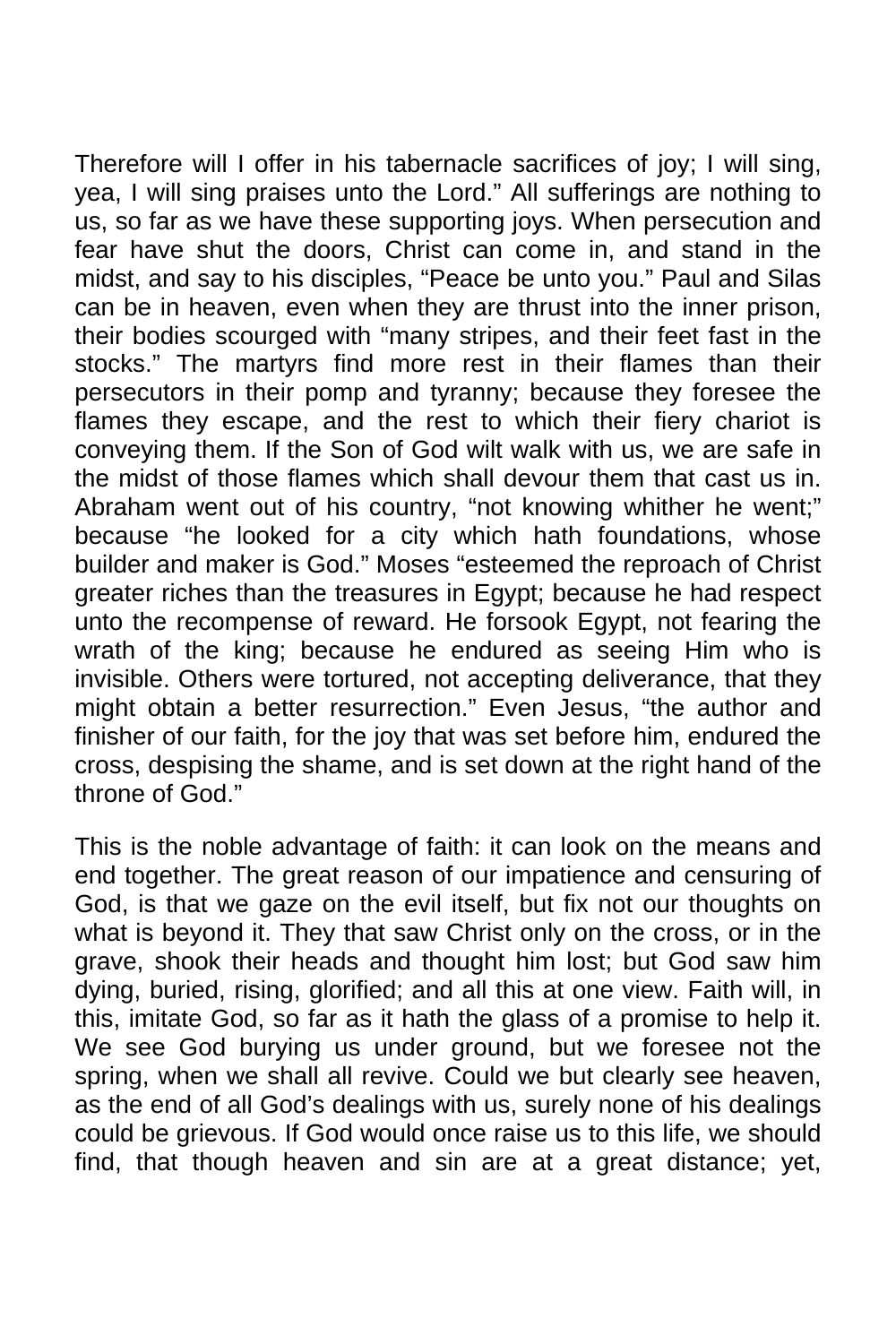Therefore will I offer in his tabernacle sacrifices of joy; I will sing, yea, I will sing praises unto the Lord." All sufferings are nothing to us, so far as we have these supporting joys. When persecution and fear have shut the doors, Christ can come in, and stand in the midst, and say to his disciples, "Peace be unto you." Paul and Silas can be in heaven, even when they are thrust into the inner prison, their bodies scourged with "many stripes, and their feet fast in the stocks." The martyrs find more rest in their flames than their persecutors in their pomp and tyranny; because they foresee the flames they escape, and the rest to which their fiery chariot is conveying them. If the Son of God wilt walk with us, we are safe in the midst of those flames which shall devour them that cast us in. Abraham went out of his country, "not knowing whither he went;" because "he looked for a city which hath foundations, whose builder and maker is God." Moses "esteemed the reproach of Christ greater riches than the treasures in Egypt; because he had respect unto the recompense of reward. He forsook Egypt, not fearing the wrath of the king; because he endured as seeing Him who is invisible. Others were tortured, not accepting deliverance, that they might obtain a better resurrection." Even Jesus, "the author and finisher of our faith, for the joy that was set before him, endured the cross, despising the shame, and is set down at the right hand of the throne of God."

This is the noble advantage of faith: it can look on the means and end together. The great reason of our impatience and censuring of God, is that we gaze on the evil itself, but fix not our thoughts on what is beyond it. They that saw Christ only on the cross, or in the grave, shook their heads and thought him lost; but God saw him dying, buried, rising, glorified; and all this at one view. Faith will, in this, imitate God, so far as it hath the glass of a promise to help it. We see God burying us under ground, but we foresee not the spring, when we shall all revive. Could we but clearly see heaven, as the end of all God's dealings with us, surely none of his dealings could be grievous. If God would once raise us to this life, we should find, that though heaven and sin are at a great distance; yet,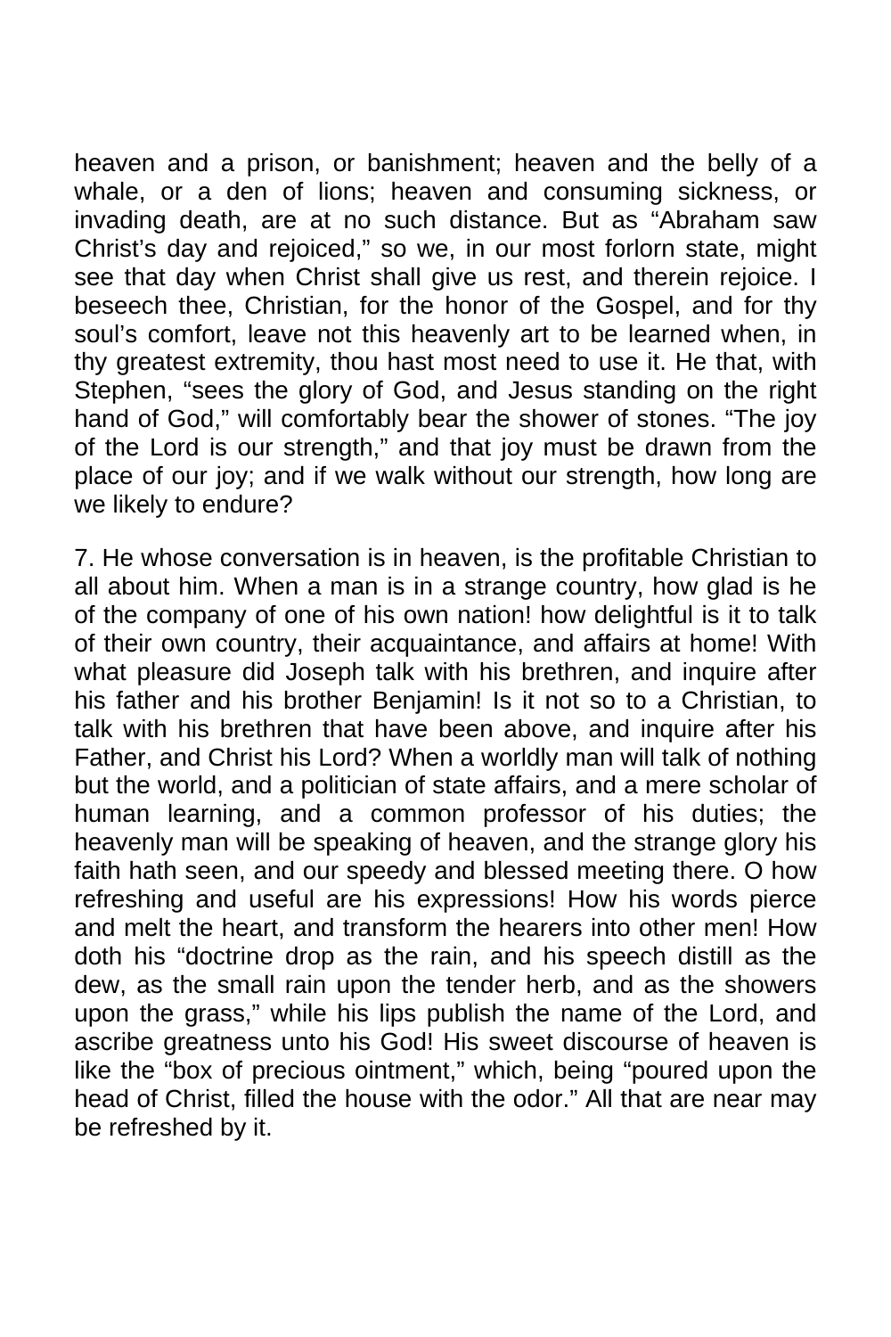heaven and a prison, or banishment; heaven and the belly of a whale, or a den of lions; heaven and consuming sickness, or invading death, are at no such distance. But as "Abraham saw Christ's day and rejoiced," so we, in our most forlorn state, might see that day when Christ shall give us rest, and therein rejoice. I beseech thee, Christian, for the honor of the Gospel, and for thy soul's comfort, leave not this heavenly art to be learned when, in thy greatest extremity, thou hast most need to use it. He that, with Stephen, "sees the glory of God, and Jesus standing on the right hand of God," will comfortably bear the shower of stones. "The joy of the Lord is our strength," and that joy must be drawn from the place of our joy; and if we walk without our strength, how long are we likely to endure?

7. He whose conversation is in heaven, is the profitable Christian to all about him. When a man is in a strange country, how glad is he of the company of one of his own nation! how delightful is it to talk of their own country, their acquaintance, and affairs at home! With what pleasure did Joseph talk with his brethren, and inquire after his father and his brother Benjamin! Is it not so to a Christian, to talk with his brethren that have been above, and inquire after his Father, and Christ his Lord? When a worldly man will talk of nothing but the world, and a politician of state affairs, and a mere scholar of human learning, and a common professor of his duties; the heavenly man will be speaking of heaven, and the strange glory his faith hath seen, and our speedy and blessed meeting there. O how refreshing and useful are his expressions! How his words pierce and melt the heart, and transform the hearers into other men! How doth his "doctrine drop as the rain, and his speech distill as the dew, as the small rain upon the tender herb, and as the showers upon the grass," while his lips publish the name of the Lord, and ascribe greatness unto his God! His sweet discourse of heaven is like the "box of precious ointment," which, being "poured upon the head of Christ, filled the house with the odor." All that are near may be refreshed by it.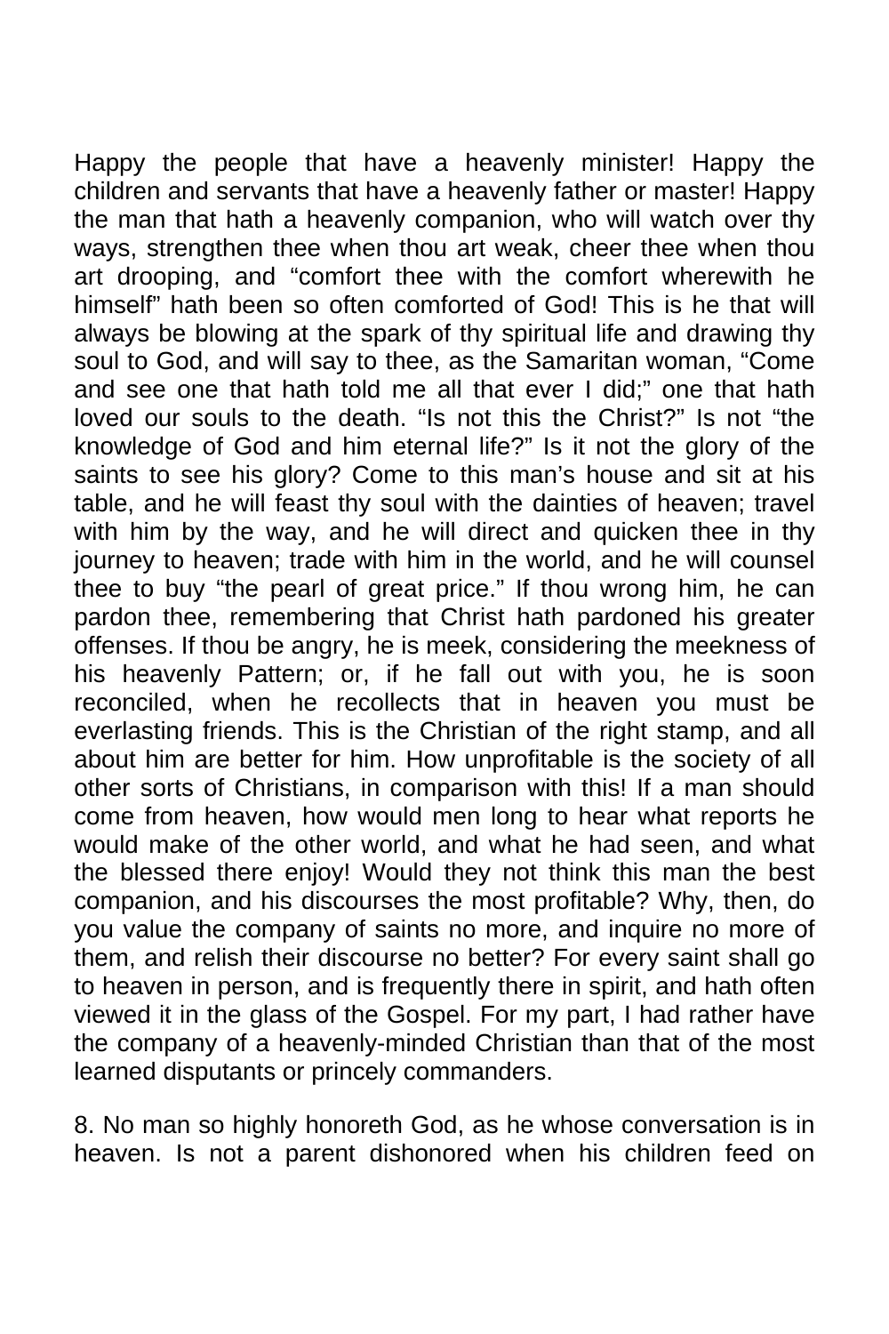Happy the people that have a heavenly minister! Happy the children and servants that have a heavenly father or master! Happy the man that hath a heavenly companion, who will watch over thy ways, strengthen thee when thou art weak, cheer thee when thou art drooping, and "comfort thee with the comfort wherewith he himself" hath been so often comforted of God! This is he that will always be blowing at the spark of thy spiritual life and drawing thy soul to God, and will say to thee, as the Samaritan woman, "Come and see one that hath told me all that ever I did;" one that hath loved our souls to the death. "Is not this the Christ?" Is not "the knowledge of God and him eternal life?" Is it not the glory of the saints to see his glory? Come to this man's house and sit at his table, and he will feast thy soul with the dainties of heaven; travel with him by the way, and he will direct and quicken thee in thy journey to heaven; trade with him in the world, and he will counsel thee to buy "the pearl of great price." If thou wrong him, he can pardon thee, remembering that Christ hath pardoned his greater offenses. If thou be angry, he is meek, considering the meekness of his heavenly Pattern; or, if he fall out with you, he is soon reconciled, when he recollects that in heaven you must be everlasting friends. This is the Christian of the right stamp, and all about him are better for him. How unprofitable is the society of all other sorts of Christians, in comparison with this! If a man should come from heaven, how would men long to hear what reports he would make of the other world, and what he had seen, and what the blessed there enjoy! Would they not think this man the best companion, and his discourses the most profitable? Why, then, do you value the company of saints no more, and inquire no more of them, and relish their discourse no better? For every saint shall go to heaven in person, and is frequently there in spirit, and hath often viewed it in the glass of the Gospel. For my part, I had rather have the company of a heavenly-minded Christian than that of the most learned disputants or princely commanders.

8. No man so highly honoreth God, as he whose conversation is in heaven. Is not a parent dishonored when his children feed on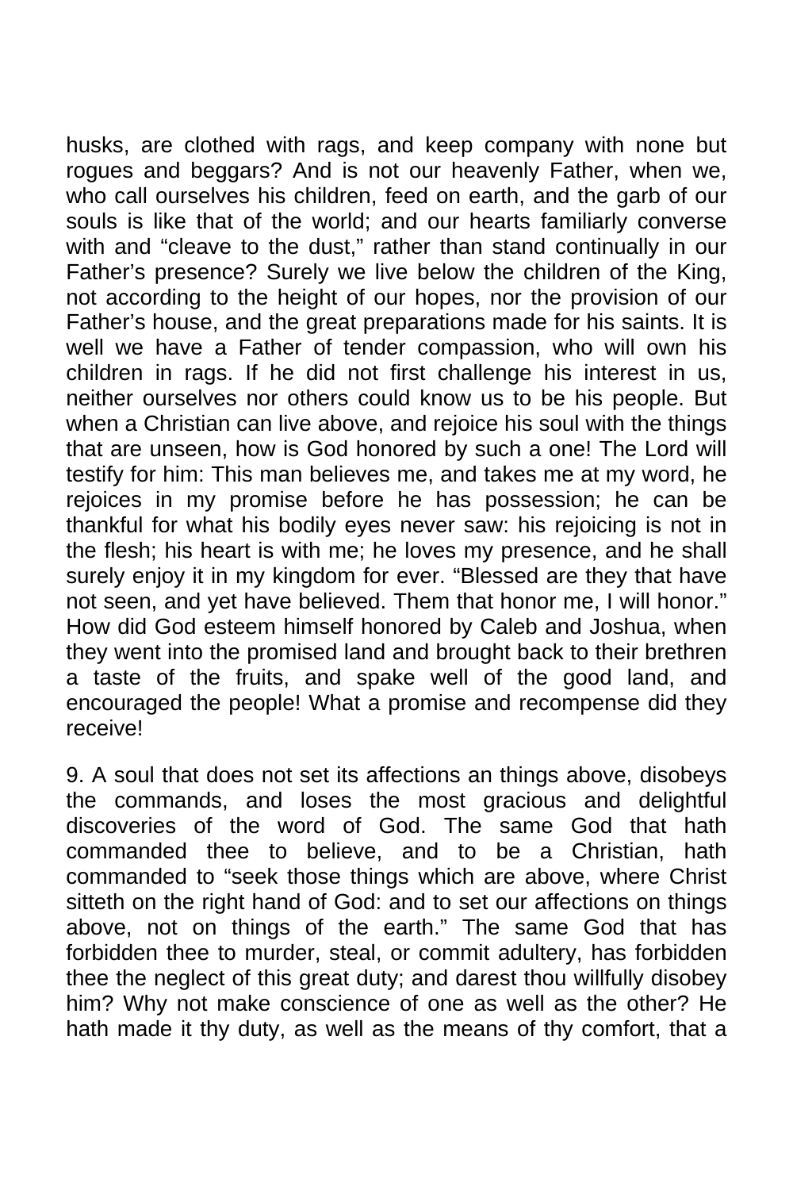husks, are clothed with rags, and keep company with none but rogues and beggars? And is not our heavenly Father, when we, who call ourselves his children, feed on earth, and the garb of our souls is like that of the world; and our hearts familiarly converse with and "cleave to the dust," rather than stand continually in our Father's presence? Surely we live below the children of the King, not according to the height of our hopes, nor the provision of our Father's house, and the great preparations made for his saints. It is well we have a Father of tender compassion, who will own his children in rags. If he did not first challenge his interest in us, neither ourselves nor others could know us to be his people. But when a Christian can live above, and rejoice his soul with the things that are unseen, how is God honored by such a one! The Lord will testify for him: This man believes me, and takes me at my word, he rejoices in my promise before he has possession; he can be thankful for what his bodily eyes never saw: his rejoicing is not in the flesh; his heart is with me; he loves my presence, and he shall surely enjoy it in my kingdom for ever. "Blessed are they that have not seen, and yet have believed. Them that honor me, I will honor." How did God esteem himself honored by Caleb and Joshua, when they went into the promised land and brought back to their brethren a taste of the fruits, and spake well of the good land, and encouraged the people! What a promise and recompense did they receive!

9. A soul that does not set its affections an things above, disobeys the commands, and loses the most gracious and delightful discoveries of the word of God. The same God that hath commanded thee to believe, and to be a Christian, hath commanded to "seek those things which are above, where Christ sitteth on the right hand of God: and to set our affections on things above, not on things of the earth." The same God that has forbidden thee to murder, steal, or commit adultery, has forbidden thee the neglect of this great duty; and darest thou willfully disobey him? Why not make conscience of one as well as the other? He hath made it thy duty, as well as the means of thy comfort, that a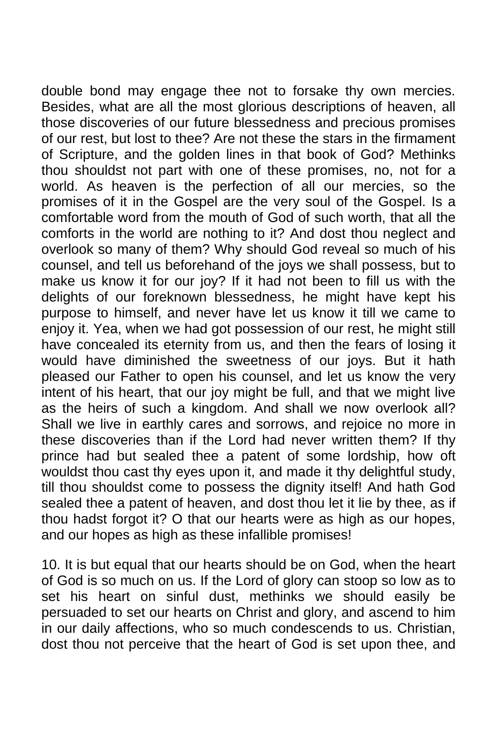double bond may engage thee not to forsake thy own mercies. Besides, what are all the most glorious descriptions of heaven, all those discoveries of our future blessedness and precious promises of our rest, but lost to thee? Are not these the stars in the firmament of Scripture, and the golden lines in that book of God? Methinks thou shouldst not part with one of these promises, no, not for a world. As heaven is the perfection of all our mercies, so the promises of it in the Gospel are the very soul of the Gospel. Is a comfortable word from the mouth of God of such worth, that all the comforts in the world are nothing to it? And dost thou neglect and overlook so many of them? Why should God reveal so much of his counsel, and tell us beforehand of the joys we shall possess, but to make us know it for our joy? If it had not been to fill us with the delights of our foreknown blessedness, he might have kept his purpose to himself, and never have let us know it till we came to enjoy it. Yea, when we had got possession of our rest, he might still have concealed its eternity from us, and then the fears of losing it would have diminished the sweetness of our joys. But it hath pleased our Father to open his counsel, and let us know the very intent of his heart, that our joy might be full, and that we might live as the heirs of such a kingdom. And shall we now overlook all? Shall we live in earthly cares and sorrows, and rejoice no more in these discoveries than if the Lord had never written them? If thy prince had but sealed thee a patent of some lordship, how oft wouldst thou cast thy eyes upon it, and made it thy delightful study, till thou shouldst come to possess the dignity itself! And hath God sealed thee a patent of heaven, and dost thou let it lie by thee, as if thou hadst forgot it? O that our hearts were as high as our hopes, and our hopes as high as these infallible promises!

10. It is but equal that our hearts should be on God, when the heart of God is so much on us. If the Lord of glory can stoop so low as to set his heart on sinful dust, methinks we should easily be persuaded to set our hearts on Christ and glory, and ascend to him in our daily affections, who so much condescends to us. Christian, dost thou not perceive that the heart of God is set upon thee, and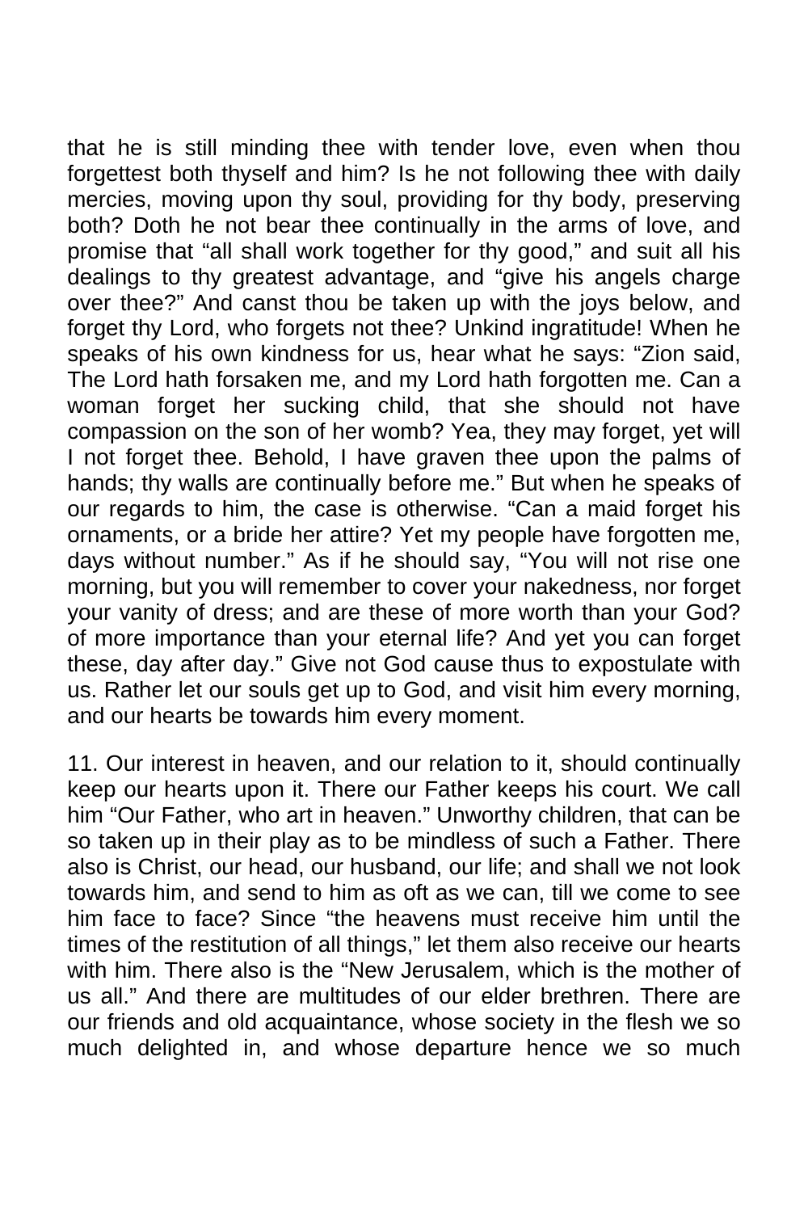that he is still minding thee with tender love, even when thou forgettest both thyself and him? Is he not following thee with daily mercies, moving upon thy soul, providing for thy body, preserving both? Doth he not bear thee continually in the arms of love, and promise that “all shall work together for thy good,” and suit all his dealings to thy greatest advantage, and “give his angels charge over thee?” And canst thou be taken up with the joys below, and forget thy Lord, who forgets not thee? Unkind ingratitude! When he speaks of his own kindness for us, hear what he says: “Zion said, The Lord hath forsaken me, and my Lord hath forgotten me. Can a woman forget her sucking child, that she should not have compassion on the son of her womb? Yea, they may forget, yet will I not forget thee. Behold, I have graven thee upon the palms of hands; thy walls are continually before me.” But when he speaks of our regards to him, the case is otherwise. “Can a maid forget his ornaments, or a bride her attire? Yet my people have forgotten me, days without number.” As if he should say, “You will not rise one morning, but you will remember to cover your nakedness, nor forget your vanity of dress; and are these of more worth than your God? of more importance than your eternal life? And yet you can forget these, day after day.” Give not God cause thus to expostulate with us. Rather let our souls get up to God, and visit him every morning, and our hearts be towards him every moment.

11. Our interest in heaven, and our relation to it, should continually keep our hearts upon it. There our Father keeps his court. We call him “Our Father, who art in heaven.” Unworthy children, that can be so taken up in their play as to be mindless of such a Father. There also is Christ, our head, our husband, our life; and shall we not look towards him, and send to him as oft as we can, till we come to see him face to face? Since “the heavens must receive him until the times of the restitution of all things,” let them also receive our hearts with him. There also is the “New Jerusalem, which is the mother of us all.” And there are multitudes of our elder brethren. There are our friends and old acquaintance, whose society in the flesh we so much delighted in, and whose departure hence we so much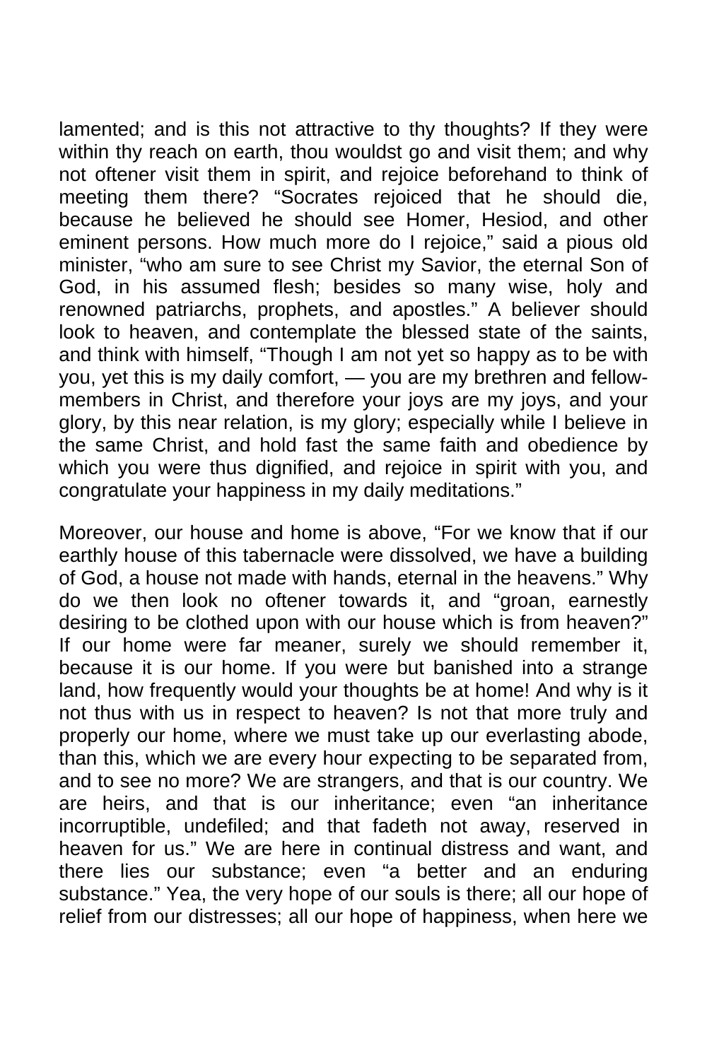lamented; and is this not attractive to thy thoughts? If they were within thy reach on earth, thou wouldst go and visit them; and why not oftener visit them in spirit, and rejoice beforehand to think of meeting them there? “Socrates rejoiced that he should die, because he believed he should see Homer, Hesiod, and other eminent persons. How much more do I rejoice,” said a pious old minister, “who am sure to see Christ my Savior, the eternal Son of God, in his assumed flesh; besides so many wise, holy and renowned patriarchs, prophets, and apostles.” A believer should look to heaven, and contemplate the blessed state of the saints, and think with himself, “Though I am not yet so happy as to be with you, yet this is my daily comfort, — you are my brethren and fellow-members in Christ, and therefore your joys are my joys, and your glory, by this near relation, is my glory; especially while I believe in the same Christ, and hold fast the same faith and obedience by which you were thus dignified, and rejoice in spirit with you, and congratulate your happiness in my daily meditations.”

Moreover, our house and home is above, “For we know that if our earthly house of this tabernacle were dissolved, we have a building of God, a house not made with hands, eternal in the heavens.” Why do we then look no oftener towards it, and “groan, earnestly desiring to be clothed upon with our house which is from heaven?” If our home were far meaner, surely we should remember it, because it is our home. If you were but banished into a strange land, how frequently would your thoughts be at home! And why is it not thus with us in respect to heaven? Is not that more truly and properly our home, where we must take up our everlasting abode, than this, which we are every hour expecting to be separated from, and to see no more? We are strangers, and that is our country. We are heirs, and that is our inheritance; even “an inheritance incorruptible, undefiled; and that fadeth not away, reserved in heaven for us.” We are here in continual distress and want, and there lies our substance; even “a better and an enduring substance.” Yea, the very hope of our souls is there; all our hope of relief from our distresses; all our hope of happiness, when here we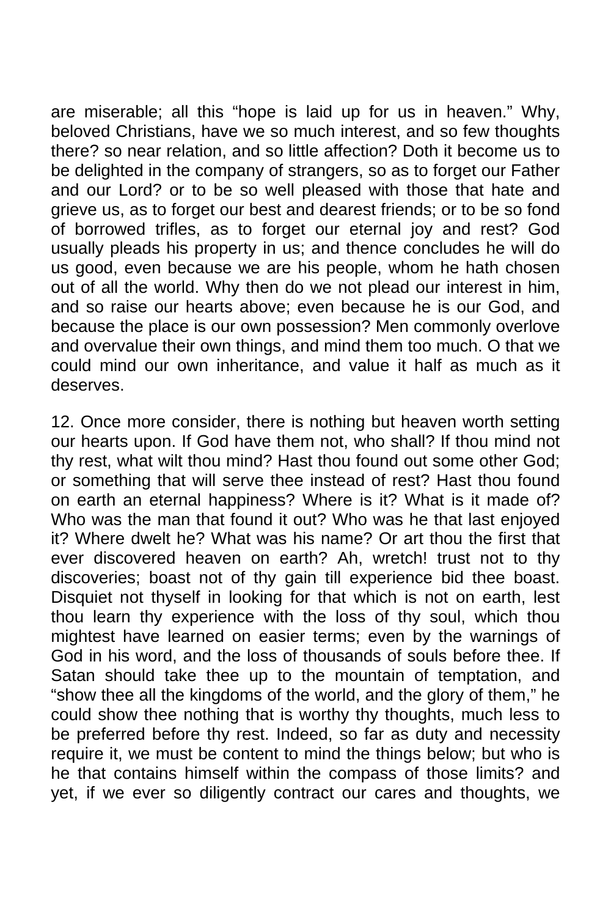are miserable; all this “hope is laid up for us in heaven.” Why, beloved Christians, have we so much interest, and so few thoughts there? so near relation, and so little affection? Doth it become us to be delighted in the company of strangers, so as to forget our Father and our Lord? or to be so well pleased with those that hate and grieve us, as to forget our best and dearest friends; or to be so fond of borrowed trifles, as to forget our eternal joy and rest? God usually pleads his property in us; and thence concludes he will do us good, even because we are his people, whom he hath chosen out of all the world. Why then do we not plead our interest in him, and so raise our hearts above; even because he is our God, and because the place is our own possession? Men commonly overlove and overvalue their own things, and mind them too much. O that we could mind our own inheritance, and value it half as much as it deserves.

12. Once more consider, there is nothing but heaven worth setting our hearts upon. If God have them not, who shall? If thou mind not thy rest, what wilt thou mind? Hast thou found out some other God; or something that will serve thee instead of rest? Hast thou found on earth an eternal happiness? Where is it? What is it made of? Who was the man that found it out? Who was he that last enjoyed it? Where dwelt he? What was his name? Or art thou the first that ever discovered heaven on earth? Ah, wretch! trust not to thy discoveries; boast not of thy gain till experience bid thee boast. Disquiet not thyself in looking for that which is not on earth, lest thou learn thy experience with the loss of thy soul, which thou mightest have learned on easier terms; even by the warnings of God in his word, and the loss of thousands of souls before thee. If Satan should take thee up to the mountain of temptation, and “show thee all the kingdoms of the world, and the glory of them,” he could show thee nothing that is worthy thy thoughts, much less to be preferred before thy rest. Indeed, so far as duty and necessity require it, we must be content to mind the things below; but who is he that contains himself within the compass of those limits? and yet, if we ever so diligently contract our cares and thoughts, we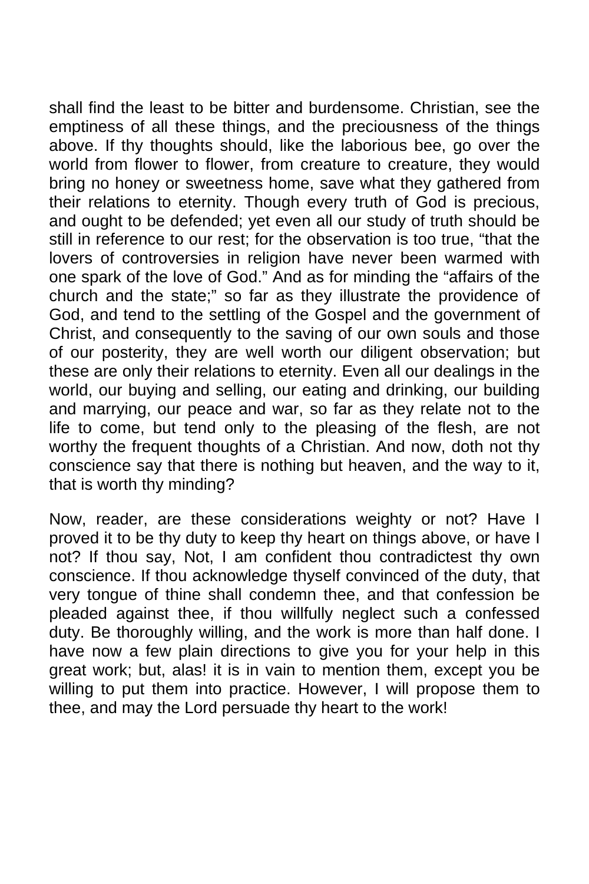shall find the least to be bitter and burdensome. Christian, see the emptiness of all these things, and the preciousness of the things above. If thy thoughts should, like the laborious bee, go over the world from flower to flower, from creature to creature, they would bring no honey or sweetness home, save what they gathered from their relations to eternity. Though every truth of God is precious, and ought to be defended; yet even all our study of truth should be still in reference to our rest; for the observation is too true, "that the lovers of controversies in religion have never been warmed with one spark of the love of God." And as for minding the "affairs of the church and the state;" so far as they illustrate the providence of God, and tend to the settling of the Gospel and the government of Christ, and consequently to the saving of our own souls and those of our posterity, they are well worth our diligent observation; but these are only their relations to eternity. Even all our dealings in the world, our buying and selling, our eating and drinking, our building and marrying, our peace and war, so far as they relate not to the life to come, but tend only to the pleasing of the flesh, are not worthy the frequent thoughts of a Christian. And now, doth not thy conscience say that there is nothing but heaven, and the way to it, that is worth thy minding?

Now, reader, are these considerations weighty or not? Have I proved it to be thy duty to keep thy heart on things above, or have I not? If thou say, Not, I am confident thou contradictest thy own conscience. If thou acknowledge thyself convinced of the duty, that very tongue of thine shall condemn thee, and that confession be pleaded against thee, if thou willfully neglect such a confessed duty. Be thoroughly willing, and the work is more than half done. I have now a few plain directions to give you for your help in this great work; but, alas! it is in vain to mention them, except you be willing to put them into practice. However, I will propose them to thee, and may the Lord persuade thy heart to the work!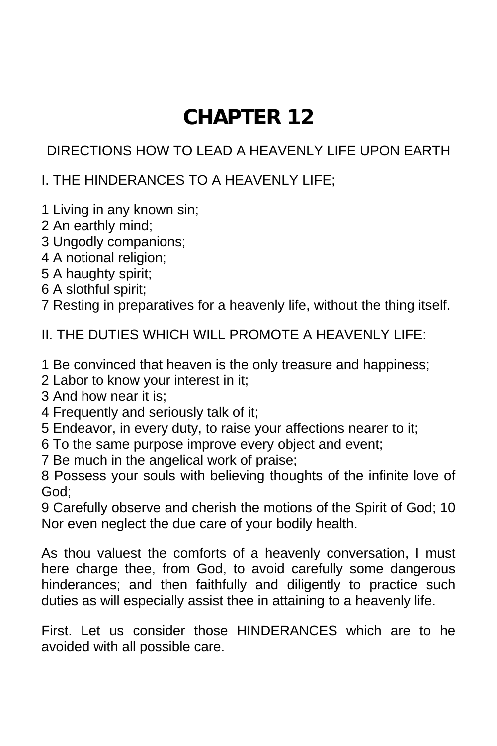# CHAPTER 12

DIRECTIONS HOW TO LEAD A HEAVENLY LIFE UPON EARTH

I. THE HINDERANCES TO A HEAVENLY LIFE;

1 Living in any known sin;
2 An earthly mind;
3 Ungodly companions;
4 A notional religion;
5 A haughty spirit;
6 A slothful spirit;
7 Resting in preparatives for a heavenly life, without the thing itself.

II. THE DUTIES WHICH WILL PROMOTE A HEAVENLY LIFE:

1 Be convinced that heaven is the only treasure and happiness;
2 Labor to know your interest in it;
3 And how near it is;
4 Frequently and seriously talk of it;
5 Endeavor, in every duty, to raise your affections nearer to it;
6 To the same purpose improve every object and event;
7 Be much in the angelical work of praise;
8 Possess your souls with believing thoughts of the infinite love of God;
9 Carefully observe and cherish the motions of the Spirit of God; 10 Nor even neglect the due care of your bodily health.

As thou valuest the comforts of a heavenly conversation, I must here charge thee, from God, to avoid carefully some dangerous hinderances; and then faithfully and diligently to practice such duties as will especially assist thee in attaining to a heavenly life.

First. Let us consider those HINDERANCES which are to he avoided with all possible care.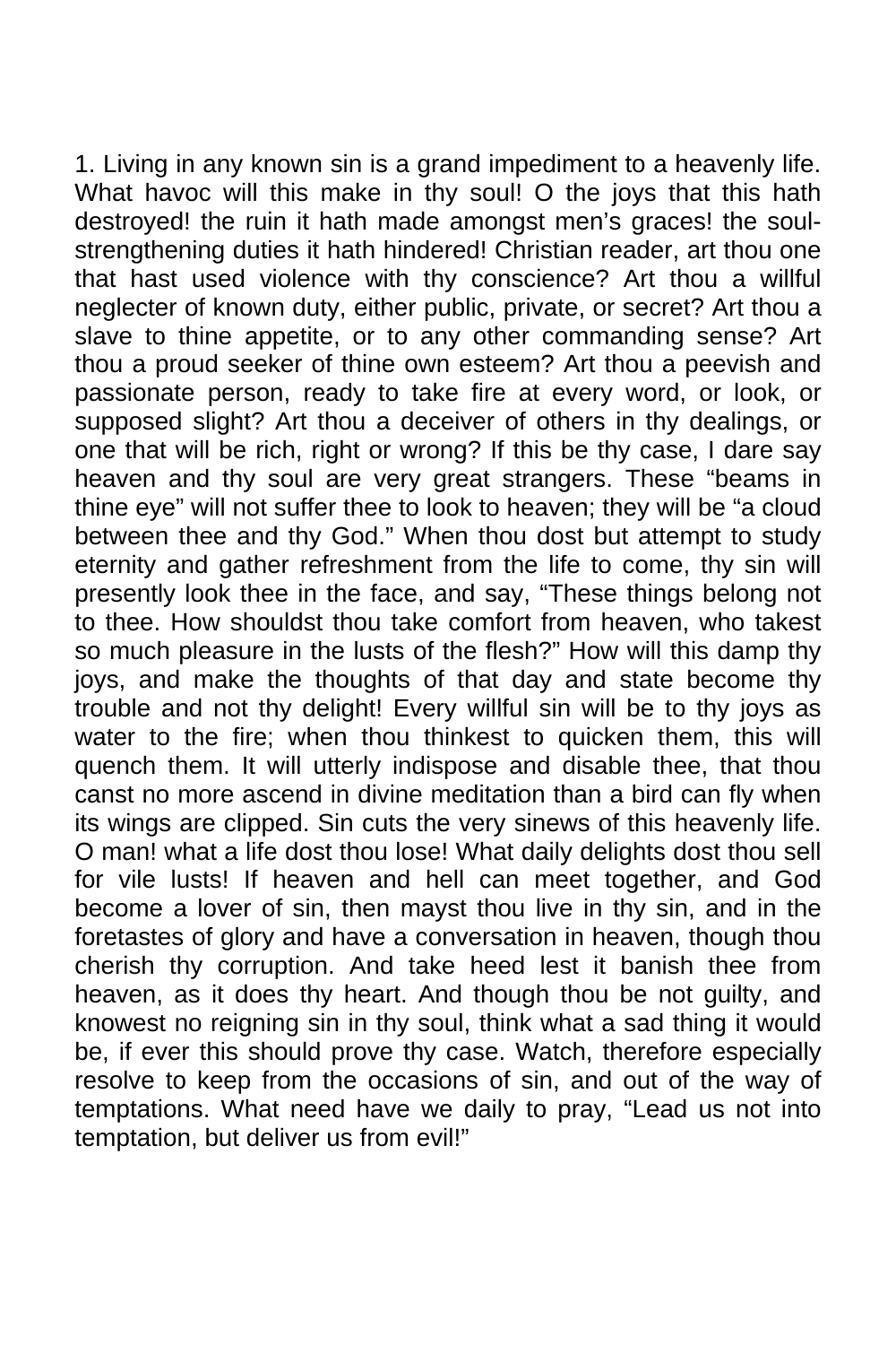1. Living in any known sin is a grand impediment to a heavenly life. What havoc will this make in thy soul! O the joys that this hath destroyed! the ruin it hath made amongst men's graces! the soul-strengthening duties it hath hindered! Christian reader, art thou one that hast used violence with thy conscience? Art thou a willful neglecter of known duty, either public, private, or secret? Art thou a slave to thine appetite, or to any other commanding sense? Art thou a proud seeker of thine own esteem? Art thou a peevish and passionate person, ready to take fire at every word, or look, or supposed slight? Art thou a deceiver of others in thy dealings, or one that will be rich, right or wrong? If this be thy case, I dare say heaven and thy soul are very great strangers. These "beams in thine eye" will not suffer thee to look to heaven; they will be "a cloud between thee and thy God." When thou dost but attempt to study eternity and gather refreshment from the life to come, thy sin will presently look thee in the face, and say, "These things belong not to thee. How shouldst thou take comfort from heaven, who takest so much pleasure in the lusts of the flesh?" How will this damp thy joys, and make the thoughts of that day and state become thy trouble and not thy delight! Every willful sin will be to thy joys as water to the fire; when thou thinkest to quicken them, this will quench them. It will utterly indispose and disable thee, that thou canst no more ascend in divine meditation than a bird can fly when its wings are clipped. Sin cuts the very sinews of this heavenly life. O man! what a life dost thou lose! What daily delights dost thou sell for vile lusts! If heaven and hell can meet together, and God become a lover of sin, then mayst thou live in thy sin, and in the foretastes of glory and have a conversation in heaven, though thou cherish thy corruption. And take heed lest it banish thee from heaven, as it does thy heart. And though thou be not guilty, and knowest no reigning sin in thy soul, think what a sad thing it would be, if ever this should prove thy case. Watch, therefore especially resolve to keep from the occasions of sin, and out of the way of temptations. What need have we daily to pray, "Lead us not into temptation, but deliver us from evil!"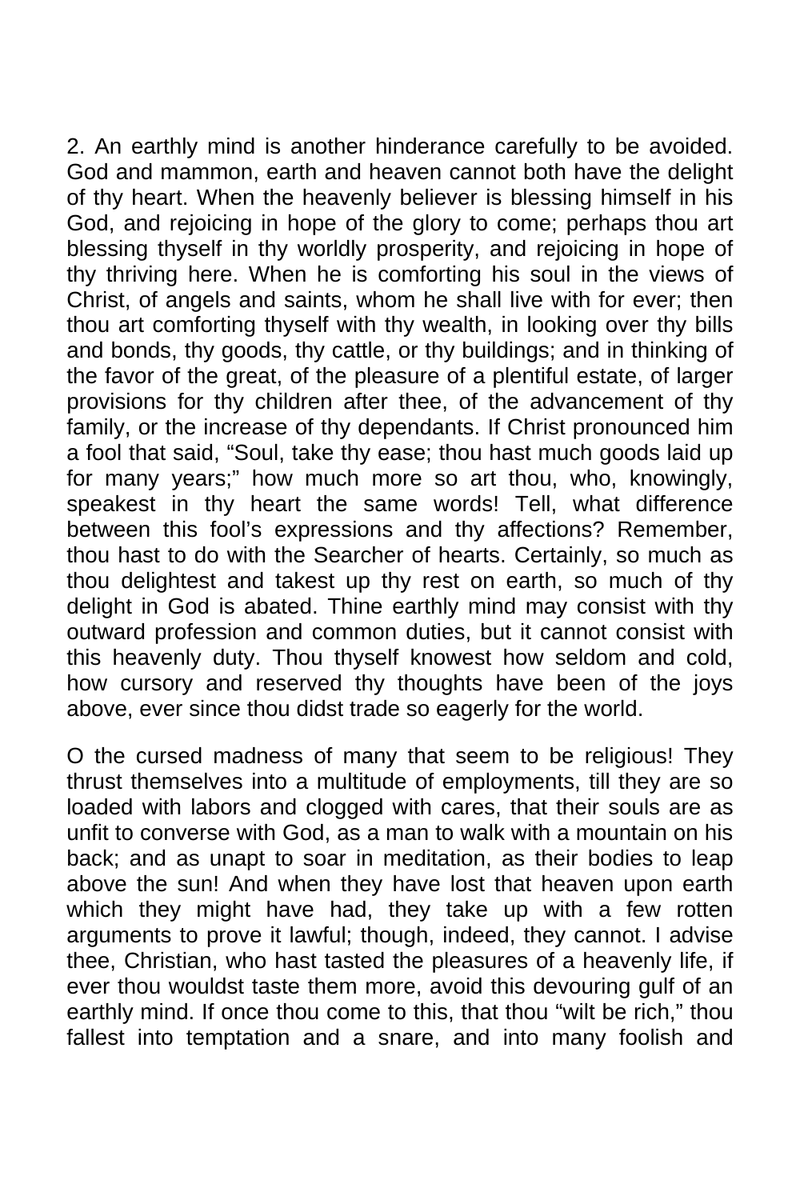2. An earthly mind is another hinderance carefully to be avoided. God and mammon, earth and heaven cannot both have the delight of thy heart. When the heavenly believer is blessing himself in his God, and rejoicing in hope of the glory to come; perhaps thou art blessing thyself in thy worldly prosperity, and rejoicing in hope of thy thriving here. When he is comforting his soul in the views of Christ, of angels and saints, whom he shall live with for ever; then thou art comforting thyself with thy wealth, in looking over thy bills and bonds, thy goods, thy cattle, or thy buildings; and in thinking of the favor of the great, of the pleasure of a plentiful estate, of larger provisions for thy children after thee, of the advancement of thy family, or the increase of thy dependants. If Christ pronounced him a fool that said, "Soul, take thy ease; thou hast much goods laid up for many years;" how much more so art thou, who, knowingly, speakest in thy heart the same words! Tell, what difference between this fool's expressions and thy affections? Remember, thou hast to do with the Searcher of hearts. Certainly, so much as thou delightest and takest up thy rest on earth, so much of thy delight in God is abated. Thine earthly mind may consist with thy outward profession and common duties, but it cannot consist with this heavenly duty. Thou thyself knowest how seldom and cold, how cursory and reserved thy thoughts have been of the joys above, ever since thou didst trade so eagerly for the world.

O the cursed madness of many that seem to be religious! They thrust themselves into a multitude of employments, till they are so loaded with labors and clogged with cares, that their souls are as unfit to converse with God, as a man to walk with a mountain on his back; and as unapt to soar in meditation, as their bodies to leap above the sun! And when they have lost that heaven upon earth which they might have had, they take up with a few rotten arguments to prove it lawful; though, indeed, they cannot. I advise thee, Christian, who hast tasted the pleasures of a heavenly life, if ever thou wouldst taste them more, avoid this devouring gulf of an earthly mind. If once thou come to this, that thou "wilt be rich," thou fallest into temptation and a snare, and into many foolish and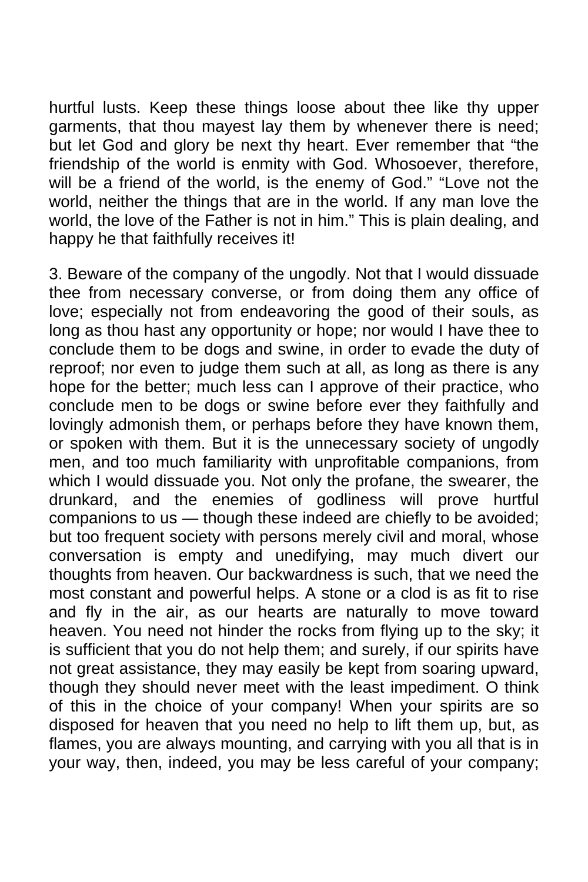hurtful lusts. Keep these things loose about thee like thy upper garments, that thou mayest lay them by whenever there is need; but let God and glory be next thy heart. Ever remember that “the friendship of the world is enmity with God. Whosoever, therefore, will be a friend of the world, is the enemy of God.” “Love not the world, neither the things that are in the world. If any man love the world, the love of the Father is not in him.” This is plain dealing, and happy he that faithfully receives it!

3. Beware of the company of the ungodly. Not that I would dissuade thee from necessary converse, or from doing them any office of love; especially not from endeavoring the good of their souls, as long as thou hast any opportunity or hope; nor would I have thee to conclude them to be dogs and swine, in order to evade the duty of reproof; nor even to judge them such at all, as long as there is any hope for the better; much less can I approve of their practice, who conclude men to be dogs or swine before ever they faithfully and lovingly admonish them, or perhaps before they have known them, or spoken with them. But it is the unnecessary society of ungodly men, and too much familiarity with unprofitable companions, from which I would dissuade you. Not only the profane, the swearer, the drunkard, and the enemies of godliness will prove hurtful companions to us — though these indeed are chiefly to be avoided; but too frequent society with persons merely civil and moral, whose conversation is empty and unedifying, may much divert our thoughts from heaven. Our backwardness is such, that we need the most constant and powerful helps. A stone or a clod is as fit to rise and fly in the air, as our hearts are naturally to move toward heaven. You need not hinder the rocks from flying up to the sky; it is sufficient that you do not help them; and surely, if our spirits have not great assistance, they may easily be kept from soaring upward, though they should never meet with the least impediment. O think of this in the choice of your company! When your spirits are so disposed for heaven that you need no help to lift them up, but, as flames, you are always mounting, and carrying with you all that is in your way, then, indeed, you may be less careful of your company;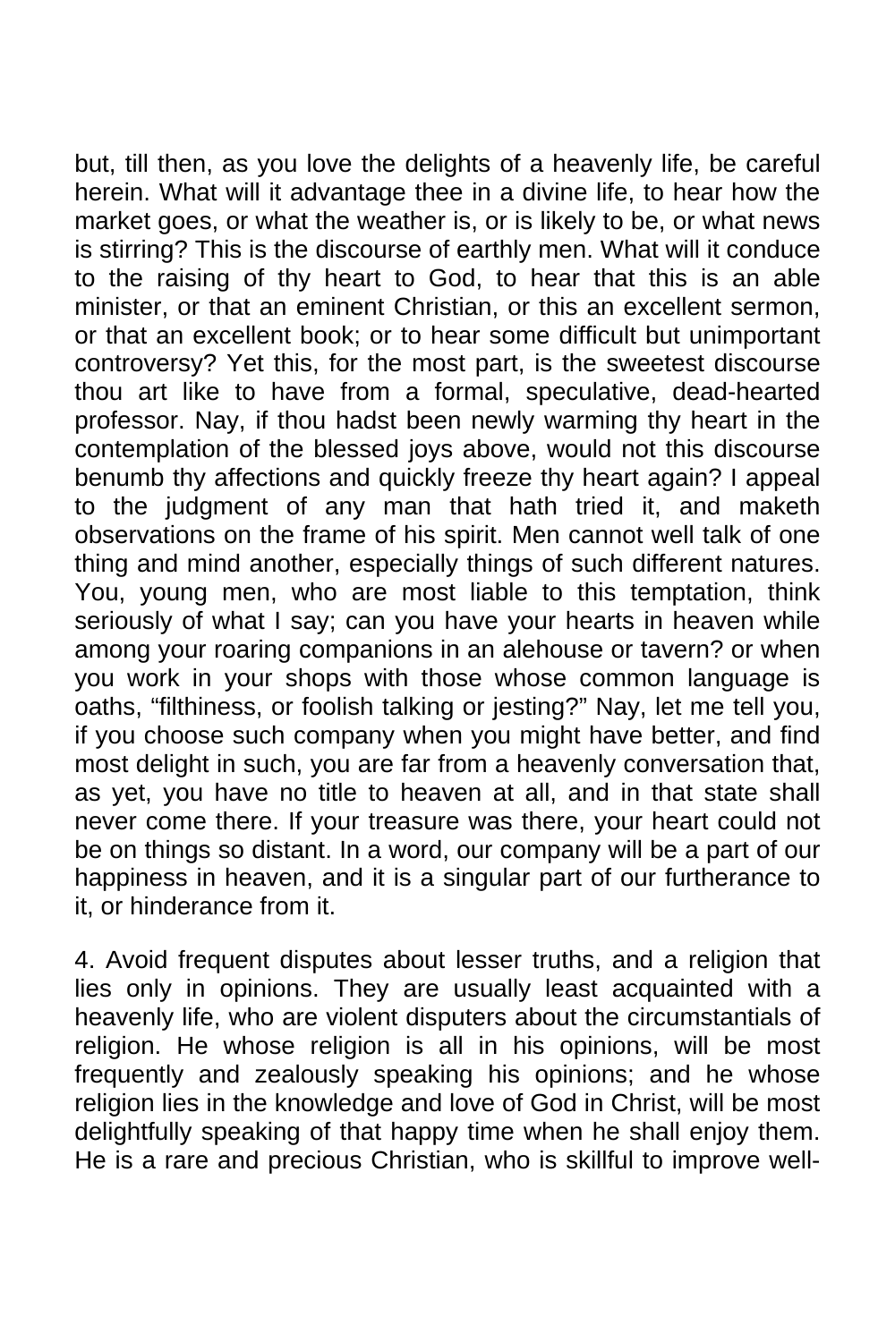but, till then, as you love the delights of a heavenly life, be careful herein. What will it advantage thee in a divine life, to hear how the market goes, or what the weather is, or is likely to be, or what news is stirring? This is the discourse of earthly men. What will it conduce to the raising of thy heart to God, to hear that this is an able minister, or that an eminent Christian, or this an excellent sermon, or that an excellent book; or to hear some difficult but unimportant controversy? Yet this, for the most part, is the sweetest discourse thou art like to have from a formal, speculative, dead-hearted professor. Nay, if thou hadst been newly warming thy heart in the contemplation of the blessed joys above, would not this discourse benumb thy affections and quickly freeze thy heart again? I appeal to the judgment of any man that hath tried it, and maketh observations on the frame of his spirit. Men cannot well talk of one thing and mind another, especially things of such different natures. You, young men, who are most liable to this temptation, think seriously of what I say; can you have your hearts in heaven while among your roaring companions in an alehouse or tavern? or when you work in your shops with those whose common language is oaths, "filthiness, or foolish talking or jesting?" Nay, let me tell you, if you choose such company when you might have better, and find most delight in such, you are far from a heavenly conversation that, as yet, you have no title to heaven at all, and in that state shall never come there. If your treasure was there, your heart could not be on things so distant. In a word, our company will be a part of our happiness in heaven, and it is a singular part of our furtherance to it, or hinderance from it.

4. Avoid frequent disputes about lesser truths, and a religion that lies only in opinions. They are usually least acquainted with a heavenly life, who are violent disputers about the circumstantials of religion. He whose religion is all in his opinions, will be most frequently and zealously speaking his opinions; and he whose religion lies in the knowledge and love of God in Christ, will be most delightfully speaking of that happy time when he shall enjoy them. He is a rare and precious Christian, who is skillful to improve well-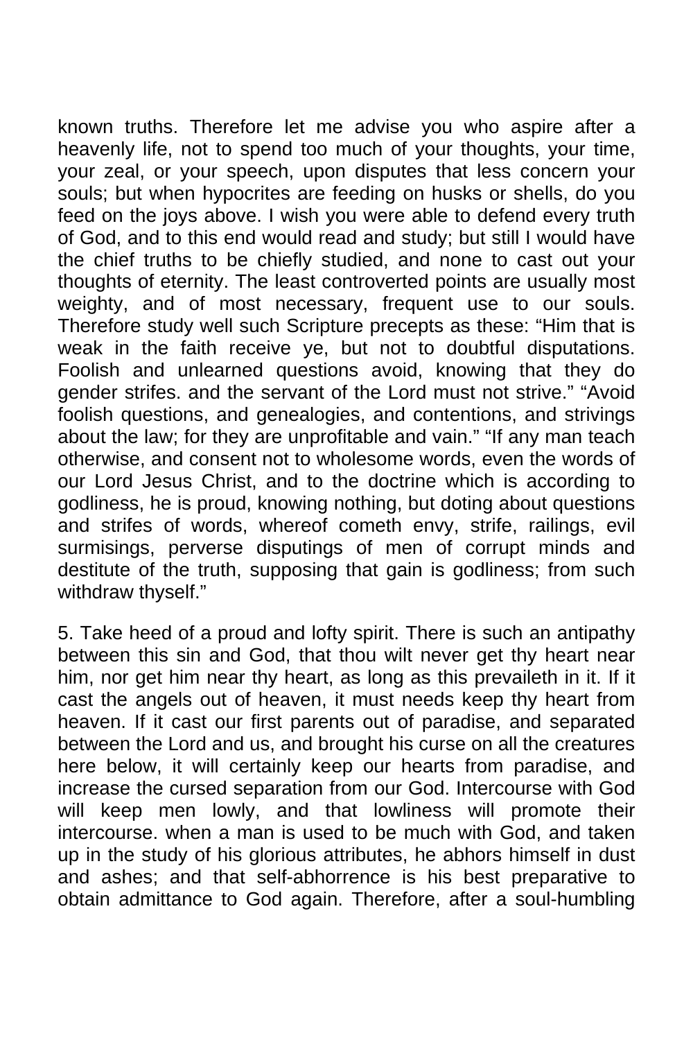known truths. Therefore let me advise you who aspire after a heavenly life, not to spend too much of your thoughts, your time, your zeal, or your speech, upon disputes that less concern your souls; but when hypocrites are feeding on husks or shells, do you feed on the joys above. I wish you were able to defend every truth of God, and to this end would read and study; but still I would have the chief truths to be chiefly studied, and none to cast out your thoughts of eternity. The least controverted points are usually most weighty, and of most necessary, frequent use to our souls. Therefore study well such Scripture precepts as these: “Him that is weak in the faith receive ye, but not to doubtful disputations. Foolish and unlearned questions avoid, knowing that they do gender strifes. and the servant of the Lord must not strive.” “Avoid foolish questions, and genealogies, and contentions, and strivings about the law; for they are unprofitable and vain.” “If any man teach otherwise, and consent not to wholesome words, even the words of our Lord Jesus Christ, and to the doctrine which is according to godliness, he is proud, knowing nothing, but doting about questions and strifes of words, whereof cometh envy, strife, railings, evil surmisings, perverse disputings of men of corrupt minds and destitute of the truth, supposing that gain is godliness; from such withdraw thyself.”

5. Take heed of a proud and lofty spirit. There is such an antipathy between this sin and God, that thou wilt never get thy heart near him, nor get him near thy heart, as long as this prevaileth in it. If it cast the angels out of heaven, it must needs keep thy heart from heaven. If it cast our first parents out of paradise, and separated between the Lord and us, and brought his curse on all the creatures here below, it will certainly keep our hearts from paradise, and increase the cursed separation from our God. Intercourse with God will keep men lowly, and that lowliness will promote their intercourse. when a man is used to be much with God, and taken up in the study of his glorious attributes, he abhors himself in dust and ashes; and that self-abhorrence is his best preparative to obtain admittance to God again. Therefore, after a soul-humbling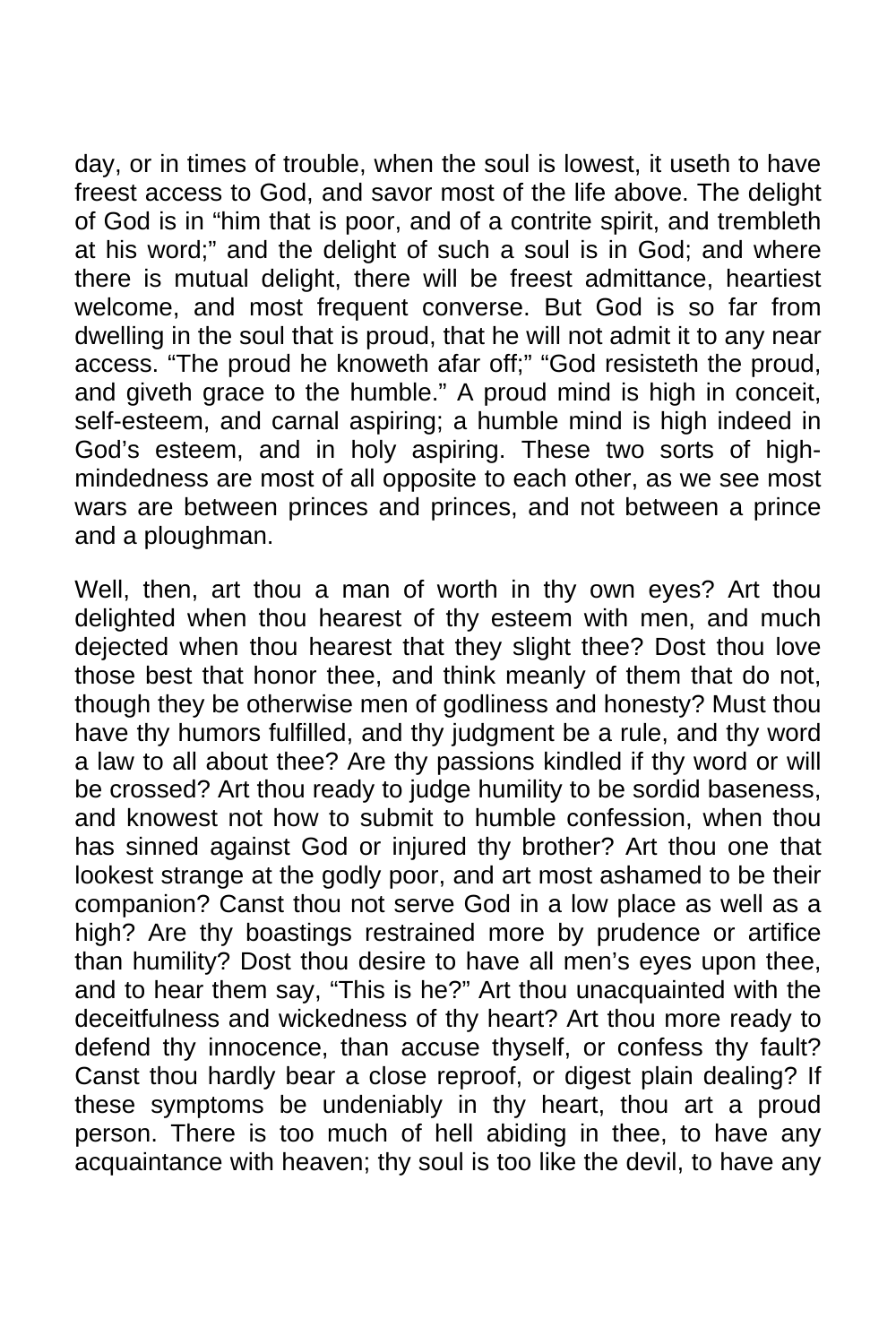day, or in times of trouble, when the soul is lowest, it useth to have freest access to God, and savor most of the life above. The delight of God is in "him that is poor, and of a contrite spirit, and trembleth at his word;" and the delight of such a soul is in God; and where there is mutual delight, there will be freest admittance, heartiest welcome, and most frequent converse. But God is so far from dwelling in the soul that is proud, that he will not admit it to any near access. "The proud he knoweth afar off;" "God resisteth the proud, and giveth grace to the humble." A proud mind is high in conceit, self-esteem, and carnal aspiring; a humble mind is high indeed in God's esteem, and in holy aspiring. These two sorts of high-mindedness are most of all opposite to each other, as we see most wars are between princes and princes, and not between a prince and a ploughman.

Well, then, art thou a man of worth in thy own eyes? Art thou delighted when thou hearest of thy esteem with men, and much dejected when thou hearest that they slight thee? Dost thou love those best that honor thee, and think meanly of them that do not, though they be otherwise men of godliness and honesty? Must thou have thy humors fulfilled, and thy judgment be a rule, and thy word a law to all about thee? Are thy passions kindled if thy word or will be crossed? Art thou ready to judge humility to be sordid baseness, and knowest not how to submit to humble confession, when thou has sinned against God or injured thy brother? Art thou one that lookest strange at the godly poor, and art most ashamed to be their companion? Canst thou not serve God in a low place as well as a high? Are thy boastings restrained more by prudence or artifice than humility? Dost thou desire to have all men's eyes upon thee, and to hear them say, "This is he?" Art thou unacquainted with the deceitfulness and wickedness of thy heart? Art thou more ready to defend thy innocence, than accuse thyself, or confess thy fault? Canst thou hardly bear a close reproof, or digest plain dealing? If these symptoms be undeniably in thy heart, thou art a proud person. There is too much of hell abiding in thee, to have any acquaintance with heaven; thy soul is too like the devil, to have any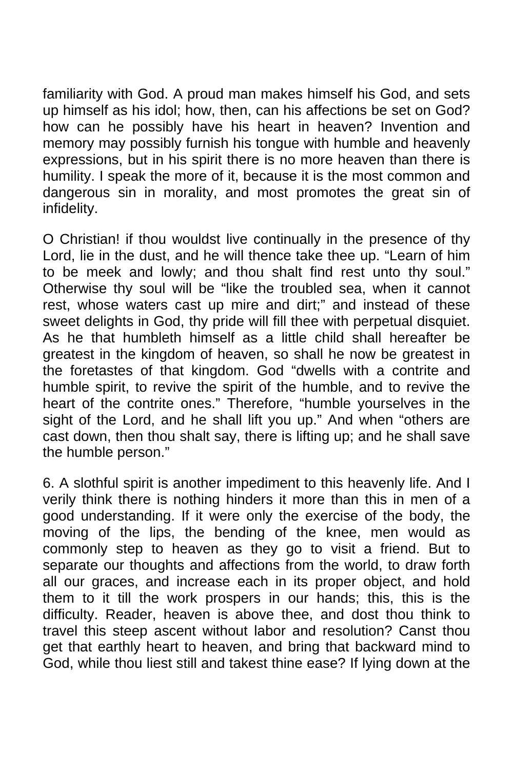familiarity with God. A proud man makes himself his God, and sets up himself as his idol; how, then, can his affections be set on God? how can he possibly have his heart in heaven? Invention and memory may possibly furnish his tongue with humble and heavenly expressions, but in his spirit there is no more heaven than there is humility. I speak the more of it, because it is the most common and dangerous sin in morality, and most promotes the great sin of infidelity.

O Christian! if thou wouldst live continually in the presence of thy Lord, lie in the dust, and he will thence take thee up. “Learn of him to be meek and lowly; and thou shalt find rest unto thy soul.” Otherwise thy soul will be “like the troubled sea, when it cannot rest, whose waters cast up mire and dirt;” and instead of these sweet delights in God, thy pride will fill thee with perpetual disquiet. As he that humbleth himself as a little child shall hereafter be greatest in the kingdom of heaven, so shall he now be greatest in the foretastes of that kingdom. God “dwells with a contrite and humble spirit, to revive the spirit of the humble, and to revive the heart of the contrite ones.” Therefore, “humble yourselves in the sight of the Lord, and he shall lift you up.” And when “others are cast down, then thou shalt say, there is lifting up; and he shall save the humble person.”

6. A slothful spirit is another impediment to this heavenly life. And I verily think there is nothing hinders it more than this in men of a good understanding. If it were only the exercise of the body, the moving of the lips, the bending of the knee, men would as commonly step to heaven as they go to visit a friend. But to separate our thoughts and affections from the world, to draw forth all our graces, and increase each in its proper object, and hold them to it till the work prospers in our hands; this, this is the difficulty. Reader, heaven is above thee, and dost thou think to travel this steep ascent without labor and resolution? Canst thou get that earthly heart to heaven, and bring that backward mind to God, while thou liest still and takest thine ease? If lying down at the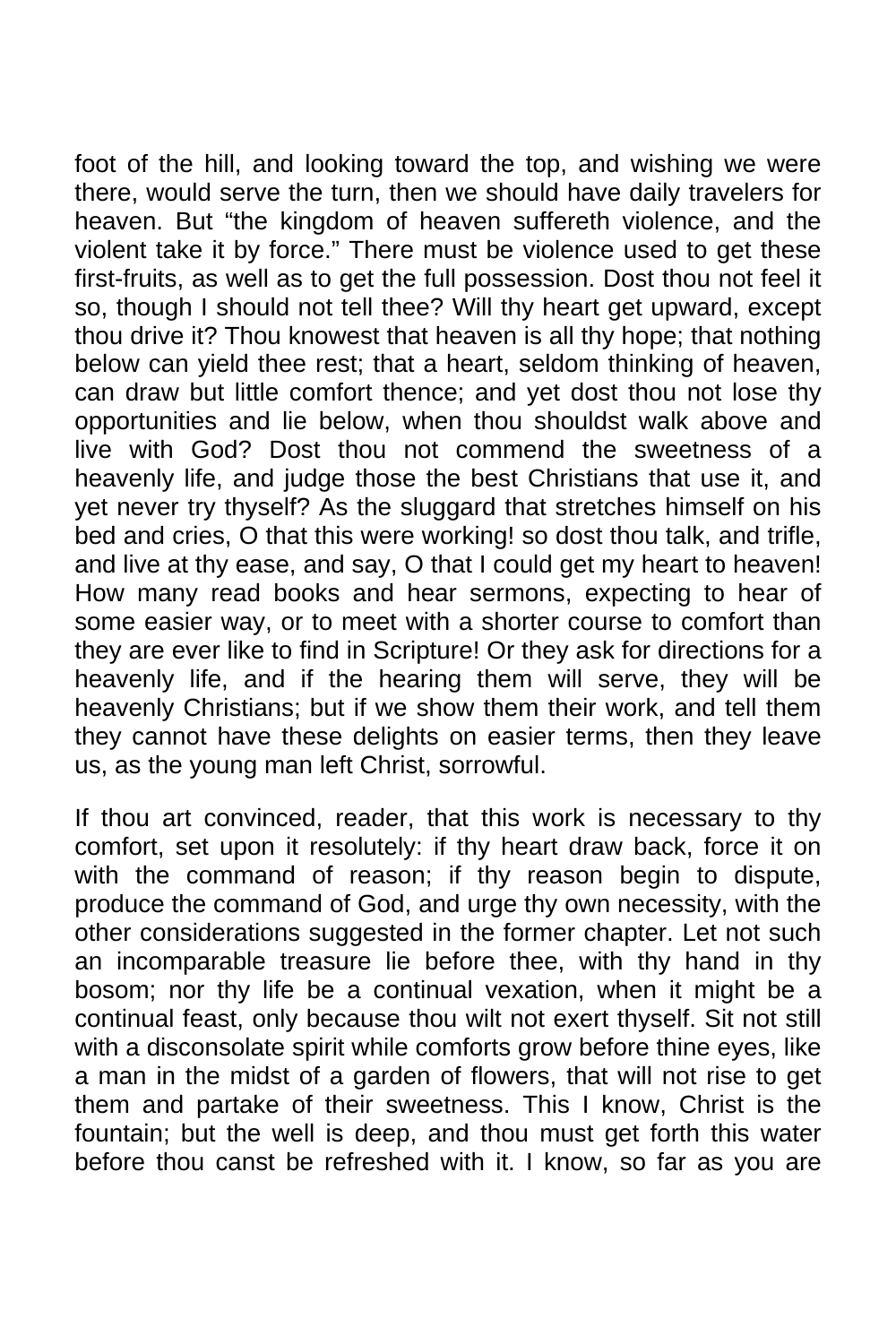foot of the hill, and looking toward the top, and wishing we were there, would serve the turn, then we should have daily travelers for heaven. But "the kingdom of heaven suffereth violence, and the violent take it by force." There must be violence used to get these first-fruits, as well as to get the full possession. Dost thou not feel it so, though I should not tell thee? Will thy heart get upward, except thou drive it? Thou knowest that heaven is all thy hope; that nothing below can yield thee rest; that a heart, seldom thinking of heaven, can draw but little comfort thence; and yet dost thou not lose thy opportunities and lie below, when thou shouldst walk above and live with God? Dost thou not commend the sweetness of a heavenly life, and judge those the best Christians that use it, and yet never try thyself? As the sluggard that stretches himself on his bed and cries, O that this were working! so dost thou talk, and trifle, and live at thy ease, and say, O that I could get my heart to heaven! How many read books and hear sermons, expecting to hear of some easier way, or to meet with a shorter course to comfort than they are ever like to find in Scripture! Or they ask for directions for a heavenly life, and if the hearing them will serve, they will be heavenly Christians; but if we show them their work, and tell them they cannot have these delights on easier terms, then they leave us, as the young man left Christ, sorrowful.

If thou art convinced, reader, that this work is necessary to thy comfort, set upon it resolutely: if thy heart draw back, force it on with the command of reason; if thy reason begin to dispute, produce the command of God, and urge thy own necessity, with the other considerations suggested in the former chapter. Let not such an incomparable treasure lie before thee, with thy hand in thy bosom; nor thy life be a continual vexation, when it might be a continual feast, only because thou wilt not exert thyself. Sit not still with a disconsolate spirit while comforts grow before thine eyes, like a man in the midst of a garden of flowers, that will not rise to get them and partake of their sweetness. This I know, Christ is the fountain; but the well is deep, and thou must get forth this water before thou canst be refreshed with it. I know, so far as you are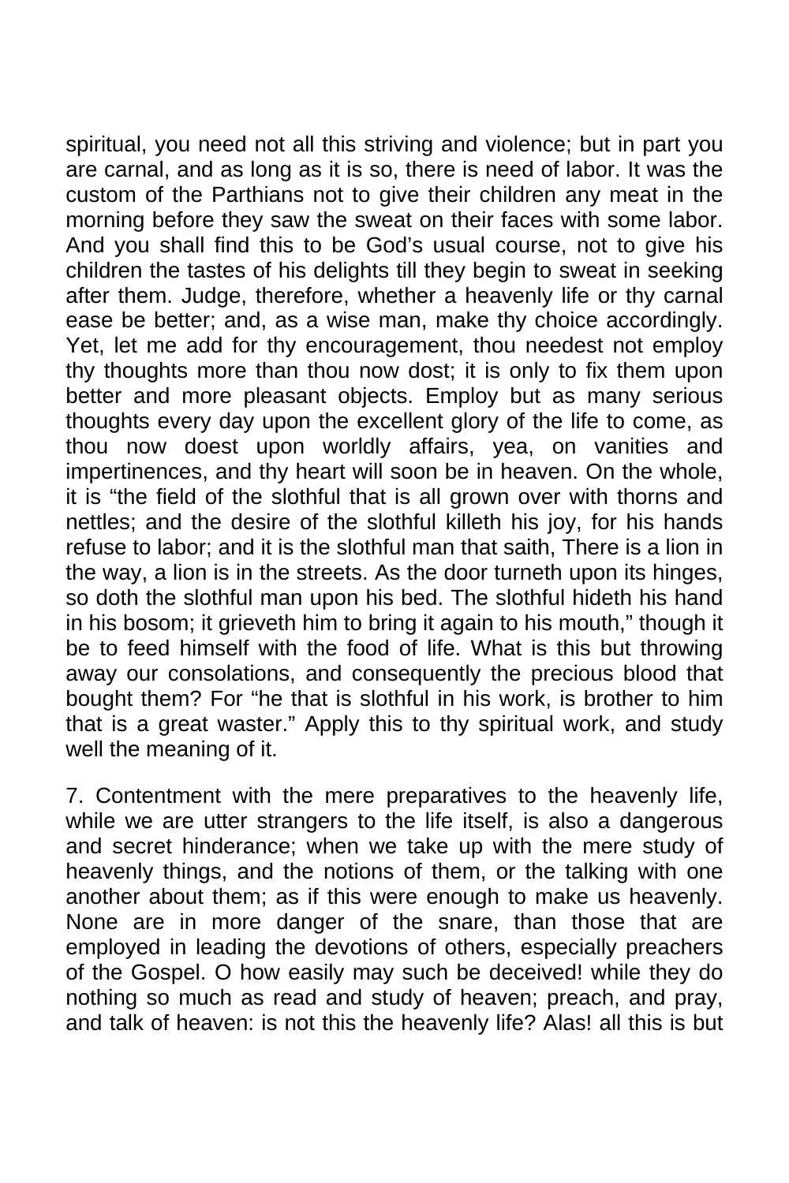spiritual, you need not all this striving and violence; but in part you are carnal, and as long as it is so, there is need of labor. It was the custom of the Parthians not to give their children any meat in the morning before they saw the sweat on their faces with some labor. And you shall find this to be God's usual course, not to give his children the tastes of his delights till they begin to sweat in seeking after them. Judge, therefore, whether a heavenly life or thy carnal ease be better; and, as a wise man, make thy choice accordingly. Yet, let me add for thy encouragement, thou needest not employ thy thoughts more than thou now dost; it is only to fix them upon better and more pleasant objects. Employ but as many serious thoughts every day upon the excellent glory of the life to come, as thou now doest upon worldly affairs, yea, on vanities and impertinences, and thy heart will soon be in heaven. On the whole, it is "the field of the slothful that is all grown over with thorns and nettles; and the desire of the slothful killeth his joy, for his hands refuse to labor; and it is the slothful man that saith, There is a lion in the way, a lion is in the streets. As the door turneth upon its hinges, so doth the slothful man upon his bed. The slothful hideth his hand in his bosom; it grieveth him to bring it again to his mouth," though it be to feed himself with the food of life. What is this but throwing away our consolations, and consequently the precious blood that bought them? For "he that is slothful in his work, is brother to him that is a great waster." Apply this to thy spiritual work, and study well the meaning of it.

7. Contentment with the mere preparatives to the heavenly life, while we are utter strangers to the life itself, is also a dangerous and secret hinderance; when we take up with the mere study of heavenly things, and the notions of them, or the talking with one another about them; as if this were enough to make us heavenly. None are in more danger of the snare, than those that are employed in leading the devotions of others, especially preachers of the Gospel. O how easily may such be deceived! while they do nothing so much as read and study of heaven; preach, and pray, and talk of heaven: is not this the heavenly life? Alas! all this is but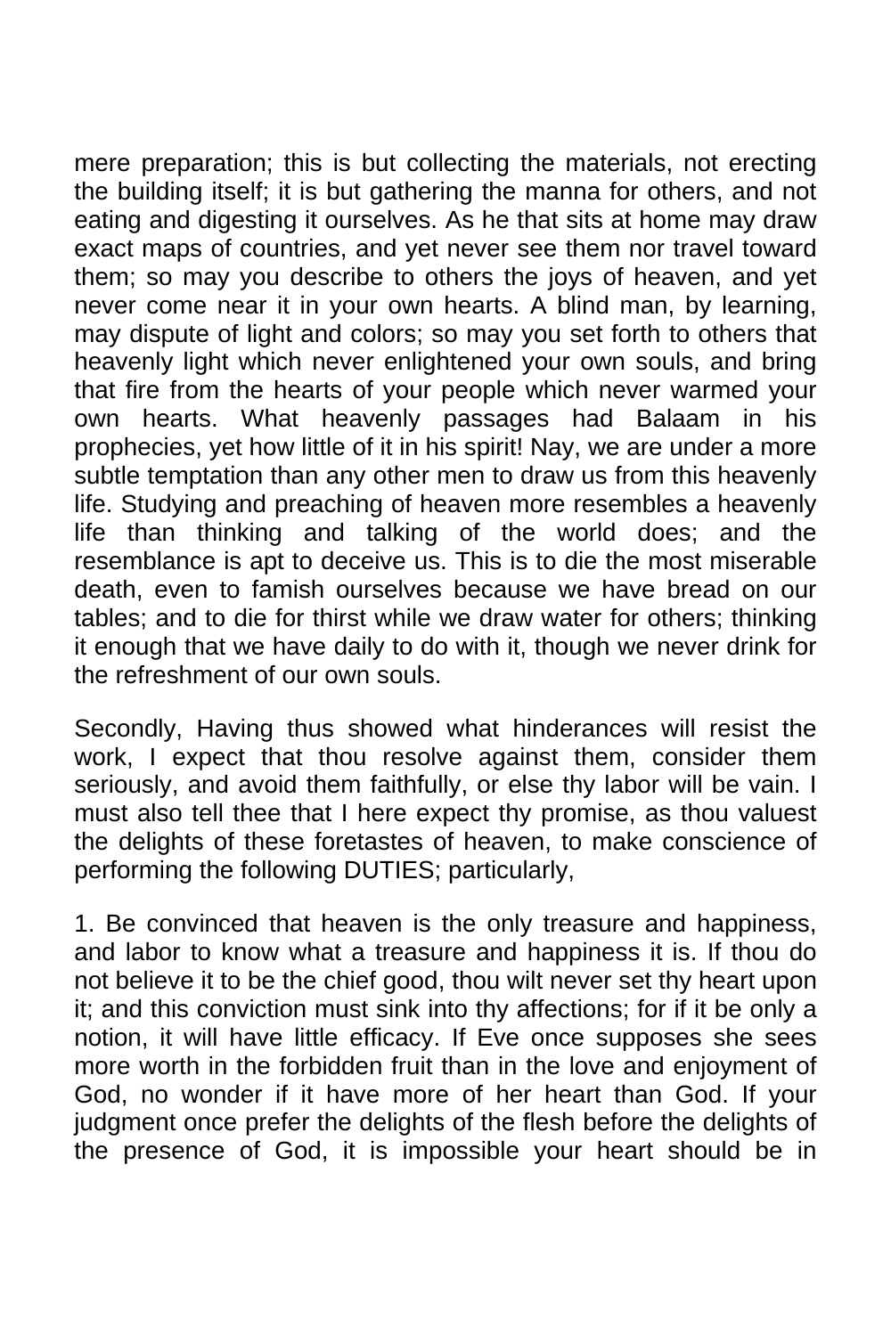mere preparation; this is but collecting the materials, not erecting the building itself; it is but gathering the manna for others, and not eating and digesting it ourselves. As he that sits at home may draw exact maps of countries, and yet never see them nor travel toward them; so may you describe to others the joys of heaven, and yet never come near it in your own hearts. A blind man, by learning, may dispute of light and colors; so may you set forth to others that heavenly light which never enlightened your own souls, and bring that fire from the hearts of your people which never warmed your own hearts. What heavenly passages had Balaam in his prophecies, yet how little of it in his spirit! Nay, we are under a more subtle temptation than any other men to draw us from this heavenly life. Studying and preaching of heaven more resembles a heavenly life than thinking and talking of the world does; and the resemblance is apt to deceive us. This is to die the most miserable death, even to famish ourselves because we have bread on our tables; and to die for thirst while we draw water for others; thinking it enough that we have daily to do with it, though we never drink for the refreshment of our own souls.

Secondly, Having thus showed what hinderances will resist the work, I expect that thou resolve against them, consider them seriously, and avoid them faithfully, or else thy labor will be vain. I must also tell thee that I here expect thy promise, as thou valuest the delights of these foretastes of heaven, to make conscience of performing the following DUTIES; particularly,

1. Be convinced that heaven is the only treasure and happiness, and labor to know what a treasure and happiness it is. If thou do not believe it to be the chief good, thou wilt never set thy heart upon it; and this conviction must sink into thy affections; for if it be only a notion, it will have little efficacy. If Eve once supposes she sees more worth in the forbidden fruit than in the love and enjoyment of God, no wonder if it have more of her heart than God. If your judgment once prefer the delights of the flesh before the delights of the presence of God, it is impossible your heart should be in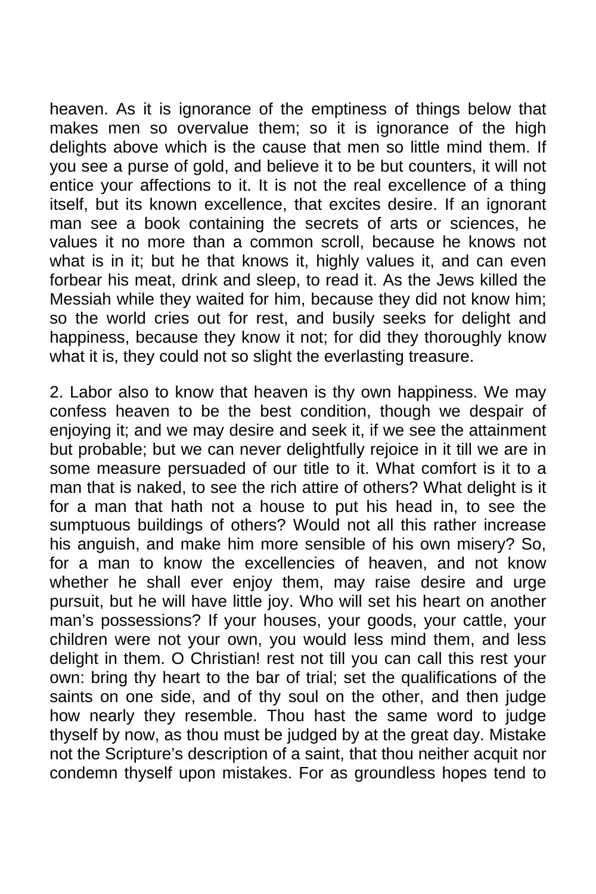heaven. As it is ignorance of the emptiness of things below that makes men so overvalue them; so it is ignorance of the high delights above which is the cause that men so little mind them. If you see a purse of gold, and believe it to be but counters, it will not entice your affections to it. It is not the real excellence of a thing itself, but its known excellence, that excites desire. If an ignorant man see a book containing the secrets of arts or sciences, he values it no more than a common scroll, because he knows not what is in it; but he that knows it, highly values it, and can even forbear his meat, drink and sleep, to read it. As the Jews killed the Messiah while they waited for him, because they did not know him; so the world cries out for rest, and busily seeks for delight and happiness, because they know it not; for did they thoroughly know what it is, they could not so slight the everlasting treasure.

2. Labor also to know that heaven is thy own happiness. We may confess heaven to be the best condition, though we despair of enjoying it; and we may desire and seek it, if we see the attainment but probable; but we can never delightfully rejoice in it till we are in some measure persuaded of our title to it. What comfort is it to a man that is naked, to see the rich attire of others? What delight is it for a man that hath not a house to put his head in, to see the sumptuous buildings of others? Would not all this rather increase his anguish, and make him more sensible of his own misery? So, for a man to know the excellencies of heaven, and not know whether he shall ever enjoy them, may raise desire and urge pursuit, but he will have little joy. Who will set his heart on another man's possessions? If your houses, your goods, your cattle, your children were not your own, you would less mind them, and less delight in them. O Christian! rest not till you can call this rest your own: bring thy heart to the bar of trial; set the qualifications of the saints on one side, and of thy soul on the other, and then judge how nearly they resemble. Thou hast the same word to judge thyself by now, as thou must be judged by at the great day. Mistake not the Scripture's description of a saint, that thou neither acquit nor condemn thyself upon mistakes. For as groundless hopes tend to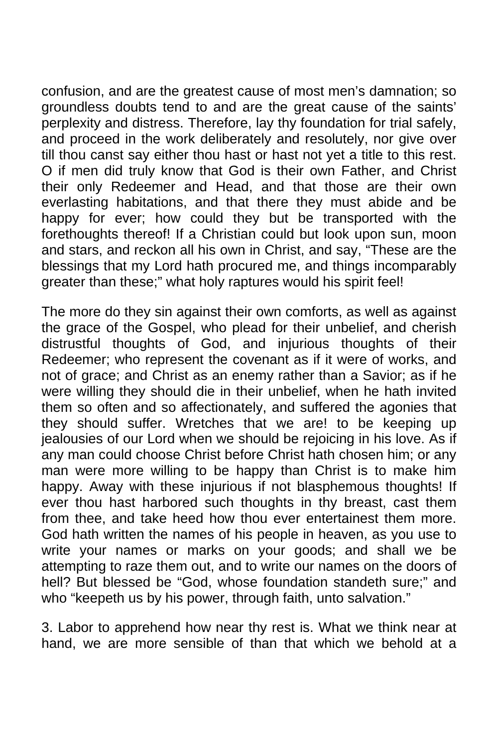confusion, and are the greatest cause of most men's damnation; so groundless doubts tend to and are the great cause of the saints' perplexity and distress. Therefore, lay thy foundation for trial safely, and proceed in the work deliberately and resolutely, nor give over till thou canst say either thou hast or hast not yet a title to this rest. O if men did truly know that God is their own Father, and Christ their only Redeemer and Head, and that those are their own everlasting habitations, and that there they must abide and be happy for ever; how could they but be transported with the forethoughts thereof! If a Christian could but look upon sun, moon and stars, and reckon all his own in Christ, and say, "These are the blessings that my Lord hath procured me, and things incomparably greater than these;" what holy raptures would his spirit feel!

The more do they sin against their own comforts, as well as against the grace of the Gospel, who plead for their unbelief, and cherish distrustful thoughts of God, and injurious thoughts of their Redeemer; who represent the covenant as if it were of works, and not of grace; and Christ as an enemy rather than a Savior; as if he were willing they should die in their unbelief, when he hath invited them so often and so affectionately, and suffered the agonies that they should suffer. Wretches that we are! to be keeping up jealousies of our Lord when we should be rejoicing in his love. As if any man could choose Christ before Christ hath chosen him; or any man were more willing to be happy than Christ is to make him happy. Away with these injurious if not blasphemous thoughts! If ever thou hast harbored such thoughts in thy breast, cast them from thee, and take heed how thou ever entertainest them more. God hath written the names of his people in heaven, as you use to write your names or marks on your goods; and shall we be attempting to raze them out, and to write our names on the doors of hell? But blessed be "God, whose foundation standeth sure;" and who "keepeth us by his power, through faith, unto salvation."

3. Labor to apprehend how near thy rest is. What we think near at hand, we are more sensible of than that which we behold at a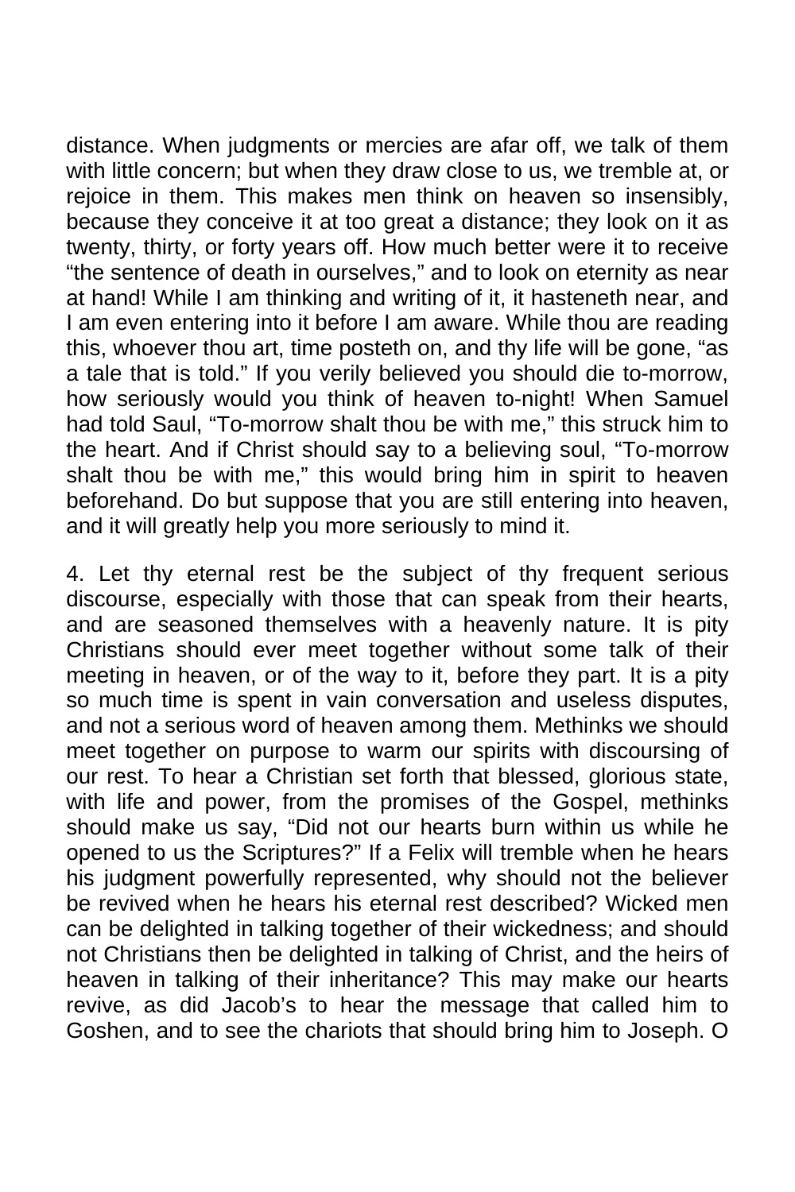distance. When judgments or mercies are afar off, we talk of them with little concern; but when they draw close to us, we tremble at, or rejoice in them. This makes men think on heaven so insensibly, because they conceive it at too great a distance; they look on it as twenty, thirty, or forty years off. How much better were it to receive "the sentence of death in ourselves," and to look on eternity as near at hand! While I am thinking and writing of it, it hasteneth near, and I am even entering into it before I am aware. While thou are reading this, whoever thou art, time posteth on, and thy life will be gone, "as a tale that is told." If you verily believed you should die to-morrow, how seriously would you think of heaven to-night! When Samuel had told Saul, "To-morrow shalt thou be with me," this struck him to the heart. And if Christ should say to a believing soul, "To-morrow shalt thou be with me," this would bring him in spirit to heaven beforehand. Do but suppose that you are still entering into heaven, and it will greatly help you more seriously to mind it.

4. Let thy eternal rest be the subject of thy frequent serious discourse, especially with those that can speak from their hearts, and are seasoned themselves with a heavenly nature. It is pity Christians should ever meet together without some talk of their meeting in heaven, or of the way to it, before they part. It is a pity so much time is spent in vain conversation and useless disputes, and not a serious word of heaven among them. Methinks we should meet together on purpose to warm our spirits with discoursing of our rest. To hear a Christian set forth that blessed, glorious state, with life and power, from the promises of the Gospel, methinks should make us say, "Did not our hearts burn within us while he opened to us the Scriptures?" If a Felix will tremble when he hears his judgment powerfully represented, why should not the believer be revived when he hears his eternal rest described? Wicked men can be delighted in talking together of their wickedness; and should not Christians then be delighted in talking of Christ, and the heirs of heaven in talking of their inheritance? This may make our hearts revive, as did Jacob's to hear the message that called him to Goshen, and to see the chariots that should bring him to Joseph. O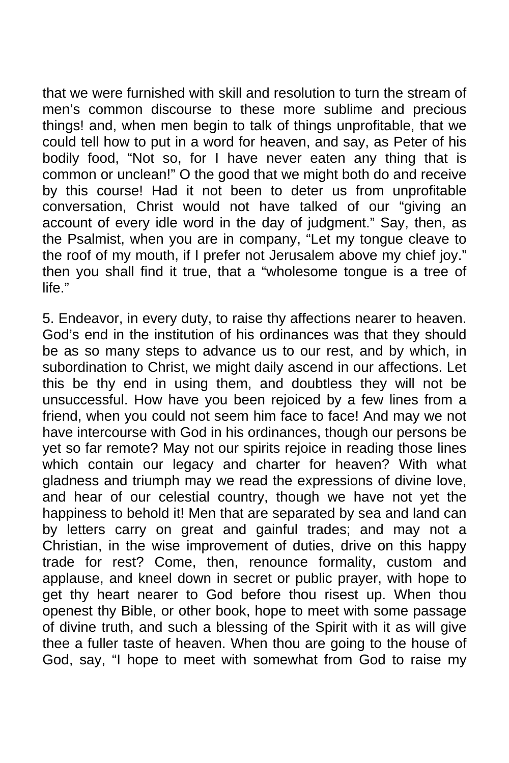that we were furnished with skill and resolution to turn the stream of men’s common discourse to these more sublime and precious things! and, when men begin to talk of things unprofitable, that we could tell how to put in a word for heaven, and say, as Peter of his bodily food, “Not so, for I have never eaten any thing that is common or unclean!” O the good that we might both do and receive by this course! Had it not been to deter us from unprofitable conversation, Christ would not have talked of our “giving an account of every idle word in the day of judgment.” Say, then, as the Psalmist, when you are in company, “Let my tongue cleave to the roof of my mouth, if I prefer not Jerusalem above my chief joy.” then you shall find it true, that a “wholesome tongue is a tree of life.”

5. Endeavor, in every duty, to raise thy affections nearer to heaven. God’s end in the institution of his ordinances was that they should be as so many steps to advance us to our rest, and by which, in subordination to Christ, we might daily ascend in our affections. Let this be thy end in using them, and doubtless they will not be unsuccessful. How have you been rejoiced by a few lines from a friend, when you could not seem him face to face! And may we not have intercourse with God in his ordinances, though our persons be yet so far remote? May not our spirits rejoice in reading those lines which contain our legacy and charter for heaven? With what gladness and triumph may we read the expressions of divine love, and hear of our celestial country, though we have not yet the happiness to behold it! Men that are separated by sea and land can by letters carry on great and gainful trades; and may not a Christian, in the wise improvement of duties, drive on this happy trade for rest? Come, then, renounce formality, custom and applause, and kneel down in secret or public prayer, with hope to get thy heart nearer to God before thou risest up. When thou openest thy Bible, or other book, hope to meet with some passage of divine truth, and such a blessing of the Spirit with it as will give thee a fuller taste of heaven. When thou are going to the house of God, say, “I hope to meet with somewhat from God to raise my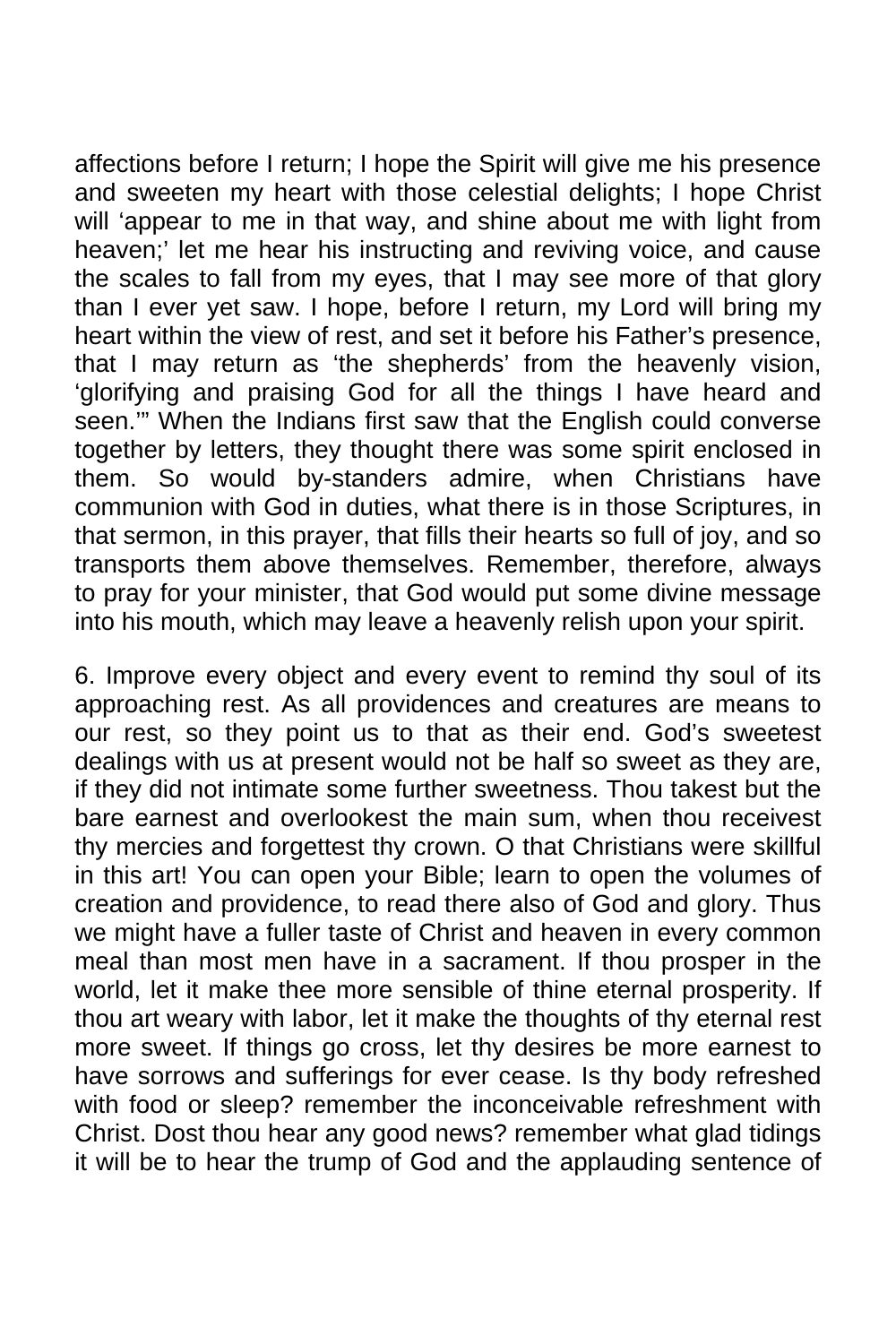affections before I return; I hope the Spirit will give me his presence and sweeten my heart with those celestial delights; I hope Christ will 'appear to me in that way, and shine about me with light from heaven;' let me hear his instructing and reviving voice, and cause the scales to fall from my eyes, that I may see more of that glory than I ever yet saw. I hope, before I return, my Lord will bring my heart within the view of rest, and set it before his Father's presence, that I may return as 'the shepherds' from the heavenly vision, 'glorifying and praising God for all the things I have heard and seen.'" When the Indians first saw that the English could converse together by letters, they thought there was some spirit enclosed in them. So would by-standers admire, when Christians have communion with God in duties, what there is in those Scriptures, in that sermon, in this prayer, that fills their hearts so full of joy, and so transports them above themselves. Remember, therefore, always to pray for your minister, that God would put some divine message into his mouth, which may leave a heavenly relish upon your spirit.

6. Improve every object and every event to remind thy soul of its approaching rest. As all providences and creatures are means to our rest, so they point us to that as their end. God's sweetest dealings with us at present would not be half so sweet as they are, if they did not intimate some further sweetness. Thou takest but the bare earnest and overlookest the main sum, when thou receivest thy mercies and forgettest thy crown. O that Christians were skillful in this art! You can open your Bible; learn to open the volumes of creation and providence, to read there also of God and glory. Thus we might have a fuller taste of Christ and heaven in every common meal than most men have in a sacrament. If thou prosper in the world, let it make thee more sensible of thine eternal prosperity. If thou art weary with labor, let it make the thoughts of thy eternal rest more sweet. If things go cross, let thy desires be more earnest to have sorrows and sufferings for ever cease. Is thy body refreshed with food or sleep? remember the inconceivable refreshment with Christ. Dost thou hear any good news? remember what glad tidings it will be to hear the trump of God and the applauding sentence of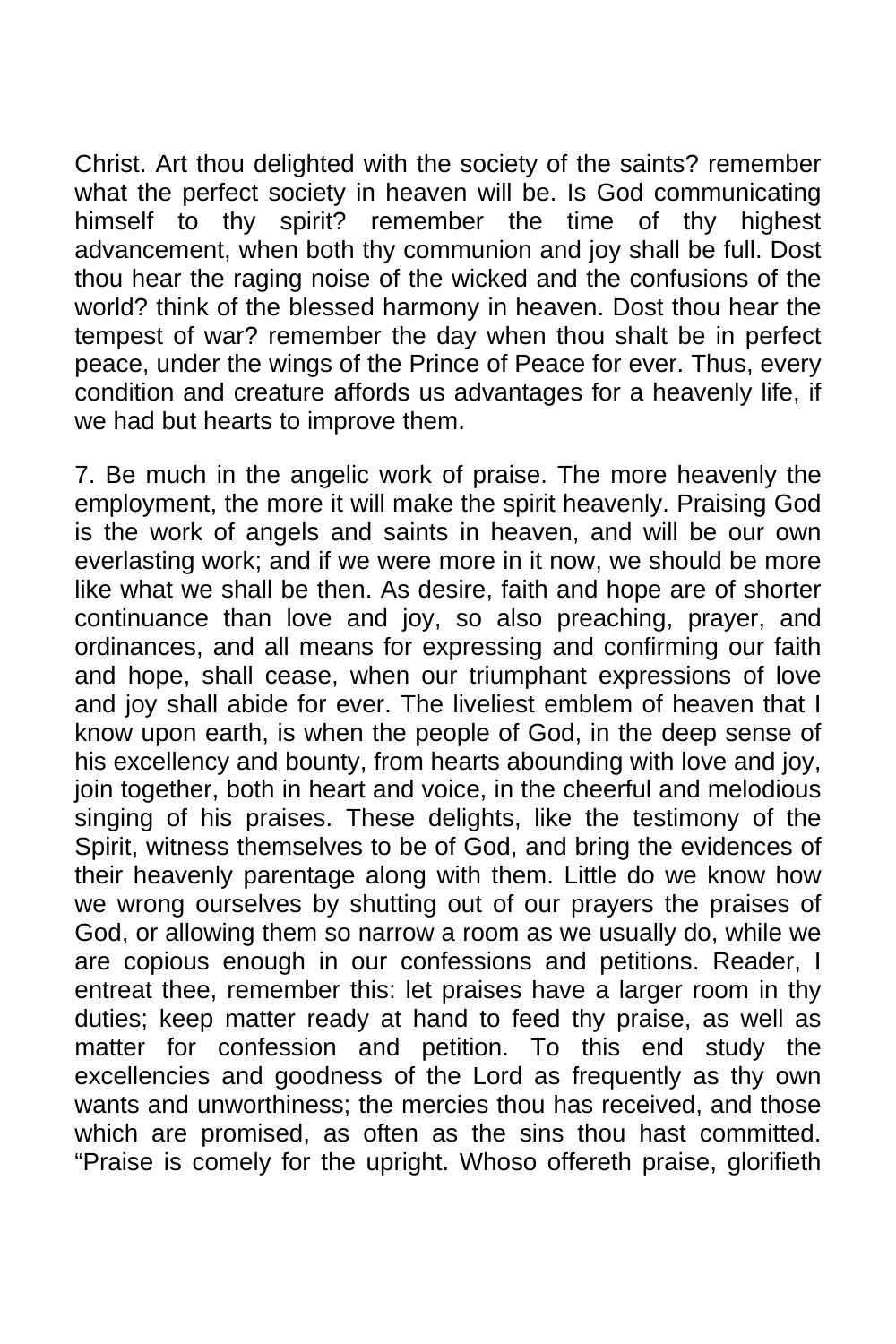Christ. Art thou delighted with the society of the saints? remember what the perfect society in heaven will be. Is God communicating himself to thy spirit? remember the time of thy highest advancement, when both thy communion and joy shall be full. Dost thou hear the raging noise of the wicked and the confusions of the world? think of the blessed harmony in heaven. Dost thou hear the tempest of war? remember the day when thou shalt be in perfect peace, under the wings of the Prince of Peace for ever. Thus, every condition and creature affords us advantages for a heavenly life, if we had but hearts to improve them.

7. Be much in the angelic work of praise. The more heavenly the employment, the more it will make the spirit heavenly. Praising God is the work of angels and saints in heaven, and will be our own everlasting work; and if we were more in it now, we should be more like what we shall be then. As desire, faith and hope are of shorter continuance than love and joy, so also preaching, prayer, and ordinances, and all means for expressing and confirming our faith and hope, shall cease, when our triumphant expressions of love and joy shall abide for ever. The liveliest emblem of heaven that I know upon earth, is when the people of God, in the deep sense of his excellency and bounty, from hearts abounding with love and joy, join together, both in heart and voice, in the cheerful and melodious singing of his praises. These delights, like the testimony of the Spirit, witness themselves to be of God, and bring the evidences of their heavenly parentage along with them. Little do we know how we wrong ourselves by shutting out of our prayers the praises of God, or allowing them so narrow a room as we usually do, while we are copious enough in our confessions and petitions. Reader, I entreat thee, remember this: let praises have a larger room in thy duties; keep matter ready at hand to feed thy praise, as well as matter for confession and petition. To this end study the excellencies and goodness of the Lord as frequently as thy own wants and unworthiness; the mercies thou has received, and those which are promised, as often as the sins thou hast committed. "Praise is comely for the upright. Whoso offereth praise, glorifieth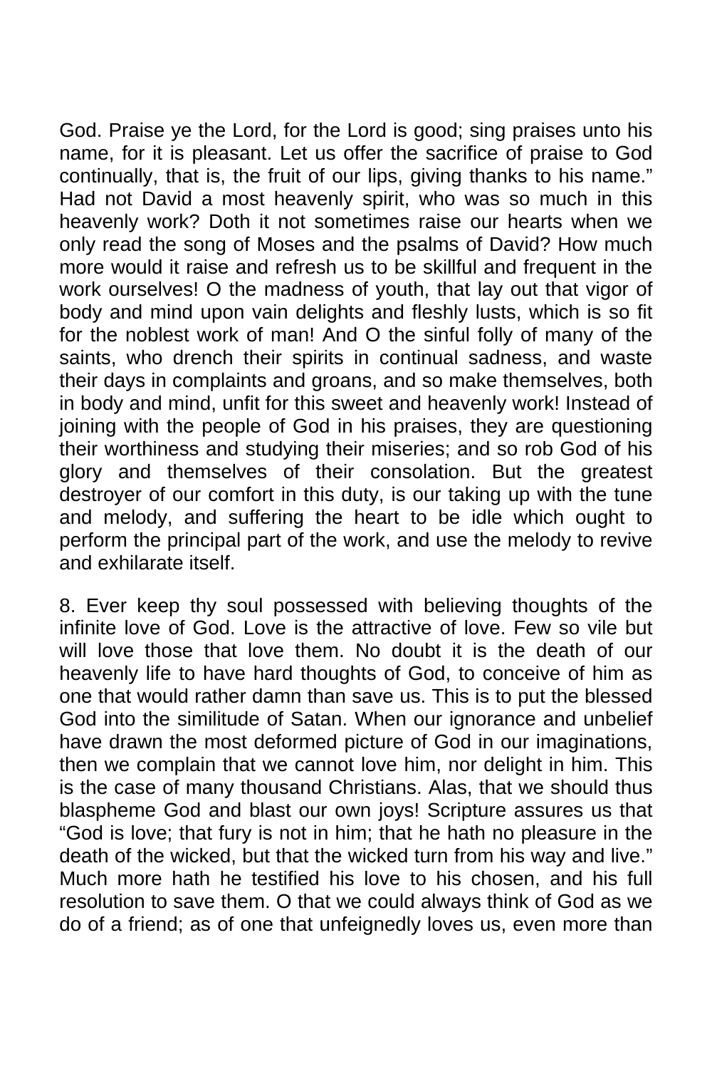God. Praise ye the Lord, for the Lord is good; sing praises unto his name, for it is pleasant. Let us offer the sacrifice of praise to God continually, that is, the fruit of our lips, giving thanks to his name." Had not David a most heavenly spirit, who was so much in this heavenly work? Doth it not sometimes raise our hearts when we only read the song of Moses and the psalms of David? How much more would it raise and refresh us to be skillful and frequent in the work ourselves! O the madness of youth, that lay out that vigor of body and mind upon vain delights and fleshly lusts, which is so fit for the noblest work of man! And O the sinful folly of many of the saints, who drench their spirits in continual sadness, and waste their days in complaints and groans, and so make themselves, both in body and mind, unfit for this sweet and heavenly work! Instead of joining with the people of God in his praises, they are questioning their worthiness and studying their miseries; and so rob God of his glory and themselves of their consolation. But the greatest destroyer of our comfort in this duty, is our taking up with the tune and melody, and suffering the heart to be idle which ought to perform the principal part of the work, and use the melody to revive and exhilarate itself.

8. Ever keep thy soul possessed with believing thoughts of the infinite love of God. Love is the attractive of love. Few so vile but will love those that love them. No doubt it is the death of our heavenly life to have hard thoughts of God, to conceive of him as one that would rather damn than save us. This is to put the blessed God into the similitude of Satan. When our ignorance and unbelief have drawn the most deformed picture of God in our imaginations, then we complain that we cannot love him, nor delight in him. This is the case of many thousand Christians. Alas, that we should thus blaspheme God and blast our own joys! Scripture assures us that "God is love; that fury is not in him; that he hath no pleasure in the death of the wicked, but that the wicked turn from his way and live." Much more hath he testified his love to his chosen, and his full resolution to save them. O that we could always think of God as we do of a friend; as of one that unfeignedly loves us, even more than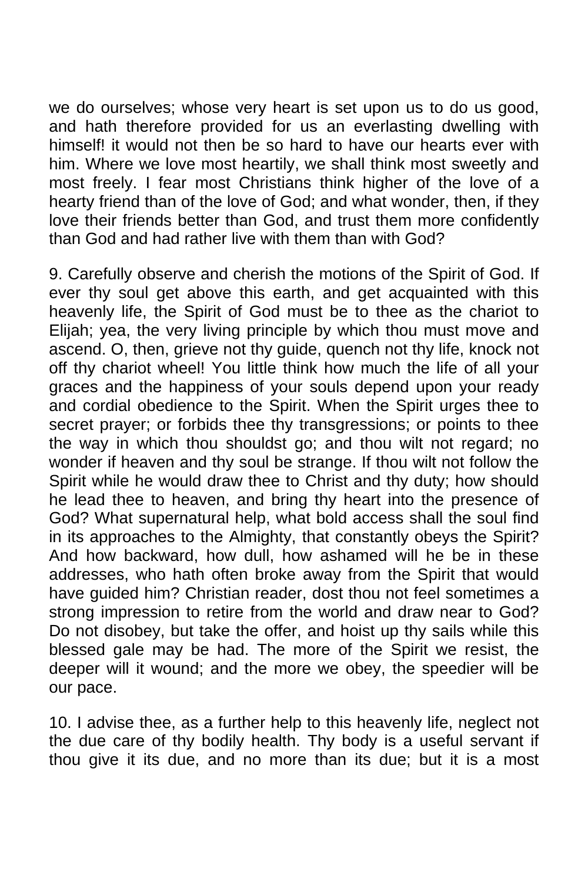we do ourselves; whose very heart is set upon us to do us good, and hath therefore provided for us an everlasting dwelling with himself! it would not then be so hard to have our hearts ever with him. Where we love most heartily, we shall think most sweetly and most freely. I fear most Christians think higher of the love of a hearty friend than of the love of God; and what wonder, then, if they love their friends better than God, and trust them more confidently than God and had rather live with them than with God?

9. Carefully observe and cherish the motions of the Spirit of God. If ever thy soul get above this earth, and get acquainted with this heavenly life, the Spirit of God must be to thee as the chariot to Elijah; yea, the very living principle by which thou must move and ascend. O, then, grieve not thy guide, quench not thy life, knock not off thy chariot wheel! You little think how much the life of all your graces and the happiness of your souls depend upon your ready and cordial obedience to the Spirit. When the Spirit urges thee to secret prayer; or forbids thee thy transgressions; or points to thee the way in which thou shouldst go; and thou wilt not regard; no wonder if heaven and thy soul be strange. If thou wilt not follow the Spirit while he would draw thee to Christ and thy duty; how should he lead thee to heaven, and bring thy heart into the presence of God? What supernatural help, what bold access shall the soul find in its approaches to the Almighty, that constantly obeys the Spirit? And how backward, how dull, how ashamed will he be in these addresses, who hath often broke away from the Spirit that would have guided him? Christian reader, dost thou not feel sometimes a strong impression to retire from the world and draw near to God? Do not disobey, but take the offer, and hoist up thy sails while this blessed gale may be had. The more of the Spirit we resist, the deeper will it wound; and the more we obey, the speedier will be our pace.

10. I advise thee, as a further help to this heavenly life, neglect not the due care of thy bodily health. Thy body is a useful servant if thou give it its due, and no more than its due; but it is a most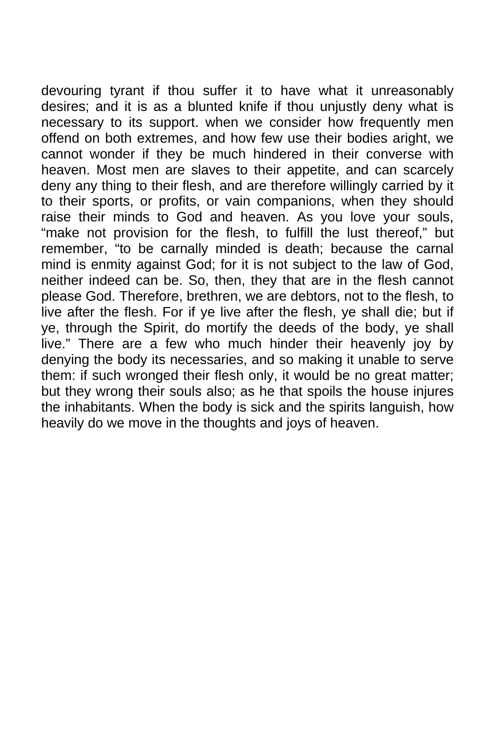devouring tyrant if thou suffer it to have what it unreasonably desires; and it is as a blunted knife if thou unjustly deny what is necessary to its support. when we consider how frequently men offend on both extremes, and how few use their bodies aright, we cannot wonder if they be much hindered in their converse with heaven. Most men are slaves to their appetite, and can scarcely deny any thing to their flesh, and are therefore willingly carried by it to their sports, or profits, or vain companions, when they should raise their minds to God and heaven. As you love your souls, “make not provision for the flesh, to fulfill the lust thereof,” but remember, “to be carnally minded is death; because the carnal mind is enmity against God; for it is not subject to the law of God, neither indeed can be. So, then, they that are in the flesh cannot please God. Therefore, brethren, we are debtors, not to the flesh, to live after the flesh. For if ye live after the flesh, ye shall die; but if ye, through the Spirit, do mortify the deeds of the body, ye shall live.” There are a few who much hinder their heavenly joy by denying the body its necessaries, and so making it unable to serve them: if such wronged their flesh only, it would be no great matter; but they wrong their souls also; as he that spoils the house injures the inhabitants. When the body is sick and the spirits languish, how heavily do we move in the thoughts and joys of heaven.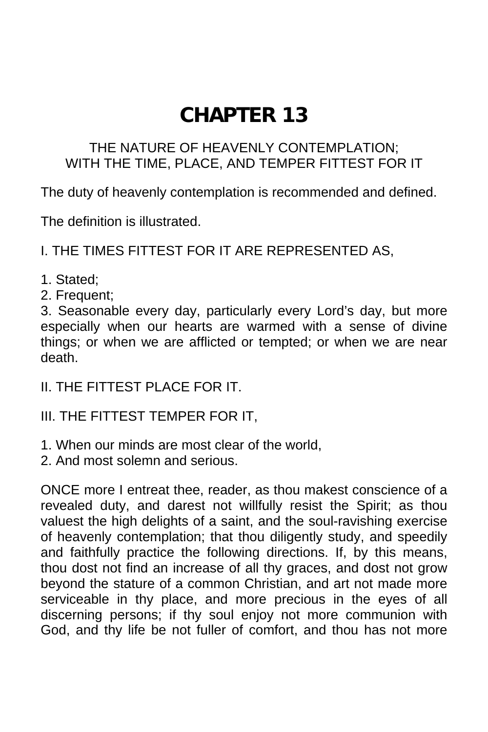# CHAPTER 13

THE NATURE OF HEAVENLY CONTEMPLATION;
WITH THE TIME, PLACE, AND TEMPER FITTEST FOR IT

The duty of heavenly contemplation is recommended and defined.

The definition is illustrated.

I. THE TIMES FITTEST FOR IT ARE REPRESENTED AS,

1. Stated;
2. Frequent;
3. Seasonable every day, particularly every Lord's day, but more especially when our hearts are warmed with a sense of divine things; or when we are afflicted or tempted; or when we are near death.

II. THE FITTEST PLACE FOR IT.

III. THE FITTEST TEMPER FOR IT,

1. When our minds are most clear of the world,
2. And most solemn and serious.

ONCE more I entreat thee, reader, as thou makest conscience of a revealed duty, and darest not willfully resist the Spirit; as thou valuest the high delights of a saint, and the soul-ravishing exercise of heavenly contemplation; that thou diligently study, and speedily and faithfully practice the following directions. If, by this means, thou dost not find an increase of all thy graces, and dost not grow beyond the stature of a common Christian, and art not made more serviceable in thy place, and more precious in the eyes of all discerning persons; if thy soul enjoy not more communion with God, and thy life be not fuller of comfort, and thou has not more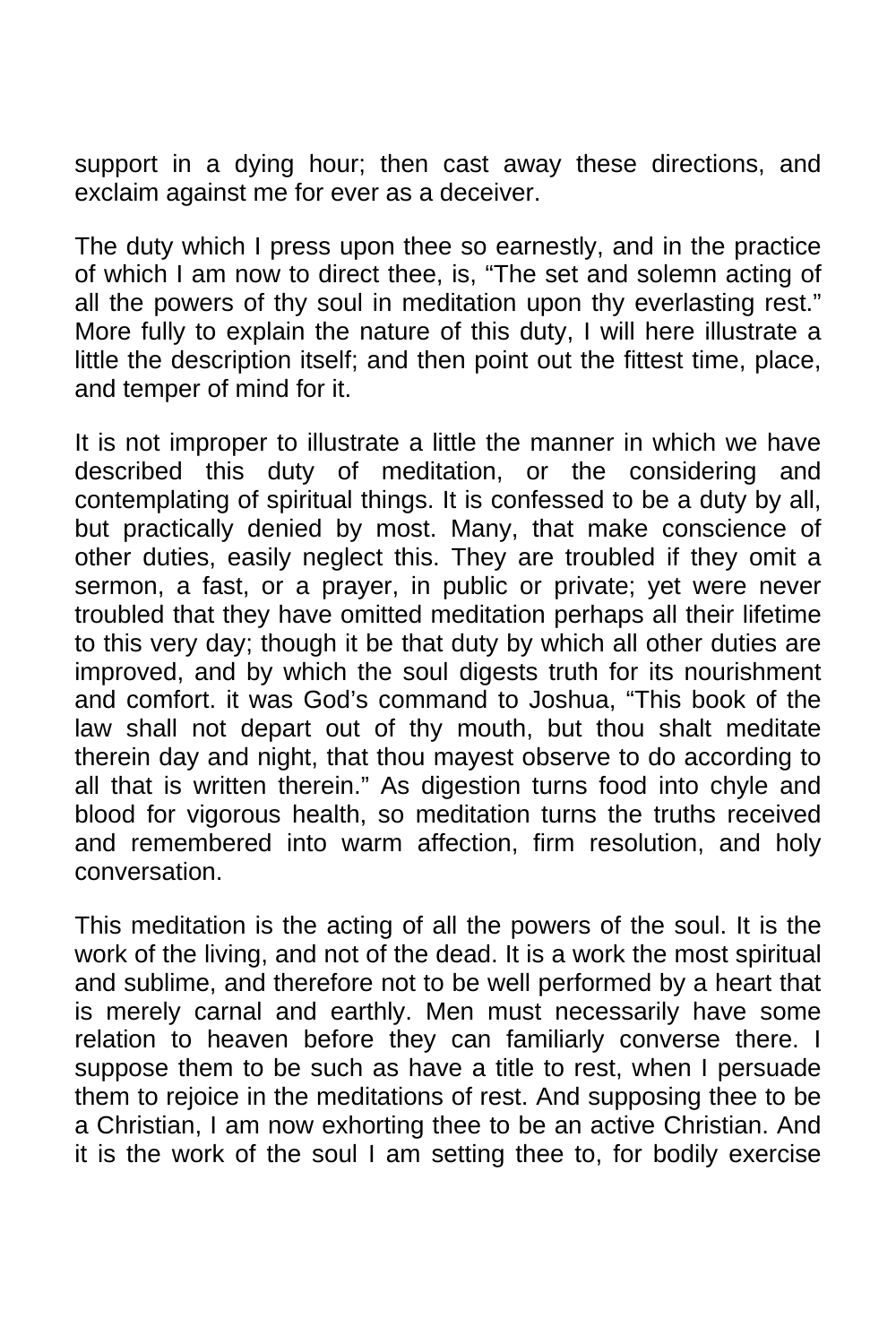support in a dying hour; then cast away these directions, and exclaim against me for ever as a deceiver.

The duty which I press upon thee so earnestly, and in the practice of which I am now to direct thee, is, “The set and solemn acting of all the powers of thy soul in meditation upon thy everlasting rest.” More fully to explain the nature of this duty, I will here illustrate a little the description itself; and then point out the fittest time, place, and temper of mind for it.

It is not improper to illustrate a little the manner in which we have described this duty of meditation, or the considering and contemplating of spiritual things. It is confessed to be a duty by all, but practically denied by most. Many, that make conscience of other duties, easily neglect this. They are troubled if they omit a sermon, a fast, or a prayer, in public or private; yet were never troubled that they have omitted meditation perhaps all their lifetime to this very day; though it be that duty by which all other duties are improved, and by which the soul digests truth for its nourishment and comfort. it was God’s command to Joshua, “This book of the law shall not depart out of thy mouth, but thou shalt meditate therein day and night, that thou mayest observe to do according to all that is written therein.” As digestion turns food into chyle and blood for vigorous health, so meditation turns the truths received and remembered into warm affection, firm resolution, and holy conversation.

This meditation is the acting of all the powers of the soul. It is the work of the living, and not of the dead. It is a work the most spiritual and sublime, and therefore not to be well performed by a heart that is merely carnal and earthly. Men must necessarily have some relation to heaven before they can familiarly converse there. I suppose them to be such as have a title to rest, when I persuade them to rejoice in the meditations of rest. And supposing thee to be a Christian, I am now exhorting thee to be an active Christian. And it is the work of the soul I am setting thee to, for bodily exercise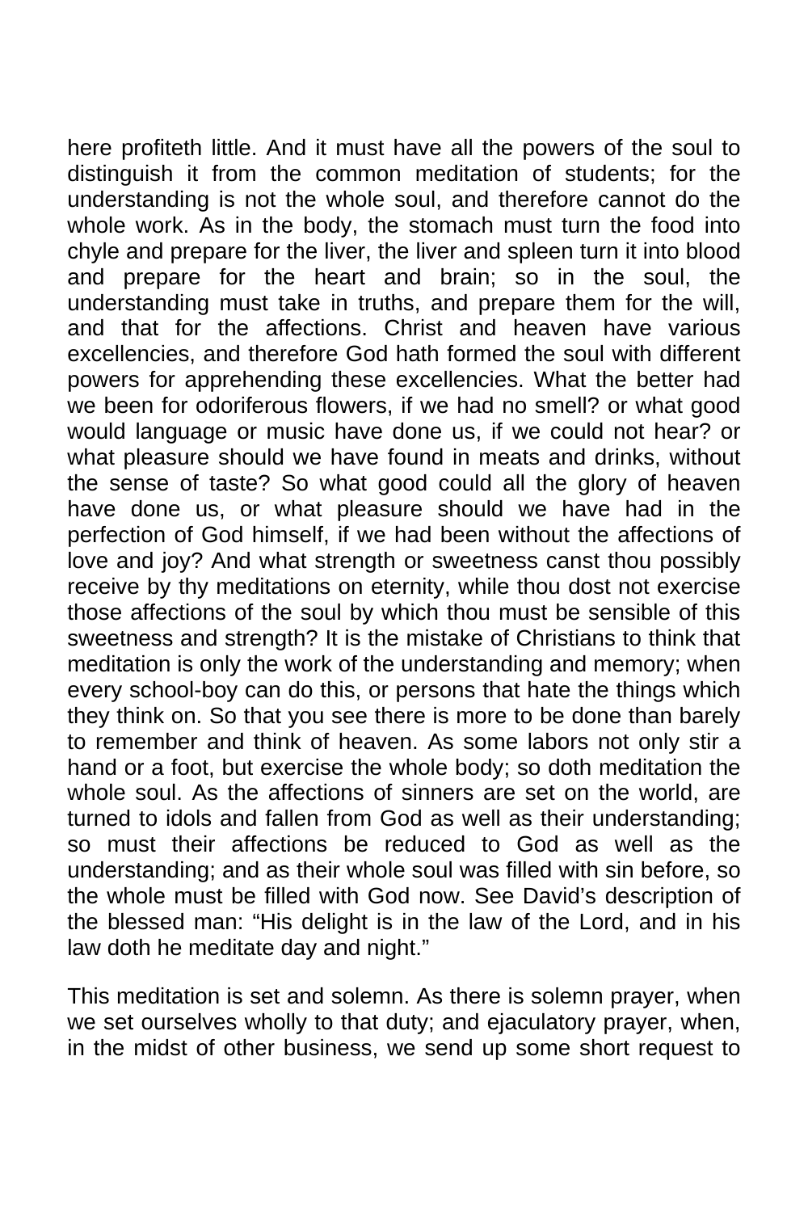here profiteth little. And it must have all the powers of the soul to distinguish it from the common meditation of students; for the understanding is not the whole soul, and therefore cannot do the whole work. As in the body, the stomach must turn the food into chyle and prepare for the liver, the liver and spleen turn it into blood and prepare for the heart and brain; so in the soul, the understanding must take in truths, and prepare them for the will, and that for the affections. Christ and heaven have various excellencies, and therefore God hath formed the soul with different powers for apprehending these excellencies. What the better had we been for odoriferous flowers, if we had no smell? or what good would language or music have done us, if we could not hear? or what pleasure should we have found in meats and drinks, without the sense of taste? So what good could all the glory of heaven have done us, or what pleasure should we have had in the perfection of God himself, if we had been without the affections of love and joy? And what strength or sweetness canst thou possibly receive by thy meditations on eternity, while thou dost not exercise those affections of the soul by which thou must be sensible of this sweetness and strength? It is the mistake of Christians to think that meditation is only the work of the understanding and memory; when every school-boy can do this, or persons that hate the things which they think on. So that you see there is more to be done than barely to remember and think of heaven. As some labors not only stir a hand or a foot, but exercise the whole body; so doth meditation the whole soul. As the affections of sinners are set on the world, are turned to idols and fallen from God as well as their understanding; so must their affections be reduced to God as well as the understanding; and as their whole soul was filled with sin before, so the whole must be filled with God now. See David's description of the blessed man: "His delight is in the law of the Lord, and in his law doth he meditate day and night."

This meditation is set and solemn. As there is solemn prayer, when we set ourselves wholly to that duty; and ejaculatory prayer, when, in the midst of other business, we send up some short request to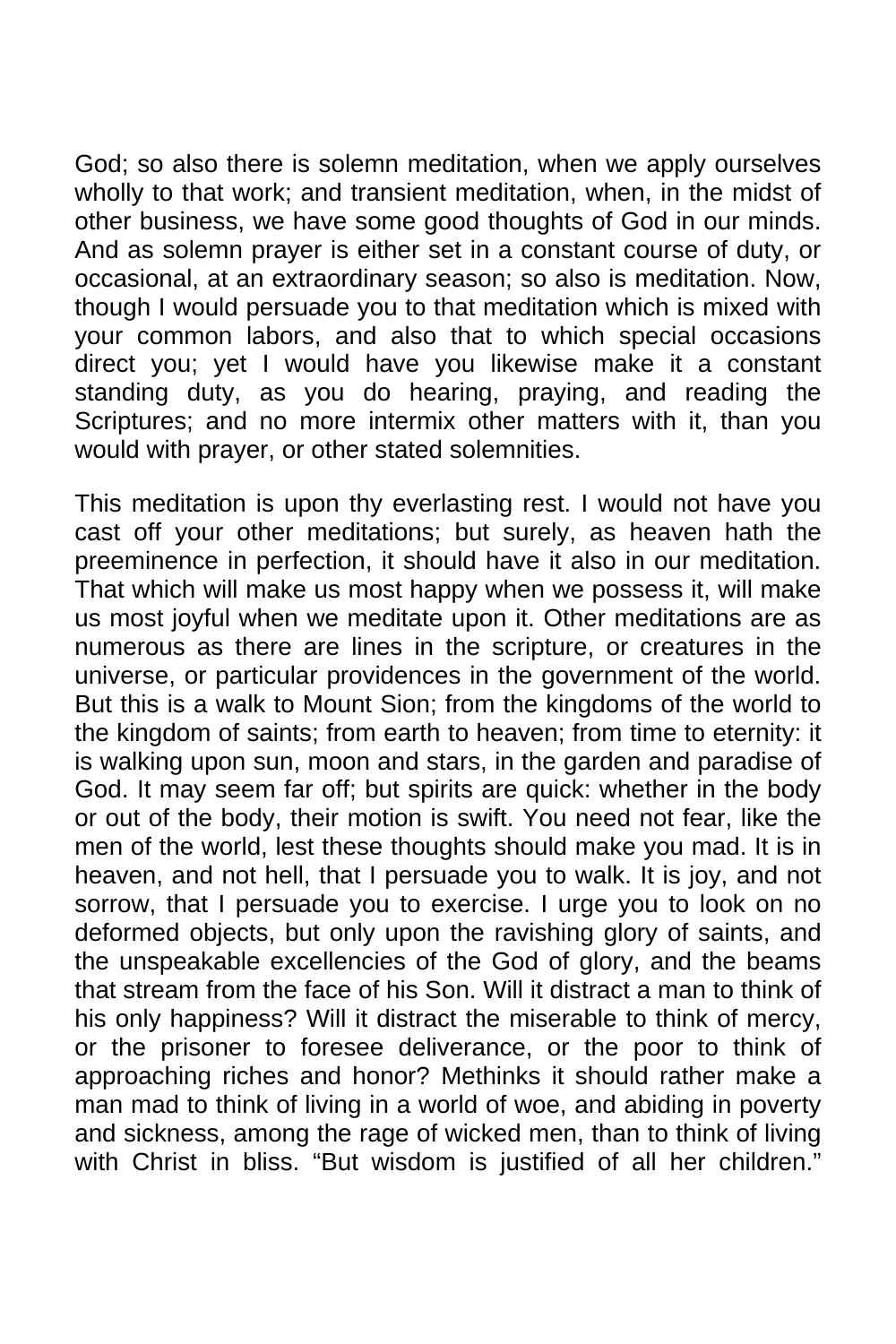God; so also there is solemn meditation, when we apply ourselves wholly to that work; and transient meditation, when, in the midst of other business, we have some good thoughts of God in our minds. And as solemn prayer is either set in a constant course of duty, or occasional, at an extraordinary season; so also is meditation. Now, though I would persuade you to that meditation which is mixed with your common labors, and also that to which special occasions direct you; yet I would have you likewise make it a constant standing duty, as you do hearing, praying, and reading the Scriptures; and no more intermix other matters with it, than you would with prayer, or other stated solemnities.

This meditation is upon thy everlasting rest. I would not have you cast off your other meditations; but surely, as heaven hath the preeminence in perfection, it should have it also in our meditation. That which will make us most happy when we possess it, will make us most joyful when we meditate upon it. Other meditations are as numerous as there are lines in the scripture, or creatures in the universe, or particular providences in the government of the world. But this is a walk to Mount Sion; from the kingdoms of the world to the kingdom of saints; from earth to heaven; from time to eternity: it is walking upon sun, moon and stars, in the garden and paradise of God. It may seem far off; but spirits are quick: whether in the body or out of the body, their motion is swift. You need not fear, like the men of the world, lest these thoughts should make you mad. It is in heaven, and not hell, that I persuade you to walk. It is joy, and not sorrow, that I persuade you to exercise. I urge you to look on no deformed objects, but only upon the ravishing glory of saints, and the unspeakable excellencies of the God of glory, and the beams that stream from the face of his Son. Will it distract a man to think of his only happiness? Will it distract the miserable to think of mercy, or the prisoner to foresee deliverance, or the poor to think of approaching riches and honor? Methinks it should rather make a man mad to think of living in a world of woe, and abiding in poverty and sickness, among the rage of wicked men, than to think of living with Christ in bliss. “But wisdom is justified of all her children.”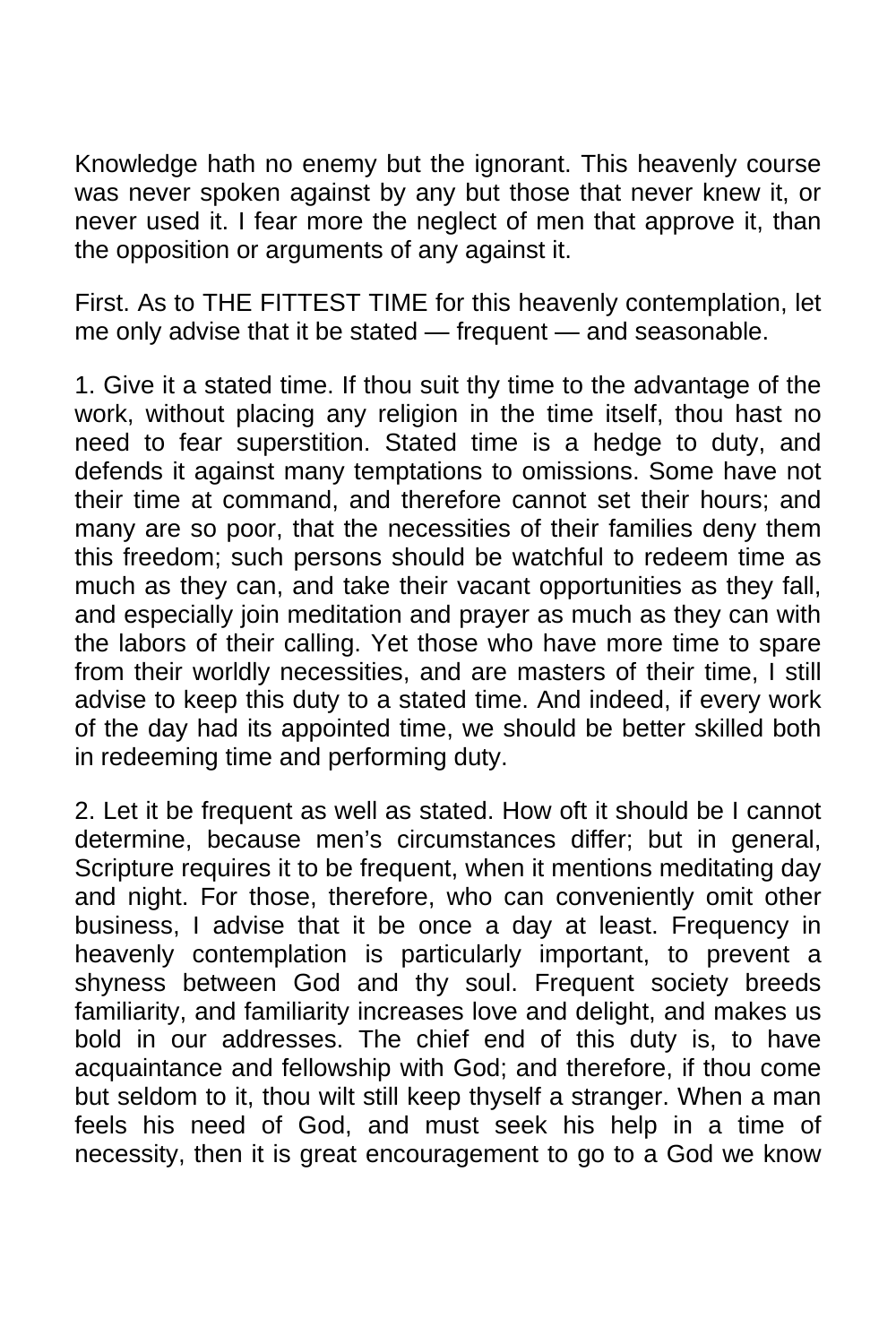Knowledge hath no enemy but the ignorant. This heavenly course was never spoken against by any but those that never knew it, or never used it. I fear more the neglect of men that approve it, than the opposition or arguments of any against it.

First. As to THE FITTEST TIME for this heavenly contemplation, let me only advise that it be stated — frequent — and seasonable.

1. Give it a stated time. If thou suit thy time to the advantage of the work, without placing any religion in the time itself, thou hast no need to fear superstition. Stated time is a hedge to duty, and defends it against many temptations to omissions. Some have not their time at command, and therefore cannot set their hours; and many are so poor, that the necessities of their families deny them this freedom; such persons should be watchful to redeem time as much as they can, and take their vacant opportunities as they fall, and especially join meditation and prayer as much as they can with the labors of their calling. Yet those who have more time to spare from their worldly necessities, and are masters of their time, I still advise to keep this duty to a stated time. And indeed, if every work of the day had its appointed time, we should be better skilled both in redeeming time and performing duty.

2. Let it be frequent as well as stated. How oft it should be I cannot determine, because men's circumstances differ; but in general, Scripture requires it to be frequent, when it mentions meditating day and night. For those, therefore, who can conveniently omit other business, I advise that it be once a day at least. Frequency in heavenly contemplation is particularly important, to prevent a shyness between God and thy soul. Frequent society breeds familiarity, and familiarity increases love and delight, and makes us bold in our addresses. The chief end of this duty is, to have acquaintance and fellowship with God; and therefore, if thou come but seldom to it, thou wilt still keep thyself a stranger. When a man feels his need of God, and must seek his help in a time of necessity, then it is great encouragement to go to a God we know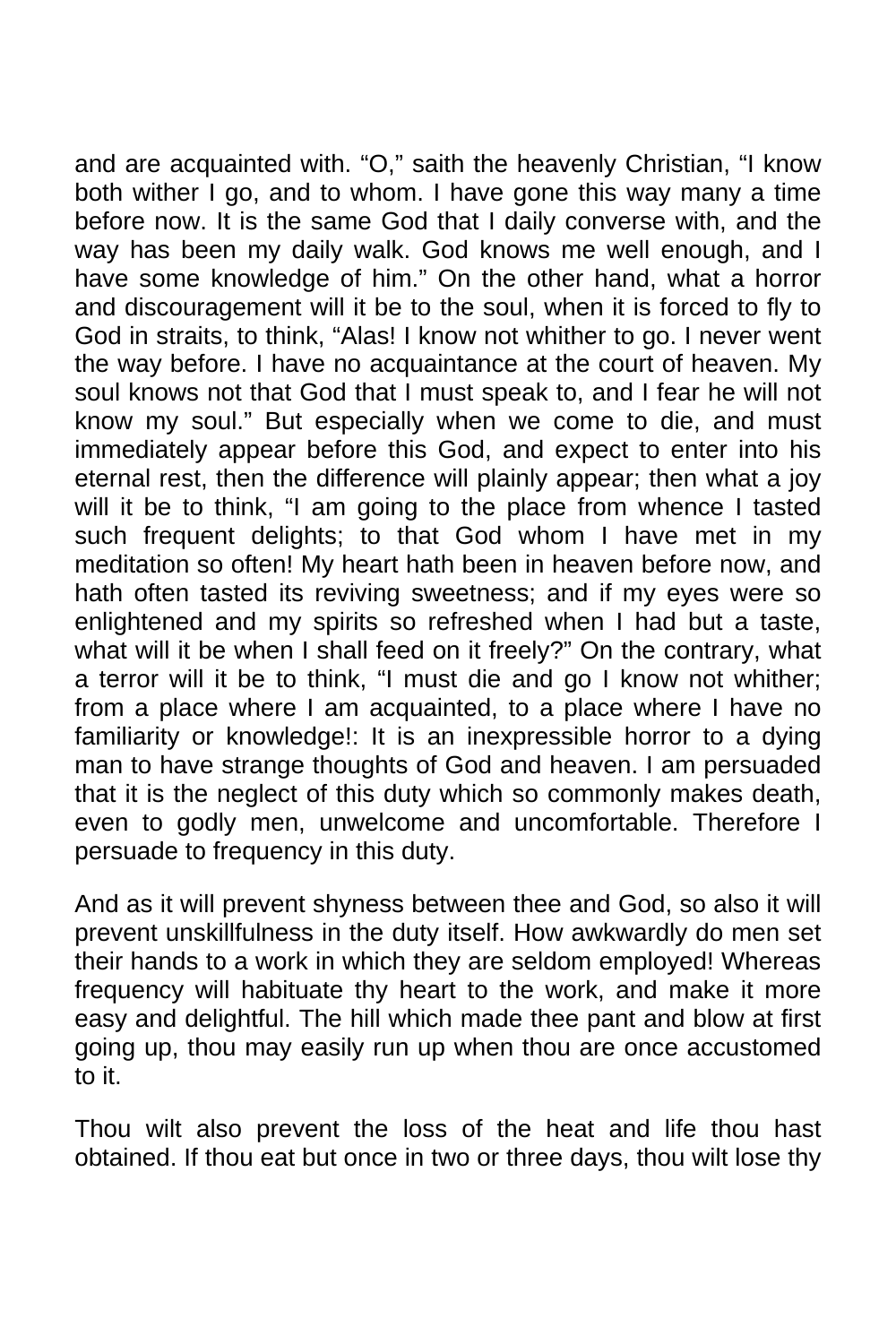and are acquainted with. “O,” saith the heavenly Christian, “I know both wither I go, and to whom. I have gone this way many a time before now. It is the same God that I daily converse with, and the way has been my daily walk. God knows me well enough, and I have some knowledge of him.” On the other hand, what a horror and discouragement will it be to the soul, when it is forced to fly to God in straits, to think, “Alas! I know not whither to go. I never went the way before. I have no acquaintance at the court of heaven. My soul knows not that God that I must speak to, and I fear he will not know my soul.” But especially when we come to die, and must immediately appear before this God, and expect to enter into his eternal rest, then the difference will plainly appear; then what a joy will it be to think, “I am going to the place from whence I tasted such frequent delights; to that God whom I have met in my meditation so often! My heart hath been in heaven before now, and hath often tasted its reviving sweetness; and if my eyes were so enlightened and my spirits so refreshed when I had but a taste, what will it be when I shall feed on it freely?” On the contrary, what a terror will it be to think, “I must die and go I know not whither; from a place where I am acquainted, to a place where I have no familiarity or knowledge!: It is an inexpressible horror to a dying man to have strange thoughts of God and heaven. I am persuaded that it is the neglect of this duty which so commonly makes death, even to godly men, unwelcome and uncomfortable. Therefore I persuade to frequency in this duty.

And as it will prevent shyness between thee and God, so also it will prevent unskillfulness in the duty itself. How awkwardly do men set their hands to a work in which they are seldom employed! Whereas frequency will habituate thy heart to the work, and make it more easy and delightful. The hill which made thee pant and blow at first going up, thou may easily run up when thou are once accustomed to it.

Thou wilt also prevent the loss of the heat and life thou hast obtained. If thou eat but once in two or three days, thou wilt lose thy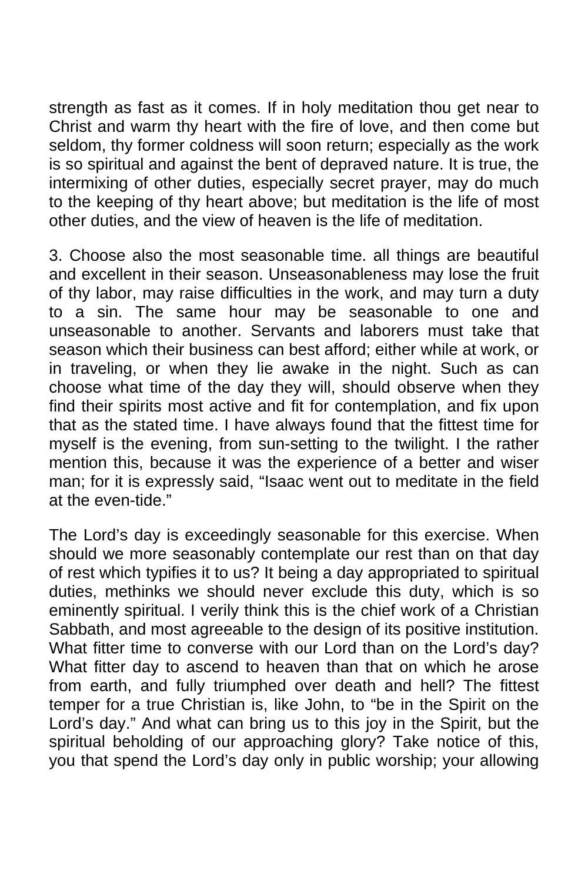strength as fast as it comes. If in holy meditation thou get near to Christ and warm thy heart with the fire of love, and then come but seldom, thy former coldness will soon return; especially as the work is so spiritual and against the bent of depraved nature. It is true, the intermixing of other duties, especially secret prayer, may do much to the keeping of thy heart above; but meditation is the life of most other duties, and the view of heaven is the life of meditation.

3. Choose also the most seasonable time. all things are beautiful and excellent in their season. Unseasonableness may lose the fruit of thy labor, may raise difficulties in the work, and may turn a duty to a sin. The same hour may be seasonable to one and unseasonable to another. Servants and laborers must take that season which their business can best afford; either while at work, or in traveling, or when they lie awake in the night. Such as can choose what time of the day they will, should observe when they find their spirits most active and fit for contemplation, and fix upon that as the stated time. I have always found that the fittest time for myself is the evening, from sun-setting to the twilight. I the rather mention this, because it was the experience of a better and wiser man; for it is expressly said, “Isaac went out to meditate in the field at the even-tide.”

The Lord’s day is exceedingly seasonable for this exercise. When should we more seasonably contemplate our rest than on that day of rest which typifies it to us? It being a day appropriated to spiritual duties, methinks we should never exclude this duty, which is so eminently spiritual. I verily think this is the chief work of a Christian Sabbath, and most agreeable to the design of its positive institution. What fitter time to converse with our Lord than on the Lord’s day? What fitter day to ascend to heaven than that on which he arose from earth, and fully triumphed over death and hell? The fittest temper for a true Christian is, like John, to “be in the Spirit on the Lord’s day.” And what can bring us to this joy in the Spirit, but the spiritual beholding of our approaching glory? Take notice of this, you that spend the Lord’s day only in public worship; your allowing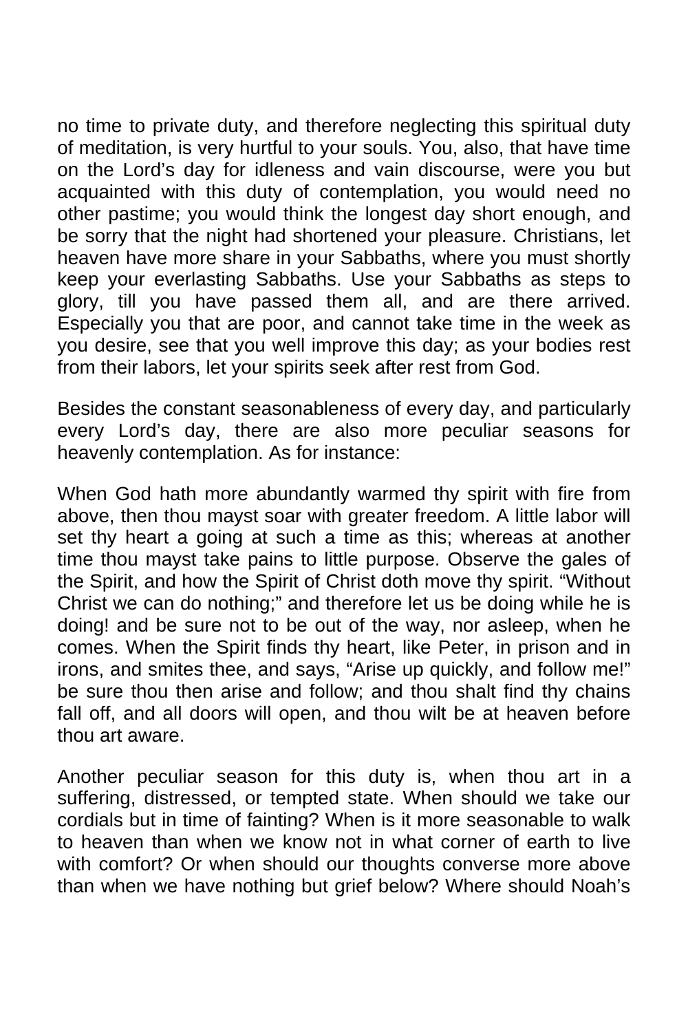no time to private duty, and therefore neglecting this spiritual duty of meditation, is very hurtful to your souls. You, also, that have time on the Lord’s day for idleness and vain discourse, were you but acquainted with this duty of contemplation, you would need no other pastime; you would think the longest day short enough, and be sorry that the night had shortened your pleasure. Christians, let heaven have more share in your Sabbaths, where you must shortly keep your everlasting Sabbaths. Use your Sabbaths as steps to glory, till you have passed them all, and are there arrived. Especially you that are poor, and cannot take time in the week as you desire, see that you well improve this day; as your bodies rest from their labors, let your spirits seek after rest from God.

Besides the constant seasonableness of every day, and particularly every Lord’s day, there are also more peculiar seasons for heavenly contemplation. As for instance:

When God hath more abundantly warmed thy spirit with fire from above, then thou mayst soar with greater freedom. A little labor will set thy heart a going at such a time as this; whereas at another time thou mayst take pains to little purpose. Observe the gales of the Spirit, and how the Spirit of Christ doth move thy spirit. “Without Christ we can do nothing;” and therefore let us be doing while he is doing! and be sure not to be out of the way, nor asleep, when he comes. When the Spirit finds thy heart, like Peter, in prison and in irons, and smites thee, and says, “Arise up quickly, and follow me!” be sure thou then arise and follow; and thou shalt find thy chains fall off, and all doors will open, and thou wilt be at heaven before thou art aware.

Another peculiar season for this duty is, when thou art in a suffering, distressed, or tempted state. When should we take our cordials but in time of fainting? When is it more seasonable to walk to heaven than when we know not in what corner of earth to live with comfort? Or when should our thoughts converse more above than when we have nothing but grief below? Where should Noah’s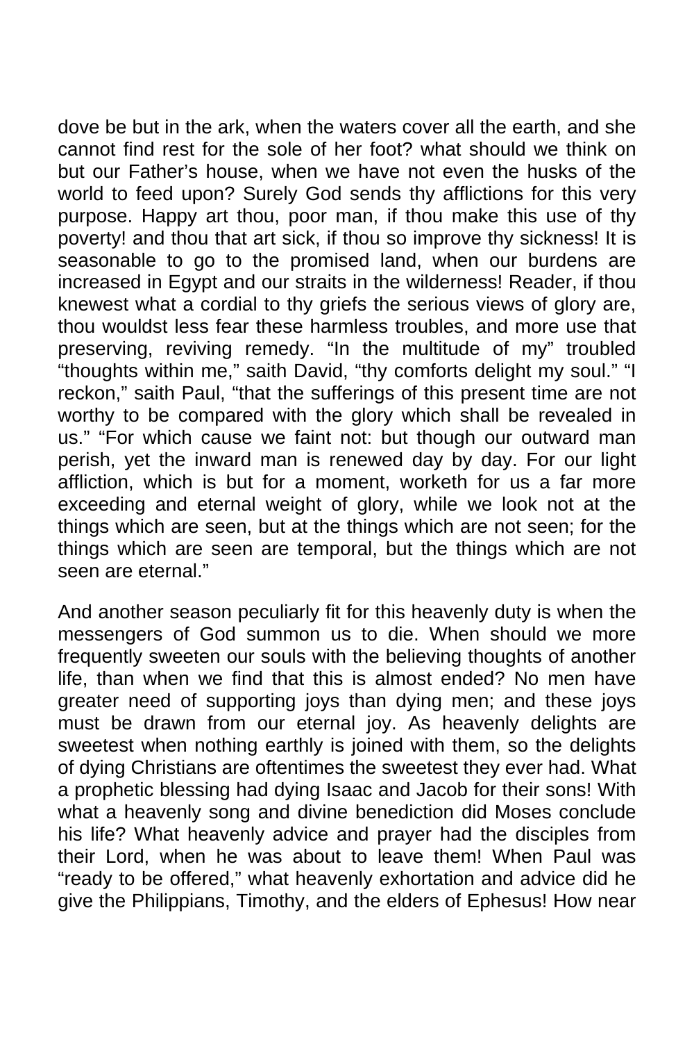dove be but in the ark, when the waters cover all the earth, and she cannot find rest for the sole of her foot? what should we think on but our Father's house, when we have not even the husks of the world to feed upon? Surely God sends thy afflictions for this very purpose. Happy art thou, poor man, if thou make this use of thy poverty! and thou that art sick, if thou so improve thy sickness! It is seasonable to go to the promised land, when our burdens are increased in Egypt and our straits in the wilderness! Reader, if thou knewest what a cordial to thy griefs the serious views of glory are, thou wouldst less fear these harmless troubles, and more use that preserving, reviving remedy. "In the multitude of my" troubled "thoughts within me," saith David, "thy comforts delight my soul." "I reckon," saith Paul, "that the sufferings of this present time are not worthy to be compared with the glory which shall be revealed in us." "For which cause we faint not: but though our outward man perish, yet the inward man is renewed day by day. For our light affliction, which is but for a moment, worketh for us a far more exceeding and eternal weight of glory, while we look not at the things which are seen, but at the things which are not seen; for the things which are seen are temporal, but the things which are not seen are eternal."

And another season peculiarly fit for this heavenly duty is when the messengers of God summon us to die. When should we more frequently sweeten our souls with the believing thoughts of another life, than when we find that this is almost ended? No men have greater need of supporting joys than dying men; and these joys must be drawn from our eternal joy. As heavenly delights are sweetest when nothing earthly is joined with them, so the delights of dying Christians are oftentimes the sweetest they ever had. What a prophetic blessing had dying Isaac and Jacob for their sons! With what a heavenly song and divine benediction did Moses conclude his life? What heavenly advice and prayer had the disciples from their Lord, when he was about to leave them! When Paul was "ready to be offered," what heavenly exhortation and advice did he give the Philippians, Timothy, and the elders of Ephesus! How near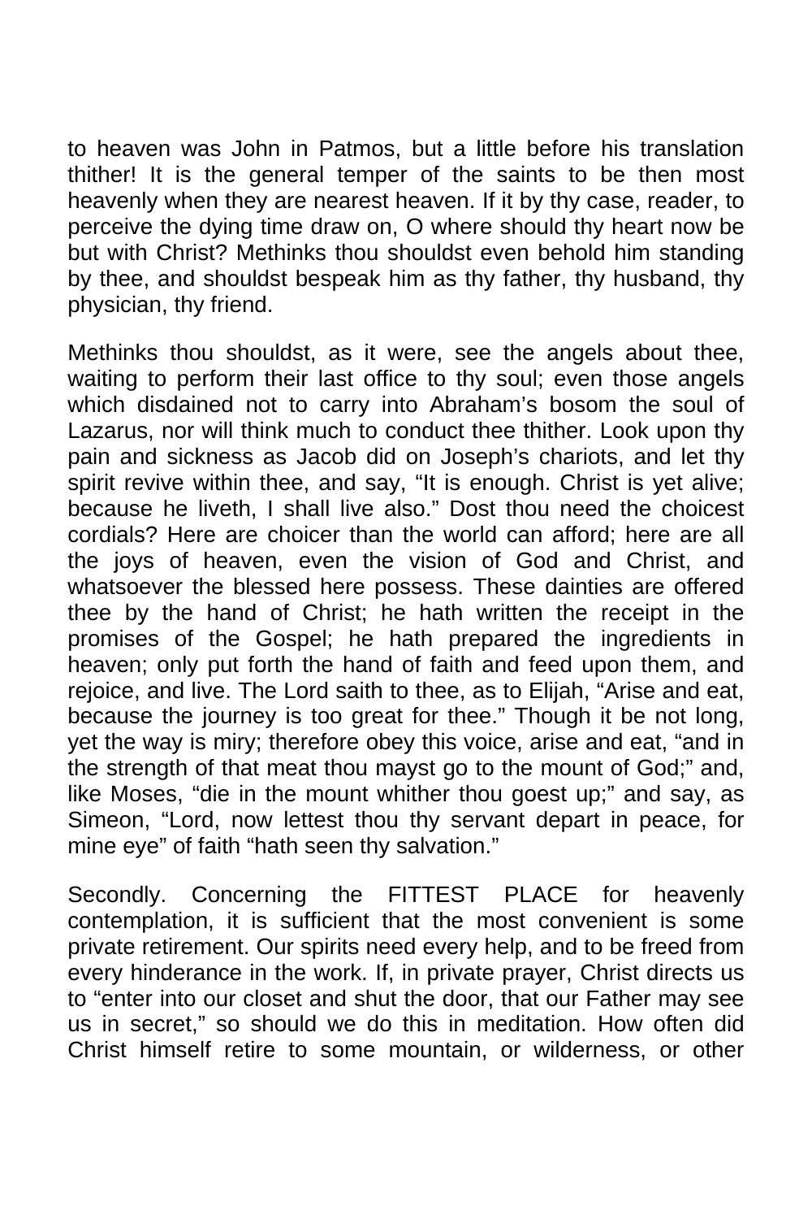to heaven was John in Patmos, but a little before his translation thither! It is the general temper of the saints to be then most heavenly when they are nearest heaven. If it by thy case, reader, to perceive the dying time draw on, O where should thy heart now be but with Christ? Methinks thou shouldst even behold him standing by thee, and shouldst bespeak him as thy father, thy husband, thy physician, thy friend.

Methinks thou shouldst, as it were, see the angels about thee, waiting to perform their last office to thy soul; even those angels which disdained not to carry into Abraham's bosom the soul of Lazarus, nor will think much to conduct thee thither. Look upon thy pain and sickness as Jacob did on Joseph's chariots, and let thy spirit revive within thee, and say, "It is enough. Christ is yet alive; because he liveth, I shall live also." Dost thou need the choicest cordials? Here are choicer than the world can afford; here are all the joys of heaven, even the vision of God and Christ, and whatsoever the blessed here possess. These dainties are offered thee by the hand of Christ; he hath written the receipt in the promises of the Gospel; he hath prepared the ingredients in heaven; only put forth the hand of faith and feed upon them, and rejoice, and live. The Lord saith to thee, as to Elijah, "Arise and eat, because the journey is too great for thee." Though it be not long, yet the way is miry; therefore obey this voice, arise and eat, "and in the strength of that meat thou mayst go to the mount of God;" and, like Moses, "die in the mount whither thou goest up;" and say, as Simeon, "Lord, now lettest thou thy servant depart in peace, for mine eye" of faith "hath seen thy salvation."

Secondly. Concerning the FITTEST PLACE for heavenly contemplation, it is sufficient that the most convenient is some private retirement. Our spirits need every help, and to be freed from every hinderance in the work. If, in private prayer, Christ directs us to "enter into our closet and shut the door, that our Father may see us in secret," so should we do this in meditation. How often did Christ himself retire to some mountain, or wilderness, or other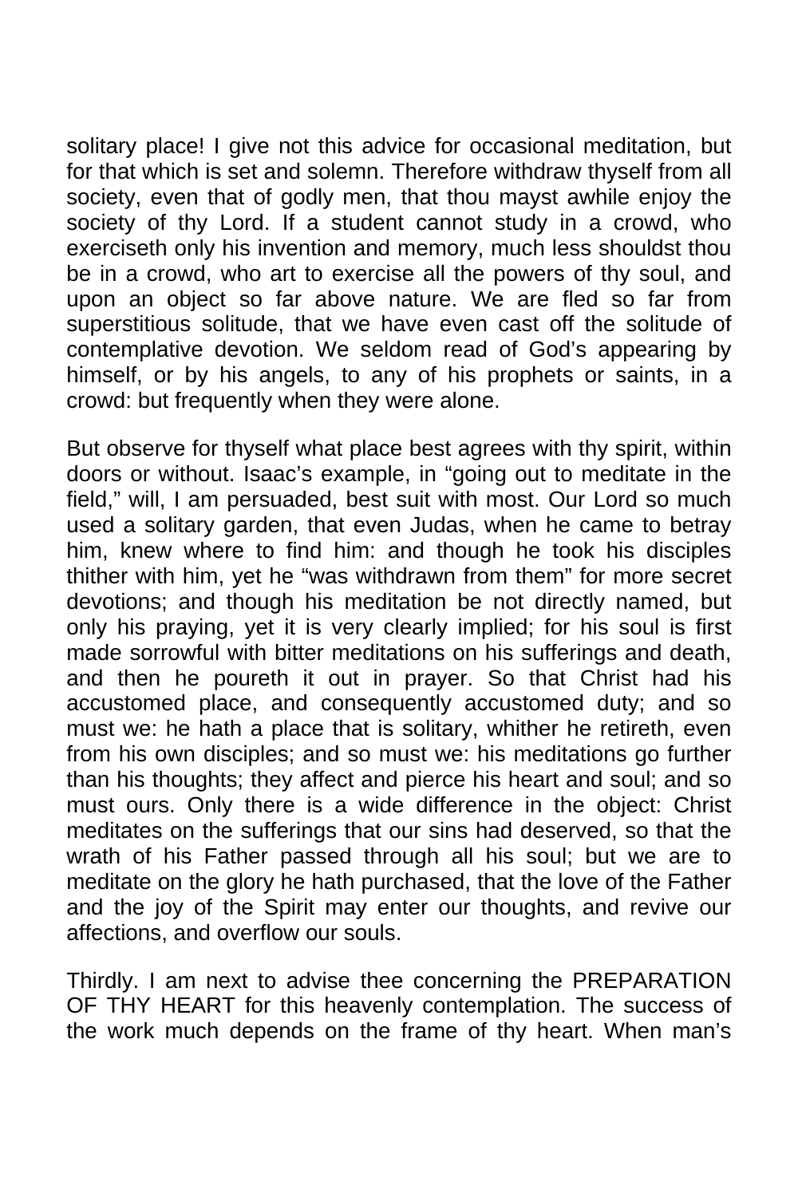solitary place! I give not this advice for occasional meditation, but for that which is set and solemn. Therefore withdraw thyself from all society, even that of godly men, that thou mayst awhile enjoy the society of thy Lord. If a student cannot study in a crowd, who exerciseth only his invention and memory, much less shouldst thou be in a crowd, who art to exercise all the powers of thy soul, and upon an object so far above nature. We are fled so far from superstitious solitude, that we have even cast off the solitude of contemplative devotion. We seldom read of God's appearing by himself, or by his angels, to any of his prophets or saints, in a crowd: but frequently when they were alone.

But observe for thyself what place best agrees with thy spirit, within doors or without. Isaac's example, in "going out to meditate in the field," will, I am persuaded, best suit with most. Our Lord so much used a solitary garden, that even Judas, when he came to betray him, knew where to find him: and though he took his disciples thither with him, yet he "was withdrawn from them" for more secret devotions; and though his meditation be not directly named, but only his praying, yet it is very clearly implied; for his soul is first made sorrowful with bitter meditations on his sufferings and death, and then he poureth it out in prayer. So that Christ had his accustomed place, and consequently accustomed duty; and so must we: he hath a place that is solitary, whither he retireth, even from his own disciples; and so must we: his meditations go further than his thoughts; they affect and pierce his heart and soul; and so must ours. Only there is a wide difference in the object: Christ meditates on the sufferings that our sins had deserved, so that the wrath of his Father passed through all his soul; but we are to meditate on the glory he hath purchased, that the love of the Father and the joy of the Spirit may enter our thoughts, and revive our affections, and overflow our souls.

Thirdly. I am next to advise thee concerning the PREPARATION OF THY HEART for this heavenly contemplation. The success of the work much depends on the frame of thy heart. When man's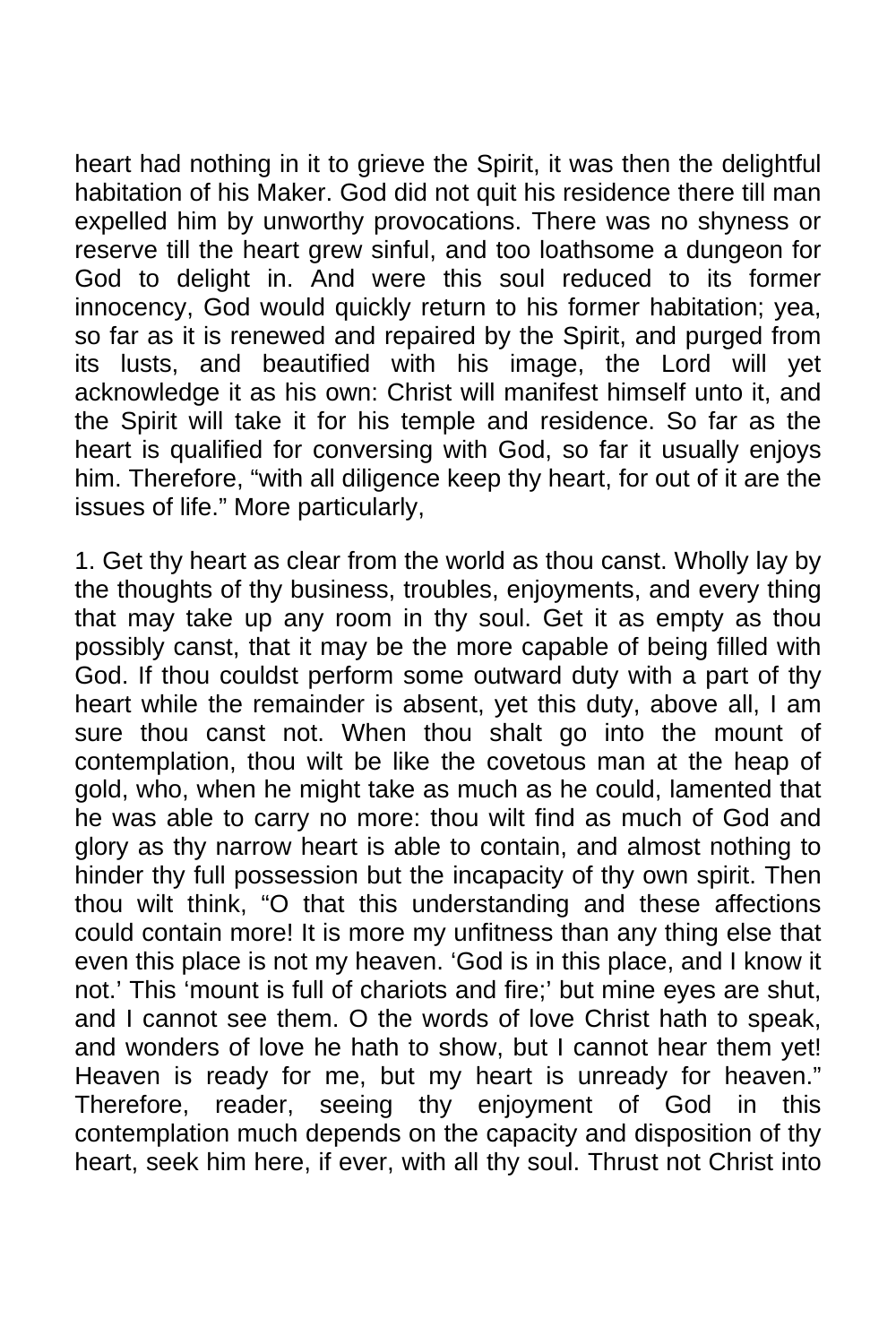heart had nothing in it to grieve the Spirit, it was then the delightful habitation of his Maker. God did not quit his residence there till man expelled him by unworthy provocations. There was no shyness or reserve till the heart grew sinful, and too loathsome a dungeon for God to delight in. And were this soul reduced to its former innocency, God would quickly return to his former habitation; yea, so far as it is renewed and repaired by the Spirit, and purged from its lusts, and beautified with his image, the Lord will yet acknowledge it as his own: Christ will manifest himself unto it, and the Spirit will take it for his temple and residence. So far as the heart is qualified for conversing with God, so far it usually enjoys him. Therefore, "with all diligence keep thy heart, for out of it are the issues of life." More particularly,

1. Get thy heart as clear from the world as thou canst. Wholly lay by the thoughts of thy business, troubles, enjoyments, and every thing that may take up any room in thy soul. Get it as empty as thou possibly canst, that it may be the more capable of being filled with God. If thou couldst perform some outward duty with a part of thy heart while the remainder is absent, yet this duty, above all, I am sure thou canst not. When thou shalt go into the mount of contemplation, thou wilt be like the covetous man at the heap of gold, who, when he might take as much as he could, lamented that he was able to carry no more: thou wilt find as much of God and glory as thy narrow heart is able to contain, and almost nothing to hinder thy full possession but the incapacity of thy own spirit. Then thou wilt think, "O that this understanding and these affections could contain more! It is more my unfitness than any thing else that even this place is not my heaven. 'God is in this place, and I know it not.' This 'mount is full of chariots and fire;' but mine eyes are shut, and I cannot see them. O the words of love Christ hath to speak, and wonders of love he hath to show, but I cannot hear them yet! Heaven is ready for me, but my heart is unready for heaven." Therefore, reader, seeing thy enjoyment of God in this contemplation much depends on the capacity and disposition of thy heart, seek him here, if ever, with all thy soul. Thrust not Christ into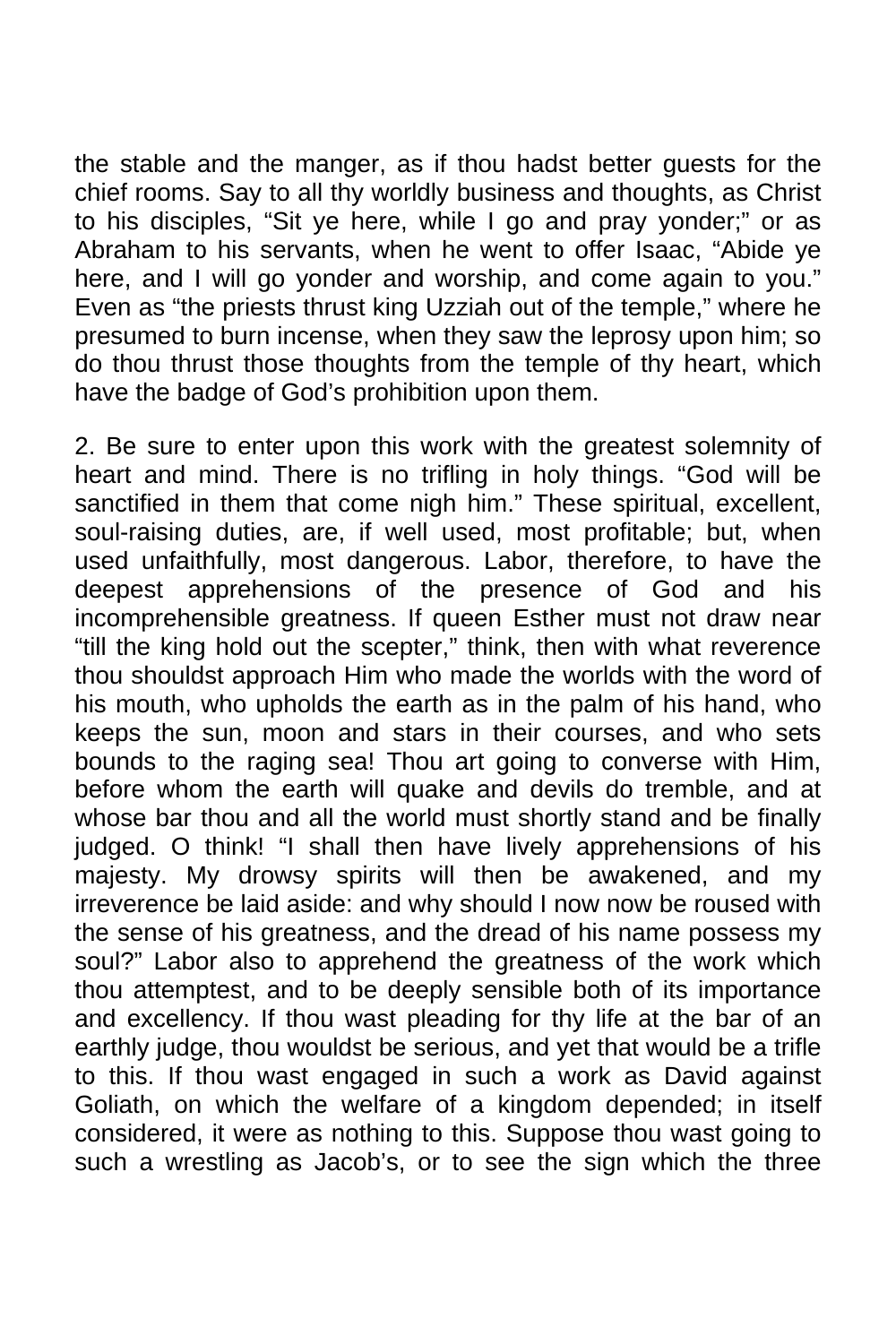the stable and the manger, as if thou hadst better guests for the chief rooms. Say to all thy worldly business and thoughts, as Christ to his disciples, "Sit ye here, while I go and pray yonder;" or as Abraham to his servants, when he went to offer Isaac, "Abide ye here, and I will go yonder and worship, and come again to you." Even as "the priests thrust king Uzziah out of the temple," where he presumed to burn incense, when they saw the leprosy upon him; so do thou thrust those thoughts from the temple of thy heart, which have the badge of God's prohibition upon them.

2. Be sure to enter upon this work with the greatest solemnity of heart and mind. There is no trifling in holy things. "God will be sanctified in them that come nigh him." These spiritual, excellent, soul-raising duties, are, if well used, most profitable; but, when used unfaithfully, most dangerous. Labor, therefore, to have the deepest apprehensions of the presence of God and his incomprehensible greatness. If queen Esther must not draw near "till the king hold out the scepter," think, then with what reverence thou shouldst approach Him who made the worlds with the word of his mouth, who upholds the earth as in the palm of his hand, who keeps the sun, moon and stars in their courses, and who sets bounds to the raging sea! Thou art going to converse with Him, before whom the earth will quake and devils do tremble, and at whose bar thou and all the world must shortly stand and be finally judged. O think! "I shall then have lively apprehensions of his majesty. My drowsy spirits will then be awakened, and my irreverence be laid aside: and why should I now now be roused with the sense of his greatness, and the dread of his name possess my soul?" Labor also to apprehend the greatness of the work which thou attemptest, and to be deeply sensible both of its importance and excellency. If thou wast pleading for thy life at the bar of an earthly judge, thou wouldst be serious, and yet that would be a trifle to this. If thou wast engaged in such a work as David against Goliath, on which the welfare of a kingdom depended; in itself considered, it were as nothing to this. Suppose thou wast going to such a wrestling as Jacob's, or to see the sign which the three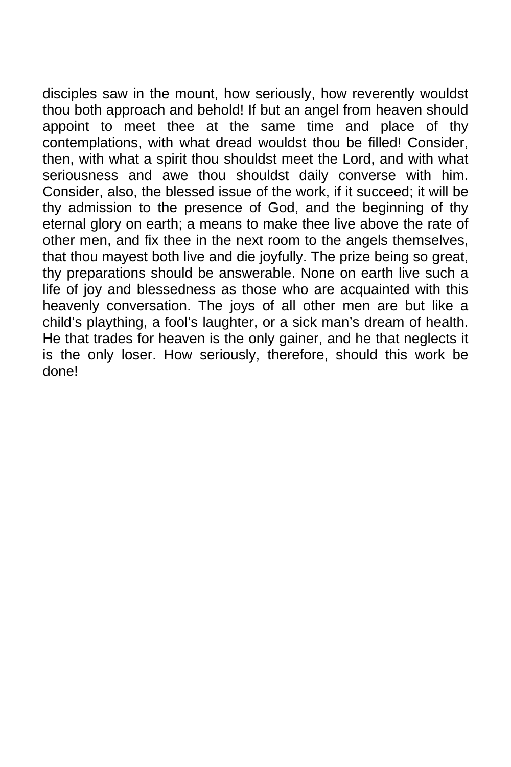disciples saw in the mount, how seriously, how reverently wouldst thou both approach and behold! If but an angel from heaven should appoint to meet thee at the same time and place of thy contemplations, with what dread wouldst thou be filled! Consider, then, with what a spirit thou shouldst meet the Lord, and with what seriousness and awe thou shouldst daily converse with him. Consider, also, the blessed issue of the work, if it succeed; it will be thy admission to the presence of God, and the beginning of thy eternal glory on earth; a means to make thee live above the rate of other men, and fix thee in the next room to the angels themselves, that thou mayest both live and die joyfully. The prize being so great, thy preparations should be answerable. None on earth live such a life of joy and blessedness as those who are acquainted with this heavenly conversation. The joys of all other men are but like a child's plaything, a fool's laughter, or a sick man's dream of health. He that trades for heaven is the only gainer, and he that neglects it is the only loser. How seriously, therefore, should this work be done!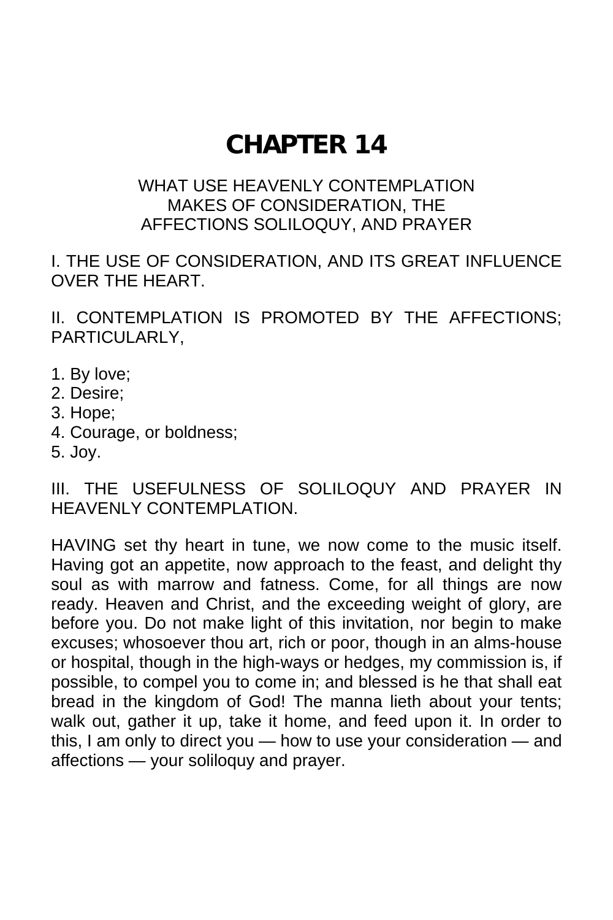# CHAPTER 14

WHAT USE HEAVENLY CONTEMPLATION MAKES OF CONSIDERATION, THE AFFECTIONS SOLILOQUY, AND PRAYER

I. THE USE OF CONSIDERATION, AND ITS GREAT INFLUENCE OVER THE HEART.

II. CONTEMPLATION IS PROMOTED BY THE AFFECTIONS; PARTICULARLY,

1. By love;
2. Desire;
3. Hope;
4. Courage, or boldness;
5. Joy.

III. THE USEFULNESS OF SOLILOQUY AND PRAYER IN HEAVENLY CONTEMPLATION.

HAVING set thy heart in tune, we now come to the music itself. Having got an appetite, now approach to the feast, and delight thy soul as with marrow and fatness. Come, for all things are now ready. Heaven and Christ, and the exceeding weight of glory, are before you. Do not make light of this invitation, nor begin to make excuses; whosoever thou art, rich or poor, though in an alms-house or hospital, though in the high-ways or hedges, my commission is, if possible, to compel you to come in; and blessed is he that shall eat bread in the kingdom of God! The manna lieth about your tents; walk out, gather it up, take it home, and feed upon it. In order to this, I am only to direct you — how to use your consideration — and affections — your soliloquy and prayer.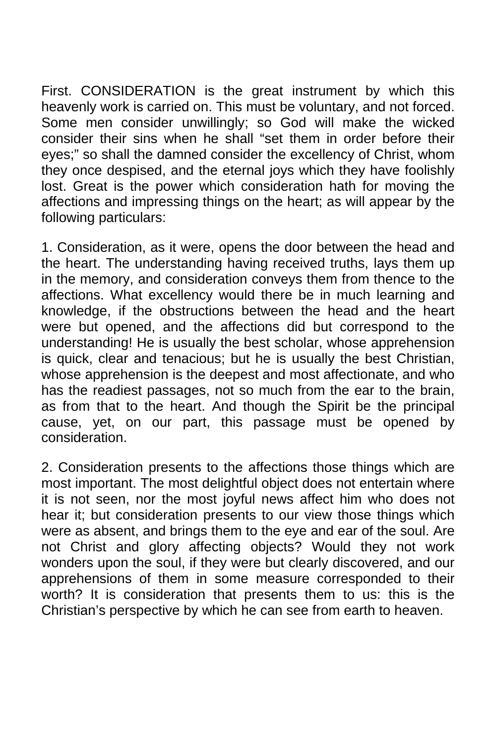First. CONSIDERATION is the great instrument by which this heavenly work is carried on. This must be voluntary, and not forced. Some men consider unwillingly; so God will make the wicked consider their sins when he shall “set them in order before their eyes;” so shall the damned consider the excellency of Christ, whom they once despised, and the eternal joys which they have foolishly lost. Great is the power which consideration hath for moving the affections and impressing things on the heart; as will appear by the following particulars:

1. Consideration, as it were, opens the door between the head and the heart. The understanding having received truths, lays them up in the memory, and consideration conveys them from thence to the affections. What excellency would there be in much learning and knowledge, if the obstructions between the head and the heart were but opened, and the affections did but correspond to the understanding! He is usually the best scholar, whose apprehension is quick, clear and tenacious; but he is usually the best Christian, whose apprehension is the deepest and most affectionate, and who has the readiest passages, not so much from the ear to the brain, as from that to the heart. And though the Spirit be the principal cause, yet, on our part, this passage must be opened by consideration.

2. Consideration presents to the affections those things which are most important. The most delightful object does not entertain where it is not seen, nor the most joyful news affect him who does not hear it; but consideration presents to our view those things which were as absent, and brings them to the eye and ear of the soul. Are not Christ and glory affecting objects? Would they not work wonders upon the soul, if they were but clearly discovered, and our apprehensions of them in some measure corresponded to their worth? It is consideration that presents them to us: this is the Christian’s perspective by which he can see from earth to heaven.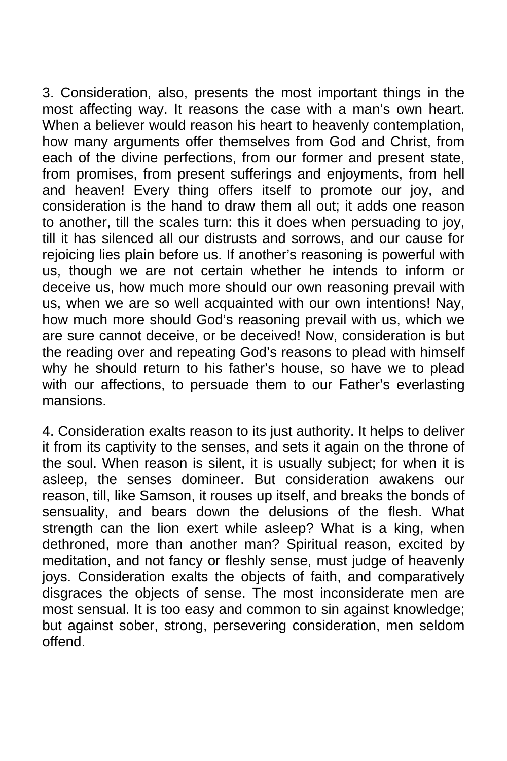3. Consideration, also, presents the most important things in the most affecting way. It reasons the case with a man's own heart. When a believer would reason his heart to heavenly contemplation, how many arguments offer themselves from God and Christ, from each of the divine perfections, from our former and present state, from promises, from present sufferings and enjoyments, from hell and heaven! Every thing offers itself to promote our joy, and consideration is the hand to draw them all out; it adds one reason to another, till the scales turn: this it does when persuading to joy, till it has silenced all our distrusts and sorrows, and our cause for rejoicing lies plain before us. If another's reasoning is powerful with us, though we are not certain whether he intends to inform or deceive us, how much more should our own reasoning prevail with us, when we are so well acquainted with our own intentions! Nay, how much more should God's reasoning prevail with us, which we are sure cannot deceive, or be deceived! Now, consideration is but the reading over and repeating God's reasons to plead with himself why he should return to his father's house, so have we to plead with our affections, to persuade them to our Father's everlasting mansions.

4. Consideration exalts reason to its just authority. It helps to deliver it from its captivity to the senses, and sets it again on the throne of the soul. When reason is silent, it is usually subject; for when it is asleep, the senses domineer. But consideration awakens our reason, till, like Samson, it rouses up itself, and breaks the bonds of sensuality, and bears down the delusions of the flesh. What strength can the lion exert while asleep? What is a king, when dethroned, more than another man? Spiritual reason, excited by meditation, and not fancy or fleshly sense, must judge of heavenly joys. Consideration exalts the objects of faith, and comparatively disgraces the objects of sense. The most inconsiderate men are most sensual. It is too easy and common to sin against knowledge; but against sober, strong, persevering consideration, men seldom offend.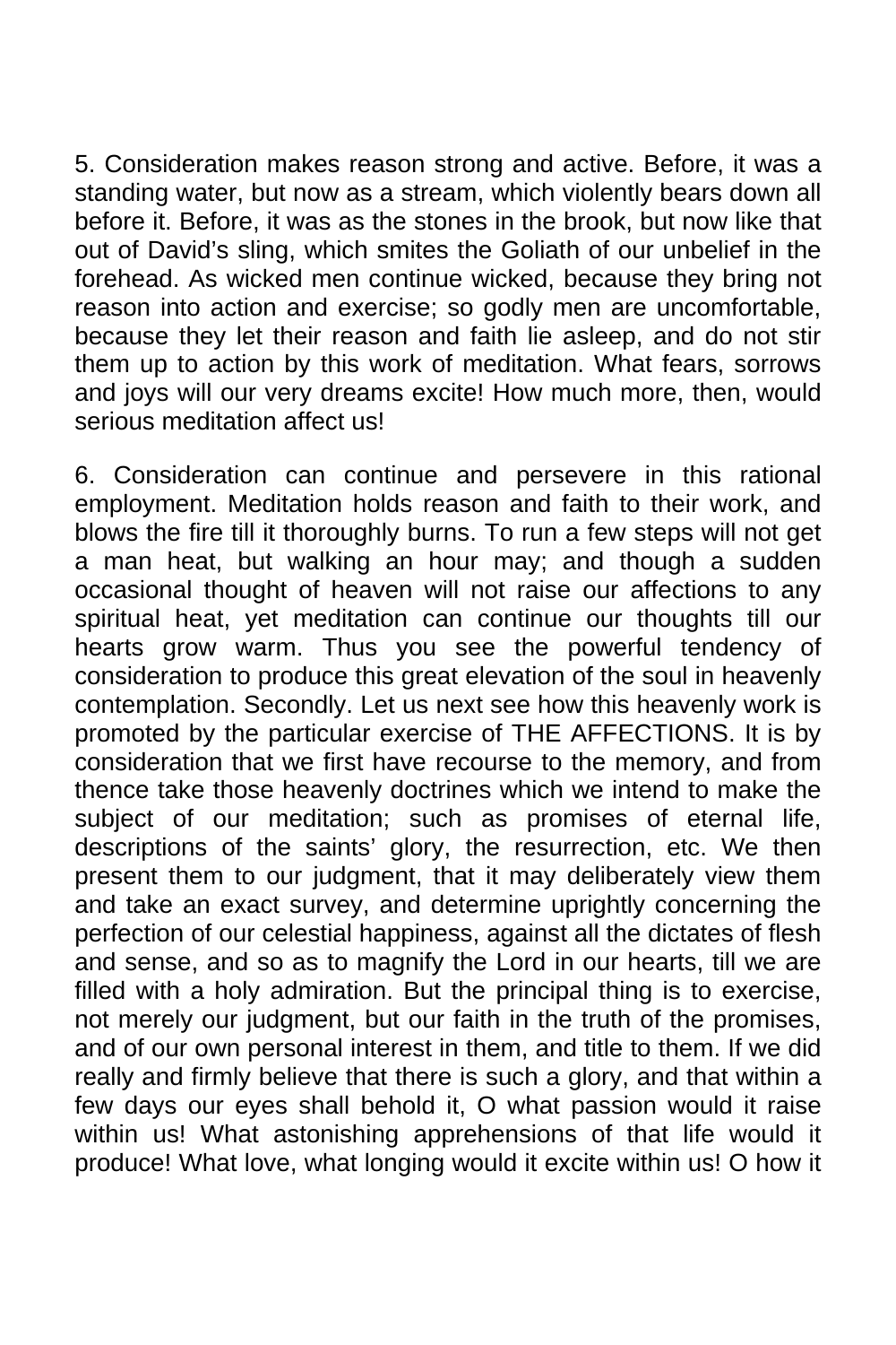5. Consideration makes reason strong and active. Before, it was a standing water, but now as a stream, which violently bears down all before it. Before, it was as the stones in the brook, but now like that out of David's sling, which smites the Goliath of our unbelief in the forehead. As wicked men continue wicked, because they bring not reason into action and exercise; so godly men are uncomfortable, because they let their reason and faith lie asleep, and do not stir them up to action by this work of meditation. What fears, sorrows and joys will our very dreams excite! How much more, then, would serious meditation affect us!

6. Consideration can continue and persevere in this rational employment. Meditation holds reason and faith to their work, and blows the fire till it thoroughly burns. To run a few steps will not get a man heat, but walking an hour may; and though a sudden occasional thought of heaven will not raise our affections to any spiritual heat, yet meditation can continue our thoughts till our hearts grow warm. Thus you see the powerful tendency of consideration to produce this great elevation of the soul in heavenly contemplation. Secondly. Let us next see how this heavenly work is promoted by the particular exercise of THE AFFECTIONS. It is by consideration that we first have recourse to the memory, and from thence take those heavenly doctrines which we intend to make the subject of our meditation; such as promises of eternal life, descriptions of the saints' glory, the resurrection, etc. We then present them to our judgment, that it may deliberately view them and take an exact survey, and determine uprightly concerning the perfection of our celestial happiness, against all the dictates of flesh and sense, and so as to magnify the Lord in our hearts, till we are filled with a holy admiration. But the principal thing is to exercise, not merely our judgment, but our faith in the truth of the promises, and of our own personal interest in them, and title to them. If we did really and firmly believe that there is such a glory, and that within a few days our eyes shall behold it, O what passion would it raise within us! What astonishing apprehensions of that life would it produce! What love, what longing would it excite within us! O how it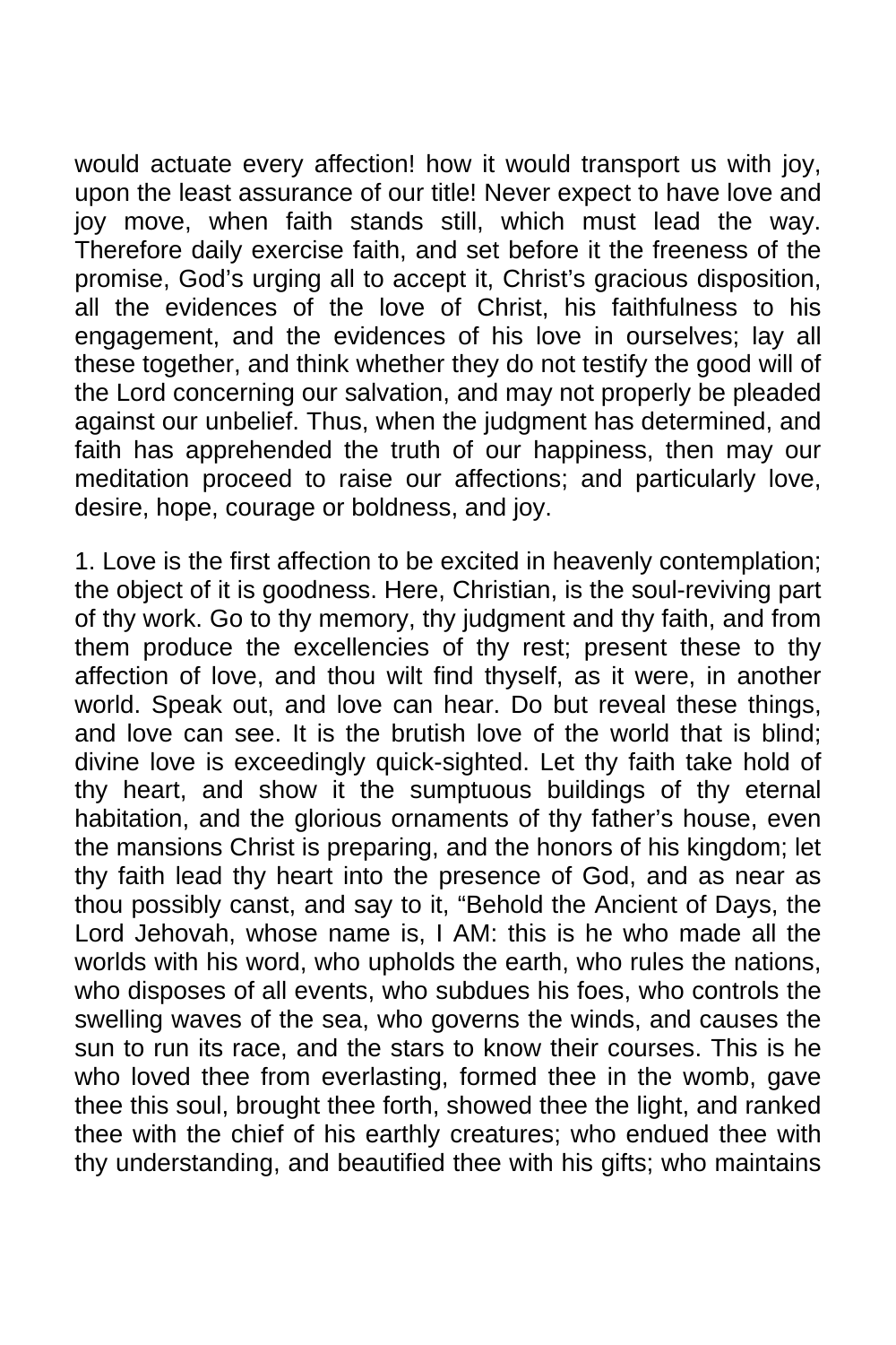would actuate every affection! how it would transport us with joy, upon the least assurance of our title! Never expect to have love and joy move, when faith stands still, which must lead the way. Therefore daily exercise faith, and set before it the freeness of the promise, God's urging all to accept it, Christ's gracious disposition, all the evidences of the love of Christ, his faithfulness to his engagement, and the evidences of his love in ourselves; lay all these together, and think whether they do not testify the good will of the Lord concerning our salvation, and may not properly be pleaded against our unbelief. Thus, when the judgment has determined, and faith has apprehended the truth of our happiness, then may our meditation proceed to raise our affections; and particularly love, desire, hope, courage or boldness, and joy.

1. Love is the first affection to be excited in heavenly contemplation; the object of it is goodness. Here, Christian, is the soul-reviving part of thy work. Go to thy memory, thy judgment and thy faith, and from them produce the excellencies of thy rest; present these to thy affection of love, and thou wilt find thyself, as it were, in another world. Speak out, and love can hear. Do but reveal these things, and love can see. It is the brutish love of the world that is blind; divine love is exceedingly quick-sighted. Let thy faith take hold of thy heart, and show it the sumptuous buildings of thy eternal habitation, and the glorious ornaments of thy father's house, even the mansions Christ is preparing, and the honors of his kingdom; let thy faith lead thy heart into the presence of God, and as near as thou possibly canst, and say to it, "Behold the Ancient of Days, the Lord Jehovah, whose name is, I AM: this is he who made all the worlds with his word, who upholds the earth, who rules the nations, who disposes of all events, who subdues his foes, who controls the swelling waves of the sea, who governs the winds, and causes the sun to run its race, and the stars to know their courses. This is he who loved thee from everlasting, formed thee in the womb, gave thee this soul, brought thee forth, showed thee the light, and ranked thee with the chief of his earthly creatures; who endued thee with thy understanding, and beautified thee with his gifts; who maintains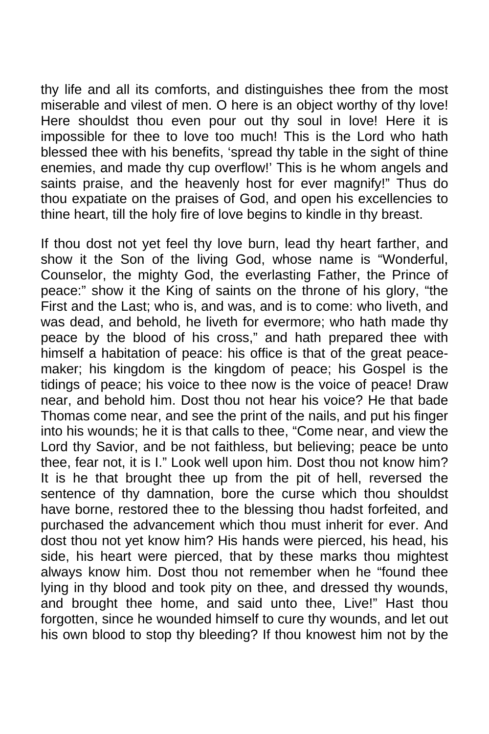thy life and all its comforts, and distinguishes thee from the most miserable and vilest of men. O here is an object worthy of thy love! Here shouldst thou even pour out thy soul in love! Here it is impossible for thee to love too much! This is the Lord who hath blessed thee with his benefits, 'spread thy table in the sight of thine enemies, and made thy cup overflow!' This is he whom angels and saints praise, and the heavenly host for ever magnify!" Thus do thou expatiate on the praises of God, and open his excellencies to thine heart, till the holy fire of love begins to kindle in thy breast.

If thou dost not yet feel thy love burn, lead thy heart farther, and show it the Son of the living God, whose name is "Wonderful, Counselor, the mighty God, the everlasting Father, the Prince of peace:" show it the King of saints on the throne of his glory, "the First and the Last; who is, and was, and is to come: who liveth, and was dead, and behold, he liveth for evermore; who hath made thy peace by the blood of his cross," and hath prepared thee with himself a habitation of peace: his office is that of the great peace-maker; his kingdom is the kingdom of peace; his Gospel is the tidings of peace; his voice to thee now is the voice of peace! Draw near, and behold him. Dost thou not hear his voice? He that bade Thomas come near, and see the print of the nails, and put his finger into his wounds; he it is that calls to thee, "Come near, and view the Lord thy Savior, and be not faithless, but believing; peace be unto thee, fear not, it is I." Look well upon him. Dost thou not know him? It is he that brought thee up from the pit of hell, reversed the sentence of thy damnation, bore the curse which thou shouldst have borne, restored thee to the blessing thou hadst forfeited, and purchased the advancement which thou must inherit for ever. And dost thou not yet know him? His hands were pierced, his head, his side, his heart were pierced, that by these marks thou mightest always know him. Dost thou not remember when he "found thee lying in thy blood and took pity on thee, and dressed thy wounds, and brought thee home, and said unto thee, Live!" Hast thou forgotten, since he wounded himself to cure thy wounds, and let out his own blood to stop thy bleeding? If thou knowest him not by the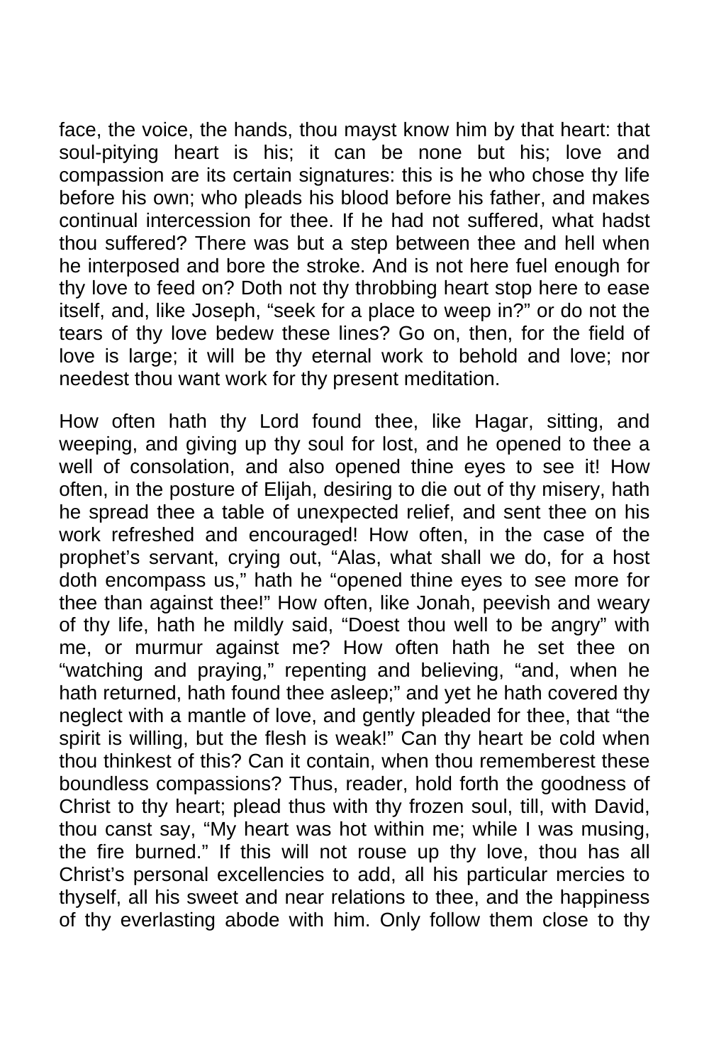face, the voice, the hands, thou mayst know him by that heart: that soul-pitying heart is his; it can be none but his; love and compassion are its certain signatures: this is he who chose thy life before his own; who pleads his blood before his father, and makes continual intercession for thee. If he had not suffered, what hadst thou suffered? There was but a step between thee and hell when he interposed and bore the stroke. And is not here fuel enough for thy love to feed on? Doth not thy throbbing heart stop here to ease itself, and, like Joseph, "seek for a place to weep in?" or do not the tears of thy love bedew these lines? Go on, then, for the field of love is large; it will be thy eternal work to behold and love; nor needest thou want work for thy present meditation.

How often hath thy Lord found thee, like Hagar, sitting, and weeping, and giving up thy soul for lost, and he opened to thee a well of consolation, and also opened thine eyes to see it! How often, in the posture of Elijah, desiring to die out of thy misery, hath he spread thee a table of unexpected relief, and sent thee on his work refreshed and encouraged! How often, in the case of the prophet's servant, crying out, "Alas, what shall we do, for a host doth encompass us," hath he "opened thine eyes to see more for thee than against thee!" How often, like Jonah, peevish and weary of thy life, hath he mildly said, "Doest thou well to be angry" with me, or murmur against me? How often hath he set thee on "watching and praying," repenting and believing, "and, when he hath returned, hath found thee asleep;" and yet he hath covered thy neglect with a mantle of love, and gently pleaded for thee, that "the spirit is willing, but the flesh is weak!" Can thy heart be cold when thou thinkest of this? Can it contain, when thou rememberest these boundless compassions? Thus, reader, hold forth the goodness of Christ to thy heart; plead thus with thy frozen soul, till, with David, thou canst say, "My heart was hot within me; while I was musing, the fire burned." If this will not rouse up thy love, thou has all Christ's personal excellencies to add, all his particular mercies to thyself, all his sweet and near relations to thee, and the happiness of thy everlasting abode with him. Only follow them close to thy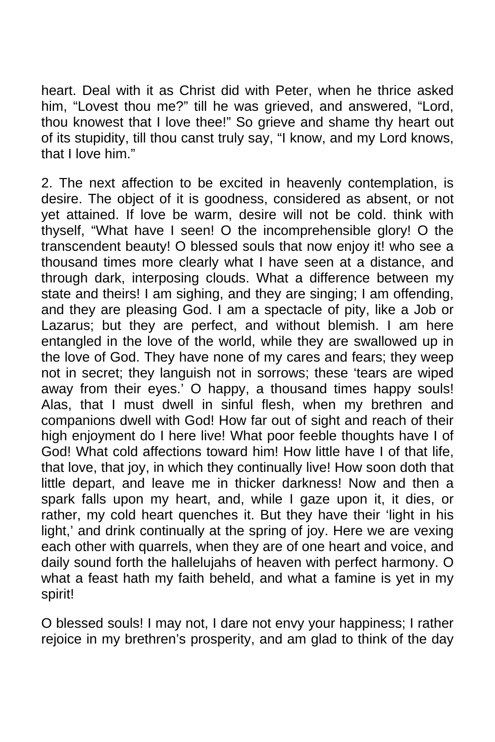heart. Deal with it as Christ did with Peter, when he thrice asked him, “Lovest thou me?” till he was grieved, and answered, “Lord, thou knowest that I love thee!” So grieve and shame thy heart out of its stupidity, till thou canst truly say, “I know, and my Lord knows, that I love him.”

2. The next affection to be excited in heavenly contemplation, is desire. The object of it is goodness, considered as absent, or not yet attained. If love be warm, desire will not be cold. think with thyself, “What have I seen! O the incomprehensible glory! O the transcendent beauty! O blessed souls that now enjoy it! who see a thousand times more clearly what I have seen at a distance, and through dark, interposing clouds. What a difference between my state and theirs! I am sighing, and they are singing; I am offending, and they are pleasing God. I am a spectacle of pity, like a Job or Lazarus; but they are perfect, and without blemish. I am here entangled in the love of the world, while they are swallowed up in the love of God. They have none of my cares and fears; they weep not in secret; they languish not in sorrows; these ‘tears are wiped away from their eyes.’ O happy, a thousand times happy souls! Alas, that I must dwell in sinful flesh, when my brethren and companions dwell with God! How far out of sight and reach of their high enjoyment do I here live! What poor feeble thoughts have I of God! What cold affections toward him! How little have I of that life, that love, that joy, in which they continually live! How soon doth that little depart, and leave me in thicker darkness! Now and then a spark falls upon my heart, and, while I gaze upon it, it dies, or rather, my cold heart quenches it. But they have their ‘light in his light,’ and drink continually at the spring of joy. Here we are vexing each other with quarrels, when they are of one heart and voice, and daily sound forth the hallelujahs of heaven with perfect harmony. O what a feast hath my faith beheld, and what a famine is yet in my spirit!

O blessed souls! I may not, I dare not envy your happiness; I rather rejoice in my brethren’s prosperity, and am glad to think of the day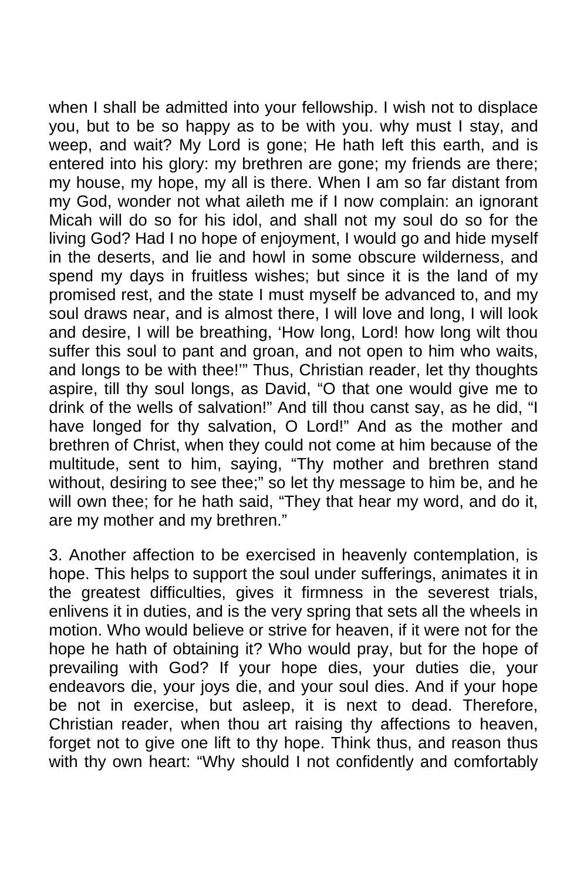when I shall be admitted into your fellowship. I wish not to displace you, but to be so happy as to be with you. why must I stay, and weep, and wait? My Lord is gone; He hath left this earth, and is entered into his glory: my brethren are gone; my friends are there; my house, my hope, my all is there. When I am so far distant from my God, wonder not what aileth me if I now complain: an ignorant Micah will do so for his idol, and shall not my soul do so for the living God? Had I no hope of enjoyment, I would go and hide myself in the deserts, and lie and howl in some obscure wilderness, and spend my days in fruitless wishes; but since it is the land of my promised rest, and the state I must myself be advanced to, and my soul draws near, and is almost there, I will love and long, I will look and desire, I will be breathing, 'How long, Lord! how long wilt thou suffer this soul to pant and groan, and not open to him who waits, and longs to be with thee!'" Thus, Christian reader, let thy thoughts aspire, till thy soul longs, as David, "O that one would give me to drink of the wells of salvation!" And till thou canst say, as he did, "I have longed for thy salvation, O Lord!" And as the mother and brethren of Christ, when they could not come at him because of the multitude, sent to him, saying, "Thy mother and brethren stand without, desiring to see thee;" so let thy message to him be, and he will own thee; for he hath said, "They that hear my word, and do it, are my mother and my brethren."

3. Another affection to be exercised in heavenly contemplation, is hope. This helps to support the soul under sufferings, animates it in the greatest difficulties, gives it firmness in the severest trials, enlivens it in duties, and is the very spring that sets all the wheels in motion. Who would believe or strive for heaven, if it were not for the hope he hath of obtaining it? Who would pray, but for the hope of prevailing with God? If your hope dies, your duties die, your endeavors die, your joys die, and your soul dies. And if your hope be not in exercise, but asleep, it is next to dead. Therefore, Christian reader, when thou art raising thy affections to heaven, forget not to give one lift to thy hope. Think thus, and reason thus with thy own heart: "Why should I not confidently and comfortably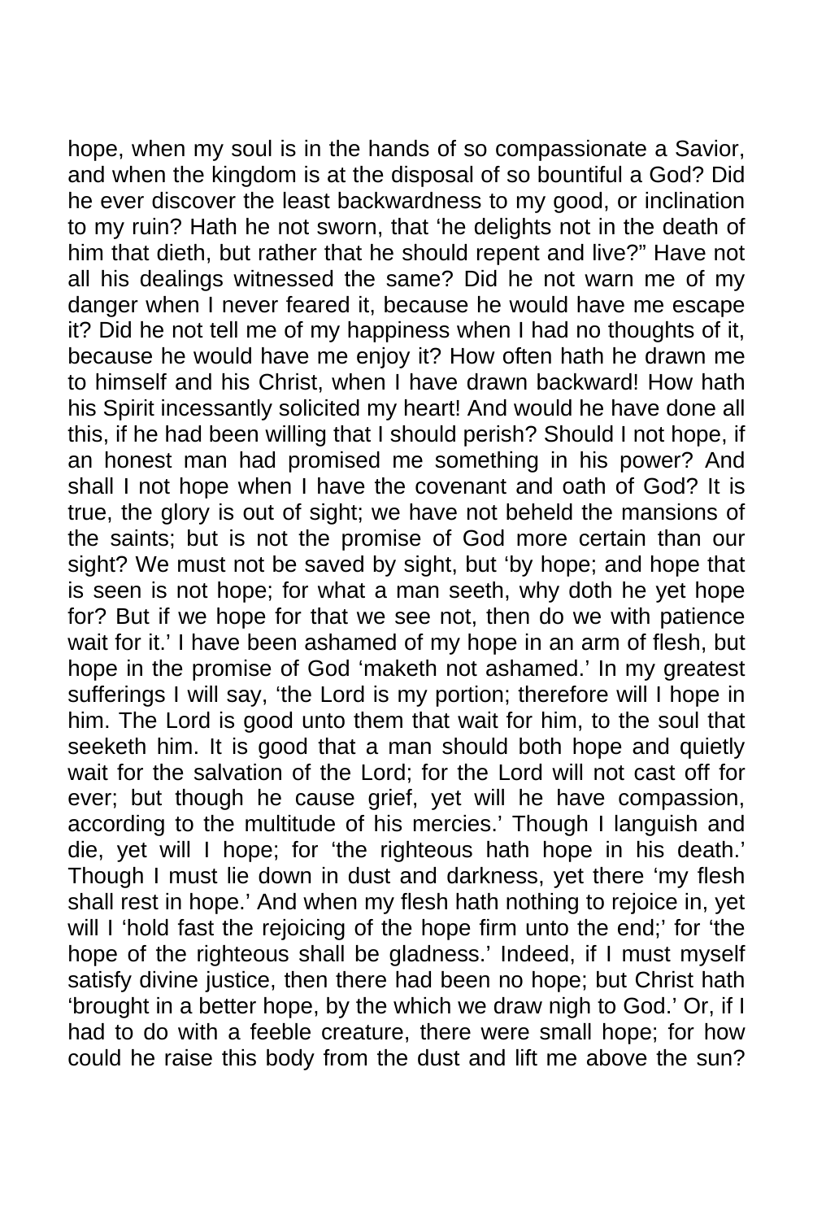hope, when my soul is in the hands of so compassionate a Savior, and when the kingdom is at the disposal of so bountiful a God? Did he ever discover the least backwardness to my good, or inclination to my ruin? Hath he not sworn, that 'he delights not in the death of him that dieth, but rather that he should repent and live?" Have not all his dealings witnessed the same? Did he not warn me of my danger when I never feared it, because he would have me escape it? Did he not tell me of my happiness when I had no thoughts of it, because he would have me enjoy it? How often hath he drawn me to himself and his Christ, when I have drawn backward! How hath his Spirit incessantly solicited my heart! And would he have done all this, if he had been willing that I should perish? Should I not hope, if an honest man had promised me something in his power? And shall I not hope when I have the covenant and oath of God? It is true, the glory is out of sight; we have not beheld the mansions of the saints; but is not the promise of God more certain than our sight? We must not be saved by sight, but 'by hope; and hope that is seen is not hope; for what a man seeth, why doth he yet hope for? But if we hope for that we see not, then do we with patience wait for it.' I have been ashamed of my hope in an arm of flesh, but hope in the promise of God 'maketh not ashamed.' In my greatest sufferings I will say, 'the Lord is my portion; therefore will I hope in him. The Lord is good unto them that wait for him, to the soul that seeketh him. It is good that a man should both hope and quietly wait for the salvation of the Lord; for the Lord will not cast off for ever; but though he cause grief, yet will he have compassion, according to the multitude of his mercies.' Though I languish and die, yet will I hope; for 'the righteous hath hope in his death.' Though I must lie down in dust and darkness, yet there 'my flesh shall rest in hope.' And when my flesh hath nothing to rejoice in, yet will I 'hold fast the rejoicing of the hope firm unto the end;' for 'the hope of the righteous shall be gladness.' Indeed, if I must myself satisfy divine justice, then there had been no hope; but Christ hath 'brought in a better hope, by the which we draw nigh to God.' Or, if I had to do with a feeble creature, there were small hope; for how could he raise this body from the dust and lift me above the sun?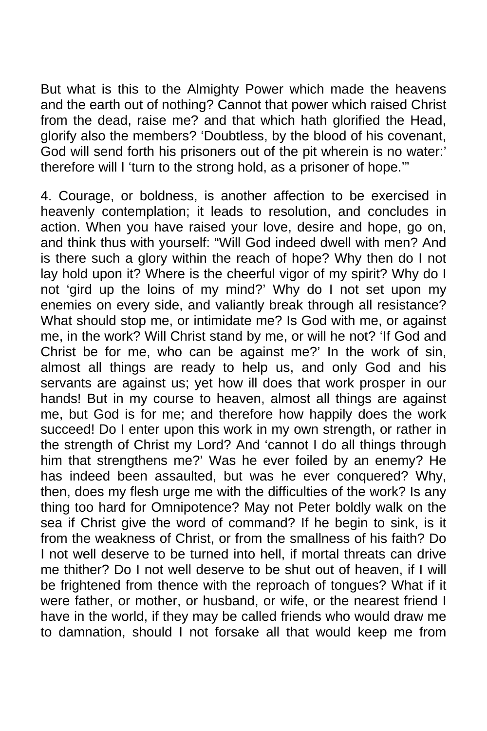But what is this to the Almighty Power which made the heavens and the earth out of nothing? Cannot that power which raised Christ from the dead, raise me? and that which hath glorified the Head, glorify also the members? 'Doubtless, by the blood of his covenant, God will send forth his prisoners out of the pit wherein is no water:' therefore will I 'turn to the strong hold, as a prisoner of hope.'"

4. Courage, or boldness, is another affection to be exercised in heavenly contemplation; it leads to resolution, and concludes in action. When you have raised your love, desire and hope, go on, and think thus with yourself: "Will God indeed dwell with men? And is there such a glory within the reach of hope? Why then do I not lay hold upon it? Where is the cheerful vigor of my spirit? Why do I not 'gird up the loins of my mind?' Why do I not set upon my enemies on every side, and valiantly break through all resistance? What should stop me, or intimidate me? Is God with me, or against me, in the work? Will Christ stand by me, or will he not? 'If God and Christ be for me, who can be against me?' In the work of sin, almost all things are ready to help us, and only God and his servants are against us; yet how ill does that work prosper in our hands! But in my course to heaven, almost all things are against me, but God is for me; and therefore how happily does the work succeed! Do I enter upon this work in my own strength, or rather in the strength of Christ my Lord? And 'cannot I do all things through him that strengthens me?' Was he ever foiled by an enemy? He has indeed been assaulted, but was he ever conquered? Why, then, does my flesh urge me with the difficulties of the work? Is any thing too hard for Omnipotence? May not Peter boldly walk on the sea if Christ give the word of command? If he begin to sink, is it from the weakness of Christ, or from the smallness of his faith? Do I not well deserve to be turned into hell, if mortal threats can drive me thither? Do I not well deserve to be shut out of heaven, if I will be frightened from thence with the reproach of tongues? What if it were father, or mother, or husband, or wife, or the nearest friend I have in the world, if they may be called friends who would draw me to damnation, should I not forsake all that would keep me from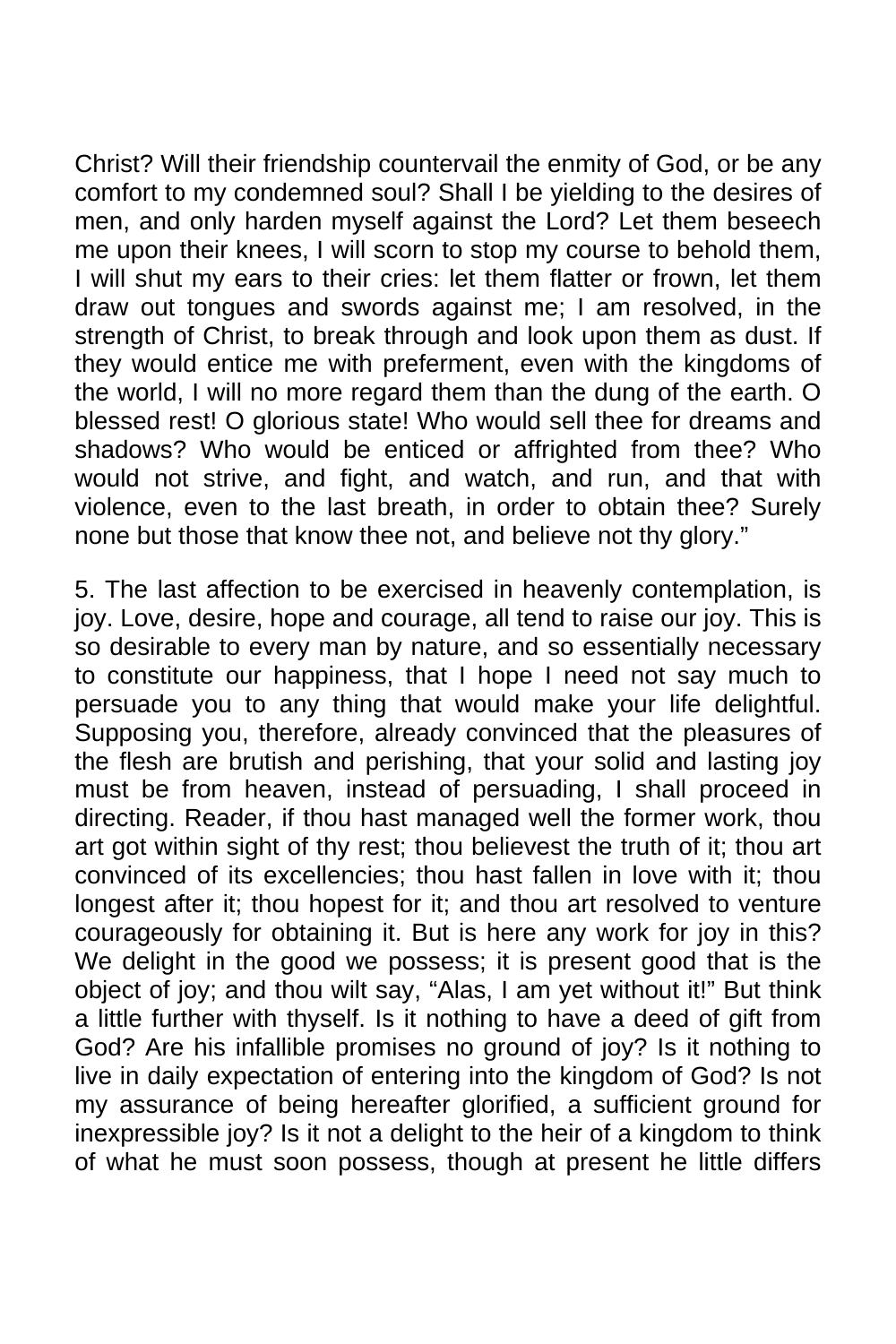Christ? Will their friendship countervail the enmity of God, or be any comfort to my condemned soul? Shall I be yielding to the desires of men, and only harden myself against the Lord? Let them beseech me upon their knees, I will scorn to stop my course to behold them, I will shut my ears to their cries: let them flatter or frown, let them draw out tongues and swords against me; I am resolved, in the strength of Christ, to break through and look upon them as dust. If they would entice me with preferment, even with the kingdoms of the world, I will no more regard them than the dung of the earth. O blessed rest! O glorious state! Who would sell thee for dreams and shadows? Who would be enticed or affrighted from thee? Who would not strive, and fight, and watch, and run, and that with violence, even to the last breath, in order to obtain thee? Surely none but those that know thee not, and believe not thy glory."

5. The last affection to be exercised in heavenly contemplation, is joy. Love, desire, hope and courage, all tend to raise our joy. This is so desirable to every man by nature, and so essentially necessary to constitute our happiness, that I hope I need not say much to persuade you to any thing that would make your life delightful. Supposing you, therefore, already convinced that the pleasures of the flesh are brutish and perishing, that your solid and lasting joy must be from heaven, instead of persuading, I shall proceed in directing. Reader, if thou hast managed well the former work, thou art got within sight of thy rest; thou believest the truth of it; thou art convinced of its excellencies; thou hast fallen in love with it; thou longest after it; thou hopest for it; and thou art resolved to venture courageously for obtaining it. But is here any work for joy in this? We delight in the good we possess; it is present good that is the object of joy; and thou wilt say, "Alas, I am yet without it!" But think a little further with thyself. Is it nothing to have a deed of gift from God? Are his infallible promises no ground of joy? Is it nothing to live in daily expectation of entering into the kingdom of God? Is not my assurance of being hereafter glorified, a sufficient ground for inexpressible joy? Is it not a delight to the heir of a kingdom to think of what he must soon possess, though at present he little differs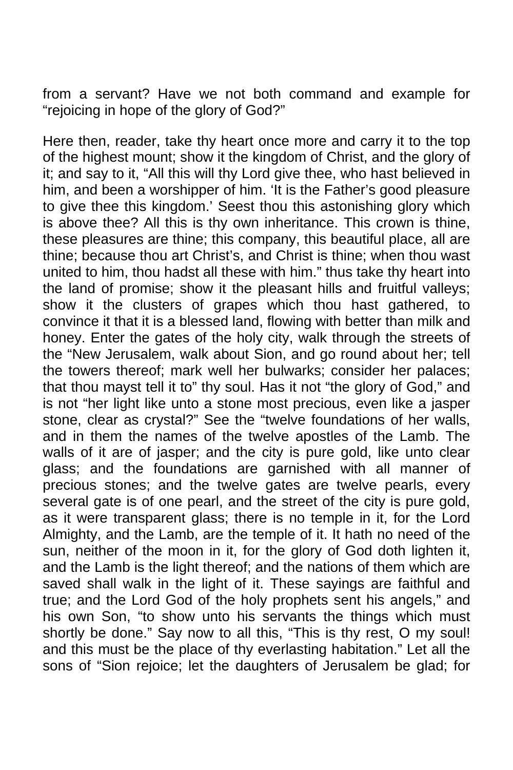from a servant? Have we not both command and example for “rejoicing in hope of the glory of God?”

Here then, reader, take thy heart once more and carry it to the top of the highest mount; show it the kingdom of Christ, and the glory of it; and say to it, “All this will thy Lord give thee, who hast believed in him, and been a worshipper of him. ‘It is the Father’s good pleasure to give thee this kingdom.’ Seest thou this astonishing glory which is above thee? All this is thy own inheritance. This crown is thine, these pleasures are thine; this company, this beautiful place, all are thine; because thou art Christ’s, and Christ is thine; when thou wast united to him, thou hadst all these with him.” thus take thy heart into the land of promise; show it the pleasant hills and fruitful valleys; show it the clusters of grapes which thou hast gathered, to convince it that it is a blessed land, flowing with better than milk and honey. Enter the gates of the holy city, walk through the streets of the “New Jerusalem, walk about Sion, and go round about her; tell the towers thereof; mark well her bulwarks; consider her palaces; that thou mayst tell it to” thy soul. Has it not “the glory of God,” and is not “her light like unto a stone most precious, even like a jasper stone, clear as crystal?” See the “twelve foundations of her walls, and in them the names of the twelve apostles of the Lamb. The walls of it are of jasper; and the city is pure gold, like unto clear glass; and the foundations are garnished with all manner of precious stones; and the twelve gates are twelve pearls, every several gate is of one pearl, and the street of the city is pure gold, as it were transparent glass; there is no temple in it, for the Lord Almighty, and the Lamb, are the temple of it. It hath no need of the sun, neither of the moon in it, for the glory of God doth lighten it, and the Lamb is the light thereof; and the nations of them which are saved shall walk in the light of it. These sayings are faithful and true; and the Lord God of the holy prophets sent his angels,” and his own Son, “to show unto his servants the things which must shortly be done.” Say now to all this, “This is thy rest, O my soul! and this must be the place of thy everlasting habitation.” Let all the sons of “Sion rejoice; let the daughters of Jerusalem be glad; for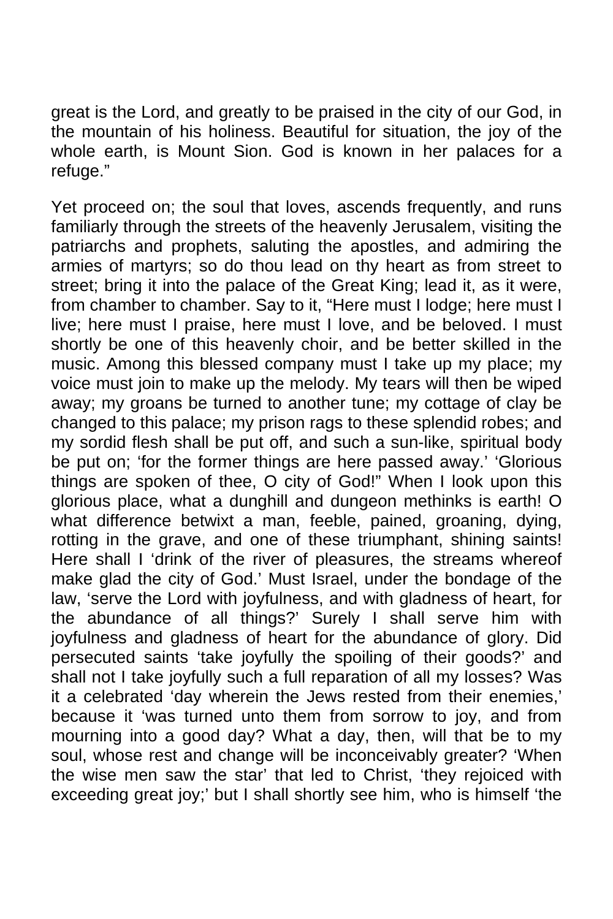great is the Lord, and greatly to be praised in the city of our God, in the mountain of his holiness. Beautiful for situation, the joy of the whole earth, is Mount Sion. God is known in her palaces for a refuge.”

Yet proceed on; the soul that loves, ascends frequently, and runs familiarly through the streets of the heavenly Jerusalem, visiting the patriarchs and prophets, saluting the apostles, and admiring the armies of martyrs; so do thou lead on thy heart as from street to street; bring it into the palace of the Great King; lead it, as it were, from chamber to chamber. Say to it, “Here must I lodge; here must I live; here must I praise, here must I love, and be beloved. I must shortly be one of this heavenly choir, and be better skilled in the music. Among this blessed company must I take up my place; my voice must join to make up the melody. My tears will then be wiped away; my groans be turned to another tune; my cottage of clay be changed to this palace; my prison rags to these splendid robes; and my sordid flesh shall be put off, and such a sun-like, spiritual body be put on; ‘for the former things are here passed away.’ ‘Glorious things are spoken of thee, O city of God!” When I look upon this glorious place, what a dunghill and dungeon methinks is earth! O what difference betwixt a man, feeble, pained, groaning, dying, rotting in the grave, and one of these triumphant, shining saints! Here shall I ‘drink of the river of pleasures, the streams whereof make glad the city of God.’ Must Israel, under the bondage of the law, ‘serve the Lord with joyfulness, and with gladness of heart, for the abundance of all things?’ Surely I shall serve him with joyfulness and gladness of heart for the abundance of glory. Did persecuted saints ‘take joyfully the spoiling of their goods?’ and shall not I take joyfully such a full reparation of all my losses? Was it a celebrated ‘day wherein the Jews rested from their enemies,’ because it ‘was turned unto them from sorrow to joy, and from mourning into a good day? What a day, then, will that be to my soul, whose rest and change will be inconceivably greater? ‘When the wise men saw the star’ that led to Christ, ‘they rejoiced with exceeding great joy;’ but I shall shortly see him, who is himself ‘the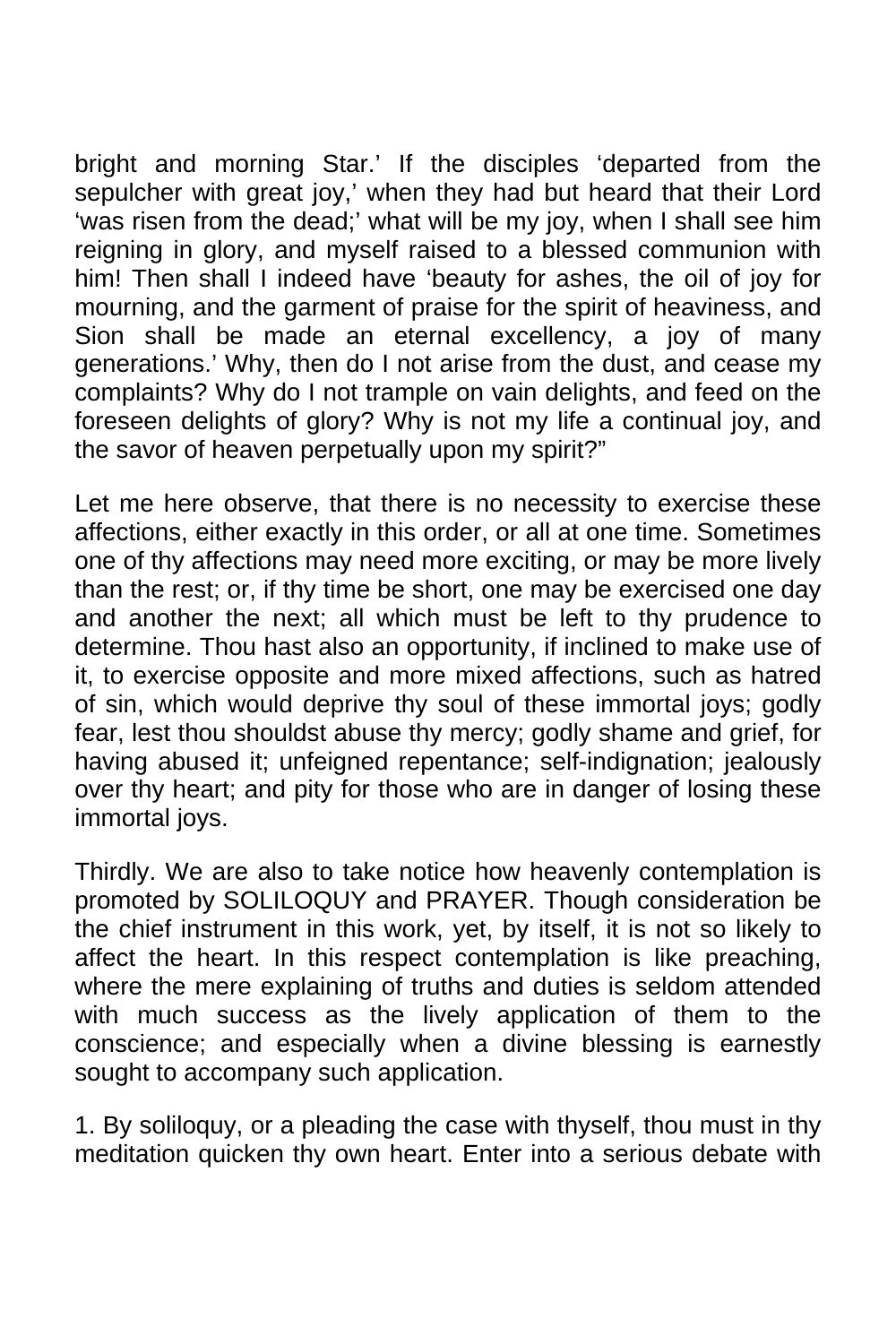bright and morning Star.' If the disciples 'departed from the sepulcher with great joy,' when they had but heard that their Lord 'was risen from the dead;' what will be my joy, when I shall see him reigning in glory, and myself raised to a blessed communion with him! Then shall I indeed have 'beauty for ashes, the oil of joy for mourning, and the garment of praise for the spirit of heaviness, and Sion shall be made an eternal excellency, a joy of many generations.' Why, then do I not arise from the dust, and cease my complaints? Why do I not trample on vain delights, and feed on the foreseen delights of glory? Why is not my life a continual joy, and the savor of heaven perpetually upon my spirit?"

Let me here observe, that there is no necessity to exercise these affections, either exactly in this order, or all at one time. Sometimes one of thy affections may need more exciting, or may be more lively than the rest; or, if thy time be short, one may be exercised one day and another the next; all which must be left to thy prudence to determine. Thou hast also an opportunity, if inclined to make use of it, to exercise opposite and more mixed affections, such as hatred of sin, which would deprive thy soul of these immortal joys; godly fear, lest thou shouldst abuse thy mercy; godly shame and grief, for having abused it; unfeigned repentance; self-indignation; jealously over thy heart; and pity for those who are in danger of losing these immortal joys.

Thirdly. We are also to take notice how heavenly contemplation is promoted by SOLILOQUY and PRAYER. Though consideration be the chief instrument in this work, yet, by itself, it is not so likely to affect the heart. In this respect contemplation is like preaching, where the mere explaining of truths and duties is seldom attended with much success as the lively application of them to the conscience; and especially when a divine blessing is earnestly sought to accompany such application.

1. By soliloquy, or a pleading the case with thyself, thou must in thy meditation quicken thy own heart. Enter into a serious debate with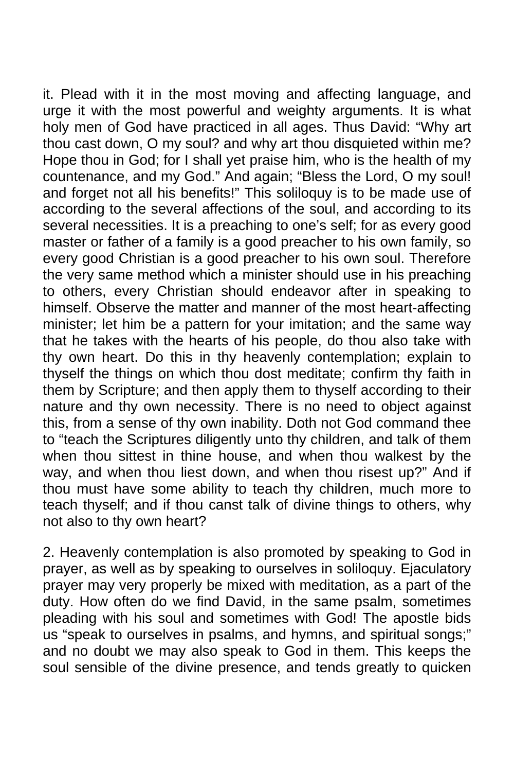it. Plead with it in the most moving and affecting language, and urge it with the most powerful and weighty arguments. It is what holy men of God have practiced in all ages. Thus David: "Why art thou cast down, O my soul? and why art thou disquieted within me? Hope thou in God; for I shall yet praise him, who is the health of my countenance, and my God." And again; "Bless the Lord, O my soul! and forget not all his benefits!" This soliloquy is to be made use of according to the several affections of the soul, and according to its several necessities. It is a preaching to one's self; for as every good master or father of a family is a good preacher to his own family, so every good Christian is a good preacher to his own soul. Therefore the very same method which a minister should use in his preaching to others, every Christian should endeavor after in speaking to himself. Observe the matter and manner of the most heart-affecting minister; let him be a pattern for your imitation; and the same way that he takes with the hearts of his people, do thou also take with thy own heart. Do this in thy heavenly contemplation; explain to thyself the things on which thou dost meditate; confirm thy faith in them by Scripture; and then apply them to thyself according to their nature and thy own necessity. There is no need to object against this, from a sense of thy own inability. Doth not God command thee to "teach the Scriptures diligently unto thy children, and talk of them when thou sittest in thine house, and when thou walkest by the way, and when thou liest down, and when thou risest up?" And if thou must have some ability to teach thy children, much more to teach thyself; and if thou canst talk of divine things to others, why not also to thy own heart?

2. Heavenly contemplation is also promoted by speaking to God in prayer, as well as by speaking to ourselves in soliloquy. Ejaculatory prayer may very properly be mixed with meditation, as a part of the duty. How often do we find David, in the same psalm, sometimes pleading with his soul and sometimes with God! The apostle bids us "speak to ourselves in psalms, and hymns, and spiritual songs;" and no doubt we may also speak to God in them. This keeps the soul sensible of the divine presence, and tends greatly to quicken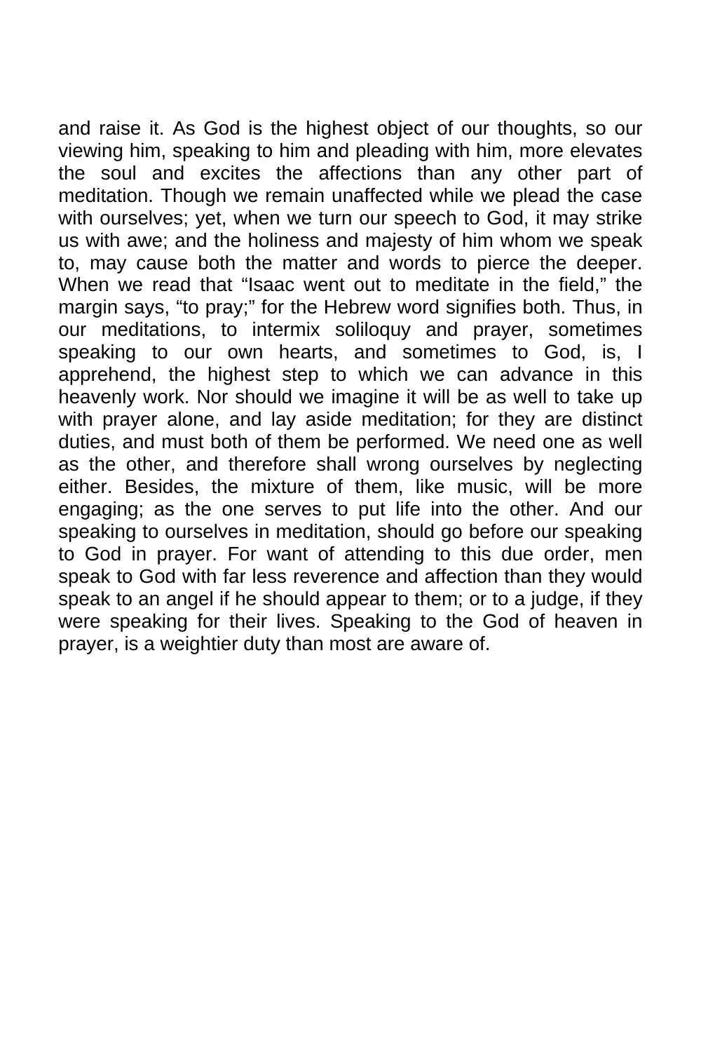and raise it. As God is the highest object of our thoughts, so our viewing him, speaking to him and pleading with him, more elevates the soul and excites the affections than any other part of meditation. Though we remain unaffected while we plead the case with ourselves; yet, when we turn our speech to God, it may strike us with awe; and the holiness and majesty of him whom we speak to, may cause both the matter and words to pierce the deeper. When we read that “Isaac went out to meditate in the field,” the margin says, “to pray;” for the Hebrew word signifies both. Thus, in our meditations, to intermix soliloquy and prayer, sometimes speaking to our own hearts, and sometimes to God, is, I apprehend, the highest step to which we can advance in this heavenly work. Nor should we imagine it will be as well to take up with prayer alone, and lay aside meditation; for they are distinct duties, and must both of them be performed. We need one as well as the other, and therefore shall wrong ourselves by neglecting either. Besides, the mixture of them, like music, will be more engaging; as the one serves to put life into the other. And our speaking to ourselves in meditation, should go before our speaking to God in prayer. For want of attending to this due order, men speak to God with far less reverence and affection than they would speak to an angel if he should appear to them; or to a judge, if they were speaking for their lives. Speaking to the God of heaven in prayer, is a weightier duty than most are aware of.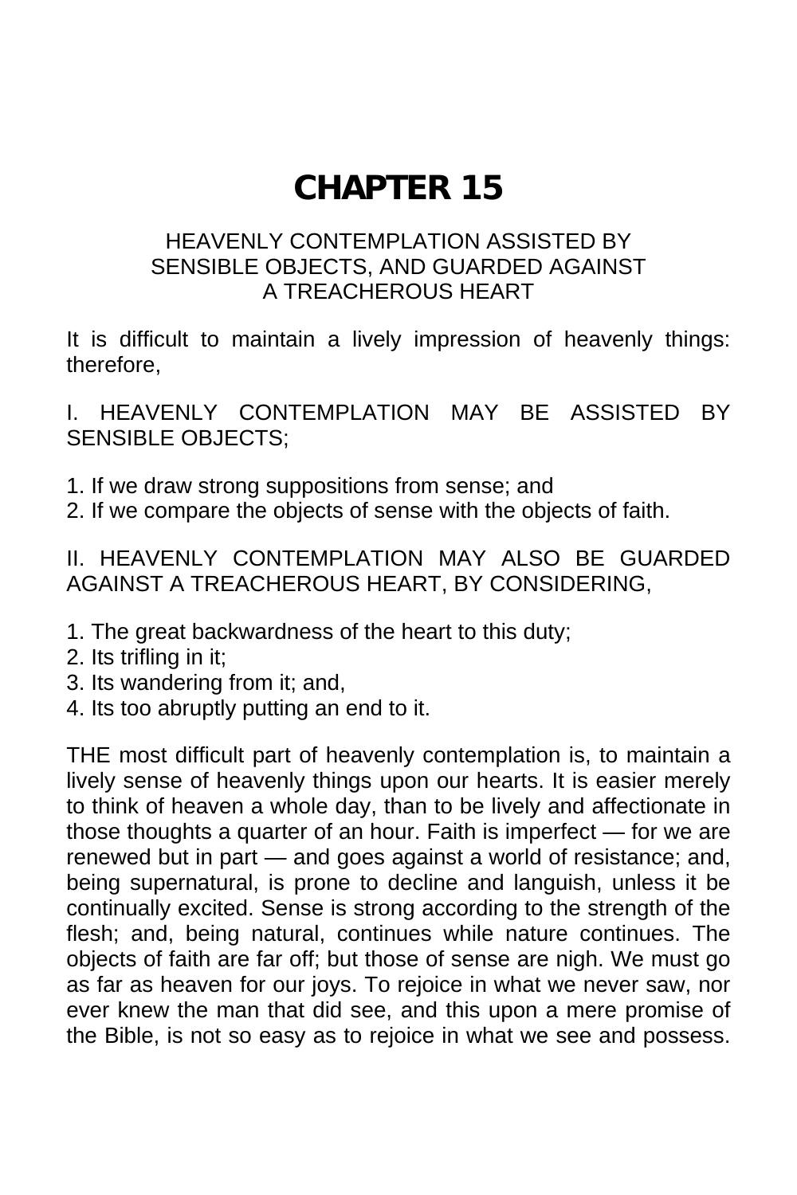# CHAPTER 15

## HEAVENLY CONTEMPLATION ASSISTED BY SENSIBLE OBJECTS, AND GUARDED AGAINST A TREACHEROUS HEART

It is difficult to maintain a lively impression of heavenly things: therefore,

I. HEAVENLY CONTEMPLATION MAY BE ASSISTED BY SENSIBLE OBJECTS;

1. If we draw strong suppositions from sense; and
2. If we compare the objects of sense with the objects of faith.

II. HEAVENLY CONTEMPLATION MAY ALSO BE GUARDED AGAINST A TREACHEROUS HEART, BY CONSIDERING,

1. The great backwardness of the heart to this duty;
2. Its trifling in it;
3. Its wandering from it; and,
4. Its too abruptly putting an end to it.

THE most difficult part of heavenly contemplation is, to maintain a lively sense of heavenly things upon our hearts. It is easier merely to think of heaven a whole day, than to be lively and affectionate in those thoughts a quarter of an hour. Faith is imperfect — for we are renewed but in part — and goes against a world of resistance; and, being supernatural, is prone to decline and languish, unless it be continually excited. Sense is strong according to the strength of the flesh; and, being natural, continues while nature continues. The objects of faith are far off; but those of sense are nigh. We must go as far as heaven for our joys. To rejoice in what we never saw, nor ever knew the man that did see, and this upon a mere promise of the Bible, is not so easy as to rejoice in what we see and possess.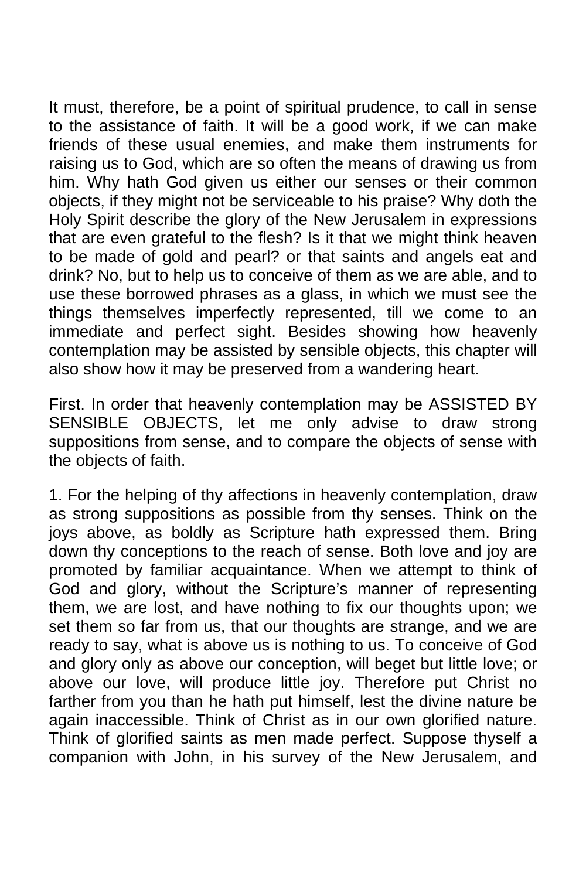It must, therefore, be a point of spiritual prudence, to call in sense to the assistance of faith. It will be a good work, if we can make friends of these usual enemies, and make them instruments for raising us to God, which are so often the means of drawing us from him. Why hath God given us either our senses or their common objects, if they might not be serviceable to his praise? Why doth the Holy Spirit describe the glory of the New Jerusalem in expressions that are even grateful to the flesh? Is it that we might think heaven to be made of gold and pearl? or that saints and angels eat and drink? No, but to help us to conceive of them as we are able, and to use these borrowed phrases as a glass, in which we must see the things themselves imperfectly represented, till we come to an immediate and perfect sight. Besides showing how heavenly contemplation may be assisted by sensible objects, this chapter will also show how it may be preserved from a wandering heart.

First. In order that heavenly contemplation may be ASSISTED BY SENSIBLE OBJECTS, let me only advise to draw strong suppositions from sense, and to compare the objects of sense with the objects of faith.

1. For the helping of thy affections in heavenly contemplation, draw as strong suppositions as possible from thy senses. Think on the joys above, as boldly as Scripture hath expressed them. Bring down thy conceptions to the reach of sense. Both love and joy are promoted by familiar acquaintance. When we attempt to think of God and glory, without the Scripture's manner of representing them, we are lost, and have nothing to fix our thoughts upon; we set them so far from us, that our thoughts are strange, and we are ready to say, what is above us is nothing to us. To conceive of God and glory only as above our conception, will beget but little love; or above our love, will produce little joy. Therefore put Christ no farther from you than he hath put himself, lest the divine nature be again inaccessible. Think of Christ as in our own glorified nature. Think of glorified saints as men made perfect. Suppose thyself a companion with John, in his survey of the New Jerusalem, and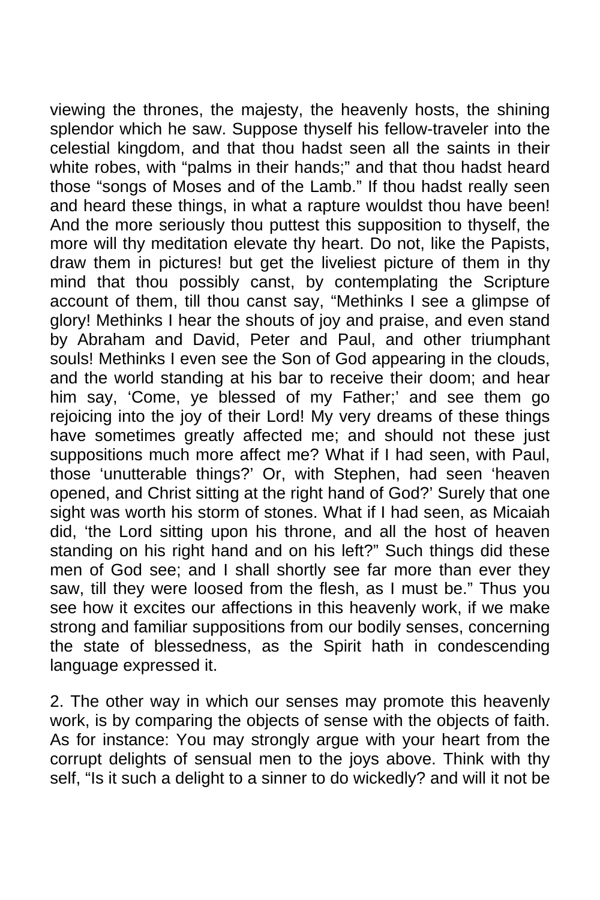viewing the thrones, the majesty, the heavenly hosts, the shining splendor which he saw. Suppose thyself his fellow-traveler into the celestial kingdom, and that thou hadst seen all the saints in their white robes, with "palms in their hands;" and that thou hadst heard those "songs of Moses and of the Lamb." If thou hadst really seen and heard these things, in what a rapture wouldst thou have been! And the more seriously thou puttest this supposition to thyself, the more will thy meditation elevate thy heart. Do not, like the Papists, draw them in pictures! but get the liveliest picture of them in thy mind that thou possibly canst, by contemplating the Scripture account of them, till thou canst say, "Methinks I see a glimpse of glory! Methinks I hear the shouts of joy and praise, and even stand by Abraham and David, Peter and Paul, and other triumphant souls! Methinks I even see the Son of God appearing in the clouds, and the world standing at his bar to receive their doom; and hear him say, 'Come, ye blessed of my Father;' and see them go rejoicing into the joy of their Lord! My very dreams of these things have sometimes greatly affected me; and should not these just suppositions much more affect me? What if I had seen, with Paul, those 'unutterable things?' Or, with Stephen, had seen 'heaven opened, and Christ sitting at the right hand of God?' Surely that one sight was worth his storm of stones. What if I had seen, as Micaiah did, 'the Lord sitting upon his throne, and all the host of heaven standing on his right hand and on his left?" Such things did these men of God see; and I shall shortly see far more than ever they saw, till they were loosed from the flesh, as I must be." Thus you see how it excites our affections in this heavenly work, if we make strong and familiar suppositions from our bodily senses, concerning the state of blessedness, as the Spirit hath in condescending language expressed it.

2. The other way in which our senses may promote this heavenly work, is by comparing the objects of sense with the objects of faith. As for instance: You may strongly argue with your heart from the corrupt delights of sensual men to the joys above. Think with thy self, "Is it such a delight to a sinner to do wickedly? and will it not be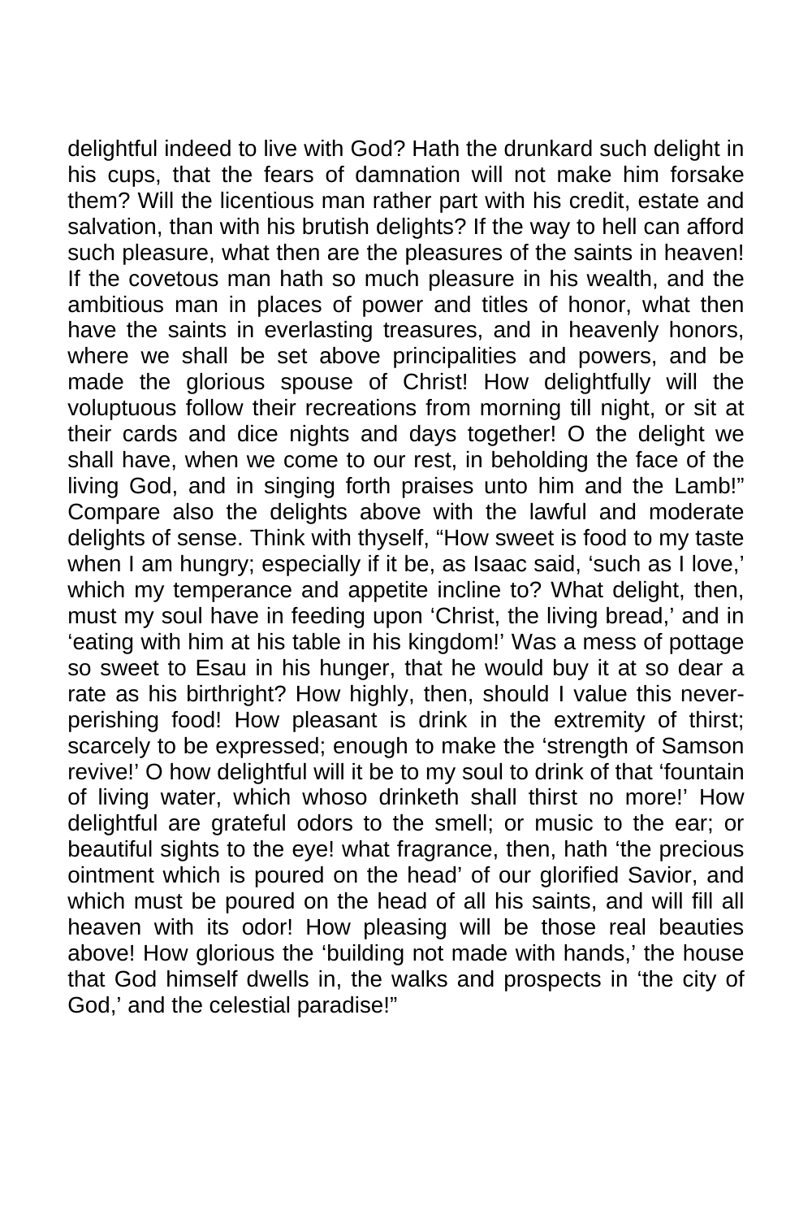delightful indeed to live with God? Hath the drunkard such delight in his cups, that the fears of damnation will not make him forsake them? Will the licentious man rather part with his credit, estate and salvation, than with his brutish delights? If the way to hell can afford such pleasure, what then are the pleasures of the saints in heaven! If the covetous man hath so much pleasure in his wealth, and the ambitious man in places of power and titles of honor, what then have the saints in everlasting treasures, and in heavenly honors, where we shall be set above principalities and powers, and be made the glorious spouse of Christ! How delightfully will the voluptuous follow their recreations from morning till night, or sit at their cards and dice nights and days together! O the delight we shall have, when we come to our rest, in beholding the face of the living God, and in singing forth praises unto him and the Lamb!" Compare also the delights above with the lawful and moderate delights of sense. Think with thyself, "How sweet is food to my taste when I am hungry; especially if it be, as Isaac said, 'such as I love,' which my temperance and appetite incline to? What delight, then, must my soul have in feeding upon 'Christ, the living bread,' and in 'eating with him at his table in his kingdom!' Was a mess of pottage so sweet to Esau in his hunger, that he would buy it at so dear a rate as his birthright? How highly, then, should I value this never-perishing food! How pleasant is drink in the extremity of thirst; scarcely to be expressed; enough to make the 'strength of Samson revive!' O how delightful will it be to my soul to drink of that 'fountain of living water, which whoso drinketh shall thirst no more!' How delightful are grateful odors to the smell; or music to the ear; or beautiful sights to the eye! what fragrance, then, hath 'the precious ointment which is poured on the head' of our glorified Savior, and which must be poured on the head of all his saints, and will fill all heaven with its odor! How pleasing will be those real beauties above! How glorious the 'building not made with hands,' the house that God himself dwells in, the walks and prospects in 'the city of God,' and the celestial paradise!"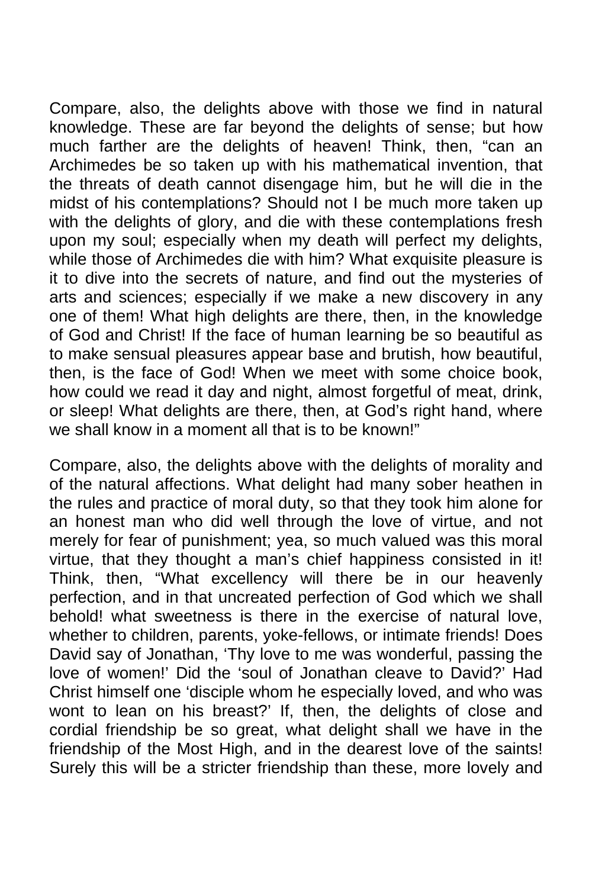Compare, also, the delights above with those we find in natural knowledge. These are far beyond the delights of sense; but how much farther are the delights of heaven! Think, then, “can an Archimedes be so taken up with his mathematical invention, that the threats of death cannot disengage him, but he will die in the midst of his contemplations? Should not I be much more taken up with the delights of glory, and die with these contemplations fresh upon my soul; especially when my death will perfect my delights, while those of Archimedes die with him? What exquisite pleasure is it to dive into the secrets of nature, and find out the mysteries of arts and sciences; especially if we make a new discovery in any one of them! What high delights are there, then, in the knowledge of God and Christ! If the face of human learning be so beautiful as to make sensual pleasures appear base and brutish, how beautiful, then, is the face of God! When we meet with some choice book, how could we read it day and night, almost forgetful of meat, drink, or sleep! What delights are there, then, at God’s right hand, where we shall know in a moment all that is to be known!”

Compare, also, the delights above with the delights of morality and of the natural affections. What delight had many sober heathen in the rules and practice of moral duty, so that they took him alone for an honest man who did well through the love of virtue, and not merely for fear of punishment; yea, so much valued was this moral virtue, that they thought a man’s chief happiness consisted in it! Think, then, “What excellency will there be in our heavenly perfection, and in that uncreated perfection of God which we shall behold! what sweetness is there in the exercise of natural love, whether to children, parents, yoke-fellows, or intimate friends! Does David say of Jonathan, ‘Thy love to me was wonderful, passing the love of women!’ Did the ‘soul of Jonathan cleave to David?’ Had Christ himself one ‘disciple whom he especially loved, and who was wont to lean on his breast?’ If, then, the delights of close and cordial friendship be so great, what delight shall we have in the friendship of the Most High, and in the dearest love of the saints! Surely this will be a stricter friendship than these, more lovely and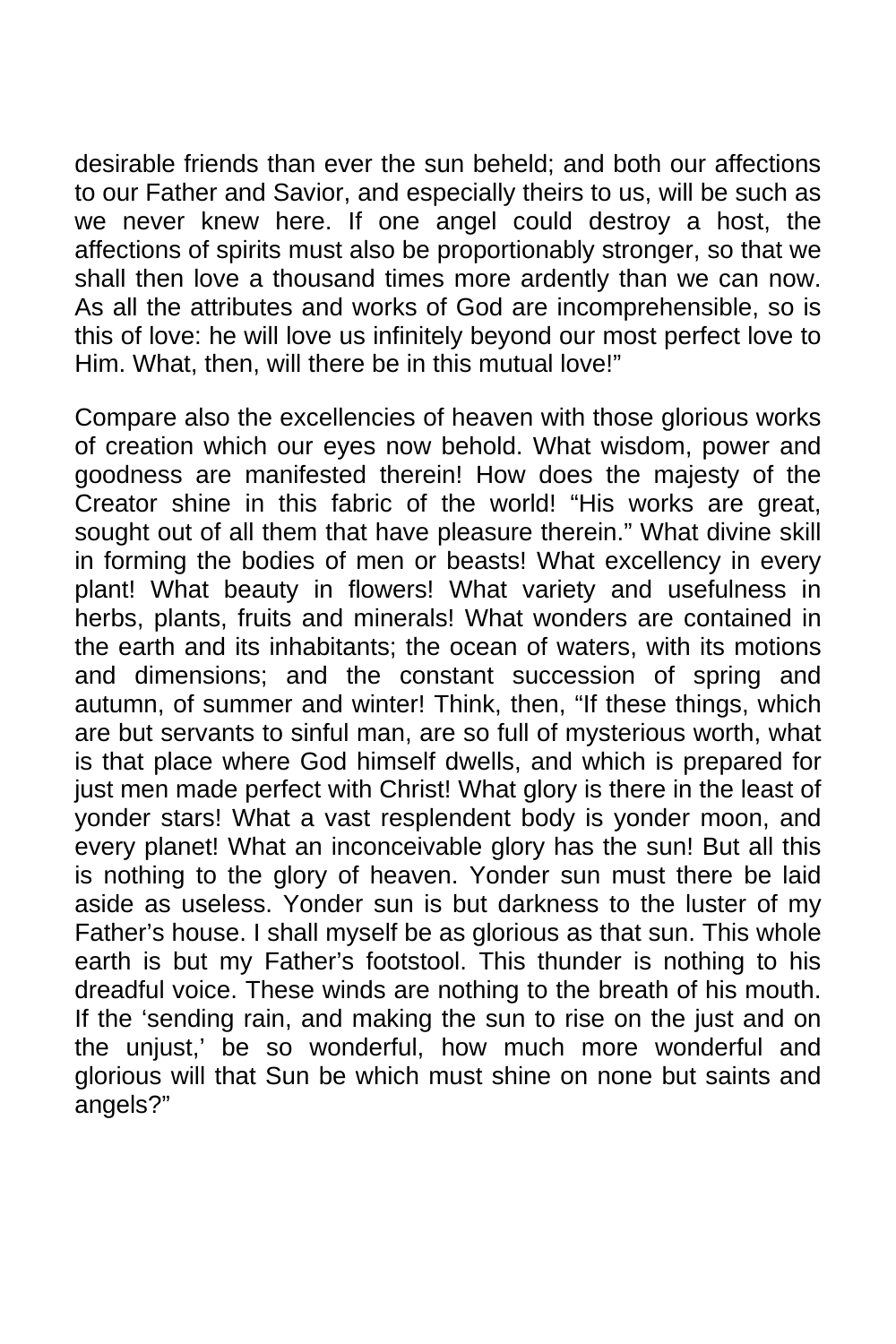desirable friends than ever the sun beheld; and both our affections to our Father and Savior, and especially theirs to us, will be such as we never knew here. If one angel could destroy a host, the affections of spirits must also be proportionably stronger, so that we shall then love a thousand times more ardently than we can now. As all the attributes and works of God are incomprehensible, so is this of love: he will love us infinitely beyond our most perfect love to Him. What, then, will there be in this mutual love!"

Compare also the excellencies of heaven with those glorious works of creation which our eyes now behold. What wisdom, power and goodness are manifested therein! How does the majesty of the Creator shine in this fabric of the world! "His works are great, sought out of all them that have pleasure therein." What divine skill in forming the bodies of men or beasts! What excellency in every plant! What beauty in flowers! What variety and usefulness in herbs, plants, fruits and minerals! What wonders are contained in the earth and its inhabitants; the ocean of waters, with its motions and dimensions; and the constant succession of spring and autumn, of summer and winter! Think, then, "If these things, which are but servants to sinful man, are so full of mysterious worth, what is that place where God himself dwells, and which is prepared for just men made perfect with Christ! What glory is there in the least of yonder stars! What a vast resplendent body is yonder moon, and every planet! What an inconceivable glory has the sun! But all this is nothing to the glory of heaven. Yonder sun must there be laid aside as useless. Yonder sun is but darkness to the luster of my Father's house. I shall myself be as glorious as that sun. This whole earth is but my Father's footstool. This thunder is nothing to his dreadful voice. These winds are nothing to the breath of his mouth. If the 'sending rain, and making the sun to rise on the just and on the unjust,' be so wonderful, how much more wonderful and glorious will that Sun be which must shine on none but saints and angels?"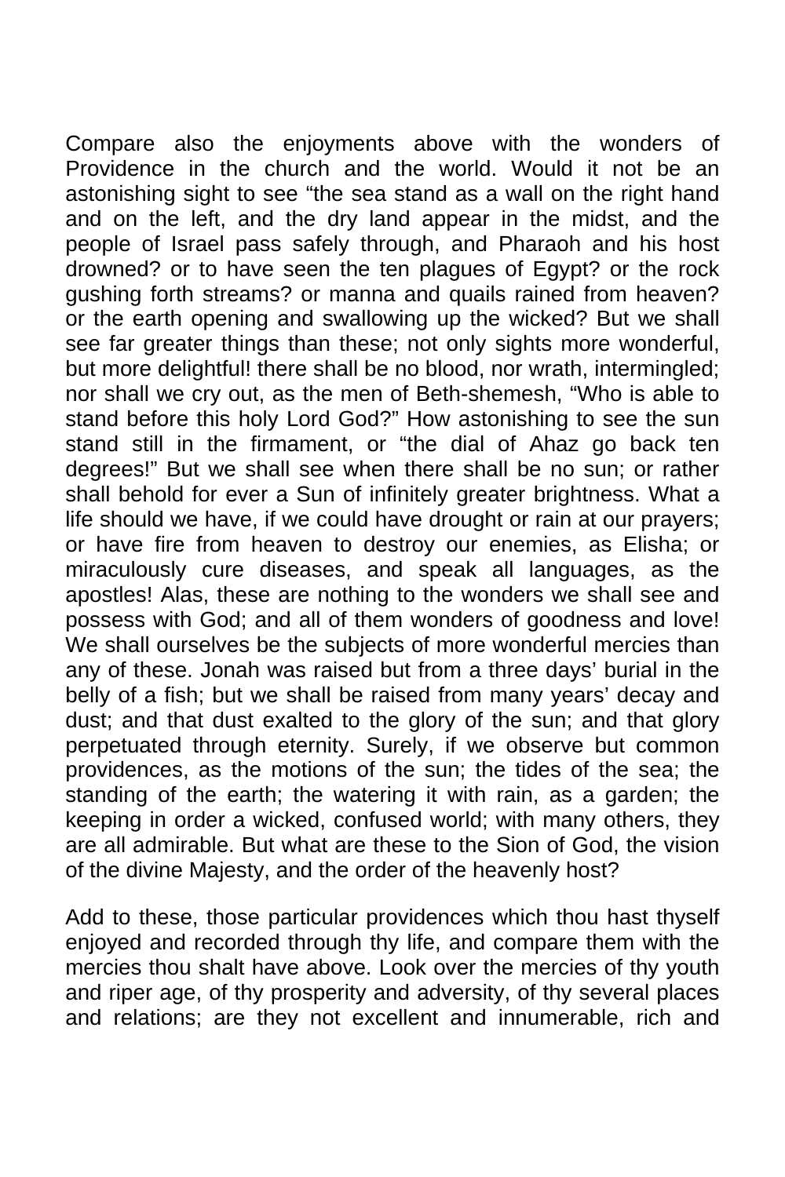Compare also the enjoyments above with the wonders of Providence in the church and the world. Would it not be an astonishing sight to see "the sea stand as a wall on the right hand and on the left, and the dry land appear in the midst, and the people of Israel pass safely through, and Pharaoh and his host drowned? or to have seen the ten plagues of Egypt? or the rock gushing forth streams? or manna and quails rained from heaven? or the earth opening and swallowing up the wicked? But we shall see far greater things than these; not only sights more wonderful, but more delightful! there shall be no blood, nor wrath, intermingled; nor shall we cry out, as the men of Beth-shemesh, "Who is able to stand before this holy Lord God?" How astonishing to see the sun stand still in the firmament, or "the dial of Ahaz go back ten degrees!" But we shall see when there shall be no sun; or rather shall behold for ever a Sun of infinitely greater brightness. What a life should we have, if we could have drought or rain at our prayers; or have fire from heaven to destroy our enemies, as Elisha; or miraculously cure diseases, and speak all languages, as the apostles! Alas, these are nothing to the wonders we shall see and possess with God; and all of them wonders of goodness and love! We shall ourselves be the subjects of more wonderful mercies than any of these. Jonah was raised but from a three days' burial in the belly of a fish; but we shall be raised from many years' decay and dust; and that dust exalted to the glory of the sun; and that glory perpetuated through eternity. Surely, if we observe but common providences, as the motions of the sun; the tides of the sea; the standing of the earth; the watering it with rain, as a garden; the keeping in order a wicked, confused world; with many others, they are all admirable. But what are these to the Sion of God, the vision of the divine Majesty, and the order of the heavenly host?

Add to these, those particular providences which thou hast thyself enjoyed and recorded through thy life, and compare them with the mercies thou shalt have above. Look over the mercies of thy youth and riper age, of thy prosperity and adversity, of thy several places and relations; are they not excellent and innumerable, rich and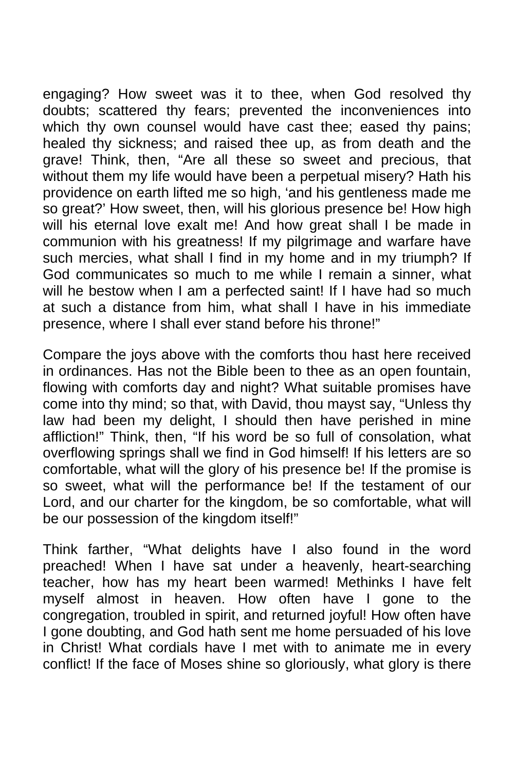engaging? How sweet was it to thee, when God resolved thy doubts; scattered thy fears; prevented the inconveniences into which thy own counsel would have cast thee; eased thy pains; healed thy sickness; and raised thee up, as from death and the grave! Think, then, "Are all these so sweet and precious, that without them my life would have been a perpetual misery? Hath his providence on earth lifted me so high, 'and his gentleness made me so great?' How sweet, then, will his glorious presence be! How high will his eternal love exalt me! And how great shall I be made in communion with his greatness! If my pilgrimage and warfare have such mercies, what shall I find in my home and in my triumph? If God communicates so much to me while I remain a sinner, what will he bestow when I am a perfected saint! If I have had so much at such a distance from him, what shall I have in his immediate presence, where I shall ever stand before his throne!"

Compare the joys above with the comforts thou hast here received in ordinances. Has not the Bible been to thee as an open fountain, flowing with comforts day and night? What suitable promises have come into thy mind; so that, with David, thou mayst say, "Unless thy law had been my delight, I should then have perished in mine affliction!" Think, then, "If his word be so full of consolation, what overflowing springs shall we find in God himself! If his letters are so comfortable, what will the glory of his presence be! If the promise is so sweet, what will the performance be! If the testament of our Lord, and our charter for the kingdom, be so comfortable, what will be our possession of the kingdom itself!"

Think farther, "What delights have I also found in the word preached! When I have sat under a heavenly, heart-searching teacher, how has my heart been warmed! Methinks I have felt myself almost in heaven. How often have I gone to the congregation, troubled in spirit, and returned joyful! How often have I gone doubting, and God hath sent me home persuaded of his love in Christ! What cordials have I met with to animate me in every conflict! If the face of Moses shine so gloriously, what glory is there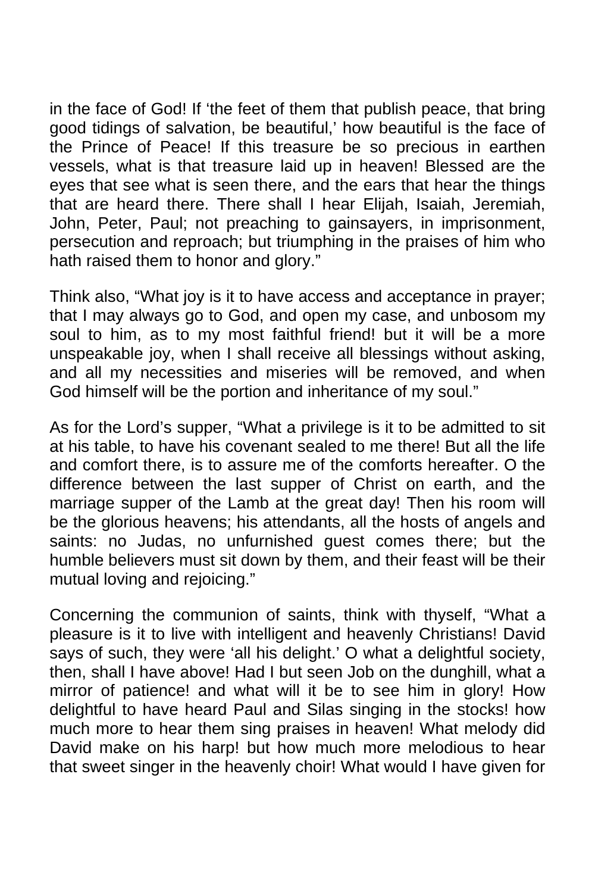in the face of God! If ‘the feet of them that publish peace, that bring good tidings of salvation, be beautiful,’ how beautiful is the face of the Prince of Peace! If this treasure be so precious in earthen vessels, what is that treasure laid up in heaven! Blessed are the eyes that see what is seen there, and the ears that hear the things that are heard there. There shall I hear Elijah, Isaiah, Jeremiah, John, Peter, Paul; not preaching to gainsayers, in imprisonment, persecution and reproach; but triumphing in the praises of him who hath raised them to honor and glory.”

Think also, “What joy is it to have access and acceptance in prayer; that I may always go to God, and open my case, and unbosom my soul to him, as to my most faithful friend! but it will be a more unspeakable joy, when I shall receive all blessings without asking, and all my necessities and miseries will be removed, and when God himself will be the portion and inheritance of my soul.”

As for the Lord’s supper, “What a privilege is it to be admitted to sit at his table, to have his covenant sealed to me there! But all the life and comfort there, is to assure me of the comforts hereafter. O the difference between the last supper of Christ on earth, and the marriage supper of the Lamb at the great day! Then his room will be the glorious heavens; his attendants, all the hosts of angels and saints: no Judas, no unfurnished guest comes there; but the humble believers must sit down by them, and their feast will be their mutual loving and rejoicing.”

Concerning the communion of saints, think with thyself, “What a pleasure is it to live with intelligent and heavenly Christians! David says of such, they were ‘all his delight.’ O what a delightful society, then, shall I have above! Had I but seen Job on the dunghill, what a mirror of patience! and what will it be to see him in glory! How delightful to have heard Paul and Silas singing in the stocks! how much more to hear them sing praises in heaven! What melody did David make on his harp! but how much more melodious to hear that sweet singer in the heavenly choir! What would I have given for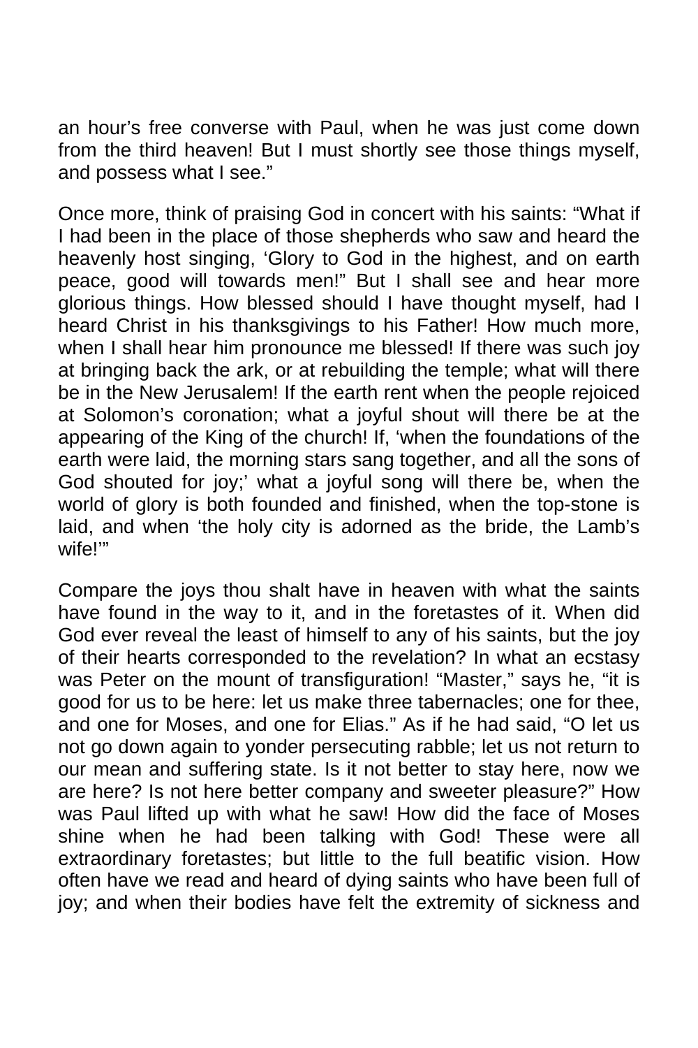an hour’s free converse with Paul, when he was just come down from the third heaven! But I must shortly see those things myself, and possess what I see.”

Once more, think of praising God in concert with his saints: “What if I had been in the place of those shepherds who saw and heard the heavenly host singing, ‘Glory to God in the highest, and on earth peace, good will towards men!” But I shall see and hear more glorious things. How blessed should I have thought myself, had I heard Christ in his thanksgivings to his Father! How much more, when I shall hear him pronounce me blessed! If there was such joy at bringing back the ark, or at rebuilding the temple; what will there be in the New Jerusalem! If the earth rent when the people rejoiced at Solomon’s coronation; what a joyful shout will there be at the appearing of the King of the church! If, ‘when the foundations of the earth were laid, the morning stars sang together, and all the sons of God shouted for joy;’ what a joyful song will there be, when the world of glory is both founded and finished, when the top-stone is laid, and when ‘the holy city is adorned as the bride, the Lamb’s wife!’”

Compare the joys thou shalt have in heaven with what the saints have found in the way to it, and in the foretastes of it. When did God ever reveal the least of himself to any of his saints, but the joy of their hearts corresponded to the revelation? In what an ecstasy was Peter on the mount of transfiguration! “Master,” says he, “it is good for us to be here: let us make three tabernacles; one for thee, and one for Moses, and one for Elias.” As if he had said, “O let us not go down again to yonder persecuting rabble; let us not return to our mean and suffering state. Is it not better to stay here, now we are here? Is not here better company and sweeter pleasure?” How was Paul lifted up with what he saw! How did the face of Moses shine when he had been talking with God! These were all extraordinary foretastes; but little to the full beatific vision. How often have we read and heard of dying saints who have been full of joy; and when their bodies have felt the extremity of sickness and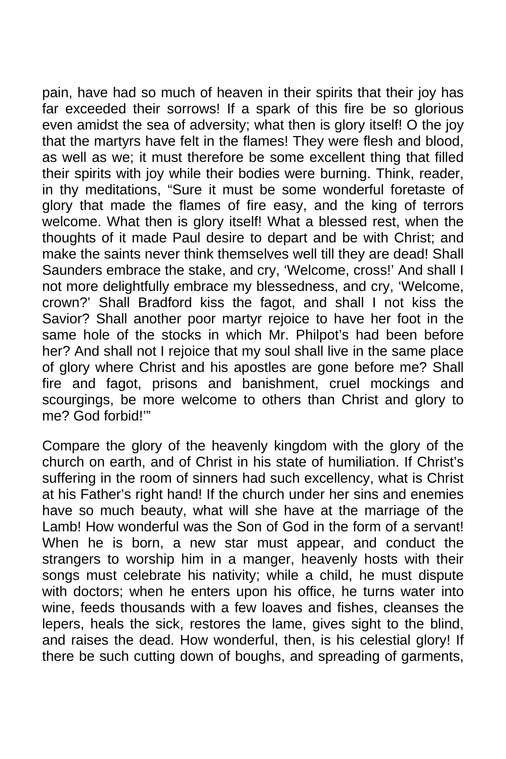pain, have had so much of heaven in their spirits that their joy has far exceeded their sorrows! If a spark of this fire be so glorious even amidst the sea of adversity; what then is glory itself! O the joy that the martyrs have felt in the flames! They were flesh and blood, as well as we; it must therefore be some excellent thing that filled their spirits with joy while their bodies were burning. Think, reader, in thy meditations, "Sure it must be some wonderful foretaste of glory that made the flames of fire easy, and the king of terrors welcome. What then is glory itself! What a blessed rest, when the thoughts of it made Paul desire to depart and be with Christ; and make the saints never think themselves well till they are dead! Shall Saunders embrace the stake, and cry, 'Welcome, cross!' And shall I not more delightfully embrace my blessedness, and cry, 'Welcome, crown?' Shall Bradford kiss the fagot, and shall I not kiss the Savior? Shall another poor martyr rejoice to have her foot in the same hole of the stocks in which Mr. Philpot's had been before her? And shall not I rejoice that my soul shall live in the same place of glory where Christ and his apostles are gone before me? Shall fire and fagot, prisons and banishment, cruel mockings and scourgings, be more welcome to others than Christ and glory to me? God forbid!'"

Compare the glory of the heavenly kingdom with the glory of the church on earth, and of Christ in his state of humiliation. If Christ's suffering in the room of sinners had such excellency, what is Christ at his Father's right hand! If the church under her sins and enemies have so much beauty, what will she have at the marriage of the Lamb! How wonderful was the Son of God in the form of a servant! When he is born, a new star must appear, and conduct the strangers to worship him in a manger, heavenly hosts with their songs must celebrate his nativity; while a child, he must dispute with doctors; when he enters upon his office, he turns water into wine, feeds thousands with a few loaves and fishes, cleanses the lepers, heals the sick, restores the lame, gives sight to the blind, and raises the dead. How wonderful, then, is his celestial glory! If there be such cutting down of boughs, and spreading of garments,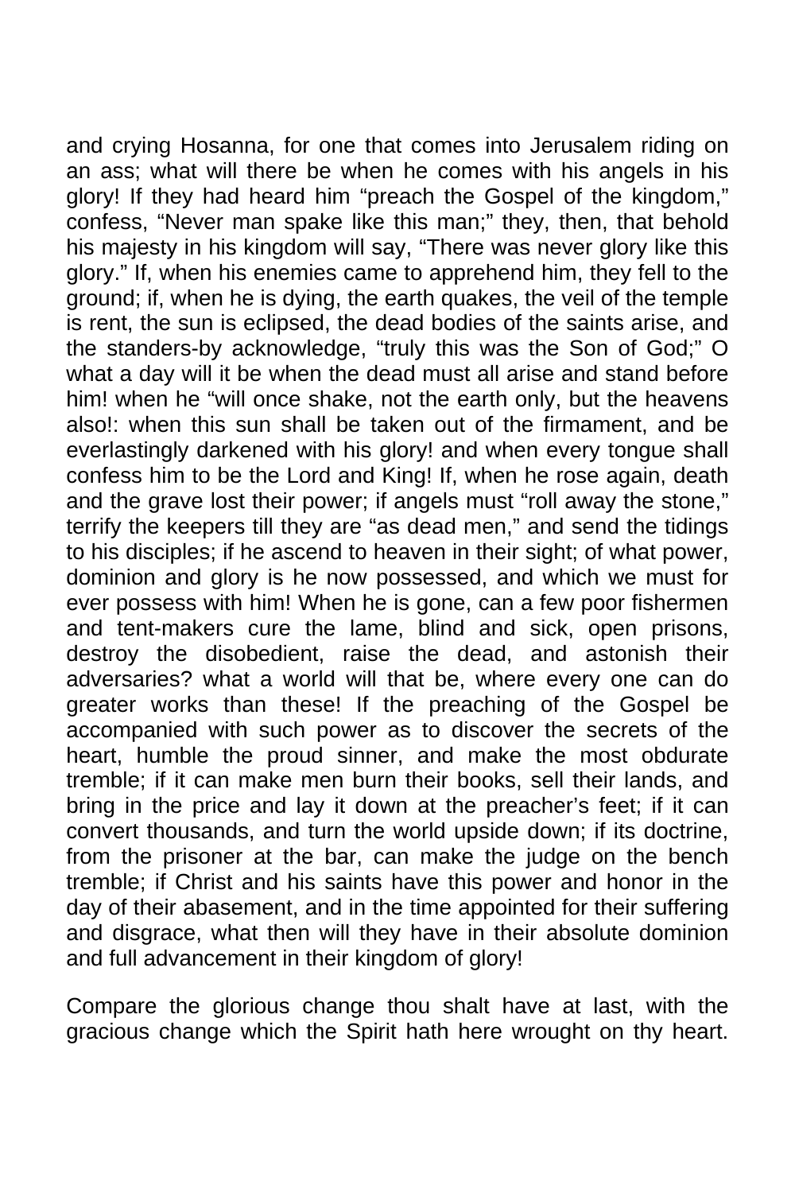and crying Hosanna, for one that comes into Jerusalem riding on an ass; what will there be when he comes with his angels in his glory! If they had heard him "preach the Gospel of the kingdom," confess, "Never man spake like this man;" they, then, that behold his majesty in his kingdom will say, "There was never glory like this glory." If, when his enemies came to apprehend him, they fell to the ground; if, when he is dying, the earth quakes, the veil of the temple is rent, the sun is eclipsed, the dead bodies of the saints arise, and the standers-by acknowledge, "truly this was the Son of God;" O what a day will it be when the dead must all arise and stand before him! when he "will once shake, not the earth only, but the heavens also!: when this sun shall be taken out of the firmament, and be everlastingly darkened with his glory! and when every tongue shall confess him to be the Lord and King! If, when he rose again, death and the grave lost their power; if angels must "roll away the stone," terrify the keepers till they are "as dead men," and send the tidings to his disciples; if he ascend to heaven in their sight; of what power, dominion and glory is he now possessed, and which we must for ever possess with him! When he is gone, can a few poor fishermen and tent-makers cure the lame, blind and sick, open prisons, destroy the disobedient, raise the dead, and astonish their adversaries? what a world will that be, where every one can do greater works than these! If the preaching of the Gospel be accompanied with such power as to discover the secrets of the heart, humble the proud sinner, and make the most obdurate tremble; if it can make men burn their books, sell their lands, and bring in the price and lay it down at the preacher's feet; if it can convert thousands, and turn the world upside down; if its doctrine, from the prisoner at the bar, can make the judge on the bench tremble; if Christ and his saints have this power and honor in the day of their abasement, and in the time appointed for their suffering and disgrace, what then will they have in their absolute dominion and full advancement in their kingdom of glory!

Compare the glorious change thou shalt have at last, with the gracious change which the Spirit hath here wrought on thy heart.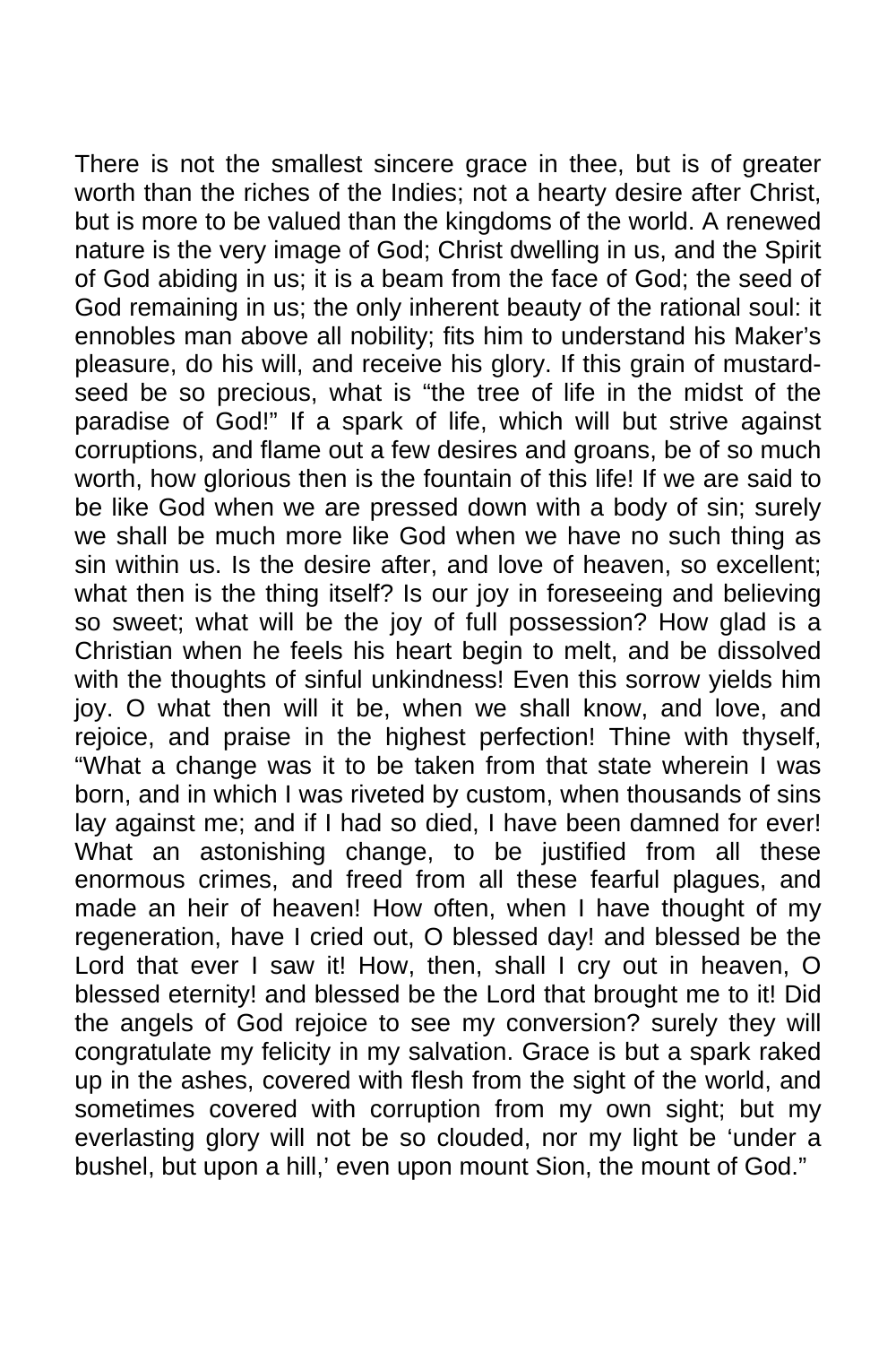There is not the smallest sincere grace in thee, but is of greater worth than the riches of the Indies; not a hearty desire after Christ, but is more to be valued than the kingdoms of the world. A renewed nature is the very image of God; Christ dwelling in us, and the Spirit of God abiding in us; it is a beam from the face of God; the seed of God remaining in us; the only inherent beauty of the rational soul: it ennobles man above all nobility; fits him to understand his Maker's pleasure, do his will, and receive his glory. If this grain of mustard-seed be so precious, what is "the tree of life in the midst of the paradise of God!" If a spark of life, which will but strive against corruptions, and flame out a few desires and groans, be of so much worth, how glorious then is the fountain of this life! If we are said to be like God when we are pressed down with a body of sin; surely we shall be much more like God when we have no such thing as sin within us. Is the desire after, and love of heaven, so excellent; what then is the thing itself? Is our joy in foreseeing and believing so sweet; what will be the joy of full possession? How glad is a Christian when he feels his heart begin to melt, and be dissolved with the thoughts of sinful unkindness! Even this sorrow yields him joy. O what then will it be, when we shall know, and love, and rejoice, and praise in the highest perfection! Thine with thyself, "What a change was it to be taken from that state wherein I was born, and in which I was riveted by custom, when thousands of sins lay against me; and if I had so died, I have been damned for ever! What an astonishing change, to be justified from all these enormous crimes, and freed from all these fearful plagues, and made an heir of heaven! How often, when I have thought of my regeneration, have I cried out, O blessed day! and blessed be the Lord that ever I saw it! How, then, shall I cry out in heaven, O blessed eternity! and blessed be the Lord that brought me to it! Did the angels of God rejoice to see my conversion? surely they will congratulate my felicity in my salvation. Grace is but a spark raked up in the ashes, covered with flesh from the sight of the world, and sometimes covered with corruption from my own sight; but my everlasting glory will not be so clouded, nor my light be 'under a bushel, but upon a hill,' even upon mount Sion, the mount of God."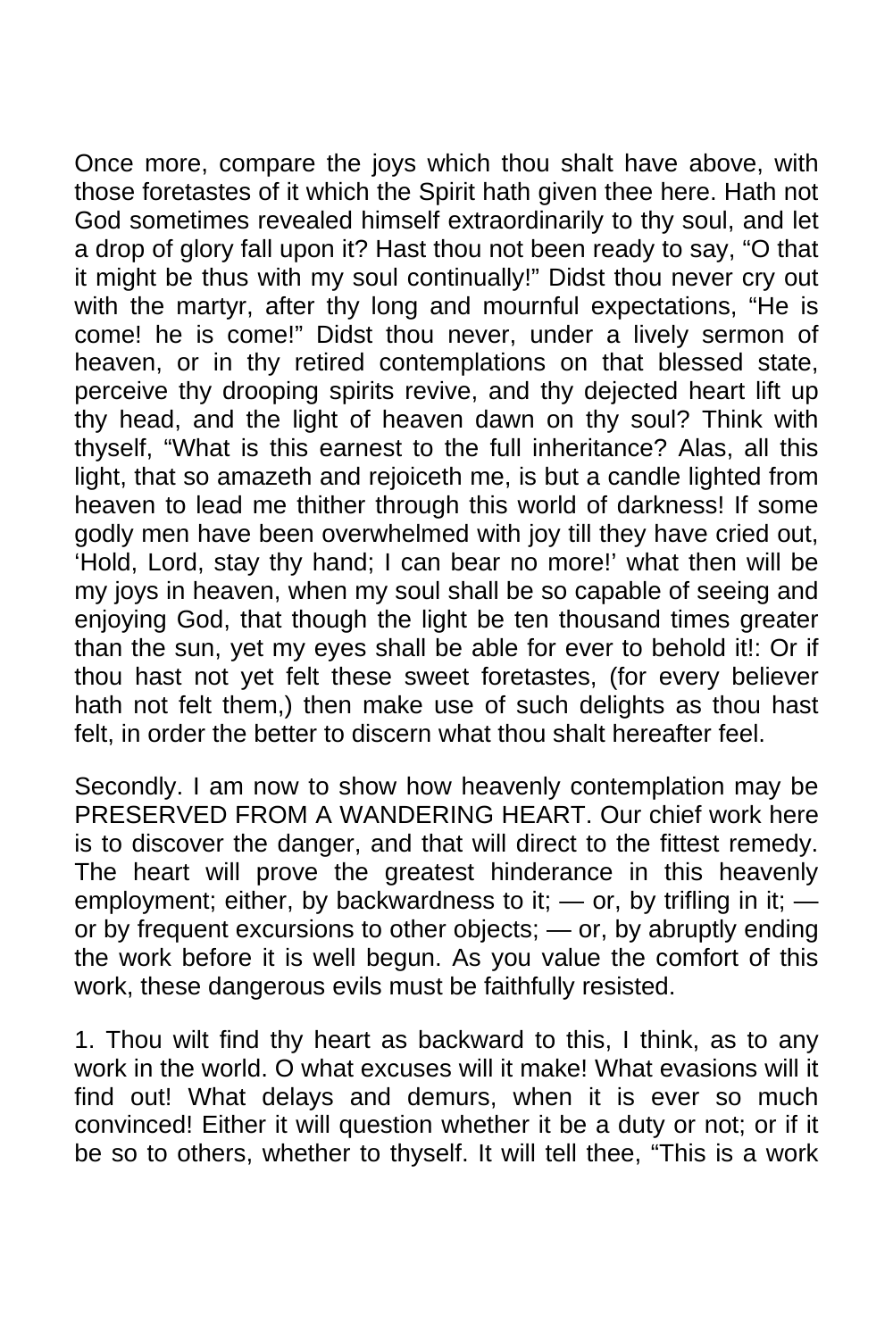Once more, compare the joys which thou shalt have above, with those foretastes of it which the Spirit hath given thee here. Hath not God sometimes revealed himself extraordinarily to thy soul, and let a drop of glory fall upon it? Hast thou not been ready to say, “O that it might be thus with my soul continually!” Didst thou never cry out with the martyr, after thy long and mournful expectations, “He is come! he is come!” Didst thou never, under a lively sermon of heaven, or in thy retired contemplations on that blessed state, perceive thy drooping spirits revive, and thy dejected heart lift up thy head, and the light of heaven dawn on thy soul? Think with thyself, “What is this earnest to the full inheritance? Alas, all this light, that so amazeth and rejoiceth me, is but a candle lighted from heaven to lead me thither through this world of darkness! If some godly men have been overwhelmed with joy till they have cried out, ‘Hold, Lord, stay thy hand; I can bear no more!’ what then will be my joys in heaven, when my soul shall be so capable of seeing and enjoying God, that though the light be ten thousand times greater than the sun, yet my eyes shall be able for ever to behold it!: Or if thou hast not yet felt these sweet foretastes, (for every believer hath not felt them,) then make use of such delights as thou hast felt, in order the better to discern what thou shalt hereafter feel.

Secondly. I am now to show how heavenly contemplation may be PRESERVED FROM A WANDERING HEART. Our chief work here is to discover the danger, and that will direct to the fittest remedy. The heart will prove the greatest hinderance in this heavenly employment; either, by backwardness to it; — or, by trifling in it; — or by frequent excursions to other objects; — or, by abruptly ending the work before it is well begun. As you value the comfort of this work, these dangerous evils must be faithfully resisted.

1. Thou wilt find thy heart as backward to this, I think, as to any work in the world. O what excuses will it make! What evasions will it find out! What delays and demurs, when it is ever so much convinced! Either it will question whether it be a duty or not; or if it be so to others, whether to thyself. It will tell thee, “This is a work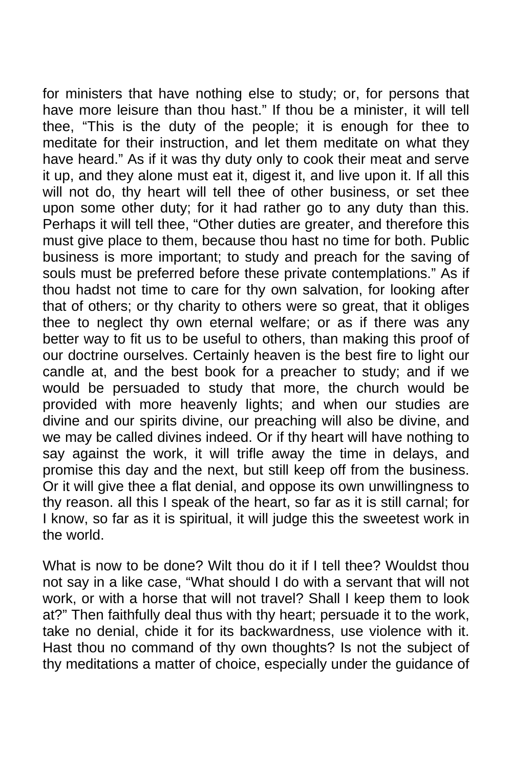for ministers that have nothing else to study; or, for persons that have more leisure than thou hast.” If thou be a minister, it will tell thee, “This is the duty of the people; it is enough for thee to meditate for their instruction, and let them meditate on what they have heard.” As if it was thy duty only to cook their meat and serve it up, and they alone must eat it, digest it, and live upon it. If all this will not do, thy heart will tell thee of other business, or set thee upon some other duty; for it had rather go to any duty than this. Perhaps it will tell thee, “Other duties are greater, and therefore this must give place to them, because thou hast no time for both. Public business is more important; to study and preach for the saving of souls must be preferred before these private contemplations.” As if thou hadst not time to care for thy own salvation, for looking after that of others; or thy charity to others were so great, that it obliges thee to neglect thy own eternal welfare; or as if there was any better way to fit us to be useful to others, than making this proof of our doctrine ourselves. Certainly heaven is the best fire to light our candle at, and the best book for a preacher to study; and if we would be persuaded to study that more, the church would be provided with more heavenly lights; and when our studies are divine and our spirits divine, our preaching will also be divine, and we may be called divines indeed. Or if thy heart will have nothing to say against the work, it will trifle away the time in delays, and promise this day and the next, but still keep off from the business. Or it will give thee a flat denial, and oppose its own unwillingness to thy reason. all this I speak of the heart, so far as it is still carnal; for I know, so far as it is spiritual, it will judge this the sweetest work in the world.

What is now to be done? Wilt thou do it if I tell thee? Wouldst thou not say in a like case, “What should I do with a servant that will not work, or with a horse that will not travel? Shall I keep them to look at?” Then faithfully deal thus with thy heart; persuade it to the work, take no denial, chide it for its backwardness, use violence with it. Hast thou no command of thy own thoughts? Is not the subject of thy meditations a matter of choice, especially under the guidance of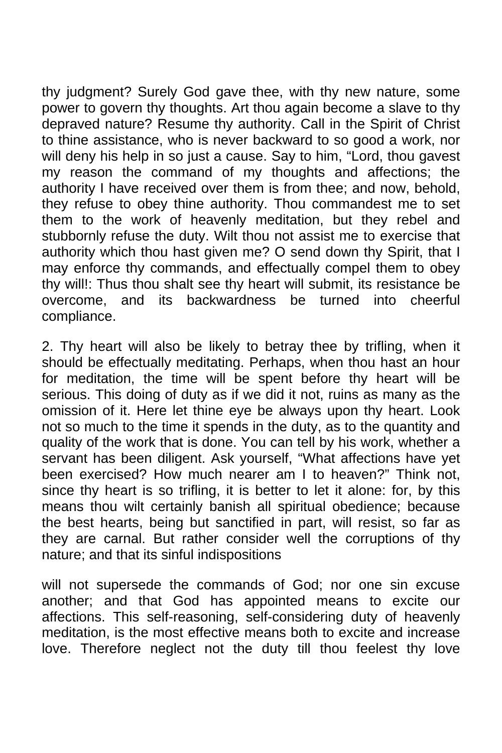thy judgment? Surely God gave thee, with thy new nature, some power to govern thy thoughts. Art thou again become a slave to thy depraved nature? Resume thy authority. Call in the Spirit of Christ to thine assistance, who is never backward to so good a work, nor will deny his help in so just a cause. Say to him, “Lord, thou gavest my reason the command of my thoughts and affections; the authority I have received over them is from thee; and now, behold, they refuse to obey thine authority. Thou commandest me to set them to the work of heavenly meditation, but they rebel and stubbornly refuse the duty. Wilt thou not assist me to exercise that authority which thou hast given me? O send down thy Spirit, that I may enforce thy commands, and effectually compel them to obey thy will!: Thus thou shalt see thy heart will submit, its resistance be overcome, and its backwardness be turned into cheerful compliance.

2. Thy heart will also be likely to betray thee by trifling, when it should be effectually meditating. Perhaps, when thou hast an hour for meditation, the time will be spent before thy heart will be serious. This doing of duty as if we did it not, ruins as many as the omission of it. Here let thine eye be always upon thy heart. Look not so much to the time it spends in the duty, as to the quantity and quality of the work that is done. You can tell by his work, whether a servant has been diligent. Ask yourself, “What affections have yet been exercised? How much nearer am I to heaven?” Think not, since thy heart is so trifling, it is better to let it alone: for, by this means thou wilt certainly banish all spiritual obedience; because the best hearts, being but sanctified in part, will resist, so far as they are carnal. But rather consider well the corruptions of thy nature; and that its sinful indispositions

will not supersede the commands of God; nor one sin excuse another; and that God has appointed means to excite our affections. This self-reasoning, self-considering duty of heavenly meditation, is the most effective means both to excite and increase love. Therefore neglect not the duty till thou feelest thy love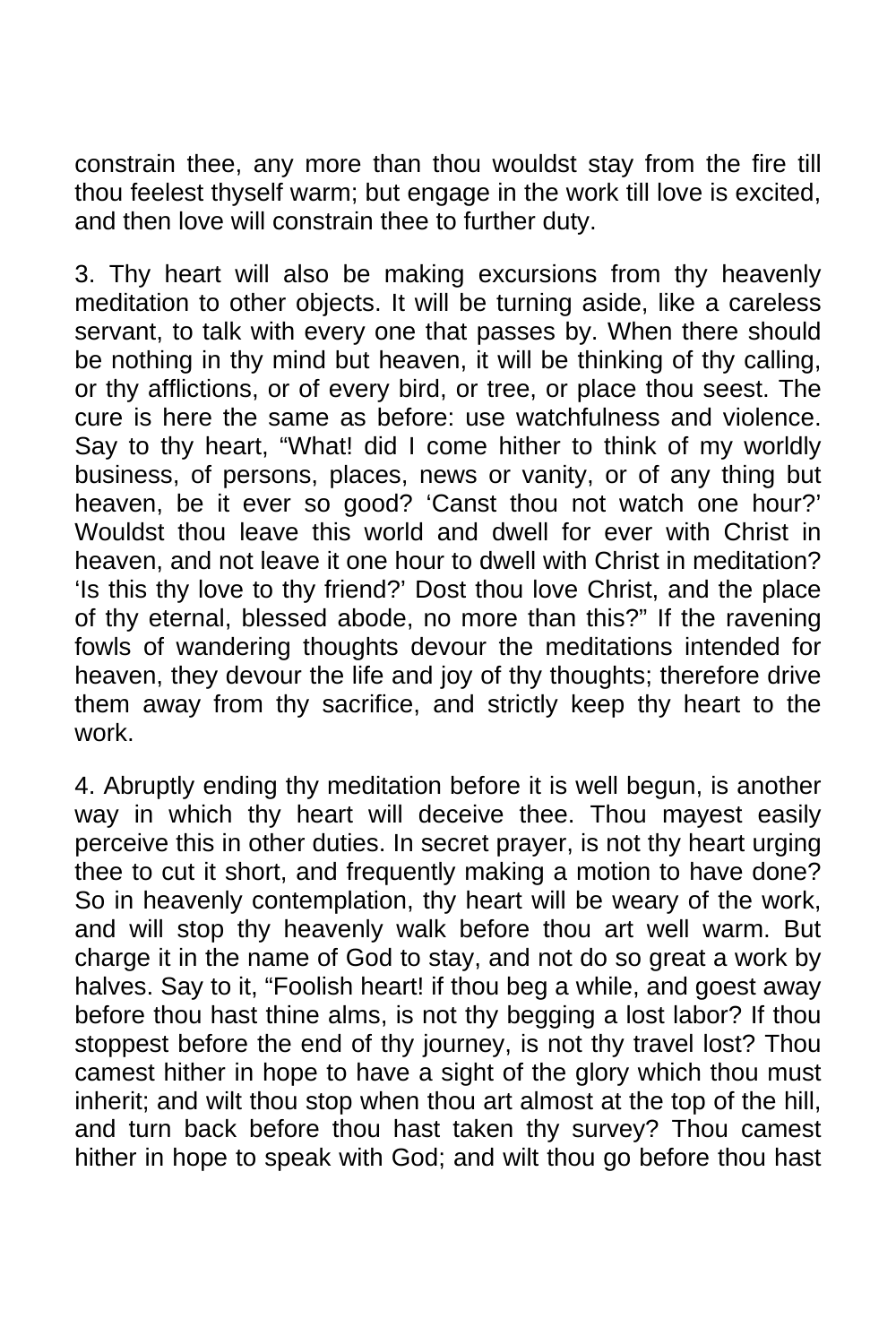constrain thee, any more than thou wouldst stay from the fire till thou feelest thyself warm; but engage in the work till love is excited, and then love will constrain thee to further duty.

3. Thy heart will also be making excursions from thy heavenly meditation to other objects. It will be turning aside, like a careless servant, to talk with every one that passes by. When there should be nothing in thy mind but heaven, it will be thinking of thy calling, or thy afflictions, or of every bird, or tree, or place thou seest. The cure is here the same as before: use watchfulness and violence. Say to thy heart, "What! did I come hither to think of my worldly business, of persons, places, news or vanity, or of any thing but heaven, be it ever so good? 'Canst thou not watch one hour?' Wouldst thou leave this world and dwell for ever with Christ in heaven, and not leave it one hour to dwell with Christ in meditation? 'Is this thy love to thy friend?' Dost thou love Christ, and the place of thy eternal, blessed abode, no more than this?" If the ravening fowls of wandering thoughts devour the meditations intended for heaven, they devour the life and joy of thy thoughts; therefore drive them away from thy sacrifice, and strictly keep thy heart to the work.

4. Abruptly ending thy meditation before it is well begun, is another way in which thy heart will deceive thee. Thou mayest easily perceive this in other duties. In secret prayer, is not thy heart urging thee to cut it short, and frequently making a motion to have done? So in heavenly contemplation, thy heart will be weary of the work, and will stop thy heavenly walk before thou art well warm. But charge it in the name of God to stay, and not do so great a work by halves. Say to it, "Foolish heart! if thou beg a while, and goest away before thou hast thine alms, is not thy begging a lost labor? If thou stoppest before the end of thy journey, is not thy travel lost? Thou camest hither in hope to have a sight of the glory which thou must inherit; and wilt thou stop when thou art almost at the top of the hill, and turn back before thou hast taken thy survey? Thou camest hither in hope to speak with God; and wilt thou go before thou hast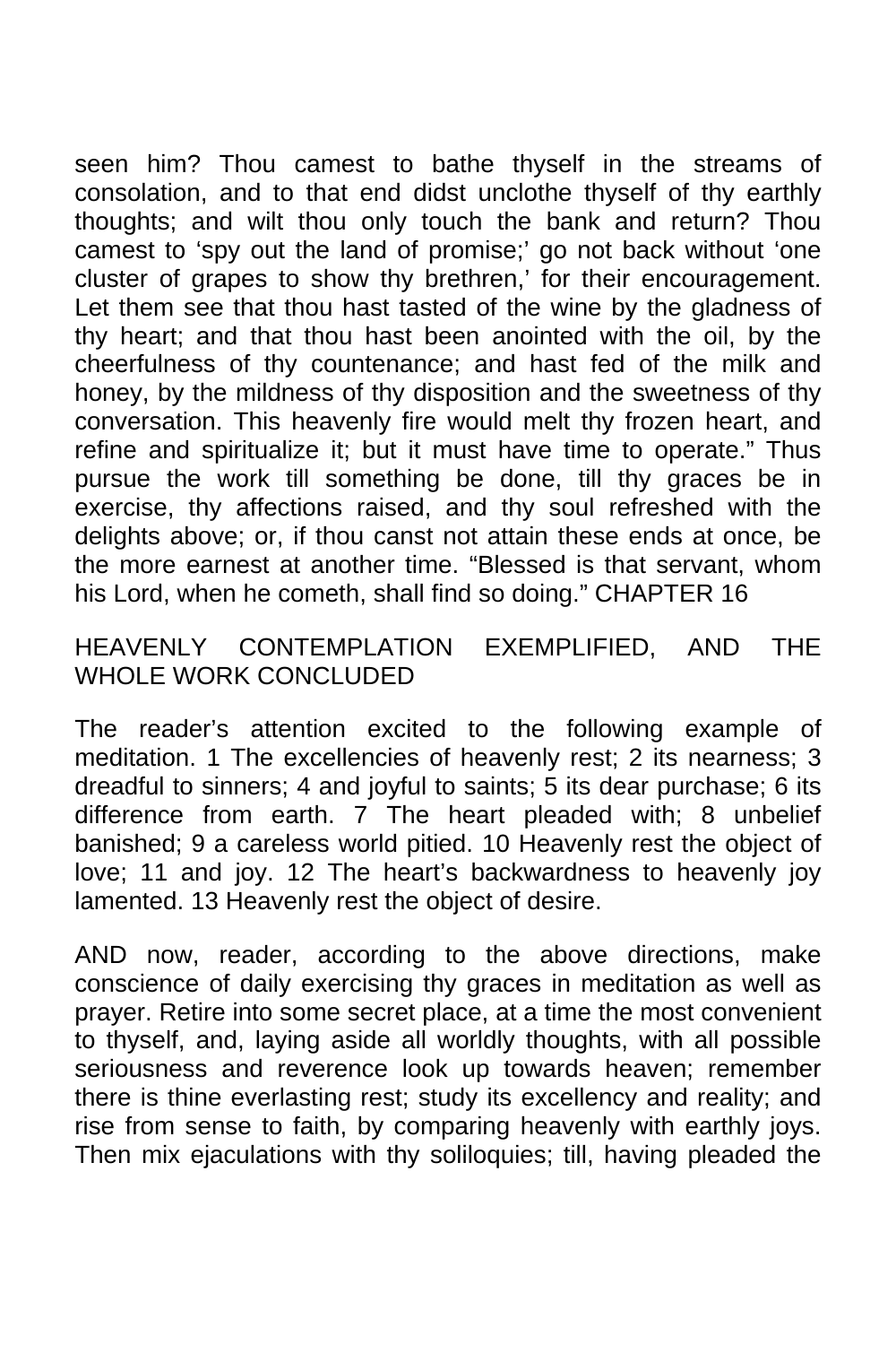seen him? Thou camest to bathe thyself in the streams of consolation, and to that end didst unclothe thyself of thy earthly thoughts; and wilt thou only touch the bank and return? Thou camest to ‘spy out the land of promise;’ go not back without ‘one cluster of grapes to show thy brethren,’ for their encouragement. Let them see that thou hast tasted of the wine by the gladness of thy heart; and that thou hast been anointed with the oil, by the cheerfulness of thy countenance; and hast fed of the milk and honey, by the mildness of thy disposition and the sweetness of thy conversation. This heavenly fire would melt thy frozen heart, and refine and spiritualize it; but it must have time to operate.” Thus pursue the work till something be done, till thy graces be in exercise, thy affections raised, and thy soul refreshed with the delights above; or, if thou canst not attain these ends at once, be the more earnest at another time. “Blessed is that servant, whom his Lord, when he cometh, shall find so doing.” CHAPTER 16

## HEAVENLY CONTEMPLATION EXEMPLIFIED, AND THE WHOLE WORK CONCLUDED

The reader’s attention excited to the following example of meditation. 1 The excellencies of heavenly rest; 2 its nearness; 3 dreadful to sinners; 4 and joyful to saints; 5 its dear purchase; 6 its difference from earth. 7 The heart pleaded with; 8 unbelief banished; 9 a careless world pitied. 10 Heavenly rest the object of love; 11 and joy. 12 The heart’s backwardness to heavenly joy lamented. 13 Heavenly rest the object of desire.

AND now, reader, according to the above directions, make conscience of daily exercising thy graces in meditation as well as prayer. Retire into some secret place, at a time the most convenient to thyself, and, laying aside all worldly thoughts, with all possible seriousness and reverence look up towards heaven; remember there is thine everlasting rest; study its excellency and reality; and rise from sense to faith, by comparing heavenly with earthly joys. Then mix ejaculations with thy soliloquies; till, having pleaded the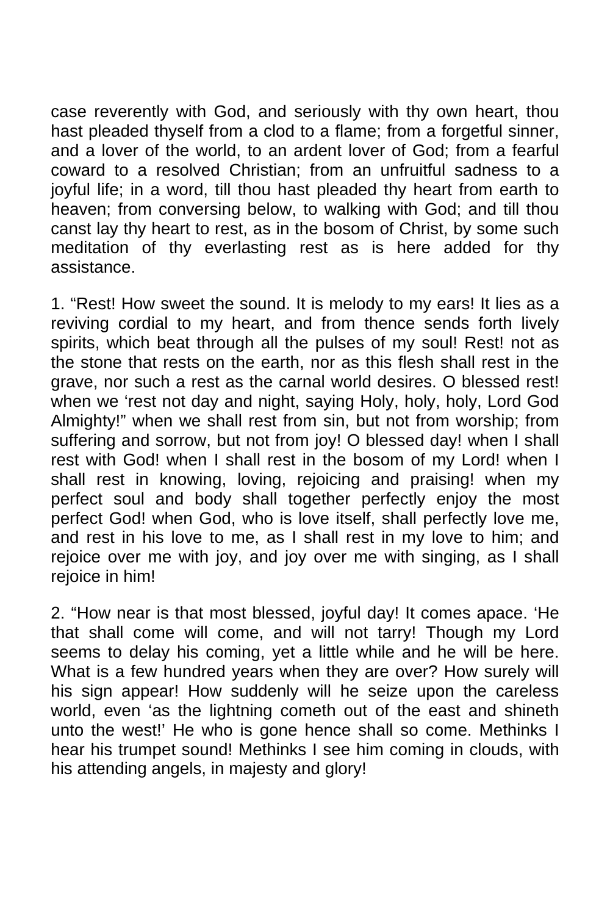case reverently with God, and seriously with thy own heart, thou hast pleaded thyself from a clod to a flame; from a forgetful sinner, and a lover of the world, to an ardent lover of God; from a fearful coward to a resolved Christian; from an unfruitful sadness to a joyful life; in a word, till thou hast pleaded thy heart from earth to heaven; from conversing below, to walking with God; and till thou canst lay thy heart to rest, as in the bosom of Christ, by some such meditation of thy everlasting rest as is here added for thy assistance.

1. "Rest! How sweet the sound. It is melody to my ears! It lies as a reviving cordial to my heart, and from thence sends forth lively spirits, which beat through all the pulses of my soul! Rest! not as the stone that rests on the earth, nor as this flesh shall rest in the grave, nor such a rest as the carnal world desires. O blessed rest! when we 'rest not day and night, saying Holy, holy, holy, Lord God Almighty!" when we shall rest from sin, but not from worship; from suffering and sorrow, but not from joy! O blessed day! when I shall rest with God! when I shall rest in the bosom of my Lord! when I shall rest in knowing, loving, rejoicing and praising! when my perfect soul and body shall together perfectly enjoy the most perfect God! when God, who is love itself, shall perfectly love me, and rest in his love to me, as I shall rest in my love to him; and rejoice over me with joy, and joy over me with singing, as I shall rejoice in him!

2. "How near is that most blessed, joyful day! It comes apace. 'He that shall come will come, and will not tarry! Though my Lord seems to delay his coming, yet a little while and he will be here. What is a few hundred years when they are over? How surely will his sign appear! How suddenly will he seize upon the careless world, even 'as the lightning cometh out of the east and shineth unto the west!' He who is gone hence shall so come. Methinks I hear his trumpet sound! Methinks I see him coming in clouds, with his attending angels, in majesty and glory!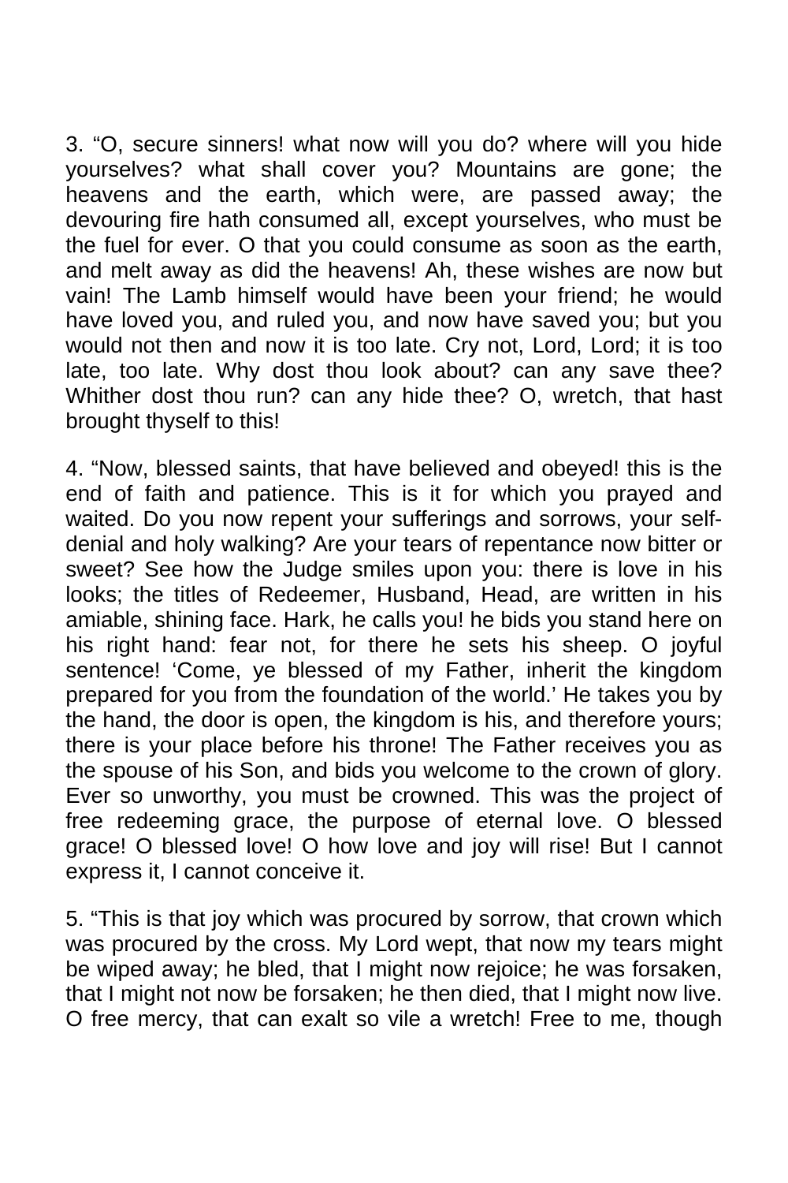3. “O, secure sinners! what now will you do? where will you hide yourselves? what shall cover you? Mountains are gone; the heavens and the earth, which were, are passed away; the devouring fire hath consumed all, except yourselves, who must be the fuel for ever. O that you could consume as soon as the earth, and melt away as did the heavens! Ah, these wishes are now but vain! The Lamb himself would have been your friend; he would have loved you, and ruled you, and now have saved you; but you would not then and now it is too late. Cry not, Lord, Lord; it is too late, too late. Why dost thou look about? can any save thee? Whither dost thou run? can any hide thee? O, wretch, that hast brought thyself to this!

4. “Now, blessed saints, that have believed and obeyed! this is the end of faith and patience. This is it for which you prayed and waited. Do you now repent your sufferings and sorrows, your self-denial and holy walking? Are your tears of repentance now bitter or sweet? See how the Judge smiles upon you: there is love in his looks; the titles of Redeemer, Husband, Head, are written in his amiable, shining face. Hark, he calls you! he bids you stand here on his right hand: fear not, for there he sets his sheep. O joyful sentence! ‘Come, ye blessed of my Father, inherit the kingdom prepared for you from the foundation of the world.’ He takes you by the hand, the door is open, the kingdom is his, and therefore yours; there is your place before his throne! The Father receives you as the spouse of his Son, and bids you welcome to the crown of glory. Ever so unworthy, you must be crowned. This was the project of free redeeming grace, the purpose of eternal love. O blessed grace! O blessed love! O how love and joy will rise! But I cannot express it, I cannot conceive it.

5. “This is that joy which was procured by sorrow, that crown which was procured by the cross. My Lord wept, that now my tears might be wiped away; he bled, that I might now rejoice; he was forsaken, that I might not now be forsaken; he then died, that I might now live. O free mercy, that can exalt so vile a wretch! Free to me, though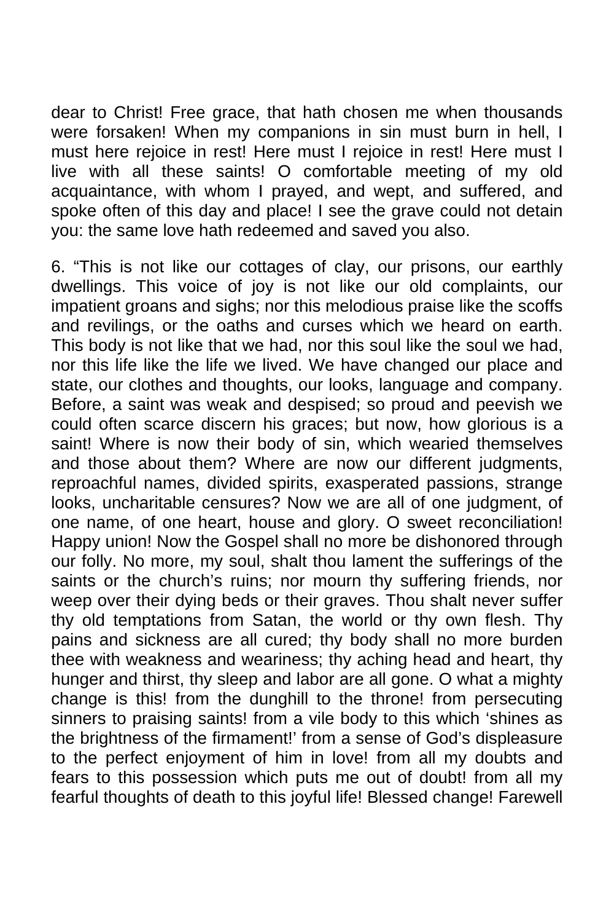dear to Christ! Free grace, that hath chosen me when thousands were forsaken! When my companions in sin must burn in hell, I must here rejoice in rest! Here must I rejoice in rest! Here must I live with all these saints! O comfortable meeting of my old acquaintance, with whom I prayed, and wept, and suffered, and spoke often of this day and place! I see the grave could not detain you: the same love hath redeemed and saved you also.

6. “This is not like our cottages of clay, our prisons, our earthly dwellings. This voice of joy is not like our old complaints, our impatient groans and sighs; nor this melodious praise like the scoffs and revilings, or the oaths and curses which we heard on earth. This body is not like that we had, nor this soul like the soul we had, nor this life like the life we lived. We have changed our place and state, our clothes and thoughts, our looks, language and company. Before, a saint was weak and despised; so proud and peevish we could often scarce discern his graces; but now, how glorious is a saint! Where is now their body of sin, which wearied themselves and those about them? Where are now our different judgments, reproachful names, divided spirits, exasperated passions, strange looks, uncharitable censures? Now we are all of one judgment, of one name, of one heart, house and glory. O sweet reconciliation! Happy union! Now the Gospel shall no more be dishonored through our folly. No more, my soul, shalt thou lament the sufferings of the saints or the church’s ruins; nor mourn thy suffering friends, nor weep over their dying beds or their graves. Thou shalt never suffer thy old temptations from Satan, the world or thy own flesh. Thy pains and sickness are all cured; thy body shall no more burden thee with weakness and weariness; thy aching head and heart, thy hunger and thirst, thy sleep and labor are all gone. O what a mighty change is this! from the dunghill to the throne! from persecuting sinners to praising saints! from a vile body to this which ‘shines as the brightness of the firmament!’ from a sense of God’s displeasure to the perfect enjoyment of him in love! from all my doubts and fears to this possession which puts me out of doubt! from all my fearful thoughts of death to this joyful life! Blessed change! Farewell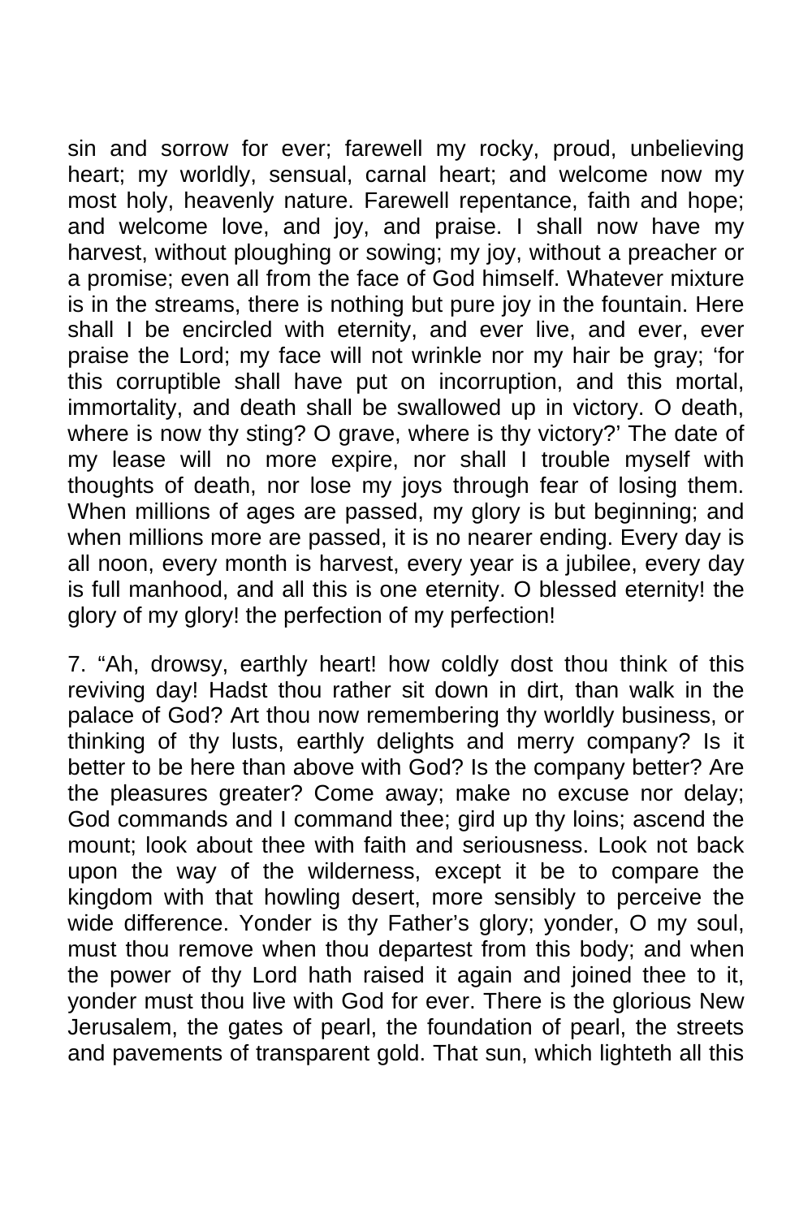sin and sorrow for ever; farewell my rocky, proud, unbelieving heart; my worldly, sensual, carnal heart; and welcome now my most holy, heavenly nature. Farewell repentance, faith and hope; and welcome love, and joy, and praise. I shall now have my harvest, without ploughing or sowing; my joy, without a preacher or a promise; even all from the face of God himself. Whatever mixture is in the streams, there is nothing but pure joy in the fountain. Here shall I be encircled with eternity, and ever live, and ever, ever praise the Lord; my face will not wrinkle nor my hair be gray; 'for this corruptible shall have put on incorruption, and this mortal, immortality, and death shall be swallowed up in victory. O death, where is now thy sting? O grave, where is thy victory?' The date of my lease will no more expire, nor shall I trouble myself with thoughts of death, nor lose my joys through fear of losing them. When millions of ages are passed, my glory is but beginning; and when millions more are passed, it is no nearer ending. Every day is all noon, every month is harvest, every year is a jubilee, every day is full manhood, and all this is one eternity. O blessed eternity! the glory of my glory! the perfection of my perfection!

7. "Ah, drowsy, earthly heart! how coldly dost thou think of this reviving day! Hadst thou rather sit down in dirt, than walk in the palace of God? Art thou now remembering thy worldly business, or thinking of thy lusts, earthly delights and merry company? Is it better to be here than above with God? Is the company better? Are the pleasures greater? Come away; make no excuse nor delay; God commands and I command thee; gird up thy loins; ascend the mount; look about thee with faith and seriousness. Look not back upon the way of the wilderness, except it be to compare the kingdom with that howling desert, more sensibly to perceive the wide difference. Yonder is thy Father's glory; yonder, O my soul, must thou remove when thou departest from this body; and when the power of thy Lord hath raised it again and joined thee to it, yonder must thou live with God for ever. There is the glorious New Jerusalem, the gates of pearl, the foundation of pearl, the streets and pavements of transparent gold. That sun, which lighteth all this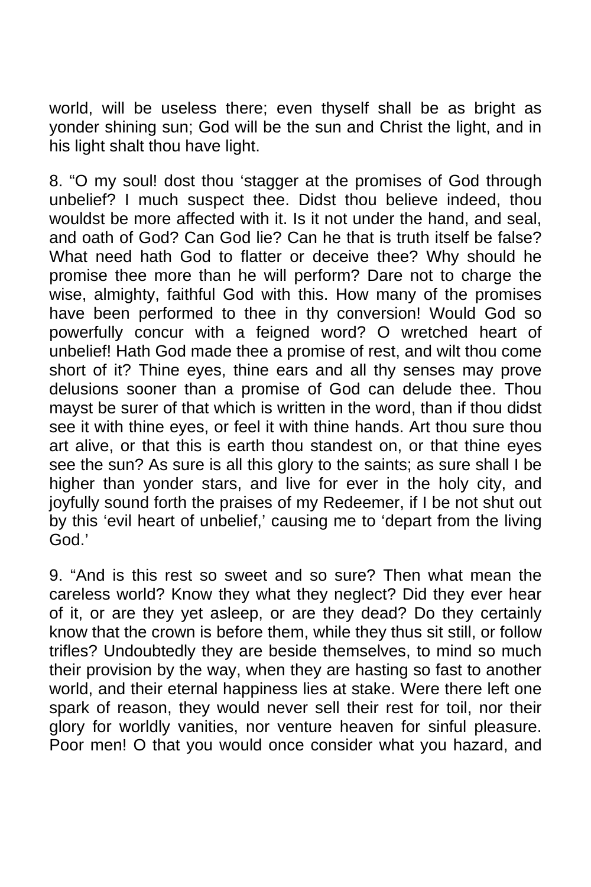world, will be useless there; even thyself shall be as bright as yonder shining sun; God will be the sun and Christ the light, and in his light shalt thou have light.

8. “O my soul! dost thou ‘stagger at the promises of God through unbelief? I much suspect thee. Didst thou believe indeed, thou wouldst be more affected with it. Is it not under the hand, and seal, and oath of God? Can God lie? Can he that is truth itself be false? What need hath God to flatter or deceive thee? Why should he promise thee more than he will perform? Dare not to charge the wise, almighty, faithful God with this. How many of the promises have been performed to thee in thy conversion! Would God so powerfully concur with a feigned word? O wretched heart of unbelief! Hath God made thee a promise of rest, and wilt thou come short of it? Thine eyes, thine ears and all thy senses may prove delusions sooner than a promise of God can delude thee. Thou mayst be surer of that which is written in the word, than if thou didst see it with thine eyes, or feel it with thine hands. Art thou sure thou art alive, or that this is earth thou standest on, or that thine eyes see the sun? As sure is all this glory to the saints; as sure shall I be higher than yonder stars, and live for ever in the holy city, and joyfully sound forth the praises of my Redeemer, if I be not shut out by this ‘evil heart of unbelief,’ causing me to ‘depart from the living God.’

9. “And is this rest so sweet and so sure? Then what mean the careless world? Know they what they neglect? Did they ever hear of it, or are they yet asleep, or are they dead? Do they certainly know that the crown is before them, while they thus sit still, or follow trifles? Undoubtedly they are beside themselves, to mind so much their provision by the way, when they are hasting so fast to another world, and their eternal happiness lies at stake. Were there left one spark of reason, they would never sell their rest for toil, nor their glory for worldly vanities, nor venture heaven for sinful pleasure. Poor men! O that you would once consider what you hazard, and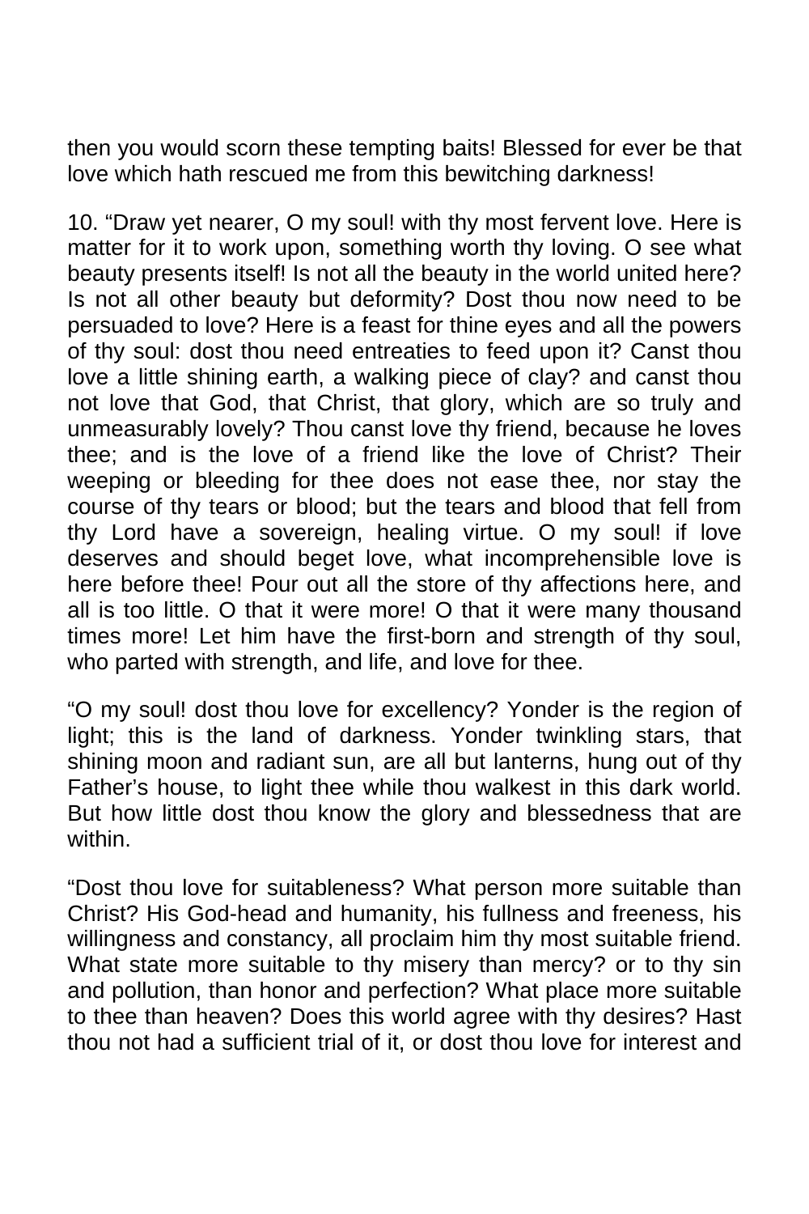then you would scorn these tempting baits! Blessed for ever be that love which hath rescued me from this bewitching darkness!

10. “Draw yet nearer, O my soul! with thy most fervent love. Here is matter for it to work upon, something worth thy loving. O see what beauty presents itself! Is not all the beauty in the world united here? Is not all other beauty but deformity? Dost thou now need to be persuaded to love? Here is a feast for thine eyes and all the powers of thy soul: dost thou need entreaties to feed upon it? Canst thou love a little shining earth, a walking piece of clay? and canst thou not love that God, that Christ, that glory, which are so truly and unmeasurably lovely? Thou canst love thy friend, because he loves thee; and is the love of a friend like the love of Christ? Their weeping or bleeding for thee does not ease thee, nor stay the course of thy tears or blood; but the tears and blood that fell from thy Lord have a sovereign, healing virtue. O my soul! if love deserves and should beget love, what incomprehensible love is here before thee! Pour out all the store of thy affections here, and all is too little. O that it were more! O that it were many thousand times more! Let him have the first-born and strength of thy soul, who parted with strength, and life, and love for thee.

“O my soul! dost thou love for excellency? Yonder is the region of light; this is the land of darkness. Yonder twinkling stars, that shining moon and radiant sun, are all but lanterns, hung out of thy Father’s house, to light thee while thou walkest in this dark world. But how little dost thou know the glory and blessedness that are within.

“Dost thou love for suitableness? What person more suitable than Christ? His God-head and humanity, his fullness and freeness, his willingness and constancy, all proclaim him thy most suitable friend. What state more suitable to thy misery than mercy? or to thy sin and pollution, than honor and perfection? What place more suitable to thee than heaven? Does this world agree with thy desires? Hast thou not had a sufficient trial of it, or dost thou love for interest and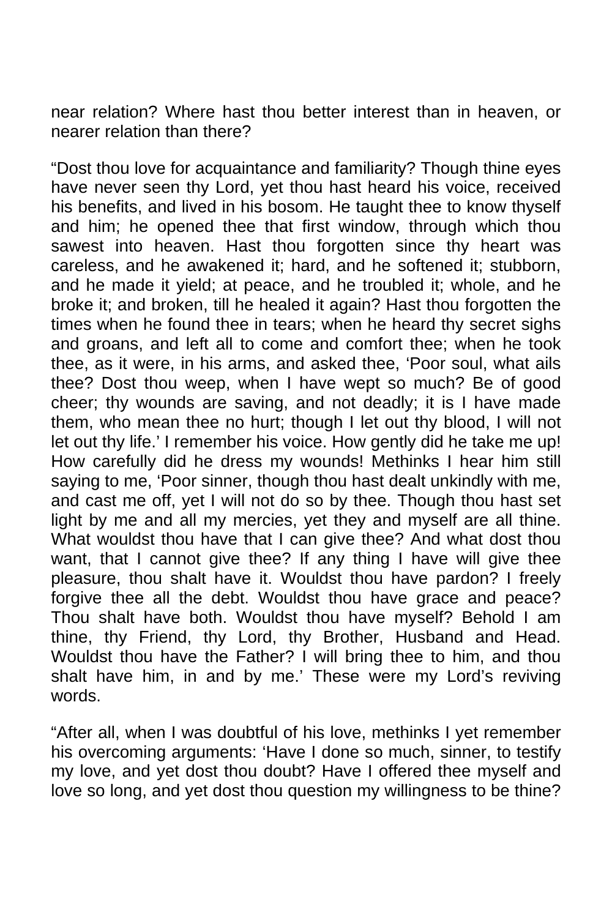near relation? Where hast thou better interest than in heaven, or nearer relation than there?

“Dost thou love for acquaintance and familiarity? Though thine eyes have never seen thy Lord, yet thou hast heard his voice, received his benefits, and lived in his bosom. He taught thee to know thyself and him; he opened thee that first window, through which thou sawest into heaven. Hast thou forgotten since thy heart was careless, and he awakened it; hard, and he softened it; stubborn, and he made it yield; at peace, and he troubled it; whole, and he broke it; and broken, till he healed it again? Hast thou forgotten the times when he found thee in tears; when he heard thy secret sighs and groans, and left all to come and comfort thee; when he took thee, as it were, in his arms, and asked thee, ‘Poor soul, what ails thee? Dost thou weep, when I have wept so much? Be of good cheer; thy wounds are saving, and not deadly; it is I have made them, who mean thee no hurt; though I let out thy blood, I will not let out thy life.’ I remember his voice. How gently did he take me up! How carefully did he dress my wounds! Methinks I hear him still saying to me, ‘Poor sinner, though thou hast dealt unkindly with me, and cast me off, yet I will not do so by thee. Though thou hast set light by me and all my mercies, yet they and myself are all thine. What wouldst thou have that I can give thee? And what dost thou want, that I cannot give thee? If any thing I have will give thee pleasure, thou shalt have it. Wouldst thou have pardon? I freely forgive thee all the debt. Wouldst thou have grace and peace? Thou shalt have both. Wouldst thou have myself? Behold I am thine, thy Friend, thy Lord, thy Brother, Husband and Head. Wouldst thou have the Father? I will bring thee to him, and thou shalt have him, in and by me.’ These were my Lord’s reviving words.

“After all, when I was doubtful of his love, methinks I yet remember his overcoming arguments: ‘Have I done so much, sinner, to testify my love, and yet dost thou doubt? Have I offered thee myself and love so long, and yet dost thou question my willingness to be thine?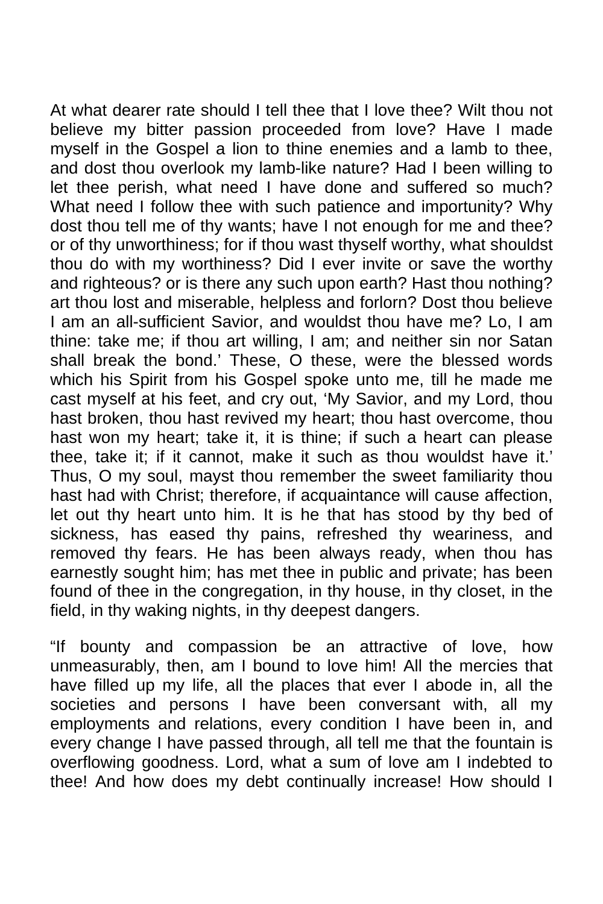At what dearer rate should I tell thee that I love thee? Wilt thou not believe my bitter passion proceeded from love? Have I made myself in the Gospel a lion to thine enemies and a lamb to thee, and dost thou overlook my lamb-like nature? Had I been willing to let thee perish, what need I have done and suffered so much? What need I follow thee with such patience and importunity? Why dost thou tell me of thy wants; have I not enough for me and thee? or of thy unworthiness; for if thou wast thyself worthy, what shouldst thou do with my worthiness? Did I ever invite or save the worthy and righteous? or is there any such upon earth? Hast thou nothing? art thou lost and miserable, helpless and forlorn? Dost thou believe I am an all-sufficient Savior, and wouldst thou have me? Lo, I am thine: take me; if thou art willing, I am; and neither sin nor Satan shall break the bond.' These, O these, were the blessed words which his Spirit from his Gospel spoke unto me, till he made me cast myself at his feet, and cry out, 'My Savior, and my Lord, thou hast broken, thou hast revived my heart; thou hast overcome, thou hast won my heart; take it, it is thine; if such a heart can please thee, take it; if it cannot, make it such as thou wouldst have it.' Thus, O my soul, mayst thou remember the sweet familiarity thou hast had with Christ; therefore, if acquaintance will cause affection, let out thy heart unto him. It is he that has stood by thy bed of sickness, has eased thy pains, refreshed thy weariness, and removed thy fears. He has been always ready, when thou has earnestly sought him; has met thee in public and private; has been found of thee in the congregation, in thy house, in thy closet, in the field, in thy waking nights, in thy deepest dangers.

"If bounty and compassion be an attractive of love, how unmeasurably, then, am I bound to love him! All the mercies that have filled up my life, all the places that ever I abode in, all the societies and persons I have been conversant with, all my employments and relations, every condition I have been in, and every change I have passed through, all tell me that the fountain is overflowing goodness. Lord, what a sum of love am I indebted to thee! And how does my debt continually increase! How should I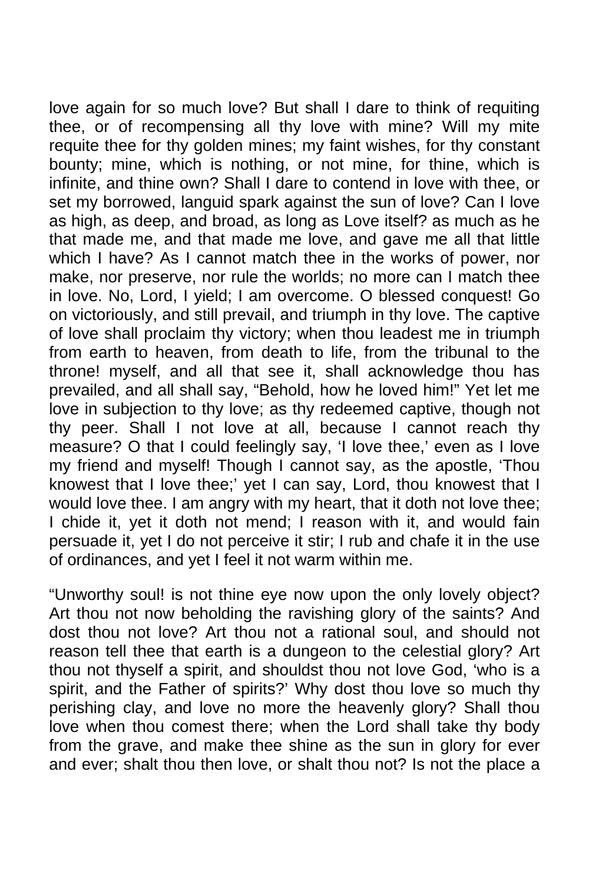love again for so much love? But shall I dare to think of requiting thee, or of recompensing all thy love with mine? Will my mite requite thee for thy golden mines; my faint wishes, for thy constant bounty; mine, which is nothing, or not mine, for thine, which is infinite, and thine own? Shall I dare to contend in love with thee, or set my borrowed, languid spark against the sun of love? Can I love as high, as deep, and broad, as long as Love itself? as much as he that made me, and that made me love, and gave me all that little which I have? As I cannot match thee in the works of power, nor make, nor preserve, nor rule the worlds; no more can I match thee in love. No, Lord, I yield; I am overcome. O blessed conquest! Go on victoriously, and still prevail, and triumph in thy love. The captive of love shall proclaim thy victory; when thou leadest me in triumph from earth to heaven, from death to life, from the tribunal to the throne! myself, and all that see it, shall acknowledge thou has prevailed, and all shall say, "Behold, how he loved him!" Yet let me love in subjection to thy love; as thy redeemed captive, though not thy peer. Shall I not love at all, because I cannot reach thy measure? O that I could feelingly say, 'I love thee,' even as I love my friend and myself! Though I cannot say, as the apostle, 'Thou knowest that I love thee;' yet I can say, Lord, thou knowest that I would love thee. I am angry with my heart, that it doth not love thee; I chide it, yet it doth not mend; I reason with it, and would fain persuade it, yet I do not perceive it stir; I rub and chafe it in the use of ordinances, and yet I feel it not warm within me.

"Unworthy soul! is not thine eye now upon the only lovely object? Art thou not now beholding the ravishing glory of the saints? And dost thou not love? Art thou not a rational soul, and should not reason tell thee that earth is a dungeon to the celestial glory? Art thou not thyself a spirit, and shouldst thou not love God, 'who is a spirit, and the Father of spirits?' Why dost thou love so much thy perishing clay, and love no more the heavenly glory? Shall thou love when thou comest there; when the Lord shall take thy body from the grave, and make thee shine as the sun in glory for ever and ever; shalt thou then love, or shalt thou not? Is not the place a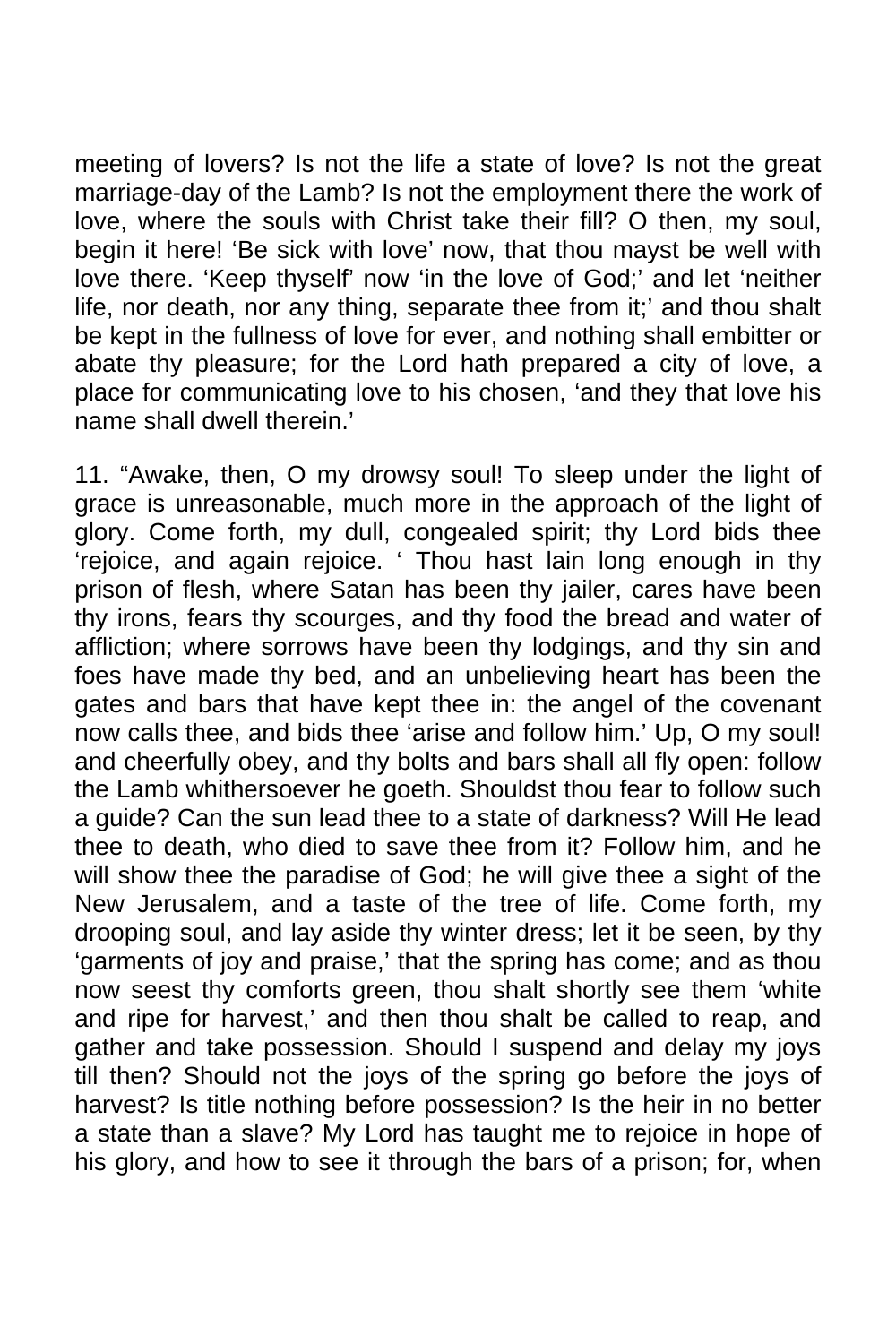meeting of lovers? Is not the life a state of love? Is not the great marriage-day of the Lamb? Is not the employment there the work of love, where the souls with Christ take their fill? O then, my soul, begin it here! 'Be sick with love' now, that thou mayst be well with love there. 'Keep thyself' now 'in the love of God;' and let 'neither life, nor death, nor any thing, separate thee from it;' and thou shalt be kept in the fullness of love for ever, and nothing shall embitter or abate thy pleasure; for the Lord hath prepared a city of love, a place for communicating love to his chosen, 'and they that love his name shall dwell therein.'

11. "Awake, then, O my drowsy soul! To sleep under the light of grace is unreasonable, much more in the approach of the light of glory. Come forth, my dull, congealed spirit; thy Lord bids thee 'rejoice, and again rejoice. ' Thou hast lain long enough in thy prison of flesh, where Satan has been thy jailer, cares have been thy irons, fears thy scourges, and thy food the bread and water of affliction; where sorrows have been thy lodgings, and thy sin and foes have made thy bed, and an unbelieving heart has been the gates and bars that have kept thee in: the angel of the covenant now calls thee, and bids thee 'arise and follow him.' Up, O my soul! and cheerfully obey, and thy bolts and bars shall all fly open: follow the Lamb whithersoever he goeth. Shouldst thou fear to follow such a guide? Can the sun lead thee to a state of darkness? Will He lead thee to death, who died to save thee from it? Follow him, and he will show thee the paradise of God; he will give thee a sight of the New Jerusalem, and a taste of the tree of life. Come forth, my drooping soul, and lay aside thy winter dress; let it be seen, by thy 'garments of joy and praise,' that the spring has come; and as thou now seest thy comforts green, thou shalt shortly see them 'white and ripe for harvest,' and then thou shalt be called to reap, and gather and take possession. Should I suspend and delay my joys till then? Should not the joys of the spring go before the joys of harvest? Is title nothing before possession? Is the heir in no better a state than a slave? My Lord has taught me to rejoice in hope of his glory, and how to see it through the bars of a prison; for, when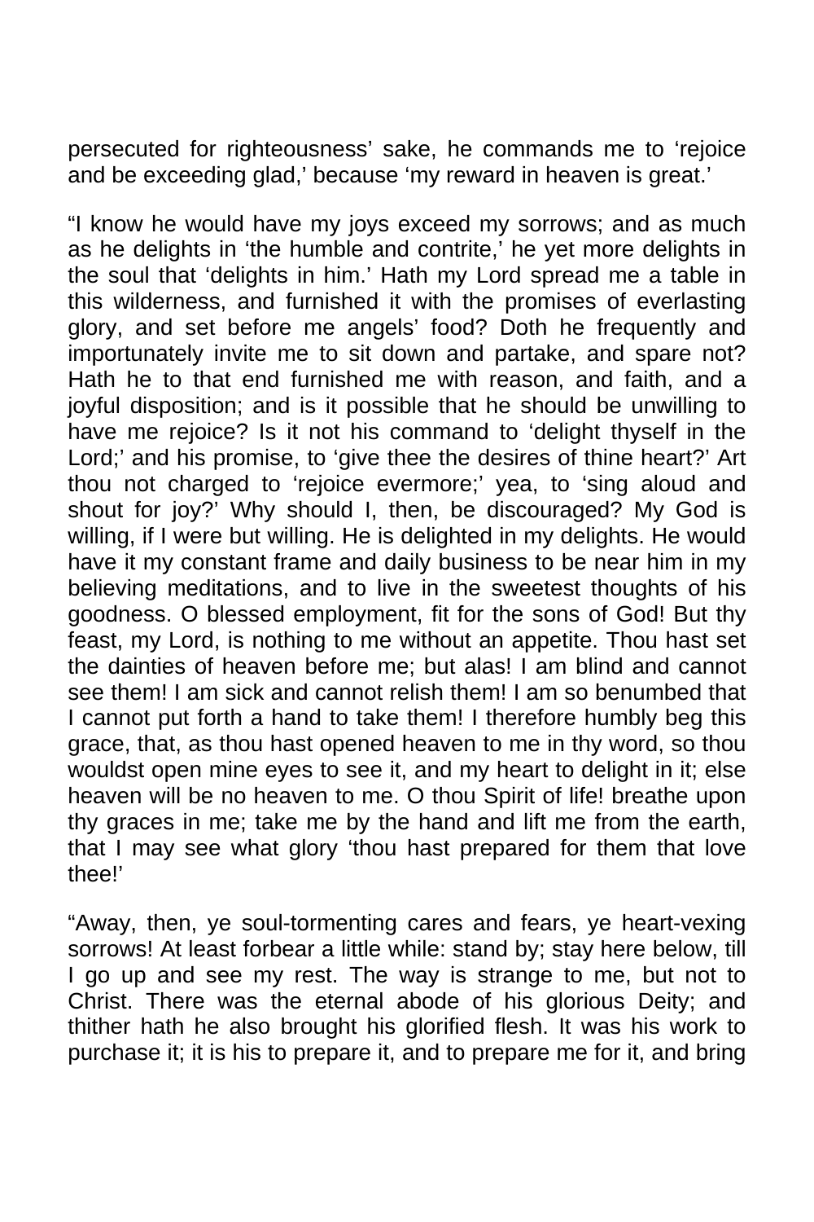persecuted for righteousness' sake, he commands me to 'rejoice and be exceeding glad,' because 'my reward in heaven is great.'

"I know he would have my joys exceed my sorrows; and as much as he delights in 'the humble and contrite,' he yet more delights in the soul that 'delights in him.' Hath my Lord spread me a table in this wilderness, and furnished it with the promises of everlasting glory, and set before me angels' food? Doth he frequently and importunately invite me to sit down and partake, and spare not? Hath he to that end furnished me with reason, and faith, and a joyful disposition; and is it possible that he should be unwilling to have me rejoice? Is it not his command to 'delight thyself in the Lord;' and his promise, to 'give thee the desires of thine heart?' Art thou not charged to 'rejoice evermore;' yea, to 'sing aloud and shout for joy?' Why should I, then, be discouraged? My God is willing, if I were but willing. He is delighted in my delights. He would have it my constant frame and daily business to be near him in my believing meditations, and to live in the sweetest thoughts of his goodness. O blessed employment, fit for the sons of God! But thy feast, my Lord, is nothing to me without an appetite. Thou hast set the dainties of heaven before me; but alas! I am blind and cannot see them! I am sick and cannot relish them! I am so benumbed that I cannot put forth a hand to take them! I therefore humbly beg this grace, that, as thou hast opened heaven to me in thy word, so thou wouldst open mine eyes to see it, and my heart to delight in it; else heaven will be no heaven to me. O thou Spirit of life! breathe upon thy graces in me; take me by the hand and lift me from the earth, that I may see what glory 'thou hast prepared for them that love thee!'

"Away, then, ye soul-tormenting cares and fears, ye heart-vexing sorrows! At least forbear a little while: stand by; stay here below, till I go up and see my rest. The way is strange to me, but not to Christ. There was the eternal abode of his glorious Deity; and thither hath he also brought his glorified flesh. It was his work to purchase it; it is his to prepare it, and to prepare me for it, and bring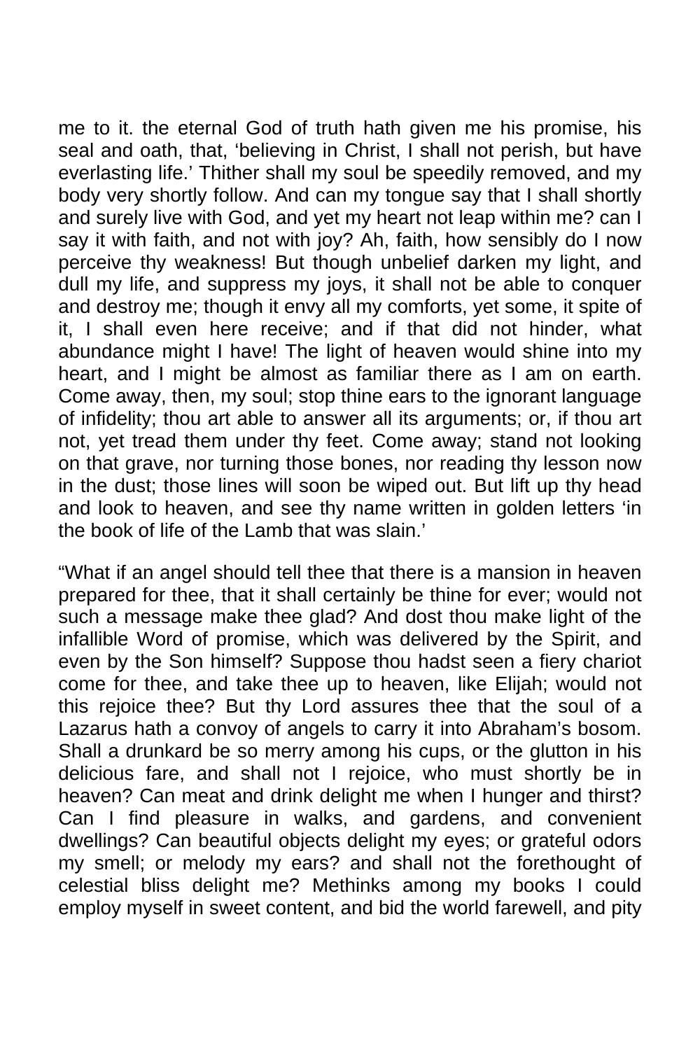me to it. the eternal God of truth hath given me his promise, his seal and oath, that, 'believing in Christ, I shall not perish, but have everlasting life.' Thither shall my soul be speedily removed, and my body very shortly follow. And can my tongue say that I shall shortly and surely live with God, and yet my heart not leap within me? can I say it with faith, and not with joy? Ah, faith, how sensibly do I now perceive thy weakness! But though unbelief darken my light, and dull my life, and suppress my joys, it shall not be able to conquer and destroy me; though it envy all my comforts, yet some, it spite of it, I shall even here receive; and if that did not hinder, what abundance might I have! The light of heaven would shine into my heart, and I might be almost as familiar there as I am on earth. Come away, then, my soul; stop thine ears to the ignorant language of infidelity; thou art able to answer all its arguments; or, if thou art not, yet tread them under thy feet. Come away; stand not looking on that grave, nor turning those bones, nor reading thy lesson now in the dust; those lines will soon be wiped out. But lift up thy head and look to heaven, and see thy name written in golden letters 'in the book of life of the Lamb that was slain.'

"What if an angel should tell thee that there is a mansion in heaven prepared for thee, that it shall certainly be thine for ever; would not such a message make thee glad? And dost thou make light of the infallible Word of promise, which was delivered by the Spirit, and even by the Son himself? Suppose thou hadst seen a fiery chariot come for thee, and take thee up to heaven, like Elijah; would not this rejoice thee? But thy Lord assures thee that the soul of a Lazarus hath a convoy of angels to carry it into Abraham's bosom. Shall a drunkard be so merry among his cups, or the glutton in his delicious fare, and shall not I rejoice, who must shortly be in heaven? Can meat and drink delight me when I hunger and thirst? Can I find pleasure in walks, and gardens, and convenient dwellings? Can beautiful objects delight my eyes; or grateful odors my smell; or melody my ears? and shall not the forethought of celestial bliss delight me? Methinks among my books I could employ myself in sweet content, and bid the world farewell, and pity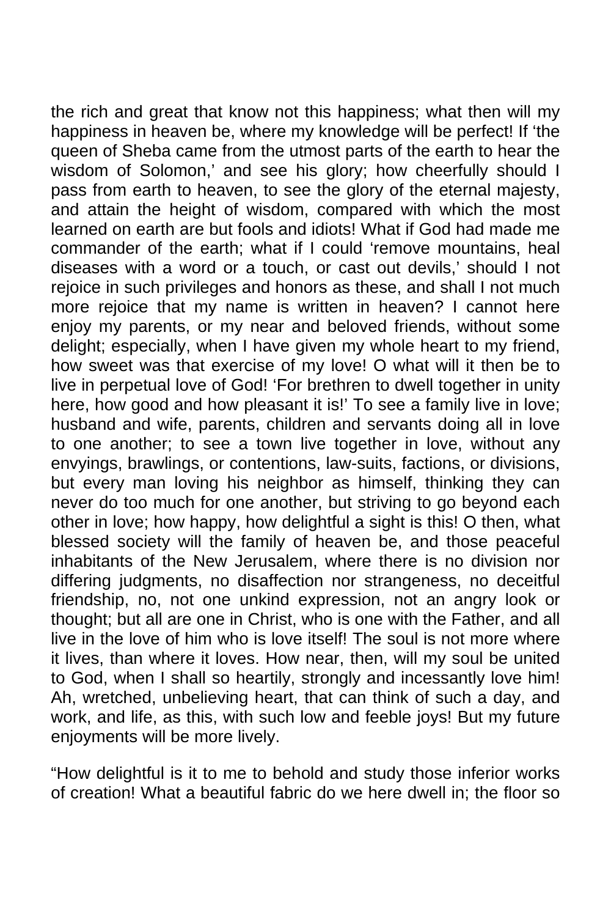the rich and great that know not this happiness; what then will my happiness in heaven be, where my knowledge will be perfect! If 'the queen of Sheba came from the utmost parts of the earth to hear the wisdom of Solomon,' and see his glory; how cheerfully should I pass from earth to heaven, to see the glory of the eternal majesty, and attain the height of wisdom, compared with which the most learned on earth are but fools and idiots! What if God had made me commander of the earth; what if I could 'remove mountains, heal diseases with a word or a touch, or cast out devils,' should I not rejoice in such privileges and honors as these, and shall I not much more rejoice that my name is written in heaven? I cannot here enjoy my parents, or my near and beloved friends, without some delight; especially, when I have given my whole heart to my friend, how sweet was that exercise of my love! O what will it then be to live in perpetual love of God! 'For brethren to dwell together in unity here, how good and how pleasant it is!' To see a family live in love; husband and wife, parents, children and servants doing all in love to one another; to see a town live together in love, without any envyings, brawlings, or contentions, law-suits, factions, or divisions, but every man loving his neighbor as himself, thinking they can never do too much for one another, but striving to go beyond each other in love; how happy, how delightful a sight is this! O then, what blessed society will the family of heaven be, and those peaceful inhabitants of the New Jerusalem, where there is no division nor differing judgments, no disaffection nor strangeness, no deceitful friendship, no, not one unkind expression, not an angry look or thought; but all are one in Christ, who is one with the Father, and all live in the love of him who is love itself! The soul is not more where it lives, than where it loves. How near, then, will my soul be united to God, when I shall so heartily, strongly and incessantly love him! Ah, wretched, unbelieving heart, that can think of such a day, and work, and life, as this, with such low and feeble joys! But my future enjoyments will be more lively.

"How delightful is it to me to behold and study those inferior works of creation! What a beautiful fabric do we here dwell in; the floor so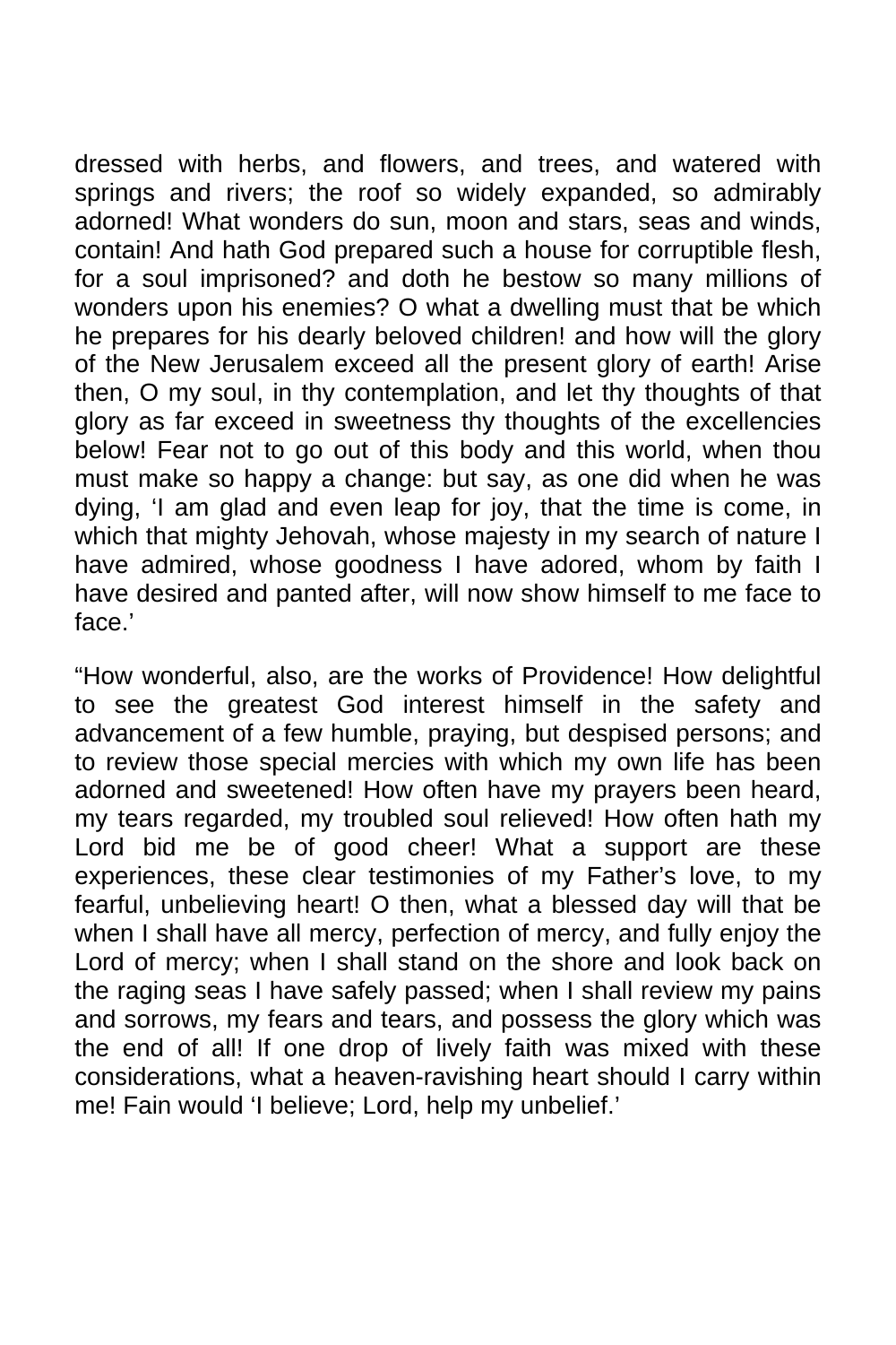dressed with herbs, and flowers, and trees, and watered with springs and rivers; the roof so widely expanded, so admirably adorned! What wonders do sun, moon and stars, seas and winds, contain! And hath God prepared such a house for corruptible flesh, for a soul imprisoned? and doth he bestow so many millions of wonders upon his enemies? O what a dwelling must that be which he prepares for his dearly beloved children! and how will the glory of the New Jerusalem exceed all the present glory of earth! Arise then, O my soul, in thy contemplation, and let thy thoughts of that glory as far exceed in sweetness thy thoughts of the excellencies below! Fear not to go out of this body and this world, when thou must make so happy a change: but say, as one did when he was dying, 'I am glad and even leap for joy, that the time is come, in which that mighty Jehovah, whose majesty in my search of nature I have admired, whose goodness I have adored, whom by faith I have desired and panted after, will now show himself to me face to face.'

"How wonderful, also, are the works of Providence! How delightful to see the greatest God interest himself in the safety and advancement of a few humble, praying, but despised persons; and to review those special mercies with which my own life has been adorned and sweetened! How often have my prayers been heard, my tears regarded, my troubled soul relieved! How often hath my Lord bid me be of good cheer! What a support are these experiences, these clear testimonies of my Father's love, to my fearful, unbelieving heart! O then, what a blessed day will that be when I shall have all mercy, perfection of mercy, and fully enjoy the Lord of mercy; when I shall stand on the shore and look back on the raging seas I have safely passed; when I shall review my pains and sorrows, my fears and tears, and possess the glory which was the end of all! If one drop of lively faith was mixed with these considerations, what a heaven-ravishing heart should I carry within me! Fain would 'I believe; Lord, help my unbelief.'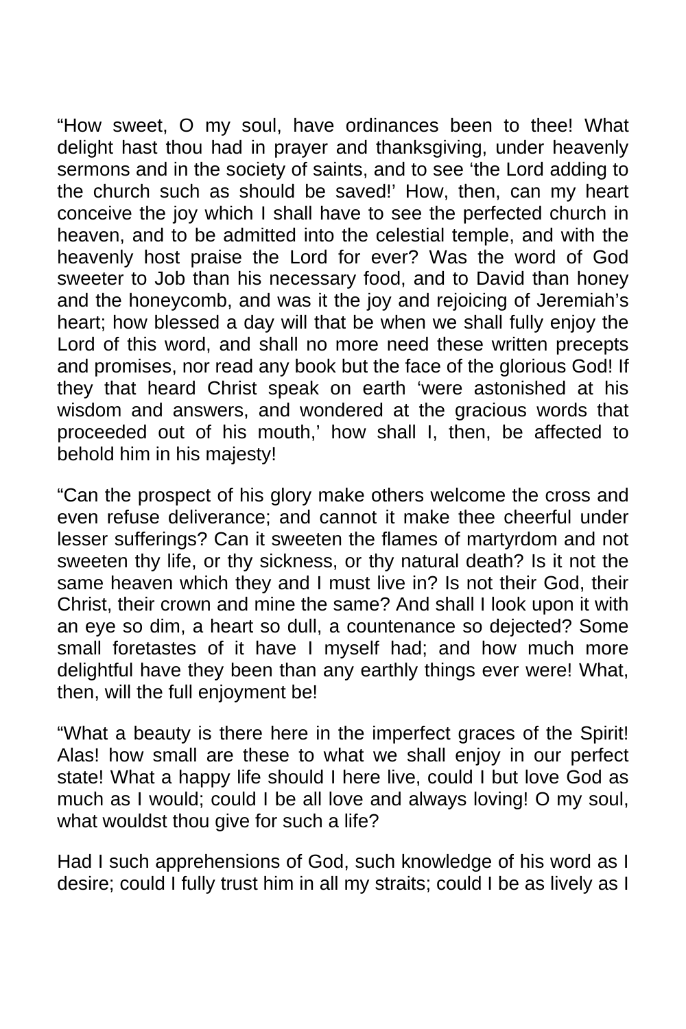“How sweet, O my soul, have ordinances been to thee! What delight hast thou had in prayer and thanksgiving, under heavenly sermons and in the society of saints, and to see ‘the Lord adding to the church such as should be saved!’ How, then, can my heart conceive the joy which I shall have to see the perfected church in heaven, and to be admitted into the celestial temple, and with the heavenly host praise the Lord for ever? Was the word of God sweeter to Job than his necessary food, and to David than honey and the honeycomb, and was it the joy and rejoicing of Jeremiah’s heart; how blessed a day will that be when we shall fully enjoy the Lord of this word, and shall no more need these written precepts and promises, nor read any book but the face of the glorious God! If they that heard Christ speak on earth ‘were astonished at his wisdom and answers, and wondered at the gracious words that proceeded out of his mouth,’ how shall I, then, be affected to behold him in his majesty!

“Can the prospect of his glory make others welcome the cross and even refuse deliverance; and cannot it make thee cheerful under lesser sufferings? Can it sweeten the flames of martyrdom and not sweeten thy life, or thy sickness, or thy natural death? Is it not the same heaven which they and I must live in? Is not their God, their Christ, their crown and mine the same? And shall I look upon it with an eye so dim, a heart so dull, a countenance so dejected? Some small foretastes of it have I myself had; and how much more delightful have they been than any earthly things ever were! What, then, will the full enjoyment be!

“What a beauty is there here in the imperfect graces of the Spirit! Alas! how small are these to what we shall enjoy in our perfect state! What a happy life should I here live, could I but love God as much as I would; could I be all love and always loving! O my soul, what wouldst thou give for such a life?

Had I such apprehensions of God, such knowledge of his word as I desire; could I fully trust him in all my straits; could I be as lively as I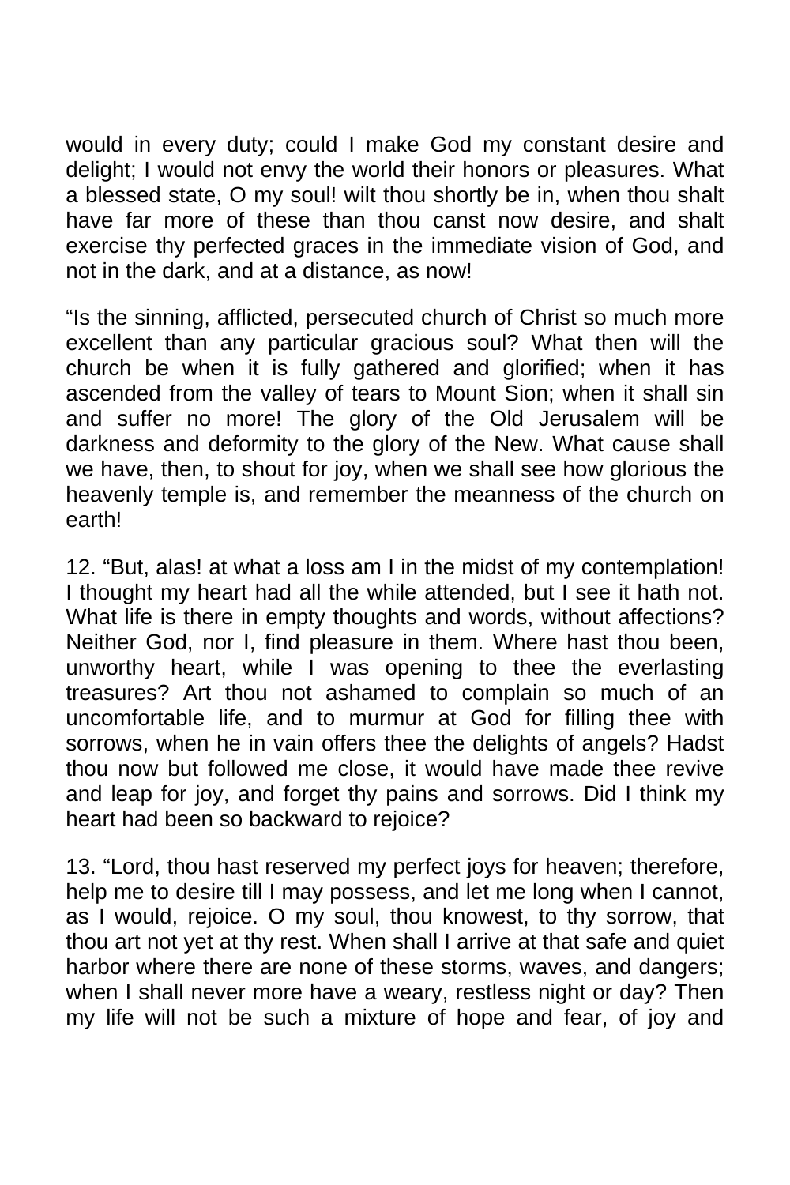would in every duty; could I make God my constant desire and delight; I would not envy the world their honors or pleasures. What a blessed state, O my soul! wilt thou shortly be in, when thou shalt have far more of these than thou canst now desire, and shalt exercise thy perfected graces in the immediate vision of God, and not in the dark, and at a distance, as now!

“Is the sinning, afflicted, persecuted church of Christ so much more excellent than any particular gracious soul? What then will the church be when it is fully gathered and glorified; when it has ascended from the valley of tears to Mount Sion; when it shall sin and suffer no more! The glory of the Old Jerusalem will be darkness and deformity to the glory of the New. What cause shall we have, then, to shout for joy, when we shall see how glorious the heavenly temple is, and remember the meanness of the church on earth!

12. “But, alas! at what a loss am I in the midst of my contemplation! I thought my heart had all the while attended, but I see it hath not. What life is there in empty thoughts and words, without affections? Neither God, nor I, find pleasure in them. Where hast thou been, unworthy heart, while I was opening to thee the everlasting treasures? Art thou not ashamed to complain so much of an uncomfortable life, and to murmur at God for filling thee with sorrows, when he in vain offers thee the delights of angels? Hadst thou now but followed me close, it would have made thee revive and leap for joy, and forget thy pains and sorrows. Did I think my heart had been so backward to rejoice?

13. “Lord, thou hast reserved my perfect joys for heaven; therefore, help me to desire till I may possess, and let me long when I cannot, as I would, rejoice. O my soul, thou knowest, to thy sorrow, that thou art not yet at thy rest. When shall I arrive at that safe and quiet harbor where there are none of these storms, waves, and dangers; when I shall never more have a weary, restless night or day? Then my life will not be such a mixture of hope and fear, of joy and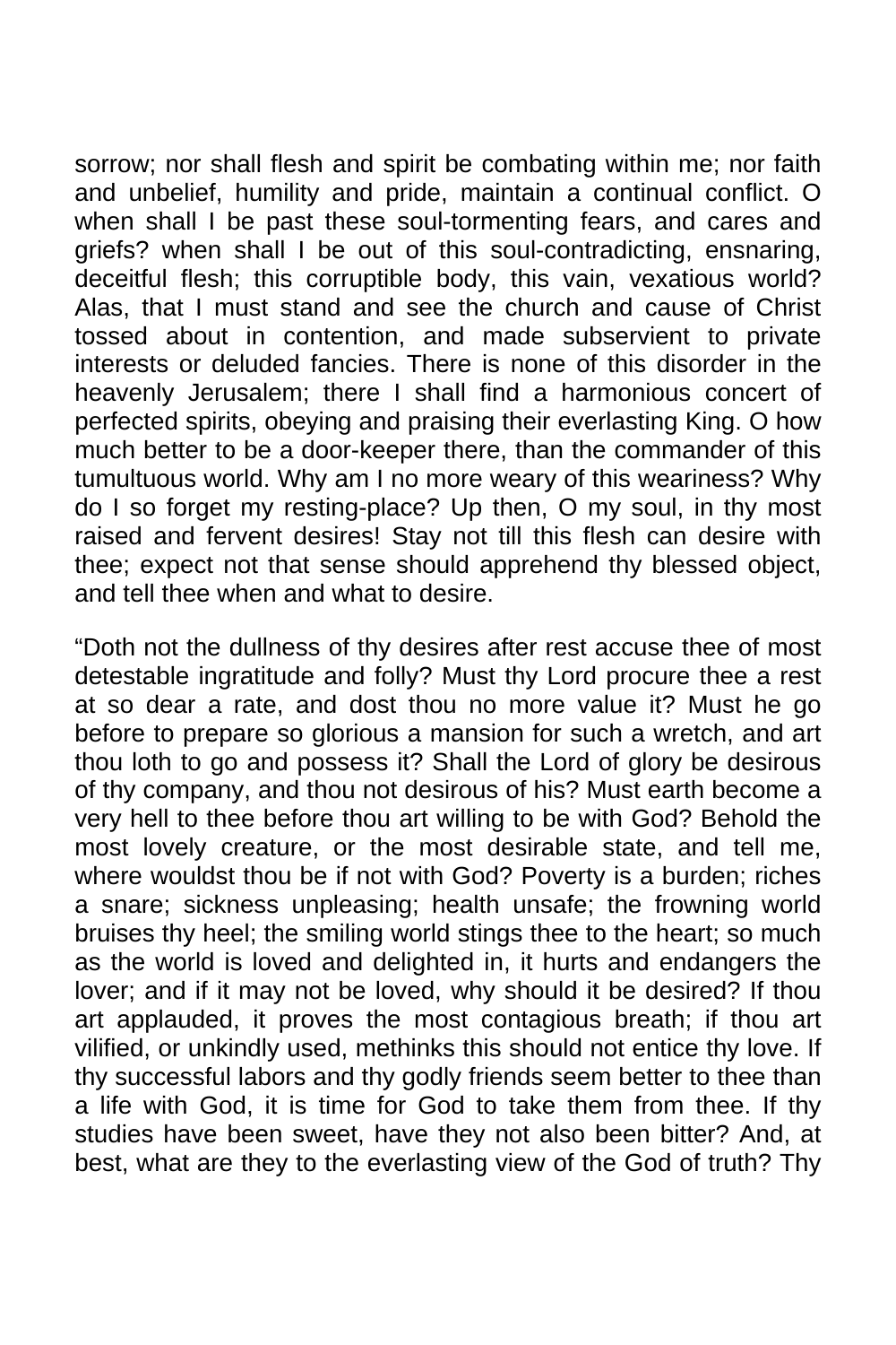sorrow; nor shall flesh and spirit be combating within me; nor faith and unbelief, humility and pride, maintain a continual conflict. O when shall I be past these soul-tormenting fears, and cares and griefs? when shall I be out of this soul-contradicting, ensnaring, deceitful flesh; this corruptible body, this vain, vexatious world? Alas, that I must stand and see the church and cause of Christ tossed about in contention, and made subservient to private interests or deluded fancies. There is none of this disorder in the heavenly Jerusalem; there I shall find a harmonious concert of perfected spirits, obeying and praising their everlasting King. O how much better to be a door-keeper there, than the commander of this tumultuous world. Why am I no more weary of this weariness? Why do I so forget my resting-place? Up then, O my soul, in thy most raised and fervent desires! Stay not till this flesh can desire with thee; expect not that sense should apprehend thy blessed object, and tell thee when and what to desire.

“Doth not the dullness of thy desires after rest accuse thee of most detestable ingratitude and folly? Must thy Lord procure thee a rest at so dear a rate, and dost thou no more value it? Must he go before to prepare so glorious a mansion for such a wretch, and art thou loth to go and possess it? Shall the Lord of glory be desirous of thy company, and thou not desirous of his? Must earth become a very hell to thee before thou art willing to be with God? Behold the most lovely creature, or the most desirable state, and tell me, where wouldst thou be if not with God? Poverty is a burden; riches a snare; sickness unpleasing; health unsafe; the frowning world bruises thy heel; the smiling world stings thee to the heart; so much as the world is loved and delighted in, it hurts and endangers the lover; and if it may not be loved, why should it be desired? If thou art applauded, it proves the most contagious breath; if thou art vilified, or unkindly used, methinks this should not entice thy love. If thy successful labors and thy godly friends seem better to thee than a life with God, it is time for God to take them from thee. If thy studies have been sweet, have they not also been bitter? And, at best, what are they to the everlasting view of the God of truth? Thy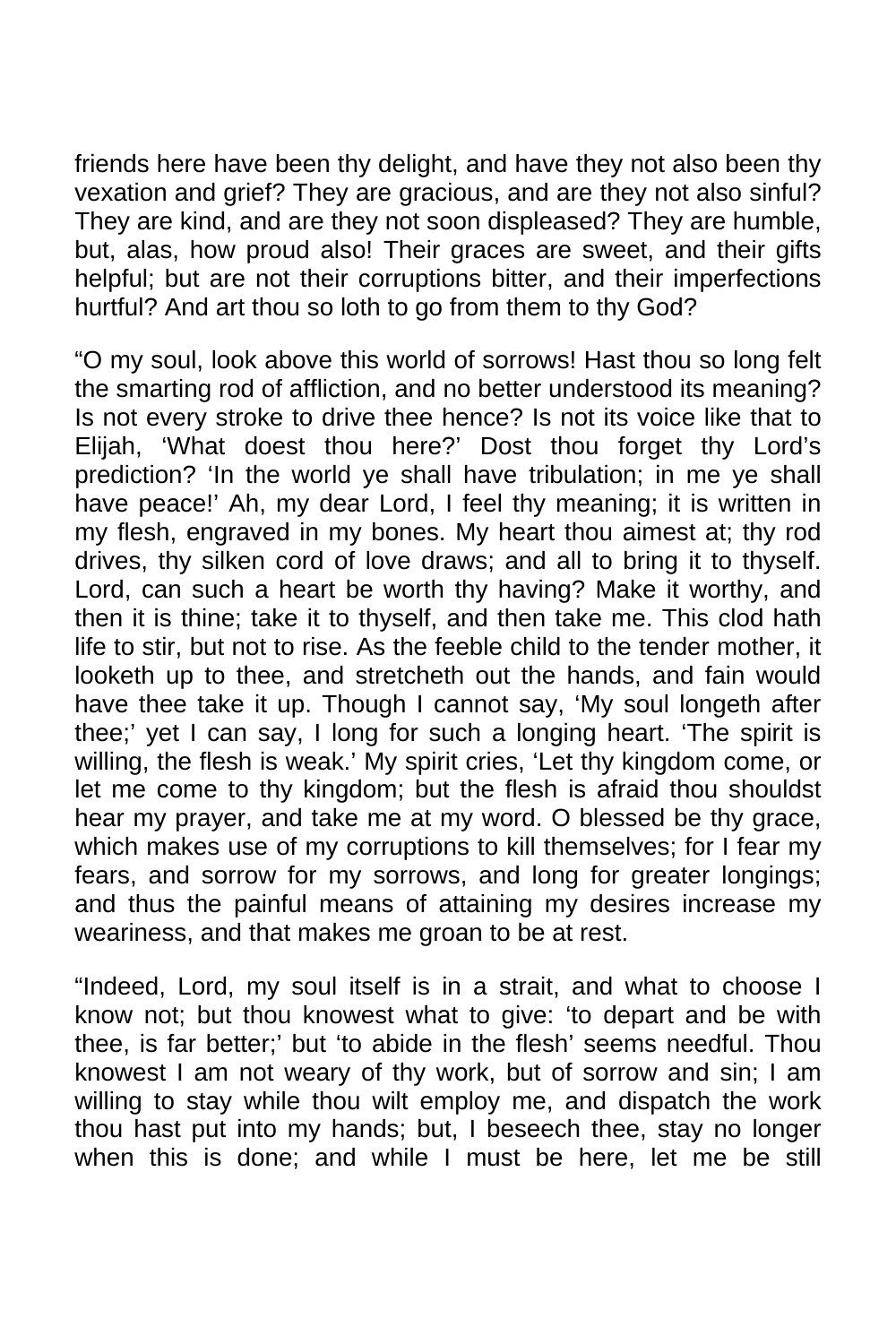friends here have been thy delight, and have they not also been thy vexation and grief? They are gracious, and are they not also sinful? They are kind, and are they not soon displeased? They are humble, but, alas, how proud also! Their graces are sweet, and their gifts helpful; but are not their corruptions bitter, and their imperfections hurtful? And art thou so loth to go from them to thy God?

“O my soul, look above this world of sorrows! Hast thou so long felt the smarting rod of affliction, and no better understood its meaning? Is not every stroke to drive thee hence? Is not its voice like that to Elijah, ‘What doest thou here?’ Dost thou forget thy Lord’s prediction? ‘In the world ye shall have tribulation; in me ye shall have peace!’ Ah, my dear Lord, I feel thy meaning; it is written in my flesh, engraved in my bones. My heart thou aimest at; thy rod drives, thy silken cord of love draws; and all to bring it to thyself. Lord, can such a heart be worth thy having? Make it worthy, and then it is thine; take it to thyself, and then take me. This clod hath life to stir, but not to rise. As the feeble child to the tender mother, it looketh up to thee, and stretcheth out the hands, and fain would have thee take it up. Though I cannot say, ‘My soul longeth after thee;’ yet I can say, I long for such a longing heart. ‘The spirit is willing, the flesh is weak.’ My spirit cries, ‘Let thy kingdom come, or let me come to thy kingdom; but the flesh is afraid thou shouldst hear my prayer, and take me at my word. O blessed be thy grace, which makes use of my corruptions to kill themselves; for I fear my fears, and sorrow for my sorrows, and long for greater longings; and thus the painful means of attaining my desires increase my weariness, and that makes me groan to be at rest.

“Indeed, Lord, my soul itself is in a strait, and what to choose I know not; but thou knowest what to give: ‘to depart and be with thee, is far better;’ but ‘to abide in the flesh’ seems needful. Thou knowest I am not weary of thy work, but of sorrow and sin; I am willing to stay while thou wilt employ me, and dispatch the work thou hast put into my hands; but, I beseech thee, stay no longer when this is done; and while I must be here, let me be still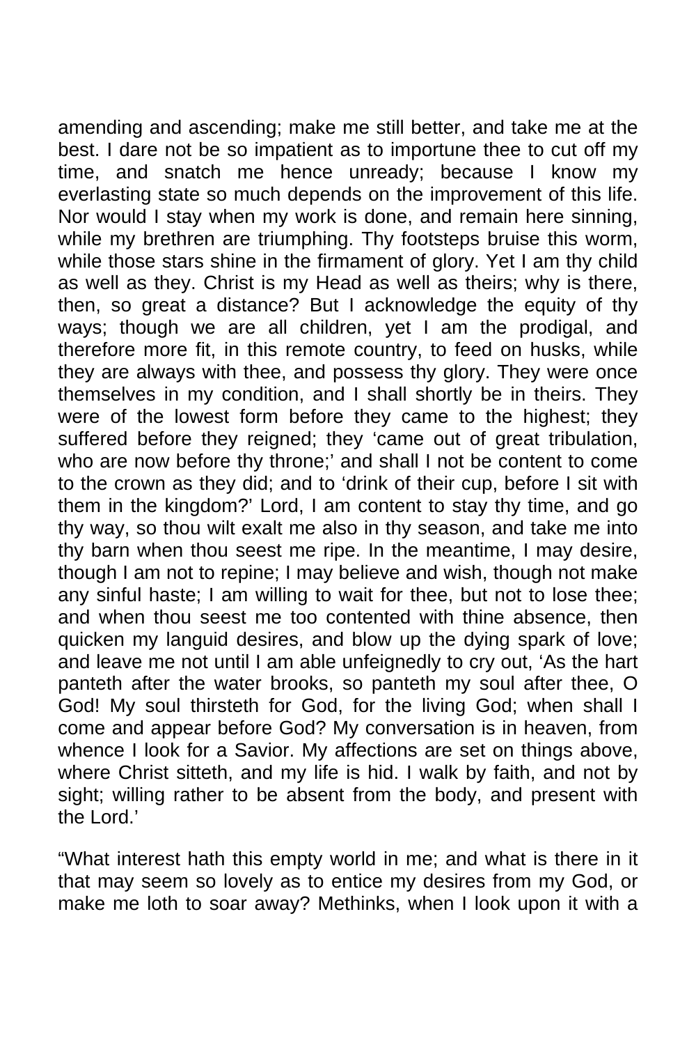amending and ascending; make me still better, and take me at the best. I dare not be so impatient as to importune thee to cut off my time, and snatch me hence unready; because I know my everlasting state so much depends on the improvement of this life. Nor would I stay when my work is done, and remain here sinning, while my brethren are triumphing. Thy footsteps bruise this worm, while those stars shine in the firmament of glory. Yet I am thy child as well as they. Christ is my Head as well as theirs; why is there, then, so great a distance? But I acknowledge the equity of thy ways; though we are all children, yet I am the prodigal, and therefore more fit, in this remote country, to feed on husks, while they are always with thee, and possess thy glory. They were once themselves in my condition, and I shall shortly be in theirs. They were of the lowest form before they came to the highest; they suffered before they reigned; they 'came out of great tribulation, who are now before thy throne;' and shall I not be content to come to the crown as they did; and to 'drink of their cup, before I sit with them in the kingdom?' Lord, I am content to stay thy time, and go thy way, so thou wilt exalt me also in thy season, and take me into thy barn when thou seest me ripe. In the meantime, I may desire, though I am not to repine; I may believe and wish, though not make any sinful haste; I am willing to wait for thee, but not to lose thee; and when thou seest me too contented with thine absence, then quicken my languid desires, and blow up the dying spark of love; and leave me not until I am able unfeignedly to cry out, 'As the hart panteth after the water brooks, so panteth my soul after thee, O God! My soul thirsteth for God, for the living God; when shall I come and appear before God? My conversation is in heaven, from whence I look for a Savior. My affections are set on things above, where Christ sitteth, and my life is hid. I walk by faith, and not by sight; willing rather to be absent from the body, and present with the Lord.'

"What interest hath this empty world in me; and what is there in it that may seem so lovely as to entice my desires from my God, or make me loth to soar away? Methinks, when I look upon it with a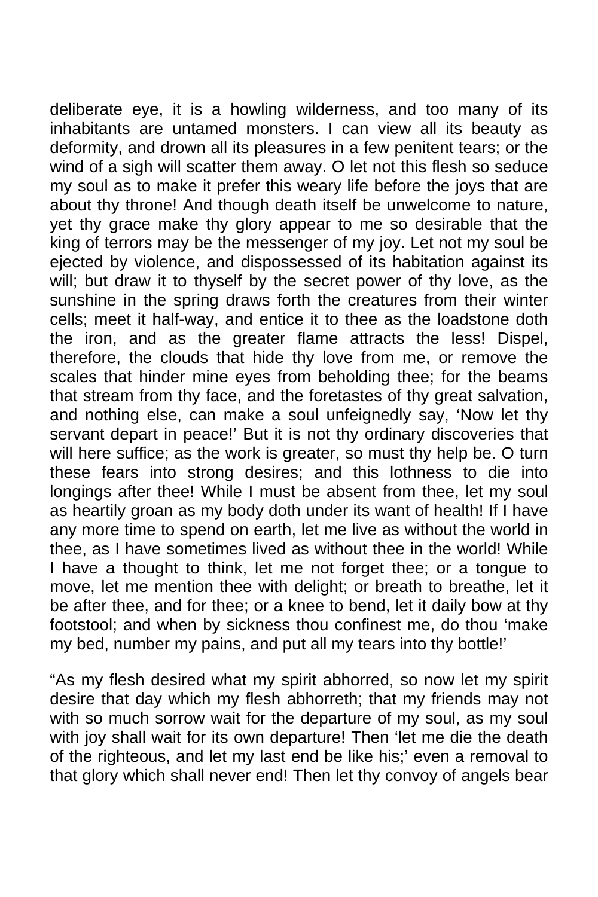deliberate eye, it is a howling wilderness, and too many of its inhabitants are untamed monsters. I can view all its beauty as deformity, and drown all its pleasures in a few penitent tears; or the wind of a sigh will scatter them away. O let not this flesh so seduce my soul as to make it prefer this weary life before the joys that are about thy throne! And though death itself be unwelcome to nature, yet thy grace make thy glory appear to me so desirable that the king of terrors may be the messenger of my joy. Let not my soul be ejected by violence, and dispossessed of its habitation against its will; but draw it to thyself by the secret power of thy love, as the sunshine in the spring draws forth the creatures from their winter cells; meet it half-way, and entice it to thee as the loadstone doth the iron, and as the greater flame attracts the less! Dispel, therefore, the clouds that hide thy love from me, or remove the scales that hinder mine eyes from beholding thee; for the beams that stream from thy face, and the foretastes of thy great salvation, and nothing else, can make a soul unfeignedly say, ‘Now let thy servant depart in peace!’ But it is not thy ordinary discoveries that will here suffice; as the work is greater, so must thy help be. O turn these fears into strong desires; and this lothness to die into longings after thee! While I must be absent from thee, let my soul as heartily groan as my body doth under its want of health! If I have any more time to spend on earth, let me live as without the world in thee, as I have sometimes lived as without thee in the world! While I have a thought to think, let me not forget thee; or a tongue to move, let me mention thee with delight; or breath to breathe, let it be after thee, and for thee; or a knee to bend, let it daily bow at thy footstool; and when by sickness thou confinest me, do thou ‘make my bed, number my pains, and put all my tears into thy bottle!’

“As my flesh desired what my spirit abhorred, so now let my spirit desire that day which my flesh abhorreth; that my friends may not with so much sorrow wait for the departure of my soul, as my soul with joy shall wait for its own departure! Then ‘let me die the death of the righteous, and let my last end be like his;’ even a removal to that glory which shall never end! Then let thy convoy of angels bear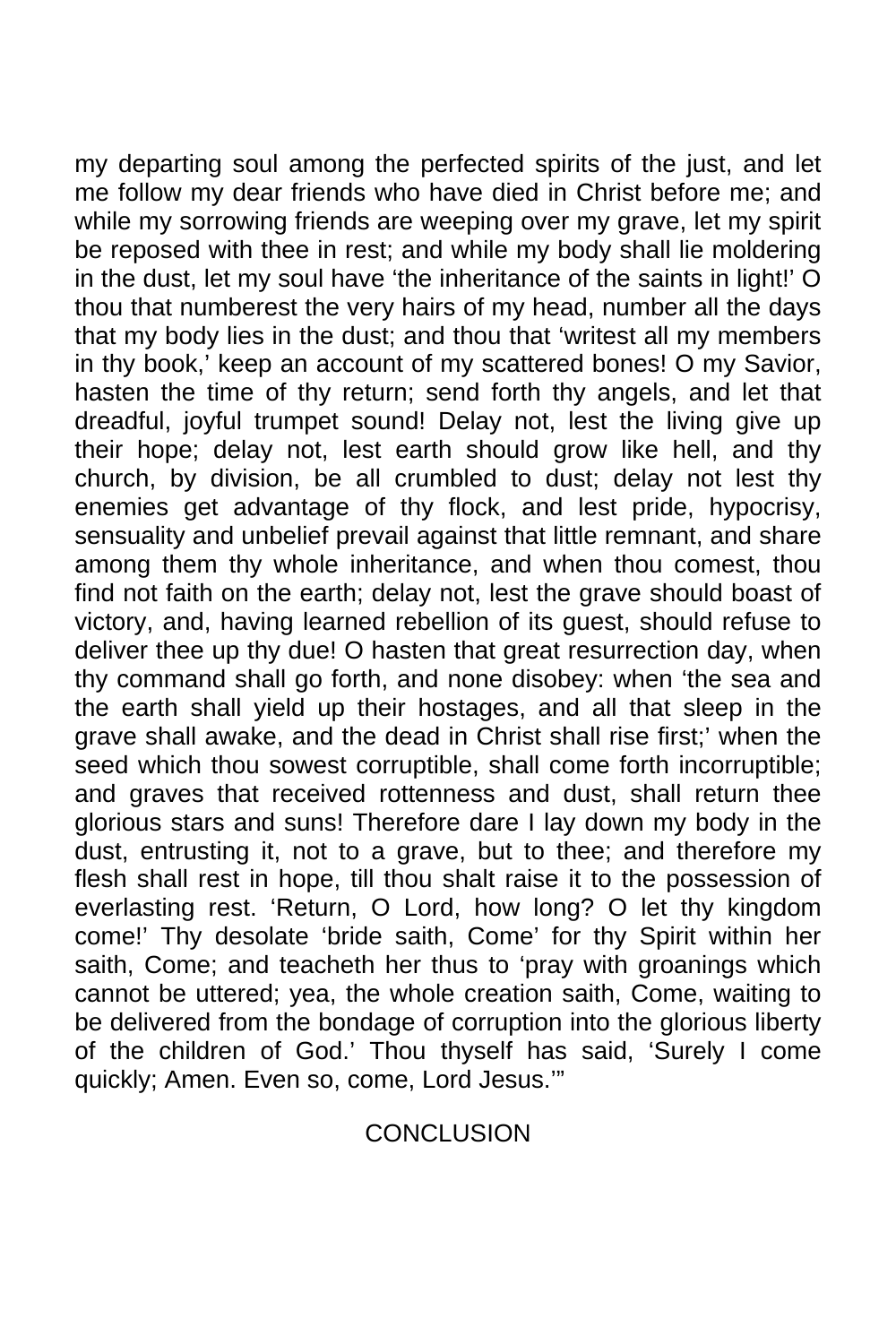my departing soul among the perfected spirits of the just, and let me follow my dear friends who have died in Christ before me; and while my sorrowing friends are weeping over my grave, let my spirit be reposed with thee in rest; and while my body shall lie moldering in the dust, let my soul have ‘the inheritance of the saints in light!’ O thou that numberest the very hairs of my head, number all the days that my body lies in the dust; and thou that ‘writest all my members in thy book,’ keep an account of my scattered bones! O my Savior, hasten the time of thy return; send forth thy angels, and let that dreadful, joyful trumpet sound! Delay not, lest the living give up their hope; delay not, lest earth should grow like hell, and thy church, by division, be all crumbled to dust; delay not lest thy enemies get advantage of thy flock, and lest pride, hypocrisy, sensuality and unbelief prevail against that little remnant, and share among them thy whole inheritance, and when thou comest, thou find not faith on the earth; delay not, lest the grave should boast of victory, and, having learned rebellion of its guest, should refuse to deliver thee up thy due! O hasten that great resurrection day, when thy command shall go forth, and none disobey: when ‘the sea and the earth shall yield up their hostages, and all that sleep in the grave shall awake, and the dead in Christ shall rise first;’ when the seed which thou sowest corruptible, shall come forth incorruptible; and graves that received rottenness and dust, shall return thee glorious stars and suns! Therefore dare I lay down my body in the dust, entrusting it, not to a grave, but to thee; and therefore my flesh shall rest in hope, till thou shalt raise it to the possession of everlasting rest. ‘Return, O Lord, how long? O let thy kingdom come!’ Thy desolate ‘bride saith, Come’ for thy Spirit within her saith, Come; and teacheth her thus to ‘pray with groanings which cannot be uttered; yea, the whole creation saith, Come, waiting to be delivered from the bondage of corruption into the glorious liberty of the children of God.’ Thou thyself has said, ‘Surely I come quickly; Amen. Even so, come, Lord Jesus.’”

## CONCLUSION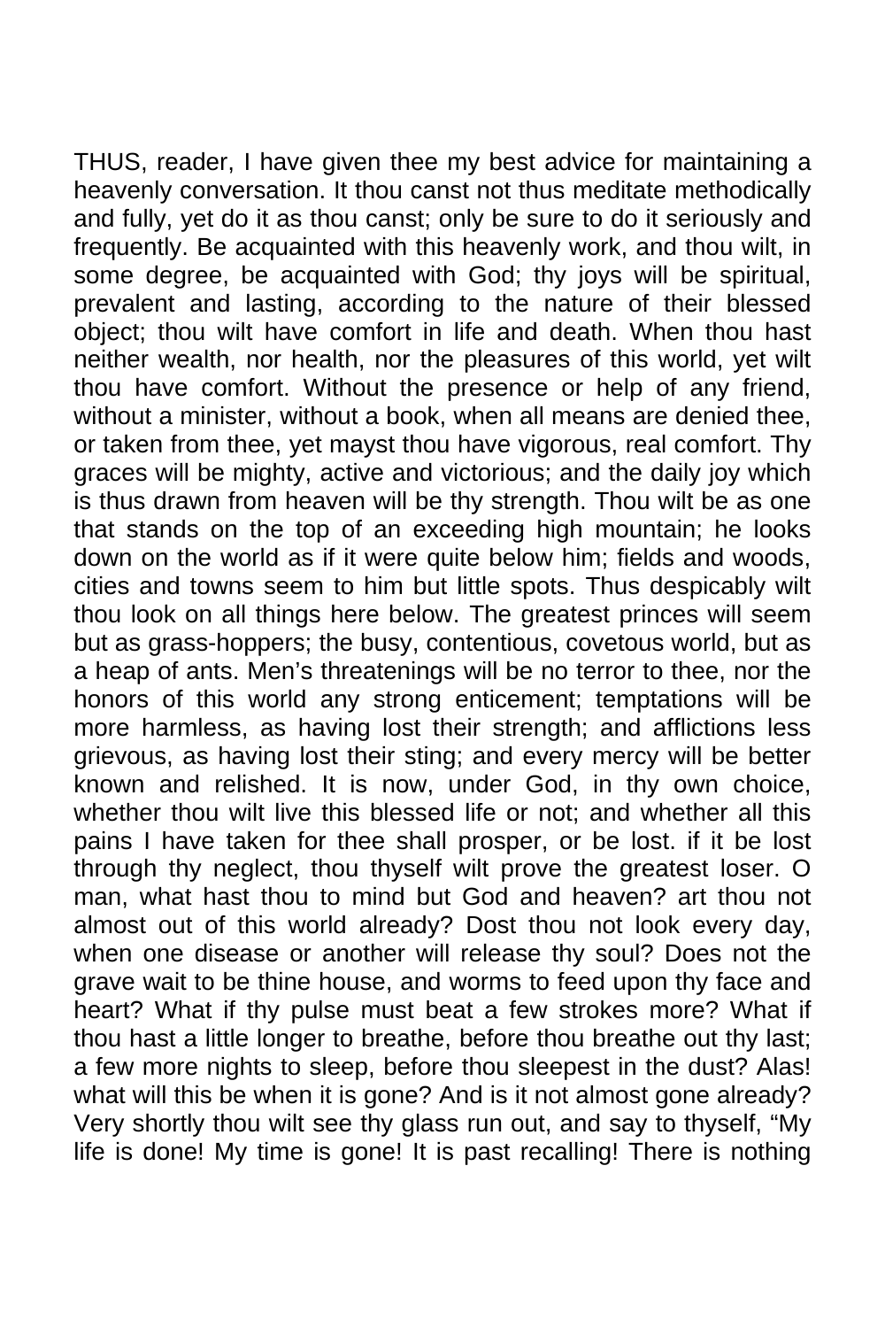THUS, reader, I have given thee my best advice for maintaining a heavenly conversation. It thou canst not thus meditate methodically and fully, yet do it as thou canst; only be sure to do it seriously and frequently. Be acquainted with this heavenly work, and thou wilt, in some degree, be acquainted with God; thy joys will be spiritual, prevalent and lasting, according to the nature of their blessed object; thou wilt have comfort in life and death. When thou hast neither wealth, nor health, nor the pleasures of this world, yet wilt thou have comfort. Without the presence or help of any friend, without a minister, without a book, when all means are denied thee, or taken from thee, yet mayst thou have vigorous, real comfort. Thy graces will be mighty, active and victorious; and the daily joy which is thus drawn from heaven will be thy strength. Thou wilt be as one that stands on the top of an exceeding high mountain; he looks down on the world as if it were quite below him; fields and woods, cities and towns seem to him but little spots. Thus despicably wilt thou look on all things here below. The greatest princes will seem but as grass-hoppers; the busy, contentious, covetous world, but as a heap of ants. Men's threatenings will be no terror to thee, nor the honors of this world any strong enticement; temptations will be more harmless, as having lost their strength; and afflictions less grievous, as having lost their sting; and every mercy will be better known and relished. It is now, under God, in thy own choice, whether thou wilt live this blessed life or not; and whether all this pains I have taken for thee shall prosper, or be lost. if it be lost through thy neglect, thou thyself wilt prove the greatest loser. O man, what hast thou to mind but God and heaven? art thou not almost out of this world already? Dost thou not look every day, when one disease or another will release thy soul? Does not the grave wait to be thine house, and worms to feed upon thy face and heart? What if thy pulse must beat a few strokes more? What if thou hast a little longer to breathe, before thou breathe out thy last; a few more nights to sleep, before thou sleepest in the dust? Alas! what will this be when it is gone? And is it not almost gone already? Very shortly thou wilt see thy glass run out, and say to thyself, "My life is done! My time is gone! It is past recalling! There is nothing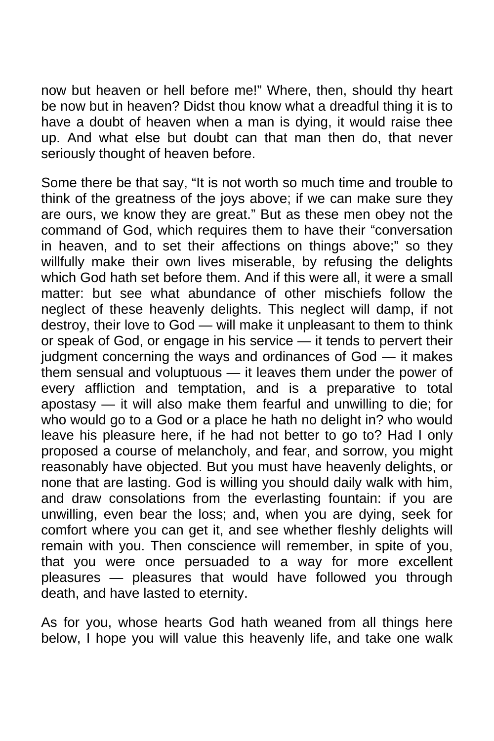now but heaven or hell before me!" Where, then, should thy heart be now but in heaven? Didst thou know what a dreadful thing it is to have a doubt of heaven when a man is dying, it would raise thee up. And what else but doubt can that man then do, that never seriously thought of heaven before.

Some there be that say, "It is not worth so much time and trouble to think of the greatness of the joys above; if we can make sure they are ours, we know they are great." But as these men obey not the command of God, which requires them to have their "conversation in heaven, and to set their affections on things above;" so they willfully make their own lives miserable, by refusing the delights which God hath set before them. And if this were all, it were a small matter: but see what abundance of other mischiefs follow the neglect of these heavenly delights. This neglect will damp, if not destroy, their love to God — will make it unpleasant to them to think or speak of God, or engage in his service — it tends to pervert their judgment concerning the ways and ordinances of God — it makes them sensual and voluptuous — it leaves them under the power of every affliction and temptation, and is a preparative to total apostasy — it will also make them fearful and unwilling to die; for who would go to a God or a place he hath no delight in? who would leave his pleasure here, if he had not better to go to? Had I only proposed a course of melancholy, and fear, and sorrow, you might reasonably have objected. But you must have heavenly delights, or none that are lasting. God is willing you should daily walk with him, and draw consolations from the everlasting fountain: if you are unwilling, even bear the loss; and, when you are dying, seek for comfort where you can get it, and see whether fleshly delights will remain with you. Then conscience will remember, in spite of you, that you were once persuaded to a way for more excellent pleasures — pleasures that would have followed you through death, and have lasted to eternity.

As for you, whose hearts God hath weaned from all things here below, I hope you will value this heavenly life, and take one walk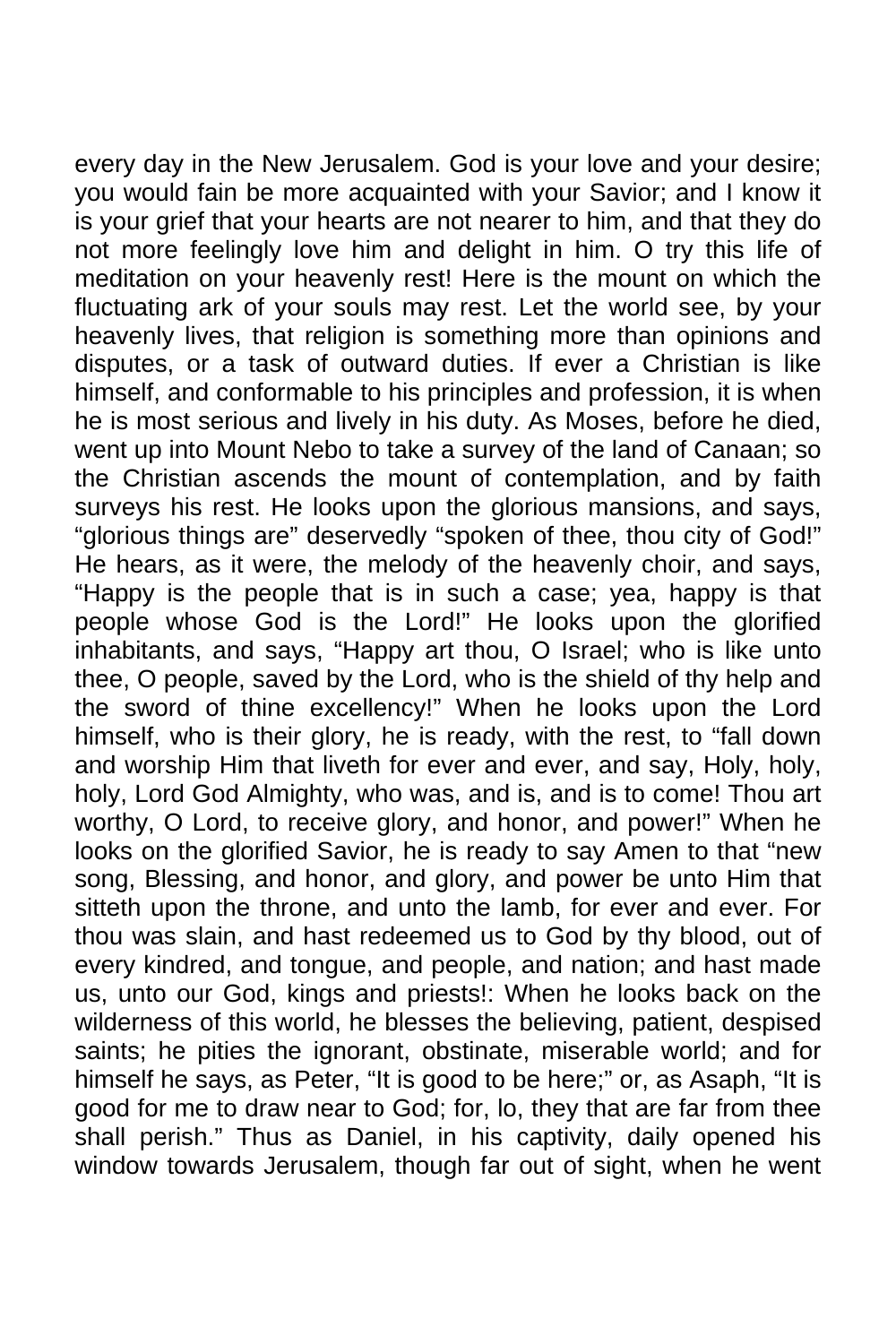every day in the New Jerusalem. God is your love and your desire; you would fain be more acquainted with your Savior; and I know it is your grief that your hearts are not nearer to him, and that they do not more feelingly love him and delight in him. O try this life of meditation on your heavenly rest! Here is the mount on which the fluctuating ark of your souls may rest. Let the world see, by your heavenly lives, that religion is something more than opinions and disputes, or a task of outward duties. If ever a Christian is like himself, and conformable to his principles and profession, it is when he is most serious and lively in his duty. As Moses, before he died, went up into Mount Nebo to take a survey of the land of Canaan; so the Christian ascends the mount of contemplation, and by faith surveys his rest. He looks upon the glorious mansions, and says, "glorious things are" deservedly "spoken of thee, thou city of God!" He hears, as it were, the melody of the heavenly choir, and says, "Happy is the people that is in such a case; yea, happy is that people whose God is the Lord!" He looks upon the glorified inhabitants, and says, "Happy art thou, O Israel; who is like unto thee, O people, saved by the Lord, who is the shield of thy help and the sword of thine excellency!" When he looks upon the Lord himself, who is their glory, he is ready, with the rest, to "fall down and worship Him that liveth for ever and ever, and say, Holy, holy, holy, Lord God Almighty, who was, and is, and is to come! Thou art worthy, O Lord, to receive glory, and honor, and power!" When he looks on the glorified Savior, he is ready to say Amen to that "new song, Blessing, and honor, and glory, and power be unto Him that sitteth upon the throne, and unto the lamb, for ever and ever. For thou was slain, and hast redeemed us to God by thy blood, out of every kindred, and tongue, and people, and nation; and hast made us, unto our God, kings and priests!: When he looks back on the wilderness of this world, he blesses the believing, patient, despised saints; he pities the ignorant, obstinate, miserable world; and for himself he says, as Peter, "It is good to be here;" or, as Asaph, "It is good for me to draw near to God; for, lo, they that are far from thee shall perish." Thus as Daniel, in his captivity, daily opened his window towards Jerusalem, though far out of sight, when he went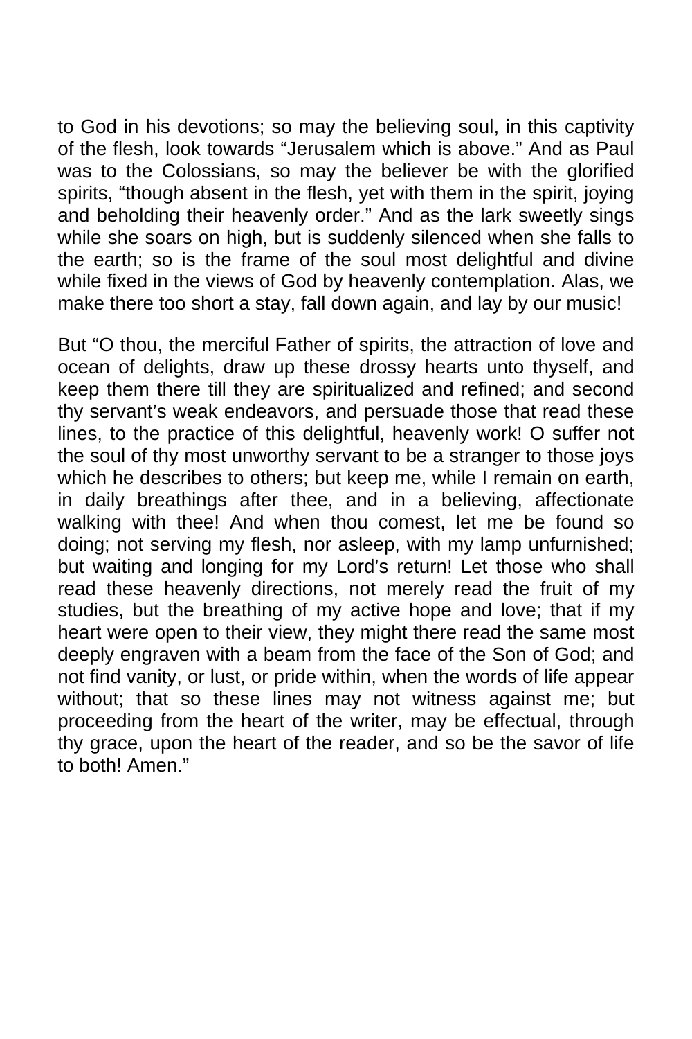to God in his devotions; so may the believing soul, in this captivity of the flesh, look towards “Jerusalem which is above.” And as Paul was to the Colossians, so may the believer be with the glorified spirits, “though absent in the flesh, yet with them in the spirit, joying and beholding their heavenly order.” And as the lark sweetly sings while she soars on high, but is suddenly silenced when she falls to the earth; so is the frame of the soul most delightful and divine while fixed in the views of God by heavenly contemplation. Alas, we make there too short a stay, fall down again, and lay by our music!

But “O thou, the merciful Father of spirits, the attraction of love and ocean of delights, draw up these drossy hearts unto thyself, and keep them there till they are spiritualized and refined; and second thy servant’s weak endeavors, and persuade those that read these lines, to the practice of this delightful, heavenly work! O suffer not the soul of thy most unworthy servant to be a stranger to those joys which he describes to others; but keep me, while I remain on earth, in daily breathings after thee, and in a believing, affectionate walking with thee! And when thou comest, let me be found so doing; not serving my flesh, nor asleep, with my lamp unfurnished; but waiting and longing for my Lord’s return! Let those who shall read these heavenly directions, not merely read the fruit of my studies, but the breathing of my active hope and love; that if my heart were open to their view, they might there read the same most deeply engraven with a beam from the face of the Son of God; and not find vanity, or lust, or pride within, when the words of life appear without; that so these lines may not witness against me; but proceeding from the heart of the writer, may be effectual, through thy grace, upon the heart of the reader, and so be the savor of life to both! Amen.”